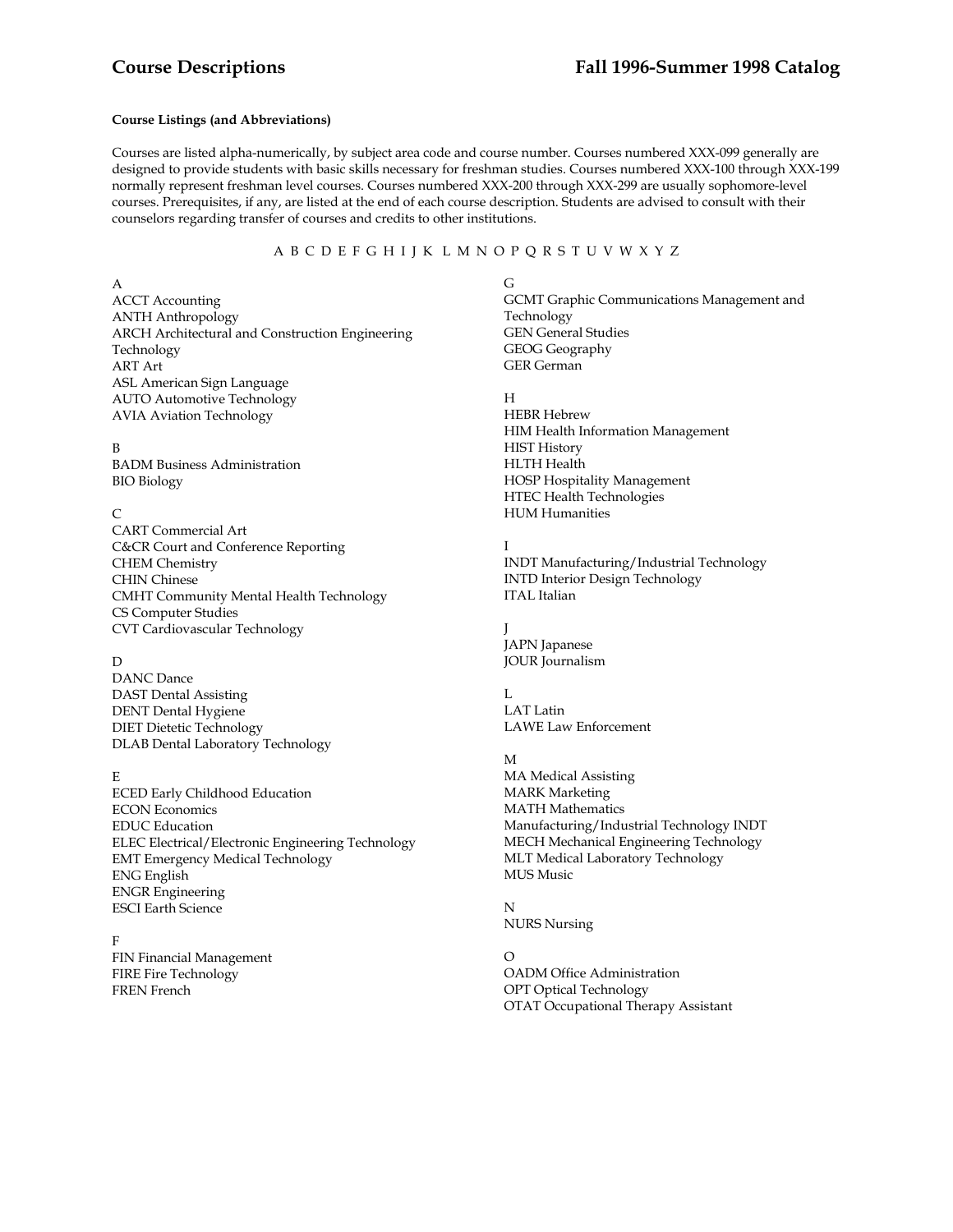# Course Descriptions

**Course Listings (and Abbreviations)**

Courses are listed alpha-numerically, by subject area code and course number. Courses numbered XXX-099 generally are designed to provide students with basic skills necessary for freshman studies. Courses numbered XXX-100 through XXX-199 normally represent freshman level courses. Courses numbered XXX-200 through XXX-299 are usually sophomore-level courses. Prerequisites, if any, are listed at the end of each course description. Students are advised to consult with their counselors regarding transfer of courses and credits to other institutions.

A B C D E F G H I J K L M N O P Q R S T U V W X Y Z

A
ACCT Accounting
ANTH Anthropology
ARCH Architectural and Construction Engineering Technology
ART Art
ASL American Sign Language
AUTO Automotive Technology
AVIA Aviation Technology

B
BADM Business Administration
BIO Biology

C
CART Commercial Art
C&CR Court and Conference Reporting
CHEM Chemistry
CHIN Chinese
CMHT Community Mental Health Technology
CS Computer Studies
CVT Cardiovascular Technology

D
DANC Dance
DAST Dental Assisting
DENT Dental Hygiene
DIET Dietetic Technology
DLAB Dental Laboratory Technology

E
ECED Early Childhood Education
ECON Economics
EDUC Education
ELEC Electrical/Electronic Engineering Technology
EMT Emergency Medical Technology
ENG English
ENGR Engineering
ESCI Earth Science

F
FIN Financial Management
FIRE Fire Technology
FREN French

G
GCMT Graphic Communications Management and Technology
GEN General Studies
GEOG Geography
GER German

H
HEBR Hebrew
HIM Health Information Management
HIST History
HLTH Health
HOSP Hospitality Management
HTEC Health Technologies
HUM Humanities

I
INDT Manufacturing/Industrial Technology
INTD Interior Design Technology
ITAL Italian

J
JAPN Japanese
JOUR Journalism

L
LAT Latin
LAWE Law Enforcement

M
MA Medical Assisting
MARK Marketing
MATH Mathematics
Manufacturing/Industrial Technology INDT
MECH Mechanical Engineering Technology
MLT Medical Laboratory Technology
MUS Music

N
NURS Nursing

O
OADM Office Administration
OPT Optical Technology
OTAT Occupational Therapy Assistant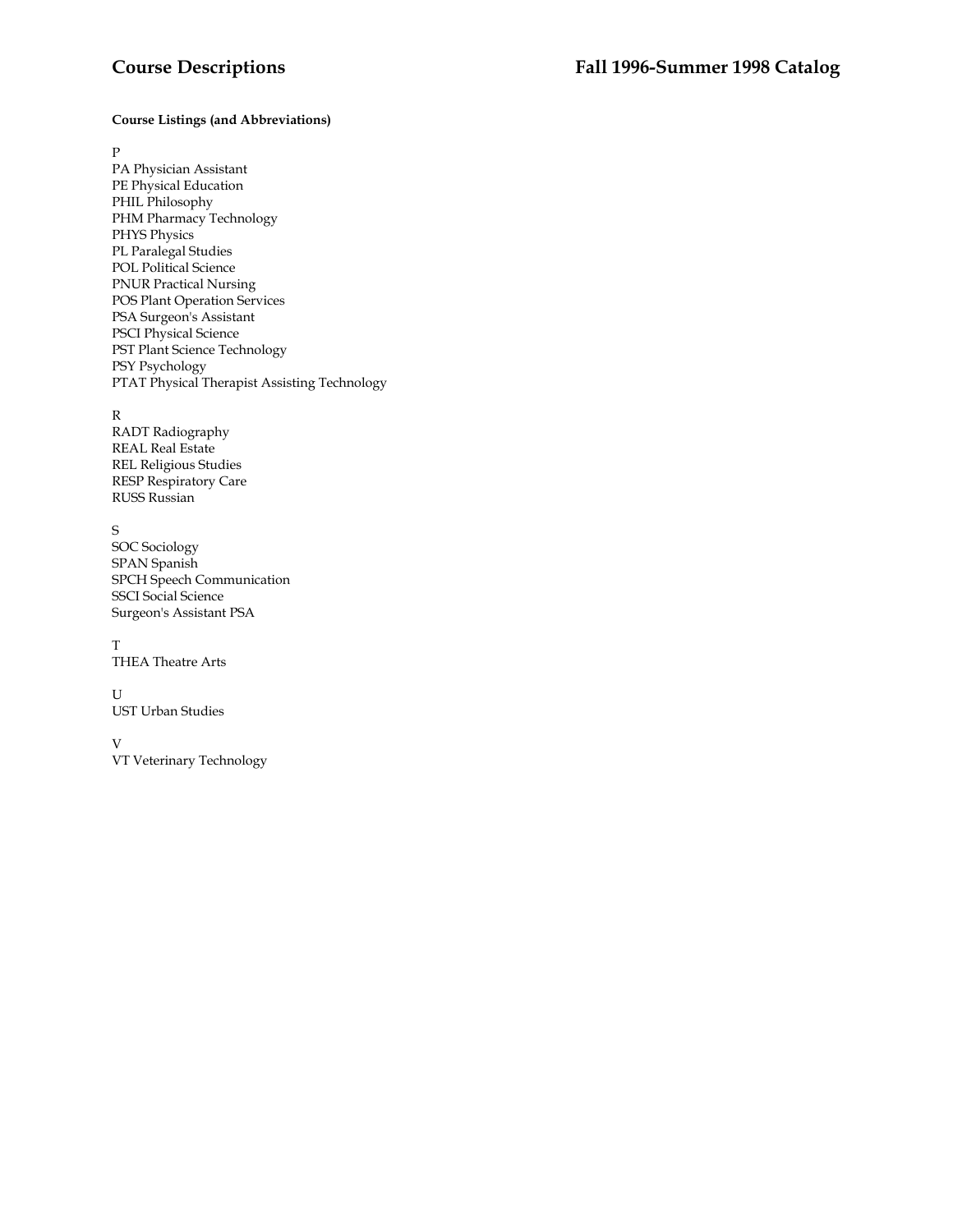**Course Listings (and Abbreviations)**

P

PA Physician Assistant
PE Physical Education
PHIL Philosophy
PHM Pharmacy Technology
PHYS Physics
PL Paralegal Studies
POL Political Science
PNUR Practical Nursing
POS Plant Operation Services
PSA Surgeon's Assistant
PSCI Physical Science
PST Plant Science Technology
PSY Psychology
PTAT Physical Therapist Assisting Technology

R

RADT Radiography
REAL Real Estate
REL Religious Studies
RESP Respiratory Care
RUSS Russian

S

SOC Sociology
SPAN Spanish
SPCH Speech Communication
SSCI Social Science
Surgeon's Assistant PSA

T

THEA Theatre Arts

U

UST Urban Studies

V

VT Veterinary Technology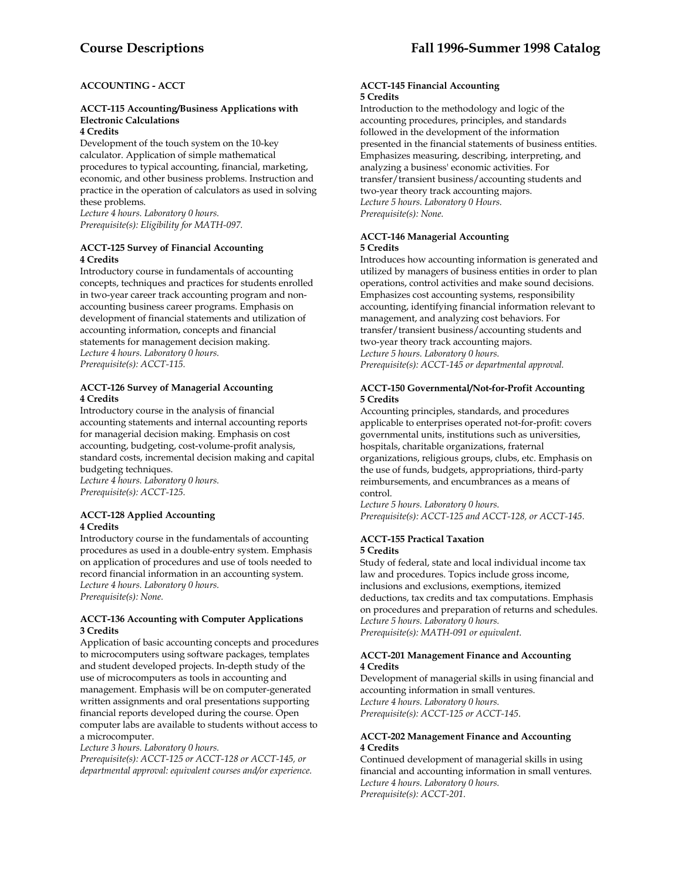## ACCOUNTING - ACCT

### ACCT-115 Accounting/Business Applications with Electronic Calculations
**4 Credits**

Development of the touch system on the 10-key calculator. Application of simple mathematical procedures to typical accounting, financial, marketing, economic, and other business problems. Instruction and practice in the operation of calculators as used in solving these problems.
*Lecture 4 hours. Laboratory 0 hours.*
*Prerequisite(s): Eligibility for MATH-097.*

### ACCT-125 Survey of Financial Accounting
**4 Credits**

Introductory course in fundamentals of accounting concepts, techniques and practices for students enrolled in two-year career track accounting program and non-accounting business career programs. Emphasis on development of financial statements and utilization of accounting information, concepts and financial statements for management decision making.
*Lecture 4 hours. Laboratory 0 hours.*
*Prerequisite(s): ACCT-115.*

### ACCT-126 Survey of Managerial Accounting
**4 Credits**

Introductory course in the analysis of financial accounting statements and internal accounting reports for managerial decision making. Emphasis on cost accounting, budgeting, cost-volume-profit analysis, standard costs, incremental decision making and capital budgeting techniques.
*Lecture 4 hours. Laboratory 0 hours.*
*Prerequisite(s): ACCT-125.*

### ACCT-128 Applied Accounting
**4 Credits**

Introductory course in the fundamentals of accounting procedures as used in a double-entry system. Emphasis on application of procedures and use of tools needed to record financial information in an accounting system.
*Lecture 4 hours. Laboratory 0 hours.*
*Prerequisite(s): None.*

### ACCT-136 Accounting with Computer Applications
**3 Credits**

Application of basic accounting concepts and procedures to microcomputers using software packages, templates and student developed projects. In-depth study of the use of microcomputers as tools in accounting and management. Emphasis will be on computer-generated written assignments and oral presentations supporting financial reports developed during the course. Open computer labs are available to students without access to a microcomputer.
*Lecture 3 hours. Laboratory 0 hours.*
*Prerequisite(s): ACCT-125 or ACCT-128 or ACCT-145, or departmental approval: equivalent courses and/or experience.*

### ACCT-145 Financial Accounting
**5 Credits**

Introduction to the methodology and logic of the accounting procedures, principles, and standards followed in the development of the information presented in the financial statements of business entities. Emphasizes measuring, describing, interpreting, and analyzing a business' economic activities. For transfer/transient business/accounting students and two-year theory track accounting majors.
*Lecture 5 hours. Laboratory 0 Hours.*
*Prerequisite(s): None.*

### ACCT-146 Managerial Accounting
**5 Credits**

Introduces how accounting information is generated and utilized by managers of business entities in order to plan operations, control activities and make sound decisions. Emphasizes cost accounting systems, responsibility accounting, identifying financial information relevant to management, and analyzing cost behaviors. For transfer/transient business/accounting students and two-year theory track accounting majors.
*Lecture 5 hours. Laboratory 0 hours.*
*Prerequisite(s): ACCT-145 or departmental approval.*

### ACCT-150 Governmental/Not-for-Profit Accounting
**5 Credits**

Accounting principles, standards, and procedures applicable to enterprises operated not-for-profit: covers governmental units, institutions such as universities, hospitals, charitable organizations, fraternal organizations, religious groups, clubs, etc. Emphasis on the use of funds, budgets, appropriations, third-party reimbursements, and encumbrances as a means of control.
*Lecture 5 hours. Laboratory 0 hours.*
*Prerequisite(s): ACCT-125 and ACCT-128, or ACCT-145.*

### ACCT-155 Practical Taxation
**5 Credits**

Study of federal, state and local individual income tax law and procedures. Topics include gross income, inclusions and exclusions, exemptions, itemized deductions, tax credits and tax computations. Emphasis on procedures and preparation of returns and schedules.
*Lecture 5 hours. Laboratory 0 hours.*
*Prerequisite(s): MATH-091 or equivalent.*

### ACCT-201 Management Finance and Accounting
**4 Credits**

Development of managerial skills in using financial and accounting information in small ventures.
*Lecture 4 hours. Laboratory 0 hours.*
*Prerequisite(s): ACCT-125 or ACCT-145.*

### ACCT-202 Management Finance and Accounting
**4 Credits**

Continued development of managerial skills in using financial and accounting information in small ventures.
*Lecture 4 hours. Laboratory 0 hours.*
*Prerequisite(s): ACCT-201.*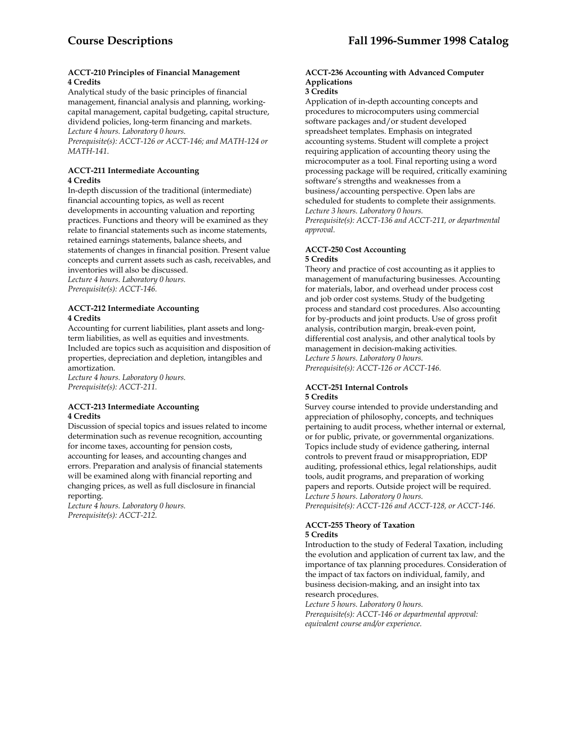#### ACCT-210 Principles of Financial Management
**4 Credits**

Analytical study of the basic principles of financial management, financial analysis and planning, working-capital management, capital budgeting, capital structure, dividend policies, long-term financing and markets.
*Lecture 4 hours. Laboratory 0 hours.*
*Prerequisite(s): ACCT-126 or ACCT-146; and MATH-124 or MATH-141.*

#### ACCT-211 Intermediate Accounting
**4 Credits**

In-depth discussion of the traditional (intermediate) financial accounting topics, as well as recent developments in accounting valuation and reporting practices. Functions and theory will be examined as they relate to financial statements such as income statements, retained earnings statements, balance sheets, and statements of changes in financial position. Present value concepts and current assets such as cash, receivables, and inventories will also be discussed.
*Lecture 4 hours. Laboratory 0 hours.*
*Prerequisite(s): ACCT-146.*

#### ACCT-212 Intermediate Accounting
**4 Credits**

Accounting for current liabilities, plant assets and long-term liabilities, as well as equities and investments. Included are topics such as acquisition and disposition of properties, depreciation and depletion, intangibles and amortization.
*Lecture 4 hours. Laboratory 0 hours.*
*Prerequisite(s): ACCT-211.*

#### ACCT-213 Intermediate Accounting
**4 Credits**

Discussion of special topics and issues related to income determination such as revenue recognition, accounting for income taxes, accounting for pension costs, accounting for leases, and accounting changes and errors. Preparation and analysis of financial statements will be examined along with financial reporting and changing prices, as well as full disclosure in financial reporting.
*Lecture 4 hours. Laboratory 0 hours.*
*Prerequisite(s): ACCT-212.*

#### ACCT-236 Accounting with Advanced Computer Applications
**3 Credits**

Application of in-depth accounting concepts and procedures to microcomputers using commercial software packages and/or student developed spreadsheet templates. Emphasis on integrated accounting systems. Student will complete a project requiring application of accounting theory using the microcomputer as a tool. Final reporting using a word processing package will be required, critically examining software's strengths and weaknesses from a business/accounting perspective. Open labs are scheduled for students to complete their assignments.
*Lecture 3 hours. Laboratory 0 hours.*
*Prerequisite(s): ACCT-136 and ACCT-211, or departmental approval.*

#### ACCT-250 Cost Accounting
**5 Credits**

Theory and practice of cost accounting as it applies to management of manufacturing businesses. Accounting for materials, labor, and overhead under process cost and job order cost systems. Study of the budgeting process and standard cost procedures. Also accounting for by-products and joint products. Use of gross profit analysis, contribution margin, break-even point, differential cost analysis, and other analytical tools by management in decision-making activities.
*Lecture 5 hours. Laboratory 0 hours.*
*Prerequisite(s): ACCT-126 or ACCT-146.*

#### ACCT-251 Internal Controls
**5 Credits**

Survey course intended to provide understanding and appreciation of philosophy, concepts, and techniques pertaining to audit process, whether internal or external, or for public, private, or governmental organizations. Topics include study of evidence gathering, internal controls to prevent fraud or misappropriation, EDP auditing, professional ethics, legal relationships, audit tools, audit programs, and preparation of working papers and reports. Outside project will be required.
*Lecture 5 hours. Laboratory 0 hours.*
*Prerequisite(s): ACCT-126 and ACCT-128, or ACCT-146.*

#### ACCT-255 Theory of Taxation
**5 Credits**

Introduction to the study of Federal Taxation, including the evolution and application of current tax law, and the importance of tax planning procedures. Consideration of the impact of tax factors on individual, family, and business decision-making, and an insight into tax research procedures.
*Lecture 5 hours. Laboratory 0 hours.*
*Prerequisite(s): ACCT-146 or departmental approval: equivalent course and/or experience.*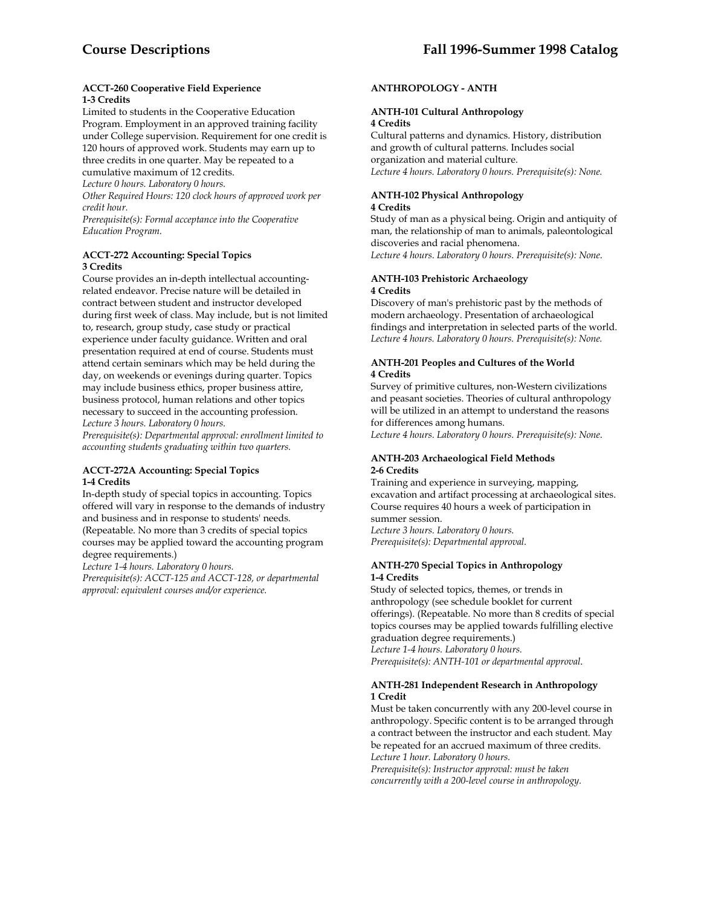#### ACCT-260 Cooperative Field Experience
**1-3 Credits**

Limited to students in the Cooperative Education Program. Employment in an approved training facility under College supervision. Requirement for one credit is 120 hours of approved work. Students may earn up to three credits in one quarter. May be repeated to a cumulative maximum of 12 credits.
*Lecture 0 hours. Laboratory 0 hours.*
*Other Required Hours: 120 clock hours of approved work per credit hour.*
*Prerequisite(s): Formal acceptance into the Cooperative Education Program.*

#### ACCT-272 Accounting: Special Topics
**3 Credits**

Course provides an in-depth intellectual accounting-related endeavor. Precise nature will be detailed in contract between student and instructor developed during first week of class. May include, but is not limited to, research, group study, case study or practical experience under faculty guidance. Written and oral presentation required at end of course. Students must attend certain seminars which may be held during the day, on weekends or evenings during quarter. Topics may include business ethics, proper business attire, business protocol, human relations and other topics necessary to succeed in the accounting profession.
*Lecture 3 hours. Laboratory 0 hours.*
*Prerequisite(s): Departmental approval: enrollment limited to accounting students graduating within two quarters.*

#### ACCT-272A Accounting: Special Topics
**1-4 Credits**

In-depth study of special topics in accounting. Topics offered will vary in response to the demands of industry and business and in response to students' needs. (Repeatable. No more than 3 credits of special topics courses may be applied toward the accounting program degree requirements.)
*Lecture 1-4 hours. Laboratory 0 hours.*
*Prerequisite(s): ACCT-125 and ACCT-128, or departmental approval: equivalent courses and/or experience.*

### ANTHROPOLOGY - ANTH

#### ANTH-101 Cultural Anthropology
**4 Credits**

Cultural patterns and dynamics. History, distribution and growth of cultural patterns. Includes social organization and material culture.
*Lecture 4 hours. Laboratory 0 hours. Prerequisite(s): None.*

#### ANTH-102 Physical Anthropology
**4 Credits**

Study of man as a physical being. Origin and antiquity of man, the relationship of man to animals, paleontological discoveries and racial phenomena.
*Lecture 4 hours. Laboratory 0 hours. Prerequisite(s): None.*

#### ANTH-103 Prehistoric Archaeology
**4 Credits**

Discovery of man's prehistoric past by the methods of modern archaeology. Presentation of archaeological findings and interpretation in selected parts of the world.
*Lecture 4 hours. Laboratory 0 hours. Prerequisite(s): None.*

#### ANTH-201 Peoples and Cultures of the World
**4 Credits**

Survey of primitive cultures, non-Western civilizations and peasant societies. Theories of cultural anthropology will be utilized in an attempt to understand the reasons for differences among humans.
*Lecture 4 hours. Laboratory 0 hours. Prerequisite(s): None.*

#### ANTH-203 Archaeological Field Methods
**2-6 Credits**

Training and experience in surveying, mapping, excavation and artifact processing at archaeological sites. Course requires 40 hours a week of participation in summer session.
*Lecture 3 hours. Laboratory 0 hours.*
*Prerequisite(s): Departmental approval.*

#### ANTH-270 Special Topics in Anthropology
**1-4 Credits**

Study of selected topics, themes, or trends in anthropology (see schedule booklet for current offerings). (Repeatable. No more than 8 credits of special topics courses may be applied towards fulfilling elective graduation degree requirements.)
*Lecture 1-4 hours. Laboratory 0 hours.*
*Prerequisite(s): ANTH-101 or departmental approval.*

#### ANTH-281 Independent Research in Anthropology
**1 Credit**

Must be taken concurrently with any 200-level course in anthropology. Specific content is to be arranged through a contract between the instructor and each student. May be repeated for an accrued maximum of three credits.
*Lecture 1 hour. Laboratory 0 hours.*
*Prerequisite(s): Instructor approval: must be taken concurrently with a 200-level course in anthropology.*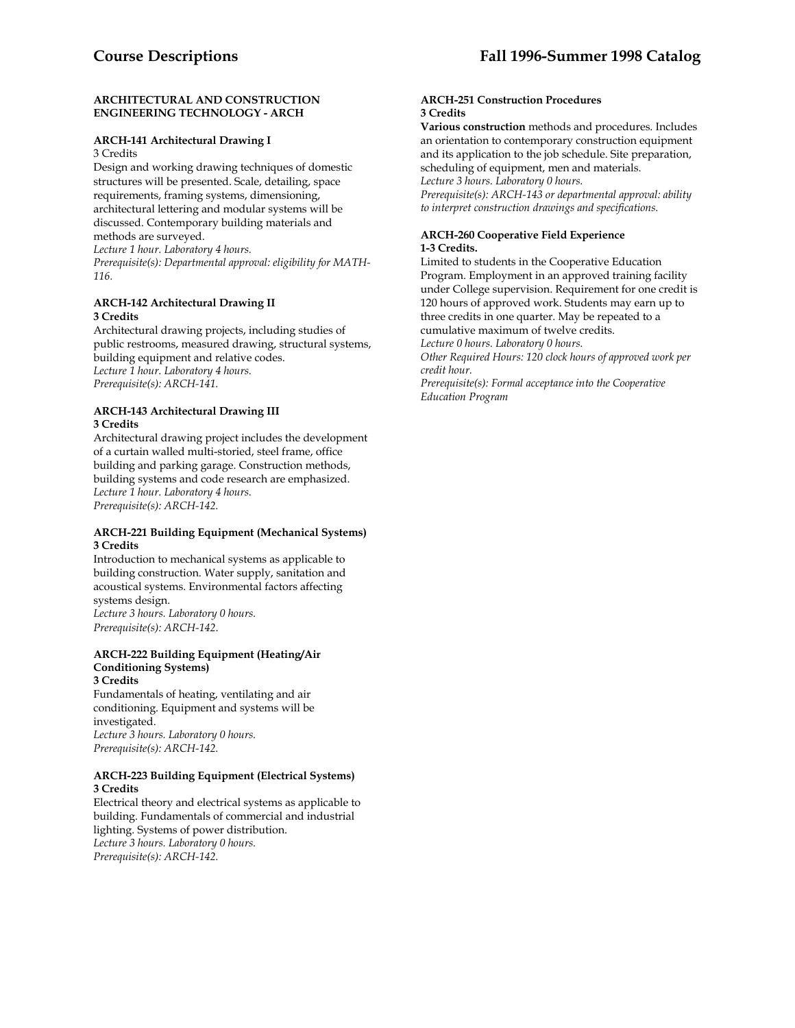### ARCHITECTURAL AND CONSTRUCTION ENGINEERING TECHNOLOGY - ARCH

**ARCH-141 Architectural Drawing I**
3 Credits
Design and working drawing techniques of domestic structures will be presented. Scale, detailing, space requirements, framing systems, dimensioning, architectural lettering and modular systems will be discussed. Contemporary building materials and methods are surveyed.
*Lecture 1 hour. Laboratory 4 hours.*
*Prerequisite(s): Departmental approval: eligibility for MATH-116.*

**ARCH-142 Architectural Drawing II**
**3 Credits**
Architectural drawing projects, including studies of public restrooms, measured drawing, structural systems, building equipment and relative codes.
*Lecture 1 hour. Laboratory 4 hours.*
*Prerequisite(s): ARCH-141.*

**ARCH-143 Architectural Drawing III**
**3 Credits**
Architectural drawing project includes the development of a curtain walled multi-storied, steel frame, office building and parking garage. Construction methods, building systems and code research are emphasized.
*Lecture 1 hour. Laboratory 4 hours.*
*Prerequisite(s): ARCH-142.*

**ARCH-221 Building Equipment (Mechanical Systems)**
**3 Credits**
Introduction to mechanical systems as applicable to building construction. Water supply, sanitation and acoustical systems. Environmental factors affecting systems design.
*Lecture 3 hours. Laboratory 0 hours.*
*Prerequisite(s): ARCH-142.*

**ARCH-222 Building Equipment (Heating/Air Conditioning Systems)**
**3 Credits**
Fundamentals of heating, ventilating and air conditioning. Equipment and systems will be investigated.
*Lecture 3 hours. Laboratory 0 hours.*
*Prerequisite(s): ARCH-142.*

**ARCH-223 Building Equipment (Electrical Systems)**
**3 Credits**
Electrical theory and electrical systems as applicable to building. Fundamentals of commercial and industrial lighting. Systems of power distribution.
*Lecture 3 hours. Laboratory 0 hours.*
*Prerequisite(s): ARCH-142.*

**ARCH-251 Construction Procedures**
**3 Credits**
**Various construction** methods and procedures. Includes an orientation to contemporary construction equipment and its application to the job schedule. Site preparation, scheduling of equipment, men and materials.
*Lecture 3 hours. Laboratory 0 hours.*
*Prerequisite(s): ARCH-143 or departmental approval: ability to interpret construction drawings and specifications.*

**ARCH-260 Cooperative Field Experience**
**1-3 Credits.**
Limited to students in the Cooperative Education Program. Employment in an approved training facility under College supervision. Requirement for one credit is 120 hours of approved work. Students may earn up to three credits in one quarter. May be repeated to a cumulative maximum of twelve credits.
*Lecture 0 hours. Laboratory 0 hours.*
*Other Required Hours: 120 clock hours of approved work per credit hour.*
*Prerequisite(s): Formal acceptance into the Cooperative Education Program*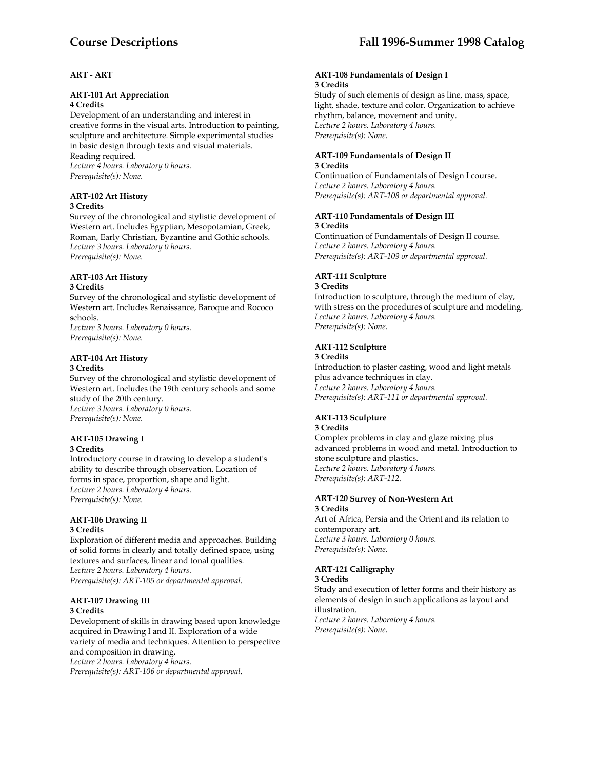## ART - ART

### ART-101 Art Appreciation
**4 Credits**

Development of an understanding and interest in creative forms in the visual arts. Introduction to painting, sculpture and architecture. Simple experimental studies in basic design through texts and visual materials. Reading required.
*Lecture 4 hours. Laboratory 0 hours.*
*Prerequisite(s): None.*

### ART-102 Art History
**3 Credits**

Survey of the chronological and stylistic development of Western art. Includes Egyptian, Mesopotamian, Greek, Roman, Early Christian, Byzantine and Gothic schools.
*Lecture 3 hours. Laboratory 0 hours.*
*Prerequisite(s): None.*

### ART-103 Art History
**3 Credits**

Survey of the chronological and stylistic development of Western art. Includes Renaissance, Baroque and Rococo schools.
*Lecture 3 hours. Laboratory 0 hours.*
*Prerequisite(s): None.*

### ART-104 Art History
**3 Credits**

Survey of the chronological and stylistic development of Western art. Includes the 19th century schools and some study of the 20th century.
*Lecture 3 hours. Laboratory 0 hours.*
*Prerequisite(s): None.*

### ART-105 Drawing I
**3 Credits**

Introductory course in drawing to develop a student's ability to describe through observation. Location of forms in space, proportion, shape and light.
*Lecture 2 hours. Laboratory 4 hours.*
*Prerequisite(s): None.*

### ART-106 Drawing II
**3 Credits**

Exploration of different media and approaches. Building of solid forms in clearly and totally defined space, using textures and surfaces, linear and tonal qualities.
*Lecture 2 hours. Laboratory 4 hours.*
*Prerequisite(s): ART-105 or departmental approval.*

### ART-107 Drawing III
**3 Credits**

Development of skills in drawing based upon knowledge acquired in Drawing I and II. Exploration of a wide variety of media and techniques. Attention to perspective and composition in drawing.
*Lecture 2 hours. Laboratory 4 hours.*
*Prerequisite(s): ART-106 or departmental approval.*

### ART-108 Fundamentals of Design I
**3 Credits**

Study of such elements of design as line, mass, space, light, shade, texture and color. Organization to achieve rhythm, balance, movement and unity.
*Lecture 2 hours. Laboratory 4 hours.*
*Prerequisite(s): None.*

### ART-109 Fundamentals of Design II
**3 Credits**

Continuation of Fundamentals of Design I course.
*Lecture 2 hours. Laboratory 4 hours.*
*Prerequisite(s): ART-108 or departmental approval.*

### ART-110 Fundamentals of Design III
**3 Credits**

Continuation of Fundamentals of Design II course.
*Lecture 2 hours. Laboratory 4 hours.*
*Prerequisite(s): ART-109 or departmental approval.*

### ART-111 Sculpture
**3 Credits**

Introduction to sculpture, through the medium of clay, with stress on the procedures of sculpture and modeling.
*Lecture 2 hours. Laboratory 4 hours.*
*Prerequisite(s): None.*

### ART-112 Sculpture
**3 Credits**

Introduction to plaster casting, wood and light metals plus advance techniques in clay.
*Lecture 2 hours. Laboratory 4 hours.*
*Prerequisite(s): ART-111 or departmental approval.*

### ART-113 Sculpture
**3 Credits**

Complex problems in clay and glaze mixing plus advanced problems in wood and metal. Introduction to stone sculpture and plastics.
*Lecture 2 hours. Laboratory 4 hours.*
*Prerequisite(s): ART-112.*

### ART-120 Survey of Non-Western Art
**3 Credits**

Art of Africa, Persia and the Orient and its relation to contemporary art.
*Lecture 3 hours. Laboratory 0 hours.*
*Prerequisite(s): None.*

### ART-121 Calligraphy
**3 Credits**

Study and execution of letter forms and their history as elements of design in such applications as layout and illustration.
*Lecture 2 hours. Laboratory 4 hours.*
*Prerequisite(s): None.*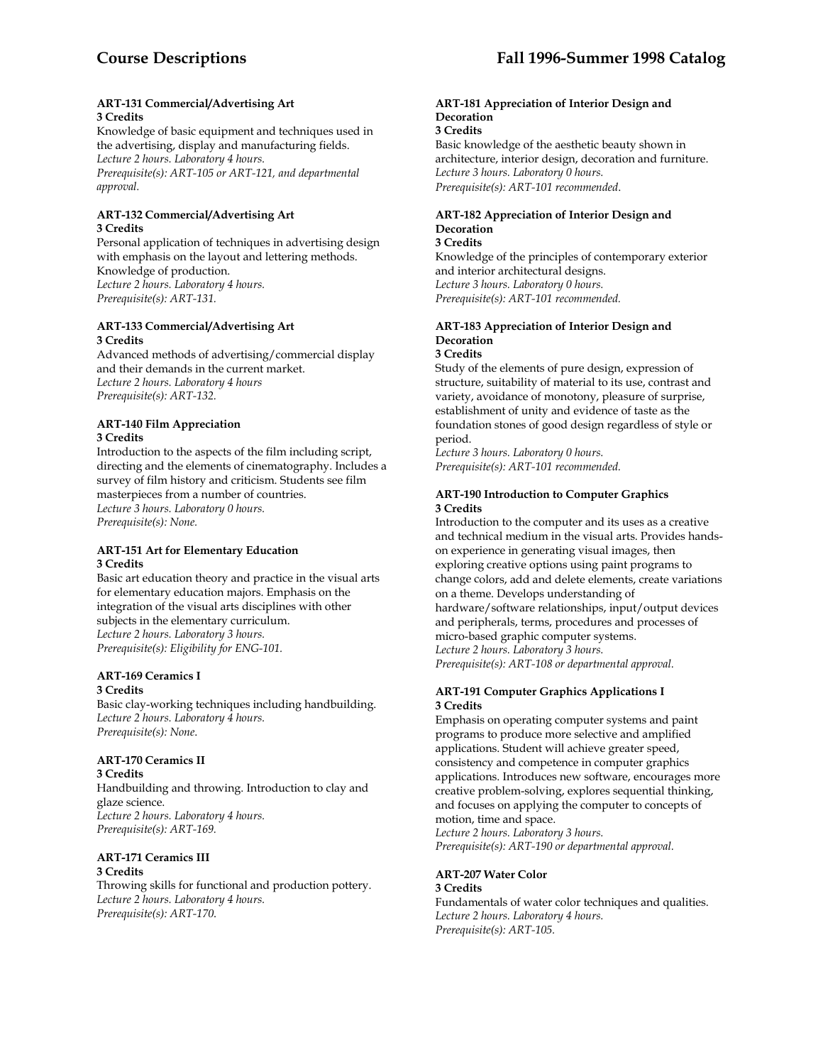#### ART-131 Commercial/Advertising Art
**3 Credits**

Knowledge of basic equipment and techniques used in the advertising, display and manufacturing fields.
*Lecture 2 hours. Laboratory 4 hours.*
*Prerequisite(s): ART-105 or ART-121, and departmental approval.*

#### ART-132 Commercial/Advertising Art
**3 Credits**

Personal application of techniques in advertising design with emphasis on the layout and lettering methods. Knowledge of production.
*Lecture 2 hours. Laboratory 4 hours.*
*Prerequisite(s): ART-131.*

#### ART-133 Commercial/Advertising Art
**3 Credits**

Advanced methods of advertising/commercial display and their demands in the current market.
*Lecture 2 hours. Laboratory 4 hours*
*Prerequisite(s): ART-132.*

#### ART-140 Film Appreciation
**3 Credits**

Introduction to the aspects of the film including script, directing and the elements of cinematography. Includes a survey of film history and criticism. Students see film masterpieces from a number of countries.
*Lecture 3 hours. Laboratory 0 hours.*
*Prerequisite(s): None.*

#### ART-151 Art for Elementary Education
**3 Credits**

Basic art education theory and practice in the visual arts for elementary education majors. Emphasis on the integration of the visual arts disciplines with other subjects in the elementary curriculum.
*Lecture 2 hours. Laboratory 3 hours.*
*Prerequisite(s): Eligibility for ENG-101.*

#### ART-169 Ceramics I
**3 Credits**

Basic clay-working techniques including handbuilding.
*Lecture 2 hours. Laboratory 4 hours.*
*Prerequisite(s): None.*

#### ART-170 Ceramics II
**3 Credits**

Handbuilding and throwing. Introduction to clay and glaze science.
*Lecture 2 hours. Laboratory 4 hours.*
*Prerequisite(s): ART-169.*

#### ART-171 Ceramics III
**3 Credits**

Throwing skills for functional and production pottery.
*Lecture 2 hours. Laboratory 4 hours.*
*Prerequisite(s): ART-170.*

#### ART-181 Appreciation of Interior Design and Decoration
**3 Credits**

Basic knowledge of the aesthetic beauty shown in architecture, interior design, decoration and furniture.
*Lecture 3 hours. Laboratory 0 hours.*
*Prerequisite(s): ART-101 recommended.*

#### ART-182 Appreciation of Interior Design and Decoration
**3 Credits**

Knowledge of the principles of contemporary exterior and interior architectural designs.
*Lecture 3 hours. Laboratory 0 hours.*
*Prerequisite(s): ART-101 recommended.*

#### ART-183 Appreciation of Interior Design and Decoration
**3 Credits**

Study of the elements of pure design, expression of structure, suitability of material to its use, contrast and variety, avoidance of monotony, pleasure of surprise, establishment of unity and evidence of taste as the foundation stones of good design regardless of style or period.
*Lecture 3 hours. Laboratory 0 hours.*
*Prerequisite(s): ART-101 recommended.*

#### ART-190 Introduction to Computer Graphics
**3 Credits**

Introduction to the computer and its uses as a creative and technical medium in the visual arts. Provides hands-on experience in generating visual images, then exploring creative options using paint programs to change colors, add and delete elements, create variations on a theme. Develops understanding of hardware/software relationships, input/output devices and peripherals, terms, procedures and processes of micro-based graphic computer systems.
*Lecture 2 hours. Laboratory 3 hours.*
*Prerequisite(s): ART-108 or departmental approval.*

#### ART-191 Computer Graphics Applications I
**3 Credits**

Emphasis on operating computer systems and paint programs to produce more selective and amplified applications. Student will achieve greater speed, consistency and competence in computer graphics applications. Introduces new software, encourages more creative problem-solving, explores sequential thinking, and focuses on applying the computer to concepts of motion, time and space.
*Lecture 2 hours. Laboratory 3 hours.*
*Prerequisite(s): ART-190 or departmental approval.*

#### ART-207 Water Color
**3 Credits**

Fundamentals of water color techniques and qualities.
*Lecture 2 hours. Laboratory 4 hours.*
*Prerequisite(s): ART-105.*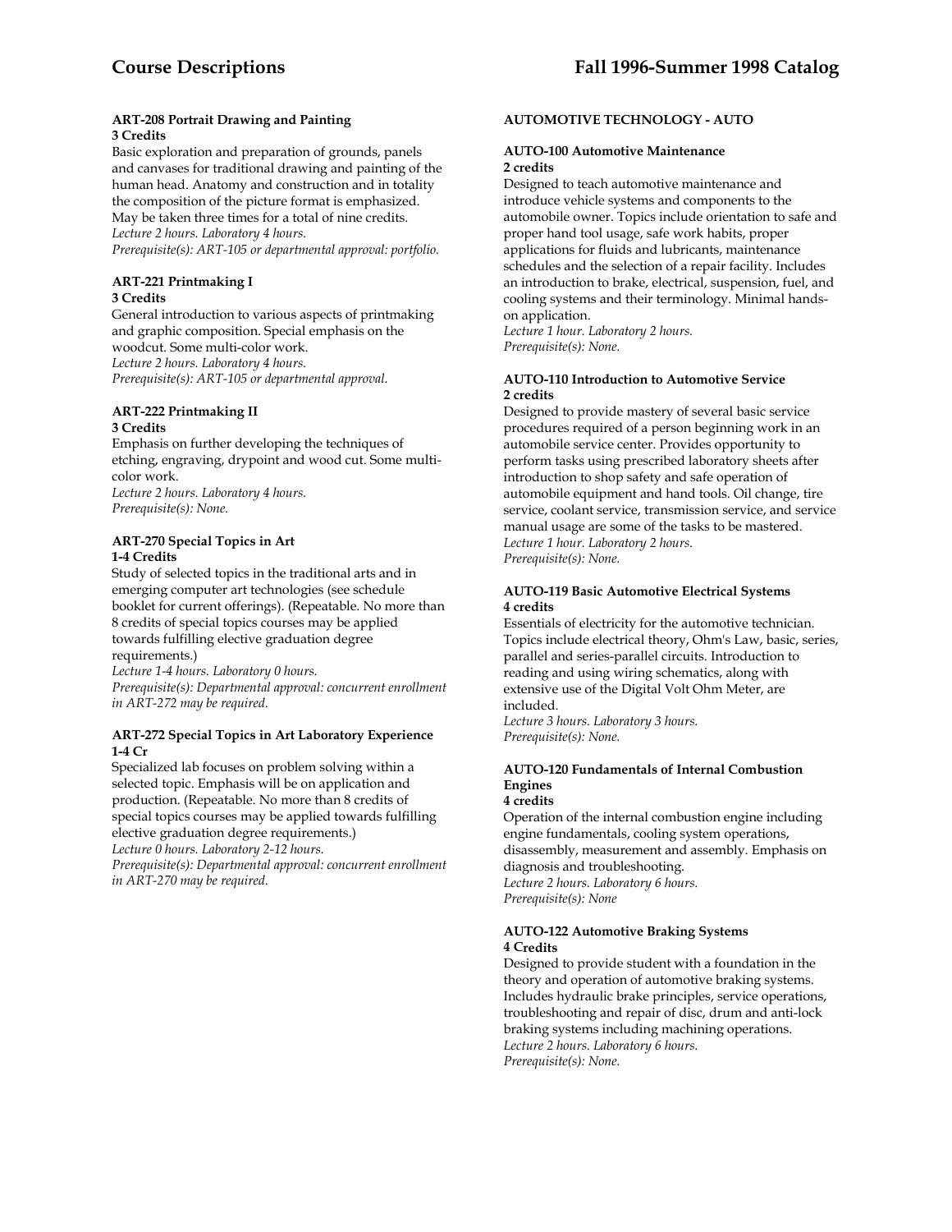**ART-208 Portrait Drawing and Painting**
**3 Credits**

Basic exploration and preparation of grounds, panels and canvases for traditional drawing and painting of the human head. Anatomy and construction and in totality the composition of the picture format is emphasized. May be taken three times for a total of nine credits.
*Lecture 2 hours. Laboratory 4 hours.*
*Prerequisite(s): ART-105 or departmental approval: portfolio.*

**ART-221 Printmaking I**
**3 Credits**

General introduction to various aspects of printmaking and graphic composition. Special emphasis on the woodcut. Some multi-color work.
*Lecture 2 hours. Laboratory 4 hours.*
*Prerequisite(s): ART-105 or departmental approval.*

**ART-222 Printmaking II**
**3 Credits**

Emphasis on further developing the techniques of etching, engraving, drypoint and wood cut. Some multi-color work.
*Lecture 2 hours. Laboratory 4 hours.*
*Prerequisite(s): None.*

**ART-270 Special Topics in Art**
**1-4 Credits**

Study of selected topics in the traditional arts and in emerging computer art technologies (see schedule booklet for current offerings). (Repeatable. No more than 8 credits of special topics courses may be applied towards fulfilling elective graduation degree requirements.)
*Lecture 1-4 hours. Laboratory 0 hours.*
*Prerequisite(s): Departmental approval: concurrent enrollment in ART-272 may be required.*

**ART-272 Special Topics in Art Laboratory Experience**
**1-4 Cr**

Specialized lab focuses on problem solving within a selected topic. Emphasis will be on application and production. (Repeatable. No more than 8 credits of special topics courses may be applied towards fulfilling elective graduation degree requirements.)
*Lecture 0 hours. Laboratory 2-12 hours.*
*Prerequisite(s): Departmental approval: concurrent enrollment in ART-270 may be required.*

## AUTOMOTIVE TECHNOLOGY - AUTO

**AUTO-100 Automotive Maintenance**
**2 credits**

Designed to teach automotive maintenance and introduce vehicle systems and components to the automobile owner. Topics include orientation to safe and proper hand tool usage, safe work habits, proper applications for fluids and lubricants, maintenance schedules and the selection of a repair facility. Includes an introduction to brake, electrical, suspension, fuel, and cooling systems and their terminology. Minimal hands-on application.
*Lecture 1 hour. Laboratory 2 hours.*
*Prerequisite(s): None.*

**AUTO-110 Introduction to Automotive Service**
**2 credits**

Designed to provide mastery of several basic service procedures required of a person beginning work in an automobile service center. Provides opportunity to perform tasks using prescribed laboratory sheets after introduction to shop safety and safe operation of automobile equipment and hand tools. Oil change, tire service, coolant service, transmission service, and service manual usage are some of the tasks to be mastered.
*Lecture 1 hour. Laboratory 2 hours.*
*Prerequisite(s): None.*

**AUTO-119 Basic Automotive Electrical Systems**
**4 credits**

Essentials of electricity for the automotive technician. Topics include electrical theory, Ohm's Law, basic, series, parallel and series-parallel circuits. Introduction to reading and using wiring schematics, along with extensive use of the Digital Volt Ohm Meter, are included.
*Lecture 3 hours. Laboratory 3 hours.*
*Prerequisite(s): None.*

**AUTO-120 Fundamentals of Internal Combustion Engines**
**4 credits**

Operation of the internal combustion engine including engine fundamentals, cooling system operations, disassembly, measurement and assembly. Emphasis on diagnosis and troubleshooting.
*Lecture 2 hours. Laboratory 6 hours.*
*Prerequisite(s): None*

**AUTO-122 Automotive Braking Systems**
**4 Credits**

Designed to provide student with a foundation in the theory and operation of automotive braking systems. Includes hydraulic brake principles, service operations, troubleshooting and repair of disc, drum and anti-lock braking systems including machining operations.
*Lecture 2 hours. Laboratory 6 hours.*
*Prerequisite(s): None.*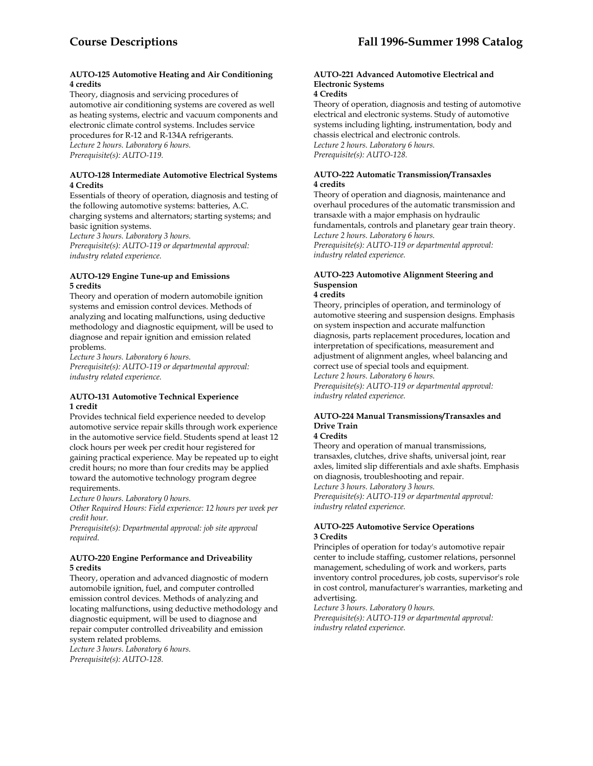#### AUTO-125 Automotive Heating and Air Conditioning
**4 credits**

Theory, diagnosis and servicing procedures of automotive air conditioning systems are covered as well as heating systems, electric and vacuum components and electronic climate control systems. Includes service procedures for R-12 and R-134A refrigerants.
*Lecture 2 hours. Laboratory 6 hours.*
*Prerequisite(s): AUTO-119.*

#### AUTO-128 Intermediate Automotive Electrical Systems
**4 Credits**

Essentials of theory of operation, diagnosis and testing of the following automotive systems: batteries, A.C. charging systems and alternators; starting systems; and basic ignition systems.
*Lecture 3 hours. Laboratory 3 hours.*
*Prerequisite(s): AUTO-119 or departmental approval: industry related experience.*

#### AUTO-129 Engine Tune-up and Emissions
**5 credits**

Theory and operation of modern automobile ignition systems and emission control devices. Methods of analyzing and locating malfunctions, using deductive methodology and diagnostic equipment, will be used to diagnose and repair ignition and emission related problems.
*Lecture 3 hours. Laboratory 6 hours.*
*Prerequisite(s): AUTO-119 or departmental approval: industry related experience.*

#### AUTO-131 Automotive Technical Experience
**1 credit**

Provides technical field experience needed to develop automotive service repair skills through work experience in the automotive service field. Students spend at least 12 clock hours per week per credit hour registered for gaining practical experience. May be repeated up to eight credit hours; no more than four credits may be applied toward the automotive technology program degree requirements.
*Lecture 0 hours. Laboratory 0 hours.*
*Other Required Hours: Field experience: 12 hours per week per credit hour.*
*Prerequisite(s): Departmental approval: job site approval required.*

#### AUTO-220 Engine Performance and Driveability
**5 credits**

Theory, operation and advanced diagnostic of modern automobile ignition, fuel, and computer controlled emission control devices. Methods of analyzing and locating malfunctions, using deductive methodology and diagnostic equipment, will be used to diagnose and repair computer controlled driveability and emission system related problems.
*Lecture 3 hours. Laboratory 6 hours.*
*Prerequisite(s): AUTO-128.*

#### AUTO-221 Advanced Automotive Electrical and Electronic Systems
**4 Credits**

Theory of operation, diagnosis and testing of automotive electrical and electronic systems. Study of automotive systems including lighting, instrumentation, body and chassis electrical and electronic controls.
*Lecture 2 hours. Laboratory 6 hours.*
*Prerequisite(s): AUTO-128.*

#### AUTO-222 Automatic Transmission/Transaxles
**4 credits**

Theory of operation and diagnosis, maintenance and overhaul procedures of the automatic transmission and transaxle with a major emphasis on hydraulic fundamentals, controls and planetary gear train theory.
*Lecture 2 hours. Laboratory 6 hours.*
*Prerequisite(s): AUTO-119 or departmental approval: industry related experience.*

#### AUTO-223 Automotive Alignment Steering and Suspension
**4 credits**

Theory, principles of operation, and terminology of automotive steering and suspension designs. Emphasis on system inspection and accurate malfunction diagnosis, parts replacement procedures, location and interpretation of specifications, measurement and adjustment of alignment angles, wheel balancing and correct use of special tools and equipment.
*Lecture 2 hours. Laboratory 6 hours.*
*Prerequisite(s): AUTO-119 or departmental approval: industry related experience.*

#### AUTO-224 Manual Transmissions/Transaxles and Drive Train
**4 Credits**

Theory and operation of manual transmissions, transaxles, clutches, drive shafts, universal joint, rear axles, limited slip differentials and axle shafts. Emphasis on diagnosis, troubleshooting and repair.
*Lecture 3 hours. Laboratory 3 hours.*
*Prerequisite(s): AUTO-119 or departmental approval: industry related experience.*

#### AUTO-225 Automotive Service Operations
**3 Credits**

Principles of operation for today's automotive repair center to include staffing, customer relations, personnel management, scheduling of work and workers, parts inventory control procedures, job costs, supervisor's role in cost control, manufacturer's warranties, marketing and advertising.
*Lecture 3 hours. Laboratory 0 hours.*
*Prerequisite(s): AUTO-119 or departmental approval: industry related experience.*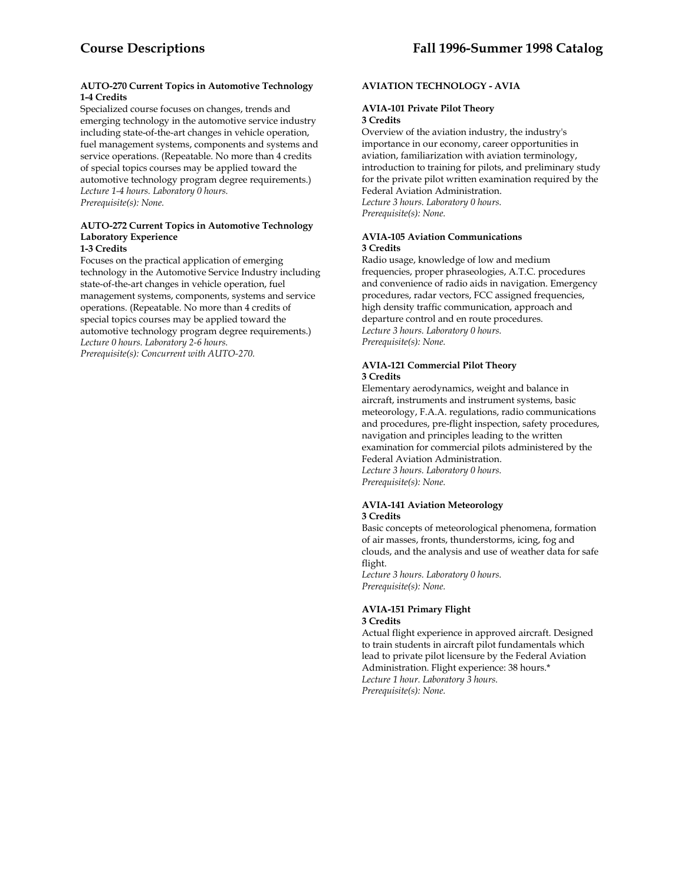**AUTO-270 Current Topics in Automotive Technology**
**1-4 Credits**
Specialized course focuses on changes, trends and emerging technology in the automotive service industry including state-of-the-art changes in vehicle operation, fuel management systems, components and systems and service operations. (Repeatable. No more than 4 credits of special topics courses may be applied toward the automotive technology program degree requirements.)
*Lecture 1-4 hours. Laboratory 0 hours.*
*Prerequisite(s): None.*

**AUTO-272 Current Topics in Automotive Technology Laboratory Experience**
**1-3 Credits**
Focuses on the practical application of emerging technology in the Automotive Service Industry including state-of-the-art changes in vehicle operation, fuel management systems, components, systems and service operations. (Repeatable. No more than 4 credits of special topics courses may be applied toward the automotive technology program degree requirements.)
*Lecture 0 hours. Laboratory 2-6 hours.*
*Prerequisite(s): Concurrent with AUTO-270.*

## AVIATION TECHNOLOGY - AVIA

**AVIA-101 Private Pilot Theory**
**3 Credits**
Overview of the aviation industry, the industry's importance in our economy, career opportunities in aviation, familiarization with aviation terminology, introduction to training for pilots, and preliminary study for the private pilot written examination required by the Federal Aviation Administration.
*Lecture 3 hours. Laboratory 0 hours.*
*Prerequisite(s): None.*

**AVIA-105 Aviation Communications**
**3 Credits**
Radio usage, knowledge of low and medium frequencies, proper phraseologies, A.T.C. procedures and convenience of radio aids in navigation. Emergency procedures, radar vectors, FCC assigned frequencies, high density traffic communication, approach and departure control and en route procedures.
*Lecture 3 hours. Laboratory 0 hours.*
*Prerequisite(s): None.*

**AVIA-121 Commercial Pilot Theory**
**3 Credits**
Elementary aerodynamics, weight and balance in aircraft, instruments and instrument systems, basic meteorology, F.A.A. regulations, radio communications and procedures, pre-flight inspection, safety procedures, navigation and principles leading to the written examination for commercial pilots administered by the Federal Aviation Administration.
*Lecture 3 hours. Laboratory 0 hours.*
*Prerequisite(s): None.*

**AVIA-141 Aviation Meteorology**
**3 Credits**
Basic concepts of meteorological phenomena, formation of air masses, fronts, thunderstorms, icing, fog and clouds, and the analysis and use of weather data for safe flight.
*Lecture 3 hours. Laboratory 0 hours.*
*Prerequisite(s): None.*

**AVIA-151 Primary Flight**
**3 Credits**
Actual flight experience in approved aircraft. Designed to train students in aircraft pilot fundamentals which lead to private pilot licensure by the Federal Aviation Administration. Flight experience: 38 hours.*
*Lecture 1 hour. Laboratory 3 hours.*
*Prerequisite(s): None.*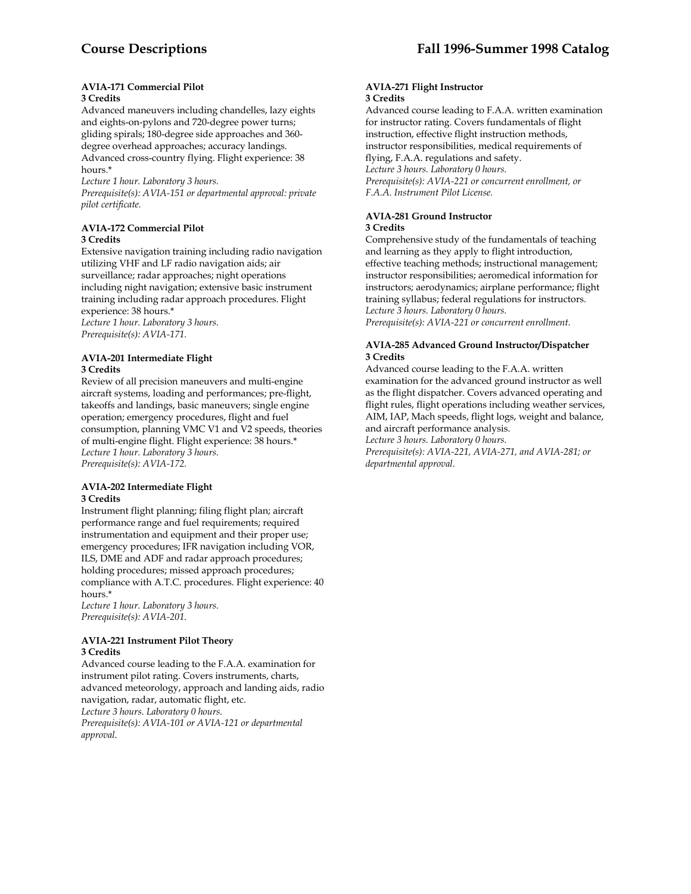**AVIA-171 Commercial Pilot**
**3 Credits**
Advanced maneuvers including chandelles, lazy eights and eights-on-pylons and 720-degree power turns; gliding spirals; 180-degree side approaches and 360-degree overhead approaches; accuracy landings. Advanced cross-country flying. Flight experience: 38 hours.*
*Lecture 1 hour. Laboratory 3 hours.*
*Prerequisite(s): AVIA-151 or departmental approval: private pilot certificate.*

**AVIA-172 Commercial Pilot**
**3 Credits**
Extensive navigation training including radio navigation utilizing VHF and LF radio navigation aids; air surveillance; radar approaches; night operations including night navigation; extensive basic instrument training including radar approach procedures. Flight experience: 38 hours.*
*Lecture 1 hour. Laboratory 3 hours.*
*Prerequisite(s): AVIA-171.*

**AVIA-201 Intermediate Flight**
**3 Credits**
Review of all precision maneuvers and multi-engine aircraft systems, loading and performances; pre-flight, takeoffs and landings, basic maneuvers; single engine operation; emergency procedures, flight and fuel consumption, planning VMC V1 and V2 speeds, theories of multi-engine flight. Flight experience: 38 hours.*
*Lecture 1 hour. Laboratory 3 hours.*
*Prerequisite(s): AVIA-172.*

**AVIA-202 Intermediate Flight**
**3 Credits**
Instrument flight planning; filing flight plan; aircraft performance range and fuel requirements; required instrumentation and equipment and their proper use; emergency procedures; IFR navigation including VOR, ILS, DME and ADF and radar approach procedures; holding procedures; missed approach procedures; compliance with A.T.C. procedures. Flight experience: 40 hours.*
*Lecture 1 hour. Laboratory 3 hours.*
*Prerequisite(s): AVIA-201.*

**AVIA-221 Instrument Pilot Theory**
**3 Credits**
Advanced course leading to the F.A.A. examination for instrument pilot rating. Covers instruments, charts, advanced meteorology, approach and landing aids, radio navigation, radar, automatic flight, etc.
*Lecture 3 hours. Laboratory 0 hours.*
*Prerequisite(s): AVIA-101 or AVIA-121 or departmental approval.*

**AVIA-271 Flight Instructor**
**3 Credits**
Advanced course leading to F.A.A. written examination for instructor rating. Covers fundamentals of flight instruction, effective flight instruction methods, instructor responsibilities, medical requirements of flying, F.A.A. regulations and safety.
*Lecture 3 hours. Laboratory 0 hours.*
*Prerequisite(s): AVIA-221 or concurrent enrollment, or F.A.A. Instrument Pilot License.*

**AVIA-281 Ground Instructor**
**3 Credits**
Comprehensive study of the fundamentals of teaching and learning as they apply to flight introduction, effective teaching methods; instructional management; instructor responsibilities; aeromedical information for instructors; aerodynamics; airplane performance; flight training syllabus; federal regulations for instructors.
*Lecture 3 hours. Laboratory 0 hours.*
*Prerequisite(s): AVIA-221 or concurrent enrollment.*

**AVIA-285 Advanced Ground Instructor/Dispatcher**
**3 Credits**
Advanced course leading to the F.A.A. written examination for the advanced ground instructor as well as the flight dispatcher. Covers advanced operating and flight rules, flight operations including weather services, AIM, IAP, Mach speeds, flight logs, weight and balance, and aircraft performance analysis.
*Lecture 3 hours. Laboratory 0 hours.*
*Prerequisite(s): AVIA-221, AVIA-271, and AVIA-281; or departmental approval.*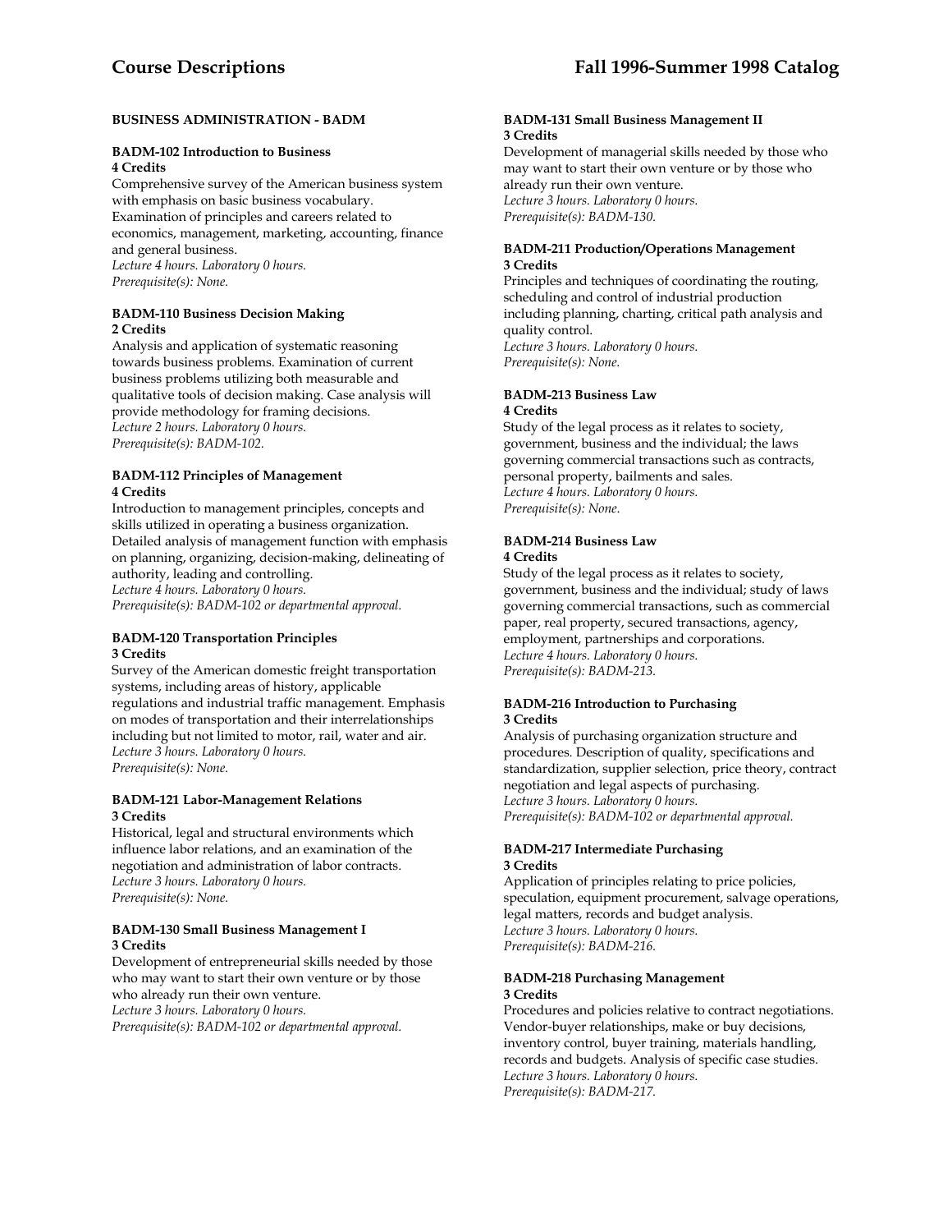## BUSINESS ADMINISTRATION - BADM

### BADM-102 Introduction to Business
**4 Credits**

Comprehensive survey of the American business system with emphasis on basic business vocabulary. Examination of principles and careers related to economics, management, marketing, accounting, finance and general business.
*Lecture 4 hours. Laboratory 0 hours.*
*Prerequisite(s): None.*

### BADM-110 Business Decision Making
**2 Credits**

Analysis and application of systematic reasoning towards business problems. Examination of current business problems utilizing both measurable and qualitative tools of decision making. Case analysis will provide methodology for framing decisions.
*Lecture 2 hours. Laboratory 0 hours.*
*Prerequisite(s): BADM-102.*

### BADM-112 Principles of Management
**4 Credits**

Introduction to management principles, concepts and skills utilized in operating a business organization. Detailed analysis of management function with emphasis on planning, organizing, decision-making, delineating of authority, leading and controlling.
*Lecture 4 hours. Laboratory 0 hours.*
*Prerequisite(s): BADM-102 or departmental approval.*

### BADM-120 Transportation Principles
**3 Credits**

Survey of the American domestic freight transportation systems, including areas of history, applicable regulations and industrial traffic management. Emphasis on modes of transportation and their interrelationships including but not limited to motor, rail, water and air.
*Lecture 3 hours. Laboratory 0 hours.*
*Prerequisite(s): None.*

### BADM-121 Labor-Management Relations
**3 Credits**

Historical, legal and structural environments which influence labor relations, and an examination of the negotiation and administration of labor contracts.
*Lecture 3 hours. Laboratory 0 hours.*
*Prerequisite(s): None.*

### BADM-130 Small Business Management I
**3 Credits**

Development of entrepreneurial skills needed by those who may want to start their own venture or by those who already run their own venture.
*Lecture 3 hours. Laboratory 0 hours.*
*Prerequisite(s): BADM-102 or departmental approval.*

### BADM-131 Small Business Management II
**3 Credits**

Development of managerial skills needed by those who may want to start their own venture or by those who already run their own venture.
*Lecture 3 hours. Laboratory 0 hours.*
*Prerequisite(s): BADM-130.*

### BADM-211 Production/Operations Management
**3 Credits**

Principles and techniques of coordinating the routing, scheduling and control of industrial production including planning, charting, critical path analysis and quality control.
*Lecture 3 hours. Laboratory 0 hours.*
*Prerequisite(s): None.*

### BADM-213 Business Law
**4 Credits**

Study of the legal process as it relates to society, government, business and the individual; the laws governing commercial transactions such as contracts, personal property, bailments and sales.
*Lecture 4 hours. Laboratory 0 hours.*
*Prerequisite(s): None.*

### BADM-214 Business Law
**4 Credits**

Study of the legal process as it relates to society, government, business and the individual; study of laws governing commercial transactions, such as commercial paper, real property, secured transactions, agency, employment, partnerships and corporations.
*Lecture 4 hours. Laboratory 0 hours.*
*Prerequisite(s): BADM-213.*

### BADM-216 Introduction to Purchasing
**3 Credits**

Analysis of purchasing organization structure and procedures. Description of quality, specifications and standardization, supplier selection, price theory, contract negotiation and legal aspects of purchasing.
*Lecture 3 hours. Laboratory 0 hours.*
*Prerequisite(s): BADM-102 or departmental approval.*

### BADM-217 Intermediate Purchasing
**3 Credits**

Application of principles relating to price policies, speculation, equipment procurement, salvage operations, legal matters, records and budget analysis.
*Lecture 3 hours. Laboratory 0 hours.*
*Prerequisite(s): BADM-216.*

### BADM-218 Purchasing Management
**3 Credits**

Procedures and policies relative to contract negotiations. Vendor-buyer relationships, make or buy decisions, inventory control, buyer training, materials handling, records and budgets. Analysis of specific case studies.
*Lecture 3 hours. Laboratory 0 hours.*
*Prerequisite(s): BADM-217.*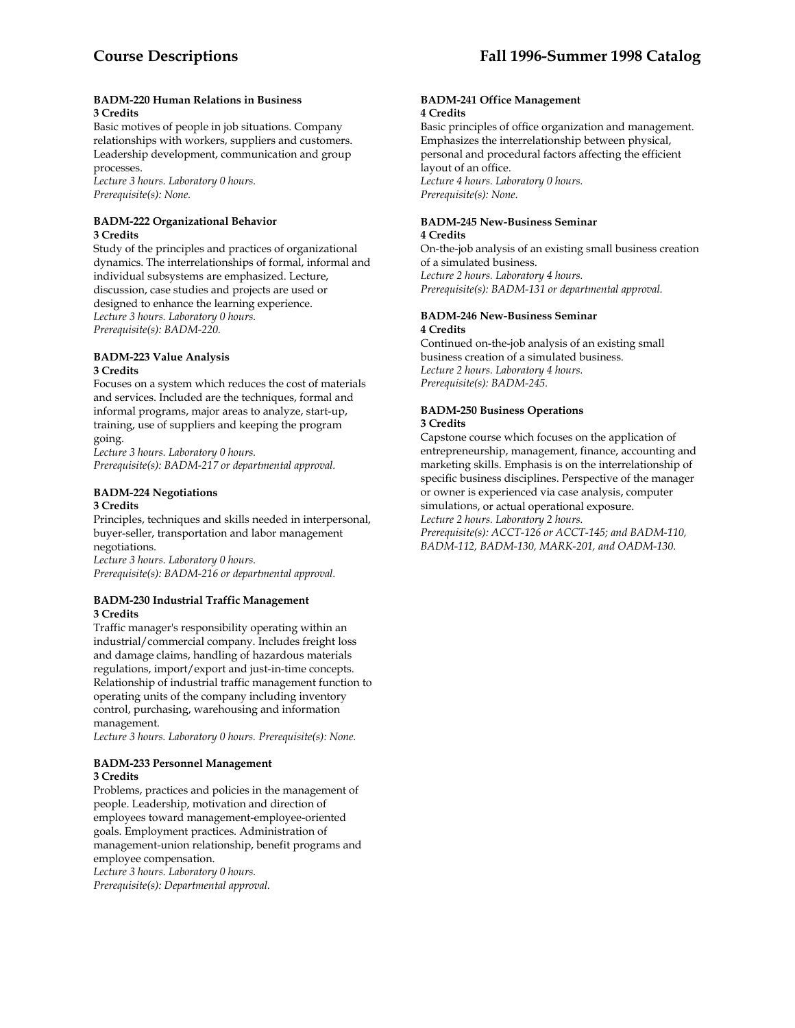#### BADM-220 Human Relations in Business
**3 Credits**

Basic motives of people in job situations. Company relationships with workers, suppliers and customers. Leadership development, communication and group processes.
*Lecture 3 hours. Laboratory 0 hours.*
*Prerequisite(s): None.*

#### BADM-222 Organizational Behavior
**3 Credits**

Study of the principles and practices of organizational dynamics. The interrelationships of formal, informal and individual subsystems are emphasized. Lecture, discussion, case studies and projects are used or designed to enhance the learning experience.
*Lecture 3 hours. Laboratory 0 hours.*
*Prerequisite(s): BADM-220.*

#### BADM-223 Value Analysis
**3 Credits**

Focuses on a system which reduces the cost of materials and services. Included are the techniques, formal and informal programs, major areas to analyze, start-up, training, use of suppliers and keeping the program going.
*Lecture 3 hours. Laboratory 0 hours.*
*Prerequisite(s): BADM-217 or departmental approval.*

#### BADM-224 Negotiations
**3 Credits**

Principles, techniques and skills needed in interpersonal, buyer-seller, transportation and labor management negotiations.
*Lecture 3 hours. Laboratory 0 hours.*
*Prerequisite(s): BADM-216 or departmental approval.*

#### BADM-230 Industrial Traffic Management
**3 Credits**

Traffic manager's responsibility operating within an industrial/commercial company. Includes freight loss and damage claims, handling of hazardous materials regulations, import/export and just-in-time concepts. Relationship of industrial traffic management function to operating units of the company including inventory control, purchasing, warehousing and information management.
*Lecture 3 hours. Laboratory 0 hours. Prerequisite(s): None.*

#### BADM-233 Personnel Management
**3 Credits**

Problems, practices and policies in the management of people. Leadership, motivation and direction of employees toward management-employee-oriented goals. Employment practices. Administration of management-union relationship, benefit programs and employee compensation.
*Lecture 3 hours. Laboratory 0 hours.*
*Prerequisite(s): Departmental approval.*

#### BADM-241 Office Management
**4 Credits**

Basic principles of office organization and management. Emphasizes the interrelationship between physical, personal and procedural factors affecting the efficient layout of an office.
*Lecture 4 hours. Laboratory 0 hours.*
*Prerequisite(s): None.*

#### BADM-245 New-Business Seminar
**4 Credits**

On-the-job analysis of an existing small business creation of a simulated business.
*Lecture 2 hours. Laboratory 4 hours.*
*Prerequisite(s): BADM-131 or departmental approval.*

#### BADM-246 New-Business Seminar
**4 Credits**

Continued on-the-job analysis of an existing small business creation of a simulated business.
*Lecture 2 hours. Laboratory 4 hours.*
*Prerequisite(s): BADM-245.*

#### BADM-250 Business Operations
**3 Credits**

Capstone course which focuses on the application of entrepreneurship, management, finance, accounting and marketing skills. Emphasis is on the interrelationship of specific business disciplines. Perspective of the manager or owner is experienced via case analysis, computer simulations, or actual operational exposure.
*Lecture 2 hours. Laboratory 2 hours.*
*Prerequisite(s): ACCT-126 or ACCT-145; and BADM-110, BADM-112, BADM-130, MARK-201, and OADM-130.*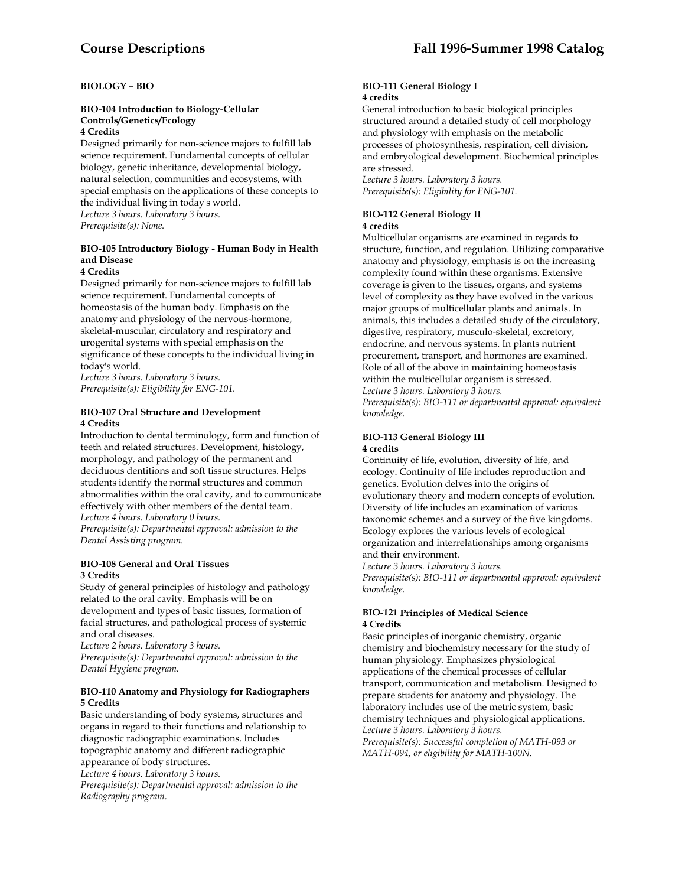## BIOLOGY – BIO

### BIO-104 Introduction to Biology-Cellular Controls/Genetics/Ecology
**4 Credits**

Designed primarily for non-science majors to fulfill lab science requirement. Fundamental concepts of cellular biology, genetic inheritance, developmental biology, natural selection, communities and ecosystems, with special emphasis on the applications of these concepts to the individual living in today's world.
*Lecture 3 hours. Laboratory 3 hours.*
*Prerequisite(s): None.*

### BIO-105 Introductory Biology - Human Body in Health and Disease
**4 Credits**

Designed primarily for non-science majors to fulfill lab science requirement. Fundamental concepts of homeostasis of the human body. Emphasis on the anatomy and physiology of the nervous-hormone, skeletal-muscular, circulatory and respiratory and urogenital systems with special emphasis on the significance of these concepts to the individual living in today's world.
*Lecture 3 hours. Laboratory 3 hours.*
*Prerequisite(s): Eligibility for ENG-101.*

### BIO-107 Oral Structure and Development
**4 Credits**

Introduction to dental terminology, form and function of teeth and related structures. Development, histology, morphology, and pathology of the permanent and deciduous dentitions and soft tissue structures. Helps students identify the normal structures and common abnormalities within the oral cavity, and to communicate effectively with other members of the dental team.
*Lecture 4 hours. Laboratory 0 hours.*
*Prerequisite(s): Departmental approval: admission to the Dental Assisting program.*

### BIO-108 General and Oral Tissues
**3 Credits**

Study of general principles of histology and pathology related to the oral cavity. Emphasis will be on development and types of basic tissues, formation of facial structures, and pathological process of systemic and oral diseases.
*Lecture 2 hours. Laboratory 3 hours.*
*Prerequisite(s): Departmental approval: admission to the Dental Hygiene program.*

### BIO-110 Anatomy and Physiology for Radiographers
**5 Credits**

Basic understanding of body systems, structures and organs in regard to their functions and relationship to diagnostic radiographic examinations. Includes topographic anatomy and different radiographic appearance of body structures.
*Lecture 4 hours. Laboratory 3 hours.*
*Prerequisite(s): Departmental approval: admission to the Radiography program.*

### BIO-111 General Biology I
**4 credits**

General introduction to basic biological principles structured around a detailed study of cell morphology and physiology with emphasis on the metabolic processes of photosynthesis, respiration, cell division, and embryological development. Biochemical principles are stressed.
*Lecture 3 hours. Laboratory 3 hours.*
*Prerequisite(s): Eligibility for ENG-101.*

### BIO-112 General Biology II
**4 credits**

Multicellular organisms are examined in regards to structure, function, and regulation. Utilizing comparative anatomy and physiology, emphasis is on the increasing complexity found within these organisms. Extensive coverage is given to the tissues, organs, and systems level of complexity as they have evolved in the various major groups of multicellular plants and animals. In animals, this includes a detailed study of the circulatory, digestive, respiratory, musculo-skeletal, excretory, endocrine, and nervous systems. In plants nutrient procurement, transport, and hormones are examined. Role of all of the above in maintaining homeostasis within the multicellular organism is stressed.
*Lecture 3 hours. Laboratory 3 hours.*
*Prerequisite(s): BIO-111 or departmental approval: equivalent knowledge.*

### BIO-113 General Biology III
**4 credits**

Continuity of life, evolution, diversity of life, and ecology. Continuity of life includes reproduction and genetics. Evolution delves into the origins of evolutionary theory and modern concepts of evolution. Diversity of life includes an examination of various taxonomic schemes and a survey of the five kingdoms. Ecology explores the various levels of ecological organization and interrelationships among organisms and their environment.
*Lecture 3 hours. Laboratory 3 hours.*
*Prerequisite(s): BIO-111 or departmental approval: equivalent knowledge.*

### BIO-121 Principles of Medical Science
**4 Credits**

Basic principles of inorganic chemistry, organic chemistry and biochemistry necessary for the study of human physiology. Emphasizes physiological applications of the chemical processes of cellular transport, communication and metabolism. Designed to prepare students for anatomy and physiology. The laboratory includes use of the metric system, basic chemistry techniques and physiological applications.
*Lecture 3 hours. Laboratory 3 hours.*
*Prerequisite(s): Successful completion of MATH-093 or MATH-094, or eligibility for MATH-100N.*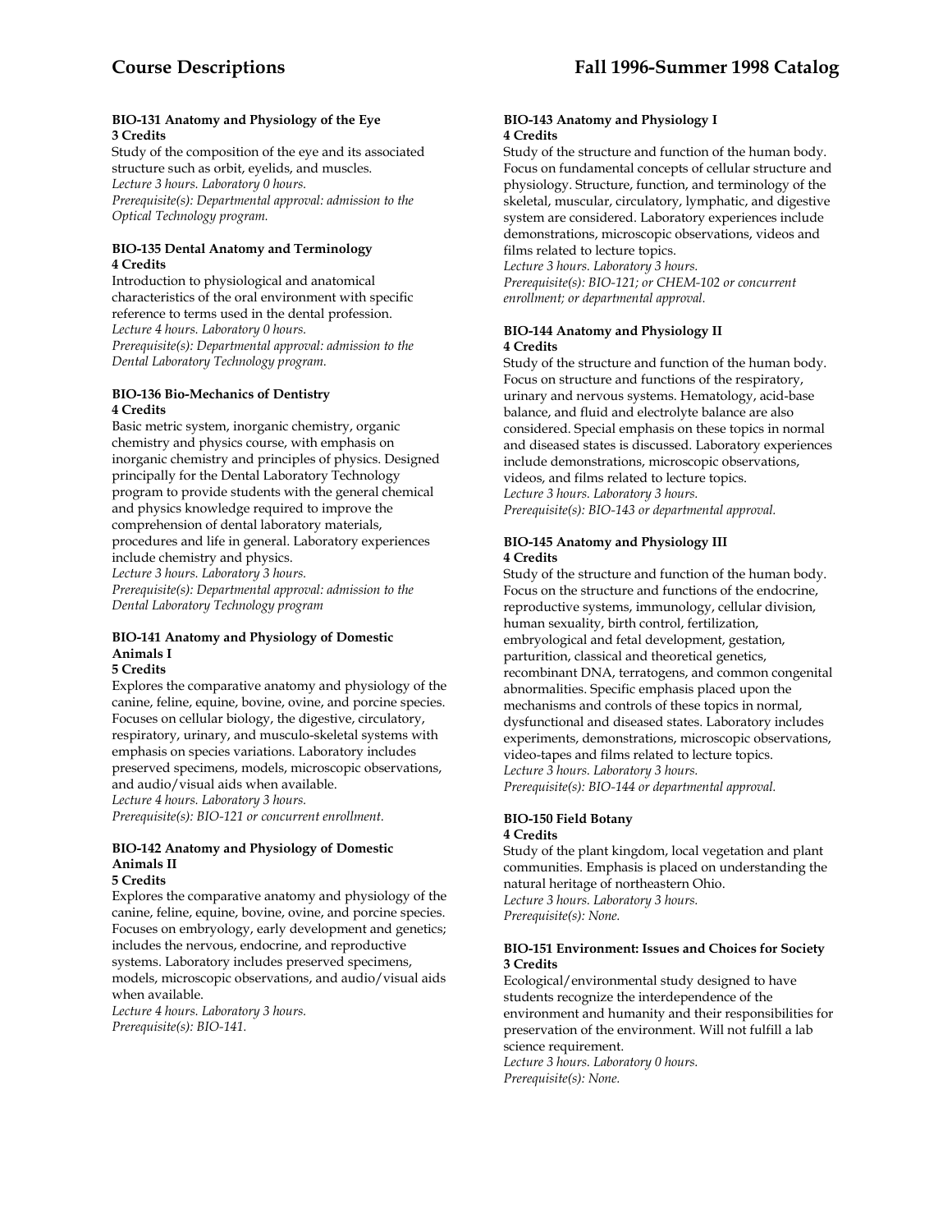#### BIO-131 Anatomy and Physiology of the Eye
**3 Credits**

Study of the composition of the eye and its associated structure such as orbit, eyelids, and muscles.
*Lecture 3 hours. Laboratory 0 hours.*
*Prerequisite(s): Departmental approval: admission to the Optical Technology program.*

#### BIO-135 Dental Anatomy and Terminology
**4 Credits**

Introduction to physiological and anatomical characteristics of the oral environment with specific reference to terms used in the dental profession.
*Lecture 4 hours. Laboratory 0 hours.*
*Prerequisite(s): Departmental approval: admission to the Dental Laboratory Technology program.*

#### BIO-136 Bio-Mechanics of Dentistry
**4 Credits**

Basic metric system, inorganic chemistry, organic chemistry and physics course, with emphasis on inorganic chemistry and principles of physics. Designed principally for the Dental Laboratory Technology program to provide students with the general chemical and physics knowledge required to improve the comprehension of dental laboratory materials, procedures and life in general. Laboratory experiences include chemistry and physics.
*Lecture 3 hours. Laboratory 3 hours.*
*Prerequisite(s): Departmental approval: admission to the Dental Laboratory Technology program*

#### BIO-141 Anatomy and Physiology of Domestic Animals I
**5 Credits**

Explores the comparative anatomy and physiology of the canine, feline, equine, bovine, ovine, and porcine species. Focuses on cellular biology, the digestive, circulatory, respiratory, urinary, and musculo-skeletal systems with emphasis on species variations. Laboratory includes preserved specimens, models, microscopic observations, and audio/visual aids when available.
*Lecture 4 hours. Laboratory 3 hours.*
*Prerequisite(s): BIO-121 or concurrent enrollment.*

#### BIO-142 Anatomy and Physiology of Domestic Animals II
**5 Credits**

Explores the comparative anatomy and physiology of the canine, feline, equine, bovine, ovine, and porcine species. Focuses on embryology, early development and genetics; includes the nervous, endocrine, and reproductive systems. Laboratory includes preserved specimens, models, microscopic observations, and audio/visual aids when available.
*Lecture 4 hours. Laboratory 3 hours.*
*Prerequisite(s): BIO-141.*

#### BIO-143 Anatomy and Physiology I
**4 Credits**

Study of the structure and function of the human body. Focus on fundamental concepts of cellular structure and physiology. Structure, function, and terminology of the skeletal, muscular, circulatory, lymphatic, and digestive system are considered. Laboratory experiences include demonstrations, microscopic observations, videos and films related to lecture topics.
*Lecture 3 hours. Laboratory 3 hours.*
*Prerequisite(s): BIO-121; or CHEM-102 or concurrent enrollment; or departmental approval.*

#### BIO-144 Anatomy and Physiology II
**4 Credits**

Study of the structure and function of the human body. Focus on structure and functions of the respiratory, urinary and nervous systems. Hematology, acid-base balance, and fluid and electrolyte balance are also considered. Special emphasis on these topics in normal and diseased states is discussed. Laboratory experiences include demonstrations, microscopic observations, videos, and films related to lecture topics.
*Lecture 3 hours. Laboratory 3 hours.*
*Prerequisite(s): BIO-143 or departmental approval.*

#### BIO-145 Anatomy and Physiology III
**4 Credits**

Study of the structure and function of the human body. Focus on the structure and functions of the endocrine, reproductive systems, immunology, cellular division, human sexuality, birth control, fertilization, embryological and fetal development, gestation, parturition, classical and theoretical genetics, recombinant DNA, terratogens, and common congenital abnormalities. Specific emphasis placed upon the mechanisms and controls of these topics in normal, dysfunctional and diseased states. Laboratory includes experiments, demonstrations, microscopic observations, video-tapes and films related to lecture topics.
*Lecture 3 hours. Laboratory 3 hours.*
*Prerequisite(s): BIO-144 or departmental approval.*

#### BIO-150 Field Botany
**4 Credits**

Study of the plant kingdom, local vegetation and plant communities. Emphasis is placed on understanding the natural heritage of northeastern Ohio.
*Lecture 3 hours. Laboratory 3 hours.*
*Prerequisite(s): None.*

#### BIO-151 Environment: Issues and Choices for Society
**3 Credits**

Ecological/environmental study designed to have students recognize the interdependence of the environment and humanity and their responsibilities for preservation of the environment. Will not fulfill a lab science requirement.
*Lecture 3 hours. Laboratory 0 hours.*
*Prerequisite(s): None.*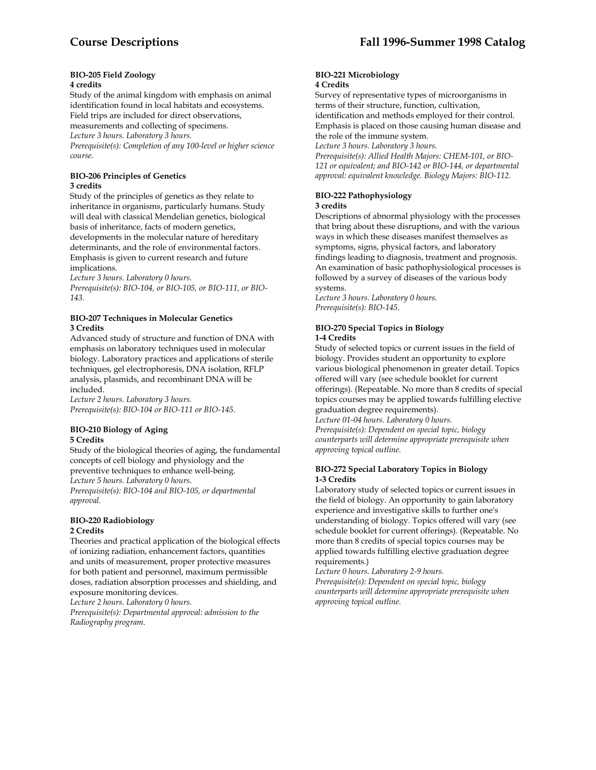#### BIO-205 Field Zoology
**4 credits**

Study of the animal kingdom with emphasis on animal identification found in local habitats and ecosystems. Field trips are included for direct observations, measurements and collecting of specimens.
*Lecture 3 hours. Laboratory 3 hours.*
*Prerequisite(s): Completion of any 100-level or higher science course.*

#### BIO-206 Principles of Genetics
**3 credits**

Study of the principles of genetics as they relate to inheritance in organisms, particularly humans. Study will deal with classical Mendelian genetics, biological basis of inheritance, facts of modern genetics, developments in the molecular nature of hereditary determinants, and the role of environmental factors. Emphasis is given to current research and future implications.
*Lecture 3 hours. Laboratory 0 hours.*
*Prerequisite(s): BIO-104, or BIO-105, or BIO-111, or BIO-143.*

#### BIO-207 Techniques in Molecular Genetics
**3 Credits**

Advanced study of structure and function of DNA with emphasis on laboratory techniques used in molecular biology. Laboratory practices and applications of sterile techniques, gel electrophoresis, DNA isolation, RFLP analysis, plasmids, and recombinant DNA will be included.
*Lecture 2 hours. Laboratory 3 hours.*
*Prerequisite(s): BIO-104 or BIO-111 or BIO-145.*

#### BIO-210 Biology of Aging
**5 Credits**

Study of the biological theories of aging, the fundamental concepts of cell biology and physiology and the preventive techniques to enhance well-being.
*Lecture 5 hours. Laboratory 0 hours.*
*Prerequisite(s): BIO-104 and BIO-105, or departmental approval.*

#### BIO-220 Radiobiology
**2 Credits**

Theories and practical application of the biological effects of ionizing radiation, enhancement factors, quantities and units of measurement, proper protective measures for both patient and personnel, maximum permissible doses, radiation absorption processes and shielding, and exposure monitoring devices.
*Lecture 2 hours. Laboratory 0 hours.*
*Prerequisite(s): Departmental approval: admission to the Radiography program.*

#### BIO-221 Microbiology
**4 Credits**

Survey of representative types of microorganisms in terms of their structure, function, cultivation, identification and methods employed for their control. Emphasis is placed on those causing human disease and the role of the immune system.
*Lecture 3 hours. Laboratory 3 hours.*
*Prerequisite(s): Allied Health Majors: CHEM-101, or BIO-121 or equivalent; and BIO-142 or BIO-144, or departmental approval: equivalent knowledge. Biology Majors: BIO-112.*

#### BIO-222 Pathophysiology
**3 credits**

Descriptions of abnormal physiology with the processes that bring about these disruptions, and with the various ways in which these diseases manifest themselves as symptoms, signs, physical factors, and laboratory findings leading to diagnosis, treatment and prognosis. An examination of basic pathophysiological processes is followed by a survey of diseases of the various body systems.
*Lecture 3 hours. Laboratory 0 hours.*
*Prerequisite(s): BIO-145.*

#### BIO-270 Special Topics in Biology
**1-4 Credits**

Study of selected topics or current issues in the field of biology. Provides student an opportunity to explore various biological phenomenon in greater detail. Topics offered will vary (see schedule booklet for current offerings). (Repeatable. No more than 8 credits of special topics courses may be applied towards fulfilling elective graduation degree requirements).
*Lecture 01-04 hours. Laboratory 0 hours.*
*Prerequisite(s): Dependent on special topic, biology counterparts will determine appropriate prerequisite when approving topical outline.*

#### BIO-272 Special Laboratory Topics in Biology
**1-3 Credits**

Laboratory study of selected topics or current issues in the field of biology. An opportunity to gain laboratory experience and investigative skills to further one's understanding of biology. Topics offered will vary (see schedule booklet for current offerings). (Repeatable. No more than 8 credits of special topics courses may be applied towards fulfilling elective graduation degree requirements.)
*Lecture 0 hours. Laboratory 2-9 hours.*
*Prerequisite(s): Dependent on special topic, biology counterparts will determine appropriate prerequisite when approving topical outline.*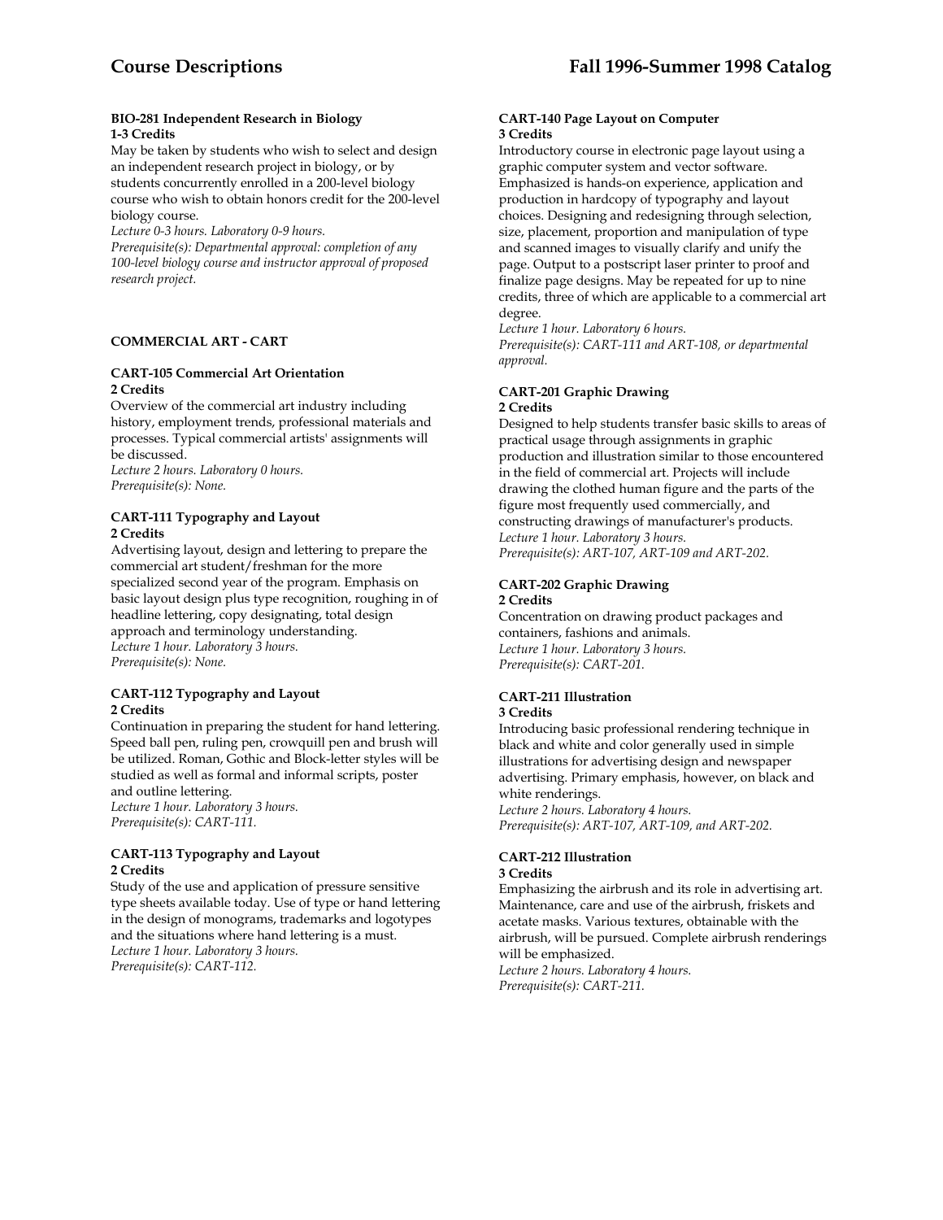**BIO-281 Independent Research in Biology**
**1-3 Credits**

May be taken by students who wish to select and design an independent research project in biology, or by students concurrently enrolled in a 200-level biology course who wish to obtain honors credit for the 200-level biology course.

*Lecture 0-3 hours. Laboratory 0-9 hours.*
*Prerequisite(s): Departmental approval: completion of any 100-level biology course and instructor approval of proposed research project.*

## COMMERCIAL ART - CART

**CART-105 Commercial Art Orientation**
**2 Credits**

Overview of the commercial art industry including history, employment trends, professional materials and processes. Typical commercial artists' assignments will be discussed.

*Lecture 2 hours. Laboratory 0 hours.*
*Prerequisite(s): None.*

**CART-111 Typography and Layout**
**2 Credits**

Advertising layout, design and lettering to prepare the commercial art student/freshman for the more specialized second year of the program. Emphasis on basic layout design plus type recognition, roughing in of headline lettering, copy designating, total design approach and terminology understanding.

*Lecture 1 hour. Laboratory 3 hours.*
*Prerequisite(s): None.*

**CART-112 Typography and Layout**
**2 Credits**

Continuation in preparing the student for hand lettering. Speed ball pen, ruling pen, crowquill pen and brush will be utilized. Roman, Gothic and Block-letter styles will be studied as well as formal and informal scripts, poster and outline lettering.

*Lecture 1 hour. Laboratory 3 hours.*
*Prerequisite(s): CART-111.*

**CART-113 Typography and Layout**
**2 Credits**

Study of the use and application of pressure sensitive type sheets available today. Use of type or hand lettering in the design of monograms, trademarks and logotypes and the situations where hand lettering is a must.

*Lecture 1 hour. Laboratory 3 hours.*
*Prerequisite(s): CART-112.*

**CART-140 Page Layout on Computer**
**3 Credits**

Introductory course in electronic page layout using a graphic computer system and vector software. Emphasized is hands-on experience, application and production in hardcopy of typography and layout choices. Designing and redesigning through selection, size, placement, proportion and manipulation of type and scanned images to visually clarify and unify the page. Output to a postscript laser printer to proof and finalize page designs. May be repeated for up to nine credits, three of which are applicable to a commercial art degree.

*Lecture 1 hour. Laboratory 6 hours.*
*Prerequisite(s): CART-111 and ART-108, or departmental approval.*

**CART-201 Graphic Drawing**
**2 Credits**

Designed to help students transfer basic skills to areas of practical usage through assignments in graphic production and illustration similar to those encountered in the field of commercial art. Projects will include drawing the clothed human figure and the parts of the figure most frequently used commercially, and constructing drawings of manufacturer's products.

*Lecture 1 hour. Laboratory 3 hours.*
*Prerequisite(s): ART-107, ART-109 and ART-202.*

**CART-202 Graphic Drawing**
**2 Credits**

Concentration on drawing product packages and containers, fashions and animals.

*Lecture 1 hour. Laboratory 3 hours.*
*Prerequisite(s): CART-201.*

**CART-211 Illustration**
**3 Credits**

Introducing basic professional rendering technique in black and white and color generally used in simple illustrations for advertising design and newspaper advertising. Primary emphasis, however, on black and white renderings.

*Lecture 2 hours. Laboratory 4 hours.*
*Prerequisite(s): ART-107, ART-109, and ART-202.*

**CART-212 Illustration**
**3 Credits**

Emphasizing the airbrush and its role in advertising art. Maintenance, care and use of the airbrush, friskets and acetate masks. Various textures, obtainable with the airbrush, will be pursued. Complete airbrush renderings will be emphasized.

*Lecture 2 hours. Laboratory 4 hours.*
*Prerequisite(s): CART-211.*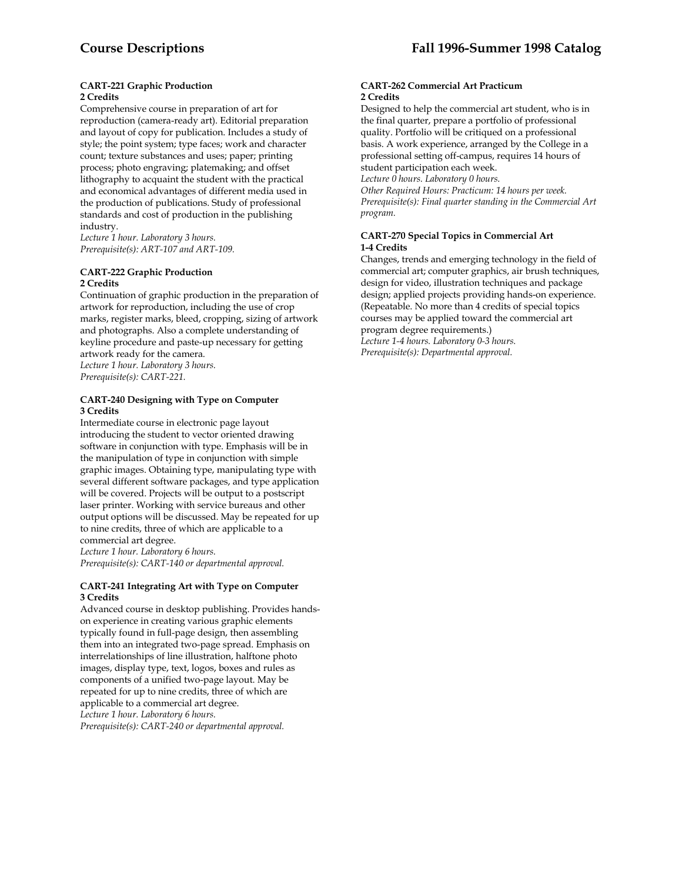**CART-221 Graphic Production**
**2 Credits**

Comprehensive course in preparation of art for reproduction (camera-ready art). Editorial preparation and layout of copy for publication. Includes a study of style; the point system; type faces; work and character count; texture substances and uses; paper; printing process; photo engraving; platemaking; and offset lithography to acquaint the student with the practical and economical advantages of different media used in the production of publications. Study of professional standards and cost of production in the publishing industry.

*Lecture 1 hour. Laboratory 3 hours.*
*Prerequisite(s): ART-107 and ART-109.*

**CART-222 Graphic Production**
**2 Credits**

Continuation of graphic production in the preparation of artwork for reproduction, including the use of crop marks, register marks, bleed, cropping, sizing of artwork and photographs. Also a complete understanding of keyline procedure and paste-up necessary for getting artwork ready for the camera.

*Lecture 1 hour. Laboratory 3 hours.*
*Prerequisite(s): CART-221.*

**CART-240 Designing with Type on Computer**
**3 Credits**

Intermediate course in electronic page layout introducing the student to vector oriented drawing software in conjunction with type. Emphasis will be in the manipulation of type in conjunction with simple graphic images. Obtaining type, manipulating type with several different software packages, and type application will be covered. Projects will be output to a postscript laser printer. Working with service bureaus and other output options will be discussed. May be repeated for up to nine credits, three of which are applicable to a commercial art degree.

*Lecture 1 hour. Laboratory 6 hours.*
*Prerequisite(s): CART-140 or departmental approval.*

**CART-241 Integrating Art with Type on Computer**
**3 Credits**

Advanced course in desktop publishing. Provides hands-on experience in creating various graphic elements typically found in full-page design, then assembling them into an integrated two-page spread. Emphasis on interrelationships of line illustration, halftone photo images, display type, text, logos, boxes and rules as components of a unified two-page layout. May be repeated for up to nine credits, three of which are applicable to a commercial art degree.

*Lecture 1 hour. Laboratory 6 hours.*
*Prerequisite(s): CART-240 or departmental approval.*

**CART-262 Commercial Art Practicum**
**2 Credits**

Designed to help the commercial art student, who is in the final quarter, prepare a portfolio of professional quality. Portfolio will be critiqued on a professional basis. A work experience, arranged by the College in a professional setting off-campus, requires 14 hours of student participation each week.

*Lecture 0 hours. Laboratory 0 hours.*
*Other Required Hours: Practicum: 14 hours per week.*
*Prerequisite(s): Final quarter standing in the Commercial Art program.*

**CART-270 Special Topics in Commercial Art**
**1-4 Credits**

Changes, trends and emerging technology in the field of commercial art; computer graphics, air brush techniques, design for video, illustration techniques and package design; applied projects providing hands-on experience. (Repeatable. No more than 4 credits of special topics courses may be applied toward the commercial art program degree requirements.)

*Lecture 1-4 hours. Laboratory 0-3 hours.*
*Prerequisite(s): Departmental approval.*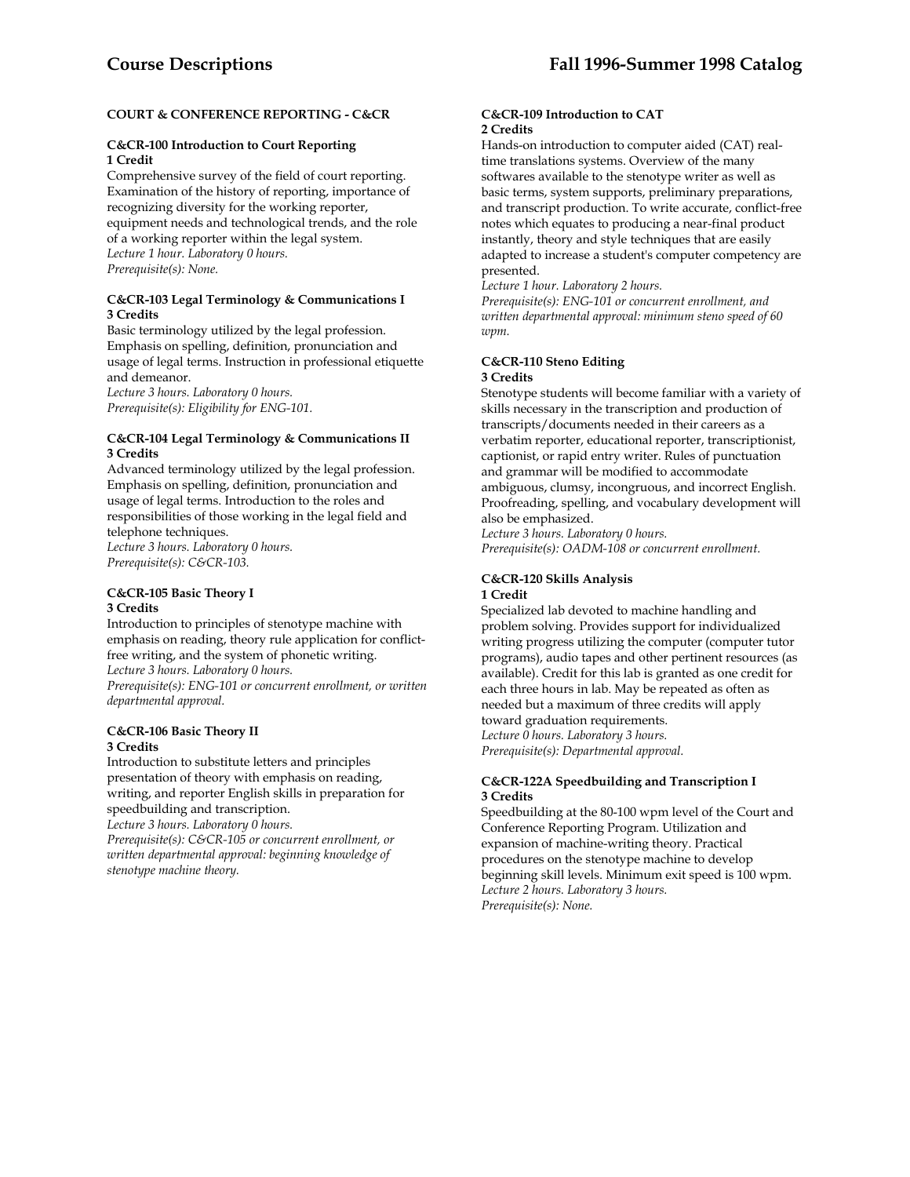## COURT & CONFERENCE REPORTING - C&CR

### C&CR-100 Introduction to Court Reporting
**1 Credit**

Comprehensive survey of the field of court reporting. Examination of the history of reporting, importance of recognizing diversity for the working reporter, equipment needs and technological trends, and the role of a working reporter within the legal system.
*Lecture 1 hour. Laboratory 0 hours.*
*Prerequisite(s): None.*

### C&CR-103 Legal Terminology & Communications I
**3 Credits**

Basic terminology utilized by the legal profession. Emphasis on spelling, definition, pronunciation and usage of legal terms. Instruction in professional etiquette and demeanor.
*Lecture 3 hours. Laboratory 0 hours.*
*Prerequisite(s): Eligibility for ENG-101.*

### C&CR-104 Legal Terminology & Communications II
**3 Credits**

Advanced terminology utilized by the legal profession. Emphasis on spelling, definition, pronunciation and usage of legal terms. Introduction to the roles and responsibilities of those working in the legal field and telephone techniques.
*Lecture 3 hours. Laboratory 0 hours.*
*Prerequisite(s): C&CR-103.*

### C&CR-105 Basic Theory I
**3 Credits**

Introduction to principles of stenotype machine with emphasis on reading, theory rule application for conflict-free writing, and the system of phonetic writing.
*Lecture 3 hours. Laboratory 0 hours.*
*Prerequisite(s): ENG-101 or concurrent enrollment, or written departmental approval.*

### C&CR-106 Basic Theory II
**3 Credits**

Introduction to substitute letters and principles presentation of theory with emphasis on reading, writing, and reporter English skills in preparation for speedbuilding and transcription.
*Lecture 3 hours. Laboratory 0 hours.*
*Prerequisite(s): C&CR-105 or concurrent enrollment, or written departmental approval: beginning knowledge of stenotype machine theory.*

### C&CR-109 Introduction to CAT
**2 Credits**

Hands-on introduction to computer aided (CAT) real-time translations systems. Overview of the many softwares available to the stenotype writer as well as basic terms, system supports, preliminary preparations, and transcript production. To write accurate, conflict-free notes which equates to producing a near-final product instantly, theory and style techniques that are easily adapted to increase a student's computer competency are presented.
*Lecture 1 hour. Laboratory 2 hours.*
*Prerequisite(s): ENG-101 or concurrent enrollment, and written departmental approval: minimum steno speed of 60 wpm.*

### C&CR-110 Steno Editing
**3 Credits**

Stenotype students will become familiar with a variety of skills necessary in the transcription and production of transcripts/documents needed in their careers as a verbatim reporter, educational reporter, transcriptionist, captionist, or rapid entry writer. Rules of punctuation and grammar will be modified to accommodate ambiguous, clumsy, incongruous, and incorrect English. Proofreading, spelling, and vocabulary development will also be emphasized.
*Lecture 3 hours. Laboratory 0 hours.*
*Prerequisite(s): OADM-108 or concurrent enrollment.*

### C&CR-120 Skills Analysis
**1 Credit**

Specialized lab devoted to machine handling and problem solving. Provides support for individualized writing progress utilizing the computer (computer tutor programs), audio tapes and other pertinent resources (as available). Credit for this lab is granted as one credit for each three hours in lab. May be repeated as often as needed but a maximum of three credits will apply toward graduation requirements.
*Lecture 0 hours. Laboratory 3 hours.*
*Prerequisite(s): Departmental approval.*

### C&CR-122A Speedbuilding and Transcription I
**3 Credits**

Speedbuilding at the 80-100 wpm level of the Court and Conference Reporting Program. Utilization and expansion of machine-writing theory. Practical procedures on the stenotype machine to develop beginning skill levels. Minimum exit speed is 100 wpm.
*Lecture 2 hours. Laboratory 3 hours.*
*Prerequisite(s): None.*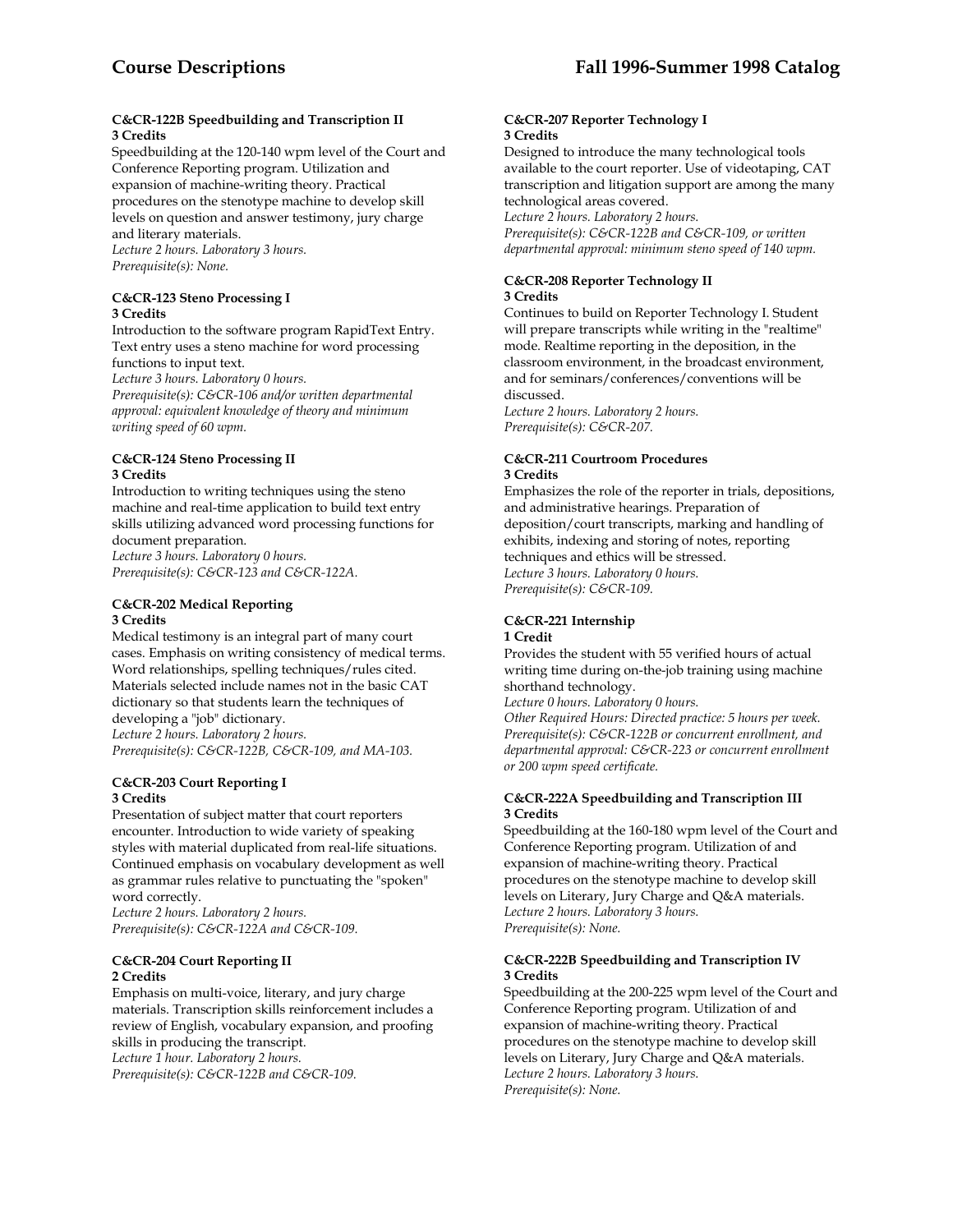#### C&CR-122B Speedbuilding and Transcription II
**3 Credits**

Speedbuilding at the 120-140 wpm level of the Court and Conference Reporting program. Utilization and expansion of machine-writing theory. Practical procedures on the stenotype machine to develop skill levels on question and answer testimony, jury charge and literary materials.
*Lecture 2 hours. Laboratory 3 hours.*
*Prerequisite(s): None.*

#### C&CR-123 Steno Processing I
**3 Credits**

Introduction to the software program RapidText Entry. Text entry uses a steno machine for word processing functions to input text.
*Lecture 3 hours. Laboratory 0 hours.*
*Prerequisite(s): C&CR-106 and/or written departmental approval: equivalent knowledge of theory and minimum writing speed of 60 wpm.*

#### C&CR-124 Steno Processing II
**3 Credits**

Introduction to writing techniques using the steno machine and real-time application to build text entry skills utilizing advanced word processing functions for document preparation.
*Lecture 3 hours. Laboratory 0 hours.*
*Prerequisite(s): C&CR-123 and C&CR-122A.*

#### C&CR-202 Medical Reporting
**3 Credits**

Medical testimony is an integral part of many court cases. Emphasis on writing consistency of medical terms. Word relationships, spelling techniques/rules cited. Materials selected include names not in the basic CAT dictionary so that students learn the techniques of developing a "job" dictionary.
*Lecture 2 hours. Laboratory 2 hours.*
*Prerequisite(s): C&CR-122B, C&CR-109, and MA-103.*

#### C&CR-203 Court Reporting I
**3 Credits**

Presentation of subject matter that court reporters encounter. Introduction to wide variety of speaking styles with material duplicated from real-life situations. Continued emphasis on vocabulary development as well as grammar rules relative to punctuating the "spoken" word correctly.
*Lecture 2 hours. Laboratory 2 hours.*
*Prerequisite(s): C&CR-122A and C&CR-109.*

#### C&CR-204 Court Reporting II
**2 Credits**

Emphasis on multi-voice, literary, and jury charge materials. Transcription skills reinforcement includes a review of English, vocabulary expansion, and proofing skills in producing the transcript.
*Lecture 1 hour. Laboratory 2 hours.*
*Prerequisite(s): C&CR-122B and C&CR-109.*

#### C&CR-207 Reporter Technology I
**3 Credits**

Designed to introduce the many technological tools available to the court reporter. Use of videotaping, CAT transcription and litigation support are among the many technological areas covered.
*Lecture 2 hours. Laboratory 2 hours.*
*Prerequisite(s): C&CR-122B and C&CR-109, or written departmental approval: minimum steno speed of 140 wpm.*

#### C&CR-208 Reporter Technology II
**3 Credits**

Continues to build on Reporter Technology I. Student will prepare transcripts while writing in the "realtime" mode. Realtime reporting in the deposition, in the classroom environment, in the broadcast environment, and for seminars/conferences/conventions will be discussed.
*Lecture 2 hours. Laboratory 2 hours.*
*Prerequisite(s): C&CR-207.*

#### C&CR-211 Courtroom Procedures
**3 Credits**

Emphasizes the role of the reporter in trials, depositions, and administrative hearings. Preparation of deposition/court transcripts, marking and handling of exhibits, indexing and storing of notes, reporting techniques and ethics will be stressed.
*Lecture 3 hours. Laboratory 0 hours.*
*Prerequisite(s): C&CR-109.*

#### C&CR-221 Internship
**1 Credit**

Provides the student with 55 verified hours of actual writing time during on-the-job training using machine shorthand technology.
*Lecture 0 hours. Laboratory 0 hours.*
*Other Required Hours: Directed practice: 5 hours per week.*
*Prerequisite(s): C&CR-122B or concurrent enrollment, and departmental approval: C&CR-223 or concurrent enrollment or 200 wpm speed certificate.*

#### C&CR-222A Speedbuilding and Transcription III
**3 Credits**

Speedbuilding at the 160-180 wpm level of the Court and Conference Reporting program. Utilization of and expansion of machine-writing theory. Practical procedures on the stenotype machine to develop skill levels on Literary, Jury Charge and Q&A materials.
*Lecture 2 hours. Laboratory 3 hours.*
*Prerequisite(s): None.*

#### C&CR-222B Speedbuilding and Transcription IV
**3 Credits**

Speedbuilding at the 200-225 wpm level of the Court and Conference Reporting program. Utilization of and expansion of machine-writing theory. Practical procedures on the stenotype machine to develop skill levels on Literary, Jury Charge and Q&A materials.
*Lecture 2 hours. Laboratory 3 hours.*
*Prerequisite(s): None.*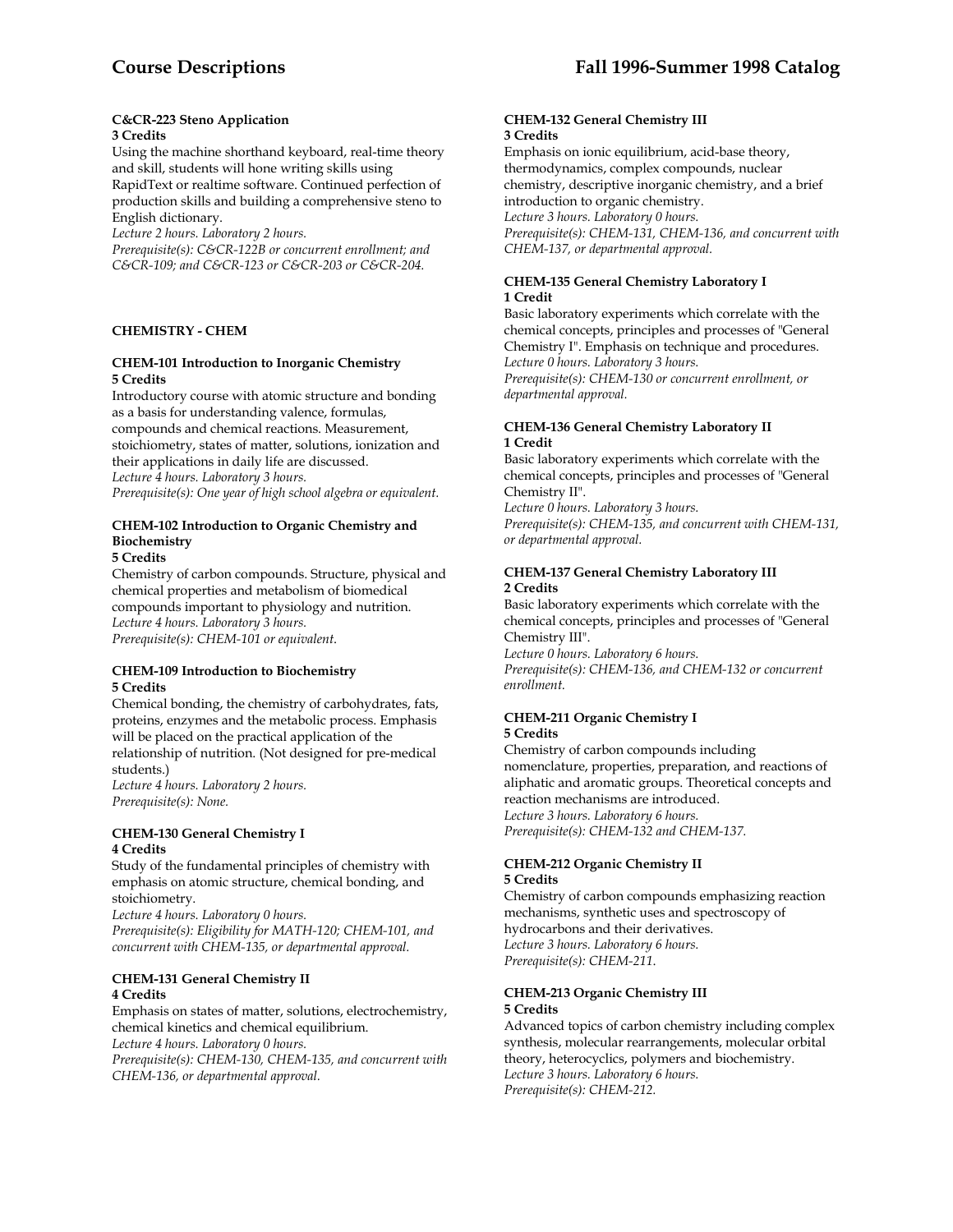#### C&CR-223 Steno Application
**3 Credits**

Using the machine shorthand keyboard, real-time theory and skill, students will hone writing skills using RapidText or realtime software. Continued perfection of production skills and building a comprehensive steno to English dictionary.
*Lecture 2 hours. Laboratory 2 hours.*
*Prerequisite(s): C&CR-122B or concurrent enrollment; and C&CR-109; and C&CR-123 or C&CR-203 or C&CR-204.*

### CHEMISTRY - CHEM

#### CHEM-101 Introduction to Inorganic Chemistry
**5 Credits**

Introductory course with atomic structure and bonding as a basis for understanding valence, formulas, compounds and chemical reactions. Measurement, stoichiometry, states of matter, solutions, ionization and their applications in daily life are discussed.
*Lecture 4 hours. Laboratory 3 hours.*
*Prerequisite(s): One year of high school algebra or equivalent.*

#### CHEM-102 Introduction to Organic Chemistry and Biochemistry
**5 Credits**

Chemistry of carbon compounds. Structure, physical and chemical properties and metabolism of biomedical compounds important to physiology and nutrition.
*Lecture 4 hours. Laboratory 3 hours.*
*Prerequisite(s): CHEM-101 or equivalent.*

#### CHEM-109 Introduction to Biochemistry
**5 Credits**

Chemical bonding, the chemistry of carbohydrates, fats, proteins, enzymes and the metabolic process. Emphasis will be placed on the practical application of the relationship of nutrition. (Not designed for pre-medical students.)
*Lecture 4 hours. Laboratory 2 hours.*
*Prerequisite(s): None.*

#### CHEM-130 General Chemistry I
**4 Credits**

Study of the fundamental principles of chemistry with emphasis on atomic structure, chemical bonding, and stoichiometry.
*Lecture 4 hours. Laboratory 0 hours.*
*Prerequisite(s): Eligibility for MATH-120; CHEM-101, and concurrent with CHEM-135, or departmental approval.*

#### CHEM-131 General Chemistry II
**4 Credits**

Emphasis on states of matter, solutions, electrochemistry, chemical kinetics and chemical equilibrium.
*Lecture 4 hours. Laboratory 0 hours.*
*Prerequisite(s): CHEM-130, CHEM-135, and concurrent with CHEM-136, or departmental approval.*

#### CHEM-132 General Chemistry III
**3 Credits**

Emphasis on ionic equilibrium, acid-base theory, thermodynamics, complex compounds, nuclear chemistry, descriptive inorganic chemistry, and a brief introduction to organic chemistry.
*Lecture 3 hours. Laboratory 0 hours.*
*Prerequisite(s): CHEM-131, CHEM-136, and concurrent with CHEM-137, or departmental approval.*

#### CHEM-135 General Chemistry Laboratory I
**1 Credit**

Basic laboratory experiments which correlate with the chemical concepts, principles and processes of "General Chemistry I". Emphasis on technique and procedures.
*Lecture 0 hours. Laboratory 3 hours.*
*Prerequisite(s): CHEM-130 or concurrent enrollment, or departmental approval.*

#### CHEM-136 General Chemistry Laboratory II
**1 Credit**

Basic laboratory experiments which correlate with the chemical concepts, principles and processes of "General Chemistry II".
*Lecture 0 hours. Laboratory 3 hours.*
*Prerequisite(s): CHEM-135, and concurrent with CHEM-131, or departmental approval.*

#### CHEM-137 General Chemistry Laboratory III
**2 Credits**

Basic laboratory experiments which correlate with the chemical concepts, principles and processes of "General Chemistry III".
*Lecture 0 hours. Laboratory 6 hours.*
*Prerequisite(s): CHEM-136, and CHEM-132 or concurrent enrollment.*

#### CHEM-211 Organic Chemistry I
**5 Credits**

Chemistry of carbon compounds including nomenclature, properties, preparation, and reactions of aliphatic and aromatic groups. Theoretical concepts and reaction mechanisms are introduced.
*Lecture 3 hours. Laboratory 6 hours.*
*Prerequisite(s): CHEM-132 and CHEM-137.*

#### CHEM-212 Organic Chemistry II
**5 Credits**

Chemistry of carbon compounds emphasizing reaction mechanisms, synthetic uses and spectroscopy of hydrocarbons and their derivatives.
*Lecture 3 hours. Laboratory 6 hours.*
*Prerequisite(s): CHEM-211.*

#### CHEM-213 Organic Chemistry III
**5 Credits**

Advanced topics of carbon chemistry including complex synthesis, molecular rearrangements, molecular orbital theory, heterocyclics, polymers and biochemistry.
*Lecture 3 hours. Laboratory 6 hours.*
*Prerequisite(s): CHEM-212.*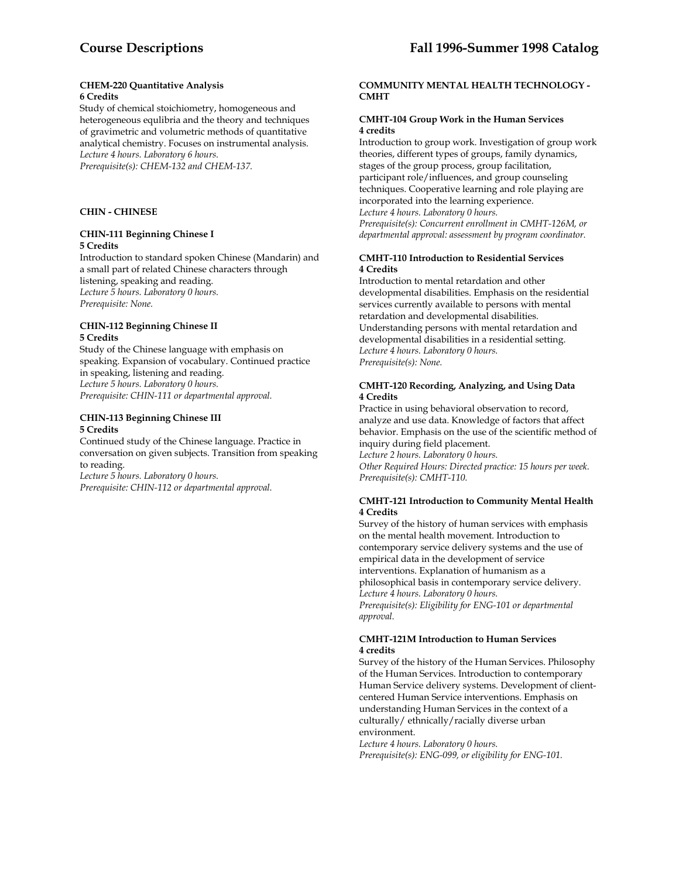#### CHEM-220 Quantitative Analysis
**6 Credits**

Study of chemical stoichiometry, homogeneous and heterogeneous equlibria and the theory and techniques of gravimetric and volumetric methods of quantitative analytical chemistry. Focuses on instrumental analysis.
*Lecture 4 hours. Laboratory 6 hours.*
*Prerequisite(s): CHEM-132 and CHEM-137.*

### CHIN - CHINESE

#### CHIN-111 Beginning Chinese I
**5 Credits**

Introduction to standard spoken Chinese (Mandarin) and a small part of related Chinese characters through listening, speaking and reading.
*Lecture 5 hours. Laboratory 0 hours.*
*Prerequisite: None.*

#### CHIN-112 Beginning Chinese II
**5 Credits**

Study of the Chinese language with emphasis on speaking. Expansion of vocabulary. Continued practice in speaking, listening and reading.
*Lecture 5 hours. Laboratory 0 hours.*
*Prerequisite: CHIN-111 or departmental approval.*

#### CHIN-113 Beginning Chinese III
**5 Credits**

Continued study of the Chinese language. Practice in conversation on given subjects. Transition from speaking to reading.
*Lecture 5 hours. Laboratory 0 hours.*
*Prerequisite: CHIN-112 or departmental approval.*

### COMMUNITY MENTAL HEALTH TECHNOLOGY - CMHT

#### CMHT-104 Group Work in the Human Services
**4 credits**

Introduction to group work. Investigation of group work theories, different types of groups, family dynamics, stages of the group process, group facilitation, participant role/influences, and group counseling techniques. Cooperative learning and role playing are incorporated into the learning experience.
*Lecture 4 hours. Laboratory 0 hours.*
*Prerequisite(s): Concurrent enrollment in CMHT-126M, or departmental approval: assessment by program coordinator.*

#### CMHT-110 Introduction to Residential Services
**4 Credits**

Introduction to mental retardation and other developmental disabilities. Emphasis on the residential services currently available to persons with mental retardation and developmental disabilities. Understanding persons with mental retardation and developmental disabilities in a residential setting.
*Lecture 4 hours. Laboratory 0 hours.*
*Prerequisite(s): None.*

#### CMHT-120 Recording, Analyzing, and Using Data
**4 Credits**

Practice in using behavioral observation to record, analyze and use data. Knowledge of factors that affect behavior. Emphasis on the use of the scientific method of inquiry during field placement.
*Lecture 2 hours. Laboratory 0 hours.*
*Other Required Hours: Directed practice: 15 hours per week.*
*Prerequisite(s): CMHT-110.*

#### CMHT-121 Introduction to Community Mental Health
**4 Credits**

Survey of the history of human services with emphasis on the mental health movement. Introduction to contemporary service delivery systems and the use of empirical data in the development of service interventions. Explanation of humanism as a philosophical basis in contemporary service delivery.
*Lecture 4 hours. Laboratory 0 hours.*
*Prerequisite(s): Eligibility for ENG-101 or departmental approval.*

#### CMHT-121M Introduction to Human Services
**4 credits**

Survey of the history of the Human Services. Philosophy of the Human Services. Introduction to contemporary Human Service delivery systems. Development of client-centered Human Service interventions. Emphasis on understanding Human Services in the context of a culturally/ ethnically/racially diverse urban environment.
*Lecture 4 hours. Laboratory 0 hours.*
*Prerequisite(s): ENG-099, or eligibility for ENG-101.*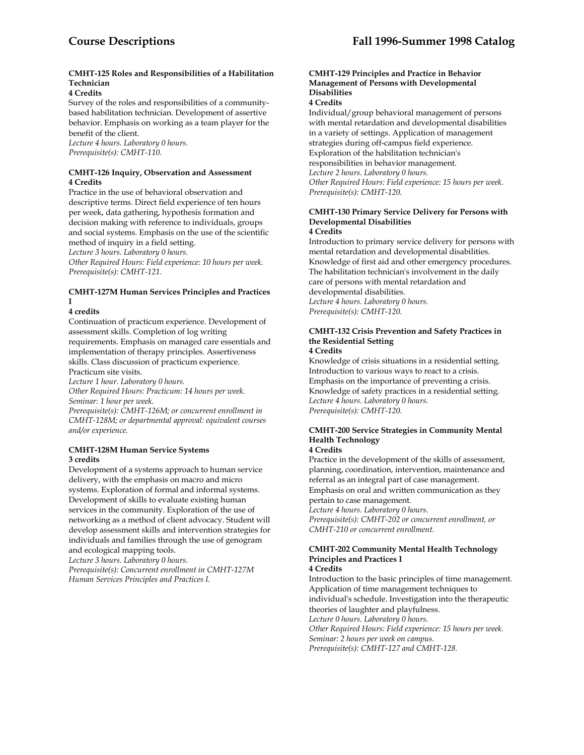#### CMHT-125 Roles and Responsibilities of a Habilitation Technician
**4 Credits**

Survey of the roles and responsibilities of a community-based habilitation technician. Development of assertive behavior. Emphasis on working as a team player for the benefit of the client.
*Lecture 4 hours. Laboratory 0 hours.*
*Prerequisite(s): CMHT-110.*

#### CMHT-126 Inquiry, Observation and Assessment
**4 Credits**

Practice in the use of behavioral observation and descriptive terms. Direct field experience of ten hours per week, data gathering, hypothesis formation and decision making with reference to individuals, groups and social systems. Emphasis on the use of the scientific method of inquiry in a field setting.
*Lecture 3 hours. Laboratory 0 hours.*
*Other Required Hours: Field experience: 10 hours per week.*
*Prerequisite(s): CMHT-121.*

#### CMHT-127M Human Services Principles and Practices I
**4 credits**

Continuation of practicum experience. Development of assessment skills. Completion of log writing requirements. Emphasis on managed care essentials and implementation of therapy principles. Assertiveness skills. Class discussion of practicum experience. Practicum site visits.
*Lecture 1 hour. Laboratory 0 hours.*
*Other Required Hours: Practicum: 14 hours per week. Seminar: 1 hour per week.*
*Prerequisite(s): CMHT-126M; or concurrent enrollment in CMHT-128M; or departmental approval: equivalent courses and/or experience.*

#### CMHT-128M Human Service Systems
**3 credits**

Development of a systems approach to human service delivery, with the emphasis on macro and micro systems. Exploration of formal and informal systems. Development of skills to evaluate existing human services in the community. Exploration of the use of networking as a method of client advocacy. Student will develop assessment skills and intervention strategies for individuals and families through the use of genogram and ecological mapping tools.
*Lecture 3 hours. Laboratory 0 hours.*
*Prerequisite(s): Concurrent enrollment in CMHT-127M Human Services Principles and Practices I.*

#### CMHT-129 Principles and Practice in Behavior Management of Persons with Developmental Disabilities
**4 Credits**

Individual/group behavioral management of persons with mental retardation and developmental disabilities in a variety of settings. Application of management strategies during off-campus field experience. Exploration of the habilitation technician's responsibilities in behavior management.
*Lecture 2 hours. Laboratory 0 hours.*
*Other Required Hours: Field experience: 15 hours per week.*
*Prerequisite(s): CMHT-120.*

#### CMHT-130 Primary Service Delivery for Persons with Developmental Disabilities
**4 Credits**

Introduction to primary service delivery for persons with mental retardation and developmental disabilities. Knowledge of first aid and other emergency procedures. The habilitation technician's involvement in the daily care of persons with mental retardation and developmental disabilities.
*Lecture 4 hours. Laboratory 0 hours.*
*Prerequisite(s): CMHT-120.*

#### CMHT-132 Crisis Prevention and Safety Practices in the Residential Setting
**4 Credits**

Knowledge of crisis situations in a residential setting. Introduction to various ways to react to a crisis. Emphasis on the importance of preventing a crisis. Knowledge of safety practices in a residential setting.
*Lecture 4 hours. Laboratory 0 hours.*
*Prerequisite(s): CMHT-120.*

#### CMHT-200 Service Strategies in Community Mental Health Technology
**4 Credits**

Practice in the development of the skills of assessment, planning, coordination, intervention, maintenance and referral as an integral part of case management. Emphasis on oral and written communication as they pertain to case management.
*Lecture 4 hours. Laboratory 0 hours.*
*Prerequisite(s): CMHT-202 or concurrent enrollment, or CMHT-210 or concurrent enrollment.*

#### CMHT-202 Community Mental Health Technology Principles and Practices I
**4 Credits**

Introduction to the basic principles of time management. Application of time management techniques to individual's schedule. Investigation into the therapeutic theories of laughter and playfulness.
*Lecture 0 hours. Laboratory 0 hours.*
*Other Required Hours: Field experience: 15 hours per week. Seminar: 2 hours per week on campus.*
*Prerequisite(s): CMHT-127 and CMHT-128.*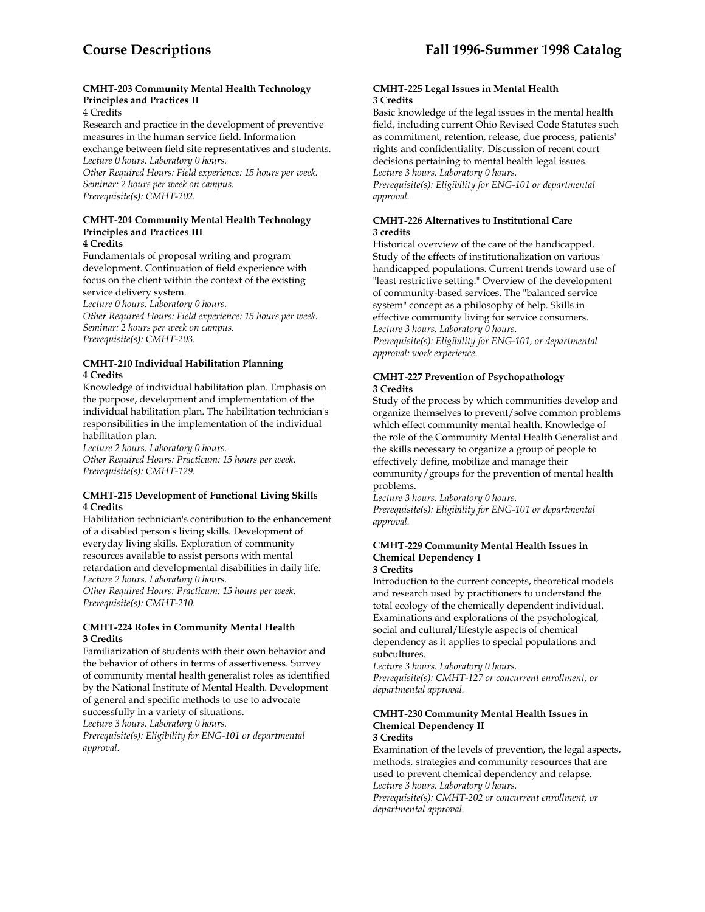#### CMHT-203 Community Mental Health Technology Principles and Practices II

4 Credits

Research and practice in the development of preventive measures in the human service field. Information exchange between field site representatives and students.

*Lecture 0 hours. Laboratory 0 hours.*
*Other Required Hours: Field experience: 15 hours per week. Seminar: 2 hours per week on campus.*
*Prerequisite(s): CMHT-202.*

#### CMHT-204 Community Mental Health Technology Principles and Practices III

**4 Credits**

Fundamentals of proposal writing and program development. Continuation of field experience with focus on the client within the context of the existing service delivery system.

*Lecture 0 hours. Laboratory 0 hours.*
*Other Required Hours: Field experience: 15 hours per week. Seminar: 2 hours per week on campus.*
*Prerequisite(s): CMHT-203.*

#### CMHT-210 Individual Habilitation Planning

**4 Credits**

Knowledge of individual habilitation plan. Emphasis on the purpose, development and implementation of the individual habilitation plan. The habilitation technician's responsibilities in the implementation of the individual habilitation plan.

*Lecture 2 hours. Laboratory 0 hours.*
*Other Required Hours: Practicum: 15 hours per week.*
*Prerequisite(s): CMHT-129.*

#### CMHT-215 Development of Functional Living Skills

**4 Credits**

Habilitation technician's contribution to the enhancement of a disabled person's living skills. Development of everyday living skills. Exploration of community resources available to assist persons with mental retardation and developmental disabilities in daily life.

*Lecture 2 hours. Laboratory 0 hours.*
*Other Required Hours: Practicum: 15 hours per week.*
*Prerequisite(s): CMHT-210.*

#### CMHT-224 Roles in Community Mental Health

**3 Credits**

Familiarization of students with their own behavior and the behavior of others in terms of assertiveness. Survey of community mental health generalist roles as identified by the National Institute of Mental Health. Development of general and specific methods to use to advocate successfully in a variety of situations.

*Lecture 3 hours. Laboratory 0 hours.*
*Prerequisite(s): Eligibility for ENG-101 or departmental approval.*

#### CMHT-225 Legal Issues in Mental Health

**3 Credits**

Basic knowledge of the legal issues in the mental health field, including current Ohio Revised Code Statutes such as commitment, retention, release, due process, patients' rights and confidentiality. Discussion of recent court decisions pertaining to mental health legal issues.

*Lecture 3 hours. Laboratory 0 hours.*
*Prerequisite(s): Eligibility for ENG-101 or departmental approval.*

#### CMHT-226 Alternatives to Institutional Care

**3 credits**

Historical overview of the care of the handicapped. Study of the effects of institutionalization on various handicapped populations. Current trends toward use of "least restrictive setting." Overview of the development of community-based services. The "balanced service system" concept as a philosophy of help. Skills in effective community living for service consumers.

*Lecture 3 hours. Laboratory 0 hours.*
*Prerequisite(s): Eligibility for ENG-101, or departmental approval: work experience.*

#### CMHT-227 Prevention of Psychopathology

**3 Credits**

Study of the process by which communities develop and organize themselves to prevent/solve common problems which effect community mental health. Knowledge of the role of the Community Mental Health Generalist and the skills necessary to organize a group of people to effectively define, mobilize and manage their community/groups for the prevention of mental health problems.

*Lecture 3 hours. Laboratory 0 hours.*
*Prerequisite(s): Eligibility for ENG-101 or departmental approval.*

#### CMHT-229 Community Mental Health Issues in Chemical Dependency I

**3 Credits**

Introduction to the current concepts, theoretical models and research used by practitioners to understand the total ecology of the chemically dependent individual. Examinations and explorations of the psychological, social and cultural/lifestyle aspects of chemical dependency as it applies to special populations and subcultures.

*Lecture 3 hours. Laboratory 0 hours.*
*Prerequisite(s): CMHT-127 or concurrent enrollment, or departmental approval.*

#### CMHT-230 Community Mental Health Issues in Chemical Dependency II

**3 Credits**

Examination of the levels of prevention, the legal aspects, methods, strategies and community resources that are used to prevent chemical dependency and relapse.

*Lecture 3 hours. Laboratory 0 hours.*
*Prerequisite(s): CMHT-202 or concurrent enrollment, or departmental approval.*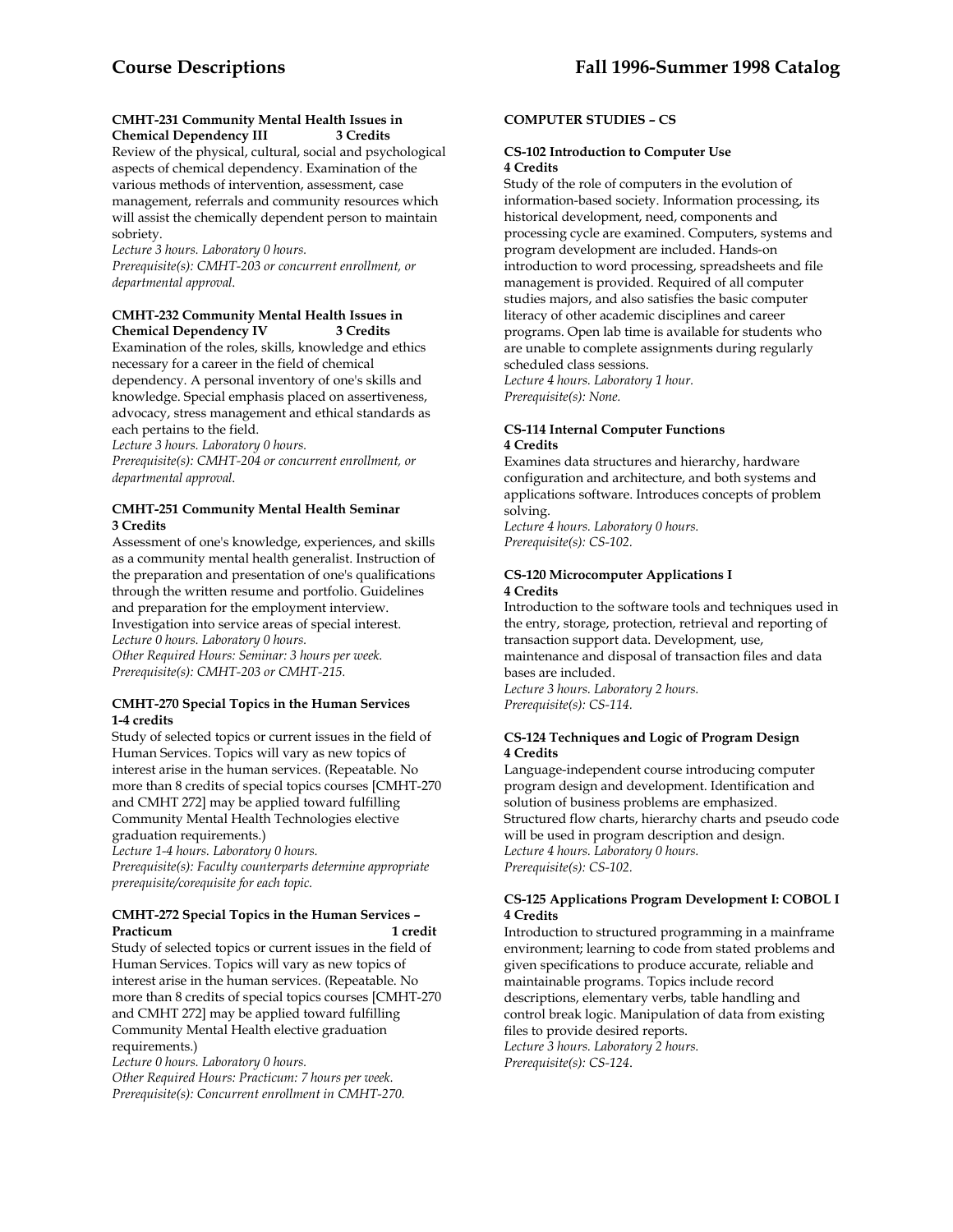#### CMHT-231 Community Mental Health Issues in Chemical Dependency III 3 Credits

Review of the physical, cultural, social and psychological aspects of chemical dependency. Examination of the various methods of intervention, assessment, case management, referrals and community resources which will assist the chemically dependent person to maintain sobriety.

*Lecture 3 hours. Laboratory 0 hours.*
*Prerequisite(s): CMHT-203 or concurrent enrollment, or departmental approval.*

#### CMHT-232 Community Mental Health Issues in Chemical Dependency IV 3 Credits

Examination of the roles, skills, knowledge and ethics necessary for a career in the field of chemical dependency. A personal inventory of one's skills and knowledge. Special emphasis placed on assertiveness, advocacy, stress management and ethical standards as each pertains to the field.

*Lecture 3 hours. Laboratory 0 hours.*
*Prerequisite(s): CMHT-204 or concurrent enrollment, or departmental approval.*

#### CMHT-251 Community Mental Health Seminar 3 Credits

Assessment of one's knowledge, experiences, and skills as a community mental health generalist. Instruction of the preparation and presentation of one's qualifications through the written resume and portfolio. Guidelines and preparation for the employment interview. Investigation into service areas of special interest.

*Lecture 0 hours. Laboratory 0 hours.*
*Other Required Hours: Seminar: 3 hours per week.*
*Prerequisite(s): CMHT-203 or CMHT-215.*

#### CMHT-270 Special Topics in the Human Services 1-4 credits

Study of selected topics or current issues in the field of Human Services. Topics will vary as new topics of interest arise in the human services. (Repeatable. No more than 8 credits of special topics courses [CMHT-270 and CMHT 272] may be applied toward fulfilling Community Mental Health Technologies elective graduation requirements.)

*Lecture 1-4 hours. Laboratory 0 hours.*
*Prerequisite(s): Faculty counterparts determine appropriate prerequisite/corequisite for each topic.*

#### CMHT-272 Special Topics in the Human Services – Practicum 1 credit

Study of selected topics or current issues in the field of Human Services. Topics will vary as new topics of interest arise in the human services. (Repeatable. No more than 8 credits of special topics courses [CMHT-270 and CMHT 272] may be applied toward fulfilling Community Mental Health elective graduation requirements.)

*Lecture 0 hours. Laboratory 0 hours.*
*Other Required Hours: Practicum: 7 hours per week.*
*Prerequisite(s): Concurrent enrollment in CMHT-270.*

### COMPUTER STUDIES – CS

#### CS-102 Introduction to Computer Use 4 Credits

Study of the role of computers in the evolution of information-based society. Information processing, its historical development, need, components and processing cycle are examined. Computers, systems and program development are included. Hands-on introduction to word processing, spreadsheets and file management is provided. Required of all computer studies majors, and also satisfies the basic computer literacy of other academic disciplines and career programs. Open lab time is available for students who are unable to complete assignments during regularly scheduled class sessions.

*Lecture 4 hours. Laboratory 1 hour.*
*Prerequisite(s): None.*

#### CS-114 Internal Computer Functions 4 Credits

Examines data structures and hierarchy, hardware configuration and architecture, and both systems and applications software. Introduces concepts of problem solving.

*Lecture 4 hours. Laboratory 0 hours.*
*Prerequisite(s): CS-102.*

#### CS-120 Microcomputer Applications I 4 Credits

Introduction to the software tools and techniques used in the entry, storage, protection, retrieval and reporting of transaction support data. Development, use, maintenance and disposal of transaction files and data bases are included.

*Lecture 3 hours. Laboratory 2 hours.*
*Prerequisite(s): CS-114.*

#### CS-124 Techniques and Logic of Program Design 4 Credits

Language-independent course introducing computer program design and development. Identification and solution of business problems are emphasized. Structured flow charts, hierarchy charts and pseudo code will be used in program description and design.

*Lecture 4 hours. Laboratory 0 hours.*
*Prerequisite(s): CS-102.*

#### CS-125 Applications Program Development I: COBOL I 4 Credits

Introduction to structured programming in a mainframe environment; learning to code from stated problems and given specifications to produce accurate, reliable and maintainable programs. Topics include record descriptions, elementary verbs, table handling and control break logic. Manipulation of data from existing files to provide desired reports.

*Lecture 3 hours. Laboratory 2 hours.*
*Prerequisite(s): CS-124.*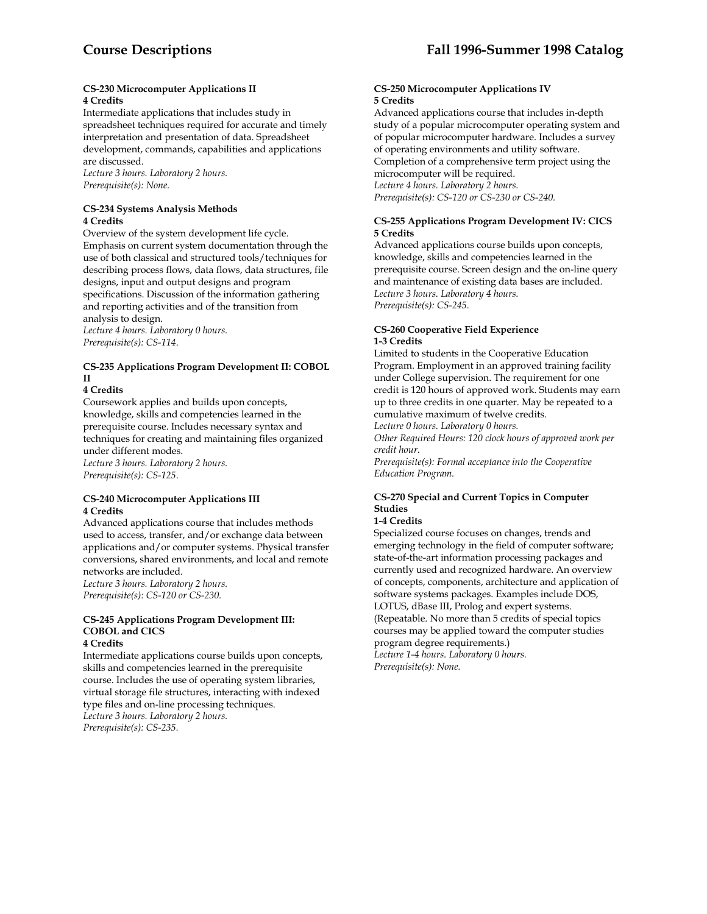#### CS-230 Microcomputer Applications II
**4 Credits**

Intermediate applications that includes study in spreadsheet techniques required for accurate and timely interpretation and presentation of data. Spreadsheet development, commands, capabilities and applications are discussed.
*Lecture 3 hours. Laboratory 2 hours.*
*Prerequisite(s): None.*

#### CS-234 Systems Analysis Methods
**4 Credits**

Overview of the system development life cycle. Emphasis on current system documentation through the use of both classical and structured tools/techniques for describing process flows, data flows, data structures, file designs, input and output designs and program specifications. Discussion of the information gathering and reporting activities and of the transition from analysis to design.
*Lecture 4 hours. Laboratory 0 hours.*
*Prerequisite(s): CS-114.*

#### CS-235 Applications Program Development II: COBOL II
**4 Credits**

Coursework applies and builds upon concepts, knowledge, skills and competencies learned in the prerequisite course. Includes necessary syntax and techniques for creating and maintaining files organized under different modes.
*Lecture 3 hours. Laboratory 2 hours.*
*Prerequisite(s): CS-125.*

#### CS-240 Microcomputer Applications III
**4 Credits**

Advanced applications course that includes methods used to access, transfer, and/or exchange data between applications and/or computer systems. Physical transfer conversions, shared environments, and local and remote networks are included.
*Lecture 3 hours. Laboratory 2 hours.*
*Prerequisite(s): CS-120 or CS-230.*

#### CS-245 Applications Program Development III: COBOL and CICS
**4 Credits**

Intermediate applications course builds upon concepts, skills and competencies learned in the prerequisite course. Includes the use of operating system libraries, virtual storage file structures, interacting with indexed type files and on-line processing techniques.
*Lecture 3 hours. Laboratory 2 hours.*
*Prerequisite(s): CS-235.*

#### CS-250 Microcomputer Applications IV
**5 Credits**

Advanced applications course that includes in-depth study of a popular microcomputer operating system and of popular microcomputer hardware. Includes a survey of operating environments and utility software. Completion of a comprehensive term project using the microcomputer will be required.
*Lecture 4 hours. Laboratory 2 hours.*
*Prerequisite(s): CS-120 or CS-230 or CS-240.*

#### CS-255 Applications Program Development IV: CICS
**5 Credits**

Advanced applications course builds upon concepts, knowledge, skills and competencies learned in the prerequisite course. Screen design and the on-line query and maintenance of existing data bases are included.
*Lecture 3 hours. Laboratory 4 hours.*
*Prerequisite(s): CS-245.*

#### CS-260 Cooperative Field Experience
**1-3 Credits**

Limited to students in the Cooperative Education Program. Employment in an approved training facility under College supervision. The requirement for one credit is 120 hours of approved work. Students may earn up to three credits in one quarter. May be repeated to a cumulative maximum of twelve credits.
*Lecture 0 hours. Laboratory 0 hours.*
*Other Required Hours: 120 clock hours of approved work per credit hour.*
*Prerequisite(s): Formal acceptance into the Cooperative Education Program.*

#### CS-270 Special and Current Topics in Computer Studies
**1-4 Credits**

Specialized course focuses on changes, trends and emerging technology in the field of computer software; state-of-the-art information processing packages and currently used and recognized hardware. An overview of concepts, components, architecture and application of software systems packages. Examples include DOS, LOTUS, dBase III, Prolog and expert systems. (Repeatable. No more than 5 credits of special topics courses may be applied toward the computer studies program degree requirements.)
*Lecture 1-4 hours. Laboratory 0 hours.*
*Prerequisite(s): None.*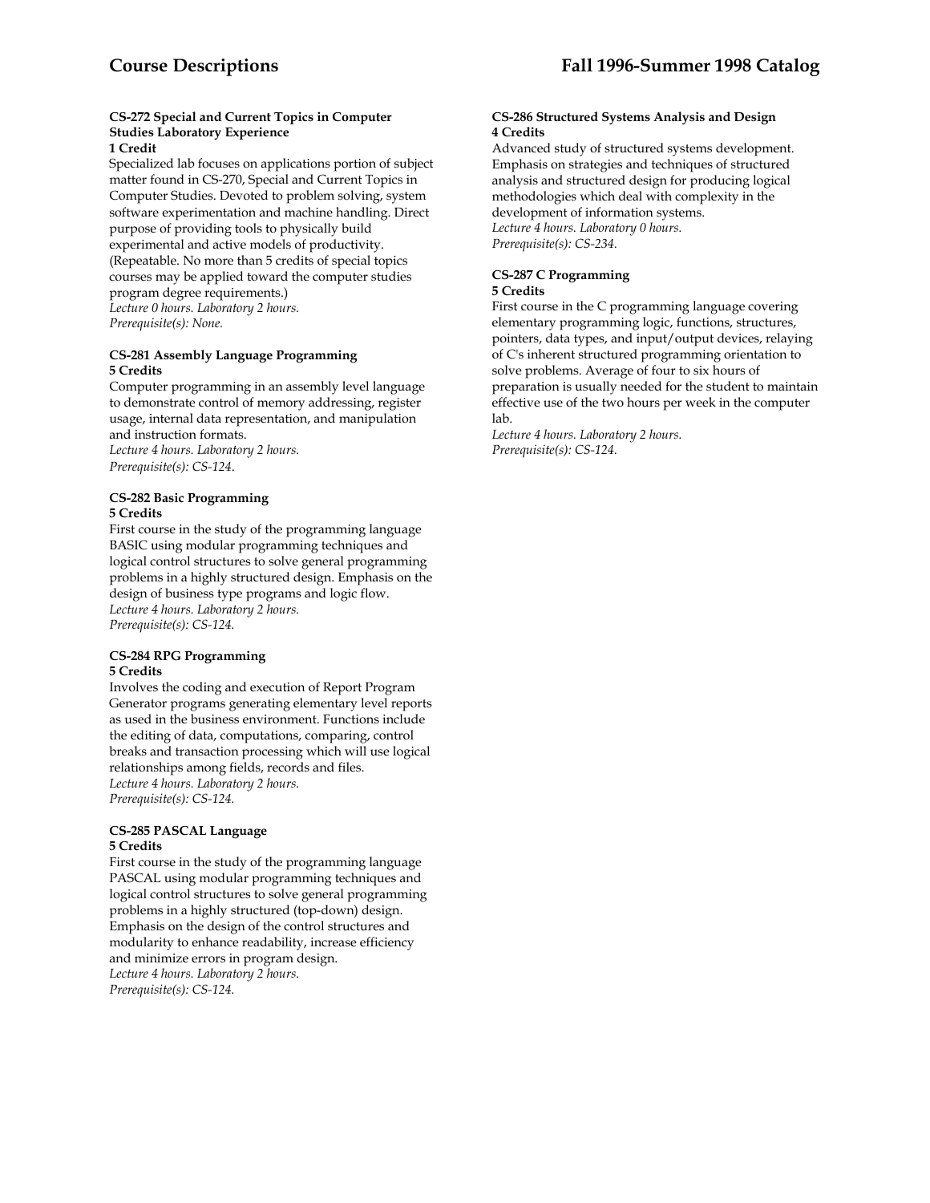**CS-272 Special and Current Topics in Computer Studies Laboratory Experience**
**1 Credit**

Specialized lab focuses on applications portion of subject matter found in CS-270, Special and Current Topics in Computer Studies. Devoted to problem solving, system software experimentation and machine handling. Direct purpose of providing tools to physically build experimental and active models of productivity. (Repeatable. No more than 5 credits of special topics courses may be applied toward the computer studies program degree requirements.)
*Lecture 0 hours. Laboratory 2 hours.*
*Prerequisite(s): None.*

**CS-281 Assembly Language Programming**
**5 Credits**

Computer programming in an assembly level language to demonstrate control of memory addressing, register usage, internal data representation, and manipulation and instruction formats.
*Lecture 4 hours. Laboratory 2 hours.*
*Prerequisite(s): CS-124.*

**CS-282 Basic Programming**
**5 Credits**

First course in the study of the programming language BASIC using modular programming techniques and logical control structures to solve general programming problems in a highly structured design. Emphasis on the design of business type programs and logic flow.
*Lecture 4 hours. Laboratory 2 hours.*
*Prerequisite(s): CS-124.*

**CS-284 RPG Programming**
**5 Credits**

Involves the coding and execution of Report Program Generator programs generating elementary level reports as used in the business environment. Functions include the editing of data, computations, comparing, control breaks and transaction processing which will use logical relationships among fields, records and files.
*Lecture 4 hours. Laboratory 2 hours.*
*Prerequisite(s): CS-124.*

**CS-285 PASCAL Language**
**5 Credits**

First course in the study of the programming language PASCAL using modular programming techniques and logical control structures to solve general programming problems in a highly structured (top-down) design. Emphasis on the design of the control structures and modularity to enhance readability, increase efficiency and minimize errors in program design.
*Lecture 4 hours. Laboratory 2 hours.*
*Prerequisite(s): CS-124.*

**CS-286 Structured Systems Analysis and Design**
**4 Credits**

Advanced study of structured systems development. Emphasis on strategies and techniques of structured analysis and structured design for producing logical methodologies which deal with complexity in the development of information systems.
*Lecture 4 hours. Laboratory 0 hours.*
*Prerequisite(s): CS-234.*

**CS-287 C Programming**
**5 Credits**

First course in the C programming language covering elementary programming logic, functions, structures, pointers, data types, and input/output devices, relaying of C's inherent structured programming orientation to solve problems. Average of four to six hours of preparation is usually needed for the student to maintain effective use of the two hours per week in the computer lab.
*Lecture 4 hours. Laboratory 2 hours.*
*Prerequisite(s): CS-124.*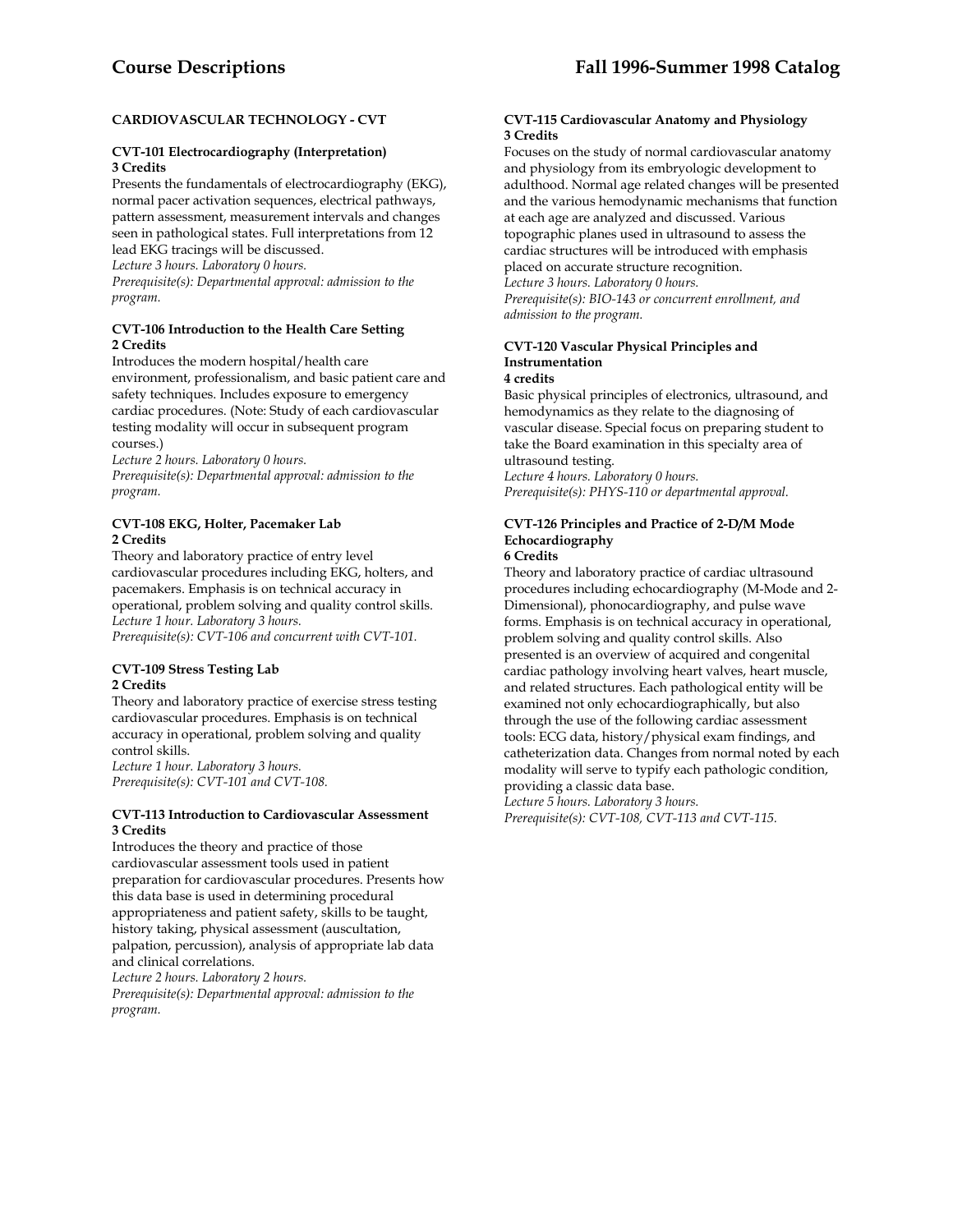## CARDIOVASCULAR TECHNOLOGY - CVT

### CVT-101 Electrocardiography (Interpretation)
**3 Credits**

Presents the fundamentals of electrocardiography (EKG), normal pacer activation sequences, electrical pathways, pattern assessment, measurement intervals and changes seen in pathological states. Full interpretations from 12 lead EKG tracings will be discussed.

*Lecture 3 hours. Laboratory 0 hours.*
*Prerequisite(s): Departmental approval: admission to the program.*

### CVT-106 Introduction to the Health Care Setting
**2 Credits**

Introduces the modern hospital/health care environment, professionalism, and basic patient care and safety techniques. Includes exposure to emergency cardiac procedures. (Note: Study of each cardiovascular testing modality will occur in subsequent program courses.)

*Lecture 2 hours. Laboratory 0 hours.*
*Prerequisite(s): Departmental approval: admission to the program.*

### CVT-108 EKG, Holter, Pacemaker Lab
**2 Credits**

Theory and laboratory practice of entry level cardiovascular procedures including EKG, holters, and pacemakers. Emphasis is on technical accuracy in operational, problem solving and quality control skills.

*Lecture 1 hour. Laboratory 3 hours.*
*Prerequisite(s): CVT-106 and concurrent with CVT-101.*

### CVT-109 Stress Testing Lab
**2 Credits**

Theory and laboratory practice of exercise stress testing cardiovascular procedures. Emphasis is on technical accuracy in operational, problem solving and quality control skills.

*Lecture 1 hour. Laboratory 3 hours.*
*Prerequisite(s): CVT-101 and CVT-108.*

### CVT-113 Introduction to Cardiovascular Assessment
**3 Credits**

Introduces the theory and practice of those cardiovascular assessment tools used in patient preparation for cardiovascular procedures. Presents how this data base is used in determining procedural appropriateness and patient safety, skills to be taught, history taking, physical assessment (auscultation, palpation, percussion), analysis of appropriate lab data and clinical correlations.

*Lecture 2 hours. Laboratory 2 hours.*
*Prerequisite(s): Departmental approval: admission to the program.*

### CVT-115 Cardiovascular Anatomy and Physiology
**3 Credits**

Focuses on the study of normal cardiovascular anatomy and physiology from its embryologic development to adulthood. Normal age related changes will be presented and the various hemodynamic mechanisms that function at each age are analyzed and discussed. Various topographic planes used in ultrasound to assess the cardiac structures will be introduced with emphasis placed on accurate structure recognition.

*Lecture 3 hours. Laboratory 0 hours.*
*Prerequisite(s): BIO-143 or concurrent enrollment, and admission to the program.*

### CVT-120 Vascular Physical Principles and Instrumentation
**4 credits**

Basic physical principles of electronics, ultrasound, and hemodynamics as they relate to the diagnosing of vascular disease. Special focus on preparing student to take the Board examination in this specialty area of ultrasound testing.

*Lecture 4 hours. Laboratory 0 hours.*
*Prerequisite(s): PHYS-110 or departmental approval.*

### CVT-126 Principles and Practice of 2-D/M Mode Echocardiography
**6 Credits**

Theory and laboratory practice of cardiac ultrasound procedures including echocardiography (M-Mode and 2-Dimensional), phonocardiography, and pulse wave forms. Emphasis is on technical accuracy in operational, problem solving and quality control skills. Also presented is an overview of acquired and congenital cardiac pathology involving heart valves, heart muscle, and related structures. Each pathological entity will be examined not only echocardiographically, but also through the use of the following cardiac assessment tools: ECG data, history/physical exam findings, and catheterization data. Changes from normal noted by each modality will serve to typify each pathologic condition, providing a classic data base.

*Lecture 5 hours. Laboratory 3 hours.*
*Prerequisite(s): CVT-108, CVT-113 and CVT-115.*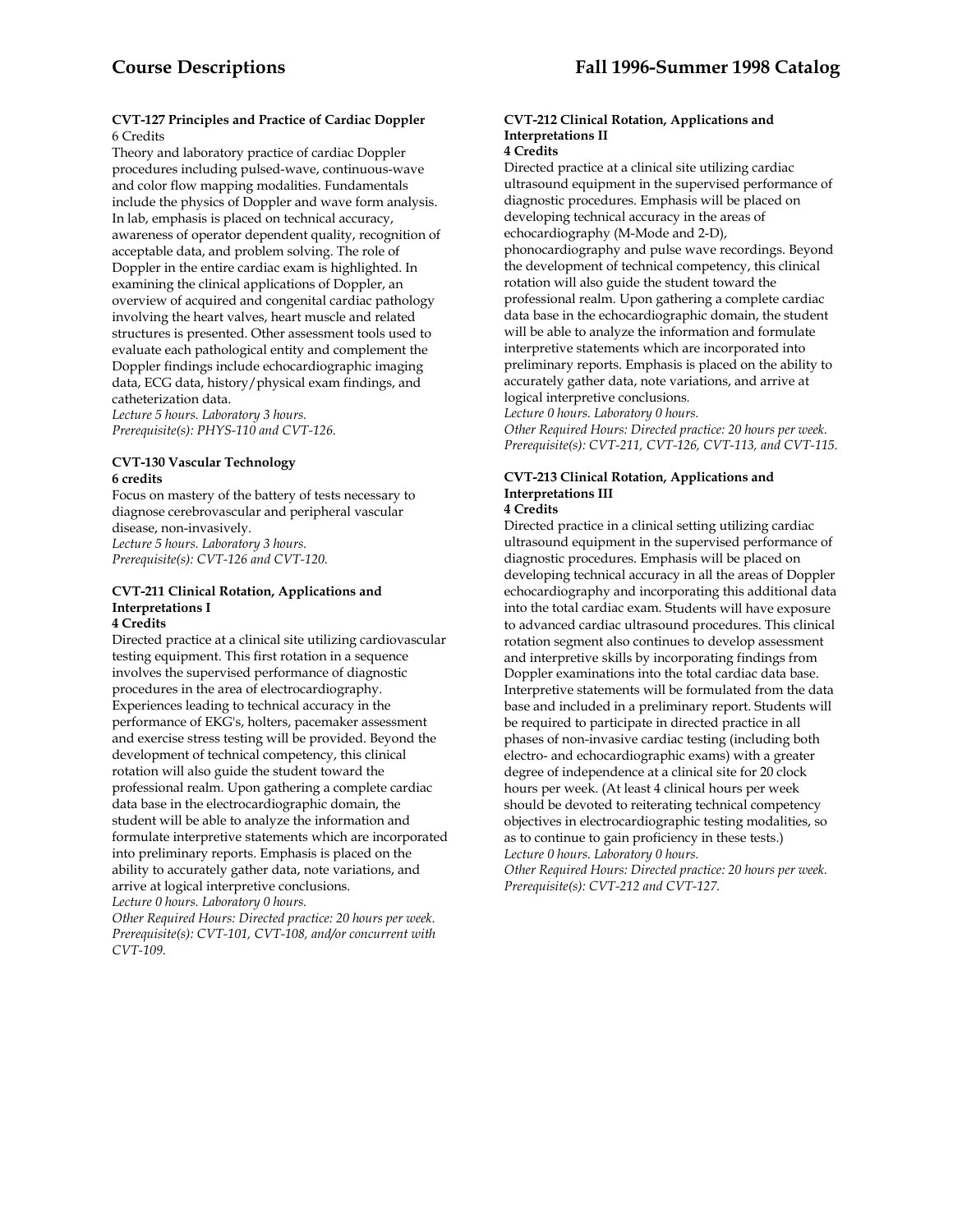**CVT-127 Principles and Practice of Cardiac Doppler**
6 Credits

Theory and laboratory practice of cardiac Doppler procedures including pulsed-wave, continuous-wave and color flow mapping modalities. Fundamentals include the physics of Doppler and wave form analysis. In lab, emphasis is placed on technical accuracy, awareness of operator dependent quality, recognition of acceptable data, and problem solving. The role of Doppler in the entire cardiac exam is highlighted. In examining the clinical applications of Doppler, an overview of acquired and congenital cardiac pathology involving the heart valves, heart muscle and related structures is presented. Other assessment tools used to evaluate each pathological entity and complement the Doppler findings include echocardiographic imaging data, ECG data, history/physical exam findings, and catheterization data.
*Lecture 5 hours. Laboratory 3 hours.*
*Prerequisite(s): PHYS-110 and CVT-126.*

**CVT-130 Vascular Technology**
**6 credits**

Focus on mastery of the battery of tests necessary to diagnose cerebrovascular and peripheral vascular disease, non-invasively.
*Lecture 5 hours. Laboratory 3 hours.*
*Prerequisite(s): CVT-126 and CVT-120.*

**CVT-211 Clinical Rotation, Applications and Interpretations I**
**4 Credits**

Directed practice at a clinical site utilizing cardiovascular testing equipment. This first rotation in a sequence involves the supervised performance of diagnostic procedures in the area of electrocardiography. Experiences leading to technical accuracy in the performance of EKG's, holters, pacemaker assessment and exercise stress testing will be provided. Beyond the development of technical competency, this clinical rotation will also guide the student toward the professional realm. Upon gathering a complete cardiac data base in the electrocardiographic domain, the student will be able to analyze the information and formulate interpretive statements which are incorporated into preliminary reports. Emphasis is placed on the ability to accurately gather data, note variations, and arrive at logical interpretive conclusions.
*Lecture 0 hours. Laboratory 0 hours.*
*Other Required Hours: Directed practice: 20 hours per week.*
*Prerequisite(s): CVT-101, CVT-108, and/or concurrent with CVT-109.*

**CVT-212 Clinical Rotation, Applications and Interpretations II**
**4 Credits**

Directed practice at a clinical site utilizing cardiac ultrasound equipment in the supervised performance of diagnostic procedures. Emphasis will be placed on developing technical accuracy in the areas of echocardiography (M-Mode and 2-D), phonocardiography and pulse wave recordings. Beyond the development of technical competency, this clinical rotation will also guide the student toward the professional realm. Upon gathering a complete cardiac data base in the echocardiographic domain, the student will be able to analyze the information and formulate interpretive statements which are incorporated into preliminary reports. Emphasis is placed on the ability to accurately gather data, note variations, and arrive at logical interpretive conclusions.
*Lecture 0 hours. Laboratory 0 hours.*
*Other Required Hours: Directed practice: 20 hours per week.*
*Prerequisite(s): CVT-211, CVT-126, CVT-113, and CVT-115.*

**CVT-213 Clinical Rotation, Applications and Interpretations III**
**4 Credits**

Directed practice in a clinical setting utilizing cardiac ultrasound equipment in the supervised performance of diagnostic procedures. Emphasis will be placed on developing technical accuracy in all the areas of Doppler echocardiography and incorporating this additional data into the total cardiac exam. Students will have exposure to advanced cardiac ultrasound procedures. This clinical rotation segment also continues to develop assessment and interpretive skills by incorporating findings from Doppler examinations into the total cardiac data base. Interpretive statements will be formulated from the data base and included in a preliminary report. Students will be required to participate in directed practice in all phases of non-invasive cardiac testing (including both electro- and echocardiographic exams) with a greater degree of independence at a clinical site for 20 clock hours per week. (At least 4 clinical hours per week should be devoted to reiterating technical competency objectives in electrocardiographic testing modalities, so as to continue to gain proficiency in these tests.)
*Lecture 0 hours. Laboratory 0 hours.*
*Other Required Hours: Directed practice: 20 hours per week.*
*Prerequisite(s): CVT-212 and CVT-127.*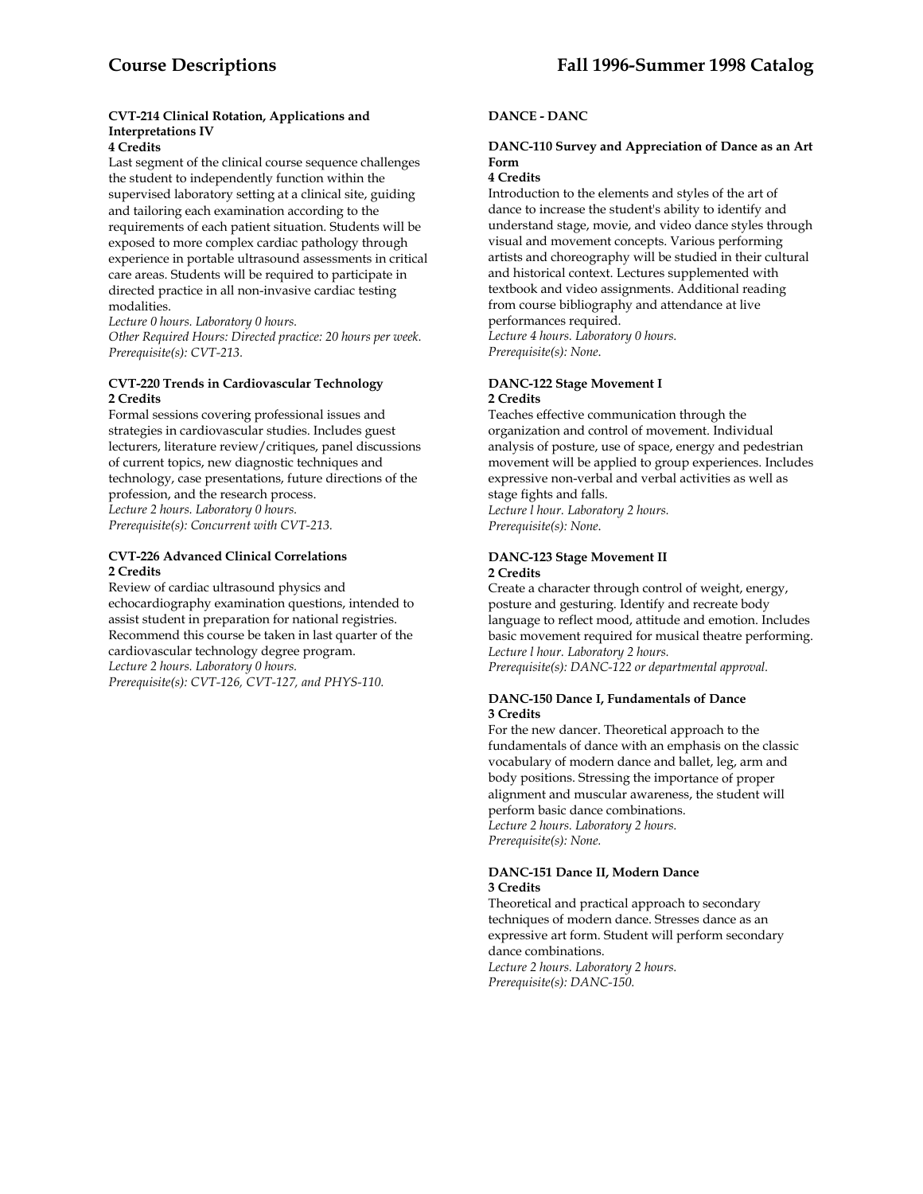#### CVT-214 Clinical Rotation, Applications and Interpretations IV
**4 Credits**

Last segment of the clinical course sequence challenges the student to independently function within the supervised laboratory setting at a clinical site, guiding and tailoring each examination according to the requirements of each patient situation. Students will be exposed to more complex cardiac pathology through experience in portable ultrasound assessments in critical care areas. Students will be required to participate in directed practice in all non-invasive cardiac testing modalities.

*Lecture 0 hours. Laboratory 0 hours.*
*Other Required Hours: Directed practice: 20 hours per week.*
*Prerequisite(s): CVT-213.*

#### CVT-220 Trends in Cardiovascular Technology
**2 Credits**

Formal sessions covering professional issues and strategies in cardiovascular studies. Includes guest lecturers, literature review/critiques, panel discussions of current topics, new diagnostic techniques and technology, case presentations, future directions of the profession, and the research process.

*Lecture 2 hours. Laboratory 0 hours.*
*Prerequisite(s): Concurrent with CVT-213.*

#### CVT-226 Advanced Clinical Correlations
**2 Credits**

Review of cardiac ultrasound physics and echocardiography examination questions, intended to assist student in preparation for national registries. Recommend this course be taken in last quarter of the cardiovascular technology degree program.

*Lecture 2 hours. Laboratory 0 hours.*
*Prerequisite(s): CVT-126, CVT-127, and PHYS-110.*

### DANCE - DANC

#### DANC-110 Survey and Appreciation of Dance as an Art Form
**4 Credits**

Introduction to the elements and styles of the art of dance to increase the student's ability to identify and understand stage, movie, and video dance styles through visual and movement concepts. Various performing artists and choreography will be studied in their cultural and historical context. Lectures supplemented with textbook and video assignments. Additional reading from course bibliography and attendance at live performances required.

*Lecture 4 hours. Laboratory 0 hours.*
*Prerequisite(s): None.*

#### DANC-122 Stage Movement I
**2 Credits**

Teaches effective communication through the organization and control of movement. Individual analysis of posture, use of space, energy and pedestrian movement will be applied to group experiences. Includes expressive non-verbal and verbal activities as well as stage fights and falls.

*Lecture l hour. Laboratory 2 hours.*
*Prerequisite(s): None.*

#### DANC-123 Stage Movement II
**2 Credits**

Create a character through control of weight, energy, posture and gesturing. Identify and recreate body language to reflect mood, attitude and emotion. Includes basic movement required for musical theatre performing.

*Lecture l hour. Laboratory 2 hours.*
*Prerequisite(s): DANC-122 or departmental approval.*

#### DANC-150 Dance I, Fundamentals of Dance
**3 Credits**

For the new dancer. Theoretical approach to the fundamentals of dance with an emphasis on the classic vocabulary of modern dance and ballet, leg, arm and body positions. Stressing the importance of proper alignment and muscular awareness, the student will perform basic dance combinations.

*Lecture 2 hours. Laboratory 2 hours.*
*Prerequisite(s): None.*

#### DANC-151 Dance II, Modern Dance
**3 Credits**

Theoretical and practical approach to secondary techniques of modern dance. Stresses dance as an expressive art form. Student will perform secondary dance combinations.

*Lecture 2 hours. Laboratory 2 hours.*
*Prerequisite(s): DANC-150.*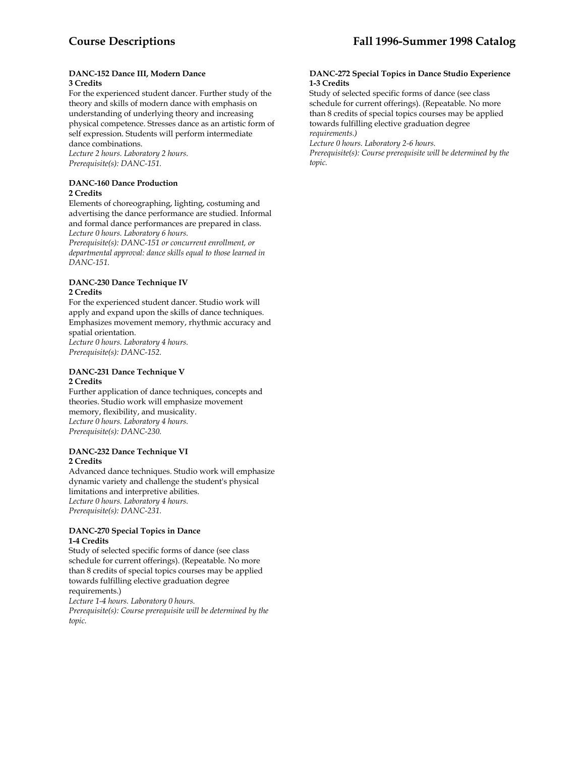#### DANC-152 Dance III, Modern Dance
**3 Credits**

For the experienced student dancer. Further study of the theory and skills of modern dance with emphasis on understanding of underlying theory and increasing physical competence. Stresses dance as an artistic form of self expression. Students will perform intermediate dance combinations.

*Lecture 2 hours. Laboratory 2 hours.*
*Prerequisite(s): DANC-151.*

#### DANC-160 Dance Production
**2 Credits**

Elements of choreographing, lighting, costuming and advertising the dance performance are studied. Informal and formal dance performances are prepared in class.

*Lecture 0 hours. Laboratory 6 hours.*
*Prerequisite(s): DANC-151 or concurrent enrollment, or departmental approval: dance skills equal to those learned in DANC-151.*

#### DANC-230 Dance Technique IV
**2 Credits**

For the experienced student dancer. Studio work will apply and expand upon the skills of dance techniques. Emphasizes movement memory, rhythmic accuracy and spatial orientation.

*Lecture 0 hours. Laboratory 4 hours.*
*Prerequisite(s): DANC-152.*

#### DANC-231 Dance Technique V
**2 Credits**

Further application of dance techniques, concepts and theories. Studio work will emphasize movement memory, flexibility, and musicality.

*Lecture 0 hours. Laboratory 4 hours.*
*Prerequisite(s): DANC-230.*

#### DANC-232 Dance Technique VI
**2 Credits**

Advanced dance techniques. Studio work will emphasize dynamic variety and challenge the student's physical limitations and interpretive abilities.

*Lecture 0 hours. Laboratory 4 hours.*
*Prerequisite(s): DANC-231.*

#### DANC-270 Special Topics in Dance
**1-4 Credits**

Study of selected specific forms of dance (see class schedule for current offerings). (Repeatable. No more than 8 credits of special topics courses may be applied towards fulfilling elective graduation degree requirements.)

*Lecture 1-4 hours. Laboratory 0 hours.*
*Prerequisite(s): Course prerequisite will be determined by the topic.*

#### DANC-272 Special Topics in Dance Studio Experience
**1-3 Credits**

Study of selected specific forms of dance (see class schedule for current offerings). (Repeatable. No more than 8 credits of special topics courses may be applied towards fulfilling elective graduation degree *requirements.)*

*Lecture 0 hours. Laboratory 2-6 hours.*
*Prerequisite(s): Course prerequisite will be determined by the topic.*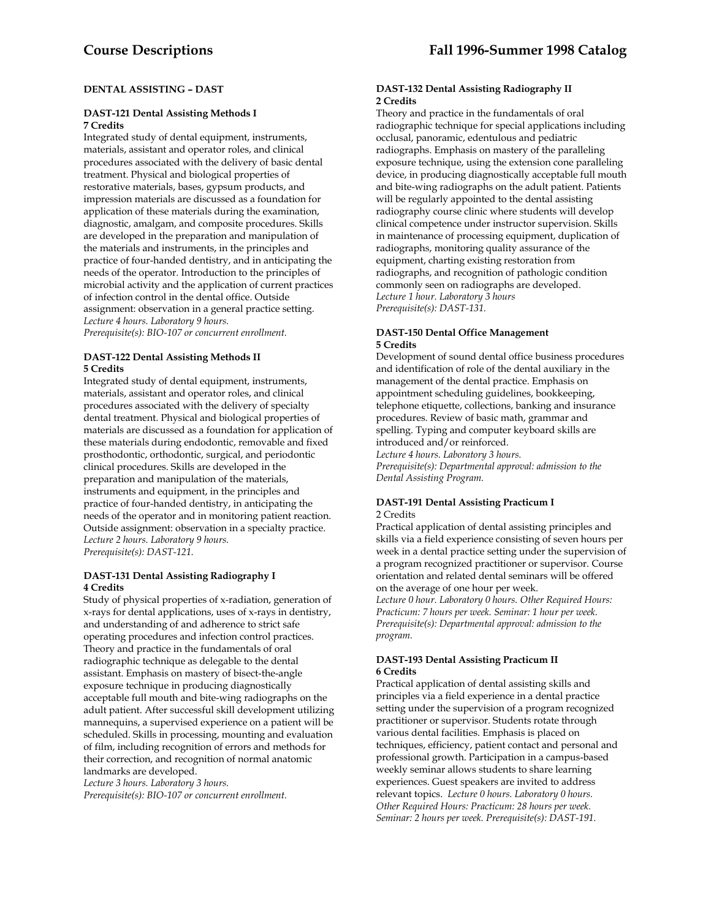## DENTAL ASSISTING – DAST

### DAST-121 Dental Assisting Methods I
**7 Credits**

Integrated study of dental equipment, instruments, materials, assistant and operator roles, and clinical procedures associated with the delivery of basic dental treatment. Physical and biological properties of restorative materials, bases, gypsum products, and impression materials are discussed as a foundation for application of these materials during the examination, diagnostic, amalgam, and composite procedures. Skills are developed in the preparation and manipulation of the materials and instruments, in the principles and practice of four-handed dentistry, and in anticipating the needs of the operator. Introduction to the principles of microbial activity and the application of current practices of infection control in the dental office. Outside assignment: observation in a general practice setting.
*Lecture 4 hours. Laboratory 9 hours.*
*Prerequisite(s): BIO-107 or concurrent enrollment.*

### DAST-122 Dental Assisting Methods II
**5 Credits**

Integrated study of dental equipment, instruments, materials, assistant and operator roles, and clinical procedures associated with the delivery of specialty dental treatment. Physical and biological properties of materials are discussed as a foundation for application of these materials during endodontic, removable and fixed prosthodontic, orthodontic, surgical, and periodontic clinical procedures. Skills are developed in the preparation and manipulation of the materials, instruments and equipment, in the principles and practice of four-handed dentistry, in anticipating the needs of the operator and in monitoring patient reaction. Outside assignment: observation in a specialty practice.
*Lecture 2 hours. Laboratory 9 hours.*
*Prerequisite(s): DAST-121.*

### DAST-131 Dental Assisting Radiography I
**4 Credits**

Study of physical properties of x-radiation, generation of x-rays for dental applications, uses of x-rays in dentistry, and understanding of and adherence to strict safe operating procedures and infection control practices. Theory and practice in the fundamentals of oral radiographic technique as delegable to the dental assistant. Emphasis on mastery of bisect-the-angle exposure technique in producing diagnostically acceptable full mouth and bite-wing radiographs on the adult patient. After successful skill development utilizing mannequins, a supervised experience on a patient will be scheduled. Skills in processing, mounting and evaluation of film, including recognition of errors and methods for their correction, and recognition of normal anatomic landmarks are developed.
*Lecture 3 hours. Laboratory 3 hours.*
*Prerequisite(s): BIO-107 or concurrent enrollment.*

### DAST-132 Dental Assisting Radiography II
**2 Credits**

Theory and practice in the fundamentals of oral radiographic technique for special applications including occlusal, panoramic, edentulous and pediatric radiographs. Emphasis on mastery of the paralleling exposure technique, using the extension cone paralleling device, in producing diagnostically acceptable full mouth and bite-wing radiographs on the adult patient. Patients will be regularly appointed to the dental assisting radiography course clinic where students will develop clinical competence under instructor supervision. Skills in maintenance of processing equipment, duplication of radiographs, monitoring quality assurance of the equipment, charting existing restoration from radiographs, and recognition of pathologic condition commonly seen on radiographs are developed.
*Lecture 1 hour. Laboratory 3 hours*
*Prerequisite(s): DAST-131.*

### DAST-150 Dental Office Management
**5 Credits**

Development of sound dental office business procedures and identification of role of the dental auxiliary in the management of the dental practice. Emphasis on appointment scheduling guidelines, bookkeeping, telephone etiquette, collections, banking and insurance procedures. Review of basic math, grammar and spelling. Typing and computer keyboard skills are introduced and/or reinforced.
*Lecture 4 hours. Laboratory 3 hours.*
*Prerequisite(s): Departmental approval: admission to the Dental Assisting Program.*

### DAST-191 Dental Assisting Practicum I
2 Credits

Practical application of dental assisting principles and skills via a field experience consisting of seven hours per week in a dental practice setting under the supervision of a program recognized practitioner or supervisor. Course orientation and related dental seminars will be offered on the average of one hour per week.
*Lecture 0 hour. Laboratory 0 hours. Other Required Hours: Practicum: 7 hours per week. Seminar: 1 hour per week. Prerequisite(s): Departmental approval: admission to the program.*

### DAST-193 Dental Assisting Practicum II
**6 Credits**

Practical application of dental assisting skills and principles via a field experience in a dental practice setting under the supervision of a program recognized practitioner or supervisor. Students rotate through various dental facilities. Emphasis is placed on techniques, efficiency, patient contact and personal and professional growth. Participation in a campus-based weekly seminar allows students to share learning experiences. Guest speakers are invited to address relevant topics. *Lecture 0 hours. Laboratory 0 hours. Other Required Hours: Practicum: 28 hours per week. Seminar: 2 hours per week. Prerequisite(s): DAST-191.*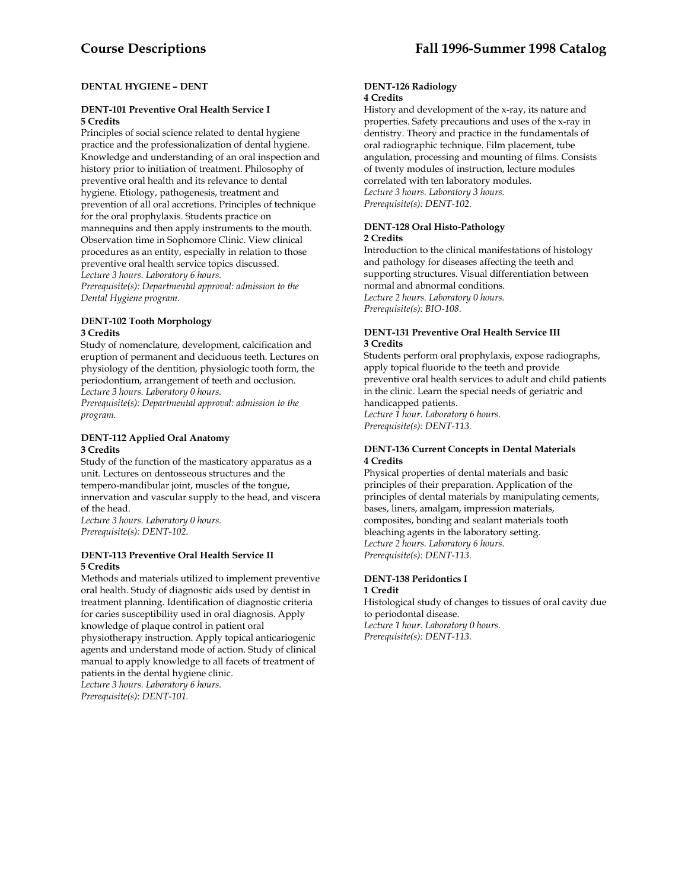## DENTAL HYGIENE – DENT

### DENT-101 Preventive Oral Health Service I
**5 Credits**

Principles of social science related to dental hygiene practice and the professionalization of dental hygiene. Knowledge and understanding of an oral inspection and history prior to initiation of treatment. Philosophy of preventive oral health and its relevance to dental hygiene. Etiology, pathogenesis, treatment and prevention of all oral accretions. Principles of technique for the oral prophylaxis. Students practice on mannequins and then apply instruments to the mouth. Observation time in Sophomore Clinic. View clinical procedures as an entity, especially in relation to those preventive oral health service topics discussed.
*Lecture 3 hours. Laboratory 6 hours.*
*Prerequisite(s): Departmental approval: admission to the Dental Hygiene program.*

### DENT-102 Tooth Morphology
**3 Credits**

Study of nomenclature, development, calcification and eruption of permanent and deciduous teeth. Lectures on physiology of the dentition, physiologic tooth form, the periodontium, arrangement of teeth and occlusion.
*Lecture 3 hours. Laboratory 0 hours.*
*Prerequisite(s): Departmental approval: admission to the program.*

### DENT-112 Applied Oral Anatomy
**3 Credits**

Study of the function of the masticatory apparatus as a unit. Lectures on dentosseous structures and the tempero-mandibular joint, muscles of the tongue, innervation and vascular supply to the head, and viscera of the head.
*Lecture 3 hours. Laboratory 0 hours.*
*Prerequisite(s): DENT-102.*

### DENT-113 Preventive Oral Health Service II
**5 Credits**

Methods and materials utilized to implement preventive oral health. Study of diagnostic aids used by dentist in treatment planning. Identification of diagnostic criteria for caries susceptibility used in oral diagnosis. Apply knowledge of plaque control in patient oral physiotherapy instruction. Apply topical anticariogenic agents and understand mode of action. Study of clinical manual to apply knowledge to all facets of treatment of patients in the dental hygiene clinic.
*Lecture 3 hours. Laboratory 6 hours.*
*Prerequisite(s): DENT-101.*

### DENT-126 Radiology
**4 Credits**

History and development of the x-ray, its nature and properties. Safety precautions and uses of the x-ray in dentistry. Theory and practice in the fundamentals of oral radiographic technique. Film placement, tube angulation, processing and mounting of films. Consists of twenty modules of instruction, lecture modules correlated with ten laboratory modules.
*Lecture 3 hours. Laboratory 3 hours.*
*Prerequisite(s): DENT-102.*

### DENT-128 Oral Histo-Pathology
**2 Credits**

Introduction to the clinical manifestations of histology and pathology for diseases affecting the teeth and supporting structures. Visual differentiation between normal and abnormal conditions.
*Lecture 2 hours. Laboratory 0 hours.*
*Prerequisite(s): BIO-108.*

### DENT-131 Preventive Oral Health Service III
**3 Credits**

Students perform oral prophylaxis, expose radiographs, apply topical fluoride to the teeth and provide preventive oral health services to adult and child patients in the clinic. Learn the special needs of geriatric and handicapped patients.
*Lecture 1 hour. Laboratory 6 hours.*
*Prerequisite(s): DENT-113.*

### DENT-136 Current Concepts in Dental Materials
**4 Credits**

Physical properties of dental materials and basic principles of their preparation. Application of the principles of dental materials by manipulating cements, bases, liners, amalgam, impression materials, composites, bonding and sealant materials tooth bleaching agents in the laboratory setting.
*Lecture 2 hours. Laboratory 6 hours.*
*Prerequisite(s): DENT-113.*

### DENT-138 Peridontics I
**1 Credit**

Histological study of changes to tissues of oral cavity due to periodontal disease.
*Lecture 1 hour. Laboratory 0 hours.*
*Prerequisite(s): DENT-113.*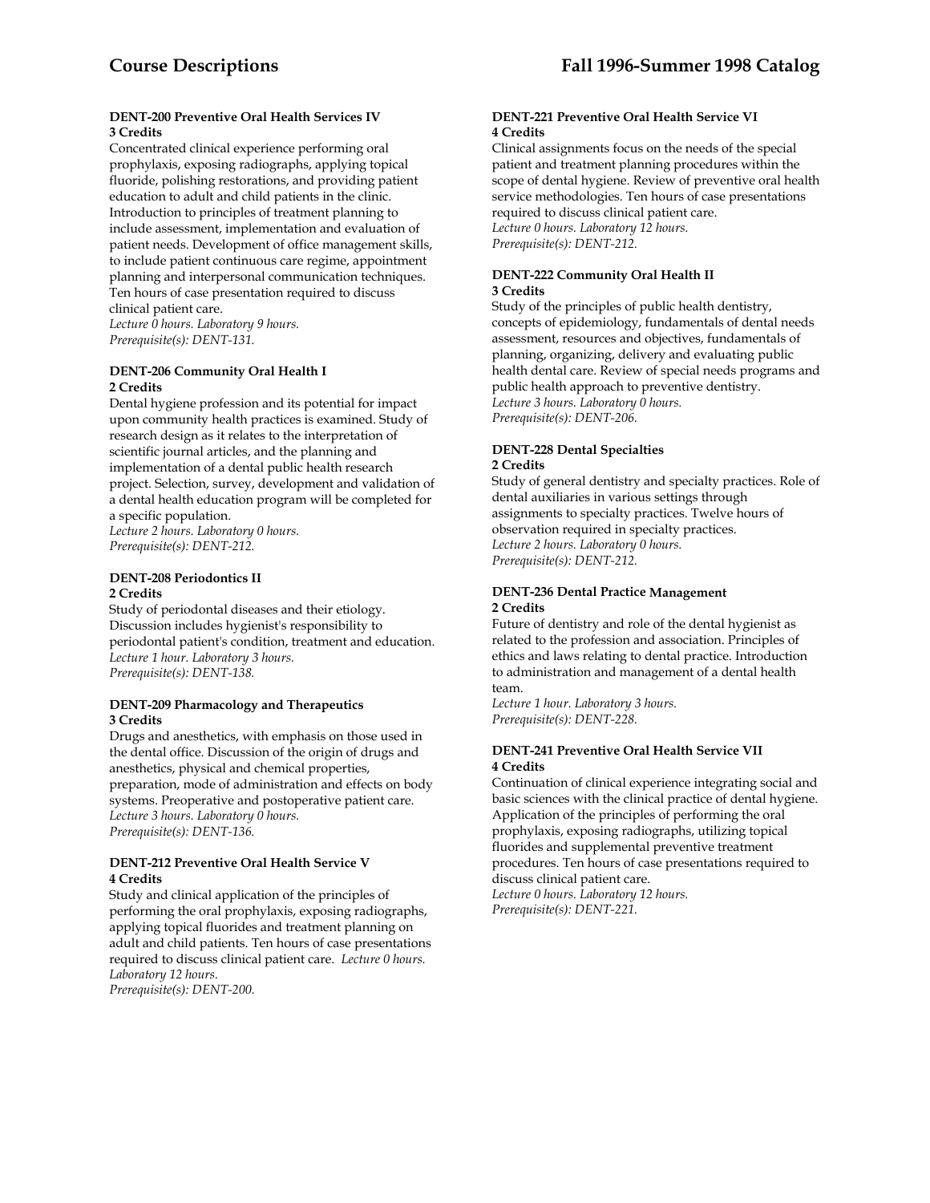**DENT-200 Preventive Oral Health Services IV**
**3 Credits**

Concentrated clinical experience performing oral prophylaxis, exposing radiographs, applying topical fluoride, polishing restorations, and providing patient education to adult and child patients in the clinic. Introduction to principles of treatment planning to include assessment, implementation and evaluation of patient needs. Development of office management skills, to include patient continuous care regime, appointment planning and interpersonal communication techniques. Ten hours of case presentation required to discuss clinical patient care.
*Lecture 0 hours. Laboratory 9 hours.*
*Prerequisite(s): DENT-131.*

**DENT-206 Community Oral Health I**
**2 Credits**

Dental hygiene profession and its potential for impact upon community health practices is examined. Study of research design as it relates to the interpretation of scientific journal articles, and the planning and implementation of a dental public health research project. Selection, survey, development and validation of a dental health education program will be completed for a specific population.
*Lecture 2 hours. Laboratory 0 hours.*
*Prerequisite(s): DENT-212.*

**DENT-208 Periodontics II**
**2 Credits**

Study of periodontal diseases and their etiology. Discussion includes hygienist's responsibility to periodontal patient's condition, treatment and education.
*Lecture 1 hour. Laboratory 3 hours.*
*Prerequisite(s): DENT-138.*

**DENT-209 Pharmacology and Therapeutics**
**3 Credits**

Drugs and anesthetics, with emphasis on those used in the dental office. Discussion of the origin of drugs and anesthetics, physical and chemical properties, preparation, mode of administration and effects on body systems. Preoperative and postoperative patient care.
*Lecture 3 hours. Laboratory 0 hours.*
*Prerequisite(s): DENT-136.*

**DENT-212 Preventive Oral Health Service V**
**4 Credits**

Study and clinical application of the principles of performing the oral prophylaxis, exposing radiographs, applying topical fluorides and treatment planning on adult and child patients. Ten hours of case presentations required to discuss clinical patient care. *Lecture 0 hours. Laboratory 12 hours.*
*Prerequisite(s): DENT-200.*

**DENT-221 Preventive Oral Health Service VI**
**4 Credits**

Clinical assignments focus on the needs of the special patient and treatment planning procedures within the scope of dental hygiene. Review of preventive oral health service methodologies. Ten hours of case presentations required to discuss clinical patient care.
*Lecture 0 hours. Laboratory 12 hours.*
*Prerequisite(s): DENT-212.*

**DENT-222 Community Oral Health II**
**3 Credits**

Study of the principles of public health dentistry, concepts of epidemiology, fundamentals of dental needs assessment, resources and objectives, fundamentals of planning, organizing, delivery and evaluating public health dental care. Review of special needs programs and public health approach to preventive dentistry.
*Lecture 3 hours. Laboratory 0 hours.*
*Prerequisite(s): DENT-206.*

**DENT-228 Dental Specialties**
**2 Credits**

Study of general dentistry and specialty practices. Role of dental auxiliaries in various settings through assignments to specialty practices. Twelve hours of observation required in specialty practices.
*Lecture 2 hours. Laboratory 0 hours.*
*Prerequisite(s): DENT-212.*

**DENT-236 Dental Practice Management**
**2 Credits**

Future of dentistry and role of the dental hygienist as related to the profession and association. Principles of ethics and laws relating to dental practice. Introduction to administration and management of a dental health team.
*Lecture 1 hour. Laboratory 3 hours.*
*Prerequisite(s): DENT-228.*

**DENT-241 Preventive Oral Health Service VII**
**4 Credits**

Continuation of clinical experience integrating social and basic sciences with the clinical practice of dental hygiene. Application of the principles of performing the oral prophylaxis, exposing radiographs, utilizing topical fluorides and supplemental preventive treatment procedures. Ten hours of case presentations required to discuss clinical patient care.
*Lecture 0 hours. Laboratory 12 hours.*
*Prerequisite(s): DENT-221.*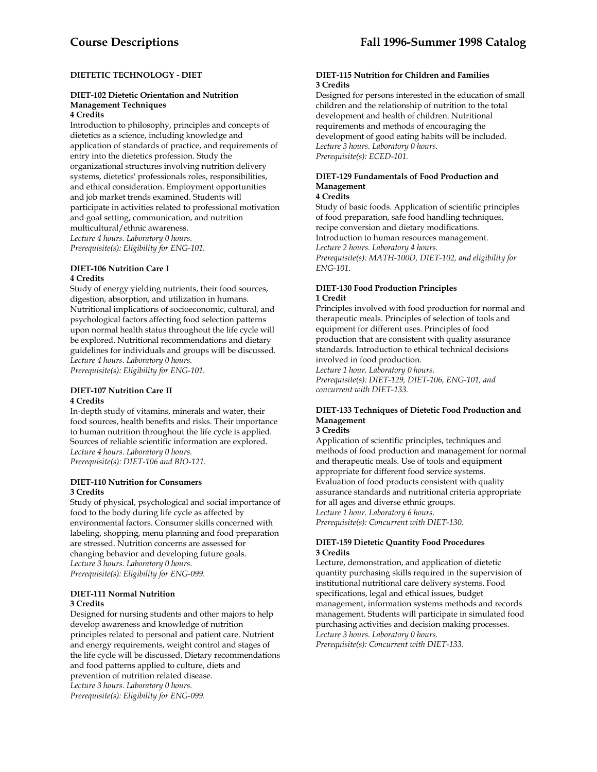## DIETETIC TECHNOLOGY - DIET

### DIET-102 Dietetic Orientation and Nutrition Management Techniques
**4 Credits**

Introduction to philosophy, principles and concepts of dietetics as a science, including knowledge and application of standards of practice, and requirements of entry into the dietetics profession. Study the organizational structures involving nutrition delivery systems, dietetics' professionals roles, responsibilities, and ethical consideration. Employment opportunities and job market trends examined. Students will participate in activities related to professional motivation and goal setting, communication, and nutrition multicultural/ethnic awareness.
*Lecture 4 hours. Laboratory 0 hours.*
*Prerequisite(s): Eligibility for ENG-101.*

### DIET-106 Nutrition Care I
**4 Credits**

Study of energy yielding nutrients, their food sources, digestion, absorption, and utilization in humans. Nutritional implications of socioeconomic, cultural, and psychological factors affecting food selection patterns upon normal health status throughout the life cycle will be explored. Nutritional recommendations and dietary guidelines for individuals and groups will be discussed.
*Lecture 4 hours. Laboratory 0 hours.*
*Prerequisite(s): Eligibility for ENG-101.*

### DIET-107 Nutrition Care II
**4 Credits**

In-depth study of vitamins, minerals and water, their food sources, health benefits and risks. Their importance to human nutrition throughout the life cycle is applied. Sources of reliable scientific information are explored.
*Lecture 4 hours. Laboratory 0 hours.*
*Prerequisite(s): DIET-106 and BIO-121.*

### DIET-110 Nutrition for Consumers
**3 Credits**

Study of physical, psychological and social importance of food to the body during life cycle as affected by environmental factors. Consumer skills concerned with labeling, shopping, menu planning and food preparation are stressed. Nutrition concerns are assessed for changing behavior and developing future goals.
*Lecture 3 hours. Laboratory 0 hours.*
*Prerequisite(s): Eligibility for ENG-099.*

### DIET-111 Normal Nutrition
**3 Credits**

Designed for nursing students and other majors to help develop awareness and knowledge of nutrition principles related to personal and patient care. Nutrient and energy requirements, weight control and stages of the life cycle will be discussed. Dietary recommendations and food patterns applied to culture, diets and prevention of nutrition related disease.
*Lecture 3 hours. Laboratory 0 hours.*
*Prerequisite(s): Eligibility for ENG-099.*

### DIET-115 Nutrition for Children and Families
**3 Credits**

Designed for persons interested in the education of small children and the relationship of nutrition to the total development and health of children. Nutritional requirements and methods of encouraging the development of good eating habits will be included.
*Lecture 3 hours. Laboratory 0 hours.*
*Prerequisite(s): ECED-101.*

### DIET-129 Fundamentals of Food Production and Management
**4 Credits**

Study of basic foods. Application of scientific principles of food preparation, safe food handling techniques, recipe conversion and dietary modifications. Introduction to human resources management.
*Lecture 2 hours. Laboratory 4 hours.*
*Prerequisite(s): MATH-100D, DIET-102, and eligibility for ENG-101.*

### DIET-130 Food Production Principles
**1 Credit**

Principles involved with food production for normal and therapeutic meals. Principles of selection of tools and equipment for different uses. Principles of food production that are consistent with quality assurance standards. Introduction to ethical technical decisions involved in food production.
*Lecture 1 hour. Laboratory 0 hours.*
*Prerequisite(s): DIET-129, DIET-106, ENG-101, and concurrent with DIET-133.*

### DIET-133 Techniques of Dietetic Food Production and Management
**3 Credits**

Application of scientific principles, techniques and methods of food production and management for normal and therapeutic meals. Use of tools and equipment appropriate for different food service systems. Evaluation of food products consistent with quality assurance standards and nutritional criteria appropriate for all ages and diverse ethnic groups.
*Lecture 1 hour. Laboratory 6 hours.*
*Prerequisite(s): Concurrent with DIET-130.*

### DIET-159 Dietetic Quantity Food Procedures
**3 Credits**

Lecture, demonstration, and application of dietetic quantity purchasing skills required in the supervision of institutional nutritional care delivery systems. Food specifications, legal and ethical issues, budget management, information systems methods and records management. Students will participate in simulated food purchasing activities and decision making processes.
*Lecture 3 hours. Laboratory 0 hours.*
*Prerequisite(s): Concurrent with DIET-133.*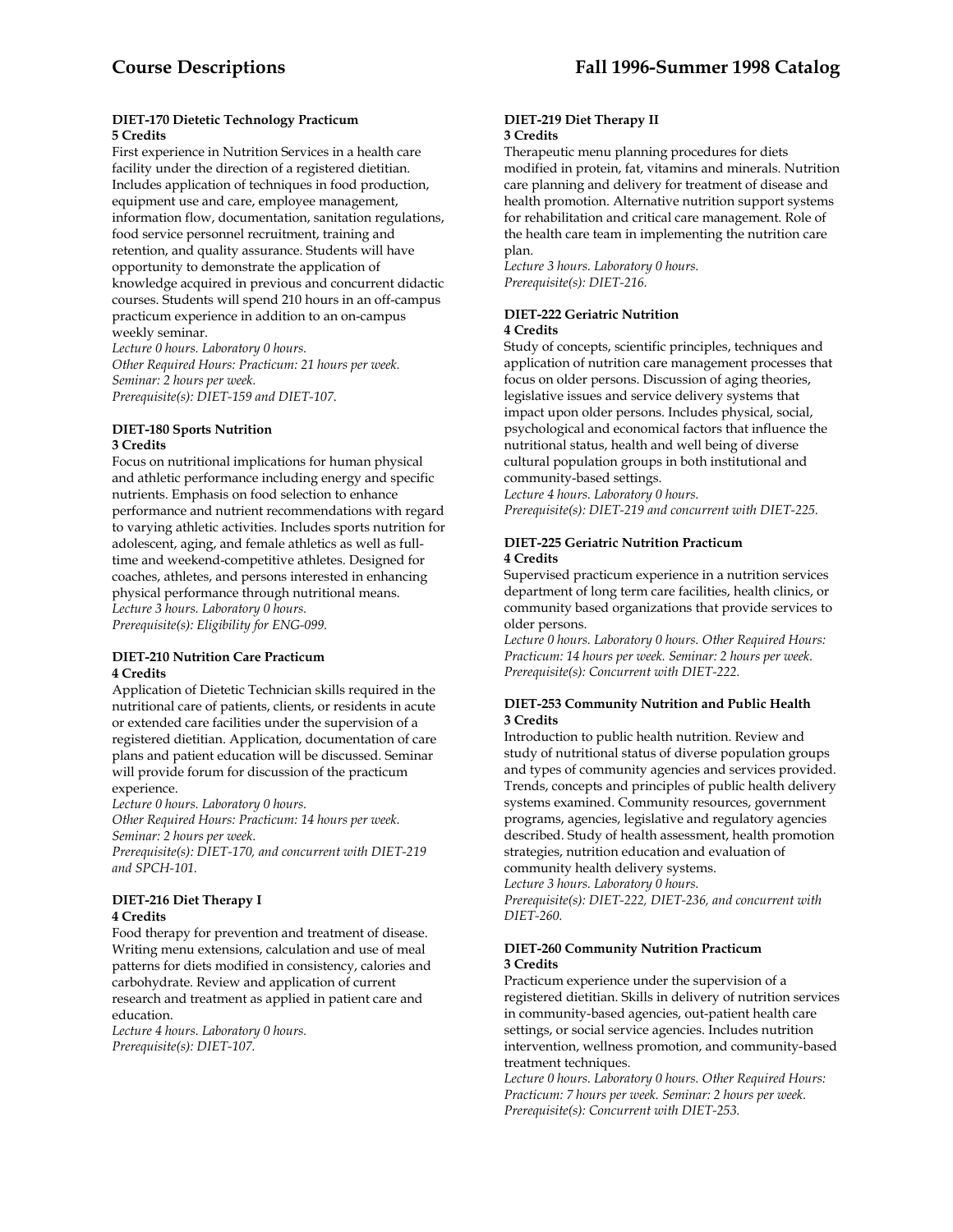### DIET-170 Dietetic Technology Practicum
**5 Credits**

First experience in Nutrition Services in a health care facility under the direction of a registered dietitian. Includes application of techniques in food production, equipment use and care, employee management, information flow, documentation, sanitation regulations, food service personnel recruitment, training and retention, and quality assurance. Students will have opportunity to demonstrate the application of knowledge acquired in previous and concurrent didactic courses. Students will spend 210 hours in an off-campus practicum experience in addition to an on-campus weekly seminar.
*Lecture 0 hours. Laboratory 0 hours.*
*Other Required Hours: Practicum: 21 hours per week. Seminar: 2 hours per week.*
*Prerequisite(s): DIET-159 and DIET-107.*

### DIET-180 Sports Nutrition
**3 Credits**

Focus on nutritional implications for human physical and athletic performance including energy and specific nutrients. Emphasis on food selection to enhance performance and nutrient recommendations with regard to varying athletic activities. Includes sports nutrition for adolescent, aging, and female athletics as well as full-time and weekend-competitive athletes. Designed for coaches, athletes, and persons interested in enhancing physical performance through nutritional means.
*Lecture 3 hours. Laboratory 0 hours.*
*Prerequisite(s): Eligibility for ENG-099.*

### DIET-210 Nutrition Care Practicum
**4 Credits**

Application of Dietetic Technician skills required in the nutritional care of patients, clients, or residents in acute or extended care facilities under the supervision of a registered dietitian. Application, documentation of care plans and patient education will be discussed. Seminar will provide forum for discussion of the practicum experience.
*Lecture 0 hours. Laboratory 0 hours.*
*Other Required Hours: Practicum: 14 hours per week. Seminar: 2 hours per week.*
*Prerequisite(s): DIET-170, and concurrent with DIET-219 and SPCH-101.*

### DIET-216 Diet Therapy I
**4 Credits**

Food therapy for prevention and treatment of disease. Writing menu extensions, calculation and use of meal patterns for diets modified in consistency, calories and carbohydrate. Review and application of current research and treatment as applied in patient care and education.
*Lecture 4 hours. Laboratory 0 hours.*
*Prerequisite(s): DIET-107.*

### DIET-219 Diet Therapy II
**3 Credits**

Therapeutic menu planning procedures for diets modified in protein, fat, vitamins and minerals. Nutrition care planning and delivery for treatment of disease and health promotion. Alternative nutrition support systems for rehabilitation and critical care management. Role of the health care team in implementing the nutrition care plan.
*Lecture 3 hours. Laboratory 0 hours.*
*Prerequisite(s): DIET-216.*

### DIET-222 Geriatric Nutrition
**4 Credits**

Study of concepts, scientific principles, techniques and application of nutrition care management processes that focus on older persons. Discussion of aging theories, legislative issues and service delivery systems that impact upon older persons. Includes physical, social, psychological and economical factors that influence the nutritional status, health and well being of diverse cultural population groups in both institutional and community-based settings.
*Lecture 4 hours. Laboratory 0 hours.*
*Prerequisite(s): DIET-219 and concurrent with DIET-225.*

### DIET-225 Geriatric Nutrition Practicum
**4 Credits**

Supervised practicum experience in a nutrition services department of long term care facilities, health clinics, or community based organizations that provide services to older persons.
*Lecture 0 hours. Laboratory 0 hours. Other Required Hours: Practicum: 14 hours per week. Seminar: 2 hours per week.*
*Prerequisite(s): Concurrent with DIET-222.*

### DIET-253 Community Nutrition and Public Health
**3 Credits**

Introduction to public health nutrition. Review and study of nutritional status of diverse population groups and types of community agencies and services provided. Trends, concepts and principles of public health delivery systems examined. Community resources, government programs, agencies, legislative and regulatory agencies described. Study of health assessment, health promotion strategies, nutrition education and evaluation of community health delivery systems.
*Lecture 3 hours. Laboratory 0 hours.*
*Prerequisite(s): DIET-222, DIET-236, and concurrent with DIET-260.*

### DIET-260 Community Nutrition Practicum
**3 Credits**

Practicum experience under the supervision of a registered dietitian. Skills in delivery of nutrition services in community-based agencies, out-patient health care settings, or social service agencies. Includes nutrition intervention, wellness promotion, and community-based treatment techniques.
*Lecture 0 hours. Laboratory 0 hours. Other Required Hours: Practicum: 7 hours per week. Seminar: 2 hours per week.*
*Prerequisite(s): Concurrent with DIET-253.*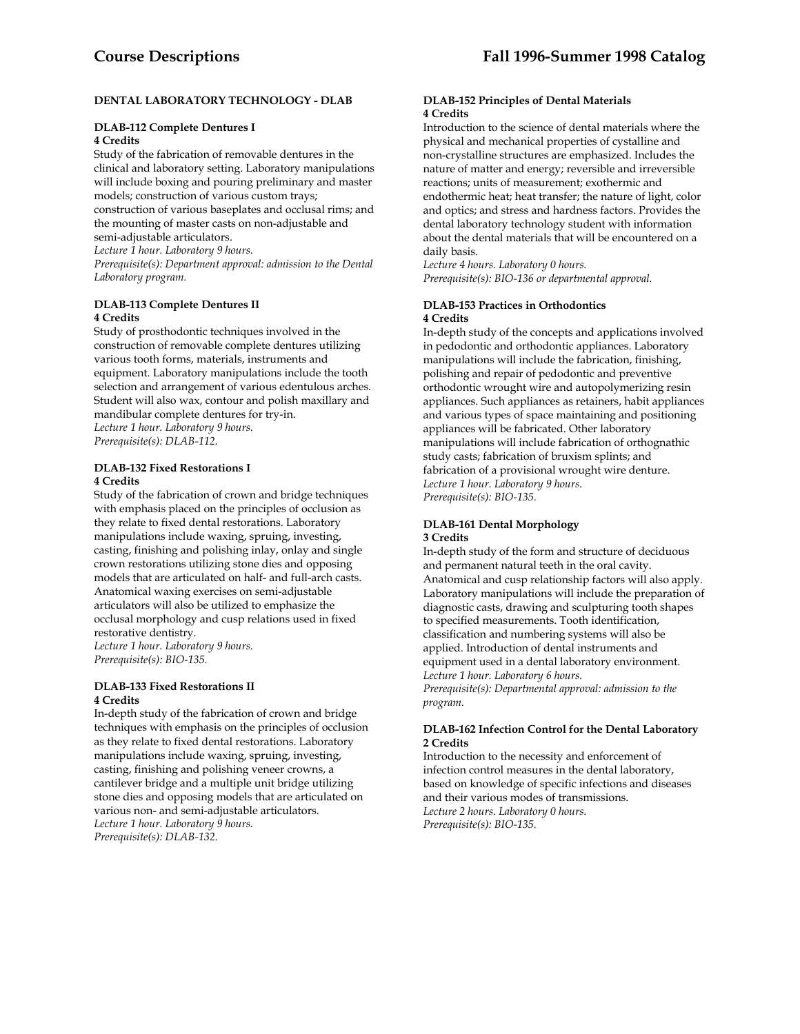## DENTAL LABORATORY TECHNOLOGY - DLAB

### DLAB-112 Complete Dentures I
**4 Credits**

Study of the fabrication of removable dentures in the clinical and laboratory setting. Laboratory manipulations will include boxing and pouring preliminary and master models; construction of various custom trays; construction of various baseplates and occlusal rims; and the mounting of master casts on non-adjustable and semi-adjustable articulators.

*Lecture 1 hour. Laboratory 9 hours.*
*Prerequisite(s): Department approval: admission to the Dental Laboratory program.*

### DLAB-113 Complete Dentures II
**4 Credits**

Study of prosthodontic techniques involved in the construction of removable complete dentures utilizing various tooth forms, materials, instruments and equipment. Laboratory manipulations include the tooth selection and arrangement of various edentulous arches. Student will also wax, contour and polish maxillary and mandibular complete dentures for try-in.

*Lecture 1 hour. Laboratory 9 hours.*
*Prerequisite(s): DLAB-112.*

### DLAB-132 Fixed Restorations I
**4 Credits**

Study of the fabrication of crown and bridge techniques with emphasis placed on the principles of occlusion as they relate to fixed dental restorations. Laboratory manipulations include waxing, spruing, investing, casting, finishing and polishing inlay, onlay and single crown restorations utilizing stone dies and opposing models that are articulated on half- and full-arch casts. Anatomical waxing exercises on semi-adjustable articulators will also be utilized to emphasize the occlusal morphology and cusp relations used in fixed restorative dentistry.

*Lecture 1 hour. Laboratory 9 hours.*
*Prerequisite(s): BIO-135.*

### DLAB-133 Fixed Restorations II
**4 Credits**

In-depth study of the fabrication of crown and bridge techniques with emphasis on the principles of occlusion as they relate to fixed dental restorations. Laboratory manipulations include waxing, spruing, investing, casting, finishing and polishing veneer crowns, a cantilever bridge and a multiple unit bridge utilizing stone dies and opposing models that are articulated on various non- and semi-adjustable articulators.

*Lecture 1 hour. Laboratory 9 hours.*
*Prerequisite(s): DLAB-132.*

### DLAB-152 Principles of Dental Materials
**4 Credits**

Introduction to the science of dental materials where the physical and mechanical properties of cystalline and non-crystalline structures are emphasized. Includes the nature of matter and energy; reversible and irreversible reactions; units of measurement; exothermic and endothermic heat; heat transfer; the nature of light, color and optics; and stress and hardness factors. Provides the dental laboratory technology student with information about the dental materials that will be encountered on a daily basis.

*Lecture 4 hours. Laboratory 0 hours.*
*Prerequisite(s): BIO-136 or departmental approval.*

### DLAB-153 Practices in Orthodontics
**4 Credits**

In-depth study of the concepts and applications involved in pedodontic and orthodontic appliances. Laboratory manipulations will include the fabrication, finishing, polishing and repair of pedodontic and preventive orthodontic wrought wire and autopolymerizing resin appliances. Such appliances as retainers, habit appliances and various types of space maintaining and positioning appliances will be fabricated. Other laboratory manipulations will include fabrication of orthognathic study casts; fabrication of bruxism splints; and fabrication of a provisional wrought wire denture.

*Lecture 1 hour. Laboratory 9 hours.*
*Prerequisite(s): BIO-135.*

### DLAB-161 Dental Morphology
**3 Credits**

In-depth study of the form and structure of deciduous and permanent natural teeth in the oral cavity. Anatomical and cusp relationship factors will also apply. Laboratory manipulations will include the preparation of diagnostic casts, drawing and sculpturing tooth shapes to specified measurements. Tooth identification, classification and numbering systems will also be applied. Introduction of dental instruments and equipment used in a dental laboratory environment.

*Lecture 1 hour. Laboratory 6 hours.*
*Prerequisite(s): Departmental approval: admission to the program.*

### DLAB-162 Infection Control for the Dental Laboratory
**2 Credits**

Introduction to the necessity and enforcement of infection control measures in the dental laboratory, based on knowledge of specific infections and diseases and their various modes of transmissions.

*Lecture 2 hours. Laboratory 0 hours.*
*Prerequisite(s): BIO-135.*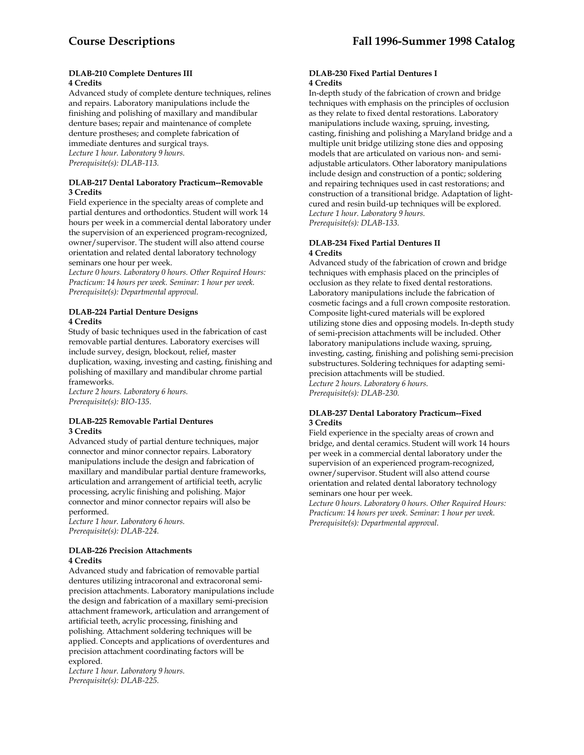#### DLAB-210 Complete Dentures III
**4 Credits**

Advanced study of complete denture techniques, relines and repairs. Laboratory manipulations include the finishing and polishing of maxillary and mandibular denture bases; repair and maintenance of complete denture prostheses; and complete fabrication of immediate dentures and surgical trays.
*Lecture 1 hour. Laboratory 9 hours.*
*Prerequisite(s): DLAB-113.*

#### DLAB-217 Dental Laboratory Practicum--Removable
**3 Credits**

Field experience in the specialty areas of complete and partial dentures and orthodontics. Student will work 14 hours per week in a commercial dental laboratory under the supervision of an experienced program-recognized, owner/supervisor. The student will also attend course orientation and related dental laboratory technology seminars one hour per week.
*Lecture 0 hours. Laboratory 0 hours. Other Required Hours: Practicum: 14 hours per week. Seminar: 1 hour per week.*
*Prerequisite(s): Departmental approval.*

#### DLAB-224 Partial Denture Designs
**4 Credits**

Study of basic techniques used in the fabrication of cast removable partial dentures. Laboratory exercises will include survey, design, blockout, relief, master duplication, waxing, investing and casting, finishing and polishing of maxillary and mandibular chrome partial frameworks.
*Lecture 2 hours. Laboratory 6 hours.*
*Prerequisite(s): BIO-135.*

#### DLAB-225 Removable Partial Dentures
**3 Credits**

Advanced study of partial denture techniques, major connector and minor connector repairs. Laboratory manipulations include the design and fabrication of maxillary and mandibular partial denture frameworks, articulation and arrangement of artificial teeth, acrylic processing, acrylic finishing and polishing. Major connector and minor connector repairs will also be performed.
*Lecture 1 hour. Laboratory 6 hours.*
*Prerequisite(s): DLAB-224.*

#### DLAB-226 Precision Attachments
**4 Credits**

Advanced study and fabrication of removable partial dentures utilizing intracoronal and extracoronal semi-precision attachments. Laboratory manipulations include the design and fabrication of a maxillary semi-precision attachment framework, articulation and arrangement of artificial teeth, acrylic processing, finishing and polishing. Attachment soldering techniques will be applied. Concepts and applications of overdentures and precision attachment coordinating factors will be explored.
*Lecture 1 hour. Laboratory 9 hours.*
*Prerequisite(s): DLAB-225.*

#### DLAB-230 Fixed Partial Dentures I
**4 Credits**

In-depth study of the fabrication of crown and bridge techniques with emphasis on the principles of occlusion as they relate to fixed dental restorations. Laboratory manipulations include waxing, spruing, investing, casting, finishing and polishing a Maryland bridge and a multiple unit bridge utilizing stone dies and opposing models that are articulated on various non- and semi-adjustable articulators. Other laboratory manipulations include design and construction of a pontic; soldering and repairing techniques used in cast restorations; and construction of a transitional bridge. Adaptation of light-cured and resin build-up techniques will be explored.
*Lecture 1 hour. Laboratory 9 hours.*
*Prerequisite(s): DLAB-133.*

#### DLAB-234 Fixed Partial Dentures II
**4 Credits**

Advanced study of the fabrication of crown and bridge techniques with emphasis placed on the principles of occlusion as they relate to fixed dental restorations. Laboratory manipulations include the fabrication of cosmetic facings and a full crown composite restoration. Composite light-cured materials will be explored utilizing stone dies and opposing models. In-depth study of semi-precision attachments will be included. Other laboratory manipulations include waxing, spruing, investing, casting, finishing and polishing semi-precision substructures. Soldering techniques for adapting semi-precision attachments will be studied.
*Lecture 2 hours. Laboratory 6 hours.*
*Prerequisite(s): DLAB-230.*

#### DLAB-237 Dental Laboratory Practicum--Fixed
**3 Credits**

Field experience in the specialty areas of crown and bridge, and dental ceramics. Student will work 14 hours per week in a commercial dental laboratory under the supervision of an experienced program-recognized, owner/supervisor. Student will also attend course orientation and related dental laboratory technology seminars one hour per week.
*Lecture 0 hours. Laboratory 0 hours. Other Required Hours: Practicum: 14 hours per week. Seminar: 1 hour per week.*
*Prerequisite(s): Departmental approval.*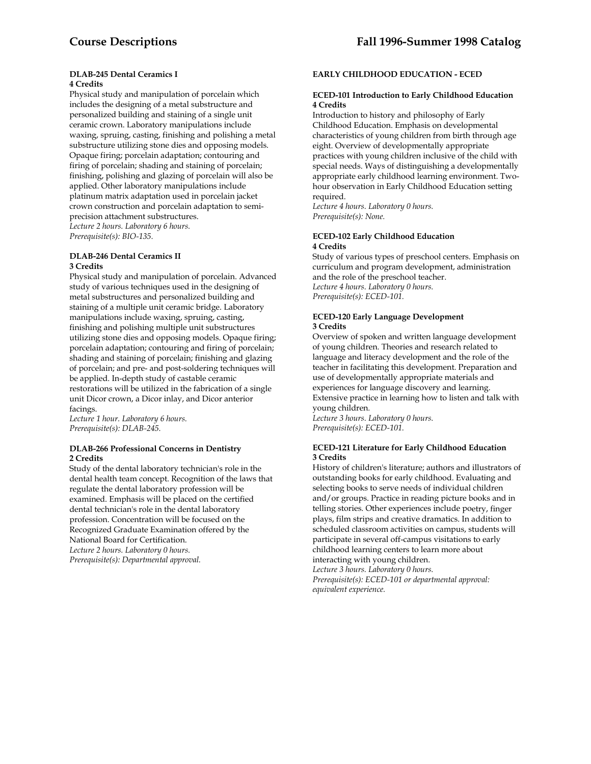#### DLAB-245 Dental Ceramics I
**4 Credits**

Physical study and manipulation of porcelain which includes the designing of a metal substructure and personalized building and staining of a single unit ceramic crown. Laboratory manipulations include waxing, spruing, casting, finishing and polishing a metal substructure utilizing stone dies and opposing models. Opaque firing; porcelain adaptation; contouring and firing of porcelain; shading and staining of porcelain; finishing, polishing and glazing of porcelain will also be applied. Other laboratory manipulations include platinum matrix adaptation used in porcelain jacket crown construction and porcelain adaptation to semi-precision attachment substructures.
*Lecture 2 hours. Laboratory 6 hours.*
*Prerequisite(s): BIO-135.*

#### DLAB-246 Dental Ceramics II
**3 Credits**

Physical study and manipulation of porcelain. Advanced study of various techniques used in the designing of metal substructures and personalized building and staining of a multiple unit ceramic bridge. Laboratory manipulations include waxing, spruing, casting, finishing and polishing multiple unit substructures utilizing stone dies and opposing models. Opaque firing; porcelain adaptation; contouring and firing of porcelain; shading and staining of porcelain; finishing and glazing of porcelain; and pre- and post-soldering techniques will be applied. In-depth study of castable ceramic restorations will be utilized in the fabrication of a single unit Dicor crown, a Dicor inlay, and Dicor anterior facings.
*Lecture 1 hour. Laboratory 6 hours.*
*Prerequisite(s): DLAB-245.*

#### DLAB-266 Professional Concerns in Dentistry
**2 Credits**

Study of the dental laboratory technician's role in the dental health team concept. Recognition of the laws that regulate the dental laboratory profession will be examined. Emphasis will be placed on the certified dental technician's role in the dental laboratory profession. Concentration will be focused on the Recognized Graduate Examination offered by the National Board for Certification.
*Lecture 2 hours. Laboratory 0 hours.*
*Prerequisite(s): Departmental approval.*

### EARLY CHILDHOOD EDUCATION - ECED

#### ECED-101 Introduction to Early Childhood Education
**4 Credits**

Introduction to history and philosophy of Early Childhood Education. Emphasis on developmental characteristics of young children from birth through age eight. Overview of developmentally appropriate practices with young children inclusive of the child with special needs. Ways of distinguishing a developmentally appropriate early childhood learning environment. Two-hour observation in Early Childhood Education setting required.
*Lecture 4 hours. Laboratory 0 hours.*
*Prerequisite(s): None.*

#### ECED-102 Early Childhood Education
**4 Credits**

Study of various types of preschool centers. Emphasis on curriculum and program development, administration and the role of the preschool teacher.
*Lecture 4 hours. Laboratory 0 hours.*
*Prerequisite(s): ECED-101.*

#### ECED-120 Early Language Development
**3 Credits**

Overview of spoken and written language development of young children. Theories and research related to language and literacy development and the role of the teacher in facilitating this development. Preparation and use of developmentally appropriate materials and experiences for language discovery and learning. Extensive practice in learning how to listen and talk with young children.
*Lecture 3 hours. Laboratory 0 hours.*
*Prerequisite(s): ECED-101.*

#### ECED-121 Literature for Early Childhood Education
**3 Credits**

History of children's literature; authors and illustrators of outstanding books for early childhood. Evaluating and selecting books to serve needs of individual children and/or groups. Practice in reading picture books and in telling stories. Other experiences include poetry, finger plays, film strips and creative dramatics. In addition to scheduled classroom activities on campus, students will participate in several off-campus visitations to early childhood learning centers to learn more about interacting with young children.
*Lecture 3 hours. Laboratory 0 hours.*
*Prerequisite(s): ECED-101 or departmental approval: equivalent experience.*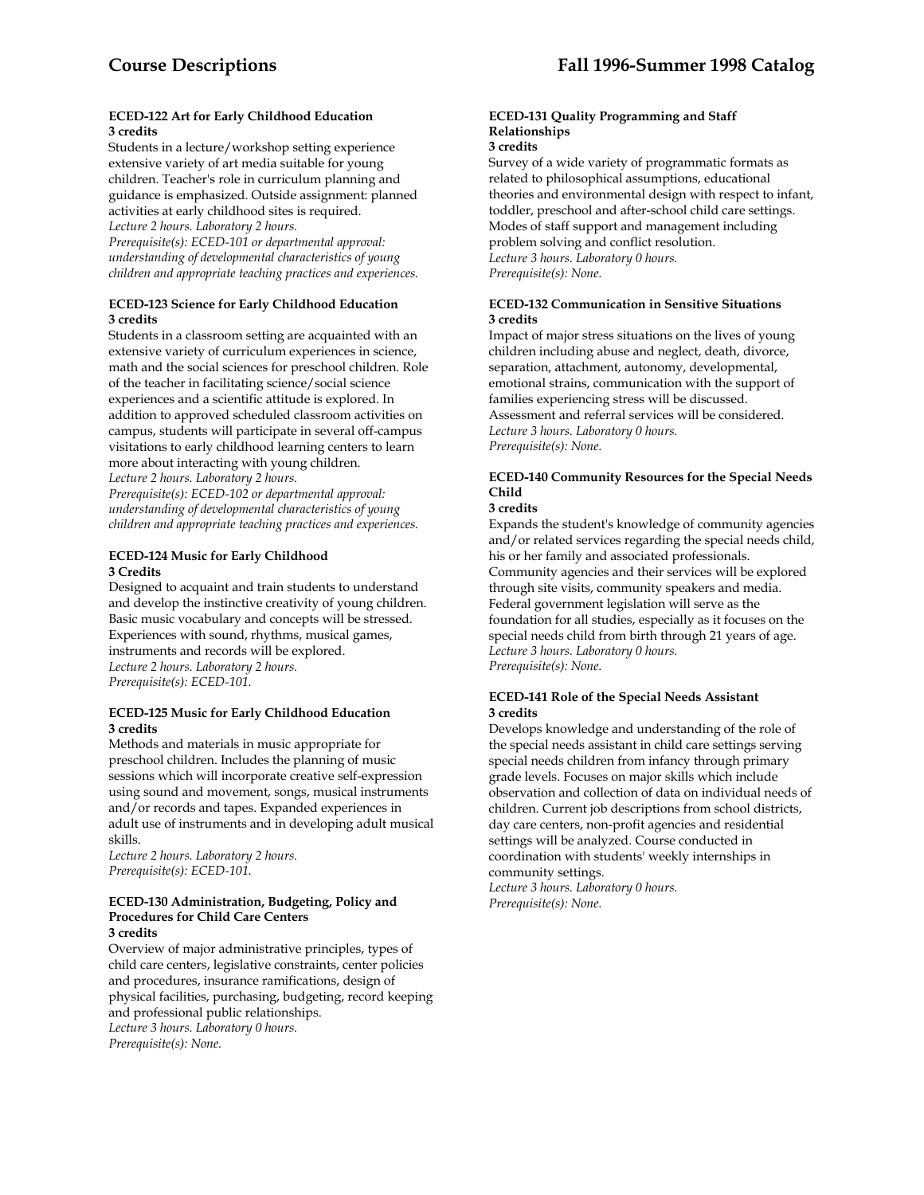#### ECED-122 Art for Early Childhood Education
**3 credits**

Students in a lecture/workshop setting experience extensive variety of art media suitable for young children. Teacher's role in curriculum planning and guidance is emphasized. Outside assignment: planned activities at early childhood sites is required.
*Lecture 2 hours. Laboratory 2 hours.*
*Prerequisite(s): ECED-101 or departmental approval: understanding of developmental characteristics of young children and appropriate teaching practices and experiences.*

#### ECED-123 Science for Early Childhood Education
**3 credits**

Students in a classroom setting are acquainted with an extensive variety of curriculum experiences in science, math and the social sciences for preschool children. Role of the teacher in facilitating science/social science experiences and a scientific attitude is explored. In addition to approved scheduled classroom activities on campus, students will participate in several off-campus visitations to early childhood learning centers to learn more about interacting with young children.
*Lecture 2 hours. Laboratory 2 hours.*
*Prerequisite(s): ECED-102 or departmental approval: understanding of developmental characteristics of young children and appropriate teaching practices and experiences.*

#### ECED-124 Music for Early Childhood
**3 Credits**

Designed to acquaint and train students to understand and develop the instinctive creativity of young children. Basic music vocabulary and concepts will be stressed. Experiences with sound, rhythms, musical games, instruments and records will be explored.
*Lecture 2 hours. Laboratory 2 hours.*
*Prerequisite(s): ECED-101.*

#### ECED-125 Music for Early Childhood Education
**3 credits**

Methods and materials in music appropriate for preschool children. Includes the planning of music sessions which will incorporate creative self-expression using sound and movement, songs, musical instruments and/or records and tapes. Expanded experiences in adult use of instruments and in developing adult musical skills.
*Lecture 2 hours. Laboratory 2 hours.*
*Prerequisite(s): ECED-101.*

#### ECED-130 Administration, Budgeting, Policy and Procedures for Child Care Centers
**3 credits**

Overview of major administrative principles, types of child care centers, legislative constraints, center policies and procedures, insurance ramifications, design of physical facilities, purchasing, budgeting, record keeping and professional public relationships.
*Lecture 3 hours. Laboratory 0 hours.*
*Prerequisite(s): None.*

#### ECED-131 Quality Programming and Staff Relationships
**3 credits**

Survey of a wide variety of programmatic formats as related to philosophical assumptions, educational theories and environmental design with respect to infant, toddler, preschool and after-school child care settings. Modes of staff support and management including problem solving and conflict resolution.
*Lecture 3 hours. Laboratory 0 hours.*
*Prerequisite(s): None.*

#### ECED-132 Communication in Sensitive Situations
**3 credits**

Impact of major stress situations on the lives of young children including abuse and neglect, death, divorce, separation, attachment, autonomy, developmental, emotional strains, communication with the support of families experiencing stress will be discussed. Assessment and referral services will be considered.
*Lecture 3 hours. Laboratory 0 hours.*
*Prerequisite(s): None.*

#### ECED-140 Community Resources for the Special Needs Child
**3 credits**

Expands the student's knowledge of community agencies and/or related services regarding the special needs child, his or her family and associated professionals. Community agencies and their services will be explored through site visits, community speakers and media. Federal government legislation will serve as the foundation for all studies, especially as it focuses on the special needs child from birth through 21 years of age.
*Lecture 3 hours. Laboratory 0 hours.*
*Prerequisite(s): None.*

#### ECED-141 Role of the Special Needs Assistant
**3 credits**

Develops knowledge and understanding of the role of the special needs assistant in child care settings serving special needs children from infancy through primary grade levels. Focuses on major skills which include observation and collection of data on individual needs of children. Current job descriptions from school districts, day care centers, non-profit agencies and residential settings will be analyzed. Course conducted in coordination with students' weekly internships in community settings.
*Lecture 3 hours. Laboratory 0 hours.*
*Prerequisite(s): None.*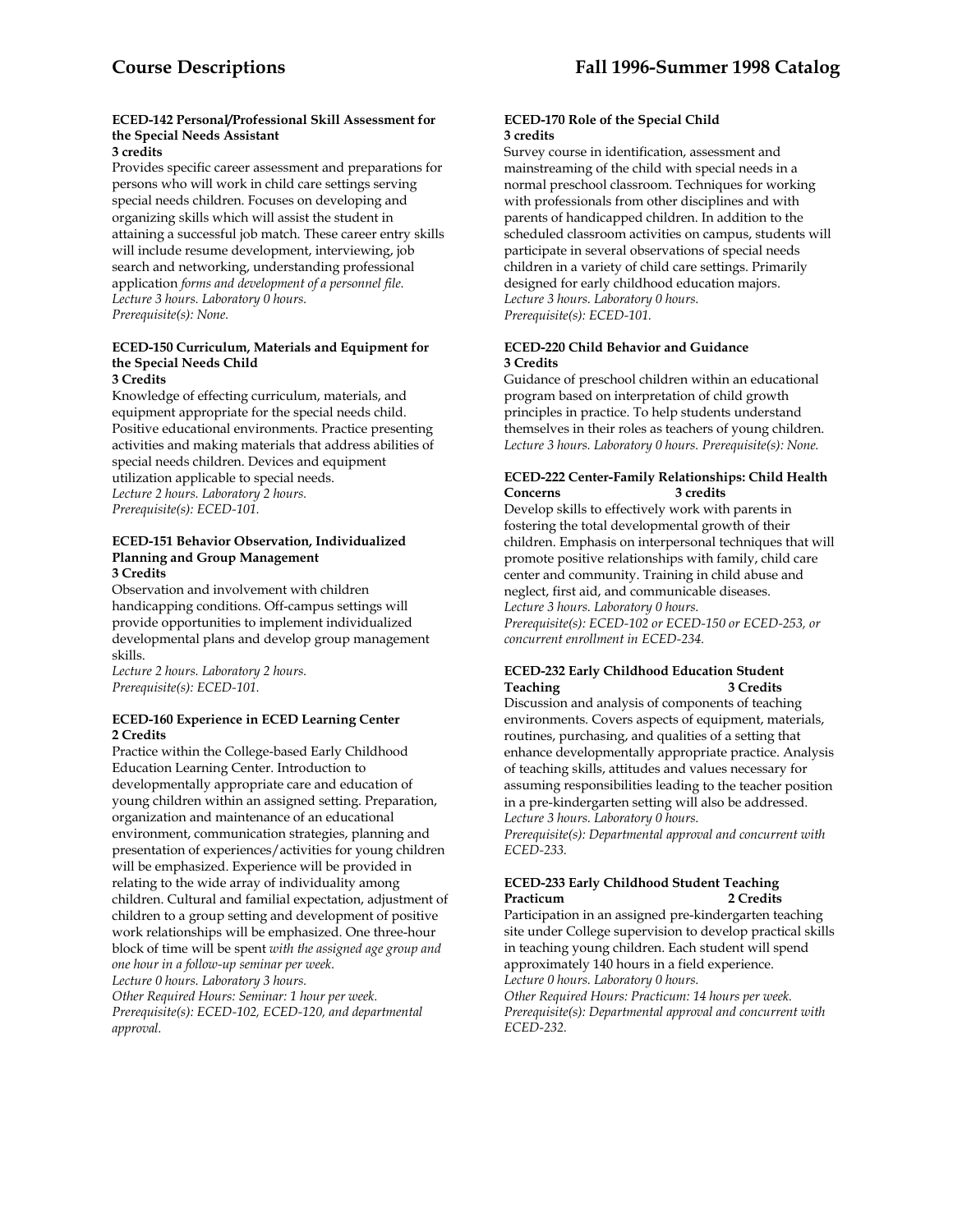**ECED-142 Personal/Professional Skill Assessment for the Special Needs Assistant**
**3 credits**
Provides specific career assessment and preparations for persons who will work in child care settings serving special needs children. Focuses on developing and organizing skills which will assist the student in attaining a successful job match. These career entry skills will include resume development, interviewing, job search and networking, understanding professional application *forms and development of a personnel file.*
*Lecture 3 hours. Laboratory 0 hours.*
*Prerequisite(s): None.*

**ECED-150 Curriculum, Materials and Equipment for the Special Needs Child**
**3 Credits**
Knowledge of effecting curriculum, materials, and equipment appropriate for the special needs child. Positive educational environments. Practice presenting activities and making materials that address abilities of special needs children. Devices and equipment utilization applicable to special needs.
*Lecture 2 hours. Laboratory 2 hours.*
*Prerequisite(s): ECED-101.*

**ECED-151 Behavior Observation, Individualized Planning and Group Management**
**3 Credits**
Observation and involvement with children handicapping conditions. Off-campus settings will provide opportunities to implement individualized developmental plans and develop group management skills.
*Lecture 2 hours. Laboratory 2 hours.*
*Prerequisite(s): ECED-101.*

**ECED-160 Experience in ECED Learning Center**
**2 Credits**
Practice within the College-based Early Childhood Education Learning Center. Introduction to developmentally appropriate care and education of young children within an assigned setting. Preparation, organization and maintenance of an educational environment, communication strategies, planning and presentation of experiences/activities for young children will be emphasized. Experience will be provided in relating to the wide array of individuality among children. Cultural and familial expectation, adjustment of children to a group setting and development of positive work relationships will be emphasized. One three-hour block of time will be spent *with the assigned age group and one hour in a follow-up seminar per week.*
*Lecture 0 hours. Laboratory 3 hours.*
*Other Required Hours: Seminar: 1 hour per week.*
*Prerequisite(s): ECED-102, ECED-120, and departmental approval.*

**ECED-170 Role of the Special Child**
**3 credits**
Survey course in identification, assessment and mainstreaming of the child with special needs in a normal preschool classroom. Techniques for working with professionals from other disciplines and with parents of handicapped children. In addition to the scheduled classroom activities on campus, students will participate in several observations of special needs children in a variety of child care settings. Primarily designed for early childhood education majors.
*Lecture 3 hours. Laboratory 0 hours.*
*Prerequisite(s): ECED-101.*

**ECED-220 Child Behavior and Guidance**
**3 Credits**
Guidance of preschool children within an educational program based on interpretation of child growth principles in practice. To help students understand themselves in their roles as teachers of young children.
*Lecture 3 hours. Laboratory 0 hours. Prerequisite(s): None.*

**ECED-222 Center-Family Relationships: Child Health Concerns** **3 credits**
Develop skills to effectively work with parents in fostering the total developmental growth of their children. Emphasis on interpersonal techniques that will promote positive relationships with family, child care center and community. Training in child abuse and neglect, first aid, and communicable diseases.
*Lecture 3 hours. Laboratory 0 hours.*
*Prerequisite(s): ECED-102 or ECED-150 or ECED-253, or concurrent enrollment in ECED-234.*

**ECED-232 Early Childhood Education Student Teaching** **3 Credits**
Discussion and analysis of components of teaching environments. Covers aspects of equipment, materials, routines, purchasing, and qualities of a setting that enhance developmentally appropriate practice. Analysis of teaching skills, attitudes and values necessary for assuming responsibilities leading to the teacher position in a pre-kindergarten setting will also be addressed.
*Lecture 3 hours. Laboratory 0 hours.*
*Prerequisite(s): Departmental approval and concurrent with ECED-233.*

**ECED-233 Early Childhood Student Teaching Practicum** **2 Credits**
Participation in an assigned pre-kindergarten teaching site under College supervision to develop practical skills in teaching young children. Each student will spend approximately 140 hours in a field experience.
*Lecture 0 hours. Laboratory 0 hours.*
*Other Required Hours: Practicum: 14 hours per week.*
*Prerequisite(s): Departmental approval and concurrent with ECED-232.*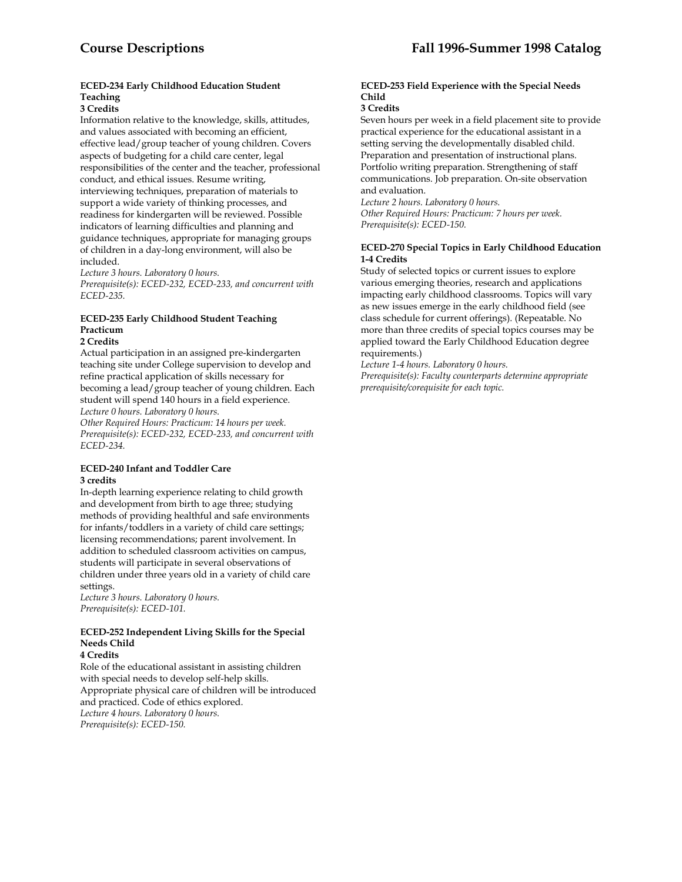### ECED-234 Early Childhood Education Student Teaching
**3 Credits**

Information relative to the knowledge, skills, attitudes, and values associated with becoming an efficient, effective lead/group teacher of young children. Covers aspects of budgeting for a child care center, legal responsibilities of the center and the teacher, professional conduct, and ethical issues. Resume writing, interviewing techniques, preparation of materials to support a wide variety of thinking processes, and readiness for kindergarten will be reviewed. Possible indicators of learning difficulties and planning and guidance techniques, appropriate for managing groups of children in a day-long environment, will also be included.

*Lecture 3 hours. Laboratory 0 hours.*
*Prerequisite(s): ECED-232, ECED-233, and concurrent with ECED-235.*

### ECED-235 Early Childhood Student Teaching Practicum
**2 Credits**

Actual participation in an assigned pre-kindergarten teaching site under College supervision to develop and refine practical application of skills necessary for becoming a lead/group teacher of young children. Each student will spend 140 hours in a field experience.

*Lecture 0 hours. Laboratory 0 hours.*
*Other Required Hours: Practicum: 14 hours per week.*
*Prerequisite(s): ECED-232, ECED-233, and concurrent with ECED-234.*

### ECED-240 Infant and Toddler Care
**3 credits**

In-depth learning experience relating to child growth and development from birth to age three; studying methods of providing healthful and safe environments for infants/toddlers in a variety of child care settings; licensing recommendations; parent involvement. In addition to scheduled classroom activities on campus, students will participate in several observations of children under three years old in a variety of child care settings.

*Lecture 3 hours. Laboratory 0 hours.*
*Prerequisite(s): ECED-101.*

### ECED-252 Independent Living Skills for the Special Needs Child
**4 Credits**

Role of the educational assistant in assisting children with special needs to develop self-help skills. Appropriate physical care of children will be introduced and practiced. Code of ethics explored.

*Lecture 4 hours. Laboratory 0 hours.*
*Prerequisite(s): ECED-150.*

### ECED-253 Field Experience with the Special Needs Child
**3 Credits**

Seven hours per week in a field placement site to provide practical experience for the educational assistant in a setting serving the developmentally disabled child. Preparation and presentation of instructional plans. Portfolio writing preparation. Strengthening of staff communications. Job preparation. On-site observation and evaluation.

*Lecture 2 hours. Laboratory 0 hours.*
*Other Required Hours: Practicum: 7 hours per week.*
*Prerequisite(s): ECED-150.*

### ECED-270 Special Topics in Early Childhood Education
**1-4 Credits**

Study of selected topics or current issues to explore various emerging theories, research and applications impacting early childhood classrooms. Topics will vary as new issues emerge in the early childhood field (see class schedule for current offerings). (Repeatable. No more than three credits of special topics courses may be applied toward the Early Childhood Education degree requirements.)

*Lecture 1-4 hours. Laboratory 0 hours.*
*Prerequisite(s): Faculty counterparts determine appropriate prerequisite/corequisite for each topic.*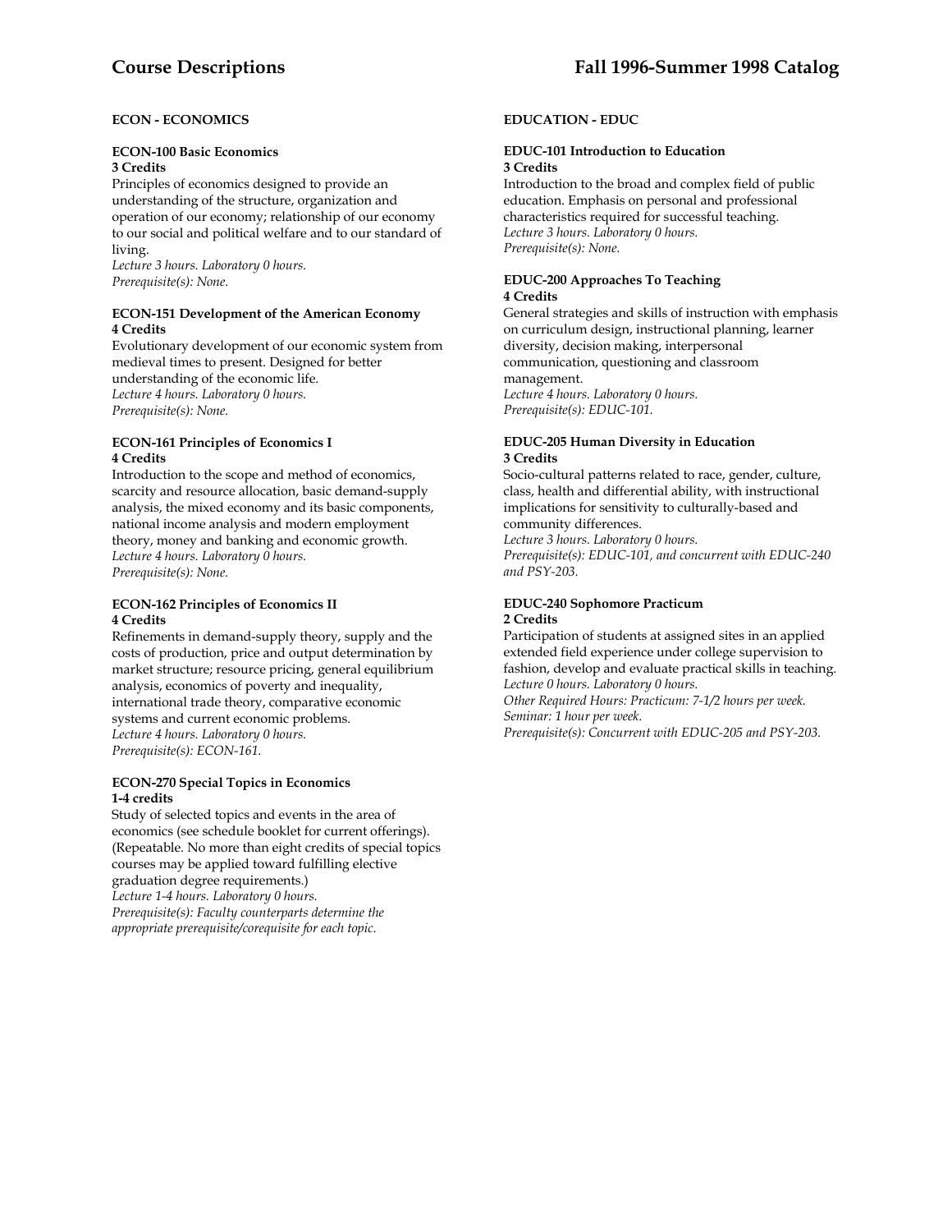## ECON - ECONOMICS

**ECON-100 Basic Economics**
**3 Credits**

Principles of economics designed to provide an understanding of the structure, organization and operation of our economy; relationship of our economy to our social and political welfare and to our standard of living.
*Lecture 3 hours. Laboratory 0 hours.*
*Prerequisite(s): None.*

**ECON-151 Development of the American Economy**
**4 Credits**

Evolutionary development of our economic system from medieval times to present. Designed for better understanding of the economic life.
*Lecture 4 hours. Laboratory 0 hours.*
*Prerequisite(s): None.*

**ECON-161 Principles of Economics I**
**4 Credits**

Introduction to the scope and method of economics, scarcity and resource allocation, basic demand-supply analysis, the mixed economy and its basic components, national income analysis and modern employment theory, money and banking and economic growth.
*Lecture 4 hours. Laboratory 0 hours.*
*Prerequisite(s): None.*

**ECON-162 Principles of Economics II**
**4 Credits**

Refinements in demand-supply theory, supply and the costs of production, price and output determination by market structure; resource pricing, general equilibrium analysis, economics of poverty and inequality, international trade theory, comparative economic systems and current economic problems.
*Lecture 4 hours. Laboratory 0 hours.*
*Prerequisite(s): ECON-161.*

**ECON-270 Special Topics in Economics**
**1-4 credits**

Study of selected topics and events in the area of economics (see schedule booklet for current offerings). (Repeatable. No more than eight credits of special topics courses may be applied toward fulfilling elective graduation degree requirements.)
*Lecture 1-4 hours. Laboratory 0 hours.*
*Prerequisite(s): Faculty counterparts determine the appropriate prerequisite/corequisite for each topic.*

## EDUCATION - EDUC

**EDUC-101 Introduction to Education**
**3 Credits**

Introduction to the broad and complex field of public education. Emphasis on personal and professional characteristics required for successful teaching.
*Lecture 3 hours. Laboratory 0 hours.*
*Prerequisite(s): None.*

**EDUC-200 Approaches To Teaching**
**4 Credits**

General strategies and skills of instruction with emphasis on curriculum design, instructional planning, learner diversity, decision making, interpersonal communication, questioning and classroom management.
*Lecture 4 hours. Laboratory 0 hours.*
*Prerequisite(s): EDUC-101.*

**EDUC-205 Human Diversity in Education**
**3 Credits**

Socio-cultural patterns related to race, gender, culture, class, health and differential ability, with instructional implications for sensitivity to culturally-based and community differences.
*Lecture 3 hours. Laboratory 0 hours.*
*Prerequisite(s): EDUC-101, and concurrent with EDUC-240 and PSY-203.*

**EDUC-240 Sophomore Practicum**
**2 Credits**

Participation of students at assigned sites in an applied extended field experience under college supervision to fashion, develop and evaluate practical skills in teaching.
*Lecture 0 hours. Laboratory 0 hours.*
*Other Required Hours: Practicum: 7-1/2 hours per week.*
*Seminar: 1 hour per week.*
*Prerequisite(s): Concurrent with EDUC-205 and PSY-203.*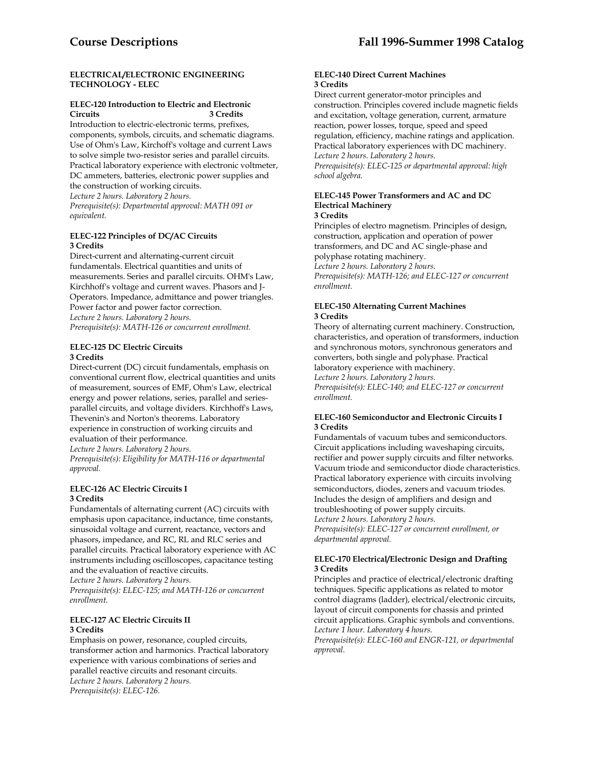### ELECTRICAL/ELECTRONIC ENGINEERING TECHNOLOGY - ELEC

**ELEC-120 Introduction to Electric and Electronic Circuits 3 Credits**

Introduction to electric-electronic terms, prefixes, components, symbols, circuits, and schematic diagrams. Use of Ohm's Law, Kirchoff's voltage and current Laws to solve simple two-resistor series and parallel circuits. Practical laboratory experience with electronic voltmeter, DC ammeters, batteries, electronic power supplies and the construction of working circuits.
*Lecture 2 hours. Laboratory 2 hours.*
*Prerequisite(s): Departmental approval: MATH 091 or equivalent.*

**ELEC-122 Principles of DC/AC Circuits**
**3 Credits**

Direct-current and alternating-current circuit fundamentals. Electrical quantities and units of measurements. Series and parallel circuits. OHM's Law, Kirchhoff's voltage and current waves. Phasors and J-Operators. Impedance, admittance and power triangles. Power factor and power factor correction.
*Lecture 2 hours. Laboratory 2 hours.*
*Prerequisite(s): MATH-126 or concurrent enrollment.*

**ELEC-125 DC Electric Circuits**
**3 Credits**

Direct-current (DC) circuit fundamentals, emphasis on conventional current flow, electrical quantities and units of measurement, sources of EMF, Ohm's Law, electrical energy and power relations, series, parallel and series-parallel circuits, and voltage dividers. Kirchhoff's Laws, Thevenin's and Norton's theorems. Laboratory experience in construction of working circuits and evaluation of their performance.
*Lecture 2 hours. Laboratory 2 hours.*
*Prerequisite(s): Eligibility for MATH-116 or departmental approval.*

**ELEC-126 AC Electric Circuits I**
**3 Credits**

Fundamentals of alternating current (AC) circuits with emphasis upon capacitance, inductance, time constants, sinusoidal voltage and current, reactance, vectors and phasors, impedance, and RC, RL and RLC series and parallel circuits. Practical laboratory experience with AC instruments including oscilloscopes, capacitance testing and the evaluation of reactive circuits.
*Lecture 2 hours. Laboratory 2 hours.*
*Prerequisite(s): ELEC-125; and MATH-126 or concurrent enrollment.*

**ELEC-127 AC Electric Circuits II**
**3 Credits**

Emphasis on power, resonance, coupled circuits, transformer action and harmonics. Practical laboratory experience with various combinations of series and parallel reactive circuits and resonant circuits.
*Lecture 2 hours. Laboratory 2 hours.*
*Prerequisite(s): ELEC-126.*

**ELEC-140 Direct Current Machines**
**3 Credits**

Direct current generator-motor principles and construction. Principles covered include magnetic fields and excitation, voltage generation, current, armature reaction, power losses, torque, speed and speed regulation, efficiency, machine ratings and application. Practical laboratory experiences with DC machinery.
*Lecture 2 hours. Laboratory 2 hours.*
*Prerequisite(s): ELEC-125 or departmental approval: high school algebra.*

**ELEC-145 Power Transformers and AC and DC Electrical Machinery**
**3 Credits**

Principles of electro magnetism. Principles of design, construction, application and operation of power transformers, and DC and AC single-phase and polyphase rotating machinery.
*Lecture 2 hours. Laboratory 2 hours.*
*Prerequisite(s): MATH-126; and ELEC-127 or concurrent enrollment.*

**ELEC-150 Alternating Current Machines**
**3 Credits**

Theory of alternating current machinery. Construction, characteristics, and operation of transformers, induction and synchronous motors, synchronous generators and converters, both single and polyphase. Practical laboratory experience with machinery.
*Lecture 2 hours. Laboratory 2 hours.*
*Prerequisite(s): ELEC-140; and ELEC-127 or concurrent enrollment.*

**ELEC-160 Semiconductor and Electronic Circuits I**
**3 Credits**

Fundamentals of vacuum tubes and semiconductors. Circuit applications including waveshaping circuits, rectifier and power supply circuits and filter networks. Vacuum triode and semiconductor diode characteristics. Practical laboratory experience with circuits involving semiconductors, diodes, zeners and vacuum triodes. Includes the design of amplifiers and design and troubleshooting of power supply circuits.
*Lecture 2 hours. Laboratory 2 hours.*
*Prerequisite(s): ELEC-127 or concurrent enrollment, or departmental approval.*

**ELEC-170 Electrical/Electronic Design and Drafting**
**3 Credits**

Principles and practice of electrical/electronic drafting techniques. Specific applications as related to motor control diagrams (ladder), electrical/electronic circuits, layout of circuit components for chassis and printed circuit applications. Graphic symbols and conventions.
*Lecture 1 hour. Laboratory 4 hours.*
*Prerequisite(s): ELEC-160 and ENGR-121, or departmental approval.*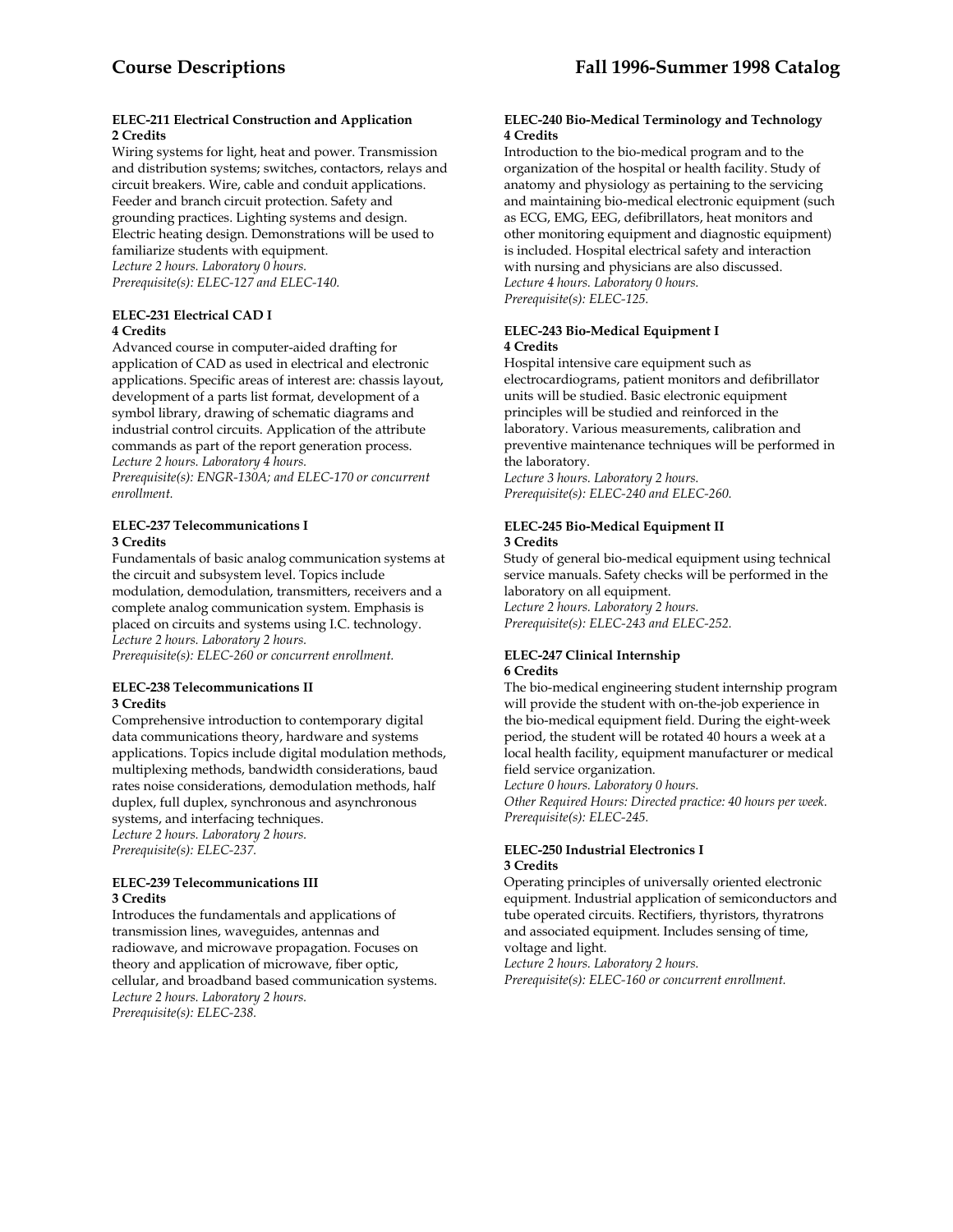**ELEC-211 Electrical Construction and Application**
**2 Credits**

Wiring systems for light, heat and power. Transmission and distribution systems; switches, contactors, relays and circuit breakers. Wire, cable and conduit applications. Feeder and branch circuit protection. Safety and grounding practices. Lighting systems and design. Electric heating design. Demonstrations will be used to familiarize students with equipment.
*Lecture 2 hours. Laboratory 0 hours.*
*Prerequisite(s): ELEC-127 and ELEC-140.*

**ELEC-231 Electrical CAD I**
**4 Credits**

Advanced course in computer-aided drafting for application of CAD as used in electrical and electronic applications. Specific areas of interest are: chassis layout, development of a parts list format, development of a symbol library, drawing of schematic diagrams and industrial control circuits. Application of the attribute commands as part of the report generation process.
*Lecture 2 hours. Laboratory 4 hours.*
*Prerequisite(s): ENGR-130A; and ELEC-170 or concurrent enrollment.*

**ELEC-237 Telecommunications I**
**3 Credits**

Fundamentals of basic analog communication systems at the circuit and subsystem level. Topics include modulation, demodulation, transmitters, receivers and a complete analog communication system. Emphasis is placed on circuits and systems using I.C. technology.
*Lecture 2 hours. Laboratory 2 hours.*
*Prerequisite(s): ELEC-260 or concurrent enrollment.*

**ELEC-238 Telecommunications II**
**3 Credits**

Comprehensive introduction to contemporary digital data communications theory, hardware and systems applications. Topics include digital modulation methods, multiplexing methods, bandwidth considerations, baud rates noise considerations, demodulation methods, half duplex, full duplex, synchronous and asynchronous systems, and interfacing techniques.
*Lecture 2 hours. Laboratory 2 hours.*
*Prerequisite(s): ELEC-237.*

**ELEC-239 Telecommunications III**
**3 Credits**

Introduces the fundamentals and applications of transmission lines, waveguides, antennas and radiowave, and microwave propagation. Focuses on theory and application of microwave, fiber optic, cellular, and broadband based communication systems.
*Lecture 2 hours. Laboratory 2 hours.*
*Prerequisite(s): ELEC-238.*

**ELEC-240 Bio-Medical Terminology and Technology**
**4 Credits**

Introduction to the bio-medical program and to the organization of the hospital or health facility. Study of anatomy and physiology as pertaining to the servicing and maintaining bio-medical electronic equipment (such as ECG, EMG, EEG, defibrillators, heat monitors and other monitoring equipment and diagnostic equipment) is included. Hospital electrical safety and interaction with nursing and physicians are also discussed.
*Lecture 4 hours. Laboratory 0 hours.*
*Prerequisite(s): ELEC-125.*

**ELEC-243 Bio-Medical Equipment I**
**4 Credits**

Hospital intensive care equipment such as electrocardiograms, patient monitors and defibrillator units will be studied. Basic electronic equipment principles will be studied and reinforced in the laboratory. Various measurements, calibration and preventive maintenance techniques will be performed in the laboratory.
*Lecture 3 hours. Laboratory 2 hours.*
*Prerequisite(s): ELEC-240 and ELEC-260.*

**ELEC-245 Bio-Medical Equipment II**
**3 Credits**

Study of general bio-medical equipment using technical service manuals. Safety checks will be performed in the laboratory on all equipment.
*Lecture 2 hours. Laboratory 2 hours.*
*Prerequisite(s): ELEC-243 and ELEC-252.*

**ELEC-247 Clinical Internship**
**6 Credits**

The bio-medical engineering student internship program will provide the student with on-the-job experience in the bio-medical equipment field. During the eight-week period, the student will be rotated 40 hours a week at a local health facility, equipment manufacturer or medical field service organization.
*Lecture 0 hours. Laboratory 0 hours.*
*Other Required Hours: Directed practice: 40 hours per week.*
*Prerequisite(s): ELEC-245.*

**ELEC-250 Industrial Electronics I**
**3 Credits**

Operating principles of universally oriented electronic equipment. Industrial application of semiconductors and tube operated circuits. Rectifiers, thyristors, thyratrons and associated equipment. Includes sensing of time, voltage and light.
*Lecture 2 hours. Laboratory 2 hours.*
*Prerequisite(s): ELEC-160 or concurrent enrollment.*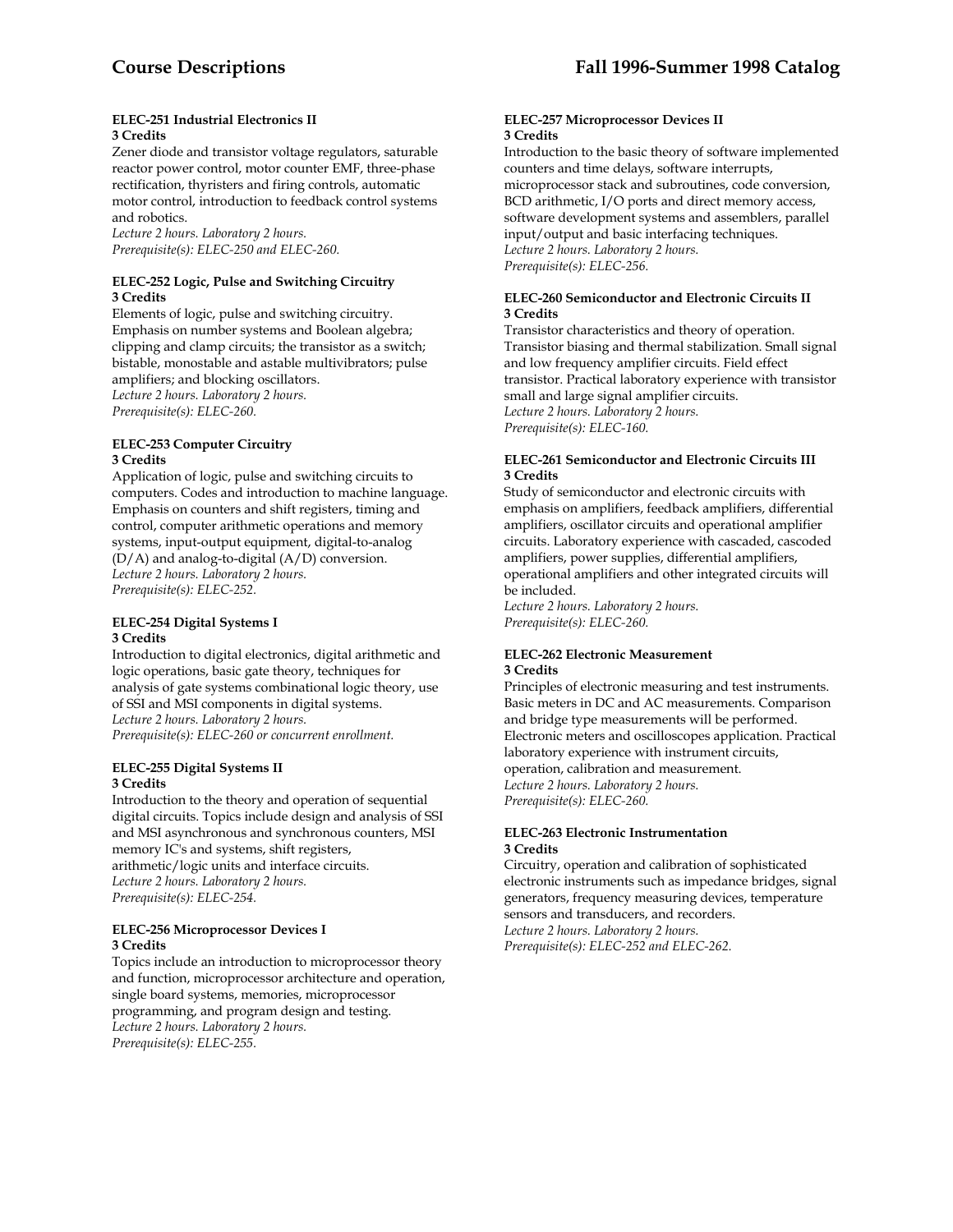**ELEC-251 Industrial Electronics II**
**3 Credits**

Zener diode and transistor voltage regulators, saturable reactor power control, motor counter EMF, three-phase rectification, thyristers and firing controls, automatic motor control, introduction to feedback control systems and robotics.
*Lecture 2 hours. Laboratory 2 hours.*
*Prerequisite(s): ELEC-250 and ELEC-260.*

**ELEC-252 Logic, Pulse and Switching Circuitry**
**3 Credits**

Elements of logic, pulse and switching circuitry. Emphasis on number systems and Boolean algebra; clipping and clamp circuits; the transistor as a switch; bistable, monostable and astable multivibrators; pulse amplifiers; and blocking oscillators.
*Lecture 2 hours. Laboratory 2 hours.*
*Prerequisite(s): ELEC-260.*

**ELEC-253 Computer Circuitry**
**3 Credits**

Application of logic, pulse and switching circuits to computers. Codes and introduction to machine language. Emphasis on counters and shift registers, timing and control, computer arithmetic operations and memory systems, input-output equipment, digital-to-analog (D/A) and analog-to-digital (A/D) conversion.
*Lecture 2 hours. Laboratory 2 hours.*
*Prerequisite(s): ELEC-252.*

**ELEC-254 Digital Systems I**
**3 Credits**

Introduction to digital electronics, digital arithmetic and logic operations, basic gate theory, techniques for analysis of gate systems combinational logic theory, use of SSI and MSI components in digital systems.
*Lecture 2 hours. Laboratory 2 hours.*
*Prerequisite(s): ELEC-260 or concurrent enrollment.*

**ELEC-255 Digital Systems II**
**3 Credits**

Introduction to the theory and operation of sequential digital circuits. Topics include design and analysis of SSI and MSI asynchronous and synchronous counters, MSI memory IC's and systems, shift registers, arithmetic/logic units and interface circuits.
*Lecture 2 hours. Laboratory 2 hours.*
*Prerequisite(s): ELEC-254.*

**ELEC-256 Microprocessor Devices I**
**3 Credits**

Topics include an introduction to microprocessor theory and function, microprocessor architecture and operation, single board systems, memories, microprocessor programming, and program design and testing.
*Lecture 2 hours. Laboratory 2 hours.*
*Prerequisite(s): ELEC-255.*

**ELEC-257 Microprocessor Devices II**
**3 Credits**

Introduction to the basic theory of software implemented counters and time delays, software interrupts, microprocessor stack and subroutines, code conversion, BCD arithmetic, I/O ports and direct memory access, software development systems and assemblers, parallel input/output and basic interfacing techniques.
*Lecture 2 hours. Laboratory 2 hours.*
*Prerequisite(s): ELEC-256.*

**ELEC-260 Semiconductor and Electronic Circuits II**
**3 Credits**

Transistor characteristics and theory of operation. Transistor biasing and thermal stabilization. Small signal and low frequency amplifier circuits. Field effect transistor. Practical laboratory experience with transistor small and large signal amplifier circuits.
*Lecture 2 hours. Laboratory 2 hours.*
*Prerequisite(s): ELEC-160.*

**ELEC-261 Semiconductor and Electronic Circuits III**
**3 Credits**

Study of semiconductor and electronic circuits with emphasis on amplifiers, feedback amplifiers, differential amplifiers, oscillator circuits and operational amplifier circuits. Laboratory experience with cascaded, cascoded amplifiers, power supplies, differential amplifiers, operational amplifiers and other integrated circuits will be included.
*Lecture 2 hours. Laboratory 2 hours.*
*Prerequisite(s): ELEC-260.*

**ELEC-262 Electronic Measurement**
**3 Credits**

Principles of electronic measuring and test instruments. Basic meters in DC and AC measurements. Comparison and bridge type measurements will be performed. Electronic meters and oscilloscopes application. Practical laboratory experience with instrument circuits, operation, calibration and measurement.
*Lecture 2 hours. Laboratory 2 hours.*
*Prerequisite(s): ELEC-260.*

**ELEC-263 Electronic Instrumentation**
**3 Credits**

Circuitry, operation and calibration of sophisticated electronic instruments such as impedance bridges, signal generators, frequency measuring devices, temperature sensors and transducers, and recorders.
*Lecture 2 hours. Laboratory 2 hours.*
*Prerequisite(s): ELEC-252 and ELEC-262.*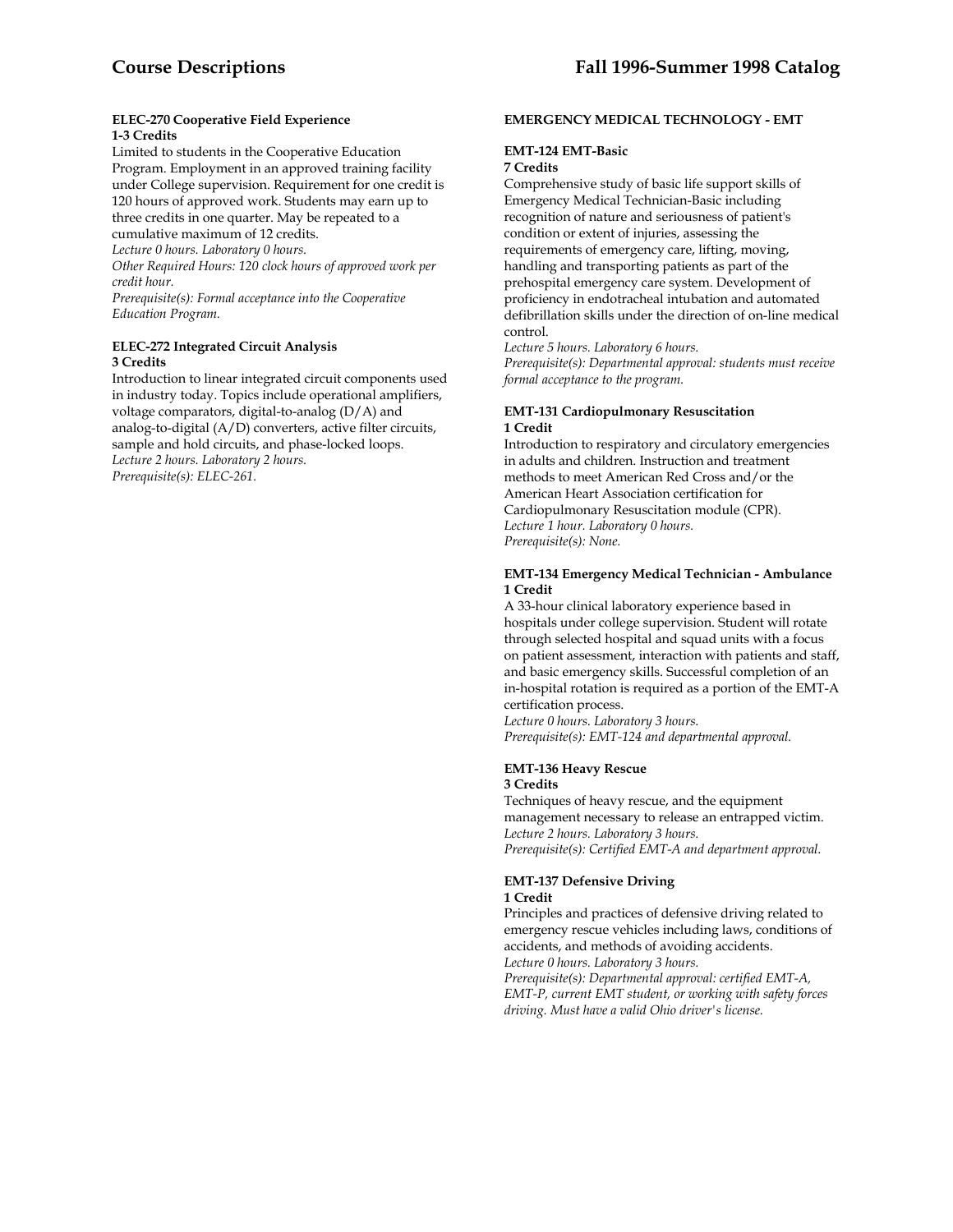#### ELEC-270 Cooperative Field Experience
**1-3 Credits**

Limited to students in the Cooperative Education Program. Employment in an approved training facility under College supervision. Requirement for one credit is 120 hours of approved work. Students may earn up to three credits in one quarter. May be repeated to a cumulative maximum of 12 credits.
*Lecture 0 hours. Laboratory 0 hours.*
*Other Required Hours: 120 clock hours of approved work per credit hour.*
*Prerequisite(s): Formal acceptance into the Cooperative Education Program.*

#### ELEC-272 Integrated Circuit Analysis
**3 Credits**

Introduction to linear integrated circuit components used in industry today. Topics include operational amplifiers, voltage comparators, digital-to-analog (D/A) and analog-to-digital (A/D) converters, active filter circuits, sample and hold circuits, and phase-locked loops.
*Lecture 2 hours. Laboratory 2 hours.*
*Prerequisite(s): ELEC-261.*

### EMERGENCY MEDICAL TECHNOLOGY - EMT

#### EMT-124 EMT-Basic
**7 Credits**

Comprehensive study of basic life support skills of Emergency Medical Technician-Basic including recognition of nature and seriousness of patient's condition or extent of injuries, assessing the requirements of emergency care, lifting, moving, handling and transporting patients as part of the prehospital emergency care system. Development of proficiency in endotracheal intubation and automated defibrillation skills under the direction of on-line medical control.
*Lecture 5 hours. Laboratory 6 hours.*
*Prerequisite(s): Departmental approval: students must receive formal acceptance to the program.*

#### EMT-131 Cardiopulmonary Resuscitation
**1 Credit**

Introduction to respiratory and circulatory emergencies in adults and children. Instruction and treatment methods to meet American Red Cross and/or the American Heart Association certification for Cardiopulmonary Resuscitation module (CPR).
*Lecture 1 hour. Laboratory 0 hours.*
*Prerequisite(s): None.*

#### EMT-134 Emergency Medical Technician - Ambulance
**1 Credit**

A 33-hour clinical laboratory experience based in hospitals under college supervision. Student will rotate through selected hospital and squad units with a focus on patient assessment, interaction with patients and staff, and basic emergency skills. Successful completion of an in-hospital rotation is required as a portion of the EMT-A certification process.
*Lecture 0 hours. Laboratory 3 hours.*
*Prerequisite(s): EMT-124 and departmental approval.*

#### EMT-136 Heavy Rescue
**3 Credits**

Techniques of heavy rescue, and the equipment management necessary to release an entrapped victim.
*Lecture 2 hours. Laboratory 3 hours.*
*Prerequisite(s): Certified EMT-A and department approval.*

#### EMT-137 Defensive Driving
**1 Credit**

Principles and practices of defensive driving related to emergency rescue vehicles including laws, conditions of accidents, and methods of avoiding accidents.
*Lecture 0 hours. Laboratory 3 hours.*
*Prerequisite(s): Departmental approval: certified EMT-A, EMT-P, current EMT student, or working with safety forces driving. Must have a valid Ohio driver's license.*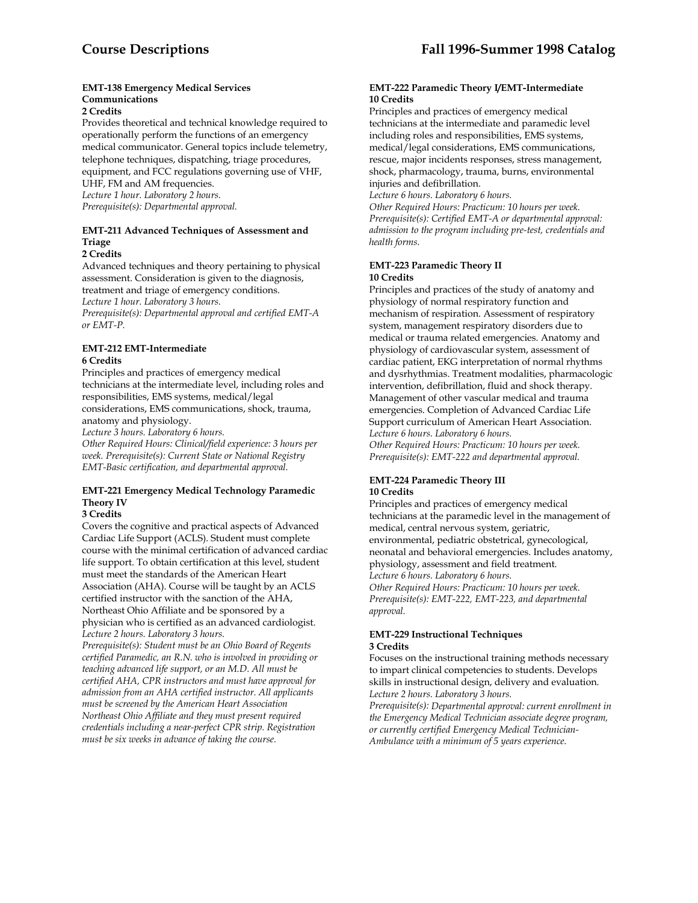#### EMT-138 Emergency Medical Services Communications
**2 Credits**

Provides theoretical and technical knowledge required to operationally perform the functions of an emergency medical communicator. General topics include telemetry, telephone techniques, dispatching, triage procedures, equipment, and FCC regulations governing use of VHF, UHF, FM and AM frequencies.
*Lecture 1 hour. Laboratory 2 hours.*
*Prerequisite(s): Departmental approval.*

#### EMT-211 Advanced Techniques of Assessment and Triage
**2 Credits**

Advanced techniques and theory pertaining to physical assessment. Consideration is given to the diagnosis, treatment and triage of emergency conditions.
*Lecture 1 hour. Laboratory 3 hours.*
*Prerequisite(s): Departmental approval and certified EMT-A or EMT-P.*

#### EMT-212 EMT-Intermediate
**6 Credits**

Principles and practices of emergency medical technicians at the intermediate level, including roles and responsibilities, EMS systems, medical/legal considerations, EMS communications, shock, trauma, anatomy and physiology.
*Lecture 3 hours. Laboratory 6 hours.*
*Other Required Hours: Clinical/field experience: 3 hours per week. Prerequisite(s): Current State or National Registry EMT-Basic certification, and departmental approval.*

#### EMT-221 Emergency Medical Technology Paramedic Theory IV
**3 Credits**

Covers the cognitive and practical aspects of Advanced Cardiac Life Support (ACLS). Student must complete course with the minimal certification of advanced cardiac life support. To obtain certification at this level, student must meet the standards of the American Heart Association (AHA). Course will be taught by an ACLS certified instructor with the sanction of the AHA, Northeast Ohio Affiliate and be sponsored by a physician who is certified as an advanced cardiologist.
*Lecture 2 hours. Laboratory 3 hours.*
*Prerequisite(s): Student must be an Ohio Board of Regents certified Paramedic, an R.N. who is involved in providing or teaching advanced life support, or an M.D. All must be certified AHA, CPR instructors and must have approval for admission from an AHA certified instructor. All applicants must be screened by the American Heart Association Northeast Ohio Affiliate and they must present required credentials including a near-perfect CPR strip. Registration must be six weeks in advance of taking the course.*

#### EMT-222 Paramedic Theory I/EMT-Intermediate
**10 Credits**

Principles and practices of emergency medical technicians at the intermediate and paramedic level including roles and responsibilities, EMS systems, medical/legal considerations, EMS communications, rescue, major incidents responses, stress management, shock, pharmacology, trauma, burns, environmental injuries and defibrillation.
*Lecture 6 hours. Laboratory 6 hours.*
*Other Required Hours: Practicum: 10 hours per week. Prerequisite(s): Certified EMT-A or departmental approval: admission to the program including pre-test, credentials and health forms.*

#### EMT-223 Paramedic Theory II
**10 Credits**

Principles and practices of the study of anatomy and physiology of normal respiratory function and mechanism of respiration. Assessment of respiratory system, management respiratory disorders due to medical or trauma related emergencies. Anatomy and physiology of cardiovascular system, assessment of cardiac patient, EKG interpretation of normal rhythms and dysrhythmias. Treatment modalities, pharmacologic intervention, defibrillation, fluid and shock therapy. Management of other vascular medical and trauma emergencies. Completion of Advanced Cardiac Life Support curriculum of American Heart Association.
*Lecture 6 hours. Laboratory 6 hours.*
*Other Required Hours: Practicum: 10 hours per week. Prerequisite(s): EMT-222 and departmental approval.*

#### EMT-224 Paramedic Theory III
**10 Credits**

Principles and practices of emergency medical technicians at the paramedic level in the management of medical, central nervous system, geriatric, environmental, pediatric obstetrical, gynecological, neonatal and behavioral emergencies. Includes anatomy, physiology, assessment and field treatment.
*Lecture 6 hours. Laboratory 6 hours.*
*Other Required Hours: Practicum: 10 hours per week. Prerequisite(s): EMT-222, EMT-223, and departmental approval.*

#### EMT-229 Instructional Techniques
**3 Credits**

Focuses on the instructional training methods necessary to impart clinical competencies to students. Develops skills in instructional design, delivery and evaluation.
*Lecture 2 hours. Laboratory 3 hours.*
*Prerequisite(s): Departmental approval: current enrollment in the Emergency Medical Technician associate degree program, or currently certified Emergency Medical Technician-Ambulance with a minimum of 5 years experience.*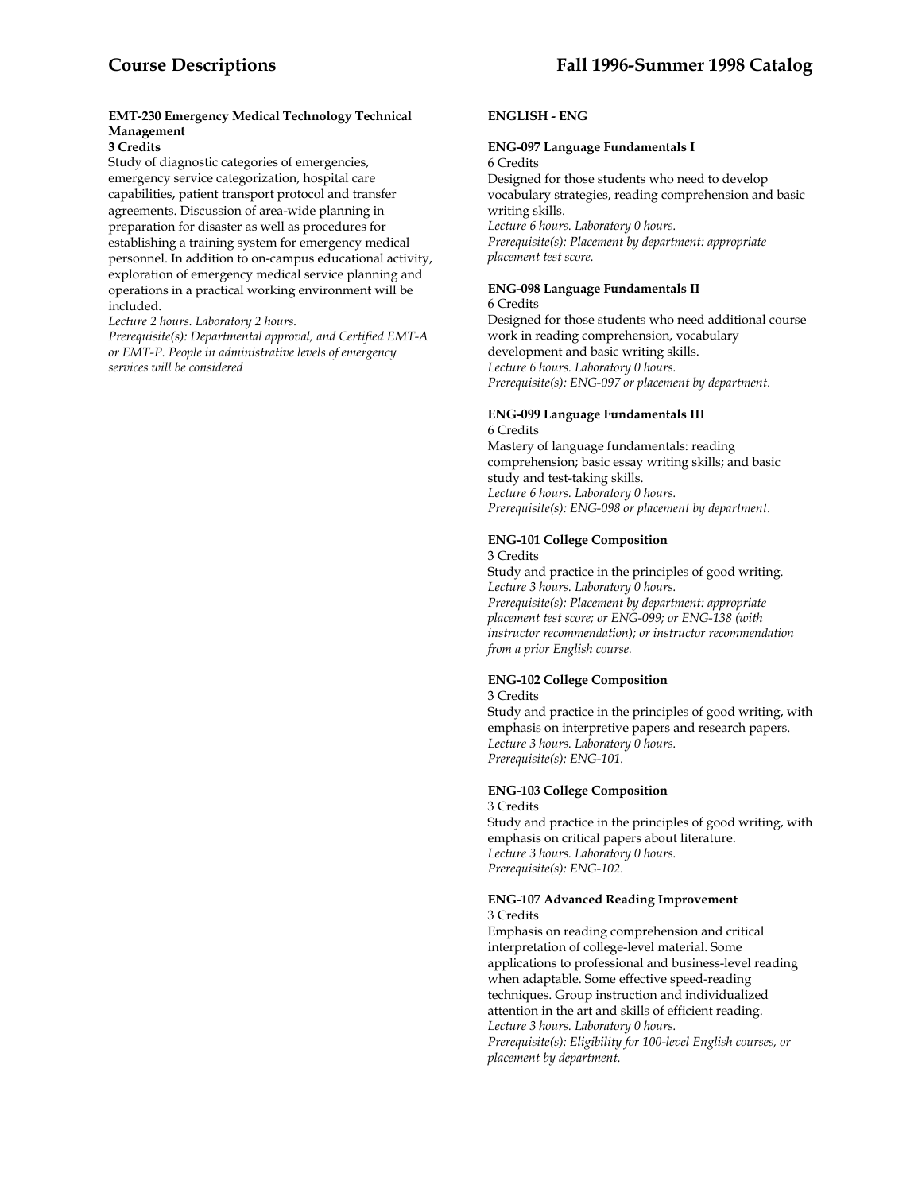**EMT-230 Emergency Medical Technology Technical Management**
**3 Credits**
Study of diagnostic categories of emergencies, emergency service categorization, hospital care capabilities, patient transport protocol and transfer agreements. Discussion of area-wide planning in preparation for disaster as well as procedures for establishing a training system for emergency medical personnel. In addition to on-campus educational activity, exploration of emergency medical service planning and operations in a practical working environment will be included.
*Lecture 2 hours. Laboratory 2 hours.*
*Prerequisite(s): Departmental approval, and Certified EMT-A or EMT-P. People in administrative levels of emergency services will be considered*

## ENGLISH - ENG

**ENG-097 Language Fundamentals I**
6 Credits
Designed for those students who need to develop vocabulary strategies, reading comprehension and basic writing skills.
*Lecture 6 hours. Laboratory 0 hours.*
*Prerequisite(s): Placement by department: appropriate placement test score.*

**ENG-098 Language Fundamentals II**
6 Credits
Designed for those students who need additional course work in reading comprehension, vocabulary development and basic writing skills.
*Lecture 6 hours. Laboratory 0 hours.*
*Prerequisite(s): ENG-097 or placement by department.*

**ENG-099 Language Fundamentals III**
6 Credits
Mastery of language fundamentals: reading comprehension; basic essay writing skills; and basic study and test-taking skills.
*Lecture 6 hours. Laboratory 0 hours.*
*Prerequisite(s): ENG-098 or placement by department.*

**ENG-101 College Composition**
3 Credits
Study and practice in the principles of good writing.
*Lecture 3 hours. Laboratory 0 hours.*
*Prerequisite(s): Placement by department: appropriate placement test score; or ENG-099; or ENG-138 (with instructor recommendation); or instructor recommendation from a prior English course.*

**ENG-102 College Composition**
3 Credits
Study and practice in the principles of good writing, with emphasis on interpretive papers and research papers.
*Lecture 3 hours. Laboratory 0 hours.*
*Prerequisite(s): ENG-101.*

**ENG-103 College Composition**
3 Credits
Study and practice in the principles of good writing, with emphasis on critical papers about literature.
*Lecture 3 hours. Laboratory 0 hours.*
*Prerequisite(s): ENG-102.*

**ENG-107 Advanced Reading Improvement**
3 Credits
Emphasis on reading comprehension and critical interpretation of college-level material. Some applications to professional and business-level reading when adaptable. Some effective speed-reading techniques. Group instruction and individualized attention in the art and skills of efficient reading.
*Lecture 3 hours. Laboratory 0 hours.*
*Prerequisite(s): Eligibility for 100-level English courses, or placement by department.*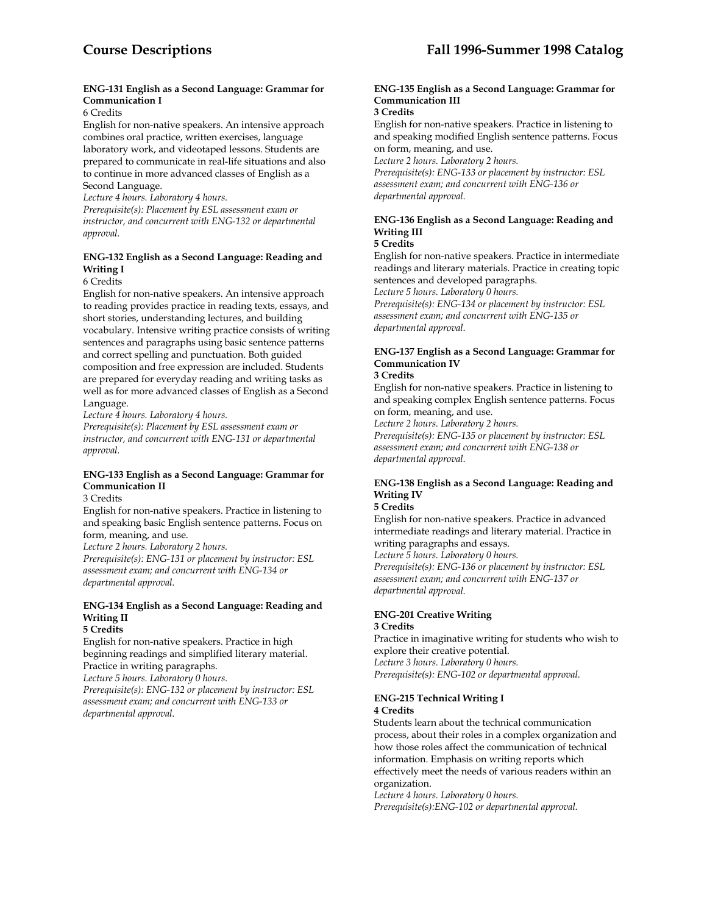#### ENG-131 English as a Second Language: Grammar for Communication I

6 Credits

English for non-native speakers. An intensive approach combines oral practice, written exercises, language laboratory work, and videotaped lessons. Students are prepared to communicate in real-life situations and also to continue in more advanced classes of English as a Second Language.

*Lecture 4 hours. Laboratory 4 hours.*

*Prerequisite(s): Placement by ESL assessment exam or instructor, and concurrent with ENG-132 or departmental approval.*

#### ENG-132 English as a Second Language: Reading and Writing I

6 Credits

English for non-native speakers. An intensive approach to reading provides practice in reading texts, essays, and short stories, understanding lectures, and building vocabulary. Intensive writing practice consists of writing sentences and paragraphs using basic sentence patterns and correct spelling and punctuation. Both guided composition and free expression are included. Students are prepared for everyday reading and writing tasks as well as for more advanced classes of English as a Second Language.

*Lecture 4 hours. Laboratory 4 hours.*

*Prerequisite(s): Placement by ESL assessment exam or instructor, and concurrent with ENG-131 or departmental approval.*

#### ENG-133 English as a Second Language: Grammar for Communication II

3 Credits

English for non-native speakers. Practice in listening to and speaking basic English sentence patterns. Focus on form, meaning, and use.

*Lecture 2 hours. Laboratory 2 hours.*

*Prerequisite(s): ENG-131 or placement by instructor: ESL assessment exam; and concurrent with ENG-134 or departmental approval.*

#### ENG-134 English as a Second Language: Reading and Writing II

**5 Credits**

English for non-native speakers. Practice in high beginning readings and simplified literary material. Practice in writing paragraphs.

*Lecture 5 hours. Laboratory 0 hours.*

*Prerequisite(s): ENG-132 or placement by instructor: ESL assessment exam; and concurrent with ENG-133 or departmental approval.*

#### ENG-135 English as a Second Language: Grammar for Communication III

**3 Credits**

English for non-native speakers. Practice in listening to and speaking modified English sentence patterns. Focus on form, meaning, and use.

*Lecture 2 hours. Laboratory 2 hours.*

*Prerequisite(s): ENG-133 or placement by instructor: ESL assessment exam; and concurrent with ENG-136 or departmental approval.*

#### ENG-136 English as a Second Language: Reading and Writing III

**5 Credits**

English for non-native speakers. Practice in intermediate readings and literary materials. Practice in creating topic sentences and developed paragraphs.

*Lecture 5 hours. Laboratory 0 hours.*

*Prerequisite(s): ENG-134 or placement by instructor: ESL assessment exam; and concurrent with ENG-135 or departmental approval.*

#### ENG-137 English as a Second Language: Grammar for Communication IV

**3 Credits**

English for non-native speakers. Practice in listening to and speaking complex English sentence patterns. Focus on form, meaning, and use.

*Lecture 2 hours. Laboratory 2 hours.*

*Prerequisite(s): ENG-135 or placement by instructor: ESL assessment exam; and concurrent with ENG-138 or departmental approval.*

#### ENG-138 English as a Second Language: Reading and Writing IV

**5 Credits**

English for non-native speakers. Practice in advanced intermediate readings and literary material. Practice in writing paragraphs and essays.

*Lecture 5 hours. Laboratory 0 hours.*

*Prerequisite(s): ENG-136 or placement by instructor: ESL assessment exam; and concurrent with ENG-137 or departmental approval.*

#### ENG-201 Creative Writing

**3 Credits**

Practice in imaginative writing for students who wish to explore their creative potential.

*Lecture 3 hours. Laboratory 0 hours.*

*Prerequisite(s): ENG-102 or departmental approval.*

#### ENG-215 Technical Writing I

**4 Credits**

Students learn about the technical communication process, about their roles in a complex organization and how those roles affect the communication of technical information. Emphasis on writing reports which effectively meet the needs of various readers within an organization.

*Lecture 4 hours. Laboratory 0 hours.*

*Prerequisite(s):ENG-102 or departmental approval.*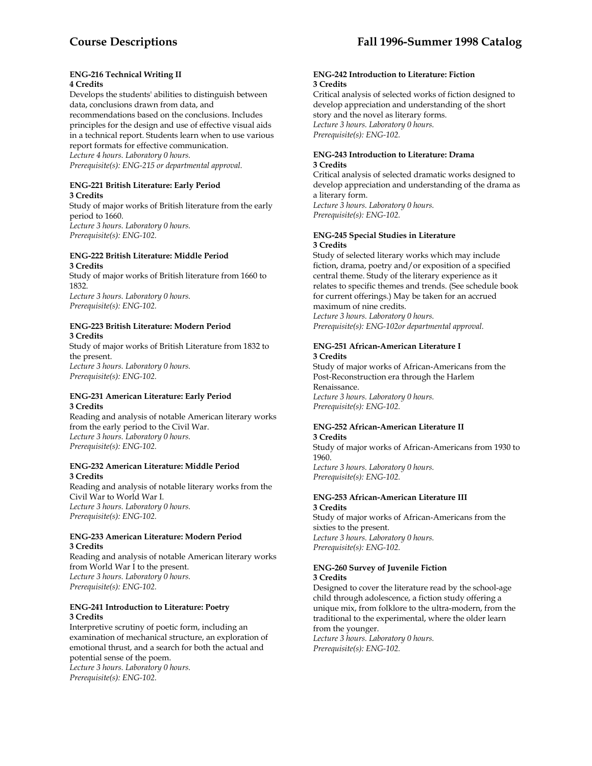#### ENG-216 Technical Writing II
**4 Credits**

Develops the students' abilities to distinguish between data, conclusions drawn from data, and recommendations based on the conclusions. Includes principles for the design and use of effective visual aids in a technical report. Students learn when to use various report formats for effective communication.
*Lecture 4 hours. Laboratory 0 hours.*
*Prerequisite(s): ENG-215 or departmental approval.*

#### ENG-221 British Literature: Early Period
**3 Credits**

Study of major works of British literature from the early period to 1660.
*Lecture 3 hours. Laboratory 0 hours.*
*Prerequisite(s): ENG-102.*

#### ENG-222 British Literature: Middle Period
**3 Credits**

Study of major works of British literature from 1660 to 1832.
*Lecture 3 hours. Laboratory 0 hours.*
*Prerequisite(s): ENG-102.*

#### ENG-223 British Literature: Modern Period
**3 Credits**

Study of major works of British Literature from 1832 to the present.
*Lecture 3 hours. Laboratory 0 hours.*
*Prerequisite(s): ENG-102.*

#### ENG-231 American Literature: Early Period
**3 Credits**

Reading and analysis of notable American literary works from the early period to the Civil War.
*Lecture 3 hours. Laboratory 0 hours.*
*Prerequisite(s): ENG-102.*

#### ENG-232 American Literature: Middle Period
**3 Credits**

Reading and analysis of notable literary works from the Civil War to World War I.
*Lecture 3 hours. Laboratory 0 hours.*
*Prerequisite(s): ENG-102.*

#### ENG-233 American Literature: Modern Period
**3 Credits**

Reading and analysis of notable American literary works from World War I to the present.
*Lecture 3 hours. Laboratory 0 hours.*
*Prerequisite(s): ENG-102.*

#### ENG-241 Introduction to Literature: Poetry
**3 Credits**

Interpretive scrutiny of poetic form, including an examination of mechanical structure, an exploration of emotional thrust, and a search for both the actual and potential sense of the poem.
*Lecture 3 hours. Laboratory 0 hours.*
*Prerequisite(s): ENG-102.*

#### ENG-242 Introduction to Literature: Fiction
**3 Credits**

Critical analysis of selected works of fiction designed to develop appreciation and understanding of the short story and the novel as literary forms.
*Lecture 3 hours. Laboratory 0 hours.*
*Prerequisite(s): ENG-102.*

#### ENG-243 Introduction to Literature: Drama
**3 Credits**

Critical analysis of selected dramatic works designed to develop appreciation and understanding of the drama as a literary form.
*Lecture 3 hours. Laboratory 0 hours.*
*Prerequisite(s): ENG-102.*

#### ENG-245 Special Studies in Literature
**3 Credits**

Study of selected literary works which may include fiction, drama, poetry and/or exposition of a specified central theme. Study of the literary experience as it relates to specific themes and trends. (See schedule book for current offerings.) May be taken for an accrued maximum of nine credits.
*Lecture 3 hours. Laboratory 0 hours.*
*Prerequisite(s): ENG-102or departmental approval.*

#### ENG-251 African-American Literature I
**3 Credits**

Study of major works of African-Americans from the Post-Reconstruction era through the Harlem Renaissance.
*Lecture 3 hours. Laboratory 0 hours.*
*Prerequisite(s): ENG-102.*

#### ENG-252 African-American Literature II
**3 Credits**

Study of major works of African-Americans from 1930 to 1960.
*Lecture 3 hours. Laboratory 0 hours.*
*Prerequisite(s): ENG-102.*

#### ENG-253 African-American Literature III
**3 Credits**

Study of major works of African-Americans from the sixties to the present.
*Lecture 3 hours. Laboratory 0 hours.*
*Prerequisite(s): ENG-102.*

#### ENG-260 Survey of Juvenile Fiction
**3 Credits**

Designed to cover the literature read by the school-age child through adolescence, a fiction study offering a unique mix, from folklore to the ultra-modern, from the traditional to the experimental, where the older learn from the younger.
*Lecture 3 hours. Laboratory 0 hours.*
*Prerequisite(s): ENG-102.*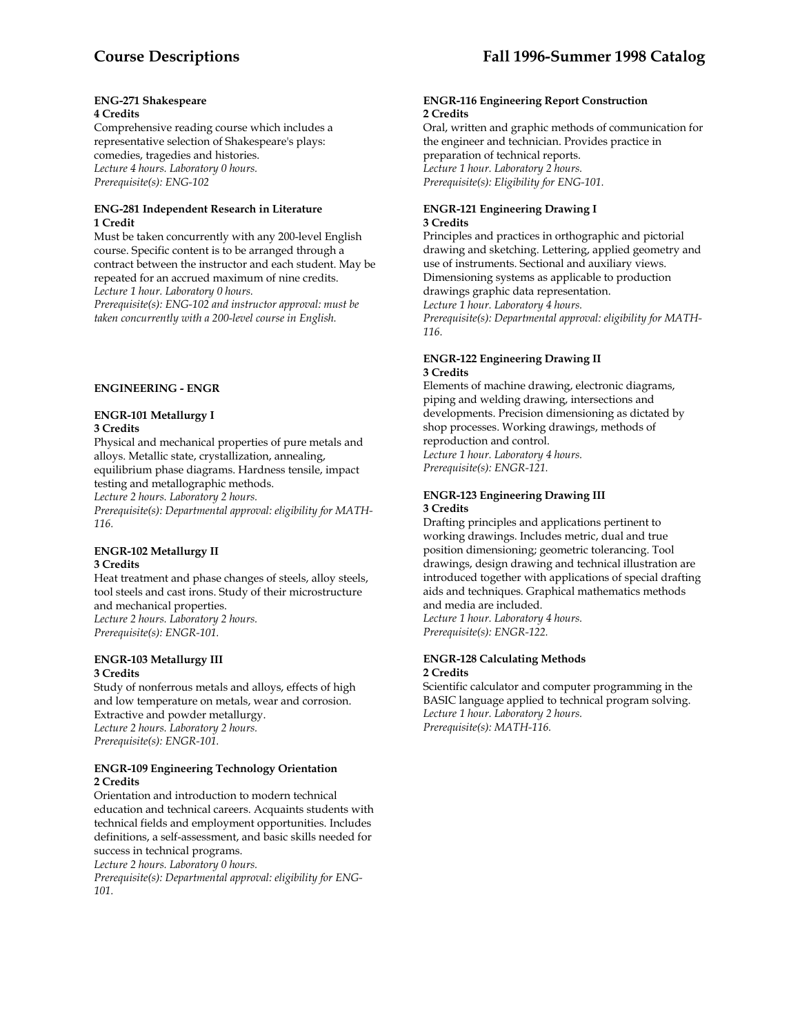**ENG-271 Shakespeare**
**4 Credits**
Comprehensive reading course which includes a representative selection of Shakespeare's plays: comedies, tragedies and histories.
*Lecture 4 hours. Laboratory 0 hours.*
*Prerequisite(s): ENG-102*

**ENG-281 Independent Research in Literature**
**1 Credit**
Must be taken concurrently with any 200-level English course. Specific content is to be arranged through a contract between the instructor and each student. May be repeated for an accrued maximum of nine credits.
*Lecture 1 hour. Laboratory 0 hours.*
*Prerequisite(s): ENG-102 and instructor approval: must be taken concurrently with a 200-level course in English.*

## ENGINEERING - ENGR

**ENGR-101 Metallurgy I**
**3 Credits**
Physical and mechanical properties of pure metals and alloys. Metallic state, crystallization, annealing, equilibrium phase diagrams. Hardness tensile, impact testing and metallographic methods.
*Lecture 2 hours. Laboratory 2 hours.*
*Prerequisite(s): Departmental approval: eligibility for MATH-116.*

**ENGR-102 Metallurgy II**
**3 Credits**
Heat treatment and phase changes of steels, alloy steels, tool steels and cast irons. Study of their microstructure and mechanical properties.
*Lecture 2 hours. Laboratory 2 hours.*
*Prerequisite(s): ENGR-101.*

**ENGR-103 Metallurgy III**
**3 Credits**
Study of nonferrous metals and alloys, effects of high and low temperature on metals, wear and corrosion. Extractive and powder metallurgy.
*Lecture 2 hours. Laboratory 2 hours.*
*Prerequisite(s): ENGR-101.*

**ENGR-109 Engineering Technology Orientation**
**2 Credits**
Orientation and introduction to modern technical education and technical careers. Acquaints students with technical fields and employment opportunities. Includes definitions, a self-assessment, and basic skills needed for success in technical programs.
*Lecture 2 hours. Laboratory 0 hours.*
*Prerequisite(s): Departmental approval: eligibility for ENG-101.*

**ENGR-116 Engineering Report Construction**
**2 Credits**
Oral, written and graphic methods of communication for the engineer and technician. Provides practice in preparation of technical reports.
*Lecture 1 hour. Laboratory 2 hours.*
*Prerequisite(s): Eligibility for ENG-101.*

**ENGR-121 Engineering Drawing I**
**3 Credits**
Principles and practices in orthographic and pictorial drawing and sketching. Lettering, applied geometry and use of instruments. Sectional and auxiliary views. Dimensioning systems as applicable to production drawings graphic data representation.
*Lecture 1 hour. Laboratory 4 hours.*
*Prerequisite(s): Departmental approval: eligibility for MATH-116.*

**ENGR-122 Engineering Drawing II**
**3 Credits**
Elements of machine drawing, electronic diagrams, piping and welding drawing, intersections and developments. Precision dimensioning as dictated by shop processes. Working drawings, methods of reproduction and control.
*Lecture 1 hour. Laboratory 4 hours.*
*Prerequisite(s): ENGR-121.*

**ENGR-123 Engineering Drawing III**
**3 Credits**
Drafting principles and applications pertinent to working drawings. Includes metric, dual and true position dimensioning; geometric tolerancing. Tool drawings, design drawing and technical illustration are introduced together with applications of special drafting aids and techniques. Graphical mathematics methods and media are included.
*Lecture 1 hour. Laboratory 4 hours.*
*Prerequisite(s): ENGR-122.*

**ENGR-128 Calculating Methods**
**2 Credits**
Scientific calculator and computer programming in the BASIC language applied to technical program solving.
*Lecture 1 hour. Laboratory 2 hours.*
*Prerequisite(s): MATH-116.*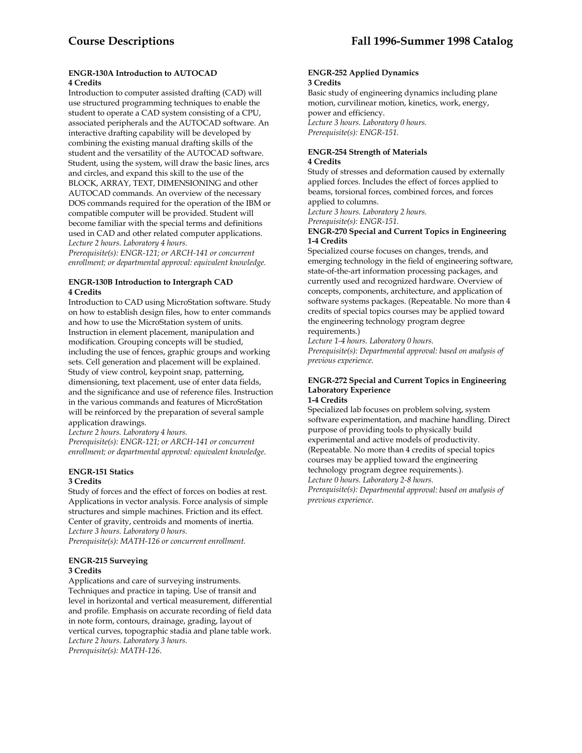#### ENGR-130A Introduction to AUTOCAD
**4 Credits**

Introduction to computer assisted drafting (CAD) will use structured programming techniques to enable the student to operate a CAD system consisting of a CPU, associated peripherals and the AUTOCAD software. An interactive drafting capability will be developed by combining the existing manual drafting skills of the student and the versatility of the AUTOCAD software. Student, using the system, will draw the basic lines, arcs and circles, and expand this skill to the use of the BLOCK, ARRAY, TEXT, DIMENSIONING and other AUTOCAD commands. An overview of the necessary DOS commands required for the operation of the IBM or compatible computer will be provided. Student will become familiar with the special terms and definitions used in CAD and other related computer applications.
*Lecture 2 hours. Laboratory 4 hours.*
*Prerequisite(s): ENGR-121; or ARCH-141 or concurrent enrollment; or departmental approval: equivalent knowledge.*

#### ENGR-130B Introduction to Intergraph CAD
**4 Credits**

Introduction to CAD using MicroStation software. Study on how to establish design files, how to enter commands and how to use the MicroStation system of units. Instruction in element placement, manipulation and modification. Grouping concepts will be studied, including the use of fences, graphic groups and working sets. Cell generation and placement will be explained. Study of view control, keypoint snap, patterning, dimensioning, text placement, use of enter data fields, and the significance and use of reference files. Instruction in the various commands and features of MicroStation will be reinforced by the preparation of several sample application drawings.
*Lecture 2 hours. Laboratory 4 hours.*
*Prerequisite(s): ENGR-121; or ARCH-141 or concurrent enrollment; or departmental approval: equivalent knowledge.*

#### ENGR-151 Statics
**3 Credits**

Study of forces and the effect of forces on bodies at rest. Applications in vector analysis. Force analysis of simple structures and simple machines. Friction and its effect. Center of gravity, centroids and moments of inertia.
*Lecture 3 hours. Laboratory 0 hours.*
*Prerequisite(s): MATH-126 or concurrent enrollment.*

#### ENGR-215 Surveying
**3 Credits**

Applications and care of surveying instruments. Techniques and practice in taping. Use of transit and level in horizontal and vertical measurement, differential and profile. Emphasis on accurate recording of field data in note form, contours, drainage, grading, layout of vertical curves, topographic stadia and plane table work.
*Lecture 2 hours. Laboratory 3 hours.*
*Prerequisite(s): MATH-126.*

#### ENGR-252 Applied Dynamics
**3 Credits**

Basic study of engineering dynamics including plane motion, curvilinear motion, kinetics, work, energy, power and efficiency.
*Lecture 3 hours. Laboratory 0 hours.*
*Prerequisite(s): ENGR-151.*

#### ENGR-254 Strength of Materials
**4 Credits**

Study of stresses and deformation caused by externally applied forces. Includes the effect of forces applied to beams, torsional forces, combined forces, and forces applied to columns.
*Lecture 3 hours. Laboratory 2 hours.*
*Prerequisite(s): ENGR-151.*

#### ENGR-270 Special and Current Topics in Engineering
**1-4 Credits**

Specialized course focuses on changes, trends, and emerging technology in the field of engineering software, state-of-the-art information processing packages, and currently used and recognized hardware. Overview of concepts, components, architecture, and application of software systems packages. (Repeatable. No more than 4 credits of special topics courses may be applied toward the engineering technology program degree requirements.)
*Lecture 1-4 hours. Laboratory 0 hours.*
*Prerequisite(s): Departmental approval: based on analysis of previous experience.*

#### ENGR-272 Special and Current Topics in Engineering Laboratory Experience
**1-4 Credits**

Specialized lab focuses on problem solving, system software experimentation, and machine handling. Direct purpose of providing tools to physically build experimental and active models of productivity. (Repeatable. No more than 4 credits of special topics courses may be applied toward the engineering technology program degree requirements.).
*Lecture 0 hours. Laboratory 2-8 hours.*
*Prerequisite(s): Departmental approval: based on analysis of previous experience.*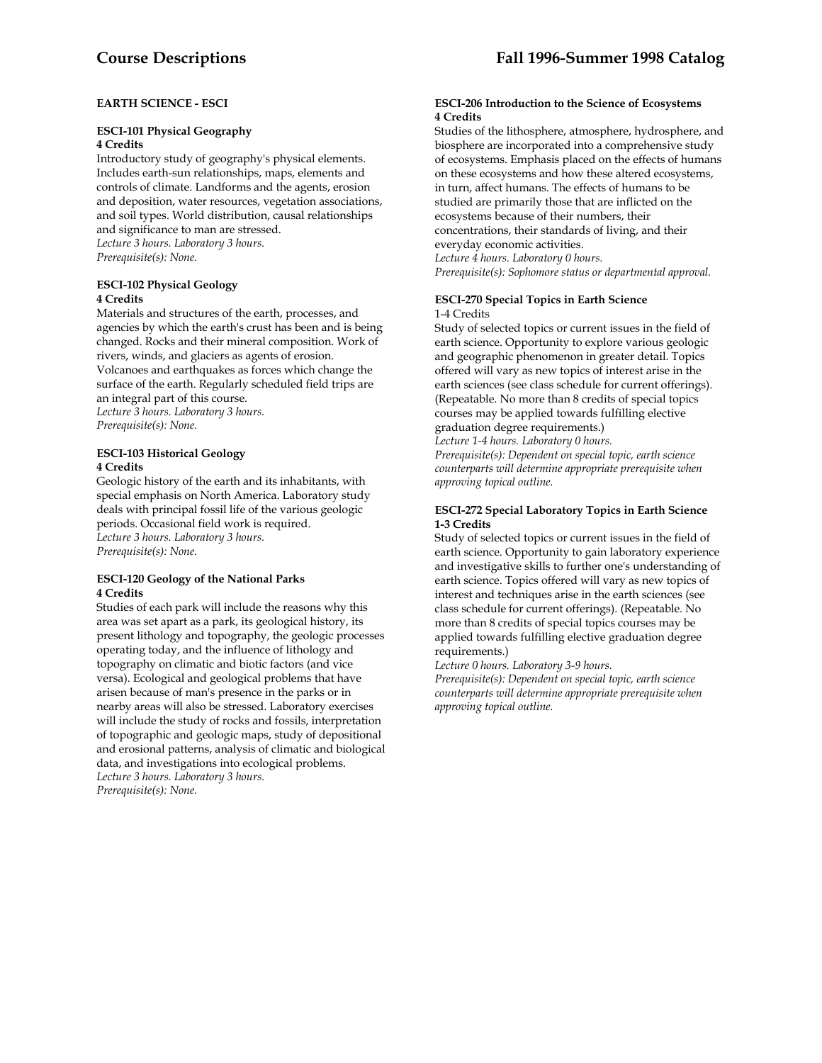## EARTH SCIENCE - ESCI

### ESCI-101 Physical Geography
**4 Credits**

Introductory study of geography's physical elements. Includes earth-sun relationships, maps, elements and controls of climate. Landforms and the agents, erosion and deposition, water resources, vegetation associations, and soil types. World distribution, causal relationships and significance to man are stressed.
*Lecture 3 hours. Laboratory 3 hours.*
*Prerequisite(s): None.*

### ESCI-102 Physical Geology
**4 Credits**

Materials and structures of the earth, processes, and agencies by which the earth's crust has been and is being changed. Rocks and their mineral composition. Work of rivers, winds, and glaciers as agents of erosion. Volcanoes and earthquakes as forces which change the surface of the earth. Regularly scheduled field trips are an integral part of this course.
*Lecture 3 hours. Laboratory 3 hours.*
*Prerequisite(s): None.*

### ESCI-103 Historical Geology
**4 Credits**

Geologic history of the earth and its inhabitants, with special emphasis on North America. Laboratory study deals with principal fossil life of the various geologic periods. Occasional field work is required.
*Lecture 3 hours. Laboratory 3 hours.*
*Prerequisite(s): None.*

### ESCI-120 Geology of the National Parks
**4 Credits**

Studies of each park will include the reasons why this area was set apart as a park, its geological history, its present lithology and topography, the geologic processes operating today, and the influence of lithology and topography on climatic and biotic factors (and vice versa). Ecological and geological problems that have arisen because of man's presence in the parks or in nearby areas will also be stressed. Laboratory exercises will include the study of rocks and fossils, interpretation of topographic and geologic maps, study of depositional and erosional patterns, analysis of climatic and biological data, and investigations into ecological problems.
*Lecture 3 hours. Laboratory 3 hours.*
*Prerequisite(s): None.*

### ESCI-206 Introduction to the Science of Ecosystems
**4 Credits**

Studies of the lithosphere, atmosphere, hydrosphere, and biosphere are incorporated into a comprehensive study of ecosystems. Emphasis placed on the effects of humans on these ecosystems and how these altered ecosystems, in turn, affect humans. The effects of humans to be studied are primarily those that are inflicted on the ecosystems because of their numbers, their concentrations, their standards of living, and their everyday economic activities.
*Lecture 4 hours. Laboratory 0 hours.*
*Prerequisite(s): Sophomore status or departmental approval.*

### ESCI-270 Special Topics in Earth Science
1-4 Credits

Study of selected topics or current issues in the field of earth science. Opportunity to explore various geologic and geographic phenomenon in greater detail. Topics offered will vary as new topics of interest arise in the earth sciences (see class schedule for current offerings). (Repeatable. No more than 8 credits of special topics courses may be applied towards fulfilling elective graduation degree requirements.)
*Lecture 1-4 hours. Laboratory 0 hours.*
*Prerequisite(s): Dependent on special topic, earth science counterparts will determine appropriate prerequisite when approving topical outline.*

### ESCI-272 Special Laboratory Topics in Earth Science
**1-3 Credits**

Study of selected topics or current issues in the field of earth science. Opportunity to gain laboratory experience and investigative skills to further one's understanding of earth science. Topics offered will vary as new topics of interest and techniques arise in the earth sciences (see class schedule for current offerings). (Repeatable. No more than 8 credits of special topics courses may be applied towards fulfilling elective graduation degree requirements.)
*Lecture 0 hours. Laboratory 3-9 hours.*
*Prerequisite(s): Dependent on special topic, earth science counterparts will determine appropriate prerequisite when approving topical outline.*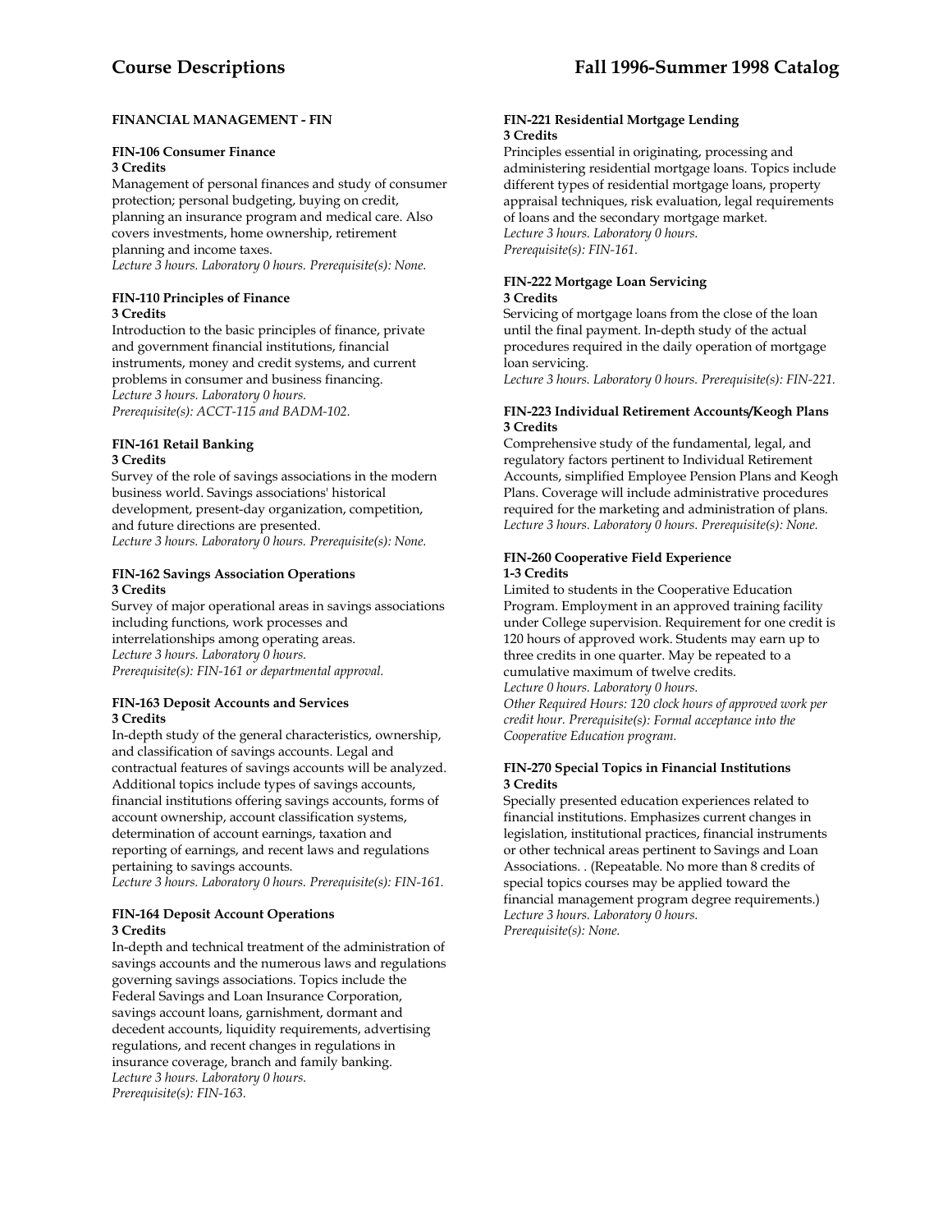## FINANCIAL MANAGEMENT - FIN

**FIN-106 Consumer Finance**
**3 Credits**
Management of personal finances and study of consumer protection; personal budgeting, buying on credit, planning an insurance program and medical care. Also covers investments, home ownership, retirement planning and income taxes.
*Lecture 3 hours. Laboratory 0 hours. Prerequisite(s): None.*

**FIN-110 Principles of Finance**
**3 Credits**
Introduction to the basic principles of finance, private and government financial institutions, financial instruments, money and credit systems, and current problems in consumer and business financing.
*Lecture 3 hours. Laboratory 0 hours.*
*Prerequisite(s): ACCT-115 and BADM-102.*

**FIN-161 Retail Banking**
**3 Credits**
Survey of the role of savings associations in the modern business world. Savings associations' historical development, present-day organization, competition, and future directions are presented.
*Lecture 3 hours. Laboratory 0 hours. Prerequisite(s): None.*

**FIN-162 Savings Association Operations**
**3 Credits**
Survey of major operational areas in savings associations including functions, work processes and interrelationships among operating areas.
*Lecture 3 hours. Laboratory 0 hours.*
*Prerequisite(s): FIN-161 or departmental approval.*

**FIN-163 Deposit Accounts and Services**
**3 Credits**
In-depth study of the general characteristics, ownership, and classification of savings accounts. Legal and contractual features of savings accounts will be analyzed. Additional topics include types of savings accounts, financial institutions offering savings accounts, forms of account ownership, account classification systems, determination of account earnings, taxation and reporting of earnings, and recent laws and regulations pertaining to savings accounts.
*Lecture 3 hours. Laboratory 0 hours. Prerequisite(s): FIN-161.*

**FIN-164 Deposit Account Operations**
**3 Credits**
In-depth and technical treatment of the administration of savings accounts and the numerous laws and regulations governing savings associations. Topics include the Federal Savings and Loan Insurance Corporation, savings account loans, garnishment, dormant and decedent accounts, liquidity requirements, advertising regulations, and recent changes in regulations in insurance coverage, branch and family banking.
*Lecture 3 hours. Laboratory 0 hours.*
*Prerequisite(s): FIN-163.*

**FIN-221 Residential Mortgage Lending**
**3 Credits**
Principles essential in originating, processing and administering residential mortgage loans. Topics include different types of residential mortgage loans, property appraisal techniques, risk evaluation, legal requirements of loans and the secondary mortgage market.
*Lecture 3 hours. Laboratory 0 hours.*
*Prerequisite(s): FIN-161.*

**FIN-222 Mortgage Loan Servicing**
**3 Credits**
Servicing of mortgage loans from the close of the loan until the final payment. In-depth study of the actual procedures required in the daily operation of mortgage loan servicing.
*Lecture 3 hours. Laboratory 0 hours. Prerequisite(s): FIN-221.*

**FIN-223 Individual Retirement Accounts/Keogh Plans**
**3 Credits**
Comprehensive study of the fundamental, legal, and regulatory factors pertinent to Individual Retirement Accounts, simplified Employee Pension Plans and Keogh Plans. Coverage will include administrative procedures required for the marketing and administration of plans.
*Lecture 3 hours. Laboratory 0 hours. Prerequisite(s): None.*

**FIN-260 Cooperative Field Experience**
**1-3 Credits**
Limited to students in the Cooperative Education Program. Employment in an approved training facility under College supervision. Requirement for one credit is 120 hours of approved work. Students may earn up to three credits in one quarter. May be repeated to a cumulative maximum of twelve credits.
*Lecture 0 hours. Laboratory 0 hours.*
*Other Required Hours: 120 clock hours of approved work per credit hour. Prerequisite(s): Formal acceptance into the Cooperative Education program.*

**FIN-270 Special Topics in Financial Institutions**
**3 Credits**
Specially presented education experiences related to financial institutions. Emphasizes current changes in legislation, institutional practices, financial instruments or other technical areas pertinent to Savings and Loan Associations. . (Repeatable. No more than 8 credits of special topics courses may be applied toward the financial management program degree requirements.)
*Lecture 3 hours. Laboratory 0 hours.*
*Prerequisite(s): None.*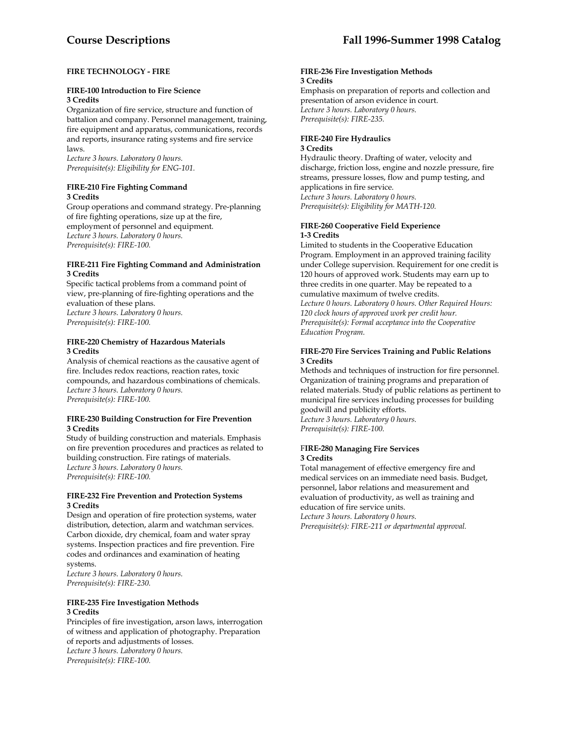## FIRE TECHNOLOGY - FIRE

**FIRE-100 Introduction to Fire Science**
**3 Credits**
Organization of fire service, structure and function of battalion and company. Personnel management, training, fire equipment and apparatus, communications, records and reports, insurance rating systems and fire service laws.
*Lecture 3 hours. Laboratory 0 hours.*
*Prerequisite(s): Eligibility for ENG-101.*

**FIRE-210 Fire Fighting Command**
**3 Credits**
Group operations and command strategy. Pre-planning of fire fighting operations, size up at the fire, employment of personnel and equipment.
*Lecture 3 hours. Laboratory 0 hours.*
*Prerequisite(s): FIRE-100.*

**FIRE-211 Fire Fighting Command and Administration**
**3 Credits**
Specific tactical problems from a command point of view, pre-planning of fire-fighting operations and the evaluation of these plans.
*Lecture 3 hours. Laboratory 0 hours.*
*Prerequisite(s): FIRE-100.*

**FIRE-220 Chemistry of Hazardous Materials**
**3 Credits**
Analysis of chemical reactions as the causative agent of fire. Includes redox reactions, reaction rates, toxic compounds, and hazardous combinations of chemicals.
*Lecture 3 hours. Laboratory 0 hours.*
*Prerequisite(s): FIRE-100.*

**FIRE-230 Building Construction for Fire Prevention**
**3 Credits**
Study of building construction and materials. Emphasis on fire prevention procedures and practices as related to building construction. Fire ratings of materials.
*Lecture 3 hours. Laboratory 0 hours.*
*Prerequisite(s): FIRE-100.*

**FIRE-232 Fire Prevention and Protection Systems**
**3 Credits**
Design and operation of fire protection systems, water distribution, detection, alarm and watchman services. Carbon dioxide, dry chemical, foam and water spray systems. Inspection practices and fire prevention. Fire codes and ordinances and examination of heating systems.
*Lecture 3 hours. Laboratory 0 hours.*
*Prerequisite(s): FIRE-230.*

**FIRE-235 Fire Investigation Methods**
**3 Credits**
Principles of fire investigation, arson laws, interrogation of witness and application of photography. Preparation of reports and adjustments of losses.
*Lecture 3 hours. Laboratory 0 hours.*
*Prerequisite(s): FIRE-100.*

**FIRE-236 Fire Investigation Methods**
**3 Credits**
Emphasis on preparation of reports and collection and presentation of arson evidence in court.
*Lecture 3 hours. Laboratory 0 hours.*
*Prerequisite(s): FIRE-235.*

**FIRE-240 Fire Hydraulics**
**3 Credits**
Hydraulic theory. Drafting of water, velocity and discharge, friction loss, engine and nozzle pressure, fire streams, pressure losses, flow and pump testing, and applications in fire service.
*Lecture 3 hours. Laboratory 0 hours.*
*Prerequisite(s): Eligibility for MATH-120.*

**FIRE-260 Cooperative Field Experience**
**1-3 Credits**
Limited to students in the Cooperative Education Program. Employment in an approved training facility under College supervision. Requirement for one credit is 120 hours of approved work. Students may earn up to three credits in one quarter. May be repeated to a cumulative maximum of twelve credits.
*Lecture 0 hours. Laboratory 0 hours. Other Required Hours: 120 clock hours of approved work per credit hour.*
*Prerequisite(s): Formal acceptance into the Cooperative Education Program.*

**FIRE-270 Fire Services Training and Public Relations**
**3 Credits**
Methods and techniques of instruction for fire personnel. Organization of training programs and preparation of related materials. Study of public relations as pertinent to municipal fire services including processes for building goodwill and publicity efforts.
*Lecture 3 hours. Laboratory 0 hours.*
*Prerequisite(s): FIRE-100.*

**FIRE-280 Managing Fire Services**
**3 Credits**
Total management of effective emergency fire and medical services on an immediate need basis. Budget, personnel, labor relations and measurement and evaluation of productivity, as well as training and education of fire service units.
*Lecture 3 hours. Laboratory 0 hours.*
*Prerequisite(s): FIRE-211 or departmental approval.*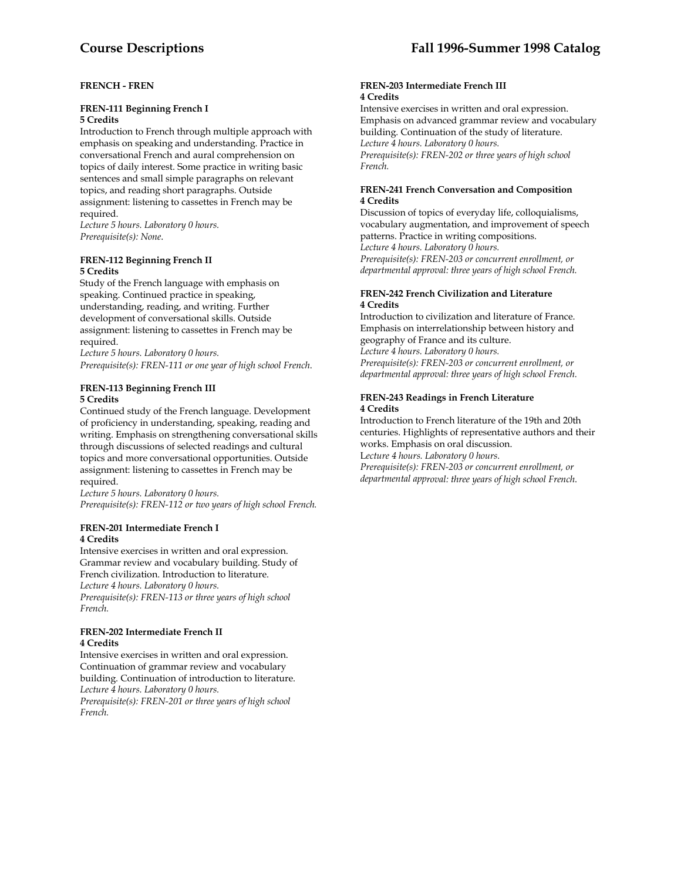## FRENCH - FREN

### FREN-111 Beginning French I
**5 Credits**

Introduction to French through multiple approach with emphasis on speaking and understanding. Practice in conversational French and aural comprehension on topics of daily interest. Some practice in writing basic sentences and small simple paragraphs on relevant topics, and reading short paragraphs. Outside assignment: listening to cassettes in French may be required.
*Lecture 5 hours. Laboratory 0 hours.*
*Prerequisite(s): None.*

### FREN-112 Beginning French II
**5 Credits**

Study of the French language with emphasis on speaking. Continued practice in speaking, understanding, reading, and writing. Further development of conversational skills. Outside assignment: listening to cassettes in French may be required.
*Lecture 5 hours. Laboratory 0 hours.*
*Prerequisite(s): FREN-111 or one year of high school French.*

### FREN-113 Beginning French III
**5 Credits**

Continued study of the French language. Development of proficiency in understanding, speaking, reading and writing. Emphasis on strengthening conversational skills through discussions of selected readings and cultural topics and more conversational opportunities. Outside assignment: listening to cassettes in French may be required.
*Lecture 5 hours. Laboratory 0 hours.*
*Prerequisite(s): FREN-112 or two years of high school French.*

### FREN-201 Intermediate French I
**4 Credits**

Intensive exercises in written and oral expression. Grammar review and vocabulary building. Study of French civilization. Introduction to literature.
*Lecture 4 hours. Laboratory 0 hours.*
*Prerequisite(s): FREN-113 or three years of high school French.*

### FREN-202 Intermediate French II
**4 Credits**

Intensive exercises in written and oral expression. Continuation of grammar review and vocabulary building. Continuation of introduction to literature.
*Lecture 4 hours. Laboratory 0 hours.*
*Prerequisite(s): FREN-201 or three years of high school French.*

### FREN-203 Intermediate French III
**4 Credits**

Intensive exercises in written and oral expression. Emphasis on advanced grammar review and vocabulary building. Continuation of the study of literature.
*Lecture 4 hours. Laboratory 0 hours.*
*Prerequisite(s): FREN-202 or three years of high school French.*

### FREN-241 French Conversation and Composition
**4 Credits**

Discussion of topics of everyday life, colloquialisms, vocabulary augmentation, and improvement of speech patterns. Practice in writing compositions.
*Lecture 4 hours. Laboratory 0 hours.*
*Prerequisite(s): FREN-203 or concurrent enrollment, or departmental approval: three years of high school French.*

### FREN-242 French Civilization and Literature
**4 Credits**

Introduction to civilization and literature of France. Emphasis on interrelationship between history and geography of France and its culture.
*Lecture 4 hours. Laboratory 0 hours.*
*Prerequisite(s): FREN-203 or concurrent enrollment, or departmental approval: three years of high school French.*

### FREN-243 Readings in French Literature
**4 Credits**

Introduction to French literature of the 19th and 20th centuries. Highlights of representative authors and their works. Emphasis on oral discussion.
*Lecture 4 hours. Laboratory 0 hours.*
*Prerequisite(s): FREN-203 or concurrent enrollment, or departmental approval: three years of high school French.*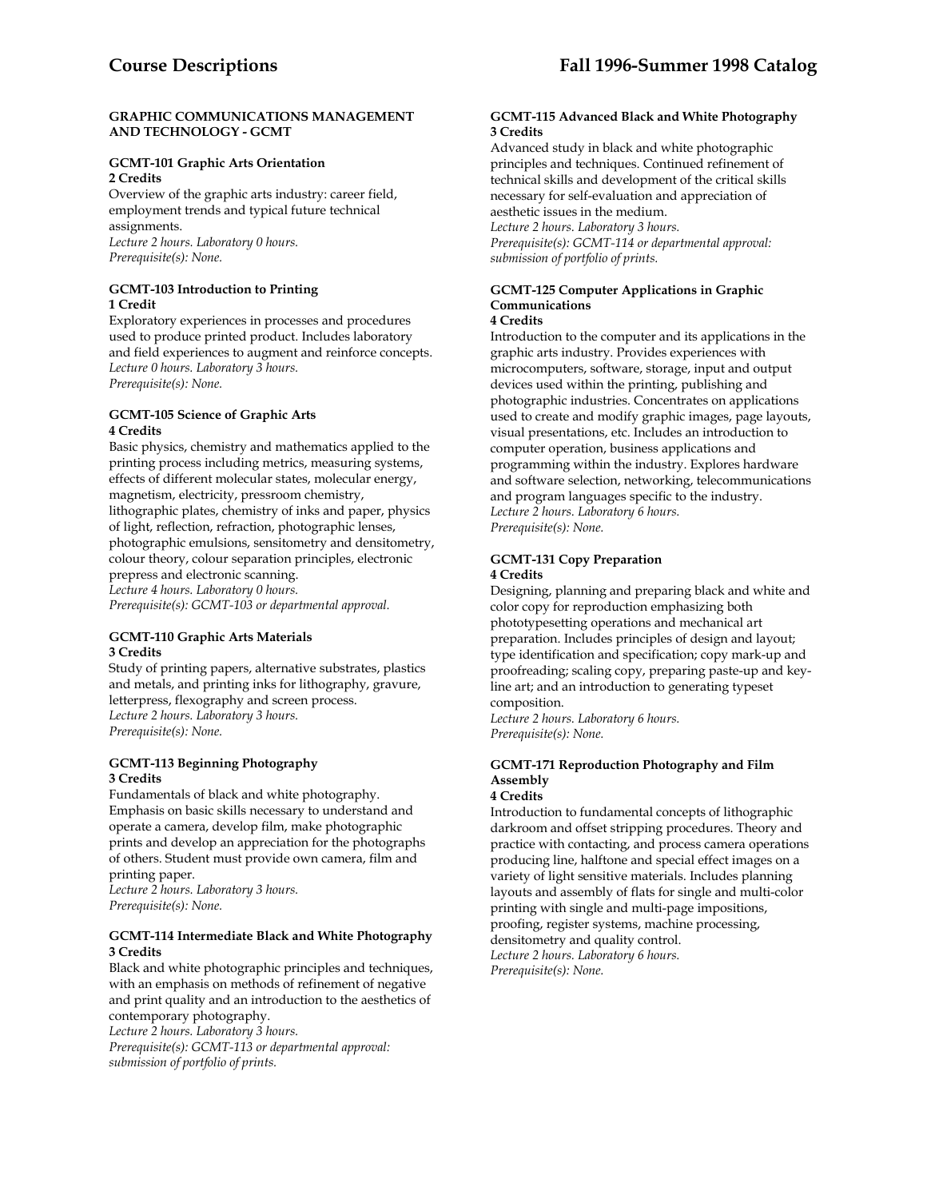## GRAPHIC COMMUNICATIONS MANAGEMENT AND TECHNOLOGY - GCMT

### GCMT-101 Graphic Arts Orientation
**2 Credits**

Overview of the graphic arts industry: career field, employment trends and typical future technical assignments.
*Lecture 2 hours. Laboratory 0 hours.*
*Prerequisite(s): None.*

### GCMT-103 Introduction to Printing
**1 Credit**

Exploratory experiences in processes and procedures used to produce printed product. Includes laboratory and field experiences to augment and reinforce concepts.
*Lecture 0 hours. Laboratory 3 hours.*
*Prerequisite(s): None.*

### GCMT-105 Science of Graphic Arts
**4 Credits**

Basic physics, chemistry and mathematics applied to the printing process including metrics, measuring systems, effects of different molecular states, molecular energy, magnetism, electricity, pressroom chemistry, lithographic plates, chemistry of inks and paper, physics of light, reflection, refraction, photographic lenses, photographic emulsions, sensitometry and densitometry, colour theory, colour separation principles, electronic prepress and electronic scanning.
*Lecture 4 hours. Laboratory 0 hours.*
*Prerequisite(s): GCMT-103 or departmental approval.*

### GCMT-110 Graphic Arts Materials
**3 Credits**

Study of printing papers, alternative substrates, plastics and metals, and printing inks for lithography, gravure, letterpress, flexography and screen process.
*Lecture 2 hours. Laboratory 3 hours.*
*Prerequisite(s): None.*

### GCMT-113 Beginning Photography
**3 Credits**

Fundamentals of black and white photography. Emphasis on basic skills necessary to understand and operate a camera, develop film, make photographic prints and develop an appreciation for the photographs of others. Student must provide own camera, film and printing paper.
*Lecture 2 hours. Laboratory 3 hours.*
*Prerequisite(s): None.*

### GCMT-114 Intermediate Black and White Photography
**3 Credits**

Black and white photographic principles and techniques, with an emphasis on methods of refinement of negative and print quality and an introduction to the aesthetics of contemporary photography.
*Lecture 2 hours. Laboratory 3 hours.*
*Prerequisite(s): GCMT-113 or departmental approval: submission of portfolio of prints.*

### GCMT-115 Advanced Black and White Photography
**3 Credits**

Advanced study in black and white photographic principles and techniques. Continued refinement of technical skills and development of the critical skills necessary for self-evaluation and appreciation of aesthetic issues in the medium.
*Lecture 2 hours. Laboratory 3 hours.*
*Prerequisite(s): GCMT-114 or departmental approval: submission of portfolio of prints.*

### GCMT-125 Computer Applications in Graphic Communications
**4 Credits**

Introduction to the computer and its applications in the graphic arts industry. Provides experiences with microcomputers, software, storage, input and output devices used within the printing, publishing and photographic industries. Concentrates on applications used to create and modify graphic images, page layouts, visual presentations, etc. Includes an introduction to computer operation, business applications and programming within the industry. Explores hardware and software selection, networking, telecommunications and program languages specific to the industry.
*Lecture 2 hours. Laboratory 6 hours.*
*Prerequisite(s): None.*

### GCMT-131 Copy Preparation
**4 Credits**

Designing, planning and preparing black and white and color copy for reproduction emphasizing both phototypesetting operations and mechanical art preparation. Includes principles of design and layout; type identification and specification; copy mark-up and proofreading; scaling copy, preparing paste-up and key-line art; and an introduction to generating typeset composition.
*Lecture 2 hours. Laboratory 6 hours.*
*Prerequisite(s): None.*

### GCMT-171 Reproduction Photography and Film Assembly
**4 Credits**

Introduction to fundamental concepts of lithographic darkroom and offset stripping procedures. Theory and practice with contacting, and process camera operations producing line, halftone and special effect images on a variety of light sensitive materials. Includes planning layouts and assembly of flats for single and multi-color printing with single and multi-page impositions, proofing, register systems, machine processing, densitometry and quality control.
*Lecture 2 hours. Laboratory 6 hours.*
*Prerequisite(s): None.*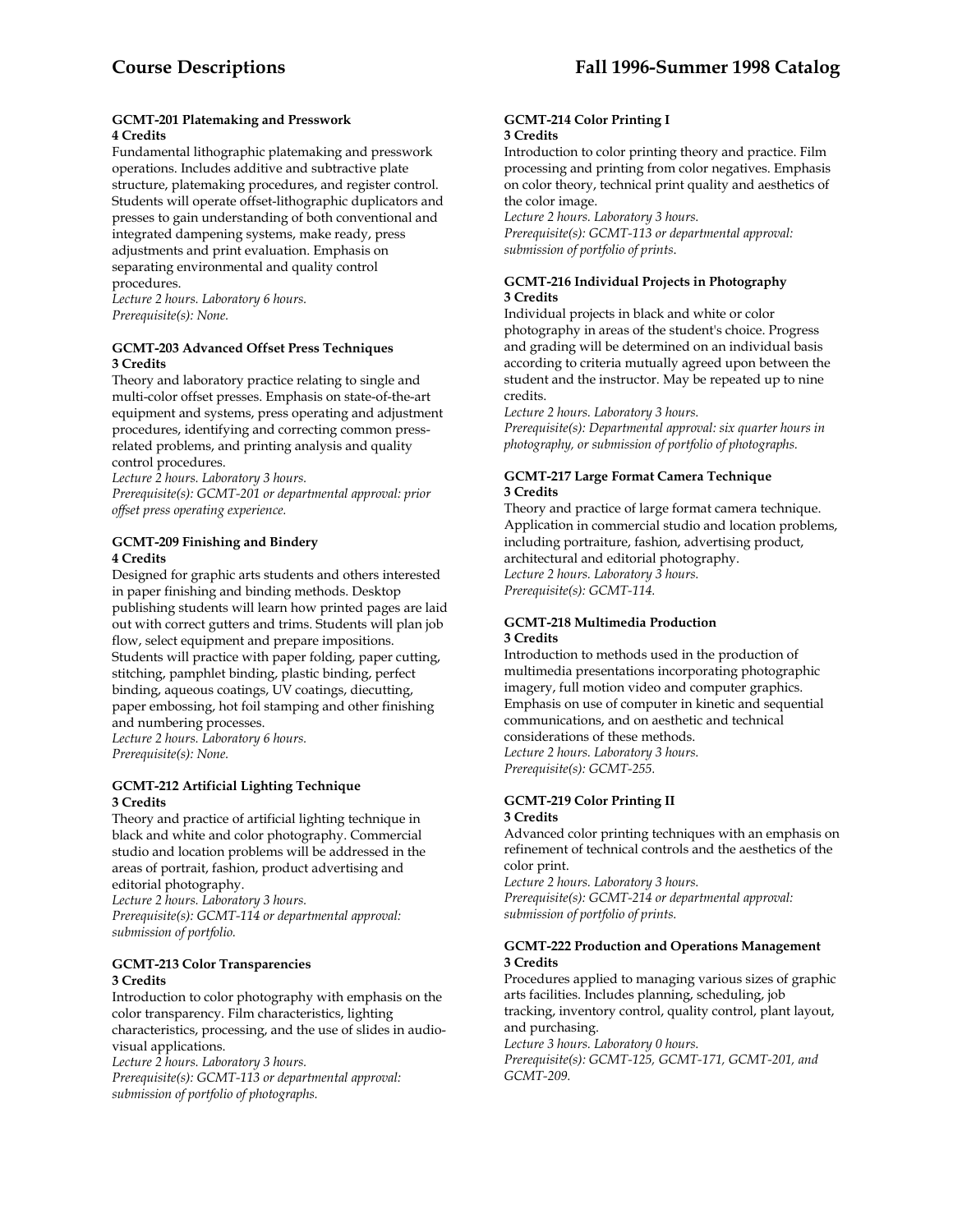#### GCMT-201 Platemaking and Presswork
**4 Credits**

Fundamental lithographic platemaking and presswork operations. Includes additive and subtractive plate structure, platemaking procedures, and register control. Students will operate offset-lithographic duplicators and presses to gain understanding of both conventional and integrated dampening systems, make ready, press adjustments and print evaluation. Emphasis on separating environmental and quality control procedures.

*Lecture 2 hours. Laboratory 6 hours.*
*Prerequisite(s): None.*

#### GCMT-203 Advanced Offset Press Techniques
**3 Credits**

Theory and laboratory practice relating to single and multi-color offset presses. Emphasis on state-of-the-art equipment and systems, press operating and adjustment procedures, identifying and correcting common press-related problems, and printing analysis and quality control procedures.

*Lecture 2 hours. Laboratory 3 hours.*
*Prerequisite(s): GCMT-201 or departmental approval: prior offset press operating experience.*

#### GCMT-209 Finishing and Bindery
**4 Credits**

Designed for graphic arts students and others interested in paper finishing and binding methods. Desktop publishing students will learn how printed pages are laid out with correct gutters and trims. Students will plan job flow, select equipment and prepare impositions. Students will practice with paper folding, paper cutting, stitching, pamphlet binding, plastic binding, perfect binding, aqueous coatings, UV coatings, diecutting, paper embossing, hot foil stamping and other finishing and numbering processes.

*Lecture 2 hours. Laboratory 6 hours.*
*Prerequisite(s): None.*

#### GCMT-212 Artificial Lighting Technique
**3 Credits**

Theory and practice of artificial lighting technique in black and white and color photography. Commercial studio and location problems will be addressed in the areas of portrait, fashion, product advertising and editorial photography.

*Lecture 2 hours. Laboratory 3 hours.*
*Prerequisite(s): GCMT-114 or departmental approval: submission of portfolio.*

#### GCMT-213 Color Transparencies
**3 Credits**

Introduction to color photography with emphasis on the color transparency. Film characteristics, lighting characteristics, processing, and the use of slides in audio-visual applications.

*Lecture 2 hours. Laboratory 3 hours.*
*Prerequisite(s): GCMT-113 or departmental approval: submission of portfolio of photographs.*

#### GCMT-214 Color Printing I
**3 Credits**

Introduction to color printing theory and practice. Film processing and printing from color negatives. Emphasis on color theory, technical print quality and aesthetics of the color image.

*Lecture 2 hours. Laboratory 3 hours.*
*Prerequisite(s): GCMT-113 or departmental approval: submission of portfolio of prints.*

#### GCMT-216 Individual Projects in Photography
**3 Credits**

Individual projects in black and white or color photography in areas of the student's choice. Progress and grading will be determined on an individual basis according to criteria mutually agreed upon between the student and the instructor. May be repeated up to nine credits.

*Lecture 2 hours. Laboratory 3 hours.*
*Prerequisite(s): Departmental approval: six quarter hours in photography, or submission of portfolio of photographs.*

#### GCMT-217 Large Format Camera Technique
**3 Credits**

Theory and practice of large format camera technique. Application in commercial studio and location problems, including portraiture, fashion, advertising product, architectural and editorial photography.

*Lecture 2 hours. Laboratory 3 hours.*
*Prerequisite(s): GCMT-114.*

#### GCMT-218 Multimedia Production
**3 Credits**

Introduction to methods used in the production of multimedia presentations incorporating photographic imagery, full motion video and computer graphics. Emphasis on use of computer in kinetic and sequential communications, and on aesthetic and technical considerations of these methods.

*Lecture 2 hours. Laboratory 3 hours.*
*Prerequisite(s): GCMT-255.*

#### GCMT-219 Color Printing II
**3 Credits**

Advanced color printing techniques with an emphasis on refinement of technical controls and the aesthetics of the color print.

*Lecture 2 hours. Laboratory 3 hours.*
*Prerequisite(s): GCMT-214 or departmental approval: submission of portfolio of prints.*

#### GCMT-222 Production and Operations Management
**3 Credits**

Procedures applied to managing various sizes of graphic arts facilities. Includes planning, scheduling, job tracking, inventory control, quality control, plant layout, and purchasing.

*Lecture 3 hours. Laboratory 0 hours.*
*Prerequisite(s): GCMT-125, GCMT-171, GCMT-201, and GCMT-209.*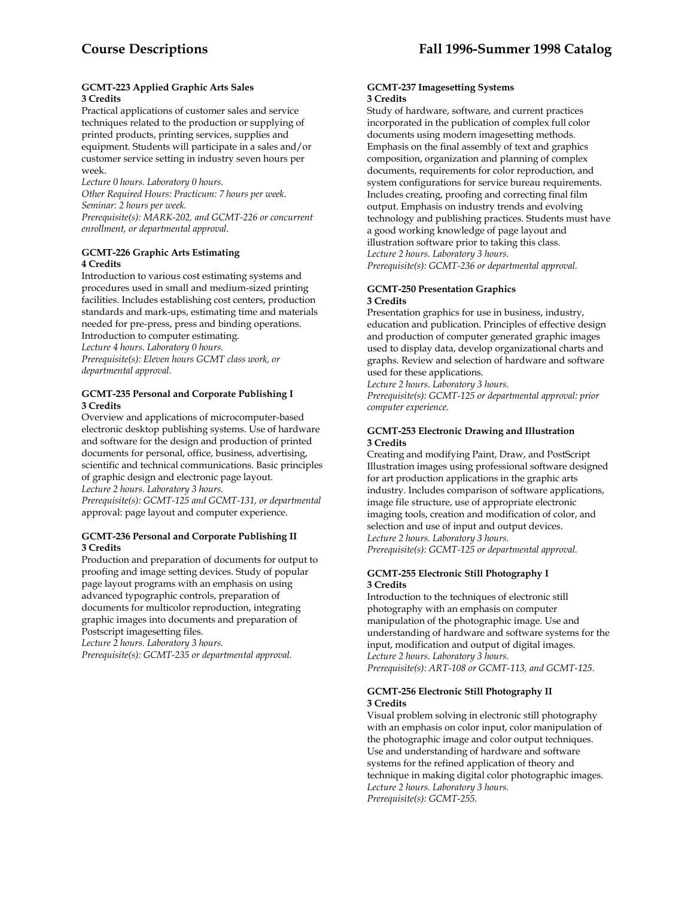#### GCMT-223 Applied Graphic Arts Sales
**3 Credits**

Practical applications of customer sales and service techniques related to the production or supplying of printed products, printing services, supplies and equipment. Students will participate in a sales and/or customer service setting in industry seven hours per week.

*Lecture 0 hours. Laboratory 0 hours.*
*Other Required Hours: Practicum: 7 hours per week. Seminar: 2 hours per week.*
*Prerequisite(s): MARK-202, and GCMT-226 or concurrent enrollment, or departmental approval.*

#### GCMT-226 Graphic Arts Estimating
**4 Credits**

Introduction to various cost estimating systems and procedures used in small and medium-sized printing facilities. Includes establishing cost centers, production standards and mark-ups, estimating time and materials needed for pre-press, press and binding operations. Introduction to computer estimating.

*Lecture 4 hours. Laboratory 0 hours.*
*Prerequisite(s): Eleven hours GCMT class work, or departmental approval.*

#### GCMT-235 Personal and Corporate Publishing I
**3 Credits**

Overview and applications of microcomputer-based electronic desktop publishing systems. Use of hardware and software for the design and production of printed documents for personal, office, business, advertising, scientific and technical communications. Basic principles of graphic design and electronic page layout.

*Lecture 2 hours. Laboratory 3 hours.*
*Prerequisite(s): GCMT-125 and GCMT-131, or departmental* approval: page layout and computer experience.

#### GCMT-236 Personal and Corporate Publishing II
**3 Credits**

Production and preparation of documents for output to proofing and image setting devices. Study of popular page layout programs with an emphasis on using advanced typographic controls, preparation of documents for multicolor reproduction, integrating graphic images into documents and preparation of Postscript imagesetting files.

*Lecture 2 hours. Laboratory 3 hours.*
*Prerequisite(s): GCMT-235 or departmental approval.*

#### GCMT-237 Imagesetting Systems
**3 Credits**

Study of hardware, software, and current practices incorporated in the publication of complex full color documents using modern imagesetting methods. Emphasis on the final assembly of text and graphics composition, organization and planning of complex documents, requirements for color reproduction, and system configurations for service bureau requirements. Includes creating, proofing and correcting final film output. Emphasis on industry trends and evolving technology and publishing practices. Students must have a good working knowledge of page layout and illustration software prior to taking this class.

*Lecture 2 hours. Laboratory 3 hours.*
*Prerequisite(s): GCMT-236 or departmental approval.*

#### GCMT-250 Presentation Graphics
**3 Credits**

Presentation graphics for use in business, industry, education and publication. Principles of effective design and production of computer generated graphic images used to display data, develop organizational charts and graphs. Review and selection of hardware and software used for these applications.

*Lecture 2 hours. Laboratory 3 hours.*
*Prerequisite(s): GCMT-125 or departmental approval: prior computer experience.*

#### GCMT-253 Electronic Drawing and Illustration
**3 Credits**

Creating and modifying Paint, Draw, and PostScript Illustration images using professional software designed for art production applications in the graphic arts industry. Includes comparison of software applications, image file structure, use of appropriate electronic imaging tools, creation and modification of color, and selection and use of input and output devices.

*Lecture 2 hours. Laboratory 3 hours.*
*Prerequisite(s): GCMT-125 or departmental approval.*

#### GCMT-255 Electronic Still Photography I
**3 Credits**

Introduction to the techniques of electronic still photography with an emphasis on computer manipulation of the photographic image. Use and understanding of hardware and software systems for the input, modification and output of digital images.

*Lecture 2 hours. Laboratory 3 hours.*
*Prerequisite(s): ART-108 or GCMT-113, and GCMT-125.*

#### GCMT-256 Electronic Still Photography II
**3 Credits**

Visual problem solving in electronic still photography with an emphasis on color input, color manipulation of the photographic image and color output techniques. Use and understanding of hardware and software systems for the refined application of theory and technique in making digital color photographic images.

*Lecture 2 hours. Laboratory 3 hours.*
*Prerequisite(s): GCMT-255.*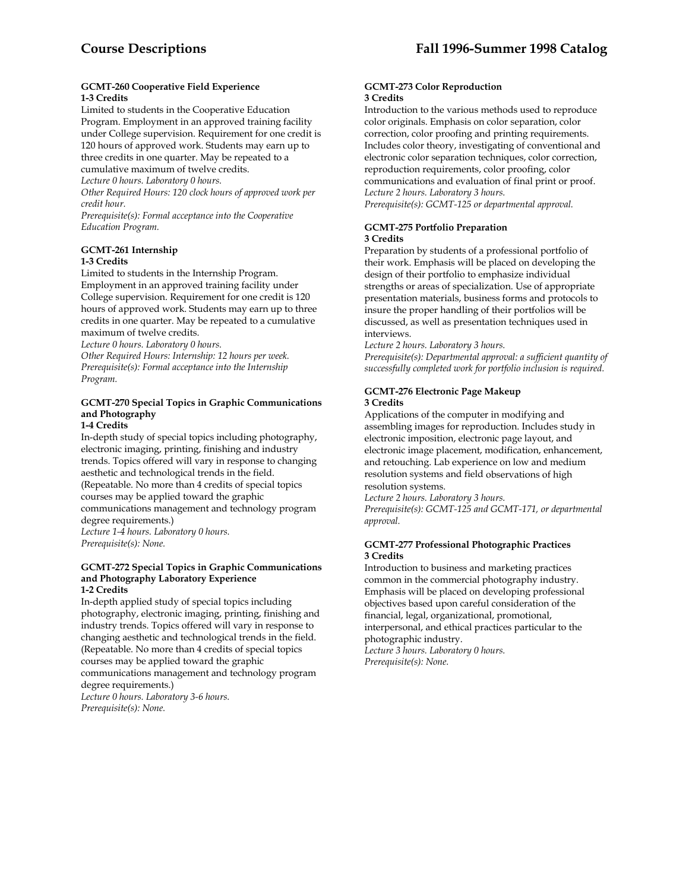#### GCMT-260 Cooperative Field Experience
**1-3 Credits**

Limited to students in the Cooperative Education Program. Employment in an approved training facility under College supervision. Requirement for one credit is 120 hours of approved work. Students may earn up to three credits in one quarter. May be repeated to a cumulative maximum of twelve credits.
*Lecture 0 hours. Laboratory 0 hours.*
*Other Required Hours: 120 clock hours of approved work per credit hour.*
*Prerequisite(s): Formal acceptance into the Cooperative Education Program.*

#### GCMT-261 Internship
**1-3 Credits**

Limited to students in the Internship Program. Employment in an approved training facility under College supervision. Requirement for one credit is 120 hours of approved work. Students may earn up to three credits in one quarter. May be repeated to a cumulative maximum of twelve credits.
*Lecture 0 hours. Laboratory 0 hours.*
*Other Required Hours: Internship: 12 hours per week.*
*Prerequisite(s): Formal acceptance into the Internship Program.*

#### GCMT-270 Special Topics in Graphic Communications and Photography
**1-4 Credits**

In-depth study of special topics including photography, electronic imaging, printing, finishing and industry trends. Topics offered will vary in response to changing aesthetic and technological trends in the field. (Repeatable. No more than 4 credits of special topics courses may be applied toward the graphic communications management and technology program degree requirements.)
*Lecture 1-4 hours. Laboratory 0 hours.*
*Prerequisite(s): None.*

#### GCMT-272 Special Topics in Graphic Communications and Photography Laboratory Experience
**1-2 Credits**

In-depth applied study of special topics including photography, electronic imaging, printing, finishing and industry trends. Topics offered will vary in response to changing aesthetic and technological trends in the field. (Repeatable. No more than 4 credits of special topics courses may be applied toward the graphic communications management and technology program degree requirements.)
*Lecture 0 hours. Laboratory 3-6 hours.*
*Prerequisite(s): None.*

#### GCMT-273 Color Reproduction
**3 Credits**

Introduction to the various methods used to reproduce color originals. Emphasis on color separation, color correction, color proofing and printing requirements. Includes color theory, investigating of conventional and electronic color separation techniques, color correction, reproduction requirements, color proofing, color communications and evaluation of final print or proof.
*Lecture 2 hours. Laboratory 3 hours.*
*Prerequisite(s): GCMT-125 or departmental approval.*

#### GCMT-275 Portfolio Preparation
**3 Credits**

Preparation by students of a professional portfolio of their work. Emphasis will be placed on developing the design of their portfolio to emphasize individual strengths or areas of specialization. Use of appropriate presentation materials, business forms and protocols to insure the proper handling of their portfolios will be discussed, as well as presentation techniques used in interviews.
*Lecture 2 hours. Laboratory 3 hours.*
*Prerequisite(s): Departmental approval: a sufficient quantity of successfully completed work for portfolio inclusion is required.*

#### GCMT-276 Electronic Page Makeup
**3 Credits**

Applications of the computer in modifying and assembling images for reproduction. Includes study in electronic imposition, electronic page layout, and electronic image placement, modification, enhancement, and retouching. Lab experience on low and medium resolution systems and field observations of high resolution systems.
*Lecture 2 hours. Laboratory 3 hours.*
*Prerequisite(s): GCMT-125 and GCMT-171, or departmental approval.*

#### GCMT-277 Professional Photographic Practices
**3 Credits**

Introduction to business and marketing practices common in the commercial photography industry. Emphasis will be placed on developing professional objectives based upon careful consideration of the financial, legal, organizational, promotional, interpersonal, and ethical practices particular to the photographic industry.
*Lecture 3 hours. Laboratory 0 hours.*
*Prerequisite(s): None.*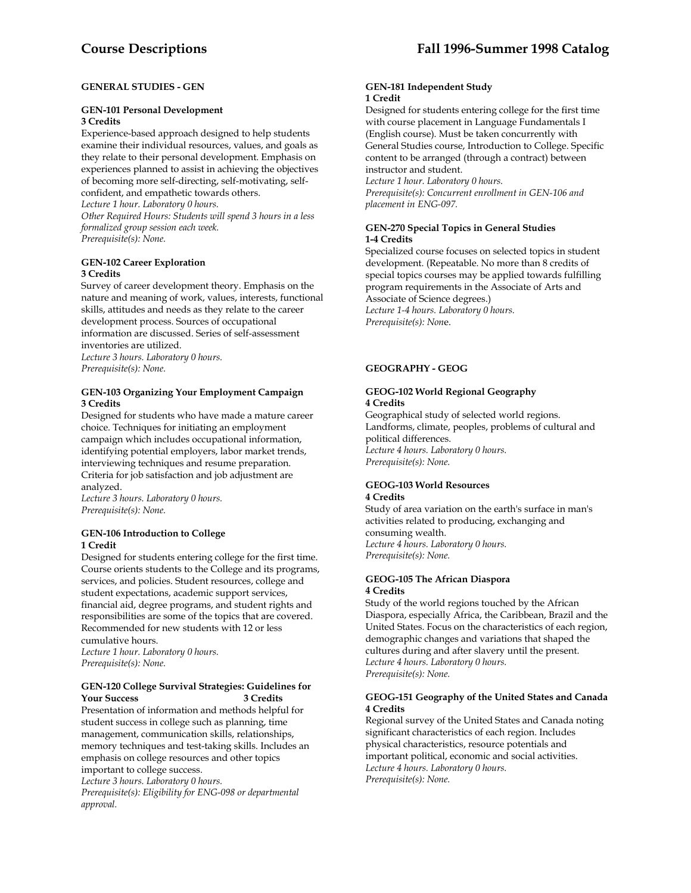## GENERAL STUDIES - GEN

### GEN-101 Personal Development
**3 Credits**

Experience-based approach designed to help students examine their individual resources, values, and goals as they relate to their personal development. Emphasis on experiences planned to assist in achieving the objectives of becoming more self-directing, self-motivating, self-confident, and empathetic towards others.

*Lecture 1 hour. Laboratory 0 hours.*
*Other Required Hours: Students will spend 3 hours in a less formalized group session each week.*
*Prerequisite(s): None.*

### GEN-102 Career Exploration
**3 Credits**

Survey of career development theory. Emphasis on the nature and meaning of work, values, interests, functional skills, attitudes and needs as they relate to the career development process. Sources of occupational information are discussed. Series of self-assessment inventories are utilized.

*Lecture 3 hours. Laboratory 0 hours.*
*Prerequisite(s): None.*

### GEN-103 Organizing Your Employment Campaign
**3 Credits**

Designed for students who have made a mature career choice. Techniques for initiating an employment campaign which includes occupational information, identifying potential employers, labor market trends, interviewing techniques and resume preparation. Criteria for job satisfaction and job adjustment are analyzed.

*Lecture 3 hours. Laboratory 0 hours.*
*Prerequisite(s): None.*

### GEN-106 Introduction to College
**1 Credit**

Designed for students entering college for the first time. Course orients students to the College and its programs, services, and policies. Student resources, college and student expectations, academic support services, financial aid, degree programs, and student rights and responsibilities are some of the topics that are covered. Recommended for new students with 12 or less cumulative hours.

*Lecture 1 hour. Laboratory 0 hours.*
*Prerequisite(s): None.*

### GEN-120 College Survival Strategies: Guidelines for Your Success
**3 Credits**

Presentation of information and methods helpful for student success in college such as planning, time management, communication skills, relationships, memory techniques and test-taking skills. Includes an emphasis on college resources and other topics important to college success.

*Lecture 3 hours. Laboratory 0 hours.*
*Prerequisite(s): Eligibility for ENG-098 or departmental approval.*

### GEN-181 Independent Study
**1 Credit**

Designed for students entering college for the first time with course placement in Language Fundamentals I (English course). Must be taken concurrently with General Studies course, Introduction to College. Specific content to be arranged (through a contract) between instructor and student.

*Lecture 1 hour. Laboratory 0 hours.*
*Prerequisite(s): Concurrent enrollment in GEN-106 and placement in ENG-097.*

### GEN-270 Special Topics in General Studies
**1-4 Credits**

Specialized course focuses on selected topics in student development. (Repeatable. No more than 8 credits of special topics courses may be applied towards fulfilling program requirements in the Associate of Arts and Associate of Science degrees.)

*Lecture 1-4 hours. Laboratory 0 hours.*
*Prerequisite(s): None.*

## GEOGRAPHY - GEOG

### GEOG-102 World Regional Geography
**4 Credits**

Geographical study of selected world regions. Landforms, climate, peoples, problems of cultural and political differences.

*Lecture 4 hours. Laboratory 0 hours.*
*Prerequisite(s): None.*

### GEOG-103 World Resources
**4 Credits**

Study of area variation on the earth's surface in man's activities related to producing, exchanging and consuming wealth.

*Lecture 4 hours. Laboratory 0 hours.*
*Prerequisite(s): None.*

### GEOG-105 The African Diaspora
**4 Credits**

Study of the world regions touched by the African Diaspora, especially Africa, the Caribbean, Brazil and the United States. Focus on the characteristics of each region, demographic changes and variations that shaped the cultures during and after slavery until the present.

*Lecture 4 hours. Laboratory 0 hours.*
*Prerequisite(s): None.*

### GEOG-151 Geography of the United States and Canada
**4 Credits**

Regional survey of the United States and Canada noting significant characteristics of each region. Includes physical characteristics, resource potentials and important political, economic and social activities.

*Lecture 4 hours. Laboratory 0 hours.*
*Prerequisite(s): None.*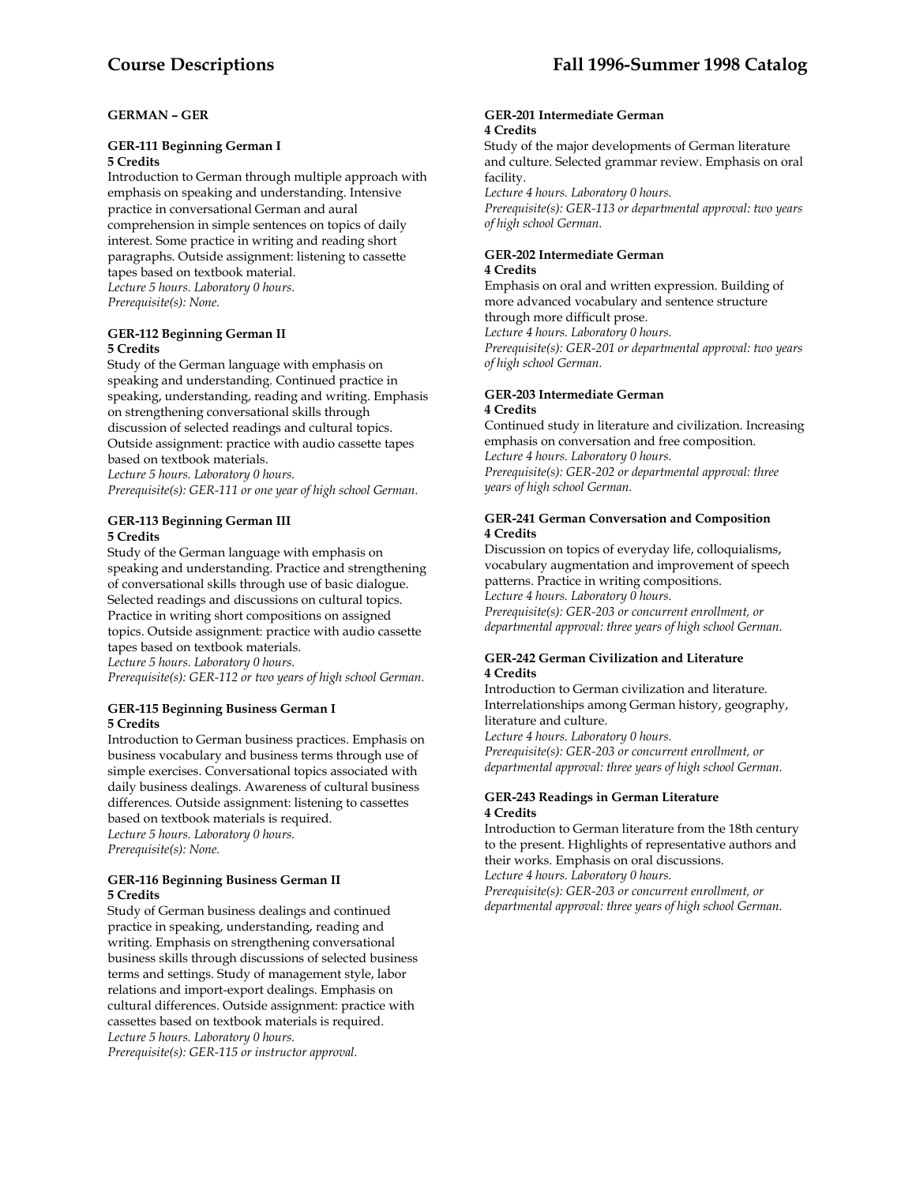## GERMAN – GER

### GER-111 Beginning German I
**5 Credits**

Introduction to German through multiple approach with emphasis on speaking and understanding. Intensive practice in conversational German and aural comprehension in simple sentences on topics of daily interest. Some practice in writing and reading short paragraphs. Outside assignment: listening to cassette tapes based on textbook material.
*Lecture 5 hours. Laboratory 0 hours.*
*Prerequisite(s): None.*

### GER-112 Beginning German II
**5 Credits**

Study of the German language with emphasis on speaking and understanding. Continued practice in speaking, understanding, reading and writing. Emphasis on strengthening conversational skills through discussion of selected readings and cultural topics. Outside assignment: practice with audio cassette tapes based on textbook materials.
*Lecture 5 hours. Laboratory 0 hours.*
*Prerequisite(s): GER-111 or one year of high school German.*

### GER-113 Beginning German III
**5 Credits**

Study of the German language with emphasis on speaking and understanding. Practice and strengthening of conversational skills through use of basic dialogue. Selected readings and discussions on cultural topics. Practice in writing short compositions on assigned topics. Outside assignment: practice with audio cassette tapes based on textbook materials.
*Lecture 5 hours. Laboratory 0 hours.*
*Prerequisite(s): GER-112 or two years of high school German.*

### GER-115 Beginning Business German I
**5 Credits**

Introduction to German business practices. Emphasis on business vocabulary and business terms through use of simple exercises. Conversational topics associated with daily business dealings. Awareness of cultural business differences. Outside assignment: listening to cassettes based on textbook materials is required.
*Lecture 5 hours. Laboratory 0 hours.*
*Prerequisite(s): None.*

### GER-116 Beginning Business German II
**5 Credits**

Study of German business dealings and continued practice in speaking, understanding, reading and writing. Emphasis on strengthening conversational business skills through discussions of selected business terms and settings. Study of management style, labor relations and import-export dealings. Emphasis on cultural differences. Outside assignment: practice with cassettes based on textbook materials is required.
*Lecture 5 hours. Laboratory 0 hours.*
*Prerequisite(s): GER-115 or instructor approval.*

### GER-201 Intermediate German
**4 Credits**

Study of the major developments of German literature and culture. Selected grammar review. Emphasis on oral facility.
*Lecture 4 hours. Laboratory 0 hours.*
*Prerequisite(s): GER-113 or departmental approval: two years of high school German.*

### GER-202 Intermediate German
**4 Credits**

Emphasis on oral and written expression. Building of more advanced vocabulary and sentence structure through more difficult prose.
*Lecture 4 hours. Laboratory 0 hours.*
*Prerequisite(s): GER-201 or departmental approval: two years of high school German.*

### GER-203 Intermediate German
**4 Credits**

Continued study in literature and civilization. Increasing emphasis on conversation and free composition.
*Lecture 4 hours. Laboratory 0 hours.*
*Prerequisite(s): GER-202 or departmental approval: three years of high school German.*

### GER-241 German Conversation and Composition
**4 Credits**

Discussion on topics of everyday life, colloquialisms, vocabulary augmentation and improvement of speech patterns. Practice in writing compositions.
*Lecture 4 hours. Laboratory 0 hours.*
*Prerequisite(s): GER-203 or concurrent enrollment, or departmental approval: three years of high school German.*

### GER-242 German Civilization and Literature
**4 Credits**

Introduction to German civilization and literature. Interrelationships among German history, geography, literature and culture.
*Lecture 4 hours. Laboratory 0 hours.*
*Prerequisite(s): GER-203 or concurrent enrollment, or departmental approval: three years of high school German.*

### GER-243 Readings in German Literature
**4 Credits**

Introduction to German literature from the 18th century to the present. Highlights of representative authors and their works. Emphasis on oral discussions.
*Lecture 4 hours. Laboratory 0 hours.*
*Prerequisite(s): GER-203 or concurrent enrollment, or departmental approval: three years of high school German.*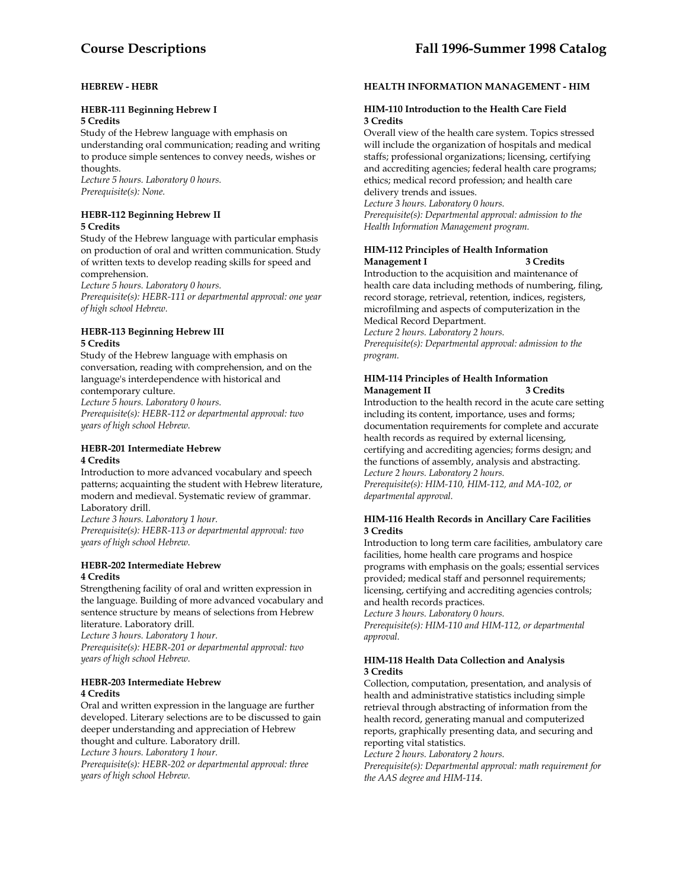## HEBREW - HEBR

**HEBR-111 Beginning Hebrew I**
**5 Credits**
Study of the Hebrew language with emphasis on understanding oral communication; reading and writing to produce simple sentences to convey needs, wishes or thoughts.
*Lecture 5 hours. Laboratory 0 hours.*
*Prerequisite(s): None.*

**HEBR-112 Beginning Hebrew II**
**5 Credits**
Study of the Hebrew language with particular emphasis on production of oral and written communication. Study of written texts to develop reading skills for speed and comprehension.
*Lecture 5 hours. Laboratory 0 hours.*
*Prerequisite(s): HEBR-111 or departmental approval: one year of high school Hebrew.*

**HEBR-113 Beginning Hebrew III**
**5 Credits**
Study of the Hebrew language with emphasis on conversation, reading with comprehension, and on the language's interdependence with historical and contemporary culture.
*Lecture 5 hours. Laboratory 0 hours.*
*Prerequisite(s): HEBR-112 or departmental approval: two years of high school Hebrew.*

**HEBR-201 Intermediate Hebrew**
**4 Credits**
Introduction to more advanced vocabulary and speech patterns; acquainting the student with Hebrew literature, modern and medieval. Systematic review of grammar. Laboratory drill.
*Lecture 3 hours. Laboratory 1 hour.*
*Prerequisite(s): HEBR-113 or departmental approval: two years of high school Hebrew.*

**HEBR-202 Intermediate Hebrew**
**4 Credits**
Strengthening facility of oral and written expression in the language. Building of more advanced vocabulary and sentence structure by means of selections from Hebrew literature. Laboratory drill.
*Lecture 3 hours. Laboratory 1 hour.*
*Prerequisite(s): HEBR-201 or departmental approval: two years of high school Hebrew.*

**HEBR-203 Intermediate Hebrew**
**4 Credits**
Oral and written expression in the language are further developed. Literary selections are to be discussed to gain deeper understanding and appreciation of Hebrew thought and culture. Laboratory drill.
*Lecture 3 hours. Laboratory 1 hour.*
*Prerequisite(s): HEBR-202 or departmental approval: three years of high school Hebrew.*

## HEALTH INFORMATION MANAGEMENT - HIM

**HIM-110 Introduction to the Health Care Field**
**3 Credits**
Overall view of the health care system. Topics stressed will include the organization of hospitals and medical staffs; professional organizations; licensing, certifying and accrediting agencies; federal health care programs; ethics; medical record profession; and health care delivery trends and issues.
*Lecture 3 hours. Laboratory 0 hours.*
*Prerequisite(s): Departmental approval: admission to the Health Information Management program.*

**HIM-112 Principles of Health Information Management I** **3 Credits**
Introduction to the acquisition and maintenance of health care data including methods of numbering, filing, record storage, retrieval, retention, indices, registers, microfilming and aspects of computerization in the Medical Record Department.
*Lecture 2 hours. Laboratory 2 hours.*
*Prerequisite(s): Departmental approval: admission to the program.*

**HIM-114 Principles of Health Information Management II** **3 Credits**
Introduction to the health record in the acute care setting including its content, importance, uses and forms; documentation requirements for complete and accurate health records as required by external licensing, certifying and accrediting agencies; forms design; and the functions of assembly, analysis and abstracting.
*Lecture 2 hours. Laboratory 2 hours.*
*Prerequisite(s): HIM-110, HIM-112, and MA-102, or departmental approval.*

**HIM-116 Health Records in Ancillary Care Facilities**
**3 Credits**
Introduction to long term care facilities, ambulatory care facilities, home health care programs and hospice programs with emphasis on the goals; essential services provided; medical staff and personnel requirements; licensing, certifying and accrediting agencies controls; and health records practices.
*Lecture 3 hours. Laboratory 0 hours.*
*Prerequisite(s): HIM-110 and HIM-112, or departmental approval.*

**HIM-118 Health Data Collection and Analysis**
**3 Credits**
Collection, computation, presentation, and analysis of health and administrative statistics including simple retrieval through abstracting of information from the health record, generating manual and computerized reports, graphically presenting data, and securing and reporting vital statistics.
*Lecture 2 hours. Laboratory 2 hours.*
*Prerequisite(s): Departmental approval: math requirement for the AAS degree and HIM-114.*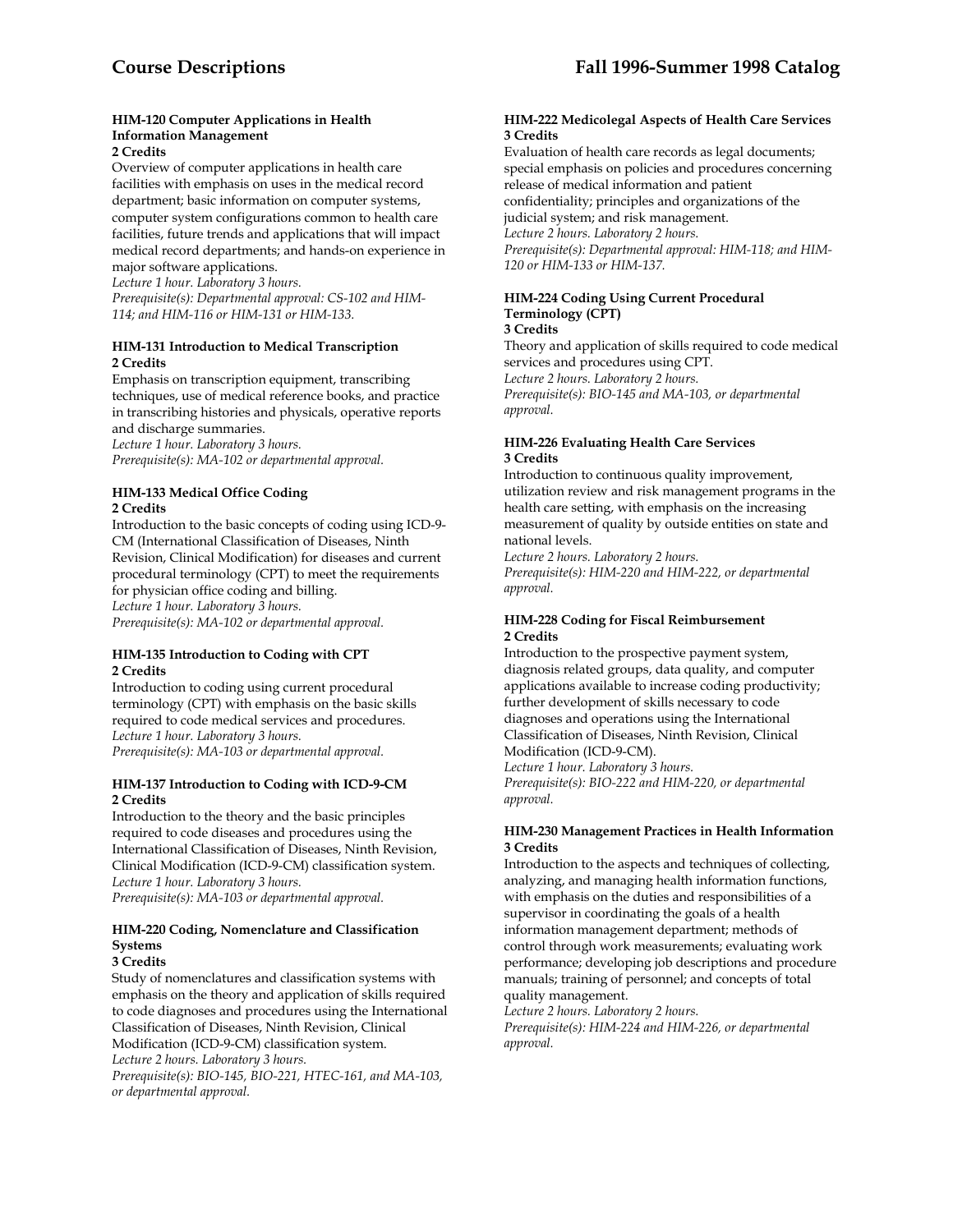#### HIM-120 Computer Applications in Health Information Management
**2 Credits**

Overview of computer applications in health care facilities with emphasis on uses in the medical record department; basic information on computer systems, computer system configurations common to health care facilities, future trends and applications that will impact medical record departments; and hands-on experience in major software applications.
*Lecture 1 hour. Laboratory 3 hours.*
*Prerequisite(s): Departmental approval: CS-102 and HIM-114; and HIM-116 or HIM-131 or HIM-133.*

#### HIM-131 Introduction to Medical Transcription
**2 Credits**

Emphasis on transcription equipment, transcribing techniques, use of medical reference books, and practice in transcribing histories and physicals, operative reports and discharge summaries.
*Lecture 1 hour. Laboratory 3 hours.*
*Prerequisite(s): MA-102 or departmental approval.*

#### HIM-133 Medical Office Coding
**2 Credits**

Introduction to the basic concepts of coding using ICD-9-CM (International Classification of Diseases, Ninth Revision, Clinical Modification) for diseases and current procedural terminology (CPT) to meet the requirements for physician office coding and billing.
*Lecture 1 hour. Laboratory 3 hours.*
*Prerequisite(s): MA-102 or departmental approval.*

#### HIM-135 Introduction to Coding with CPT
**2 Credits**

Introduction to coding using current procedural terminology (CPT) with emphasis on the basic skills required to code medical services and procedures.
*Lecture 1 hour. Laboratory 3 hours.*
*Prerequisite(s): MA-103 or departmental approval.*

#### HIM-137 Introduction to Coding with ICD-9-CM
**2 Credits**

Introduction to the theory and the basic principles required to code diseases and procedures using the International Classification of Diseases, Ninth Revision, Clinical Modification (ICD-9-CM) classification system.
*Lecture 1 hour. Laboratory 3 hours.*
*Prerequisite(s): MA-103 or departmental approval.*

#### HIM-220 Coding, Nomenclature and Classification Systems
**3 Credits**

Study of nomenclatures and classification systems with emphasis on the theory and application of skills required to code diagnoses and procedures using the International Classification of Diseases, Ninth Revision, Clinical Modification (ICD-9-CM) classification system.
*Lecture 2 hours. Laboratory 3 hours.*
*Prerequisite(s): BIO-145, BIO-221, HTEC-161, and MA-103, or departmental approval.*

#### HIM-222 Medicolegal Aspects of Health Care Services
**3 Credits**

Evaluation of health care records as legal documents; special emphasis on policies and procedures concerning release of medical information and patient confidentiality; principles and organizations of the judicial system; and risk management.
*Lecture 2 hours. Laboratory 2 hours.*
*Prerequisite(s): Departmental approval: HIM-118; and HIM-120 or HIM-133 or HIM-137.*

#### HIM-224 Coding Using Current Procedural Terminology (CPT)
**3 Credits**

Theory and application of skills required to code medical services and procedures using CPT.
*Lecture 2 hours. Laboratory 2 hours.*
*Prerequisite(s): BIO-145 and MA-103, or departmental approval.*

#### HIM-226 Evaluating Health Care Services
**3 Credits**

Introduction to continuous quality improvement, utilization review and risk management programs in the health care setting, with emphasis on the increasing measurement of quality by outside entities on state and national levels.
*Lecture 2 hours. Laboratory 2 hours.*
*Prerequisite(s): HIM-220 and HIM-222, or departmental approval.*

#### HIM-228 Coding for Fiscal Reimbursement
**2 Credits**

Introduction to the prospective payment system, diagnosis related groups, data quality, and computer applications available to increase coding productivity; further development of skills necessary to code diagnoses and operations using the International Classification of Diseases, Ninth Revision, Clinical Modification (ICD-9-CM).
*Lecture 1 hour. Laboratory 3 hours.*
*Prerequisite(s): BIO-222 and HIM-220, or departmental approval.*

#### HIM-230 Management Practices in Health Information
**3 Credits**

Introduction to the aspects and techniques of collecting, analyzing, and managing health information functions, with emphasis on the duties and responsibilities of a supervisor in coordinating the goals of a health information management department; methods of control through work measurements; evaluating work performance; developing job descriptions and procedure manuals; training of personnel; and concepts of total quality management.
*Lecture 2 hours. Laboratory 2 hours.*
*Prerequisite(s): HIM-224 and HIM-226, or departmental approval.*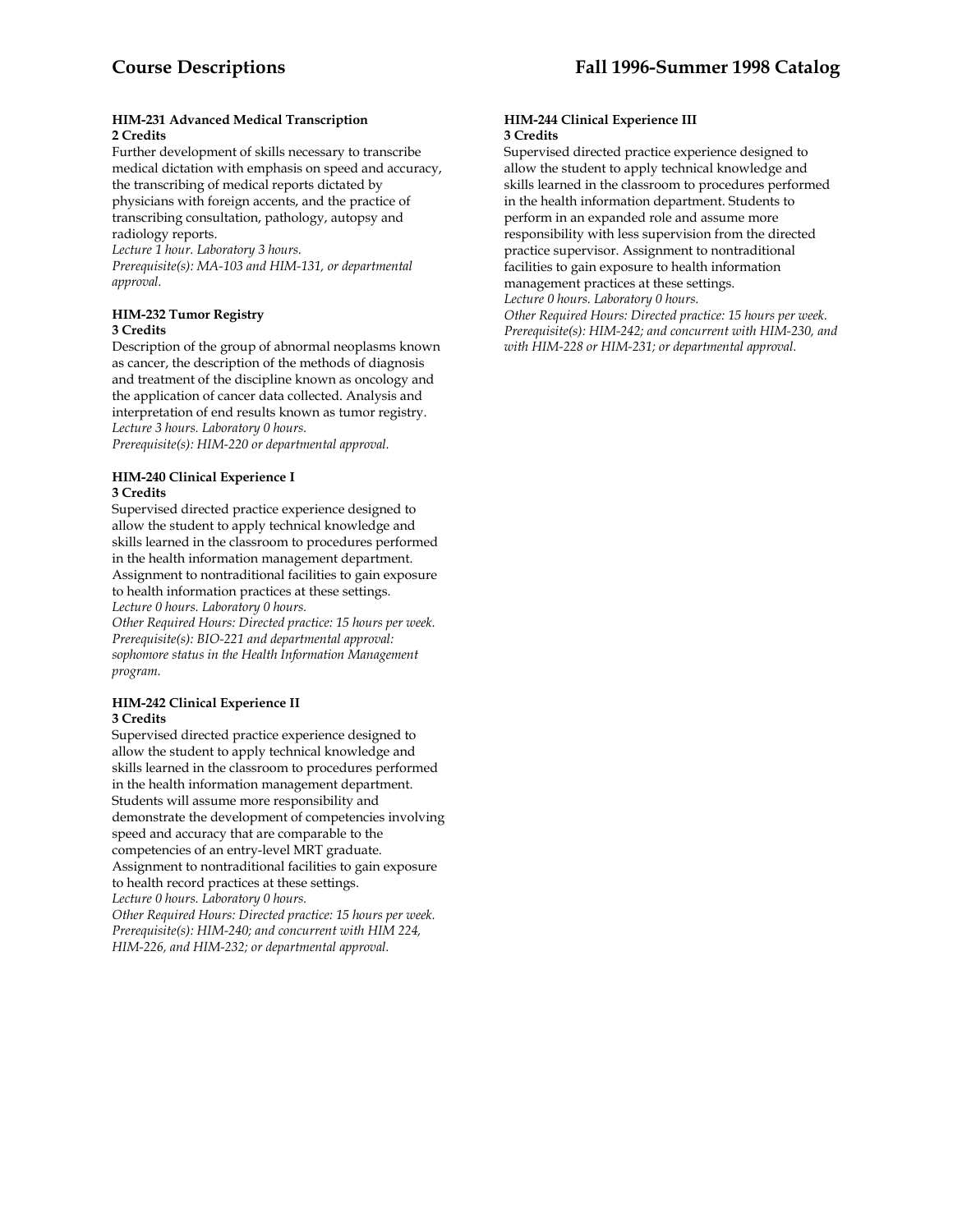**HIM-231 Advanced Medical Transcription**
**2 Credits**

Further development of skills necessary to transcribe medical dictation with emphasis on speed and accuracy, the transcribing of medical reports dictated by physicians with foreign accents, and the practice of transcribing consultation, pathology, autopsy and radiology reports.
*Lecture 1 hour. Laboratory 3 hours.*
*Prerequisite(s): MA-103 and HIM-131, or departmental approval.*

**HIM-232 Tumor Registry**
**3 Credits**

Description of the group of abnormal neoplasms known as cancer, the description of the methods of diagnosis and treatment of the discipline known as oncology and the application of cancer data collected. Analysis and interpretation of end results known as tumor registry.
*Lecture 3 hours. Laboratory 0 hours.*
*Prerequisite(s): HIM-220 or departmental approval.*

**HIM-240 Clinical Experience I**
**3 Credits**

Supervised directed practice experience designed to allow the student to apply technical knowledge and skills learned in the classroom to procedures performed in the health information management department. Assignment to nontraditional facilities to gain exposure to health information practices at these settings.
*Lecture 0 hours. Laboratory 0 hours.*
*Other Required Hours: Directed practice: 15 hours per week.*
*Prerequisite(s): BIO-221 and departmental approval: sophomore status in the Health Information Management program.*

**HIM-242 Clinical Experience II**
**3 Credits**

Supervised directed practice experience designed to allow the student to apply technical knowledge and skills learned in the classroom to procedures performed in the health information management department. Students will assume more responsibility and demonstrate the development of competencies involving speed and accuracy that are comparable to the competencies of an entry-level MRT graduate. Assignment to nontraditional facilities to gain exposure to health record practices at these settings.
*Lecture 0 hours. Laboratory 0 hours.*
*Other Required Hours: Directed practice: 15 hours per week.*
*Prerequisite(s): HIM-240; and concurrent with HIM 224, HIM-226, and HIM-232; or departmental approval.*

**HIM-244 Clinical Experience III**
**3 Credits**

Supervised directed practice experience designed to allow the student to apply technical knowledge and skills learned in the classroom to procedures performed in the health information department. Students to perform in an expanded role and assume more responsibility with less supervision from the directed practice supervisor. Assignment to nontraditional facilities to gain exposure to health information management practices at these settings.
*Lecture 0 hours. Laboratory 0 hours.*
*Other Required Hours: Directed practice: 15 hours per week.*
*Prerequisite(s): HIM-242; and concurrent with HIM-230, and with HIM-228 or HIM-231; or departmental approval.*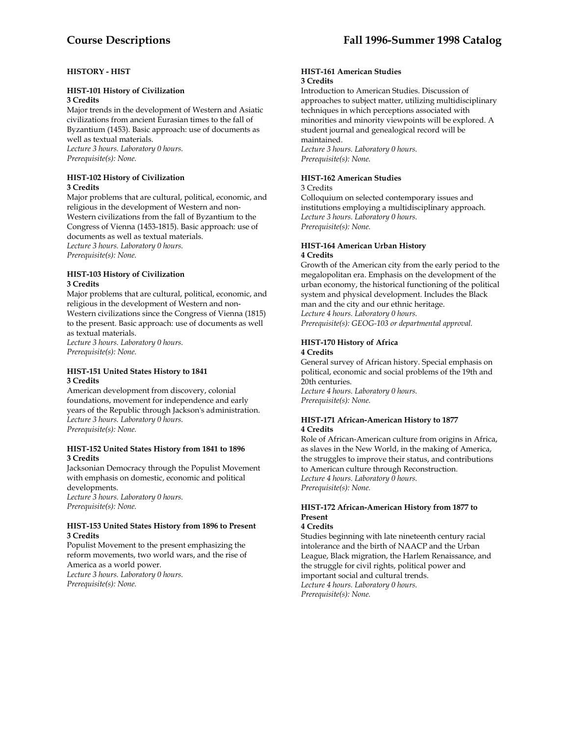## HISTORY - HIST

### HIST-101 History of Civilization
**3 Credits**

Major trends in the development of Western and Asiatic civilizations from ancient Eurasian times to the fall of Byzantium (1453). Basic approach: use of documents as well as textual materials.
*Lecture 3 hours. Laboratory 0 hours.*
*Prerequisite(s): None.*

### HIST-102 History of Civilization
**3 Credits**

Major problems that are cultural, political, economic, and religious in the development of Western and non-Western civilizations from the fall of Byzantium to the Congress of Vienna (1453-1815). Basic approach: use of documents as well as textual materials.
*Lecture 3 hours. Laboratory 0 hours.*
*Prerequisite(s): None.*

### HIST-103 History of Civilization
**3 Credits**

Major problems that are cultural, political, economic, and religious in the development of Western and non-Western civilizations since the Congress of Vienna (1815) to the present. Basic approach: use of documents as well as textual materials.
*Lecture 3 hours. Laboratory 0 hours.*
*Prerequisite(s): None.*

### HIST-151 United States History to 1841
**3 Credits**

American development from discovery, colonial foundations, movement for independence and early years of the Republic through Jackson's administration.
*Lecture 3 hours. Laboratory 0 hours.*
*Prerequisite(s): None.*

### HIST-152 United States History from 1841 to 1896
**3 Credits**

Jacksonian Democracy through the Populist Movement with emphasis on domestic, economic and political developments.
*Lecture 3 hours. Laboratory 0 hours.*
*Prerequisite(s): None.*

### HIST-153 United States History from 1896 to Present
**3 Credits**

Populist Movement to the present emphasizing the reform movements, two world wars, and the rise of America as a world power.
*Lecture 3 hours. Laboratory 0 hours.*
*Prerequisite(s): None.*

### HIST-161 American Studies
**3 Credits**

Introduction to American Studies. Discussion of approaches to subject matter, utilizing multidisciplinary techniques in which perceptions associated with minorities and minority viewpoints will be explored. A student journal and genealogical record will be maintained.
*Lecture 3 hours. Laboratory 0 hours.*
*Prerequisite(s): None.*

### HIST-162 American Studies
3 Credits

Colloquium on selected contemporary issues and institutions employing a multidisciplinary approach.
*Lecture 3 hours. Laboratory 0 hours.*
*Prerequisite(s): None.*

### HIST-164 American Urban History
**4 Credits**

Growth of the American city from the early period to the megalopolitan era. Emphasis on the development of the urban economy, the historical functioning of the political system and physical development. Includes the Black man and the city and our ethnic heritage.
*Lecture 4 hours. Laboratory 0 hours.*
*Prerequisite(s): GEOG-103 or departmental approval.*

### HIST-170 History of Africa
**4 Credits**

General survey of African history. Special emphasis on political, economic and social problems of the 19th and 20th centuries.
*Lecture 4 hours. Laboratory 0 hours.*
*Prerequisite(s): None.*

### HIST-171 African-American History to 1877
**4 Credits**

Role of African-American culture from origins in Africa, as slaves in the New World, in the making of America, the struggles to improve their status, and contributions to American culture through Reconstruction.
*Lecture 4 hours. Laboratory 0 hours.*
*Prerequisite(s): None.*

### HIST-172 African-American History from 1877 to Present
**4 Credits**

Studies beginning with late nineteenth century racial intolerance and the birth of NAACP and the Urban League, Black migration, the Harlem Renaissance, and the struggle for civil rights, political power and important social and cultural trends.
*Lecture 4 hours. Laboratory 0 hours.*
*Prerequisite(s): None.*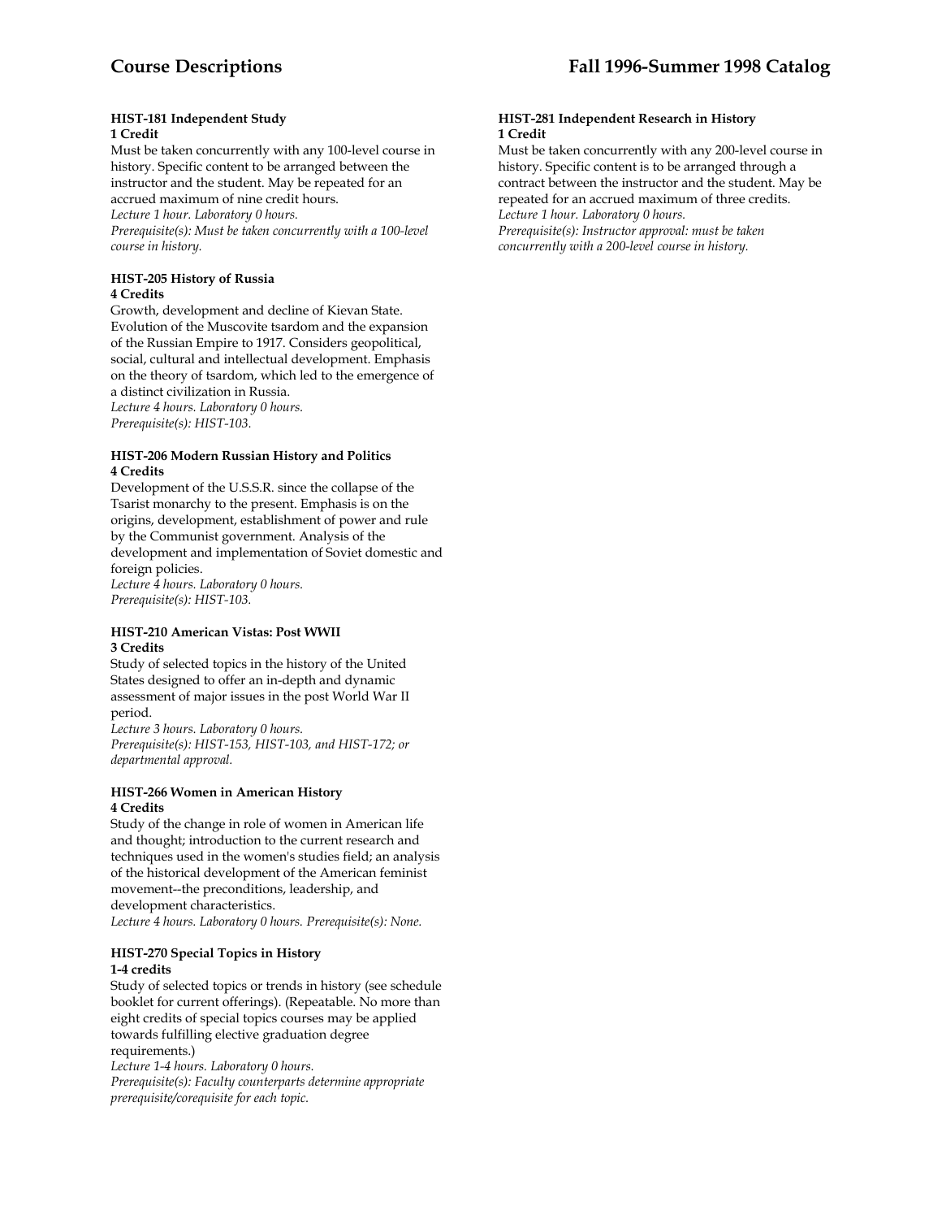**HIST-181 Independent Study**
**1 Credit**

Must be taken concurrently with any 100-level course in history. Specific content to be arranged between the instructor and the student. May be repeated for an accrued maximum of nine credit hours.
*Lecture 1 hour. Laboratory 0 hours.*
*Prerequisite(s): Must be taken concurrently with a 100-level course in history.*

**HIST-205 History of Russia**
**4 Credits**

Growth, development and decline of Kievan State. Evolution of the Muscovite tsardom and the expansion of the Russian Empire to 1917. Considers geopolitical, social, cultural and intellectual development. Emphasis on the theory of tsardom, which led to the emergence of a distinct civilization in Russia.
*Lecture 4 hours. Laboratory 0 hours.*
*Prerequisite(s): HIST-103.*

**HIST-206 Modern Russian History and Politics**
**4 Credits**

Development of the U.S.S.R. since the collapse of the Tsarist monarchy to the present. Emphasis is on the origins, development, establishment of power and rule by the Communist government. Analysis of the development and implementation of Soviet domestic and foreign policies.
*Lecture 4 hours. Laboratory 0 hours.*
*Prerequisite(s): HIST-103.*

**HIST-210 American Vistas: Post WWII**
**3 Credits**

Study of selected topics in the history of the United States designed to offer an in-depth and dynamic assessment of major issues in the post World War II period.
*Lecture 3 hours. Laboratory 0 hours.*
*Prerequisite(s): HIST-153, HIST-103, and HIST-172; or departmental approval.*

**HIST-266 Women in American History**
**4 Credits**

Study of the change in role of women in American life and thought; introduction to the current research and techniques used in the women's studies field; an analysis of the historical development of the American feminist movement--the preconditions, leadership, and development characteristics.
*Lecture 4 hours. Laboratory 0 hours. Prerequisite(s): None.*

**HIST-270 Special Topics in History**
**1-4 credits**

Study of selected topics or trends in history (see schedule booklet for current offerings). (Repeatable. No more than eight credits of special topics courses may be applied towards fulfilling elective graduation degree requirements.)
*Lecture 1-4 hours. Laboratory 0 hours.*
*Prerequisite(s): Faculty counterparts determine appropriate prerequisite/corequisite for each topic.*

**HIST-281 Independent Research in History**
**1 Credit**

Must be taken concurrently with any 200-level course in history. Specific content is to be arranged through a contract between the instructor and the student. May be repeated for an accrued maximum of three credits.
*Lecture 1 hour. Laboratory 0 hours.*
*Prerequisite(s): Instructor approval: must be taken concurrently with a 200-level course in history.*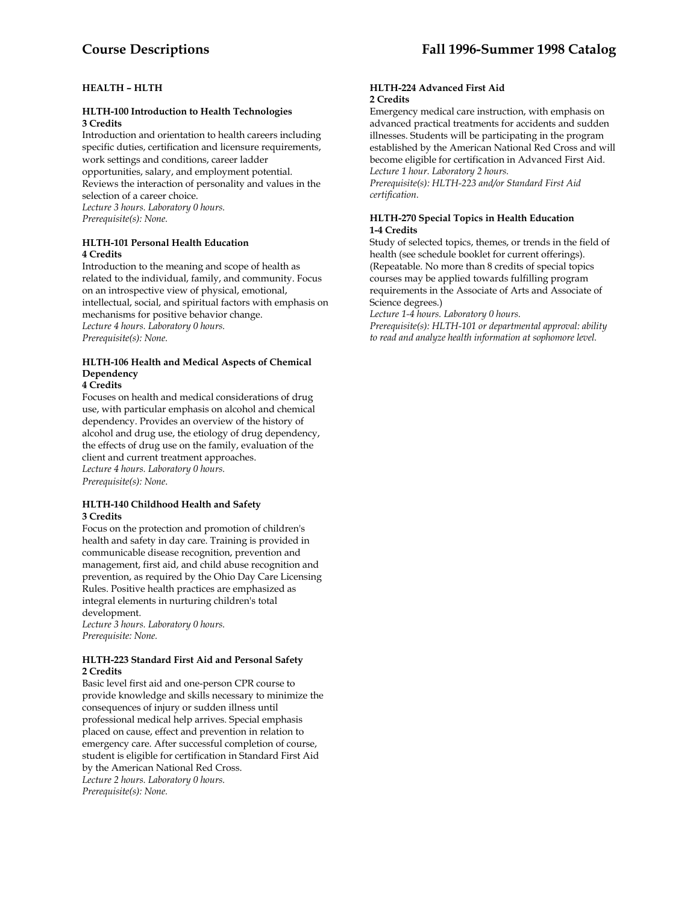## HEALTH – HLTH

**HLTH-100 Introduction to Health Technologies**
**3 Credits**

Introduction and orientation to health careers including specific duties, certification and licensure requirements, work settings and conditions, career ladder opportunities, salary, and employment potential. Reviews the interaction of personality and values in the selection of a career choice.
*Lecture 3 hours. Laboratory 0 hours.*
*Prerequisite(s): None.*

**HLTH-101 Personal Health Education**
**4 Credits**

Introduction to the meaning and scope of health as related to the individual, family, and community. Focus on an introspective view of physical, emotional, intellectual, social, and spiritual factors with emphasis on mechanisms for positive behavior change.
*Lecture 4 hours. Laboratory 0 hours.*
*Prerequisite(s): None.*

**HLTH-106 Health and Medical Aspects of Chemical Dependency**
**4 Credits**

Focuses on health and medical considerations of drug use, with particular emphasis on alcohol and chemical dependency. Provides an overview of the history of alcohol and drug use, the etiology of drug dependency, the effects of drug use on the family, evaluation of the client and current treatment approaches.
*Lecture 4 hours. Laboratory 0 hours.*
*Prerequisite(s): None.*

**HLTH-140 Childhood Health and Safety**
**3 Credits**

Focus on the protection and promotion of children's health and safety in day care. Training is provided in communicable disease recognition, prevention and management, first aid, and child abuse recognition and prevention, as required by the Ohio Day Care Licensing Rules. Positive health practices are emphasized as integral elements in nurturing children's total development.
*Lecture 3 hours. Laboratory 0 hours.*
*Prerequisite: None.*

**HLTH-223 Standard First Aid and Personal Safety**
**2 Credits**

Basic level first aid and one-person CPR course to provide knowledge and skills necessary to minimize the consequences of injury or sudden illness until professional medical help arrives. Special emphasis placed on cause, effect and prevention in relation to emergency care. After successful completion of course, student is eligible for certification in Standard First Aid by the American National Red Cross.
*Lecture 2 hours. Laboratory 0 hours.*
*Prerequisite(s): None.*

**HLTH-224 Advanced First Aid**
**2 Credits**

Emergency medical care instruction, with emphasis on advanced practical treatments for accidents and sudden illnesses. Students will be participating in the program established by the American National Red Cross and will become eligible for certification in Advanced First Aid.
*Lecture 1 hour. Laboratory 2 hours.*
*Prerequisite(s): HLTH-223 and/or Standard First Aid certification.*

**HLTH-270 Special Topics in Health Education**
**1-4 Credits**

Study of selected topics, themes, or trends in the field of health (see schedule booklet for current offerings). (Repeatable. No more than 8 credits of special topics courses may be applied towards fulfilling program requirements in the Associate of Arts and Associate of Science degrees.)
*Lecture 1-4 hours. Laboratory 0 hours.*
*Prerequisite(s): HLTH-101 or departmental approval: ability to read and analyze health information at sophomore level.*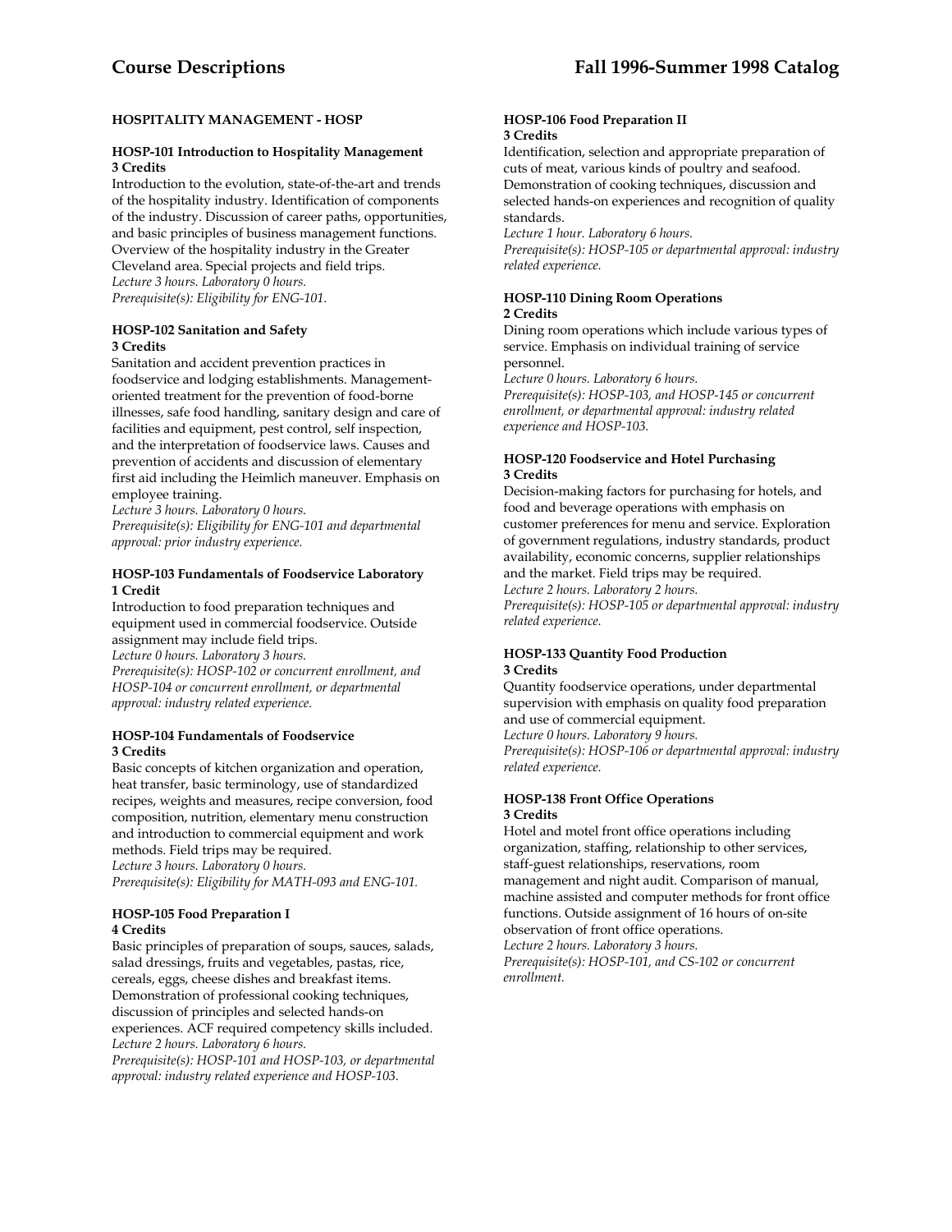## HOSPITALITY MANAGEMENT - HOSP

### HOSP-101 Introduction to Hospitality Management
**3 Credits**

Introduction to the evolution, state-of-the-art and trends of the hospitality industry. Identification of components of the industry. Discussion of career paths, opportunities, and basic principles of business management functions. Overview of the hospitality industry in the Greater Cleveland area. Special projects and field trips.
*Lecture 3 hours. Laboratory 0 hours.*
*Prerequisite(s): Eligibility for ENG-101.*

### HOSP-102 Sanitation and Safety
**3 Credits**

Sanitation and accident prevention practices in foodservice and lodging establishments. Management-oriented treatment for the prevention of food-borne illnesses, safe food handling, sanitary design and care of facilities and equipment, pest control, self inspection, and the interpretation of foodservice laws. Causes and prevention of accidents and discussion of elementary first aid including the Heimlich maneuver. Emphasis on employee training.
*Lecture 3 hours. Laboratory 0 hours.*
*Prerequisite(s): Eligibility for ENG-101 and departmental approval: prior industry experience.*

### HOSP-103 Fundamentals of Foodservice Laboratory
**1 Credit**

Introduction to food preparation techniques and equipment used in commercial foodservice. Outside assignment may include field trips.
*Lecture 0 hours. Laboratory 3 hours.*
*Prerequisite(s): HOSP-102 or concurrent enrollment, and HOSP-104 or concurrent enrollment, or departmental approval: industry related experience.*

### HOSP-104 Fundamentals of Foodservice
**3 Credits**

Basic concepts of kitchen organization and operation, heat transfer, basic terminology, use of standardized recipes, weights and measures, recipe conversion, food composition, nutrition, elementary menu construction and introduction to commercial equipment and work methods. Field trips may be required.
*Lecture 3 hours. Laboratory 0 hours.*
*Prerequisite(s): Eligibility for MATH-093 and ENG-101.*

### HOSP-105 Food Preparation I
**4 Credits**

Basic principles of preparation of soups, sauces, salads, salad dressings, fruits and vegetables, pastas, rice, cereals, eggs, cheese dishes and breakfast items. Demonstration of professional cooking techniques, discussion of principles and selected hands-on experiences. ACF required competency skills included.
*Lecture 2 hours. Laboratory 6 hours.*
*Prerequisite(s): HOSP-101 and HOSP-103, or departmental approval: industry related experience and HOSP-103.*

### HOSP-106 Food Preparation II
**3 Credits**

Identification, selection and appropriate preparation of cuts of meat, various kinds of poultry and seafood. Demonstration of cooking techniques, discussion and selected hands-on experiences and recognition of quality standards.
*Lecture 1 hour. Laboratory 6 hours.*
*Prerequisite(s): HOSP-105 or departmental approval: industry related experience.*

### HOSP-110 Dining Room Operations
**2 Credits**

Dining room operations which include various types of service. Emphasis on individual training of service personnel.
*Lecture 0 hours. Laboratory 6 hours.*
*Prerequisite(s): HOSP-103, and HOSP-145 or concurrent enrollment, or departmental approval: industry related experience and HOSP-103.*

### HOSP-120 Foodservice and Hotel Purchasing
**3 Credits**

Decision-making factors for purchasing for hotels, and food and beverage operations with emphasis on customer preferences for menu and service. Exploration of government regulations, industry standards, product availability, economic concerns, supplier relationships and the market. Field trips may be required.
*Lecture 2 hours. Laboratory 2 hours.*
*Prerequisite(s): HOSP-105 or departmental approval: industry related experience.*

### HOSP-133 Quantity Food Production
**3 Credits**

Quantity foodservice operations, under departmental supervision with emphasis on quality food preparation and use of commercial equipment.
*Lecture 0 hours. Laboratory 9 hours.*
*Prerequisite(s): HOSP-106 or departmental approval: industry related experience.*

### HOSP-138 Front Office Operations
**3 Credits**

Hotel and motel front office operations including organization, staffing, relationship to other services, staff-guest relationships, reservations, room management and night audit. Comparison of manual, machine assisted and computer methods for front office functions. Outside assignment of 16 hours of on-site observation of front office operations.
*Lecture 2 hours. Laboratory 3 hours.*
*Prerequisite(s): HOSP-101, and CS-102 or concurrent enrollment.*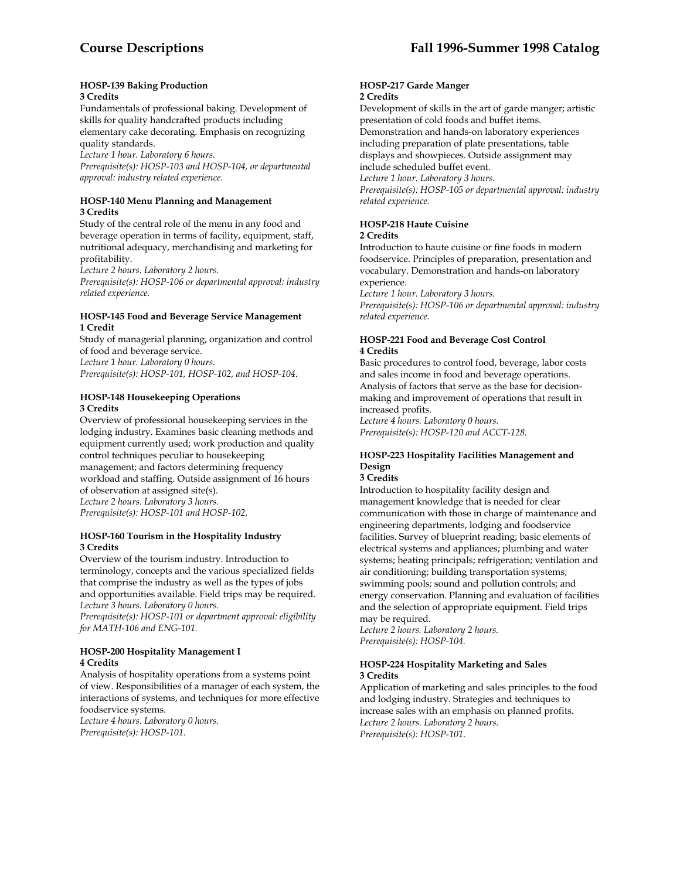#### HOSP-139 Baking Production
**3 Credits**

Fundamentals of professional baking. Development of skills for quality handcrafted products including elementary cake decorating. Emphasis on recognizing quality standards.
*Lecture 1 hour. Laboratory 6 hours.*
*Prerequisite(s): HOSP-103 and HOSP-104, or departmental approval: industry related experience.*

#### HOSP-140 Menu Planning and Management
**3 Credits**

Study of the central role of the menu in any food and beverage operation in terms of facility, equipment, staff, nutritional adequacy, merchandising and marketing for profitability.
*Lecture 2 hours. Laboratory 2 hours.*
*Prerequisite(s): HOSP-106 or departmental approval: industry related experience.*

#### HOSP-145 Food and Beverage Service Management
**1 Credit**

Study of managerial planning, organization and control of food and beverage service.
*Lecture 1 hour. Laboratory 0 hours.*
*Prerequisite(s): HOSP-101, HOSP-102, and HOSP-104.*

#### HOSP-148 Housekeeping Operations
**3 Credits**

Overview of professional housekeeping services in the lodging industry. Examines basic cleaning methods and equipment currently used; work production and quality control techniques peculiar to housekeeping management; and factors determining frequency workload and staffing. Outside assignment of 16 hours of observation at assigned site(s).
*Lecture 2 hours. Laboratory 3 hours.*
*Prerequisite(s): HOSP-101 and HOSP-102.*

#### HOSP-160 Tourism in the Hospitality Industry
**3 Credits**

Overview of the tourism industry. Introduction to terminology, concepts and the various specialized fields that comprise the industry as well as the types of jobs and opportunities available. Field trips may be required.
*Lecture 3 hours. Laboratory 0 hours.*
*Prerequisite(s): HOSP-101 or department approval: eligibility for MATH-106 and ENG-101.*

#### HOSP-200 Hospitality Management I
**4 Credits**

Analysis of hospitality operations from a systems point of view. Responsibilities of a manager of each system, the interactions of systems, and techniques for more effective foodservice systems.
*Lecture 4 hours. Laboratory 0 hours.*
*Prerequisite(s): HOSP-101.*

#### HOSP-217 Garde Manger
**2 Credits**

Development of skills in the art of garde manger; artistic presentation of cold foods and buffet items. Demonstration and hands-on laboratory experiences including preparation of plate presentations, table displays and showpieces. Outside assignment may include scheduled buffet event.
*Lecture 1 hour. Laboratory 3 hours.*
*Prerequisite(s): HOSP-105 or departmental approval: industry related experience.*

#### HOSP-218 Haute Cuisine
**2 Credits**

Introduction to haute cuisine or fine foods in modern foodservice. Principles of preparation, presentation and vocabulary. Demonstration and hands-on laboratory experience.
*Lecture 1 hour. Laboratory 3 hours.*
*Prerequisite(s): HOSP-106 or departmental approval: industry related experience.*

#### HOSP-221 Food and Beverage Cost Control
**4 Credits**

Basic procedures to control food, beverage, labor costs and sales income in food and beverage operations. Analysis of factors that serve as the base for decision-making and improvement of operations that result in increased profits.
*Lecture 4 hours. Laboratory 0 hours.*
*Prerequisite(s): HOSP-120 and ACCT-128.*

#### HOSP-223 Hospitality Facilities Management and Design
**3 Credits**

Introduction to hospitality facility design and management knowledge that is needed for clear communication with those in charge of maintenance and engineering departments, lodging and foodservice facilities. Survey of blueprint reading; basic elements of electrical systems and appliances; plumbing and water systems; heating principals; refrigeration; ventilation and air conditioning; building transportation systems; swimming pools; sound and pollution controls; and energy conservation. Planning and evaluation of facilities and the selection of appropriate equipment. Field trips may be required.
*Lecture 2 hours. Laboratory 2 hours.*
*Prerequisite(s): HOSP-104.*

#### HOSP-224 Hospitality Marketing and Sales
**3 Credits**

Application of marketing and sales principles to the food and lodging industry. Strategies and techniques to increase sales with an emphasis on planned profits.
*Lecture 2 hours. Laboratory 2 hours.*
*Prerequisite(s): HOSP-101.*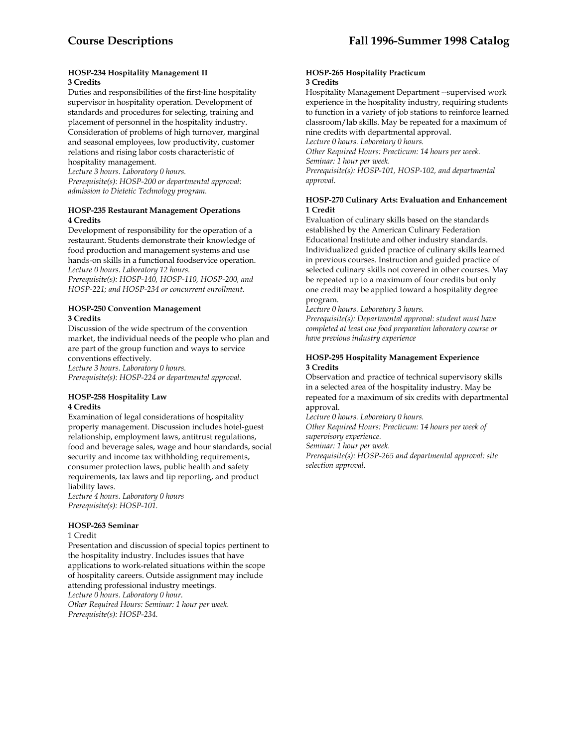#### HOSP-234 Hospitality Management II
**3 Credits**

Duties and responsibilities of the first-line hospitality supervisor in hospitality operation. Development of standards and procedures for selecting, training and placement of personnel in the hospitality industry. Consideration of problems of high turnover, marginal and seasonal employees, low productivity, customer relations and rising labor costs characteristic of hospitality management.
*Lecture 3 hours. Laboratory 0 hours.*
*Prerequisite(s): HOSP-200 or departmental approval: admission to Dietetic Technology program.*

#### HOSP-235 Restaurant Management Operations
**4 Credits**

Development of responsibility for the operation of a restaurant. Students demonstrate their knowledge of food production and management systems and use hands-on skills in a functional foodservice operation.
*Lecture 0 hours. Laboratory 12 hours.*
*Prerequisite(s): HOSP-140, HOSP-110, HOSP-200, and HOSP-221; and HOSP-234 or concurrent enrollment.*

#### HOSP-250 Convention Management
**3 Credits**

Discussion of the wide spectrum of the convention market, the individual needs of the people who plan and are part of the group function and ways to service conventions effectively.
*Lecture 3 hours. Laboratory 0 hours.*
*Prerequisite(s): HOSP-224 or departmental approval.*

#### HOSP-258 Hospitality Law
**4 Credits**

Examination of legal considerations of hospitality property management. Discussion includes hotel-guest relationship, employment laws, antitrust regulations, food and beverage sales, wage and hour standards, social security and income tax withholding requirements, consumer protection laws, public health and safety requirements, tax laws and tip reporting, and product liability laws.
*Lecture 4 hours. Laboratory 0 hours*
*Prerequisite(s): HOSP-101.*

#### HOSP-263 Seminar
1 Credit

Presentation and discussion of special topics pertinent to the hospitality industry. Includes issues that have applications to work-related situations within the scope of hospitality careers. Outside assignment may include attending professional industry meetings.
*Lecture 0 hours. Laboratory 0 hour.*
*Other Required Hours: Seminar: 1 hour per week.*
*Prerequisite(s): HOSP-234.*

#### HOSP-265 Hospitality Practicum
**3 Credits**

Hospitality Management Department --supervised work experience in the hospitality industry, requiring students to function in a variety of job stations to reinforce learned classroom/lab skills. May be repeated for a maximum of nine credits with departmental approval.
*Lecture 0 hours. Laboratory 0 hours.*
*Other Required Hours: Practicum: 14 hours per week.*
*Seminar: 1 hour per week.*
*Prerequisite(s): HOSP-101, HOSP-102, and departmental approval.*

#### HOSP-270 Culinary Arts: Evaluation and Enhancement
**1 Credit**

Evaluation of culinary skills based on the standards established by the American Culinary Federation Educational Institute and other industry standards. Individualized guided practice of culinary skills learned in previous courses. Instruction and guided practice of selected culinary skills not covered in other courses. May be repeated up to a maximum of four credits but only one credit may be applied toward a hospitality degree program.
*Lecture 0 hours. Laboratory 3 hours.*
*Prerequisite(s): Departmental approval: student must have completed at least one food preparation laboratory course or have previous industry experience*

#### HOSP-295 Hospitality Management Experience
**3 Credits**

Observation and practice of technical supervisory skills in a selected area of the hospitality industry. May be repeated for a maximum of six credits with departmental approval.
*Lecture 0 hours. Laboratory 0 hours.*
*Other Required Hours: Practicum: 14 hours per week of supervisory experience.*
*Seminar: 1 hour per week.*
*Prerequisite(s): HOSP-265 and departmental approval: site selection approval.*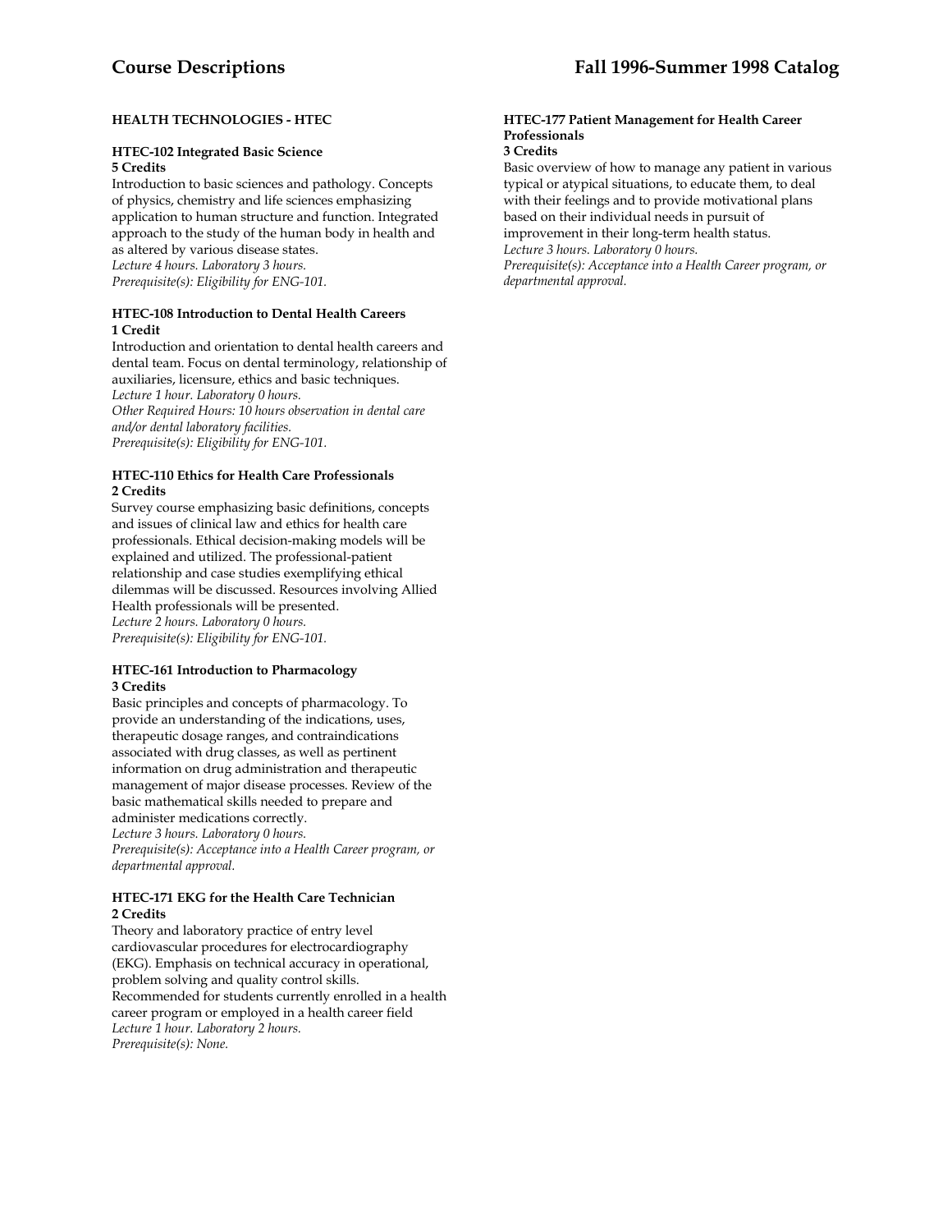## HEALTH TECHNOLOGIES - HTEC

### HTEC-102 Integrated Basic Science
**5 Credits**

Introduction to basic sciences and pathology. Concepts of physics, chemistry and life sciences emphasizing application to human structure and function. Integrated approach to the study of the human body in health and as altered by various disease states.
*Lecture 4 hours. Laboratory 3 hours.*
*Prerequisite(s): Eligibility for ENG-101.*

### HTEC-108 Introduction to Dental Health Careers
**1 Credit**

Introduction and orientation to dental health careers and dental team. Focus on dental terminology, relationship of auxiliaries, licensure, ethics and basic techniques.
*Lecture 1 hour. Laboratory 0 hours.*
*Other Required Hours: 10 hours observation in dental care and/or dental laboratory facilities.*
*Prerequisite(s): Eligibility for ENG-101.*

### HTEC-110 Ethics for Health Care Professionals
**2 Credits**

Survey course emphasizing basic definitions, concepts and issues of clinical law and ethics for health care professionals. Ethical decision-making models will be explained and utilized. The professional-patient relationship and case studies exemplifying ethical dilemmas will be discussed. Resources involving Allied Health professionals will be presented.
*Lecture 2 hours. Laboratory 0 hours.*
*Prerequisite(s): Eligibility for ENG-101.*

### HTEC-161 Introduction to Pharmacology
**3 Credits**

Basic principles and concepts of pharmacology. To provide an understanding of the indications, uses, therapeutic dosage ranges, and contraindications associated with drug classes, as well as pertinent information on drug administration and therapeutic management of major disease processes. Review of the basic mathematical skills needed to prepare and administer medications correctly.
*Lecture 3 hours. Laboratory 0 hours.*
*Prerequisite(s): Acceptance into a Health Career program, or departmental approval.*

### HTEC-171 EKG for the Health Care Technician
**2 Credits**

Theory and laboratory practice of entry level cardiovascular procedures for electrocardiography (EKG). Emphasis on technical accuracy in operational, problem solving and quality control skills. Recommended for students currently enrolled in a health career program or employed in a health career field
*Lecture 1 hour. Laboratory 2 hours.*
*Prerequisite(s): None.*

### HTEC-177 Patient Management for Health Career Professionals
**3 Credits**

Basic overview of how to manage any patient in various typical or atypical situations, to educate them, to deal with their feelings and to provide motivational plans based on their individual needs in pursuit of improvement in their long-term health status.
*Lecture 3 hours. Laboratory 0 hours.*
*Prerequisite(s): Acceptance into a Health Career program, or departmental approval.*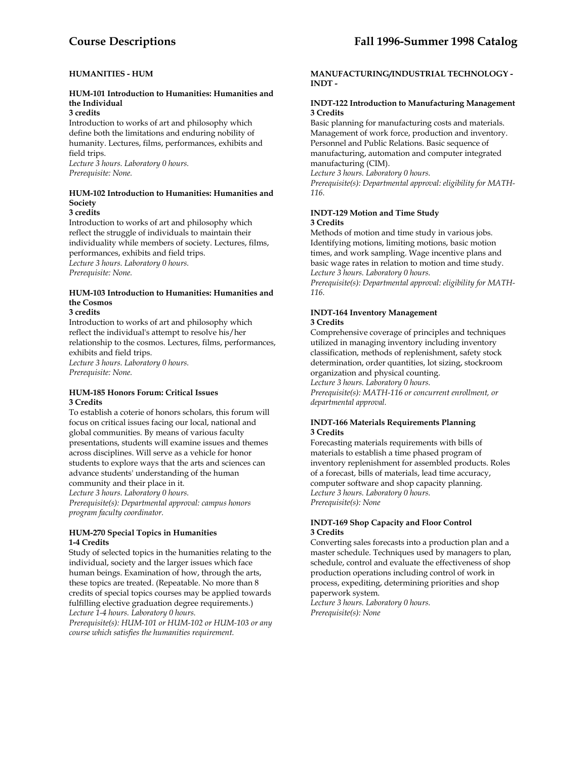## HUMANITIES - HUM

### HUM-101 Introduction to Humanities: Humanities and the Individual

**3 credits**

Introduction to works of art and philosophy which define both the limitations and enduring nobility of humanity. Lectures, films, performances, exhibits and field trips.

*Lecture 3 hours. Laboratory 0 hours.*
*Prerequisite: None.*

### HUM-102 Introduction to Humanities: Humanities and Society

**3 credits**

Introduction to works of art and philosophy which reflect the struggle of individuals to maintain their individuality while members of society. Lectures, films, performances, exhibits and field trips.

*Lecture 3 hours. Laboratory 0 hours.*
*Prerequisite: None.*

### HUM-103 Introduction to Humanities: Humanities and the Cosmos

**3 credits**

Introduction to works of art and philosophy which reflect the individual's attempt to resolve his/her relationship to the cosmos. Lectures, films, performances, exhibits and field trips.

*Lecture 3 hours. Laboratory 0 hours.*
*Prerequisite: None.*

### HUM-185 Honors Forum: Critical Issues

**3 Credits**

To establish a coterie of honors scholars, this forum will focus on critical issues facing our local, national and global communities. By means of various faculty presentations, students will examine issues and themes across disciplines. Will serve as a vehicle for honor students to explore ways that the arts and sciences can advance students' understanding of the human community and their place in it.

*Lecture 3 hours. Laboratory 0 hours.*
*Prerequisite(s): Departmental approval: campus honors program faculty coordinator.*

### HUM-270 Special Topics in Humanities

**1-4 Credits**

Study of selected topics in the humanities relating to the individual, society and the larger issues which face human beings. Examination of how, through the arts, these topics are treated. (Repeatable. No more than 8 credits of special topics courses may be applied towards fulfilling elective graduation degree requirements.)

*Lecture 1-4 hours. Laboratory 0 hours.*
*Prerequisite(s): HUM-101 or HUM-102 or HUM-103 or any course which satisfies the humanities requirement.*

## MANUFACTURING/INDUSTRIAL TECHNOLOGY - INDT -

### INDT-122 Introduction to Manufacturing Management

**3 Credits**

Basic planning for manufacturing costs and materials. Management of work force, production and inventory. Personnel and Public Relations. Basic sequence of manufacturing, automation and computer integrated manufacturing (CIM).

*Lecture 3 hours. Laboratory 0 hours.*
*Prerequisite(s): Departmental approval: eligibility for MATH-116.*

### INDT-129 Motion and Time Study

**3 Credits**

Methods of motion and time study in various jobs. Identifying motions, limiting motions, basic motion times, and work sampling. Wage incentive plans and basic wage rates in relation to motion and time study.

*Lecture 3 hours. Laboratory 0 hours.*
*Prerequisite(s): Departmental approval: eligibility for MATH-116.*

### INDT-164 Inventory Management

**3 Credits**

Comprehensive coverage of principles and techniques utilized in managing inventory including inventory classification, methods of replenishment, safety stock determination, order quantities, lot sizing, stockroom organization and physical counting.

*Lecture 3 hours. Laboratory 0 hours.*
*Prerequisite(s): MATH-116 or concurrent enrollment, or departmental approval.*

### INDT-166 Materials Requirements Planning

**3 Credits**

Forecasting materials requirements with bills of materials to establish a time phased program of inventory replenishment for assembled products. Roles of a forecast, bills of materials, lead time accuracy, computer software and shop capacity planning.

*Lecture 3 hours. Laboratory 0 hours.*
*Prerequisite(s): None*

### INDT-169 Shop Capacity and Floor Control

**3 Credits**

Converting sales forecasts into a production plan and a master schedule. Techniques used by managers to plan, schedule, control and evaluate the effectiveness of shop production operations including control of work in process, expediting, determining priorities and shop paperwork system.

*Lecture 3 hours. Laboratory 0 hours.*
*Prerequisite(s): None*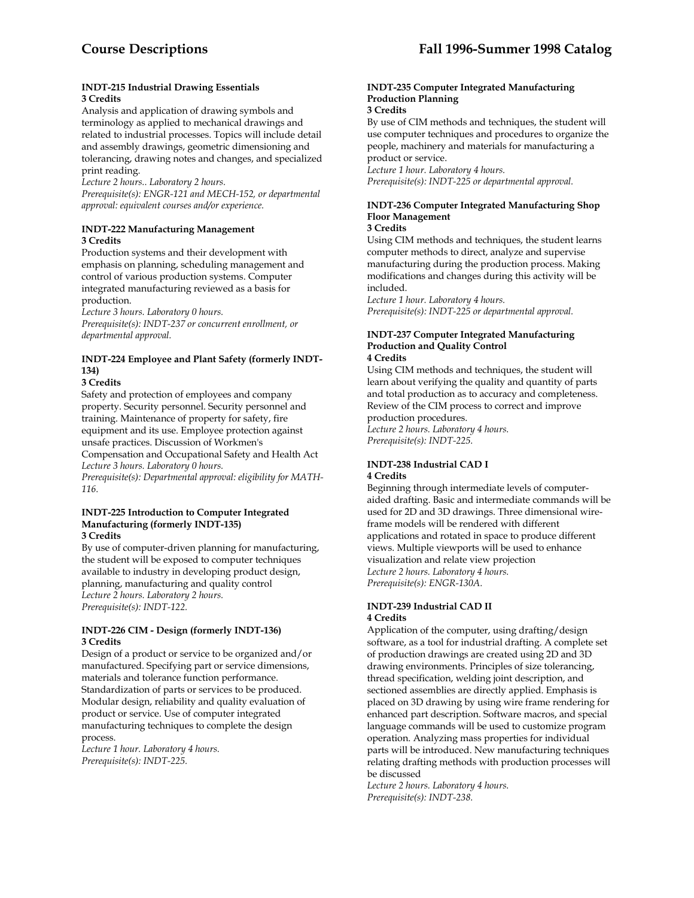#### INDT-215 Industrial Drawing Essentials
**3 Credits**

Analysis and application of drawing symbols and terminology as applied to mechanical drawings and related to industrial processes. Topics will include detail and assembly drawings, geometric dimensioning and tolerancing, drawing notes and changes, and specialized print reading.

*Lecture 2 hours.. Laboratory 2 hours.*
*Prerequisite(s): ENGR-121 and MECH-152, or departmental approval: equivalent courses and/or experience.*

#### INDT-222 Manufacturing Management
**3 Credits**

Production systems and their development with emphasis on planning, scheduling management and control of various production systems. Computer integrated manufacturing reviewed as a basis for production.

*Lecture 3 hours. Laboratory 0 hours.*
*Prerequisite(s): INDT-237 or concurrent enrollment, or departmental approval.*

#### INDT-224 Employee and Plant Safety (formerly INDT-134)
**3 Credits**

Safety and protection of employees and company property. Security personnel. Security personnel and training. Maintenance of property for safety, fire equipment and its use. Employee protection against unsafe practices. Discussion of Workmen's Compensation and Occupational Safety and Health Act

*Lecture 3 hours. Laboratory 0 hours.*
*Prerequisite(s): Departmental approval: eligibility for MATH-116.*

#### INDT-225 Introduction to Computer Integrated Manufacturing (formerly INDT-135)
**3 Credits**

By use of computer-driven planning for manufacturing, the student will be exposed to computer techniques available to industry in developing product design, planning, manufacturing and quality control

*Lecture 2 hours. Laboratory 2 hours.*
*Prerequisite(s): INDT-122.*

#### INDT-226 CIM - Design (formerly INDT-136)
**3 Credits**

Design of a product or service to be organized and/or manufactured. Specifying part or service dimensions, materials and tolerance function performance. Standardization of parts or services to be produced. Modular design, reliability and quality evaluation of product or service. Use of computer integrated manufacturing techniques to complete the design process.

*Lecture 1 hour. Laboratory 4 hours.*
*Prerequisite(s): INDT-225.*

#### INDT-235 Computer Integrated Manufacturing Production Planning
**3 Credits**

By use of CIM methods and techniques, the student will use computer techniques and procedures to organize the people, machinery and materials for manufacturing a product or service.

*Lecture 1 hour. Laboratory 4 hours.*
*Prerequisite(s): INDT-225 or departmental approval.*

#### INDT-236 Computer Integrated Manufacturing Shop Floor Management
**3 Credits**

Using CIM methods and techniques, the student learns computer methods to direct, analyze and supervise manufacturing during the production process. Making modifications and changes during this activity will be included.

*Lecture 1 hour. Laboratory 4 hours.*
*Prerequisite(s): INDT-225 or departmental approval.*

#### INDT-237 Computer Integrated Manufacturing Production and Quality Control
**4 Credits**

Using CIM methods and techniques, the student will learn about verifying the quality and quantity of parts and total production as to accuracy and completeness. Review of the CIM process to correct and improve production procedures.

*Lecture 2 hours. Laboratory 4 hours.*
*Prerequisite(s): INDT-225.*

#### INDT-238 Industrial CAD I
**4 Credits**

Beginning through intermediate levels of computer-aided drafting. Basic and intermediate commands will be used for 2D and 3D drawings. Three dimensional wire-frame models will be rendered with different applications and rotated in space to produce different views. Multiple viewports will be used to enhance visualization and relate view projection

*Lecture 2 hours. Laboratory 4 hours.*
*Prerequisite(s): ENGR-130A.*

#### INDT-239 Industrial CAD II
**4 Credits**

Application of the computer, using drafting/design software, as a tool for industrial drafting. A complete set of production drawings are created using 2D and 3D drawing environments. Principles of size tolerancing, thread specification, welding joint description, and sectioned assemblies are directly applied. Emphasis is placed on 3D drawing by using wire frame rendering for enhanced part description. Software macros, and special language commands will be used to customize program operation. Analyzing mass properties for individual parts will be introduced. New manufacturing techniques relating drafting methods with production processes will be discussed

*Lecture 2 hours. Laboratory 4 hours.*
*Prerequisite(s): INDT-238.*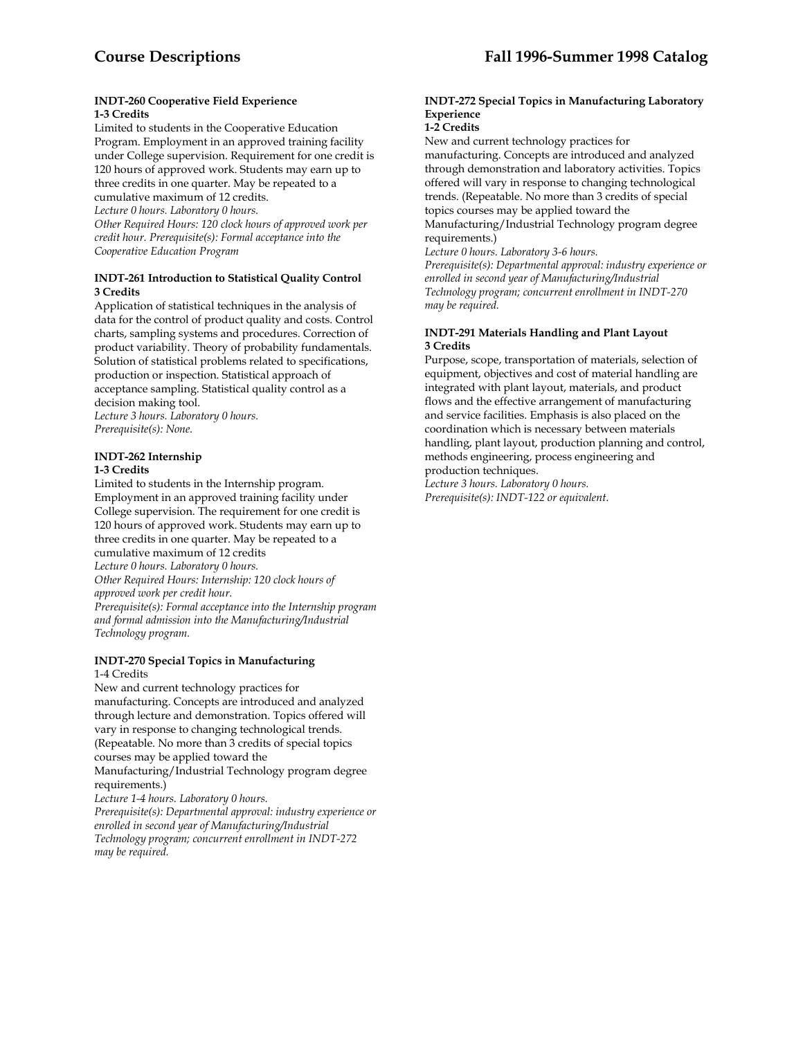**INDT-260 Cooperative Field Experience**
**1-3 Credits**

Limited to students in the Cooperative Education Program. Employment in an approved training facility under College supervision. Requirement for one credit is 120 hours of approved work. Students may earn up to three credits in one quarter. May be repeated to a cumulative maximum of 12 credits.
*Lecture 0 hours. Laboratory 0 hours.*
*Other Required Hours: 120 clock hours of approved work per credit hour. Prerequisite(s): Formal acceptance into the Cooperative Education Program*

**INDT-261 Introduction to Statistical Quality Control**
**3 Credits**

Application of statistical techniques in the analysis of data for the control of product quality and costs. Control charts, sampling systems and procedures. Correction of product variability. Theory of probability fundamentals. Solution of statistical problems related to specifications, production or inspection. Statistical approach of acceptance sampling. Statistical quality control as a decision making tool.
*Lecture 3 hours. Laboratory 0 hours.*
*Prerequisite(s): None.*

**INDT-262 Internship**
**1-3 Credits**

Limited to students in the Internship program. Employment in an approved training facility under College supervision. The requirement for one credit is 120 hours of approved work. Students may earn up to three credits in one quarter. May be repeated to a cumulative maximum of 12 credits
*Lecture 0 hours. Laboratory 0 hours.*
*Other Required Hours: Internship: 120 clock hours of approved work per credit hour.*
*Prerequisite(s): Formal acceptance into the Internship program and formal admission into the Manufacturing/Industrial Technology program.*

**INDT-270 Special Topics in Manufacturing**
1-4 Credits

New and current technology practices for manufacturing. Concepts are introduced and analyzed through lecture and demonstration. Topics offered will vary in response to changing technological trends. (Repeatable. No more than 3 credits of special topics courses may be applied toward the Manufacturing/Industrial Technology program degree requirements.)
*Lecture 1-4 hours. Laboratory 0 hours.*
*Prerequisite(s): Departmental approval: industry experience or enrolled in second year of Manufacturing/Industrial Technology program; concurrent enrollment in INDT-272 may be required.*

**INDT-272 Special Topics in Manufacturing Laboratory Experience**
**1-2 Credits**

New and current technology practices for manufacturing. Concepts are introduced and analyzed through demonstration and laboratory activities. Topics offered will vary in response to changing technological trends. (Repeatable. No more than 3 credits of special topics courses may be applied toward the Manufacturing/Industrial Technology program degree requirements.)
*Lecture 0 hours. Laboratory 3-6 hours.*
*Prerequisite(s): Departmental approval: industry experience or enrolled in second year of Manufacturing/Industrial Technology program; concurrent enrollment in INDT-270 may be required.*

**INDT-291 Materials Handling and Plant Layout**
**3 Credits**

Purpose, scope, transportation of materials, selection of equipment, objectives and cost of material handling are integrated with plant layout, materials, and product flows and the effective arrangement of manufacturing and service facilities. Emphasis is also placed on the coordination which is necessary between materials handling, plant layout, production planning and control, methods engineering, process engineering and production techniques.
*Lecture 3 hours. Laboratory 0 hours.*
*Prerequisite(s): INDT-122 or equivalent.*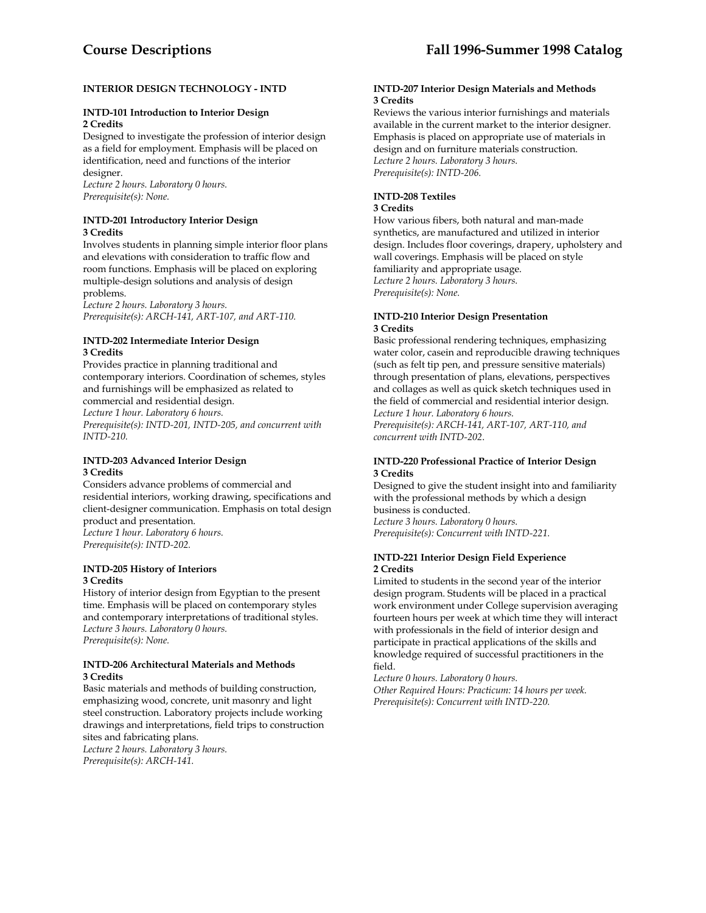## INTERIOR DESIGN TECHNOLOGY - INTD

**INTD-101 Introduction to Interior Design**
**2 Credits**
Designed to investigate the profession of interior design as a field for employment. Emphasis will be placed on identification, need and functions of the interior designer.
*Lecture 2 hours. Laboratory 0 hours.*
*Prerequisite(s): None.*

**INTD-201 Introductory Interior Design**
**3 Credits**
Involves students in planning simple interior floor plans and elevations with consideration to traffic flow and room functions. Emphasis will be placed on exploring multiple-design solutions and analysis of design problems.
*Lecture 2 hours. Laboratory 3 hours.*
*Prerequisite(s): ARCH-141, ART-107, and ART-110.*

**INTD-202 Intermediate Interior Design**
**3 Credits**
Provides practice in planning traditional and contemporary interiors. Coordination of schemes, styles and furnishings will be emphasized as related to commercial and residential design.
*Lecture 1 hour. Laboratory 6 hours.*
*Prerequisite(s): INTD-201, INTD-205, and concurrent with INTD-210.*

**INTD-203 Advanced Interior Design**
**3 Credits**
Considers advance problems of commercial and residential interiors, working drawing, specifications and client-designer communication. Emphasis on total design product and presentation.
*Lecture 1 hour. Laboratory 6 hours.*
*Prerequisite(s): INTD-202.*

**INTD-205 History of Interiors**
**3 Credits**
History of interior design from Egyptian to the present time. Emphasis will be placed on contemporary styles and contemporary interpretations of traditional styles.
*Lecture 3 hours. Laboratory 0 hours.*
*Prerequisite(s): None.*

**INTD-206 Architectural Materials and Methods**
**3 Credits**
Basic materials and methods of building construction, emphasizing wood, concrete, unit masonry and light steel construction. Laboratory projects include working drawings and interpretations, field trips to construction sites and fabricating plans.
*Lecture 2 hours. Laboratory 3 hours.*
*Prerequisite(s): ARCH-141.*

**INTD-207 Interior Design Materials and Methods**
**3 Credits**
Reviews the various interior furnishings and materials available in the current market to the interior designer. Emphasis is placed on appropriate use of materials in design and on furniture materials construction.
*Lecture 2 hours. Laboratory 3 hours.*
*Prerequisite(s): INTD-206.*

**INTD-208 Textiles**
**3 Credits**
How various fibers, both natural and man-made synthetics, are manufactured and utilized in interior design. Includes floor coverings, drapery, upholstery and wall coverings. Emphasis will be placed on style familiarity and appropriate usage.
*Lecture 2 hours. Laboratory 3 hours.*
*Prerequisite(s): None.*

**INTD-210 Interior Design Presentation**
**3 Credits**
Basic professional rendering techniques, emphasizing water color, casein and reproducible drawing techniques (such as felt tip pen, and pressure sensitive materials) through presentation of plans, elevations, perspectives and collages as well as quick sketch techniques used in the field of commercial and residential interior design.
*Lecture 1 hour. Laboratory 6 hours.*
*Prerequisite(s): ARCH-141, ART-107, ART-110, and concurrent with INTD-202.*

**INTD-220 Professional Practice of Interior Design**
**3 Credits**
Designed to give the student insight into and familiarity with the professional methods by which a design business is conducted.
*Lecture 3 hours. Laboratory 0 hours.*
*Prerequisite(s): Concurrent with INTD-221.*

**INTD-221 Interior Design Field Experience**
**2 Credits**
Limited to students in the second year of the interior design program. Students will be placed in a practical work environment under College supervision averaging fourteen hours per week at which time they will interact with professionals in the field of interior design and participate in practical applications of the skills and knowledge required of successful practitioners in the field.
*Lecture 0 hours. Laboratory 0 hours.*
*Other Required Hours: Practicum: 14 hours per week.*
*Prerequisite(s): Concurrent with INTD-220.*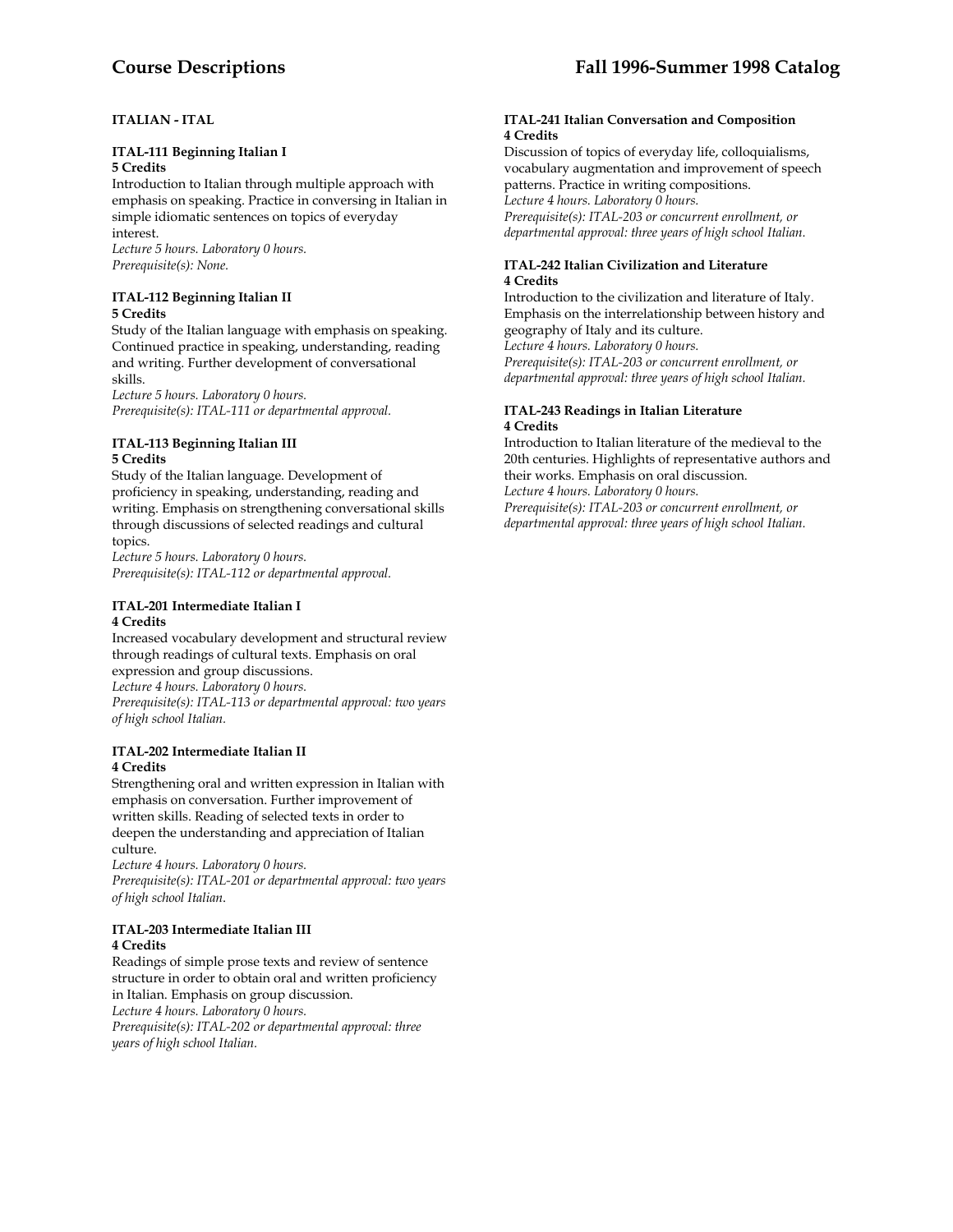## ITALIAN - ITAL

### ITAL-111 Beginning Italian I
**5 Credits**

Introduction to Italian through multiple approach with emphasis on speaking. Practice in conversing in Italian in simple idiomatic sentences on topics of everyday interest.
*Lecture 5 hours. Laboratory 0 hours.*
*Prerequisite(s): None.*

### ITAL-112 Beginning Italian II
**5 Credits**

Study of the Italian language with emphasis on speaking. Continued practice in speaking, understanding, reading and writing. Further development of conversational skills.
*Lecture 5 hours. Laboratory 0 hours.*
*Prerequisite(s): ITAL-111 or departmental approval.*

### ITAL-113 Beginning Italian III
**5 Credits**

Study of the Italian language. Development of proficiency in speaking, understanding, reading and writing. Emphasis on strengthening conversational skills through discussions of selected readings and cultural topics.
*Lecture 5 hours. Laboratory 0 hours.*
*Prerequisite(s): ITAL-112 or departmental approval.*

### ITAL-201 Intermediate Italian I
**4 Credits**

Increased vocabulary development and structural review through readings of cultural texts. Emphasis on oral expression and group discussions.
*Lecture 4 hours. Laboratory 0 hours.*
*Prerequisite(s): ITAL-113 or departmental approval: two years of high school Italian.*

### ITAL-202 Intermediate Italian II
**4 Credits**

Strengthening oral and written expression in Italian with emphasis on conversation. Further improvement of written skills. Reading of selected texts in order to deepen the understanding and appreciation of Italian culture.
*Lecture 4 hours. Laboratory 0 hours.*
*Prerequisite(s): ITAL-201 or departmental approval: two years of high school Italian.*

### ITAL-203 Intermediate Italian III
**4 Credits**

Readings of simple prose texts and review of sentence structure in order to obtain oral and written proficiency in Italian. Emphasis on group discussion.
*Lecture 4 hours. Laboratory 0 hours.*
*Prerequisite(s): ITAL-202 or departmental approval: three years of high school Italian.*

### ITAL-241 Italian Conversation and Composition
**4 Credits**

Discussion of topics of everyday life, colloquialisms, vocabulary augmentation and improvement of speech patterns. Practice in writing compositions.
*Lecture 4 hours. Laboratory 0 hours.*
*Prerequisite(s): ITAL-203 or concurrent enrollment, or departmental approval: three years of high school Italian.*

### ITAL-242 Italian Civilization and Literature
**4 Credits**

Introduction to the civilization and literature of Italy. Emphasis on the interrelationship between history and geography of Italy and its culture.
*Lecture 4 hours. Laboratory 0 hours.*
*Prerequisite(s): ITAL-203 or concurrent enrollment, or departmental approval: three years of high school Italian.*

### ITAL-243 Readings in Italian Literature
**4 Credits**

Introduction to Italian literature of the medieval to the 20th centuries. Highlights of representative authors and their works. Emphasis on oral discussion.
*Lecture 4 hours. Laboratory 0 hours.*
*Prerequisite(s): ITAL-203 or concurrent enrollment, or departmental approval: three years of high school Italian.*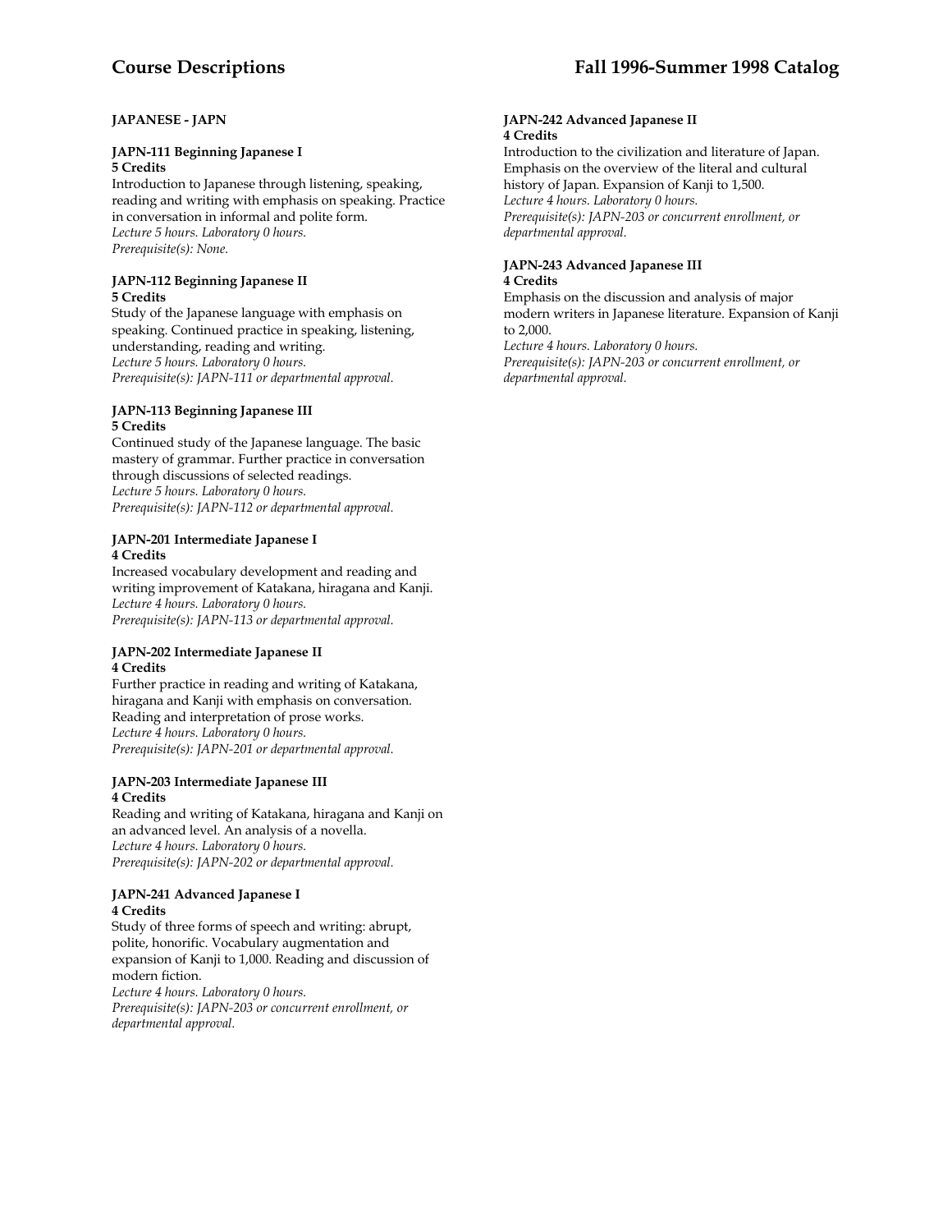## JAPANESE - JAPN

### JAPN-111 Beginning Japanese I
**5 Credits**

Introduction to Japanese through listening, speaking, reading and writing with emphasis on speaking. Practice in conversation in informal and polite form.
*Lecture 5 hours. Laboratory 0 hours.*
*Prerequisite(s): None.*

### JAPN-112 Beginning Japanese II
**5 Credits**

Study of the Japanese language with emphasis on speaking. Continued practice in speaking, listening, understanding, reading and writing.
*Lecture 5 hours. Laboratory 0 hours.*
*Prerequisite(s): JAPN-111 or departmental approval.*

### JAPN-113 Beginning Japanese III
**5 Credits**

Continued study of the Japanese language. The basic mastery of grammar. Further practice in conversation through discussions of selected readings.
*Lecture 5 hours. Laboratory 0 hours.*
*Prerequisite(s): JAPN-112 or departmental approval.*

### JAPN-201 Intermediate Japanese I
**4 Credits**

Increased vocabulary development and reading and writing improvement of Katakana, hiragana and Kanji.
*Lecture 4 hours. Laboratory 0 hours.*
*Prerequisite(s): JAPN-113 or departmental approval.*

### JAPN-202 Intermediate Japanese II
**4 Credits**

Further practice in reading and writing of Katakana, hiragana and Kanji with emphasis on conversation. Reading and interpretation of prose works.
*Lecture 4 hours. Laboratory 0 hours.*
*Prerequisite(s): JAPN-201 or departmental approval.*

### JAPN-203 Intermediate Japanese III
**4 Credits**

Reading and writing of Katakana, hiragana and Kanji on an advanced level. An analysis of a novella.
*Lecture 4 hours. Laboratory 0 hours.*
*Prerequisite(s): JAPN-202 or departmental approval.*

### JAPN-241 Advanced Japanese I
**4 Credits**

Study of three forms of speech and writing: abrupt, polite, honorific. Vocabulary augmentation and expansion of Kanji to 1,000. Reading and discussion of modern fiction.
*Lecture 4 hours. Laboratory 0 hours.*
*Prerequisite(s): JAPN-203 or concurrent enrollment, or departmental approval.*

### JAPN-242 Advanced Japanese II
**4 Credits**

Introduction to the civilization and literature of Japan. Emphasis on the overview of the literal and cultural history of Japan. Expansion of Kanji to 1,500.
*Lecture 4 hours. Laboratory 0 hours.*
*Prerequisite(s): JAPN-203 or concurrent enrollment, or departmental approval.*

### JAPN-243 Advanced Japanese III
**4 Credits**

Emphasis on the discussion and analysis of major modern writers in Japanese literature. Expansion of Kanji to 2,000.
*Lecture 4 hours. Laboratory 0 hours.*
*Prerequisite(s): JAPN-203 or concurrent enrollment, or departmental approval.*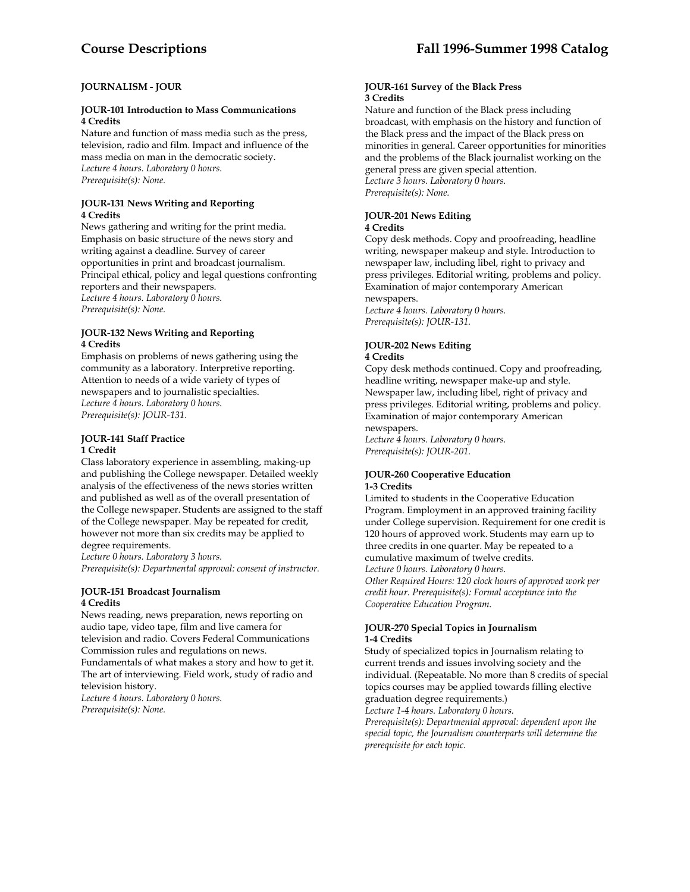## JOURNALISM - JOUR

### JOUR-101 Introduction to Mass Communications
**4 Credits**

Nature and function of mass media such as the press, television, radio and film. Impact and influence of the mass media on man in the democratic society.
*Lecture 4 hours. Laboratory 0 hours.*
*Prerequisite(s): None.*

### JOUR-131 News Writing and Reporting
**4 Credits**

News gathering and writing for the print media. Emphasis on basic structure of the news story and writing against a deadline. Survey of career opportunities in print and broadcast journalism. Principal ethical, policy and legal questions confronting reporters and their newspapers.
*Lecture 4 hours. Laboratory 0 hours.*
*Prerequisite(s): None.*

### JOUR-132 News Writing and Reporting
**4 Credits**

Emphasis on problems of news gathering using the community as a laboratory. Interpretive reporting. Attention to needs of a wide variety of types of newspapers and to journalistic specialties.
*Lecture 4 hours. Laboratory 0 hours.*
*Prerequisite(s): JOUR-131.*

### JOUR-141 Staff Practice
**1 Credit**

Class laboratory experience in assembling, making-up and publishing the College newspaper. Detailed weekly analysis of the effectiveness of the news stories written and published as well as of the overall presentation of the College newspaper. Students are assigned to the staff of the College newspaper. May be repeated for credit, however not more than six credits may be applied to degree requirements.
*Lecture 0 hours. Laboratory 3 hours.*
*Prerequisite(s): Departmental approval: consent of instructor.*

### JOUR-151 Broadcast Journalism
**4 Credits**

News reading, news preparation, news reporting on audio tape, video tape, film and live camera for television and radio. Covers Federal Communications Commission rules and regulations on news. Fundamentals of what makes a story and how to get it. The art of interviewing. Field work, study of radio and television history.
*Lecture 4 hours. Laboratory 0 hours.*
*Prerequisite(s): None.*

### JOUR-161 Survey of the Black Press
**3 Credits**

Nature and function of the Black press including broadcast, with emphasis on the history and function of the Black press and the impact of the Black press on minorities in general. Career opportunities for minorities and the problems of the Black journalist working on the general press are given special attention.
*Lecture 3 hours. Laboratory 0 hours.*
*Prerequisite(s): None.*

### JOUR-201 News Editing
**4 Credits**

Copy desk methods. Copy and proofreading, headline writing, newspaper makeup and style. Introduction to newspaper law, including libel, right to privacy and press privileges. Editorial writing, problems and policy. Examination of major contemporary American newspapers.
*Lecture 4 hours. Laboratory 0 hours.*
*Prerequisite(s): JOUR-131.*

### JOUR-202 News Editing
**4 Credits**

Copy desk methods continued. Copy and proofreading, headline writing, newspaper make-up and style. Newspaper law, including libel, right of privacy and press privileges. Editorial writing, problems and policy. Examination of major contemporary American newspapers.
*Lecture 4 hours. Laboratory 0 hours.*
*Prerequisite(s): JOUR-201.*

### JOUR-260 Cooperative Education
**1-3 Credits**

Limited to students in the Cooperative Education Program. Employment in an approved training facility under College supervision. Requirement for one credit is 120 hours of approved work. Students may earn up to three credits in one quarter. May be repeated to a cumulative maximum of twelve credits.
*Lecture 0 hours. Laboratory 0 hours.*
*Other Required Hours: 120 clock hours of approved work per credit hour. Prerequisite(s): Formal acceptance into the Cooperative Education Program.*

### JOUR-270 Special Topics in Journalism
**1-4 Credits**

Study of specialized topics in Journalism relating to current trends and issues involving society and the individual. (Repeatable. No more than 8 credits of special topics courses may be applied towards filling elective graduation degree requirements.)
*Lecture 1-4 hours. Laboratory 0 hours.*
*Prerequisite(s): Departmental approval: dependent upon the special topic, the Journalism counterparts will determine the prerequisite for each topic.*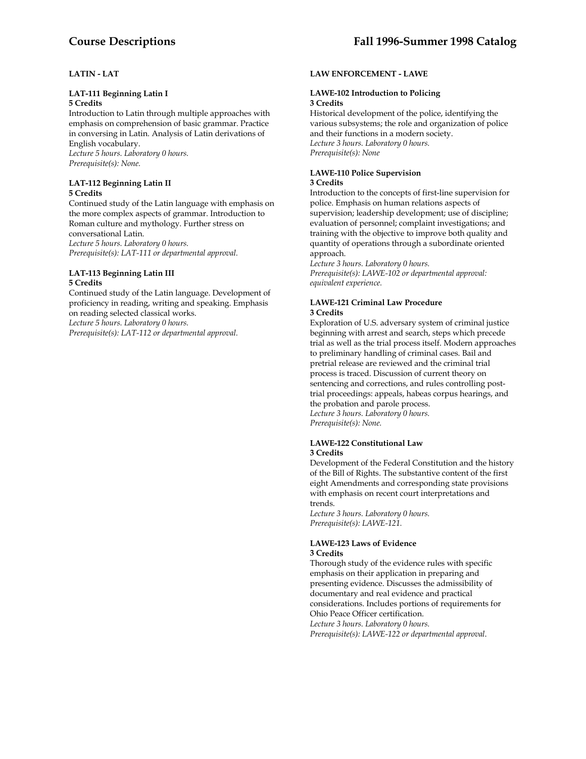## LATIN - LAT

**LAT-111 Beginning Latin I**
**5 Credits**

Introduction to Latin through multiple approaches with emphasis on comprehension of basic grammar. Practice in conversing in Latin. Analysis of Latin derivations of English vocabulary.
*Lecture 5 hours. Laboratory 0 hours.*
*Prerequisite(s): None.*

**LAT-112 Beginning Latin II**
**5 Credits**

Continued study of the Latin language with emphasis on the more complex aspects of grammar. Introduction to Roman culture and mythology. Further stress on conversational Latin.
*Lecture 5 hours. Laboratory 0 hours.*
*Prerequisite(s): LAT-111 or departmental approval.*

**LAT-113 Beginning Latin III**
**5 Credits**

Continued study of the Latin language. Development of proficiency in reading, writing and speaking. Emphasis on reading selected classical works.
*Lecture 5 hours. Laboratory 0 hours.*
*Prerequisite(s): LAT-112 or departmental approval.*

## LAW ENFORCEMENT - LAWE

**LAWE-102 Introduction to Policing**
**3 Credits**

Historical development of the police, identifying the various subsystems; the role and organization of police and their functions in a modern society.
*Lecture 3 hours. Laboratory 0 hours.*
*Prerequisite(s): None*

**LAWE-110 Police Supervision**
**3 Credits**

Introduction to the concepts of first-line supervision for police. Emphasis on human relations aspects of supervision; leadership development; use of discipline; evaluation of personnel; complaint investigations; and training with the objective to improve both quality and quantity of operations through a subordinate oriented approach.
*Lecture 3 hours. Laboratory 0 hours.*
*Prerequisite(s): LAWE-102 or departmental approval: equivalent experience.*

**LAWE-121 Criminal Law Procedure**
**3 Credits**

Exploration of U.S. adversary system of criminal justice beginning with arrest and search, steps which precede trial as well as the trial process itself. Modern approaches to preliminary handling of criminal cases. Bail and pretrial release are reviewed and the criminal trial process is traced. Discussion of current theory on sentencing and corrections, and rules controlling post-trial proceedings: appeals, habeas corpus hearings, and the probation and parole process.
*Lecture 3 hours. Laboratory 0 hours.*
*Prerequisite(s): None.*

**LAWE-122 Constitutional Law**
**3 Credits**

Development of the Federal Constitution and the history of the Bill of Rights. The substantive content of the first eight Amendments and corresponding state provisions with emphasis on recent court interpretations and trends.
*Lecture 3 hours. Laboratory 0 hours.*
*Prerequisite(s): LAWE-121.*

**LAWE-123 Laws of Evidence**
**3 Credits**

Thorough study of the evidence rules with specific emphasis on their application in preparing and presenting evidence. Discusses the admissibility of documentary and real evidence and practical considerations. Includes portions of requirements for Ohio Peace Officer certification.
*Lecture 3 hours. Laboratory 0 hours.*
*Prerequisite(s): LAWE-122 or departmental approval.*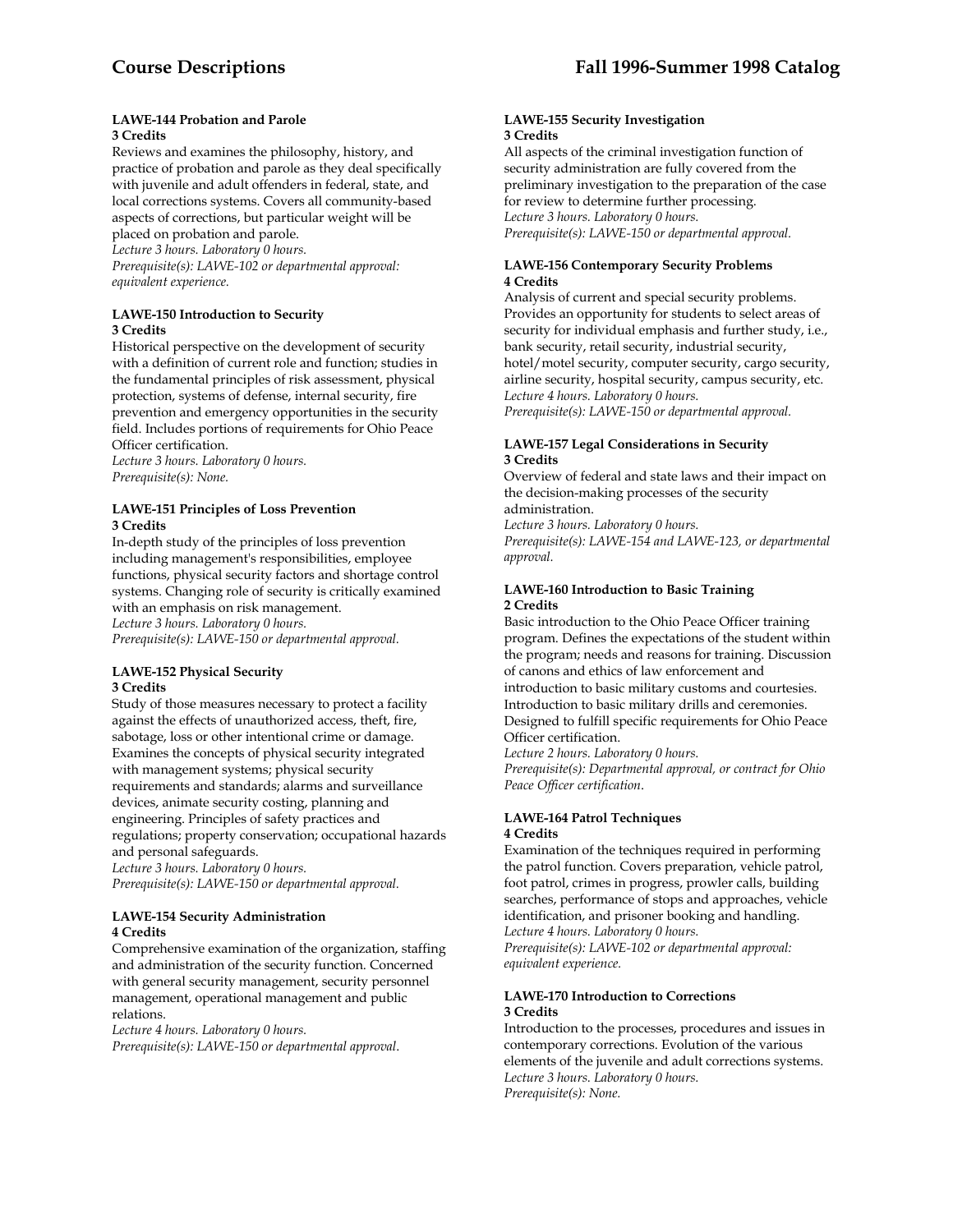#### LAWE-144 Probation and Parole
**3 Credits**

Reviews and examines the philosophy, history, and practice of probation and parole as they deal specifically with juvenile and adult offenders in federal, state, and local corrections systems. Covers all community-based aspects of corrections, but particular weight will be placed on probation and parole.
*Lecture 3 hours. Laboratory 0 hours.*
*Prerequisite(s): LAWE-102 or departmental approval: equivalent experience.*

#### LAWE-150 Introduction to Security
**3 Credits**

Historical perspective on the development of security with a definition of current role and function; studies in the fundamental principles of risk assessment, physical protection, systems of defense, internal security, fire prevention and emergency opportunities in the security field. Includes portions of requirements for Ohio Peace Officer certification.
*Lecture 3 hours. Laboratory 0 hours.*
*Prerequisite(s): None.*

#### LAWE-151 Principles of Loss Prevention
**3 Credits**

In-depth study of the principles of loss prevention including management's responsibilities, employee functions, physical security factors and shortage control systems. Changing role of security is critically examined with an emphasis on risk management.
*Lecture 3 hours. Laboratory 0 hours.*
*Prerequisite(s): LAWE-150 or departmental approval.*

#### LAWE-152 Physical Security
**3 Credits**

Study of those measures necessary to protect a facility against the effects of unauthorized access, theft, fire, sabotage, loss or other intentional crime or damage. Examines the concepts of physical security integrated with management systems; physical security requirements and standards; alarms and surveillance devices, animate security costing, planning and engineering. Principles of safety practices and regulations; property conservation; occupational hazards and personal safeguards.
*Lecture 3 hours. Laboratory 0 hours.*
*Prerequisite(s): LAWE-150 or departmental approval.*

#### LAWE-154 Security Administration
**4 Credits**

Comprehensive examination of the organization, staffing and administration of the security function. Concerned with general security management, security personnel management, operational management and public relations.
*Lecture 4 hours. Laboratory 0 hours.*
*Prerequisite(s): LAWE-150 or departmental approval.*

#### LAWE-155 Security Investigation
**3 Credits**

All aspects of the criminal investigation function of security administration are fully covered from the preliminary investigation to the preparation of the case for review to determine further processing.
*Lecture 3 hours. Laboratory 0 hours.*
*Prerequisite(s): LAWE-150 or departmental approval.*

#### LAWE-156 Contemporary Security Problems
**4 Credits**

Analysis of current and special security problems. Provides an opportunity for students to select areas of security for individual emphasis and further study, i.e., bank security, retail security, industrial security, hotel/motel security, computer security, cargo security, airline security, hospital security, campus security, etc.
*Lecture 4 hours. Laboratory 0 hours.*
*Prerequisite(s): LAWE-150 or departmental approval.*

#### LAWE-157 Legal Considerations in Security
**3 Credits**

Overview of federal and state laws and their impact on the decision-making processes of the security administration.
*Lecture 3 hours. Laboratory 0 hours.*
*Prerequisite(s): LAWE-154 and LAWE-123, or departmental approval.*

#### LAWE-160 Introduction to Basic Training
**2 Credits**

Basic introduction to the Ohio Peace Officer training program. Defines the expectations of the student within the program; needs and reasons for training. Discussion of canons and ethics of law enforcement and introduction to basic military customs and courtesies. Introduction to basic military drills and ceremonies. Designed to fulfill specific requirements for Ohio Peace Officer certification.
*Lecture 2 hours. Laboratory 0 hours.*
*Prerequisite(s): Departmental approval, or contract for Ohio Peace Officer certification.*

#### LAWE-164 Patrol Techniques
**4 Credits**

Examination of the techniques required in performing the patrol function. Covers preparation, vehicle patrol, foot patrol, crimes in progress, prowler calls, building searches, performance of stops and approaches, vehicle identification, and prisoner booking and handling.
*Lecture 4 hours. Laboratory 0 hours.*
*Prerequisite(s): LAWE-102 or departmental approval: equivalent experience.*

#### LAWE-170 Introduction to Corrections
**3 Credits**

Introduction to the processes, procedures and issues in contemporary corrections. Evolution of the various elements of the juvenile and adult corrections systems.
*Lecture 3 hours. Laboratory 0 hours.*
*Prerequisite(s): None.*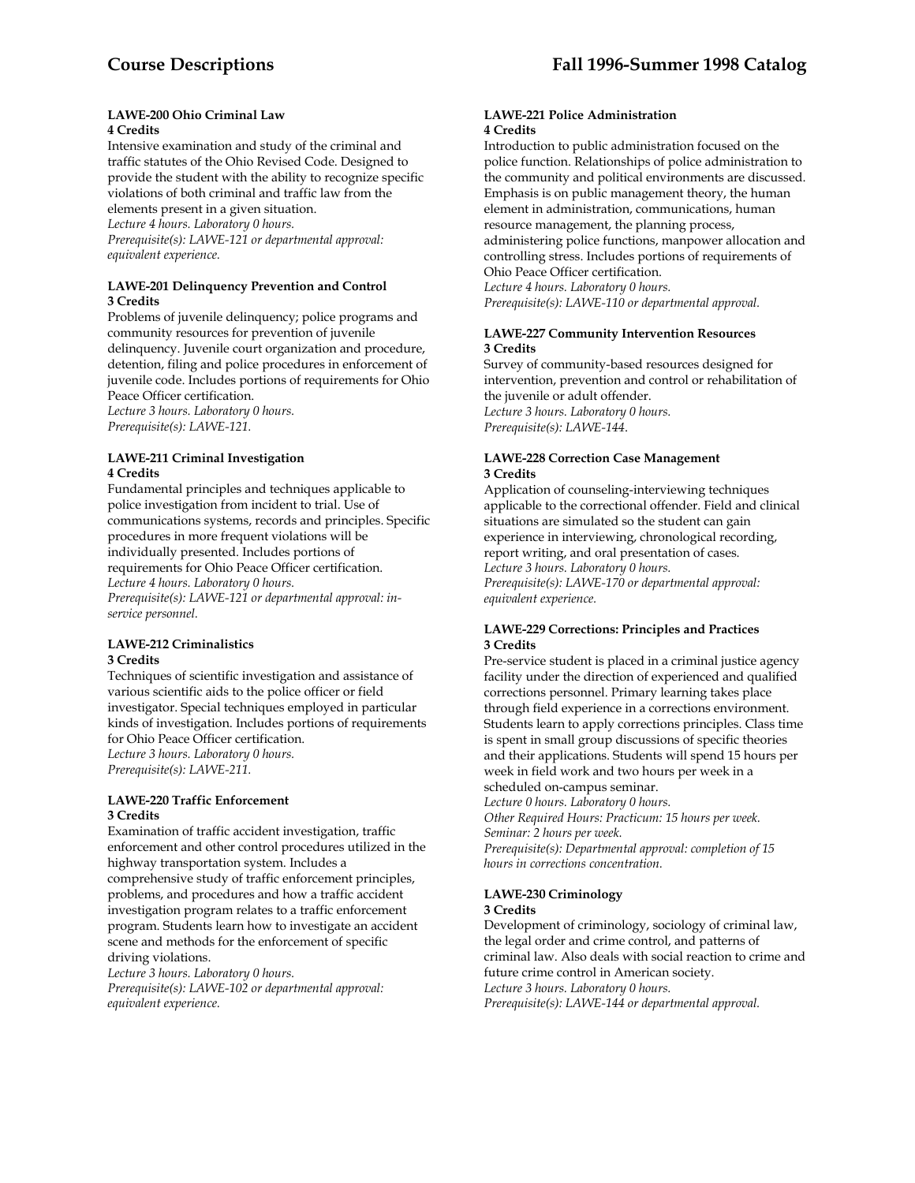#### LAWE-200 Ohio Criminal Law
**4 Credits**

Intensive examination and study of the criminal and traffic statutes of the Ohio Revised Code. Designed to provide the student with the ability to recognize specific violations of both criminal and traffic law from the elements present in a given situation.
*Lecture 4 hours. Laboratory 0 hours.*
*Prerequisite(s): LAWE-121 or departmental approval: equivalent experience.*

#### LAWE-201 Delinquency Prevention and Control
**3 Credits**

Problems of juvenile delinquency; police programs and community resources for prevention of juvenile delinquency. Juvenile court organization and procedure, detention, filing and police procedures in enforcement of juvenile code. Includes portions of requirements for Ohio Peace Officer certification.
*Lecture 3 hours. Laboratory 0 hours.*
*Prerequisite(s): LAWE-121.*

#### LAWE-211 Criminal Investigation
**4 Credits**

Fundamental principles and techniques applicable to police investigation from incident to trial. Use of communications systems, records and principles. Specific procedures in more frequent violations will be individually presented. Includes portions of requirements for Ohio Peace Officer certification.
*Lecture 4 hours. Laboratory 0 hours.*
*Prerequisite(s): LAWE-121 or departmental approval: in-service personnel.*

#### LAWE-212 Criminalistics
**3 Credits**

Techniques of scientific investigation and assistance of various scientific aids to the police officer or field investigator. Special techniques employed in particular kinds of investigation. Includes portions of requirements for Ohio Peace Officer certification.
*Lecture 3 hours. Laboratory 0 hours.*
*Prerequisite(s): LAWE-211.*

#### LAWE-220 Traffic Enforcement
**3 Credits**

Examination of traffic accident investigation, traffic enforcement and other control procedures utilized in the highway transportation system. Includes a comprehensive study of traffic enforcement principles, problems, and procedures and how a traffic accident investigation program relates to a traffic enforcement program. Students learn how to investigate an accident scene and methods for the enforcement of specific driving violations.
*Lecture 3 hours. Laboratory 0 hours.*
*Prerequisite(s): LAWE-102 or departmental approval: equivalent experience.*

#### LAWE-221 Police Administration
**4 Credits**

Introduction to public administration focused on the police function. Relationships of police administration to the community and political environments are discussed. Emphasis is on public management theory, the human element in administration, communications, human resource management, the planning process, administering police functions, manpower allocation and controlling stress. Includes portions of requirements of Ohio Peace Officer certification.
*Lecture 4 hours. Laboratory 0 hours.*
*Prerequisite(s): LAWE-110 or departmental approval.*

#### LAWE-227 Community Intervention Resources
**3 Credits**

Survey of community-based resources designed for intervention, prevention and control or rehabilitation of the juvenile or adult offender.
*Lecture 3 hours. Laboratory 0 hours.*
*Prerequisite(s): LAWE-144.*

#### LAWE-228 Correction Case Management
**3 Credits**

Application of counseling-interviewing techniques applicable to the correctional offender. Field and clinical situations are simulated so the student can gain experience in interviewing, chronological recording, report writing, and oral presentation of cases.
*Lecture 3 hours. Laboratory 0 hours.*
*Prerequisite(s): LAWE-170 or departmental approval: equivalent experience.*

#### LAWE-229 Corrections: Principles and Practices
**3 Credits**

Pre-service student is placed in a criminal justice agency facility under the direction of experienced and qualified corrections personnel. Primary learning takes place through field experience in a corrections environment. Students learn to apply corrections principles. Class time is spent in small group discussions of specific theories and their applications. Students will spend 15 hours per week in field work and two hours per week in a scheduled on-campus seminar.
*Lecture 0 hours. Laboratory 0 hours.*
*Other Required Hours: Practicum: 15 hours per week. Seminar: 2 hours per week.*
*Prerequisite(s): Departmental approval: completion of 15 hours in corrections concentration.*

#### LAWE-230 Criminology
**3 Credits**

Development of criminology, sociology of criminal law, the legal order and crime control, and patterns of criminal law. Also deals with social reaction to crime and future crime control in American society.
*Lecture 3 hours. Laboratory 0 hours.*
*Prerequisite(s): LAWE-144 or departmental approval.*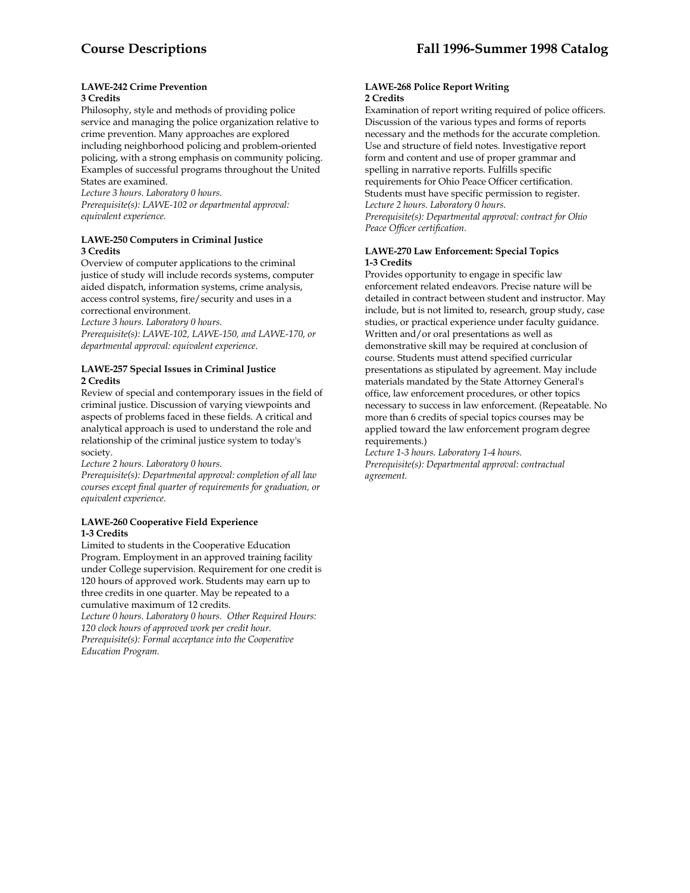**LAWE-242 Crime Prevention**
**3 Credits**

Philosophy, style and methods of providing police service and managing the police organization relative to crime prevention. Many approaches are explored including neighborhood policing and problem-oriented policing, with a strong emphasis on community policing. Examples of successful programs throughout the United States are examined.

*Lecture 3 hours. Laboratory 0 hours.*
*Prerequisite(s): LAWE-102 or departmental approval: equivalent experience.*

**LAWE-250 Computers in Criminal Justice**
**3 Credits**

Overview of computer applications to the criminal justice of study will include records systems, computer aided dispatch, information systems, crime analysis, access control systems, fire/security and uses in a correctional environment.

*Lecture 3 hours. Laboratory 0 hours.*
*Prerequisite(s): LAWE-102, LAWE-150, and LAWE-170, or departmental approval: equivalent experience.*

**LAWE-257 Special Issues in Criminal Justice**
**2 Credits**

Review of special and contemporary issues in the field of criminal justice. Discussion of varying viewpoints and aspects of problems faced in these fields. A critical and analytical approach is used to understand the role and relationship of the criminal justice system to today's society.

*Lecture 2 hours. Laboratory 0 hours.*
*Prerequisite(s): Departmental approval: completion of all law courses except final quarter of requirements for graduation, or equivalent experience.*

**LAWE-260 Cooperative Field Experience**
**1-3 Credits**

Limited to students in the Cooperative Education Program. Employment in an approved training facility under College supervision. Requirement for one credit is 120 hours of approved work. Students may earn up to three credits in one quarter. May be repeated to a cumulative maximum of 12 credits.

*Lecture 0 hours. Laboratory 0 hours. Other Required Hours: 120 clock hours of approved work per credit hour.*
*Prerequisite(s): Formal acceptance into the Cooperative Education Program.*

**LAWE-268 Police Report Writing**
**2 Credits**

Examination of report writing required of police officers. Discussion of the various types and forms of reports necessary and the methods for the accurate completion. Use and structure of field notes. Investigative report form and content and use of proper grammar and spelling in narrative reports. Fulfills specific requirements for Ohio Peace Officer certification. Students must have specific permission to register.

*Lecture 2 hours. Laboratory 0 hours.*
*Prerequisite(s): Departmental approval: contract for Ohio Peace Officer certification.*

**LAWE-270 Law Enforcement: Special Topics**
**1-3 Credits**

Provides opportunity to engage in specific law enforcement related endeavors. Precise nature will be detailed in contract between student and instructor. May include, but is not limited to, research, group study, case studies, or practical experience under faculty guidance. Written and/or oral presentations as well as demonstrative skill may be required at conclusion of course. Students must attend specified curricular presentations as stipulated by agreement. May include materials mandated by the State Attorney General's office, law enforcement procedures, or other topics necessary to success in law enforcement. (Repeatable. No more than 6 credits of special topics courses may be applied toward the law enforcement program degree requirements.)

*Lecture 1-3 hours. Laboratory 1-4 hours.*
*Prerequisite(s): Departmental approval: contractual agreement.*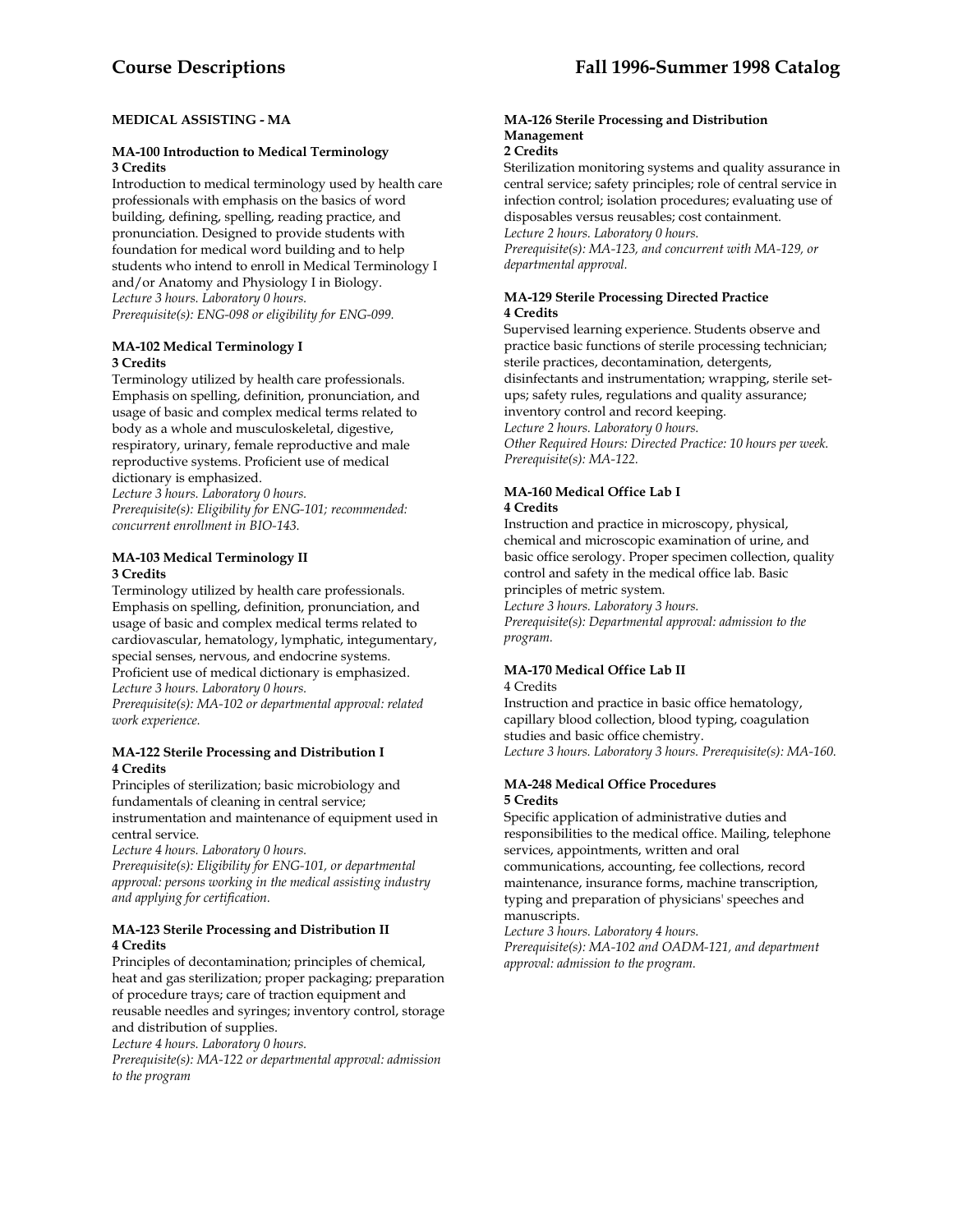## MEDICAL ASSISTING - MA

### MA-100 Introduction to Medical Terminology
**3 Credits**

Introduction to medical terminology used by health care professionals with emphasis on the basics of word building, defining, spelling, reading practice, and pronunciation. Designed to provide students with foundation for medical word building and to help students who intend to enroll in Medical Terminology I and/or Anatomy and Physiology I in Biology.
*Lecture 3 hours. Laboratory 0 hours.*
*Prerequisite(s): ENG-098 or eligibility for ENG-099.*

### MA-102 Medical Terminology I
**3 Credits**

Terminology utilized by health care professionals. Emphasis on spelling, definition, pronunciation, and usage of basic and complex medical terms related to body as a whole and musculoskeletal, digestive, respiratory, urinary, female reproductive and male reproductive systems. Proficient use of medical dictionary is emphasized.
*Lecture 3 hours. Laboratory 0 hours.*
*Prerequisite(s): Eligibility for ENG-101; recommended: concurrent enrollment in BIO-143.*

### MA-103 Medical Terminology II
**3 Credits**

Terminology utilized by health care professionals. Emphasis on spelling, definition, pronunciation, and usage of basic and complex medical terms related to cardiovascular, hematology, lymphatic, integumentary, special senses, nervous, and endocrine systems. Proficient use of medical dictionary is emphasized.
*Lecture 3 hours. Laboratory 0 hours.*
*Prerequisite(s): MA-102 or departmental approval: related work experience.*

### MA-122 Sterile Processing and Distribution I
**4 Credits**

Principles of sterilization; basic microbiology and fundamentals of cleaning in central service; instrumentation and maintenance of equipment used in central service.
*Lecture 4 hours. Laboratory 0 hours.*
*Prerequisite(s): Eligibility for ENG-101, or departmental approval: persons working in the medical assisting industry and applying for certification.*

### MA-123 Sterile Processing and Distribution II
**4 Credits**

Principles of decontamination; principles of chemical, heat and gas sterilization; proper packaging; preparation of procedure trays; care of traction equipment and reusable needles and syringes; inventory control, storage and distribution of supplies.
*Lecture 4 hours. Laboratory 0 hours.*
*Prerequisite(s): MA-122 or departmental approval: admission to the program*

### MA-126 Sterile Processing and Distribution Management
**2 Credits**

Sterilization monitoring systems and quality assurance in central service; safety principles; role of central service in infection control; isolation procedures; evaluating use of disposables versus reusables; cost containment.
*Lecture 2 hours. Laboratory 0 hours.*
*Prerequisite(s): MA-123, and concurrent with MA-129, or departmental approval.*

### MA-129 Sterile Processing Directed Practice
**4 Credits**

Supervised learning experience. Students observe and practice basic functions of sterile processing technician; sterile practices, decontamination, detergents, disinfectants and instrumentation; wrapping, sterile set-ups; safety rules, regulations and quality assurance; inventory control and record keeping.
*Lecture 2 hours. Laboratory 0 hours.*
*Other Required Hours: Directed Practice: 10 hours per week.*
*Prerequisite(s): MA-122.*

### MA-160 Medical Office Lab I
**4 Credits**

Instruction and practice in microscopy, physical, chemical and microscopic examination of urine, and basic office serology. Proper specimen collection, quality control and safety in the medical office lab. Basic principles of metric system.
*Lecture 3 hours. Laboratory 3 hours.*
*Prerequisite(s): Departmental approval: admission to the program.*

### MA-170 Medical Office Lab II
4 Credits

Instruction and practice in basic office hematology, capillary blood collection, blood typing, coagulation studies and basic office chemistry.
*Lecture 3 hours. Laboratory 3 hours. Prerequisite(s): MA-160.*

### MA-248 Medical Office Procedures
**5 Credits**

Specific application of administrative duties and responsibilities to the medical office. Mailing, telephone services, appointments, written and oral communications, accounting, fee collections, record maintenance, insurance forms, machine transcription, typing and preparation of physicians' speeches and manuscripts.
*Lecture 3 hours. Laboratory 4 hours.*
*Prerequisite(s): MA-102 and OADM-121, and department approval: admission to the program.*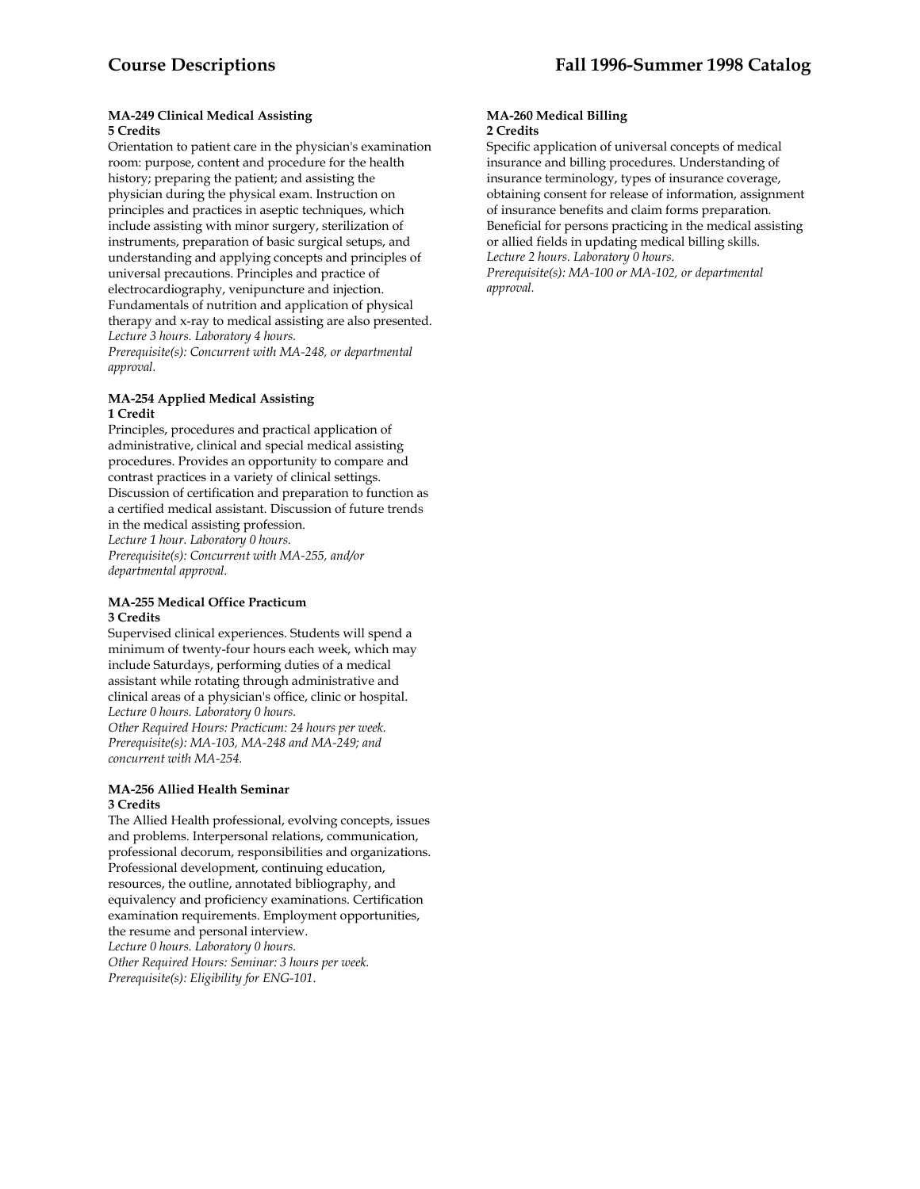**MA-249 Clinical Medical Assisting**
**5 Credits**
Orientation to patient care in the physician's examination room: purpose, content and procedure for the health history; preparing the patient; and assisting the physician during the physical exam. Instruction on principles and practices in aseptic techniques, which include assisting with minor surgery, sterilization of instruments, preparation of basic surgical setups, and understanding and applying concepts and principles of universal precautions. Principles and practice of electrocardiography, venipuncture and injection. Fundamentals of nutrition and application of physical therapy and x-ray to medical assisting are also presented.
*Lecture 3 hours. Laboratory 4 hours.*
*Prerequisite(s): Concurrent with MA-248, or departmental approval.*

**MA-254 Applied Medical Assisting**
**1 Credit**
Principles, procedures and practical application of administrative, clinical and special medical assisting procedures. Provides an opportunity to compare and contrast practices in a variety of clinical settings. Discussion of certification and preparation to function as a certified medical assistant. Discussion of future trends in the medical assisting profession.
*Lecture 1 hour. Laboratory 0 hours.*
*Prerequisite(s): Concurrent with MA-255, and/or departmental approval.*

**MA-255 Medical Office Practicum**
**3 Credits**
Supervised clinical experiences. Students will spend a minimum of twenty-four hours each week, which may include Saturdays, performing duties of a medical assistant while rotating through administrative and clinical areas of a physician's office, clinic or hospital.
*Lecture 0 hours. Laboratory 0 hours.*
*Other Required Hours: Practicum: 24 hours per week.*
*Prerequisite(s): MA-103, MA-248 and MA-249; and concurrent with MA-254.*

**MA-256 Allied Health Seminar**
**3 Credits**
The Allied Health professional, evolving concepts, issues and problems. Interpersonal relations, communication, professional decorum, responsibilities and organizations. Professional development, continuing education, resources, the outline, annotated bibliography, and equivalency and proficiency examinations. Certification examination requirements. Employment opportunities, the resume and personal interview.
*Lecture 0 hours. Laboratory 0 hours.*
*Other Required Hours: Seminar: 3 hours per week.*
*Prerequisite(s): Eligibility for ENG-101.*

**MA-260 Medical Billing**
**2 Credits**
Specific application of universal concepts of medical insurance and billing procedures. Understanding of insurance terminology, types of insurance coverage, obtaining consent for release of information, assignment of insurance benefits and claim forms preparation. Beneficial for persons practicing in the medical assisting or allied fields in updating medical billing skills.
*Lecture 2 hours. Laboratory 0 hours.*
*Prerequisite(s): MA-100 or MA-102, or departmental approval.*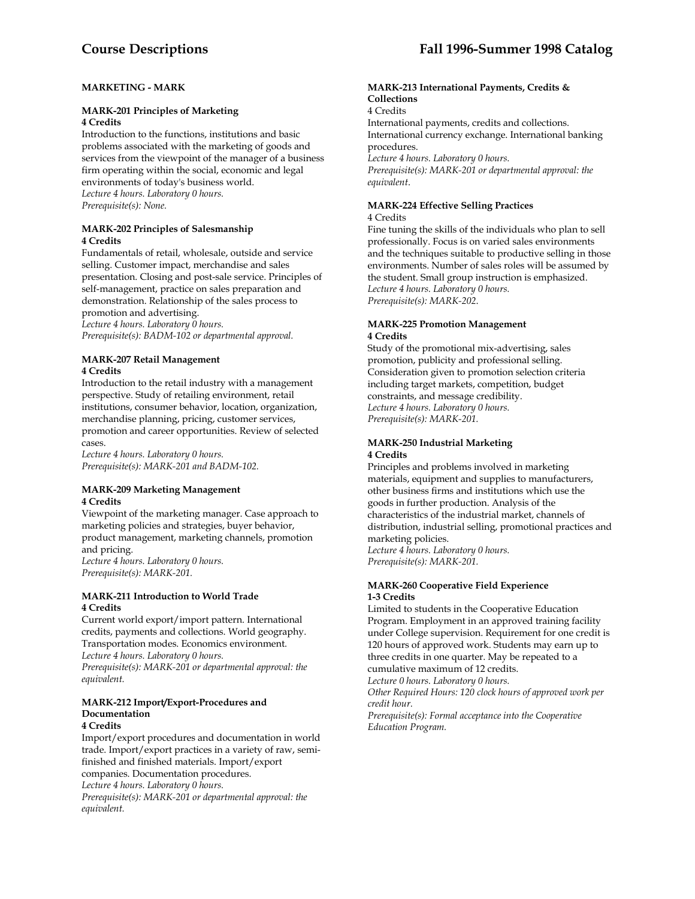## MARKETING - MARK

### MARK-201 Principles of Marketing
**4 Credits**

Introduction to the functions, institutions and basic problems associated with the marketing of goods and services from the viewpoint of the manager of a business firm operating within the social, economic and legal environments of today's business world.
*Lecture 4 hours. Laboratory 0 hours.*
*Prerequisite(s): None.*

### MARK-202 Principles of Salesmanship
**4 Credits**

Fundamentals of retail, wholesale, outside and service selling. Customer impact, merchandise and sales presentation. Closing and post-sale service. Principles of self-management, practice on sales preparation and demonstration. Relationship of the sales process to promotion and advertising.
*Lecture 4 hours. Laboratory 0 hours.*
*Prerequisite(s): BADM-102 or departmental approval.*

### MARK-207 Retail Management
**4 Credits**

Introduction to the retail industry with a management perspective. Study of retailing environment, retail institutions, consumer behavior, location, organization, merchandise planning, pricing, customer services, promotion and career opportunities. Review of selected cases.
*Lecture 4 hours. Laboratory 0 hours.*
*Prerequisite(s): MARK-201 and BADM-102.*

### MARK-209 Marketing Management
**4 Credits**

Viewpoint of the marketing manager. Case approach to marketing policies and strategies, buyer behavior, product management, marketing channels, promotion and pricing.
*Lecture 4 hours. Laboratory 0 hours.*
*Prerequisite(s): MARK-201.*

### MARK-211 Introduction to World Trade
**4 Credits**

Current world export/import pattern. International credits, payments and collections. World geography. Transportation modes. Economics environment.
*Lecture 4 hours. Laboratory 0 hours.*
*Prerequisite(s): MARK-201 or departmental approval: the equivalent.*

### MARK-212 Import/Export-Procedures and Documentation
**4 Credits**

Import/export procedures and documentation in world trade. Import/export practices in a variety of raw, semi-finished and finished materials. Import/export companies. Documentation procedures.
*Lecture 4 hours. Laboratory 0 hours.*
*Prerequisite(s): MARK-201 or departmental approval: the equivalent.*

### MARK-213 International Payments, Credits & Collections
4 Credits

International payments, credits and collections. International currency exchange. International banking procedures.
*Lecture 4 hours. Laboratory 0 hours.*
*Prerequisite(s): MARK-201 or departmental approval: the equivalent.*

### MARK-224 Effective Selling Practices
4 Credits

Fine tuning the skills of the individuals who plan to sell professionally. Focus is on varied sales environments and the techniques suitable to productive selling in those environments. Number of sales roles will be assumed by the student. Small group instruction is emphasized.
*Lecture 4 hours. Laboratory 0 hours.*
*Prerequisite(s): MARK-202.*

### MARK-225 Promotion Management
**4 Credits**

Study of the promotional mix-advertising, sales promotion, publicity and professional selling. Consideration given to promotion selection criteria including target markets, competition, budget constraints, and message credibility.
*Lecture 4 hours. Laboratory 0 hours.*
*Prerequisite(s): MARK-201.*

### MARK-250 Industrial Marketing
**4 Credits**

Principles and problems involved in marketing materials, equipment and supplies to manufacturers, other business firms and institutions which use the goods in further production. Analysis of the characteristics of the industrial market, channels of distribution, industrial selling, promotional practices and marketing policies.
*Lecture 4 hours. Laboratory 0 hours.*
*Prerequisite(s): MARK-201.*

### MARK-260 Cooperative Field Experience
**1-3 Credits**

Limited to students in the Cooperative Education Program. Employment in an approved training facility under College supervision. Requirement for one credit is 120 hours of approved work. Students may earn up to three credits in one quarter. May be repeated to a cumulative maximum of 12 credits.
*Lecture 0 hours. Laboratory 0 hours.*
*Other Required Hours: 120 clock hours of approved work per credit hour.*
*Prerequisite(s): Formal acceptance into the Cooperative Education Program.*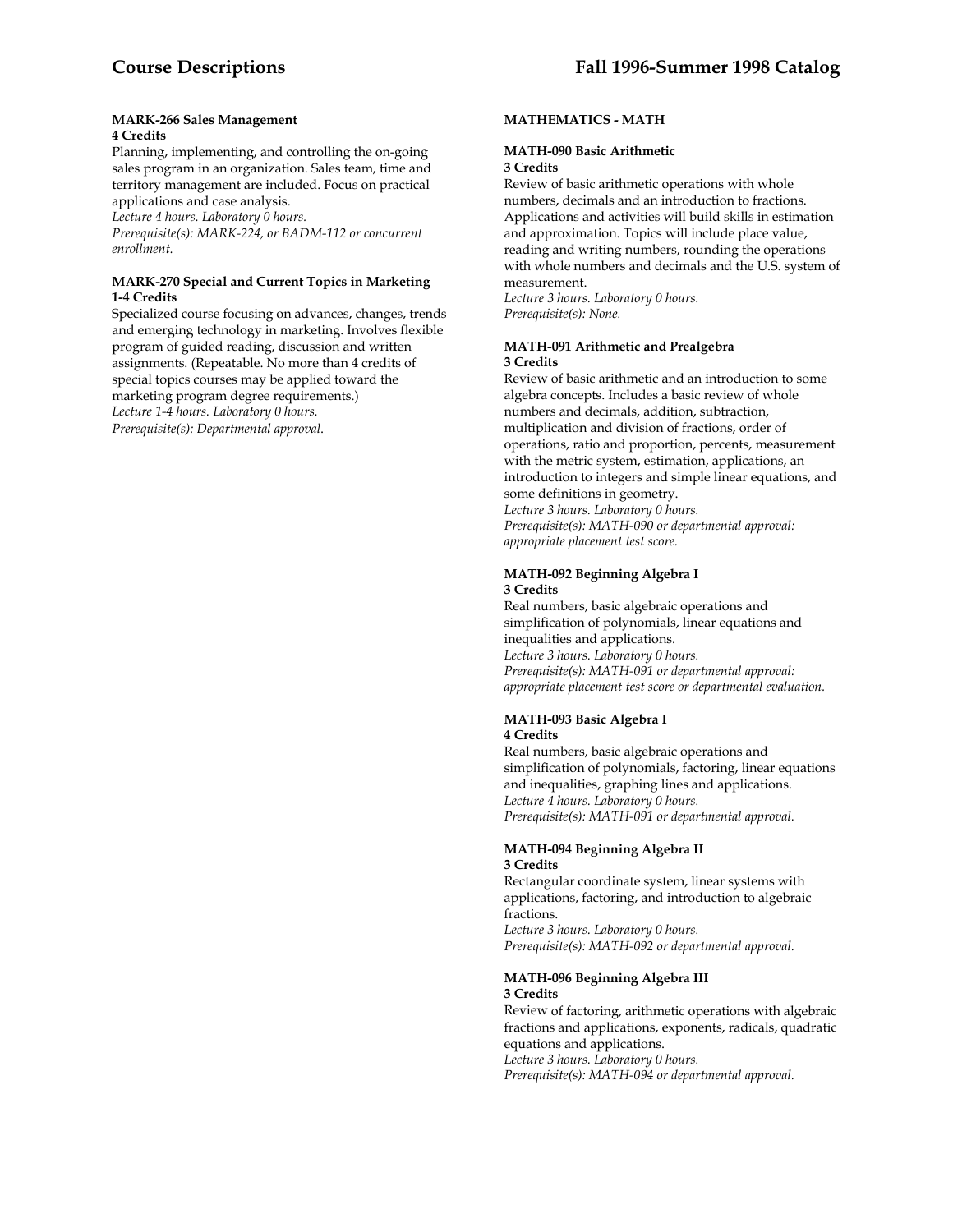**MARK-266 Sales Management**
**4 Credits**
Planning, implementing, and controlling the on-going sales program in an organization. Sales team, time and territory management are included. Focus on practical applications and case analysis.
*Lecture 4 hours. Laboratory 0 hours.*
*Prerequisite(s): MARK-224, or BADM-112 or concurrent enrollment.*

**MARK-270 Special and Current Topics in Marketing**
**1-4 Credits**
Specialized course focusing on advances, changes, trends and emerging technology in marketing. Involves flexible program of guided reading, discussion and written assignments. (Repeatable. No more than 4 credits of special topics courses may be applied toward the marketing program degree requirements.)
*Lecture 1-4 hours. Laboratory 0 hours.*
*Prerequisite(s): Departmental approval.*

## MATHEMATICS - MATH

**MATH-090 Basic Arithmetic**
**3 Credits**
Review of basic arithmetic operations with whole numbers, decimals and an introduction to fractions. Applications and activities will build skills in estimation and approximation. Topics will include place value, reading and writing numbers, rounding the operations with whole numbers and decimals and the U.S. system of measurement.
*Lecture 3 hours. Laboratory 0 hours.*
*Prerequisite(s): None.*

**MATH-091 Arithmetic and Prealgebra**
**3 Credits**
Review of basic arithmetic and an introduction to some algebra concepts. Includes a basic review of whole numbers and decimals, addition, subtraction, multiplication and division of fractions, order of operations, ratio and proportion, percents, measurement with the metric system, estimation, applications, an introduction to integers and simple linear equations, and some definitions in geometry.
*Lecture 3 hours. Laboratory 0 hours.*
*Prerequisite(s): MATH-090 or departmental approval: appropriate placement test score.*

**MATH-092 Beginning Algebra I**
**3 Credits**
Real numbers, basic algebraic operations and simplification of polynomials, linear equations and inequalities and applications.
*Lecture 3 hours. Laboratory 0 hours.*
*Prerequisite(s): MATH-091 or departmental approval: appropriate placement test score or departmental evaluation.*

**MATH-093 Basic Algebra I**
**4 Credits**
Real numbers, basic algebraic operations and simplification of polynomials, factoring, linear equations and inequalities, graphing lines and applications.
*Lecture 4 hours. Laboratory 0 hours.*
*Prerequisite(s): MATH-091 or departmental approval.*

**MATH-094 Beginning Algebra II**
**3 Credits**
Rectangular coordinate system, linear systems with applications, factoring, and introduction to algebraic fractions.
*Lecture 3 hours. Laboratory 0 hours.*
*Prerequisite(s): MATH-092 or departmental approval.*

**MATH-096 Beginning Algebra III**
**3 Credits**
Review of factoring, arithmetic operations with algebraic fractions and applications, exponents, radicals, quadratic equations and applications.
*Lecture 3 hours. Laboratory 0 hours.*
*Prerequisite(s): MATH-094 or departmental approval.*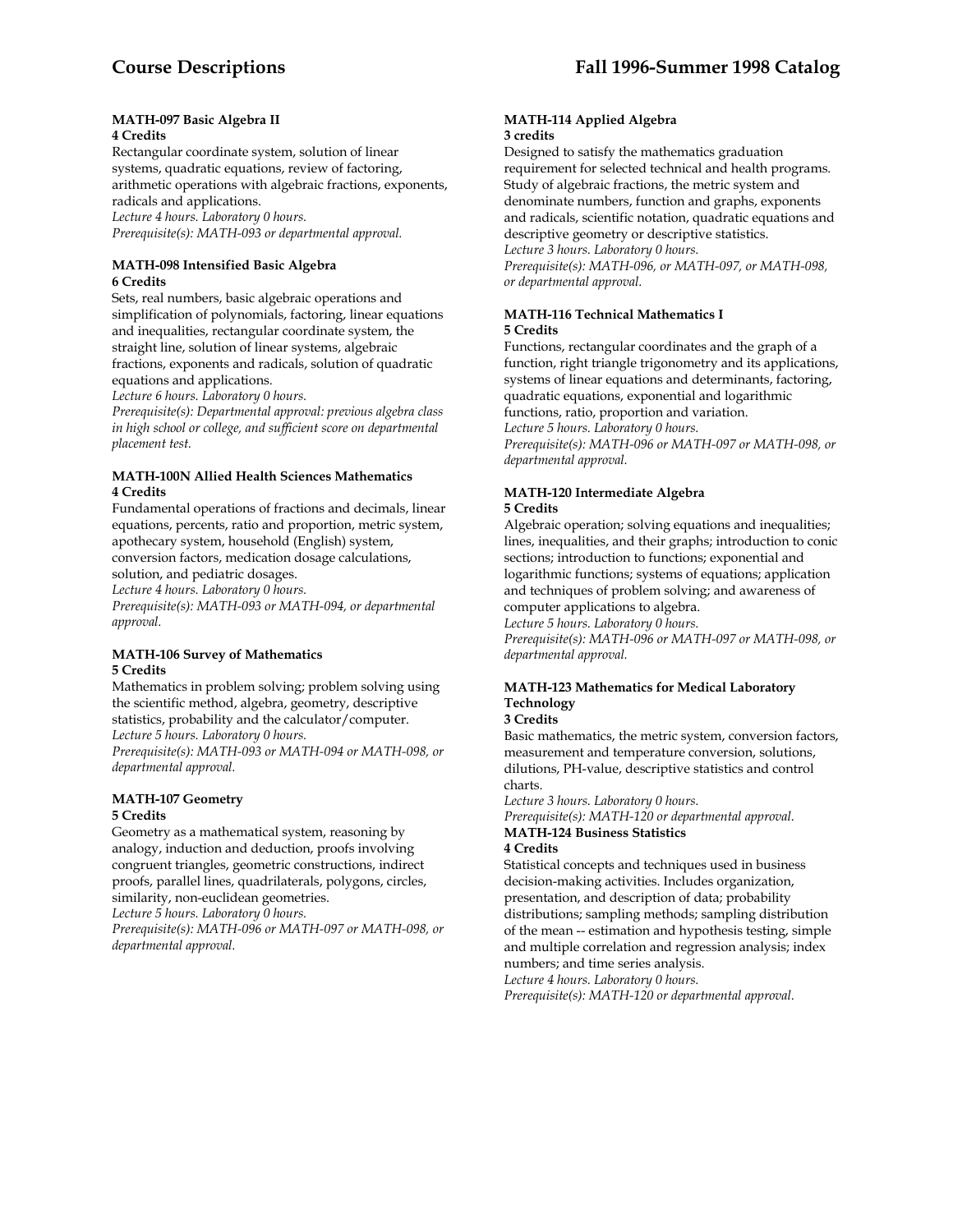#### MATH-097 Basic Algebra II
**4 Credits**

Rectangular coordinate system, solution of linear systems, quadratic equations, review of factoring, arithmetic operations with algebraic fractions, exponents, radicals and applications.
*Lecture 4 hours. Laboratory 0 hours.*
*Prerequisite(s): MATH-093 or departmental approval.*

#### MATH-098 Intensified Basic Algebra
**6 Credits**

Sets, real numbers, basic algebraic operations and simplification of polynomials, factoring, linear equations and inequalities, rectangular coordinate system, the straight line, solution of linear systems, algebraic fractions, exponents and radicals, solution of quadratic equations and applications.
*Lecture 6 hours. Laboratory 0 hours.*
*Prerequisite(s): Departmental approval: previous algebra class in high school or college, and sufficient score on departmental placement test.*

#### MATH-100N Allied Health Sciences Mathematics
**4 Credits**

Fundamental operations of fractions and decimals, linear equations, percents, ratio and proportion, metric system, apothecary system, household (English) system, conversion factors, medication dosage calculations, solution, and pediatric dosages.
*Lecture 4 hours. Laboratory 0 hours.*
*Prerequisite(s): MATH-093 or MATH-094, or departmental approval.*

#### MATH-106 Survey of Mathematics
**5 Credits**

Mathematics in problem solving; problem solving using the scientific method, algebra, geometry, descriptive statistics, probability and the calculator/computer.
*Lecture 5 hours. Laboratory 0 hours.*
*Prerequisite(s): MATH-093 or MATH-094 or MATH-098, or departmental approval.*

#### MATH-107 Geometry
**5 Credits**

Geometry as a mathematical system, reasoning by analogy, induction and deduction, proofs involving congruent triangles, geometric constructions, indirect proofs, parallel lines, quadrilaterals, polygons, circles, similarity, non-euclidean geometries.
*Lecture 5 hours. Laboratory 0 hours.*
*Prerequisite(s): MATH-096 or MATH-097 or MATH-098, or departmental approval.*

#### MATH-114 Applied Algebra
**3 credits**

Designed to satisfy the mathematics graduation requirement for selected technical and health programs. Study of algebraic fractions, the metric system and denominate numbers, function and graphs, exponents and radicals, scientific notation, quadratic equations and descriptive geometry or descriptive statistics.
*Lecture 3 hours. Laboratory 0 hours.*
*Prerequisite(s): MATH-096, or MATH-097, or MATH-098, or departmental approval.*

#### MATH-116 Technical Mathematics I
**5 Credits**

Functions, rectangular coordinates and the graph of a function, right triangle trigonometry and its applications, systems of linear equations and determinants, factoring, quadratic equations, exponential and logarithmic functions, ratio, proportion and variation.
*Lecture 5 hours. Laboratory 0 hours.*
*Prerequisite(s): MATH-096 or MATH-097 or MATH-098, or departmental approval.*

#### MATH-120 Intermediate Algebra
**5 Credits**

Algebraic operation; solving equations and inequalities; lines, inequalities, and their graphs; introduction to conic sections; introduction to functions; exponential and logarithmic functions; systems of equations; application and techniques of problem solving; and awareness of computer applications to algebra.
*Lecture 5 hours. Laboratory 0 hours.*
*Prerequisite(s): MATH-096 or MATH-097 or MATH-098, or departmental approval.*

#### MATH-123 Mathematics for Medical Laboratory Technology
**3 Credits**

Basic mathematics, the metric system, conversion factors, measurement and temperature conversion, solutions, dilutions, PH-value, descriptive statistics and control charts.
*Lecture 3 hours. Laboratory 0 hours.*
*Prerequisite(s): MATH-120 or departmental approval.*

#### MATH-124 Business Statistics
**4 Credits**

Statistical concepts and techniques used in business decision-making activities. Includes organization, presentation, and description of data; probability distributions; sampling methods; sampling distribution of the mean -- estimation and hypothesis testing, simple and multiple correlation and regression analysis; index numbers; and time series analysis.
*Lecture 4 hours. Laboratory 0 hours.*
*Prerequisite(s): MATH-120 or departmental approval.*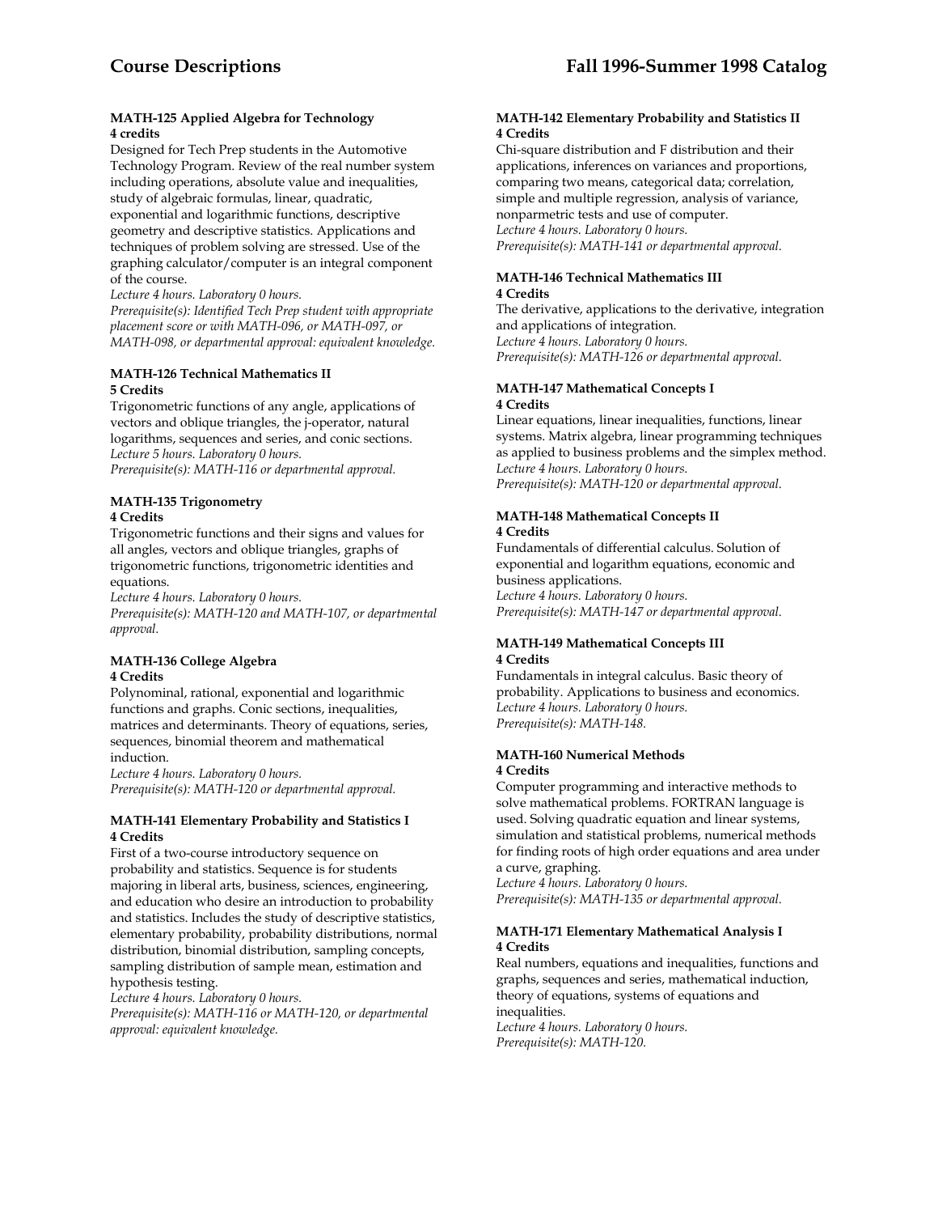#### MATH-125 Applied Algebra for Technology
**4 credits**

Designed for Tech Prep students in the Automotive Technology Program. Review of the real number system including operations, absolute value and inequalities, study of algebraic formulas, linear, quadratic, exponential and logarithmic functions, descriptive geometry and descriptive statistics. Applications and techniques of problem solving are stressed. Use of the graphing calculator/computer is an integral component of the course.

*Lecture 4 hours. Laboratory 0 hours.*

*Prerequisite(s): Identified Tech Prep student with appropriate placement score or with MATH-096, or MATH-097, or MATH-098, or departmental approval: equivalent knowledge.*

#### MATH-126 Technical Mathematics II
**5 Credits**

Trigonometric functions of any angle, applications of vectors and oblique triangles, the j-operator, natural logarithms, sequences and series, and conic sections.

*Lecture 5 hours. Laboratory 0 hours.*

*Prerequisite(s): MATH-116 or departmental approval.*

#### MATH-135 Trigonometry
**4 Credits**

Trigonometric functions and their signs and values for all angles, vectors and oblique triangles, graphs of trigonometric functions, trigonometric identities and equations.

*Lecture 4 hours. Laboratory 0 hours.*

*Prerequisite(s): MATH-120 and MATH-107, or departmental approval.*

#### MATH-136 College Algebra
**4 Credits**

Polynominal, rational, exponential and logarithmic functions and graphs. Conic sections, inequalities, matrices and determinants. Theory of equations, series, sequences, binomial theorem and mathematical induction.

*Lecture 4 hours. Laboratory 0 hours.*

*Prerequisite(s): MATH-120 or departmental approval.*

#### MATH-141 Elementary Probability and Statistics I
**4 Credits**

First of a two-course introductory sequence on probability and statistics. Sequence is for students majoring in liberal arts, business, sciences, engineering, and education who desire an introduction to probability and statistics. Includes the study of descriptive statistics, elementary probability, probability distributions, normal distribution, binomial distribution, sampling concepts, sampling distribution of sample mean, estimation and hypothesis testing.

*Lecture 4 hours. Laboratory 0 hours.*

*Prerequisite(s): MATH-116 or MATH-120, or departmental approval: equivalent knowledge.*

#### MATH-142 Elementary Probability and Statistics II
**4 Credits**

Chi-square distribution and F distribution and their applications, inferences on variances and proportions, comparing two means, categorical data; correlation, simple and multiple regression, analysis of variance, nonparmetric tests and use of computer.

*Lecture 4 hours. Laboratory 0 hours.*

*Prerequisite(s): MATH-141 or departmental approval.*

#### MATH-146 Technical Mathematics III
**4 Credits**

The derivative, applications to the derivative, integration and applications of integration.

*Lecture 4 hours. Laboratory 0 hours.*

*Prerequisite(s): MATH-126 or departmental approval.*

#### MATH-147 Mathematical Concepts I
**4 Credits**

Linear equations, linear inequalities, functions, linear systems. Matrix algebra, linear programming techniques as applied to business problems and the simplex method.

*Lecture 4 hours. Laboratory 0 hours.*

*Prerequisite(s): MATH-120 or departmental approval.*

#### MATH-148 Mathematical Concepts II
**4 Credits**

Fundamentals of differential calculus. Solution of exponential and logarithm equations, economic and business applications.

*Lecture 4 hours. Laboratory 0 hours.*

*Prerequisite(s): MATH-147 or departmental approval.*

#### MATH-149 Mathematical Concepts III
**4 Credits**

Fundamentals in integral calculus. Basic theory of probability. Applications to business and economics.

*Lecture 4 hours. Laboratory 0 hours.*

*Prerequisite(s): MATH-148.*

#### MATH-160 Numerical Methods
**4 Credits**

Computer programming and interactive methods to solve mathematical problems. FORTRAN language is used. Solving quadratic equation and linear systems, simulation and statistical problems, numerical methods for finding roots of high order equations and area under a curve, graphing.

*Lecture 4 hours. Laboratory 0 hours.*

*Prerequisite(s): MATH-135 or departmental approval.*

#### MATH-171 Elementary Mathematical Analysis I
**4 Credits**

Real numbers, equations and inequalities, functions and graphs, sequences and series, mathematical induction, theory of equations, systems of equations and inequalities.

*Lecture 4 hours. Laboratory 0 hours.*

*Prerequisite(s): MATH-120.*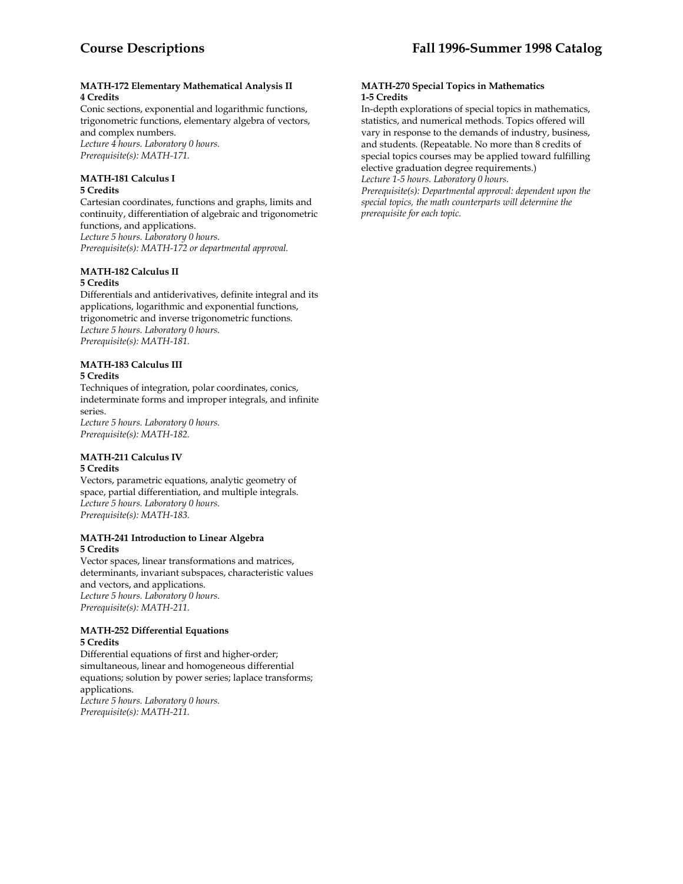**MATH-172 Elementary Mathematical Analysis II**
**4 Credits**
Conic sections, exponential and logarithmic functions, trigonometric functions, elementary algebra of vectors, and complex numbers.
*Lecture 4 hours. Laboratory 0 hours.*
*Prerequisite(s): MATH-171.*

**MATH-181 Calculus I**
**5 Credits**
Cartesian coordinates, functions and graphs, limits and continuity, differentiation of algebraic and trigonometric functions, and applications.
*Lecture 5 hours. Laboratory 0 hours.*
*Prerequisite(s): MATH-172 or departmental approval.*

**MATH-182 Calculus II**
**5 Credits**
Differentials and antiderivatives, definite integral and its applications, logarithmic and exponential functions, trigonometric and inverse trigonometric functions.
*Lecture 5 hours. Laboratory 0 hours.*
*Prerequisite(s): MATH-181.*

**MATH-183 Calculus III**
**5 Credits**
Techniques of integration, polar coordinates, conics, indeterminate forms and improper integrals, and infinite series.
*Lecture 5 hours. Laboratory 0 hours.*
*Prerequisite(s): MATH-182.*

**MATH-211 Calculus IV**
**5 Credits**
Vectors, parametric equations, analytic geometry of space, partial differentiation, and multiple integrals.
*Lecture 5 hours. Laboratory 0 hours.*
*Prerequisite(s): MATH-183.*

**MATH-241 Introduction to Linear Algebra**
**5 Credits**
Vector spaces, linear transformations and matrices, determinants, invariant subspaces, characteristic values and vectors, and applications.
*Lecture 5 hours. Laboratory 0 hours.*
*Prerequisite(s): MATH-211.*

**MATH-252 Differential Equations**
**5 Credits**
Differential equations of first and higher-order; simultaneous, linear and homogeneous differential equations; solution by power series; laplace transforms; applications.
*Lecture 5 hours. Laboratory 0 hours.*
*Prerequisite(s): MATH-211.*

**MATH-270 Special Topics in Mathematics**
**1-5 Credits**
In-depth explorations of special topics in mathematics, statistics, and numerical methods. Topics offered will vary in response to the demands of industry, business, and students. (Repeatable. No more than 8 credits of special topics courses may be applied toward fulfilling elective graduation degree requirements.)
*Lecture 1-5 hours. Laboratory 0 hours.*
*Prerequisite(s): Departmental approval: dependent upon the special topics, the math counterparts will determine the prerequisite for each topic.*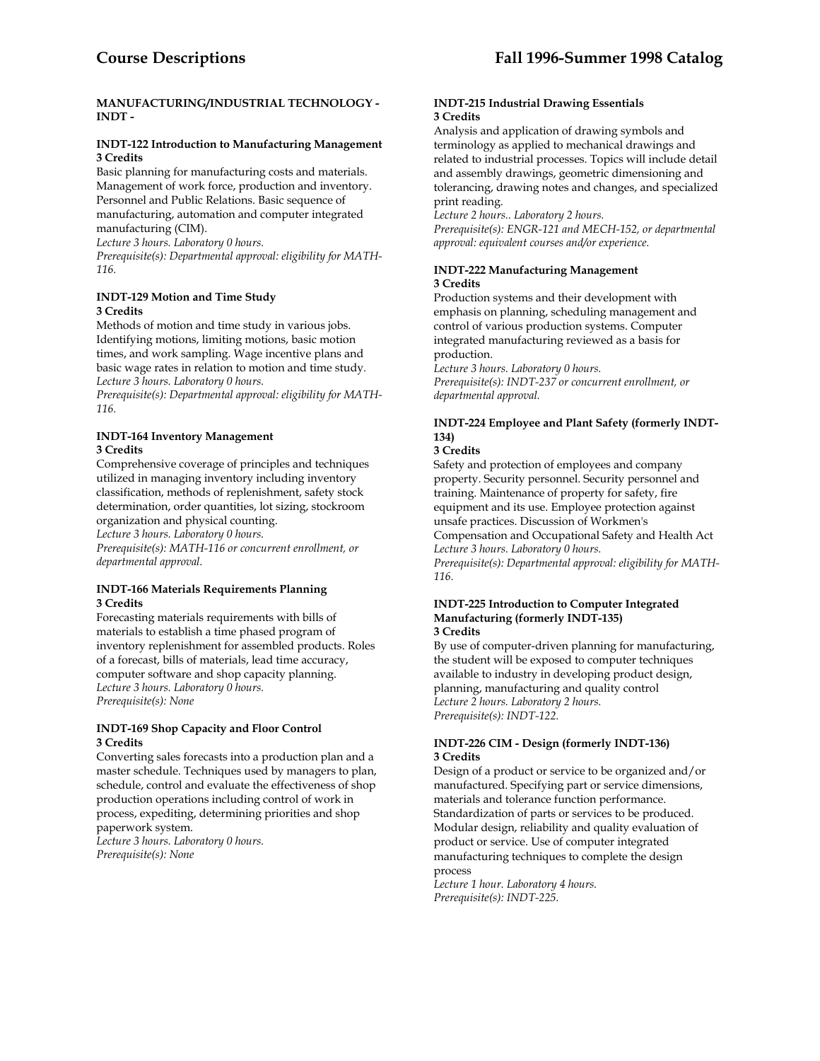**MANUFACTURING/INDUSTRIAL TECHNOLOGY - INDT -**

**INDT-122 Introduction to Manufacturing Management**
**3 Credits**

Basic planning for manufacturing costs and materials. Management of work force, production and inventory. Personnel and Public Relations. Basic sequence of manufacturing, automation and computer integrated manufacturing (CIM).

*Lecture 3 hours. Laboratory 0 hours.*
*Prerequisite(s): Departmental approval: eligibility for MATH-116.*

**INDT-129 Motion and Time Study**
**3 Credits**

Methods of motion and time study in various jobs. Identifying motions, limiting motions, basic motion times, and work sampling. Wage incentive plans and basic wage rates in relation to motion and time study.

*Lecture 3 hours. Laboratory 0 hours.*
*Prerequisite(s): Departmental approval: eligibility for MATH-116.*

**INDT-164 Inventory Management**
**3 Credits**

Comprehensive coverage of principles and techniques utilized in managing inventory including inventory classification, methods of replenishment, safety stock determination, order quantities, lot sizing, stockroom organization and physical counting.

*Lecture 3 hours. Laboratory 0 hours.*
*Prerequisite(s): MATH-116 or concurrent enrollment, or departmental approval.*

**INDT-166 Materials Requirements Planning**
**3 Credits**

Forecasting materials requirements with bills of materials to establish a time phased program of inventory replenishment for assembled products. Roles of a forecast, bills of materials, lead time accuracy, computer software and shop capacity planning.

*Lecture 3 hours. Laboratory 0 hours.*
*Prerequisite(s): None*

**INDT-169 Shop Capacity and Floor Control**
**3 Credits**

Converting sales forecasts into a production plan and a master schedule. Techniques used by managers to plan, schedule, control and evaluate the effectiveness of shop production operations including control of work in process, expediting, determining priorities and shop paperwork system.

*Lecture 3 hours. Laboratory 0 hours.*
*Prerequisite(s): None*

**INDT-215 Industrial Drawing Essentials**
**3 Credits**

Analysis and application of drawing symbols and terminology as applied to mechanical drawings and related to industrial processes. Topics will include detail and assembly drawings, geometric dimensioning and tolerancing, drawing notes and changes, and specialized print reading.

*Lecture 2 hours.. Laboratory 2 hours.*
*Prerequisite(s): ENGR-121 and MECH-152, or departmental approval: equivalent courses and/or experience.*

**INDT-222 Manufacturing Management**
**3 Credits**

Production systems and their development with emphasis on planning, scheduling management and control of various production systems. Computer integrated manufacturing reviewed as a basis for production.

*Lecture 3 hours. Laboratory 0 hours.*
*Prerequisite(s): INDT-237 or concurrent enrollment, or departmental approval.*

**INDT-224 Employee and Plant Safety (formerly INDT-134)**
**3 Credits**

Safety and protection of employees and company property. Security personnel. Security personnel and training. Maintenance of property for safety, fire equipment and its use. Employee protection against unsafe practices. Discussion of Workmen's Compensation and Occupational Safety and Health Act

*Lecture 3 hours. Laboratory 0 hours.*
*Prerequisite(s): Departmental approval: eligibility for MATH-116.*

**INDT-225 Introduction to Computer Integrated Manufacturing (formerly INDT-135)**
**3 Credits**

By use of computer-driven planning for manufacturing, the student will be exposed to computer techniques available to industry in developing product design, planning, manufacturing and quality control

*Lecture 2 hours. Laboratory 2 hours.*
*Prerequisite(s): INDT-122.*

**INDT-226 CIM - Design (formerly INDT-136)**
**3 Credits**

Design of a product or service to be organized and/or manufactured. Specifying part or service dimensions, materials and tolerance function performance. Standardization of parts or services to be produced. Modular design, reliability and quality evaluation of product or service. Use of computer integrated manufacturing techniques to complete the design process

*Lecture 1 hour. Laboratory 4 hours.*
*Prerequisite(s): INDT-225.*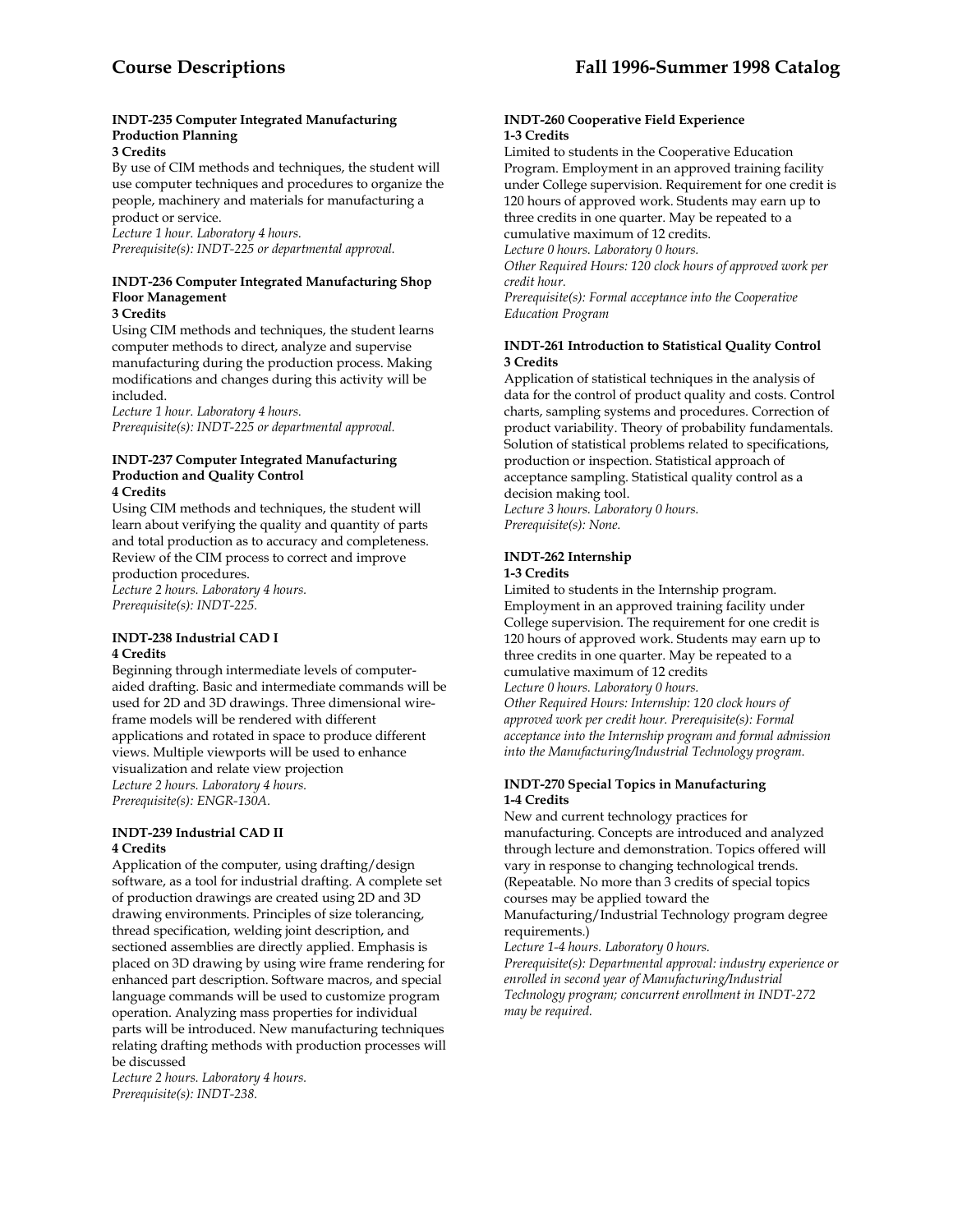#### INDT-235 Computer Integrated Manufacturing Production Planning
**3 Credits**

By use of CIM methods and techniques, the student will use computer techniques and procedures to organize the people, machinery and materials for manufacturing a product or service.
*Lecture 1 hour. Laboratory 4 hours.*
*Prerequisite(s): INDT-225 or departmental approval.*

#### INDT-236 Computer Integrated Manufacturing Shop Floor Management
**3 Credits**

Using CIM methods and techniques, the student learns computer methods to direct, analyze and supervise manufacturing during the production process. Making modifications and changes during this activity will be included.
*Lecture 1 hour. Laboratory 4 hours.*
*Prerequisite(s): INDT-225 or departmental approval.*

#### INDT-237 Computer Integrated Manufacturing Production and Quality Control
**4 Credits**

Using CIM methods and techniques, the student will learn about verifying the quality and quantity of parts and total production as to accuracy and completeness. Review of the CIM process to correct and improve production procedures.
*Lecture 2 hours. Laboratory 4 hours.*
*Prerequisite(s): INDT-225.*

#### INDT-238 Industrial CAD I
**4 Credits**

Beginning through intermediate levels of computer-aided drafting. Basic and intermediate commands will be used for 2D and 3D drawings. Three dimensional wire-frame models will be rendered with different applications and rotated in space to produce different views. Multiple viewports will be used to enhance visualization and relate view projection
*Lecture 2 hours. Laboratory 4 hours.*
*Prerequisite(s): ENGR-130A.*

#### INDT-239 Industrial CAD II
**4 Credits**

Application of the computer, using drafting/design software, as a tool for industrial drafting. A complete set of production drawings are created using 2D and 3D drawing environments. Principles of size tolerancing, thread specification, welding joint description, and sectioned assemblies are directly applied. Emphasis is placed on 3D drawing by using wire frame rendering for enhanced part description. Software macros, and special language commands will be used to customize program operation. Analyzing mass properties for individual parts will be introduced. New manufacturing techniques relating drafting methods with production processes will be discussed
*Lecture 2 hours. Laboratory 4 hours.*
*Prerequisite(s): INDT-238.*

#### INDT-260 Cooperative Field Experience
**1-3 Credits**

Limited to students in the Cooperative Education Program. Employment in an approved training facility under College supervision. Requirement for one credit is 120 hours of approved work. Students may earn up to three credits in one quarter. May be repeated to a cumulative maximum of 12 credits.
*Lecture 0 hours. Laboratory 0 hours.*
*Other Required Hours: 120 clock hours of approved work per credit hour.*
*Prerequisite(s): Formal acceptance into the Cooperative Education Program*

#### INDT-261 Introduction to Statistical Quality Control
**3 Credits**

Application of statistical techniques in the analysis of data for the control of product quality and costs. Control charts, sampling systems and procedures. Correction of product variability. Theory of probability fundamentals. Solution of statistical problems related to specifications, production or inspection. Statistical approach of acceptance sampling. Statistical quality control as a decision making tool.
*Lecture 3 hours. Laboratory 0 hours.*
*Prerequisite(s): None.*

#### INDT-262 Internship
**1-3 Credits**

Limited to students in the Internship program. Employment in an approved training facility under College supervision. The requirement for one credit is 120 hours of approved work. Students may earn up to three credits in one quarter. May be repeated to a cumulative maximum of 12 credits
*Lecture 0 hours. Laboratory 0 hours.*
*Other Required Hours: Internship: 120 clock hours of approved work per credit hour. Prerequisite(s): Formal acceptance into the Internship program and formal admission into the Manufacturing/Industrial Technology program.*

#### INDT-270 Special Topics in Manufacturing
**1-4 Credits**

New and current technology practices for manufacturing. Concepts are introduced and analyzed through lecture and demonstration. Topics offered will vary in response to changing technological trends. (Repeatable. No more than 3 credits of special topics courses may be applied toward the Manufacturing/Industrial Technology program degree requirements.)
*Lecture 1-4 hours. Laboratory 0 hours.*
*Prerequisite(s): Departmental approval: industry experience or enrolled in second year of Manufacturing/Industrial Technology program; concurrent enrollment in INDT-272 may be required.*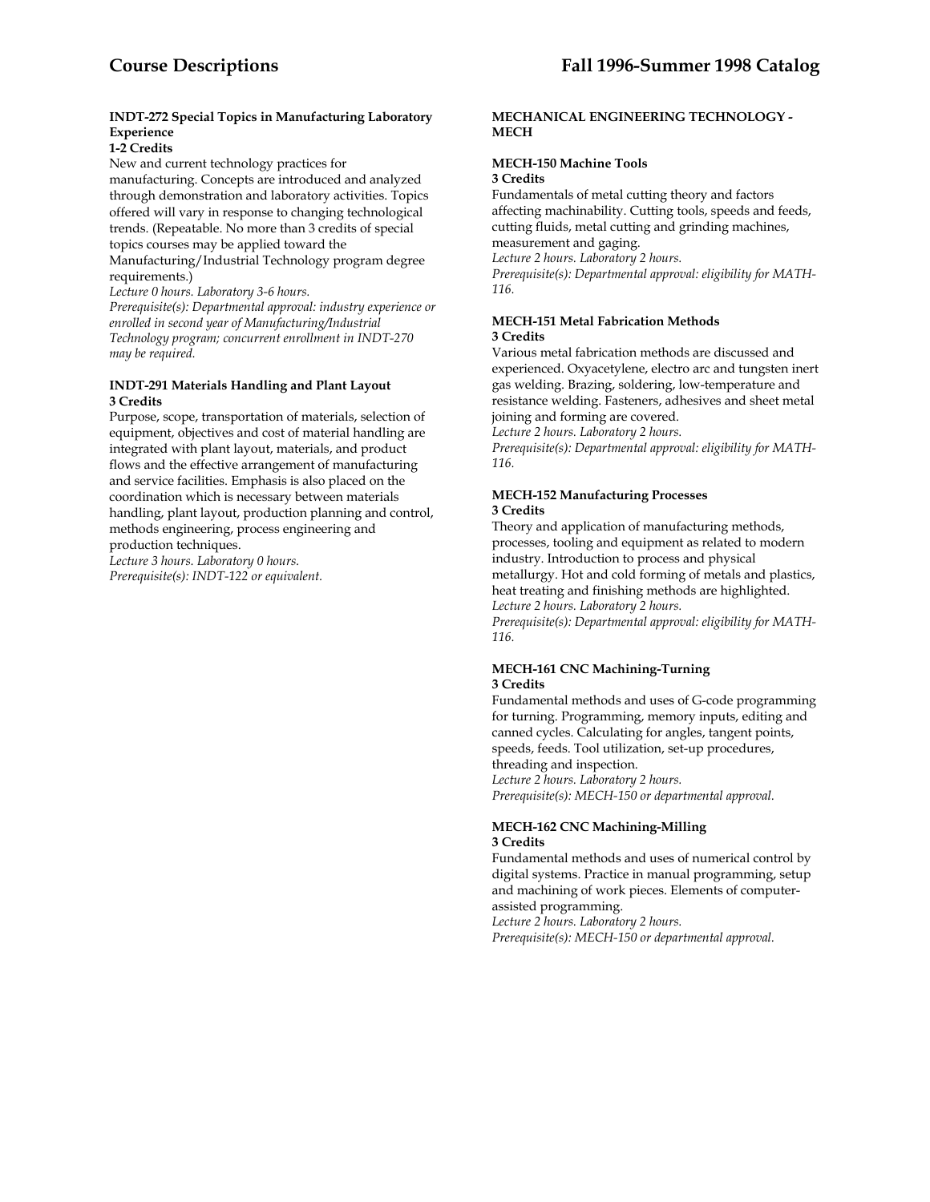**INDT-272 Special Topics in Manufacturing Laboratory Experience**
**1-2 Credits**

New and current technology practices for manufacturing. Concepts are introduced and analyzed through demonstration and laboratory activities. Topics offered will vary in response to changing technological trends. (Repeatable. No more than 3 credits of special topics courses may be applied toward the Manufacturing/Industrial Technology program degree requirements.)

*Lecture 0 hours. Laboratory 3-6 hours.*
*Prerequisite(s): Departmental approval: industry experience or enrolled in second year of Manufacturing/Industrial Technology program; concurrent enrollment in INDT-270 may be required.*

**INDT-291 Materials Handling and Plant Layout**
**3 Credits**

Purpose, scope, transportation of materials, selection of equipment, objectives and cost of material handling are integrated with plant layout, materials, and product flows and the effective arrangement of manufacturing and service facilities. Emphasis is also placed on the coordination which is necessary between materials handling, plant layout, production planning and control, methods engineering, process engineering and production techniques.

*Lecture 3 hours. Laboratory 0 hours.*
*Prerequisite(s): INDT-122 or equivalent.*

## MECHANICAL ENGINEERING TECHNOLOGY - MECH

**MECH-150 Machine Tools**
**3 Credits**

Fundamentals of metal cutting theory and factors affecting machinability. Cutting tools, speeds and feeds, cutting fluids, metal cutting and grinding machines, measurement and gaging.

*Lecture 2 hours. Laboratory 2 hours.*
*Prerequisite(s): Departmental approval: eligibility for MATH-116.*

**MECH-151 Metal Fabrication Methods**
**3 Credits**

Various metal fabrication methods are discussed and experienced. Oxyacetylene, electro arc and tungsten inert gas welding. Brazing, soldering, low-temperature and resistance welding. Fasteners, adhesives and sheet metal joining and forming are covered.

*Lecture 2 hours. Laboratory 2 hours.*
*Prerequisite(s): Departmental approval: eligibility for MATH-116.*

**MECH-152 Manufacturing Processes**
**3 Credits**

Theory and application of manufacturing methods, processes, tooling and equipment as related to modern industry. Introduction to process and physical metallurgy. Hot and cold forming of metals and plastics, heat treating and finishing methods are highlighted.

*Lecture 2 hours. Laboratory 2 hours.*
*Prerequisite(s): Departmental approval: eligibility for MATH-116.*

**MECH-161 CNC Machining-Turning**
**3 Credits**

Fundamental methods and uses of G-code programming for turning. Programming, memory inputs, editing and canned cycles. Calculating for angles, tangent points, speeds, feeds. Tool utilization, set-up procedures, threading and inspection.

*Lecture 2 hours. Laboratory 2 hours.*
*Prerequisite(s): MECH-150 or departmental approval.*

**MECH-162 CNC Machining-Milling**
**3 Credits**

Fundamental methods and uses of numerical control by digital systems. Practice in manual programming, setup and machining of work pieces. Elements of computer-assisted programming.

*Lecture 2 hours. Laboratory 2 hours.*
*Prerequisite(s): MECH-150 or departmental approval.*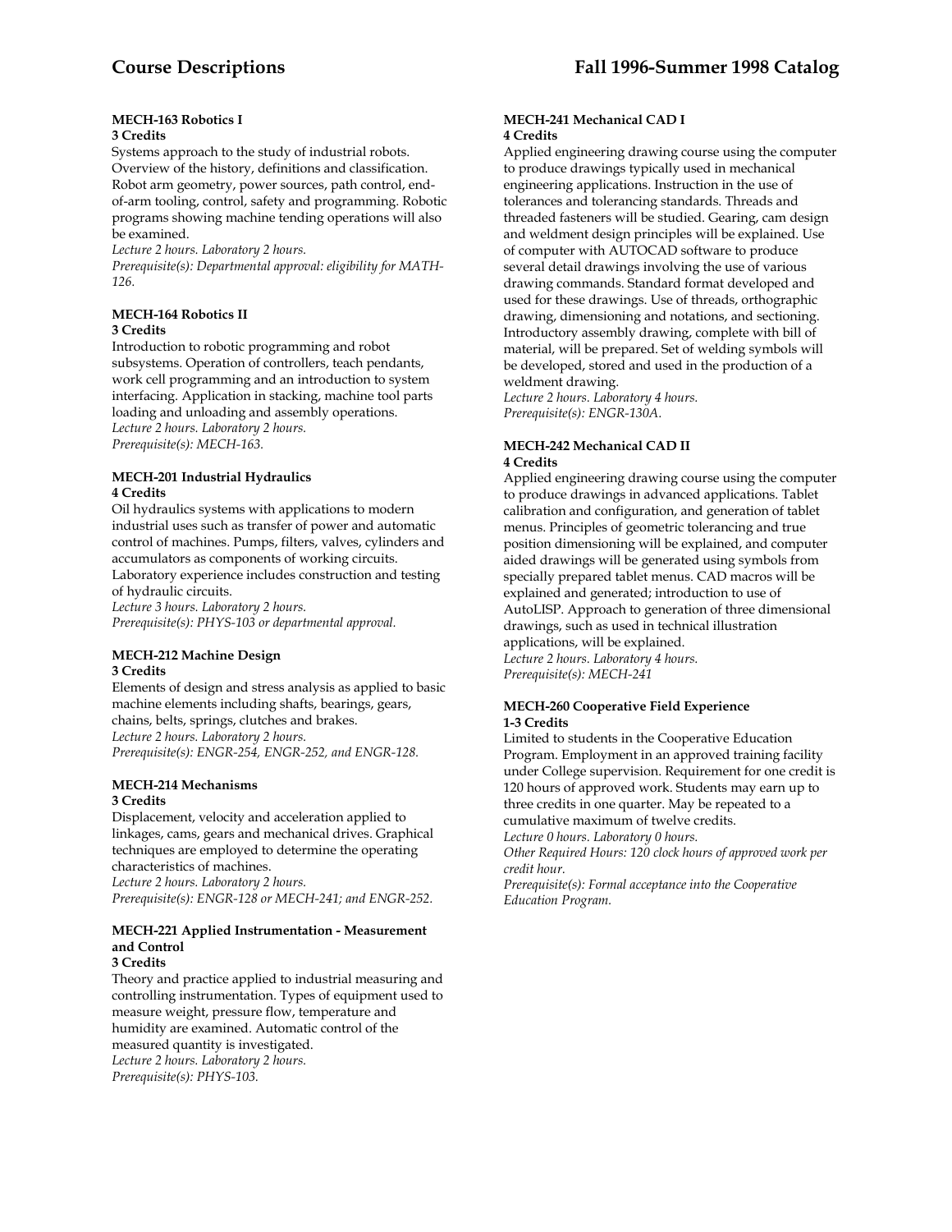### MECH-163 Robotics I
**3 Credits**

Systems approach to the study of industrial robots. Overview of the history, definitions and classification. Robot arm geometry, power sources, path control, end-of-arm tooling, control, safety and programming. Robotic programs showing machine tending operations will also be examined.

*Lecture 2 hours. Laboratory 2 hours.*
*Prerequisite(s): Departmental approval: eligibility for MATH-126.*

### MECH-164 Robotics II
**3 Credits**

Introduction to robotic programming and robot subsystems. Operation of controllers, teach pendants, work cell programming and an introduction to system interfacing. Application in stacking, machine tool parts loading and unloading and assembly operations.

*Lecture 2 hours. Laboratory 2 hours.*
*Prerequisite(s): MECH-163.*

### MECH-201 Industrial Hydraulics
**4 Credits**

Oil hydraulics systems with applications to modern industrial uses such as transfer of power and automatic control of machines. Pumps, filters, valves, cylinders and accumulators as components of working circuits. Laboratory experience includes construction and testing of hydraulic circuits.

*Lecture 3 hours. Laboratory 2 hours.*
*Prerequisite(s): PHYS-103 or departmental approval.*

### MECH-212 Machine Design
**3 Credits**

Elements of design and stress analysis as applied to basic machine elements including shafts, bearings, gears, chains, belts, springs, clutches and brakes.

*Lecture 2 hours. Laboratory 2 hours.*
*Prerequisite(s): ENGR-254, ENGR-252, and ENGR-128.*

### MECH-214 Mechanisms
**3 Credits**

Displacement, velocity and acceleration applied to linkages, cams, gears and mechanical drives. Graphical techniques are employed to determine the operating characteristics of machines.

*Lecture 2 hours. Laboratory 2 hours.*
*Prerequisite(s): ENGR-128 or MECH-241; and ENGR-252.*

### MECH-221 Applied Instrumentation - Measurement and Control
**3 Credits**

Theory and practice applied to industrial measuring and controlling instrumentation. Types of equipment used to measure weight, pressure flow, temperature and humidity are examined. Automatic control of the measured quantity is investigated.

*Lecture 2 hours. Laboratory 2 hours.*
*Prerequisite(s): PHYS-103.*

### MECH-241 Mechanical CAD I
**4 Credits**

Applied engineering drawing course using the computer to produce drawings typically used in mechanical engineering applications. Instruction in the use of tolerances and tolerancing standards. Threads and threaded fasteners will be studied. Gearing, cam design and weldment design principles will be explained. Use of computer with AUTOCAD software to produce several detail drawings involving the use of various drawing commands. Standard format developed and used for these drawings. Use of threads, orthographic drawing, dimensioning and notations, and sectioning. Introductory assembly drawing, complete with bill of material, will be prepared. Set of welding symbols will be developed, stored and used in the production of a weldment drawing.

*Lecture 2 hours. Laboratory 4 hours.*
*Prerequisite(s): ENGR-130A.*

### MECH-242 Mechanical CAD II
**4 Credits**

Applied engineering drawing course using the computer to produce drawings in advanced applications. Tablet calibration and configuration, and generation of tablet menus. Principles of geometric tolerancing and true position dimensioning will be explained, and computer aided drawings will be generated using symbols from specially prepared tablet menus. CAD macros will be explained and generated; introduction to use of AutoLISP. Approach to generation of three dimensional drawings, such as used in technical illustration applications, will be explained.

*Lecture 2 hours. Laboratory 4 hours.*
*Prerequisite(s): MECH-241*

### MECH-260 Cooperative Field Experience
**1-3 Credits**

Limited to students in the Cooperative Education Program. Employment in an approved training facility under College supervision. Requirement for one credit is 120 hours of approved work. Students may earn up to three credits in one quarter. May be repeated to a cumulative maximum of twelve credits.

*Lecture 0 hours. Laboratory 0 hours.*
*Other Required Hours: 120 clock hours of approved work per credit hour.*
*Prerequisite(s): Formal acceptance into the Cooperative Education Program.*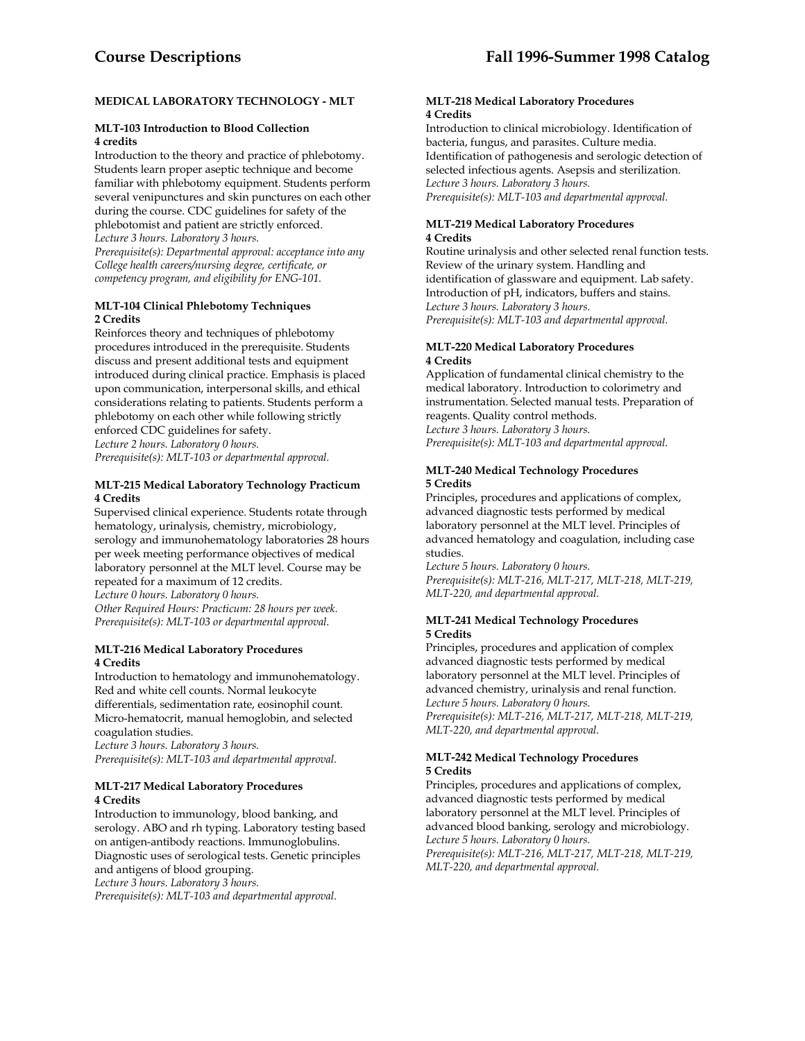## MEDICAL LABORATORY TECHNOLOGY - MLT

### MLT-103 Introduction to Blood Collection
**4 credits**

Introduction to the theory and practice of phlebotomy. Students learn proper aseptic technique and become familiar with phlebotomy equipment. Students perform several venipunctures and skin punctures on each other during the course. CDC guidelines for safety of the phlebotomist and patient are strictly enforced.
*Lecture 3 hours. Laboratory 3 hours.*
*Prerequisite(s): Departmental approval: acceptance into any College health careers/nursing degree, certificate, or competency program, and eligibility for ENG-101.*

### MLT-104 Clinical Phlebotomy Techniques
**2 Credits**

Reinforces theory and techniques of phlebotomy procedures introduced in the prerequisite. Students discuss and present additional tests and equipment introduced during clinical practice. Emphasis is placed upon communication, interpersonal skills, and ethical considerations relating to patients. Students perform a phlebotomy on each other while following strictly enforced CDC guidelines for safety.
*Lecture 2 hours. Laboratory 0 hours.*
*Prerequisite(s): MLT-103 or departmental approval.*

### MLT-215 Medical Laboratory Technology Practicum
**4 Credits**

Supervised clinical experience. Students rotate through hematology, urinalysis, chemistry, microbiology, serology and immunohematology laboratories 28 hours per week meeting performance objectives of medical laboratory personnel at the MLT level. Course may be repeated for a maximum of 12 credits.
*Lecture 0 hours. Laboratory 0 hours.*
*Other Required Hours: Practicum: 28 hours per week.*
*Prerequisite(s): MLT-103 or departmental approval.*

### MLT-216 Medical Laboratory Procedures
**4 Credits**

Introduction to hematology and immunohematology. Red and white cell counts. Normal leukocyte differentials, sedimentation rate, eosinophil count. Micro-hematocrit, manual hemoglobin, and selected coagulation studies.
*Lecture 3 hours. Laboratory 3 hours.*
*Prerequisite(s): MLT-103 and departmental approval.*

### MLT-217 Medical Laboratory Procedures
**4 Credits**

Introduction to immunology, blood banking, and serology. ABO and rh typing. Laboratory testing based on antigen-antibody reactions. Immunoglobulins. Diagnostic uses of serological tests. Genetic principles and antigens of blood grouping.
*Lecture 3 hours. Laboratory 3 hours.*
*Prerequisite(s): MLT-103 and departmental approval.*

### MLT-218 Medical Laboratory Procedures
**4 Credits**

Introduction to clinical microbiology. Identification of bacteria, fungus, and parasites. Culture media. Identification of pathogenesis and serologic detection of selected infectious agents. Asepsis and sterilization.
*Lecture 3 hours. Laboratory 3 hours.*
*Prerequisite(s): MLT-103 and departmental approval.*

### MLT-219 Medical Laboratory Procedures
**4 Credits**

Routine urinalysis and other selected renal function tests. Review of the urinary system. Handling and identification of glassware and equipment. Lab safety. Introduction of pH, indicators, buffers and stains.
*Lecture 3 hours. Laboratory 3 hours.*
*Prerequisite(s): MLT-103 and departmental approval.*

### MLT-220 Medical Laboratory Procedures
**4 Credits**

Application of fundamental clinical chemistry to the medical laboratory. Introduction to colorimetry and instrumentation. Selected manual tests. Preparation of reagents. Quality control methods.
*Lecture 3 hours. Laboratory 3 hours.*
*Prerequisite(s): MLT-103 and departmental approval.*

### MLT-240 Medical Technology Procedures
**5 Credits**

Principles, procedures and applications of complex, advanced diagnostic tests performed by medical laboratory personnel at the MLT level. Principles of advanced hematology and coagulation, including case studies.
*Lecture 5 hours. Laboratory 0 hours.*
*Prerequisite(s): MLT-216, MLT-217, MLT-218, MLT-219, MLT-220, and departmental approval.*

### MLT-241 Medical Technology Procedures
**5 Credits**

Principles, procedures and application of complex advanced diagnostic tests performed by medical laboratory personnel at the MLT level. Principles of advanced chemistry, urinalysis and renal function.
*Lecture 5 hours. Laboratory 0 hours.*
*Prerequisite(s): MLT-216, MLT-217, MLT-218, MLT-219, MLT-220, and departmental approval.*

### MLT-242 Medical Technology Procedures
**5 Credits**

Principles, procedures and applications of complex, advanced diagnostic tests performed by medical laboratory personnel at the MLT level. Principles of advanced blood banking, serology and microbiology.
*Lecture 5 hours. Laboratory 0 hours.*
*Prerequisite(s): MLT-216, MLT-217, MLT-218, MLT-219, MLT-220, and departmental approval.*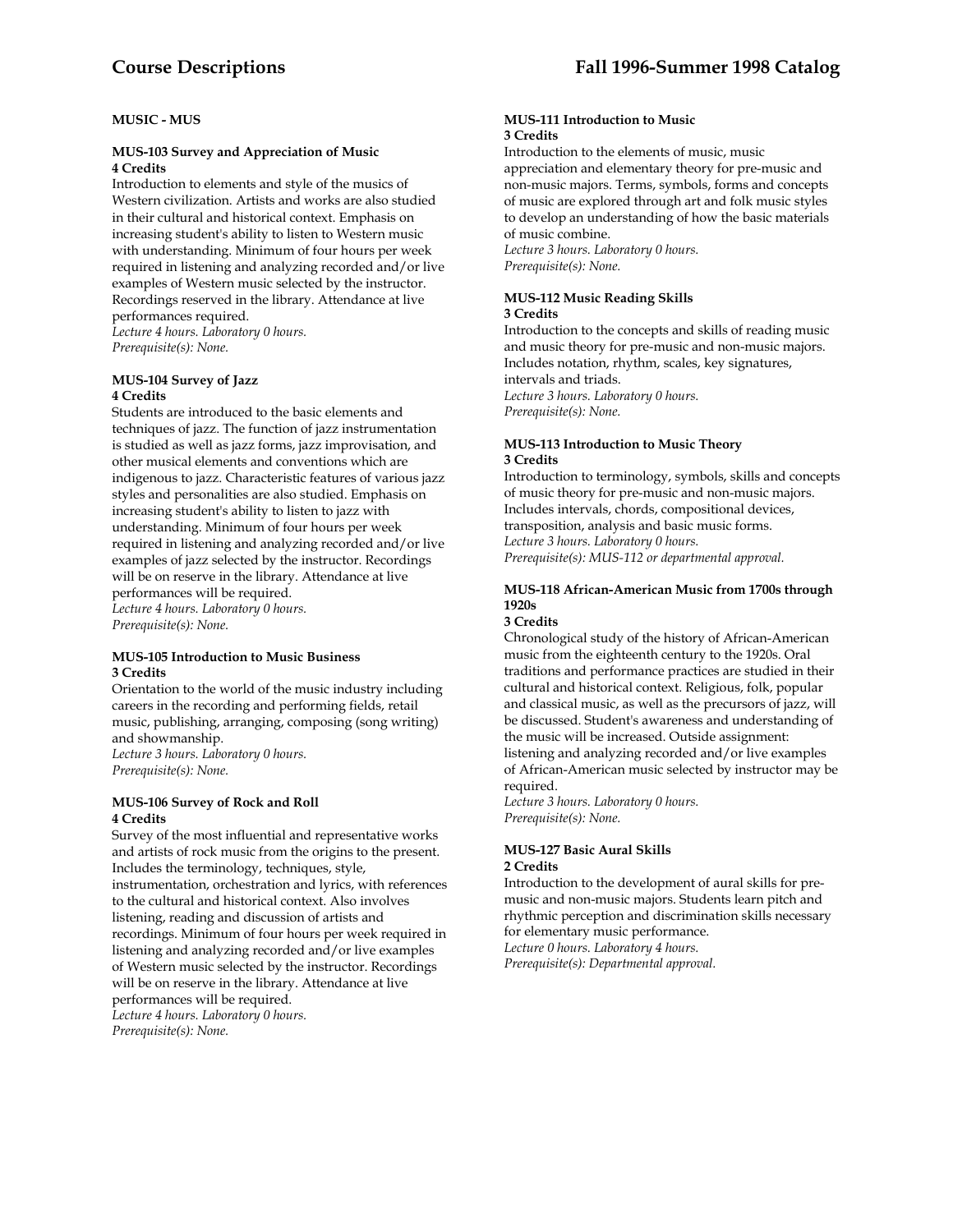## MUSIC - MUS

### MUS-103 Survey and Appreciation of Music
**4 Credits**

Introduction to elements and style of the musics of Western civilization. Artists and works are also studied in their cultural and historical context. Emphasis on increasing student's ability to listen to Western music with understanding. Minimum of four hours per week required in listening and analyzing recorded and/or live examples of Western music selected by the instructor. Recordings reserved in the library. Attendance at live performances required.

*Lecture 4 hours. Laboratory 0 hours.*
*Prerequisite(s): None.*

### MUS-104 Survey of Jazz
**4 Credits**

Students are introduced to the basic elements and techniques of jazz. The function of jazz instrumentation is studied as well as jazz forms, jazz improvisation, and other musical elements and conventions which are indigenous to jazz. Characteristic features of various jazz styles and personalities are also studied. Emphasis on increasing student's ability to listen to jazz with understanding. Minimum of four hours per week required in listening and analyzing recorded and/or live examples of jazz selected by the instructor. Recordings will be on reserve in the library. Attendance at live performances will be required.

*Lecture 4 hours. Laboratory 0 hours.*
*Prerequisite(s): None.*

### MUS-105 Introduction to Music Business
**3 Credits**

Orientation to the world of the music industry including careers in the recording and performing fields, retail music, publishing, arranging, composing (song writing) and showmanship.

*Lecture 3 hours. Laboratory 0 hours.*
*Prerequisite(s): None.*

### MUS-106 Survey of Rock and Roll
**4 Credits**

Survey of the most influential and representative works and artists of rock music from the origins to the present. Includes the terminology, techniques, style, instrumentation, orchestration and lyrics, with references to the cultural and historical context. Also involves listening, reading and discussion of artists and recordings. Minimum of four hours per week required in listening and analyzing recorded and/or live examples of Western music selected by the instructor. Recordings will be on reserve in the library. Attendance at live performances will be required.

*Lecture 4 hours. Laboratory 0 hours.*
*Prerequisite(s): None.*

### MUS-111 Introduction to Music
**3 Credits**

Introduction to the elements of music, music appreciation and elementary theory for pre-music and non-music majors. Terms, symbols, forms and concepts of music are explored through art and folk music styles to develop an understanding of how the basic materials of music combine.

*Lecture 3 hours. Laboratory 0 hours.*
*Prerequisite(s): None.*

### MUS-112 Music Reading Skills
**3 Credits**

Introduction to the concepts and skills of reading music and music theory for pre-music and non-music majors. Includes notation, rhythm, scales, key signatures, intervals and triads.

*Lecture 3 hours. Laboratory 0 hours.*
*Prerequisite(s): None.*

### MUS-113 Introduction to Music Theory
**3 Credits**

Introduction to terminology, symbols, skills and concepts of music theory for pre-music and non-music majors. Includes intervals, chords, compositional devices, transposition, analysis and basic music forms.

*Lecture 3 hours. Laboratory 0 hours.*
*Prerequisite(s): MUS-112 or departmental approval.*

### MUS-118 African-American Music from 1700s through 1920s
**3 Credits**

Chronological study of the history of African-American music from the eighteenth century to the 1920s. Oral traditions and performance practices are studied in their cultural and historical context. Religious, folk, popular and classical music, as well as the precursors of jazz, will be discussed. Student's awareness and understanding of the music will be increased. Outside assignment: listening and analyzing recorded and/or live examples of African-American music selected by instructor may be required.

*Lecture 3 hours. Laboratory 0 hours.*
*Prerequisite(s): None.*

### MUS-127 Basic Aural Skills
**2 Credits**

Introduction to the development of aural skills for pre-music and non-music majors. Students learn pitch and rhythmic perception and discrimination skills necessary for elementary music performance.

*Lecture 0 hours. Laboratory 4 hours.*
*Prerequisite(s): Departmental approval.*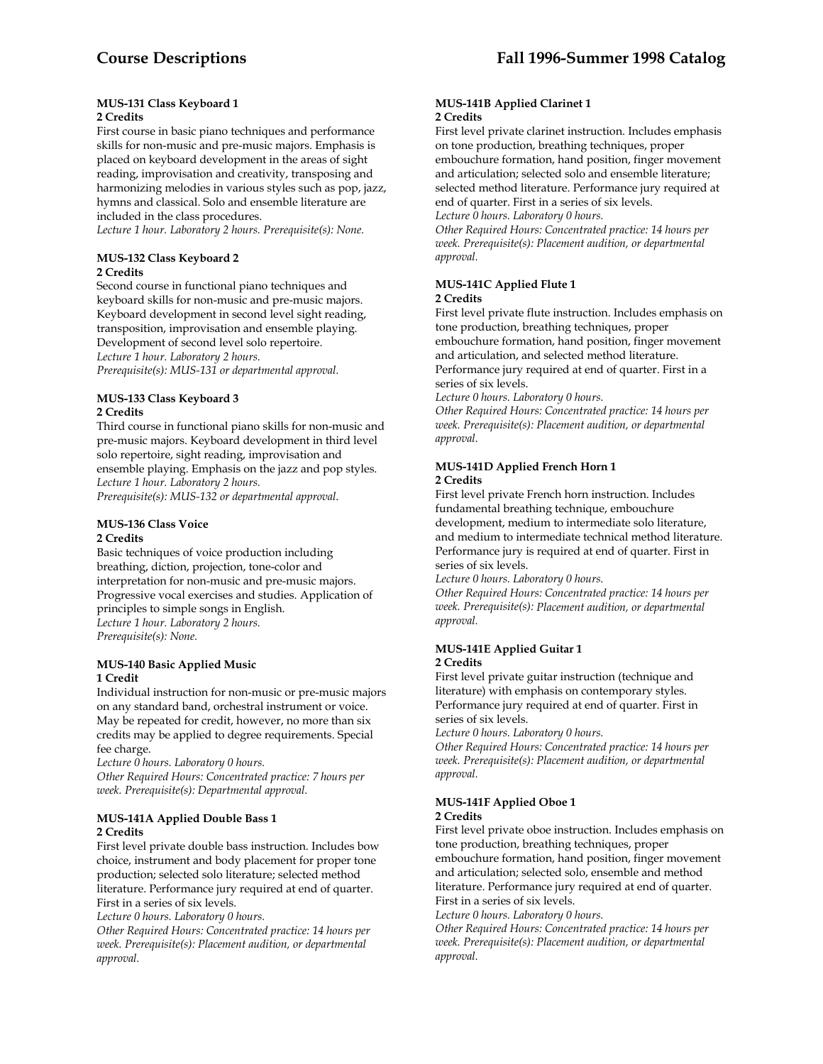**MUS-131 Class Keyboard 1**
**2 Credits**
First course in basic piano techniques and performance skills for non-music and pre-music majors. Emphasis is placed on keyboard development in the areas of sight reading, improvisation and creativity, transposing and harmonizing melodies in various styles such as pop, jazz, hymns and classical. Solo and ensemble literature are included in the class procedures.
*Lecture 1 hour. Laboratory 2 hours. Prerequisite(s): None.*

**MUS-132 Class Keyboard 2**
**2 Credits**
Second course in functional piano techniques and keyboard skills for non-music and pre-music majors. Keyboard development in second level sight reading, transposition, improvisation and ensemble playing. Development of second level solo repertoire.
*Lecture 1 hour. Laboratory 2 hours.*
*Prerequisite(s): MUS-131 or departmental approval.*

**MUS-133 Class Keyboard 3**
**2 Credits**
Third course in functional piano skills for non-music and pre-music majors. Keyboard development in third level solo repertoire, sight reading, improvisation and ensemble playing. Emphasis on the jazz and pop styles.
*Lecture 1 hour. Laboratory 2 hours.*
*Prerequisite(s): MUS-132 or departmental approval.*

**MUS-136 Class Voice**
**2 Credits**
Basic techniques of voice production including breathing, diction, projection, tone-color and interpretation for non-music and pre-music majors. Progressive vocal exercises and studies. Application of principles to simple songs in English.
*Lecture 1 hour. Laboratory 2 hours.*
*Prerequisite(s): None.*

**MUS-140 Basic Applied Music**
**1 Credit**
Individual instruction for non-music or pre-music majors on any standard band, orchestral instrument or voice. May be repeated for credit, however, no more than six credits may be applied to degree requirements. Special fee charge.
*Lecture 0 hours. Laboratory 0 hours.*
*Other Required Hours: Concentrated practice: 7 hours per week. Prerequisite(s): Departmental approval.*

**MUS-141A Applied Double Bass 1**
**2 Credits**
First level private double bass instruction. Includes bow choice, instrument and body placement for proper tone production; selected solo literature; selected method literature. Performance jury required at end of quarter. First in a series of six levels.
*Lecture 0 hours. Laboratory 0 hours.*
*Other Required Hours: Concentrated practice: 14 hours per week. Prerequisite(s): Placement audition, or departmental approval.*

**MUS-141B Applied Clarinet 1**
**2 Credits**
First level private clarinet instruction. Includes emphasis on tone production, breathing techniques, proper embouchure formation, hand position, finger movement and articulation; selected solo and ensemble literature; selected method literature. Performance jury required at end of quarter. First in a series of six levels.
*Lecture 0 hours. Laboratory 0 hours.*
*Other Required Hours: Concentrated practice: 14 hours per week. Prerequisite(s): Placement audition, or departmental approval.*

**MUS-141C Applied Flute 1**
**2 Credits**
First level private flute instruction. Includes emphasis on tone production, breathing techniques, proper embouchure formation, hand position, finger movement and articulation, and selected method literature. Performance jury required at end of quarter. First in a series of six levels.
*Lecture 0 hours. Laboratory 0 hours.*
*Other Required Hours: Concentrated practice: 14 hours per week. Prerequisite(s): Placement audition, or departmental approval.*

**MUS-141D Applied French Horn 1**
**2 Credits**
First level private French horn instruction. Includes fundamental breathing technique, embouchure development, medium to intermediate solo literature, and medium to intermediate technical method literature. Performance jury is required at end of quarter. First in series of six levels.
*Lecture 0 hours. Laboratory 0 hours.*
*Other Required Hours: Concentrated practice: 14 hours per week. Prerequisite(s): Placement audition, or departmental approval.*

**MUS-141E Applied Guitar 1**
**2 Credits**
First level private guitar instruction (technique and literature) with emphasis on contemporary styles. Performance jury required at end of quarter. First in series of six levels.
*Lecture 0 hours. Laboratory 0 hours.*
*Other Required Hours: Concentrated practice: 14 hours per week. Prerequisite(s): Placement audition, or departmental approval.*

**MUS-141F Applied Oboe 1**
**2 Credits**
First level private oboe instruction. Includes emphasis on tone production, breathing techniques, proper embouchure formation, hand position, finger movement and articulation; selected solo, ensemble and method literature. Performance jury required at end of quarter. First in a series of six levels.
*Lecture 0 hours. Laboratory 0 hours.*
*Other Required Hours: Concentrated practice: 14 hours per week. Prerequisite(s): Placement audition, or departmental approval.*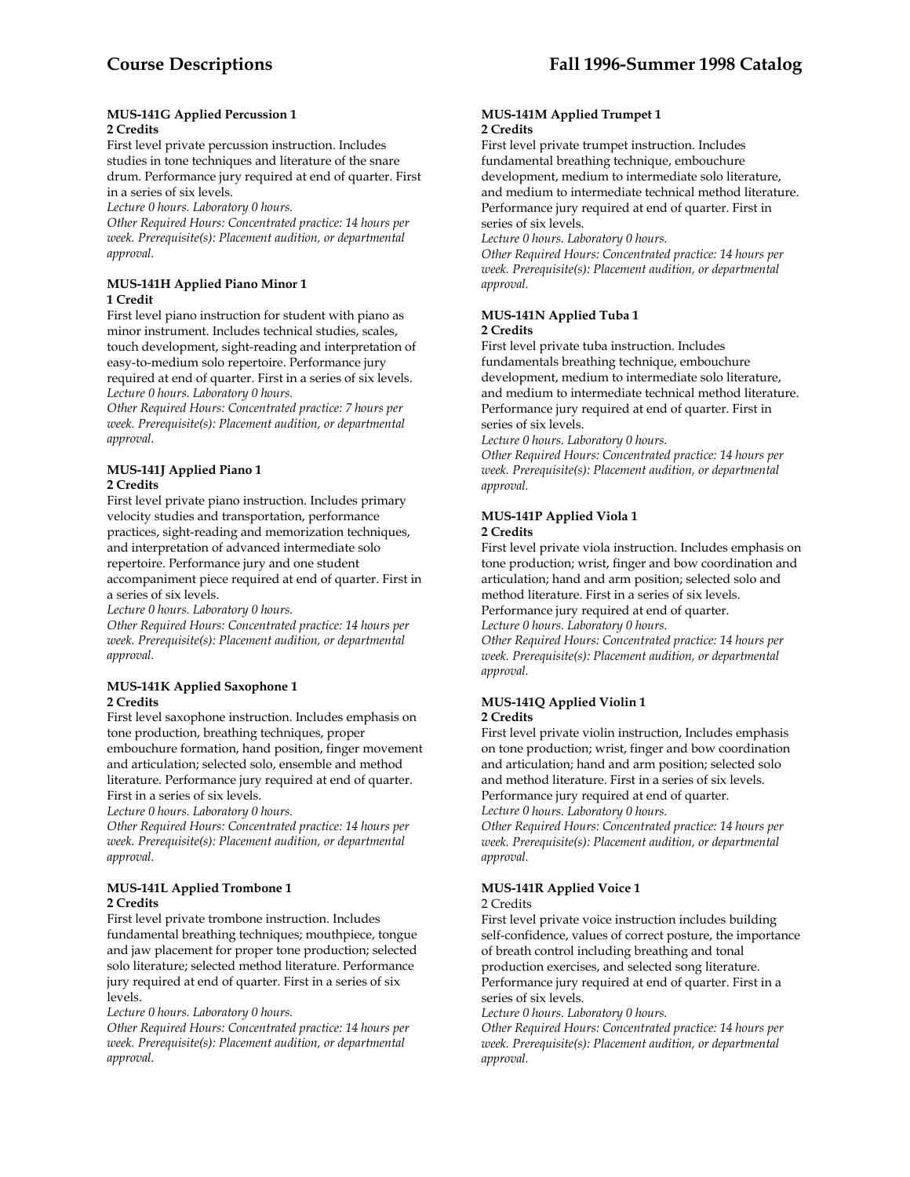#### MUS-141G Applied Percussion 1
**2 Credits**

First level private percussion instruction. Includes studies in tone techniques and literature of the snare drum. Performance jury required at end of quarter. First in a series of six levels.

*Lecture 0 hours. Laboratory 0 hours.*

*Other Required Hours: Concentrated practice: 14 hours per week. Prerequisite(s): Placement audition, or departmental approval.*

#### MUS-141H Applied Piano Minor 1
**1 Credit**

First level piano instruction for student with piano as minor instrument. Includes technical studies, scales, touch development, sight-reading and interpretation of easy-to-medium solo repertoire. Performance jury required at end of quarter. First in a series of six levels.

*Lecture 0 hours. Laboratory 0 hours.*

*Other Required Hours: Concentrated practice: 7 hours per week. Prerequisite(s): Placement audition, or departmental approval.*

#### MUS-141J Applied Piano 1
**2 Credits**

First level private piano instruction. Includes primary velocity studies and transportation, performance practices, sight-reading and memorization techniques, and interpretation of advanced intermediate solo repertoire. Performance jury and one student accompaniment piece required at end of quarter. First in a series of six levels.

*Lecture 0 hours. Laboratory 0 hours.*

*Other Required Hours: Concentrated practice: 14 hours per week. Prerequisite(s): Placement audition, or departmental approval.*

#### MUS-141K Applied Saxophone 1
**2 Credits**

First level saxophone instruction. Includes emphasis on tone production, breathing techniques, proper embouchure formation, hand position, finger movement and articulation; selected solo, ensemble and method literature. Performance jury required at end of quarter. First in a series of six levels.

*Lecture 0 hours. Laboratory 0 hours.*

*Other Required Hours: Concentrated practice: 14 hours per week. Prerequisite(s): Placement audition, or departmental approval.*

#### MUS-141L Applied Trombone 1
**2 Credits**

First level private trombone instruction. Includes fundamental breathing techniques; mouthpiece, tongue and jaw placement for proper tone production; selected solo literature; selected method literature. Performance jury required at end of quarter. First in a series of six levels.

*Lecture 0 hours. Laboratory 0 hours.*

*Other Required Hours: Concentrated practice: 14 hours per week. Prerequisite(s): Placement audition, or departmental approval.*

#### MUS-141M Applied Trumpet 1
**2 Credits**

First level private trumpet instruction. Includes fundamental breathing technique, embouchure development, medium to intermediate solo literature, and medium to intermediate technical method literature. Performance jury required at end of quarter. First in series of six levels.

*Lecture 0 hours. Laboratory 0 hours.*

*Other Required Hours: Concentrated practice: 14 hours per week. Prerequisite(s): Placement audition, or departmental approval.*

#### MUS-141N Applied Tuba 1
**2 Credits**

First level private tuba instruction. Includes fundamentals breathing technique, embouchure development, medium to intermediate solo literature, and medium to intermediate technical method literature. Performance jury required at end of quarter. First in series of six levels.

*Lecture 0 hours. Laboratory 0 hours.*

*Other Required Hours: Concentrated practice: 14 hours per week. Prerequisite(s): Placement audition, or departmental approval.*

#### MUS-141P Applied Viola 1
**2 Credits**

First level private viola instruction. Includes emphasis on tone production; wrist, finger and bow coordination and articulation; hand and arm position; selected solo and method literature. First in a series of six levels. Performance jury required at end of quarter.

*Lecture 0 hours. Laboratory 0 hours.*

*Other Required Hours: Concentrated practice: 14 hours per week. Prerequisite(s): Placement audition, or departmental approval.*

#### MUS-141Q Applied Violin 1
**2 Credits**

First level private violin instruction, Includes emphasis on tone production; wrist, finger and bow coordination and articulation; hand and arm position; selected solo and method literature. First in a series of six levels. Performance jury required at end of quarter.

*Lecture 0 hours. Laboratory 0 hours.*

*Other Required Hours: Concentrated practice: 14 hours per week. Prerequisite(s): Placement audition, or departmental approval.*

#### MUS-141R Applied Voice 1
2 Credits

First level private voice instruction includes building self-confidence, values of correct posture, the importance of breath control including breathing and tonal production exercises, and selected song literature. Performance jury required at end of quarter. First in a series of six levels.

*Lecture 0 hours. Laboratory 0 hours.*

*Other Required Hours: Concentrated practice: 14 hours per week. Prerequisite(s): Placement audition, or departmental approval.*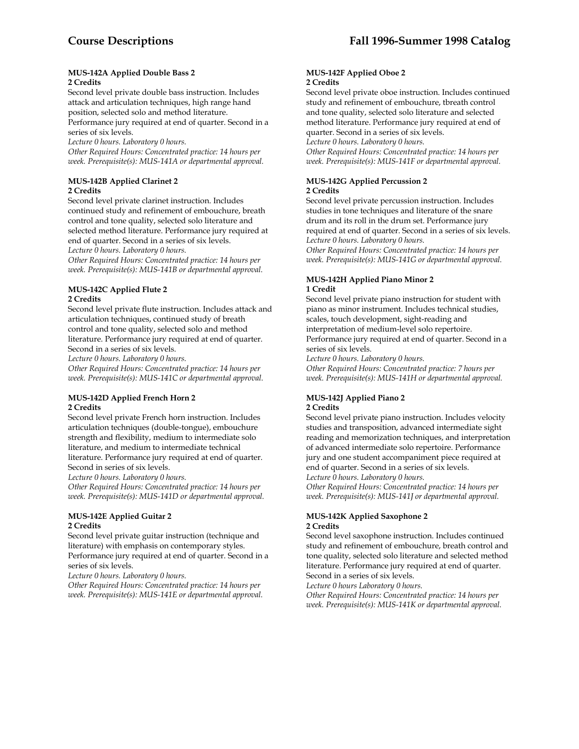#### MUS-142A Applied Double Bass 2
**2 Credits**

Second level private double bass instruction. Includes attack and articulation techniques, high range hand position, selected solo and method literature. Performance jury required at end of quarter. Second in a series of six levels.

*Lecture 0 hours. Laboratory 0 hours.*
*Other Required Hours: Concentrated practice: 14 hours per week. Prerequisite(s): MUS-141A or departmental approval.*

#### MUS-142B Applied Clarinet 2
**2 Credits**

Second level private clarinet instruction. Includes continued study and refinement of embouchure, breath control and tone quality, selected solo literature and selected method literature. Performance jury required at end of quarter. Second in a series of six levels.

*Lecture 0 hours. Laboratory 0 hours.*
*Other Required Hours: Concentrated practice: 14 hours per week. Prerequisite(s): MUS-141B or departmental approval.*

#### MUS-142C Applied Flute 2
**2 Credits**

Second level private flute instruction. Includes attack and articulation techniques, continued study of breath control and tone quality, selected solo and method literature. Performance jury required at end of quarter. Second in a series of six levels.

*Lecture 0 hours. Laboratory 0 hours.*
*Other Required Hours: Concentrated practice: 14 hours per week. Prerequisite(s): MUS-141C or departmental approval.*

#### MUS-142D Applied French Horn 2
**2 Credits**

Second level private French horn instruction. Includes articulation techniques (double-tongue), embouchure strength and flexibility, medium to intermediate solo literature, and medium to intermediate technical literature. Performance jury required at end of quarter. Second in series of six levels.

*Lecture 0 hours. Laboratory 0 hours.*
*Other Required Hours: Concentrated practice: 14 hours per week. Prerequisite(s): MUS-141D or departmental approval.*

#### MUS-142E Applied Guitar 2
**2 Credits**

Second level private guitar instruction (technique and literature) with emphasis on contemporary styles. Performance jury required at end of quarter. Second in a series of six levels.

*Lecture 0 hours. Laboratory 0 hours.*
*Other Required Hours: Concentrated practice: 14 hours per week. Prerequisite(s): MUS-141E or departmental approval.*

#### MUS-142F Applied Oboe 2
**2 Credits**

Second level private oboe instruction. Includes continued study and refinement of embouchure, tbreath control and tone quality, selected solo literature and selected method literature. Performance jury required at end of quarter. Second in a series of six levels.

*Lecture 0 hours. Laboratory 0 hours.*
*Other Required Hours: Concentrated practice: 14 hours per week. Prerequisite(s): MUS-141F or departmental approval.*

#### MUS-142G Applied Percussion 2
**2 Credits**

Second level private percussion instruction. Includes studies in tone techniques and literature of the snare drum and its roll in the drum set. Performance jury required at end of quarter. Second in a series of six levels.

*Lecture 0 hours. Laboratory 0 hours.*
*Other Required Hours: Concentrated practice: 14 hours per week. Prerequisite(s): MUS-141G or departmental approval.*

#### MUS-142H Applied Piano Minor 2
**1 Credit**

Second level private piano instruction for student with piano as minor instrument. Includes technical studies, scales, touch development, sight-reading and interpretation of medium-level solo repertoire. Performance jury required at end of quarter. Second in a series of six levels.

*Lecture 0 hours. Laboratory 0 hours.*
*Other Required Hours: Concentrated practice: 7 hours per week. Prerequisite(s): MUS-141H or departmental approval.*

#### MUS-142J Applied Piano 2
**2 Credits**

Second level private piano instruction. Includes velocity studies and transposition, advanced intermediate sight reading and memorization techniques, and interpretation of advanced intermediate solo repertoire. Performance jury and one student accompaniment piece required at end of quarter. Second in a series of six levels.

*Lecture 0 hours. Laboratory 0 hours.*
*Other Required Hours: Concentrated practice: 14 hours per week. Prerequisite(s): MUS-141J or departmental approval.*

#### MUS-142K Applied Saxophone 2
**2 Credits**

Second level saxophone instruction. Includes continued study and refinement of embouchure, breath control and tone quality, selected solo literature and selected method literature. Performance jury required at end of quarter. Second in a series of six levels.

*Lecture 0 hours Laboratory 0 hours.*
*Other Required Hours: Concentrated practice: 14 hours per week. Prerequisite(s): MUS-141K or departmental approval.*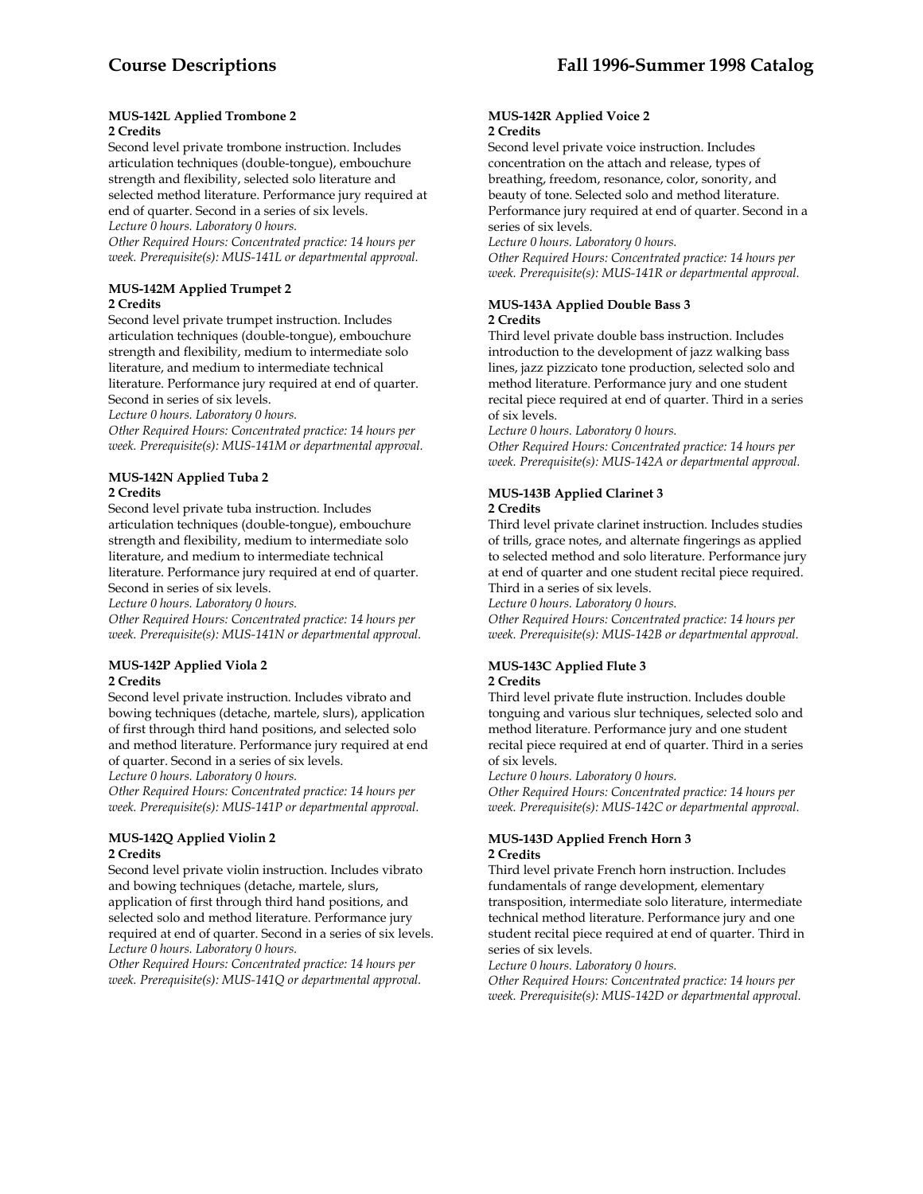**MUS-142L Applied Trombone 2**
**2 Credits**
Second level private trombone instruction. Includes articulation techniques (double-tongue), embouchure strength and flexibility, selected solo literature and selected method literature. Performance jury required at end of quarter. Second in a series of six levels.
*Lecture 0 hours. Laboratory 0 hours.*
*Other Required Hours: Concentrated practice: 14 hours per week. Prerequisite(s): MUS-141L or departmental approval.*

**MUS-142M Applied Trumpet 2**
**2 Credits**
Second level private trumpet instruction. Includes articulation techniques (double-tongue), embouchure strength and flexibility, medium to intermediate solo literature, and medium to intermediate technical literature. Performance jury required at end of quarter. Second in series of six levels.
*Lecture 0 hours. Laboratory 0 hours.*
*Other Required Hours: Concentrated practice: 14 hours per week. Prerequisite(s): MUS-141M or departmental approval.*

**MUS-142N Applied Tuba 2**
**2 Credits**
Second level private tuba instruction. Includes articulation techniques (double-tongue), embouchure strength and flexibility, medium to intermediate solo literature, and medium to intermediate technical literature. Performance jury required at end of quarter. Second in series of six levels.
*Lecture 0 hours. Laboratory 0 hours.*
*Other Required Hours: Concentrated practice: 14 hours per week. Prerequisite(s): MUS-141N or departmental approval.*

**MUS-142P Applied Viola 2**
**2 Credits**
Second level private instruction. Includes vibrato and bowing techniques (detache, martele, slurs), application of first through third hand positions, and selected solo and method literature. Performance jury required at end of quarter. Second in a series of six levels.
*Lecture 0 hours. Laboratory 0 hours.*
*Other Required Hours: Concentrated practice: 14 hours per week. Prerequisite(s): MUS-141P or departmental approval.*

**MUS-142Q Applied Violin 2**
**2 Credits**
Second level private violin instruction. Includes vibrato and bowing techniques (detache, martele, slurs, application of first through third hand positions, and selected solo and method literature. Performance jury required at end of quarter. Second in a series of six levels.
*Lecture 0 hours. Laboratory 0 hours.*
*Other Required Hours: Concentrated practice: 14 hours per week. Prerequisite(s): MUS-141Q or departmental approval.*

**MUS-142R Applied Voice 2**
**2 Credits**
Second level private voice instruction. Includes concentration on the attach and release, types of breathing, freedom, resonance, color, sonority, and beauty of tone. Selected solo and method literature. Performance jury required at end of quarter. Second in a series of six levels.
*Lecture 0 hours. Laboratory 0 hours.*
*Other Required Hours: Concentrated practice: 14 hours per week. Prerequisite(s): MUS-141R or departmental approval.*

**MUS-143A Applied Double Bass 3**
**2 Credits**
Third level private double bass instruction. Includes introduction to the development of jazz walking bass lines, jazz pizzicato tone production, selected solo and method literature. Performance jury and one student recital piece required at end of quarter. Third in a series of six levels.
*Lecture 0 hours. Laboratory 0 hours.*
*Other Required Hours: Concentrated practice: 14 hours per week. Prerequisite(s): MUS-142A or departmental approval.*

**MUS-143B Applied Clarinet 3**
**2 Credits**
Third level private clarinet instruction. Includes studies of trills, grace notes, and alternate fingerings as applied to selected method and solo literature. Performance jury at end of quarter and one student recital piece required. Third in a series of six levels.
*Lecture 0 hours. Laboratory 0 hours.*
*Other Required Hours: Concentrated practice: 14 hours per week. Prerequisite(s): MUS-142B or departmental approval.*

**MUS-143C Applied Flute 3**
**2 Credits**
Third level private flute instruction. Includes double tonguing and various slur techniques, selected solo and method literature. Performance jury and one student recital piece required at end of quarter. Third in a series of six levels.
*Lecture 0 hours. Laboratory 0 hours.*
*Other Required Hours: Concentrated practice: 14 hours per week. Prerequisite(s): MUS-142C or departmental approval.*

**MUS-143D Applied French Horn 3**
**2 Credits**
Third level private French horn instruction. Includes fundamentals of range development, elementary transposition, intermediate solo literature, intermediate technical method literature. Performance jury and one student recital piece required at end of quarter. Third in series of six levels.
*Lecture 0 hours. Laboratory 0 hours.*
*Other Required Hours: Concentrated practice: 14 hours per week. Prerequisite(s): MUS-142D or departmental approval.*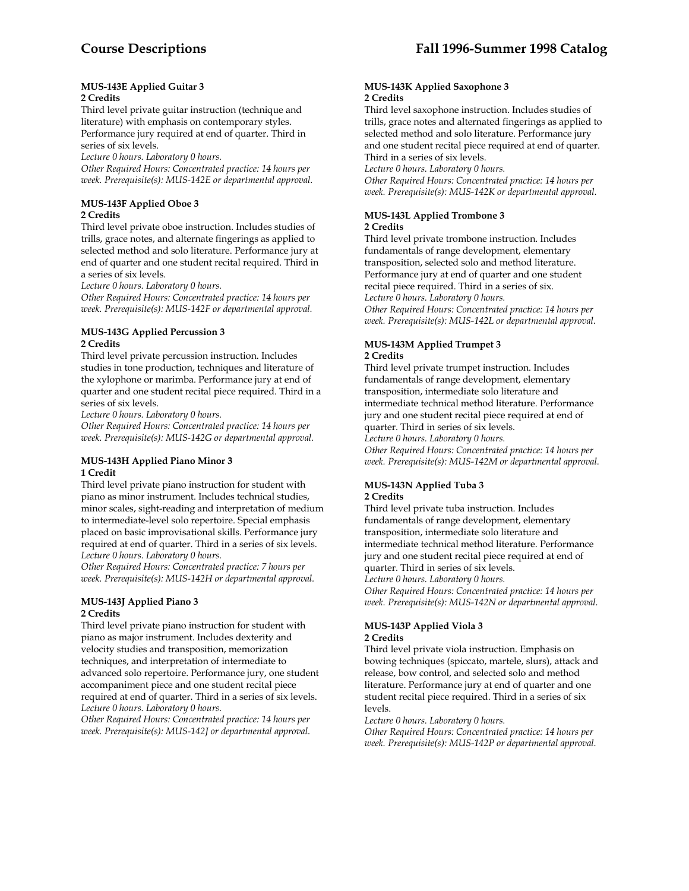#### MUS-143E Applied Guitar 3
**2 Credits**

Third level private guitar instruction (technique and literature) with emphasis on contemporary styles. Performance jury required at end of quarter. Third in series of six levels.

*Lecture 0 hours. Laboratory 0 hours.*
*Other Required Hours: Concentrated practice: 14 hours per week. Prerequisite(s): MUS-142E or departmental approval.*

#### MUS-143F Applied Oboe 3
**2 Credits**

Third level private oboe instruction. Includes studies of trills, grace notes, and alternate fingerings as applied to selected method and solo literature. Performance jury at end of quarter and one student recital required. Third in a series of six levels.

*Lecture 0 hours. Laboratory 0 hours.*
*Other Required Hours: Concentrated practice: 14 hours per week. Prerequisite(s): MUS-142F or departmental approval.*

#### MUS-143G Applied Percussion 3
**2 Credits**

Third level private percussion instruction. Includes studies in tone production, techniques and literature of the xylophone or marimba. Performance jury at end of quarter and one student recital piece required. Third in a series of six levels.

*Lecture 0 hours. Laboratory 0 hours.*
*Other Required Hours: Concentrated practice: 14 hours per week. Prerequisite(s): MUS-142G or departmental approval.*

#### MUS-143H Applied Piano Minor 3
**1 Credit**

Third level private piano instruction for student with piano as minor instrument. Includes technical studies, minor scales, sight-reading and interpretation of medium to intermediate-level solo repertoire. Special emphasis placed on basic improvisational skills. Performance jury required at end of quarter. Third in a series of six levels.

*Lecture 0 hours. Laboratory 0 hours.*
*Other Required Hours: Concentrated practice: 7 hours per week. Prerequisite(s): MUS-142H or departmental approval.*

#### MUS-143J Applied Piano 3
**2 Credits**

Third level private piano instruction for student with piano as major instrument. Includes dexterity and velocity studies and transposition, memorization techniques, and interpretation of intermediate to advanced solo repertoire. Performance jury, one student accompaniment piece and one student recital piece required at end of quarter. Third in a series of six levels.

*Lecture 0 hours. Laboratory 0 hours.*
*Other Required Hours: Concentrated practice: 14 hours per week. Prerequisite(s): MUS-142J or departmental approval.*

#### MUS-143K Applied Saxophone 3
**2 Credits**

Third level saxophone instruction. Includes studies of trills, grace notes and alternated fingerings as applied to selected method and solo literature. Performance jury and one student recital piece required at end of quarter. Third in a series of six levels.

*Lecture 0 hours. Laboratory 0 hours.*
*Other Required Hours: Concentrated practice: 14 hours per week. Prerequisite(s): MUS-142K or departmental approval.*

#### MUS-143L Applied Trombone 3
**2 Credits**

Third level private trombone instruction. Includes fundamentals of range development, elementary transposition, selected solo and method literature. Performance jury at end of quarter and one student recital piece required. Third in a series of six.

*Lecture 0 hours. Laboratory 0 hours.*
*Other Required Hours: Concentrated practice: 14 hours per week. Prerequisite(s): MUS-142L or departmental approval.*

#### MUS-143M Applied Trumpet 3
**2 Credits**

Third level private trumpet instruction. Includes fundamentals of range development, elementary transposition, intermediate solo literature and intermediate technical method literature. Performance jury and one student recital piece required at end of quarter. Third in series of six levels.

*Lecture 0 hours. Laboratory 0 hours.*
*Other Required Hours: Concentrated practice: 14 hours per week. Prerequisite(s): MUS-142M or departmental approval.*

#### MUS-143N Applied Tuba 3
**2 Credits**

Third level private tuba instruction. Includes fundamentals of range development, elementary transposition, intermediate solo literature and intermediate technical method literature. Performance jury and one student recital piece required at end of quarter. Third in series of six levels.

*Lecture 0 hours. Laboratory 0 hours.*
*Other Required Hours: Concentrated practice: 14 hours per week. Prerequisite(s): MUS-142N or departmental approval.*

#### MUS-143P Applied Viola 3
**2 Credits**

Third level private viola instruction. Emphasis on bowing techniques (spiccato, martele, slurs), attack and release, bow control, and selected solo and method literature. Performance jury at end of quarter and one student recital piece required. Third in a series of six levels.

*Lecture 0 hours. Laboratory 0 hours.*
*Other Required Hours: Concentrated practice: 14 hours per week. Prerequisite(s): MUS-142P or departmental approval.*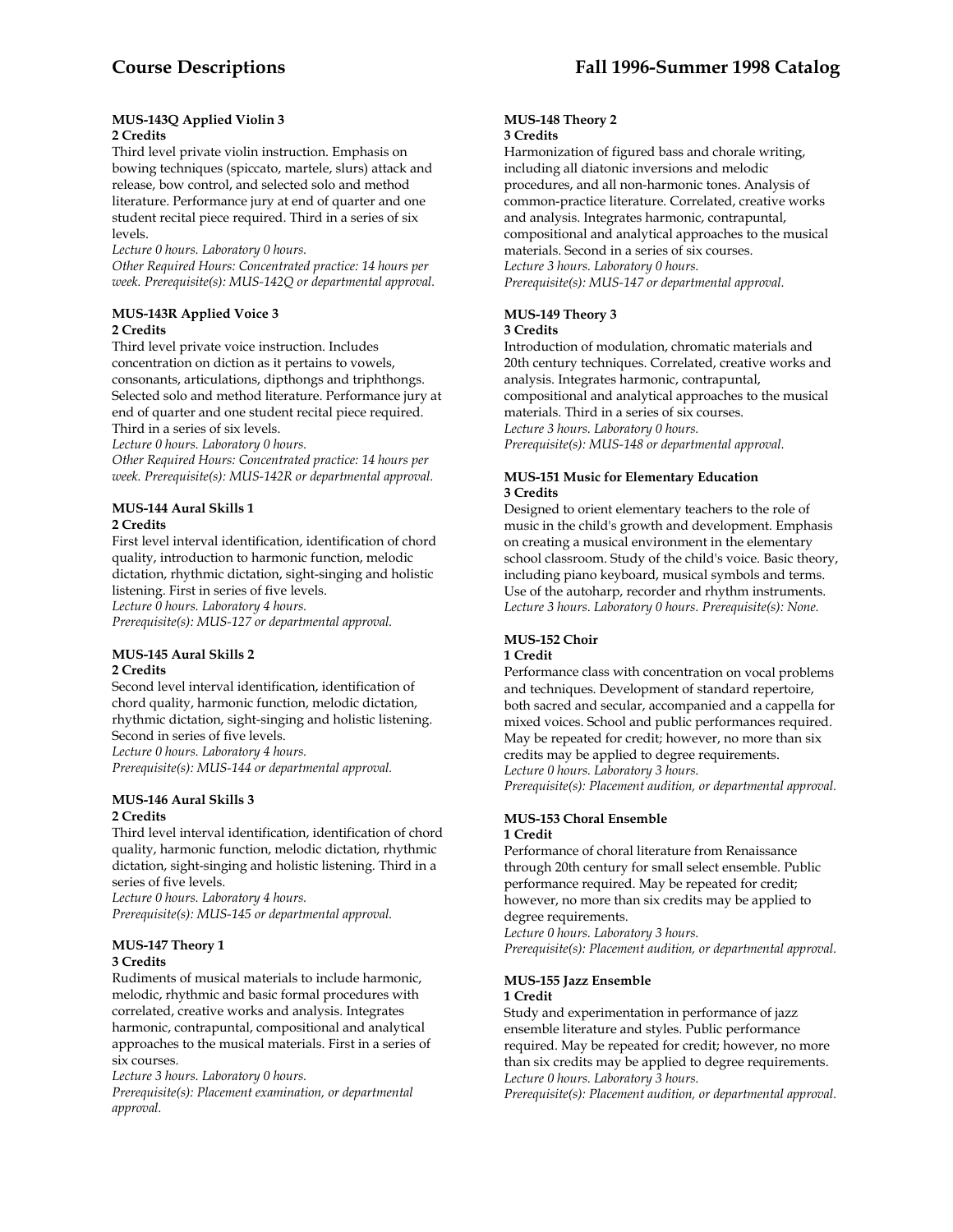#### MUS-143Q Applied Violin 3
**2 Credits**

Third level private violin instruction. Emphasis on bowing techniques (spiccato, martele, slurs) attack and release, bow control, and selected solo and method literature. Performance jury at end of quarter and one student recital piece required. Third in a series of six levels.

*Lecture 0 hours. Laboratory 0 hours.*
*Other Required Hours: Concentrated practice: 14 hours per week. Prerequisite(s): MUS-142Q or departmental approval.*

#### MUS-143R Applied Voice 3
**2 Credits**

Third level private voice instruction. Includes concentration on diction as it pertains to vowels, consonants, articulations, dipthongs and triphthongs. Selected solo and method literature. Performance jury at end of quarter and one student recital piece required. Third in a series of six levels.

*Lecture 0 hours. Laboratory 0 hours.*
*Other Required Hours: Concentrated practice: 14 hours per week. Prerequisite(s): MUS-142R or departmental approval.*

#### MUS-144 Aural Skills 1
**2 Credits**

First level interval identification, identification of chord quality, introduction to harmonic function, melodic dictation, rhythmic dictation, sight-singing and holistic listening. First in series of five levels.

*Lecture 0 hours. Laboratory 4 hours.*
*Prerequisite(s): MUS-127 or departmental approval.*

#### MUS-145 Aural Skills 2
**2 Credits**

Second level interval identification, identification of chord quality, harmonic function, melodic dictation, rhythmic dictation, sight-singing and holistic listening. Second in series of five levels.

*Lecture 0 hours. Laboratory 4 hours.*
*Prerequisite(s): MUS-144 or departmental approval.*

#### MUS-146 Aural Skills 3
**2 Credits**

Third level interval identification, identification of chord quality, harmonic function, melodic dictation, rhythmic dictation, sight-singing and holistic listening. Third in a series of five levels.

*Lecture 0 hours. Laboratory 4 hours.*
*Prerequisite(s): MUS-145 or departmental approval.*

#### MUS-147 Theory 1
**3 Credits**

Rudiments of musical materials to include harmonic, melodic, rhythmic and basic formal procedures with correlated, creative works and analysis. Integrates harmonic, contrapuntal, compositional and analytical approaches to the musical materials. First in a series of six courses.

*Lecture 3 hours. Laboratory 0 hours.*
*Prerequisite(s): Placement examination, or departmental approval.*

#### MUS-148 Theory 2
**3 Credits**

Harmonization of figured bass and chorale writing, including all diatonic inversions and melodic procedures, and all non-harmonic tones. Analysis of common-practice literature. Correlated, creative works and analysis. Integrates harmonic, contrapuntal, compositional and analytical approaches to the musical materials. Second in a series of six courses.

*Lecture 3 hours. Laboratory 0 hours.*
*Prerequisite(s): MUS-147 or departmental approval.*

#### MUS-149 Theory 3
**3 Credits**

Introduction of modulation, chromatic materials and 20th century techniques. Correlated, creative works and analysis. Integrates harmonic, contrapuntal, compositional and analytical approaches to the musical materials. Third in a series of six courses.

*Lecture 3 hours. Laboratory 0 hours.*
*Prerequisite(s): MUS-148 or departmental approval.*

#### MUS-151 Music for Elementary Education
**3 Credits**

Designed to orient elementary teachers to the role of music in the child's growth and development. Emphasis on creating a musical environment in the elementary school classroom. Study of the child's voice. Basic theory, including piano keyboard, musical symbols and terms. Use of the autoharp, recorder and rhythm instruments.

*Lecture 3 hours. Laboratory 0 hours. Prerequisite(s): None.*

#### MUS-152 Choir
**1 Credit**

Performance class with concentration on vocal problems and techniques. Development of standard repertoire, both sacred and secular, accompanied and a cappella for mixed voices. School and public performances required. May be repeated for credit; however, no more than six credits may be applied to degree requirements.

*Lecture 0 hours. Laboratory 3 hours.*
*Prerequisite(s): Placement audition, or departmental approval.*

#### MUS-153 Choral Ensemble
**1 Credit**

Performance of choral literature from Renaissance through 20th century for small select ensemble. Public performance required. May be repeated for credit; however, no more than six credits may be applied to degree requirements.

*Lecture 0 hours. Laboratory 3 hours.*
*Prerequisite(s): Placement audition, or departmental approval.*

#### MUS-155 Jazz Ensemble
**1 Credit**

Study and experimentation in performance of jazz ensemble literature and styles. Public performance required. May be repeated for credit; however, no more than six credits may be applied to degree requirements.

*Lecture 0 hours. Laboratory 3 hours.*
*Prerequisite(s): Placement audition, or departmental approval.*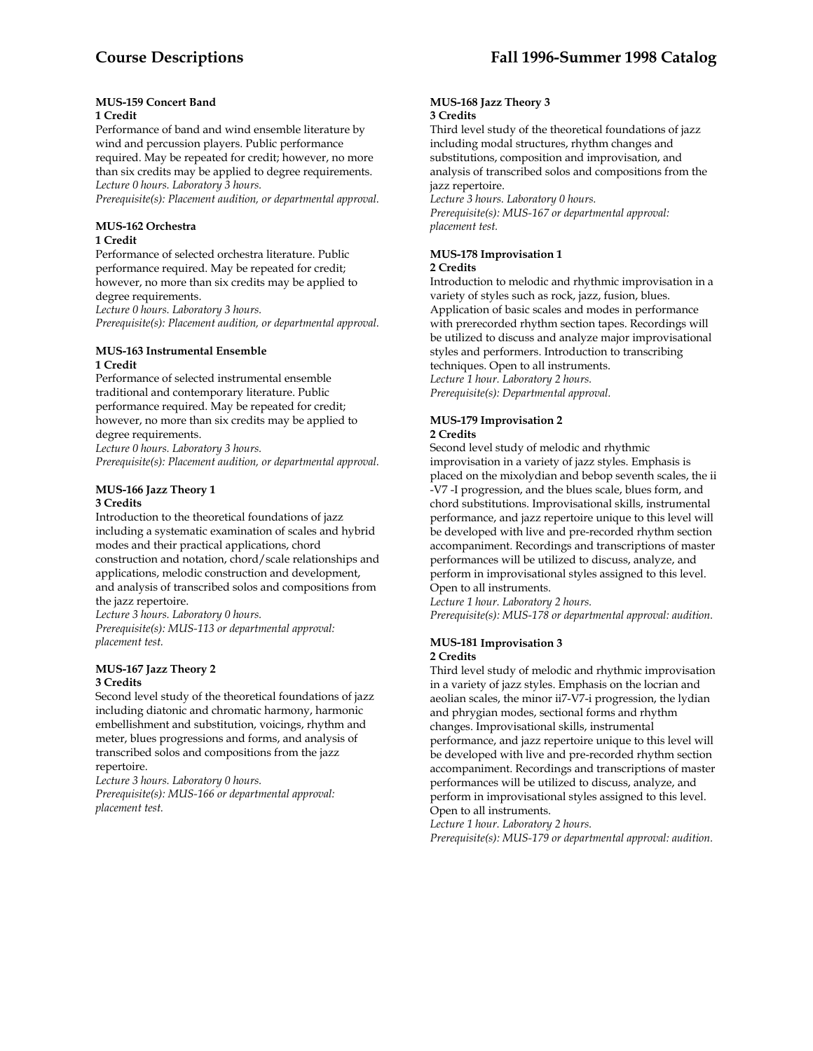### MUS-159 Concert Band
**1 Credit**

Performance of band and wind ensemble literature by wind and percussion players. Public performance required. May be repeated for credit; however, no more than six credits may be applied to degree requirements.
*Lecture 0 hours. Laboratory 3 hours.*
*Prerequisite(s): Placement audition, or departmental approval.*

### MUS-162 Orchestra
**1 Credit**

Performance of selected orchestra literature. Public performance required. May be repeated for credit; however, no more than six credits may be applied to degree requirements.
*Lecture 0 hours. Laboratory 3 hours.*
*Prerequisite(s): Placement audition, or departmental approval.*

### MUS-163 Instrumental Ensemble
**1 Credit**

Performance of selected instrumental ensemble traditional and contemporary literature. Public performance required. May be repeated for credit; however, no more than six credits may be applied to degree requirements.
*Lecture 0 hours. Laboratory 3 hours.*
*Prerequisite(s): Placement audition, or departmental approval.*

### MUS-166 Jazz Theory 1
**3 Credits**

Introduction to the theoretical foundations of jazz including a systematic examination of scales and hybrid modes and their practical applications, chord construction and notation, chord/scale relationships and applications, melodic construction and development, and analysis of transcribed solos and compositions from the jazz repertoire.
*Lecture 3 hours. Laboratory 0 hours.*
*Prerequisite(s): MUS-113 or departmental approval: placement test.*

### MUS-167 Jazz Theory 2
**3 Credits**

Second level study of the theoretical foundations of jazz including diatonic and chromatic harmony, harmonic embellishment and substitution, voicings, rhythm and meter, blues progressions and forms, and analysis of transcribed solos and compositions from the jazz repertoire.
*Lecture 3 hours. Laboratory 0 hours.*
*Prerequisite(s): MUS-166 or departmental approval: placement test.*

### MUS-168 Jazz Theory 3
**3 Credits**

Third level study of the theoretical foundations of jazz including modal structures, rhythm changes and substitutions, composition and improvisation, and analysis of transcribed solos and compositions from the jazz repertoire.
*Lecture 3 hours. Laboratory 0 hours.*
*Prerequisite(s): MUS-167 or departmental approval: placement test.*

### MUS-178 Improvisation 1
**2 Credits**

Introduction to melodic and rhythmic improvisation in a variety of styles such as rock, jazz, fusion, blues. Application of basic scales and modes in performance with prerecorded rhythm section tapes. Recordings will be utilized to discuss and analyze major improvisational styles and performers. Introduction to transcribing techniques. Open to all instruments.
*Lecture 1 hour. Laboratory 2 hours.*
*Prerequisite(s): Departmental approval.*

### MUS-179 Improvisation 2
**2 Credits**

Second level study of melodic and rhythmic improvisation in a variety of jazz styles. Emphasis is placed on the mixolydian and bebop seventh scales, the ii -V7 -I progression, and the blues scale, blues form, and chord substitutions. Improvisational skills, instrumental performance, and jazz repertoire unique to this level will be developed with live and pre-recorded rhythm section accompaniment. Recordings and transcriptions of master performances will be utilized to discuss, analyze, and perform in improvisational styles assigned to this level. Open to all instruments.
*Lecture 1 hour. Laboratory 2 hours.*
*Prerequisite(s): MUS-178 or departmental approval: audition.*

### MUS-181 Improvisation 3
**2 Credits**

Third level study of melodic and rhythmic improvisation in a variety of jazz styles. Emphasis on the locrian and aeolian scales, the minor ii7-V7-i progression, the lydian and phrygian modes, sectional forms and rhythm changes. Improvisational skills, instrumental performance, and jazz repertoire unique to this level will be developed with live and pre-recorded rhythm section accompaniment. Recordings and transcriptions of master performances will be utilized to discuss, analyze, and perform in improvisational styles assigned to this level. Open to all instruments.
*Lecture 1 hour. Laboratory 2 hours.*
*Prerequisite(s): MUS-179 or departmental approval: audition.*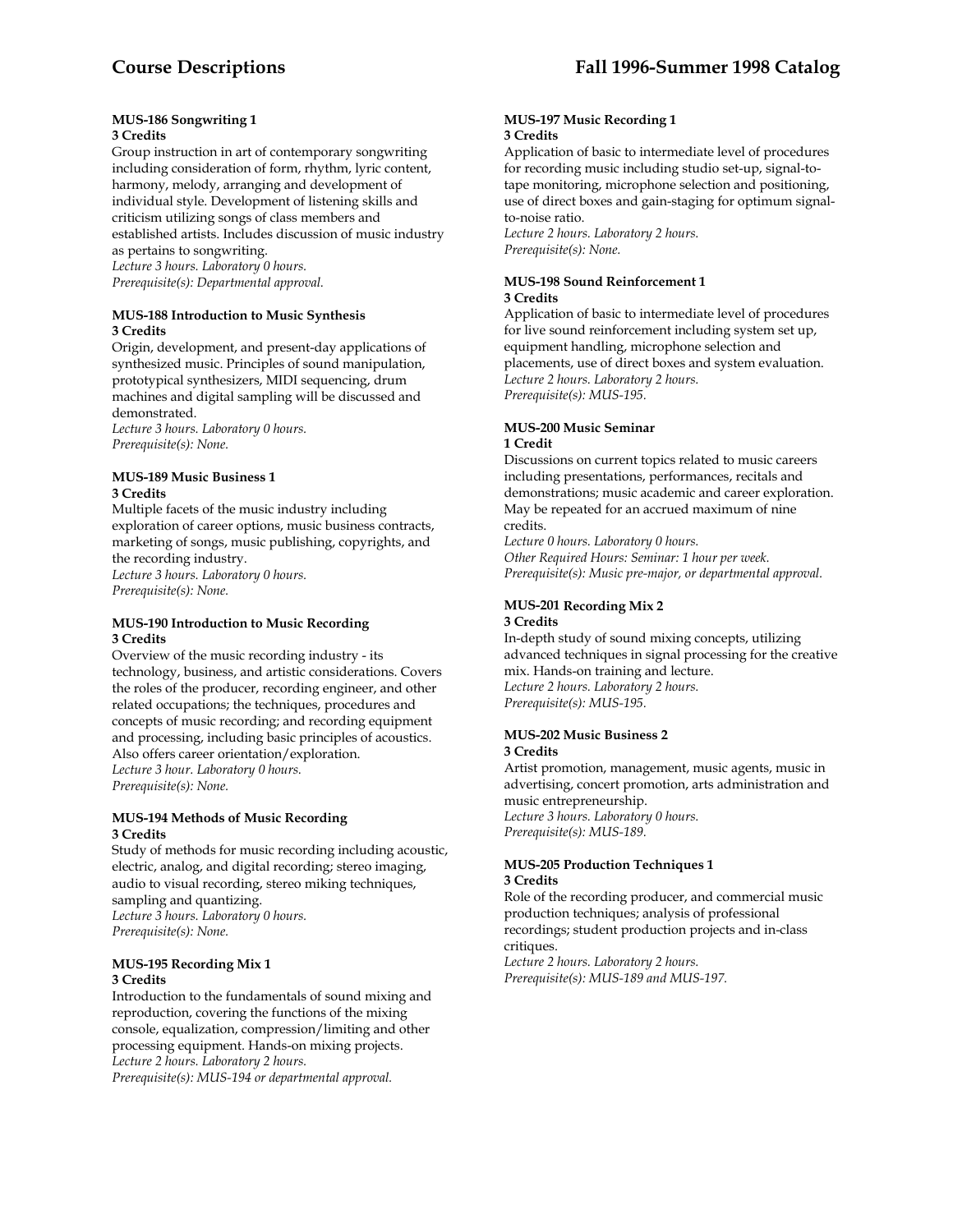#### MUS-186 Songwriting 1
**3 Credits**

Group instruction in art of contemporary songwriting including consideration of form, rhythm, lyric content, harmony, melody, arranging and development of individual style. Development of listening skills and criticism utilizing songs of class members and established artists. Includes discussion of music industry as pertains to songwriting.
*Lecture 3 hours. Laboratory 0 hours.*
*Prerequisite(s): Departmental approval.*

#### MUS-188 Introduction to Music Synthesis
**3 Credits**

Origin, development, and present-day applications of synthesized music. Principles of sound manipulation, prototypical synthesizers, MIDI sequencing, drum machines and digital sampling will be discussed and demonstrated.
*Lecture 3 hours. Laboratory 0 hours.*
*Prerequisite(s): None.*

#### MUS-189 Music Business 1
**3 Credits**

Multiple facets of the music industry including exploration of career options, music business contracts, marketing of songs, music publishing, copyrights, and the recording industry.
*Lecture 3 hours. Laboratory 0 hours.*
*Prerequisite(s): None.*

#### MUS-190 Introduction to Music Recording
**3 Credits**

Overview of the music recording industry - its technology, business, and artistic considerations. Covers the roles of the producer, recording engineer, and other related occupations; the techniques, procedures and concepts of music recording; and recording equipment and processing, including basic principles of acoustics. Also offers career orientation/exploration.
*Lecture 3 hour. Laboratory 0 hours.*
*Prerequisite(s): None.*

#### MUS-194 Methods of Music Recording
**3 Credits**

Study of methods for music recording including acoustic, electric, analog, and digital recording; stereo imaging, audio to visual recording, stereo miking techniques, sampling and quantizing.
*Lecture 3 hours. Laboratory 0 hours.*
*Prerequisite(s): None.*

#### MUS-195 Recording Mix 1
**3 Credits**

Introduction to the fundamentals of sound mixing and reproduction, covering the functions of the mixing console, equalization, compression/limiting and other processing equipment. Hands-on mixing projects.
*Lecture 2 hours. Laboratory 2 hours.*
*Prerequisite(s): MUS-194 or departmental approval.*

#### MUS-197 Music Recording 1
**3 Credits**

Application of basic to intermediate level of procedures for recording music including studio set-up, signal-to-tape monitoring, microphone selection and positioning, use of direct boxes and gain-staging for optimum signal-to-noise ratio.
*Lecture 2 hours. Laboratory 2 hours.*
*Prerequisite(s): None.*

#### MUS-198 Sound Reinforcement 1
**3 Credits**

Application of basic to intermediate level of procedures for live sound reinforcement including system set up, equipment handling, microphone selection and placements, use of direct boxes and system evaluation.
*Lecture 2 hours. Laboratory 2 hours.*
*Prerequisite(s): MUS-195.*

#### MUS-200 Music Seminar
**1 Credit**

Discussions on current topics related to music careers including presentations, performances, recitals and demonstrations; music academic and career exploration. May be repeated for an accrued maximum of nine credits.
*Lecture 0 hours. Laboratory 0 hours.*
*Other Required Hours: Seminar: 1 hour per week.*
*Prerequisite(s): Music pre-major, or departmental approval.*

#### MUS-201 Recording Mix 2
**3 Credits**

In-depth study of sound mixing concepts, utilizing advanced techniques in signal processing for the creative mix. Hands-on training and lecture.
*Lecture 2 hours. Laboratory 2 hours.*
*Prerequisite(s): MUS-195.*

#### MUS-202 Music Business 2
**3 Credits**

Artist promotion, management, music agents, music in advertising, concert promotion, arts administration and music entrepreneurship.
*Lecture 3 hours. Laboratory 0 hours.*
*Prerequisite(s): MUS-189.*

#### MUS-205 Production Techniques 1
**3 Credits**

Role of the recording producer, and commercial music production techniques; analysis of professional recordings; student production projects and in-class critiques.
*Lecture 2 hours. Laboratory 2 hours.*
*Prerequisite(s): MUS-189 and MUS-197.*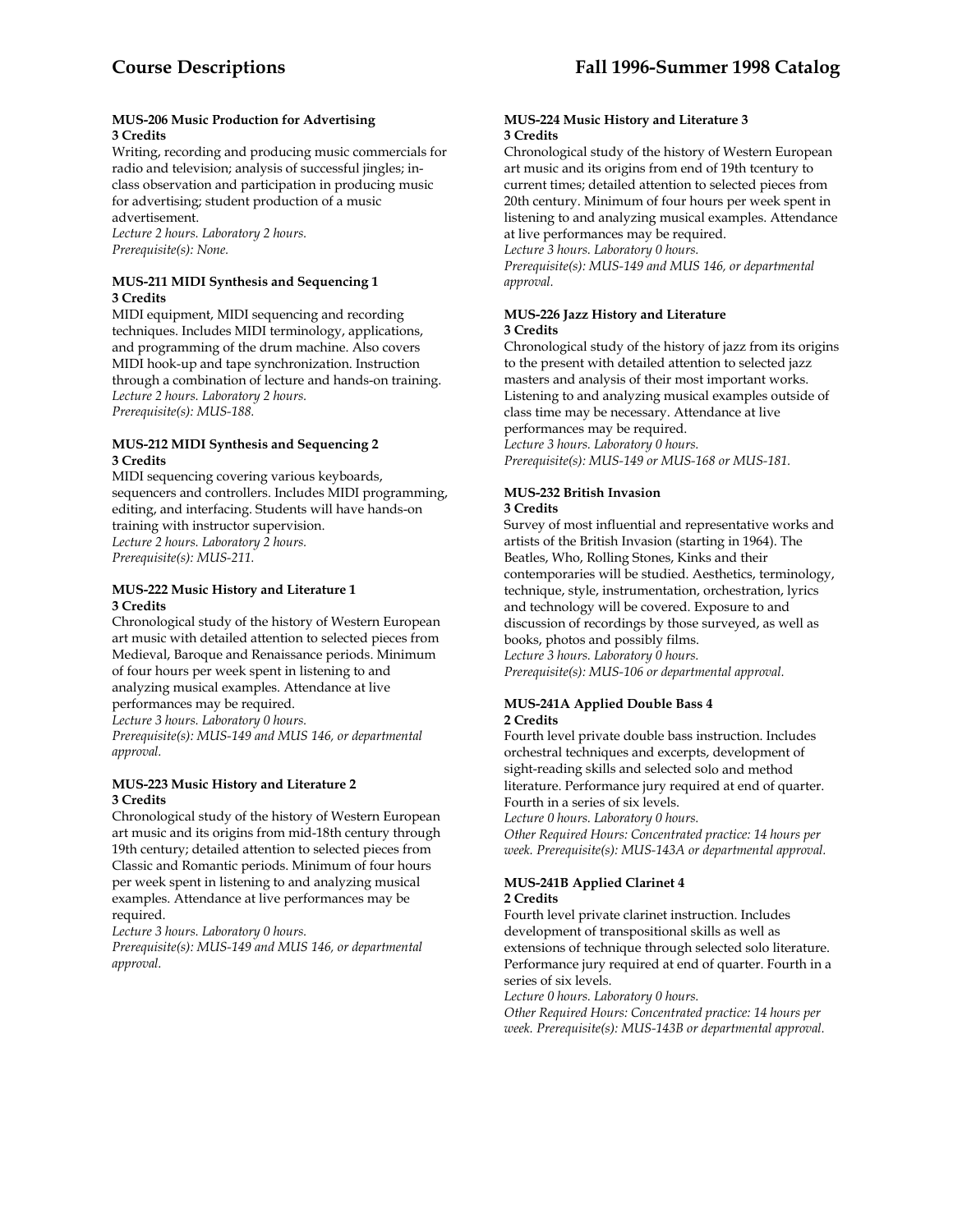#### MUS-206 Music Production for Advertising
**3 Credits**

Writing, recording and producing music commercials for radio and television; analysis of successful jingles; in-class observation and participation in producing music for advertising; student production of a music advertisement.
*Lecture 2 hours. Laboratory 2 hours.*
*Prerequisite(s): None.*

#### MUS-211 MIDI Synthesis and Sequencing 1
**3 Credits**

MIDI equipment, MIDI sequencing and recording techniques. Includes MIDI terminology, applications, and programming of the drum machine. Also covers MIDI hook-up and tape synchronization. Instruction through a combination of lecture and hands-on training.
*Lecture 2 hours. Laboratory 2 hours.*
*Prerequisite(s): MUS-188.*

#### MUS-212 MIDI Synthesis and Sequencing 2
**3 Credits**

MIDI sequencing covering various keyboards, sequencers and controllers. Includes MIDI programming, editing, and interfacing. Students will have hands-on training with instructor supervision.
*Lecture 2 hours. Laboratory 2 hours.*
*Prerequisite(s): MUS-211.*

#### MUS-222 Music History and Literature 1
**3 Credits**

Chronological study of the history of Western European art music with detailed attention to selected pieces from Medieval, Baroque and Renaissance periods. Minimum of four hours per week spent in listening to and analyzing musical examples. Attendance at live performances may be required.
*Lecture 3 hours. Laboratory 0 hours.*
*Prerequisite(s): MUS-149 and MUS 146, or departmental approval.*

#### MUS-223 Music History and Literature 2
**3 Credits**

Chronological study of the history of Western European art music and its origins from mid-18th century through 19th century; detailed attention to selected pieces from Classic and Romantic periods. Minimum of four hours per week spent in listening to and analyzing musical examples. Attendance at live performances may be required.
*Lecture 3 hours. Laboratory 0 hours.*
*Prerequisite(s): MUS-149 and MUS 146, or departmental approval.*

#### MUS-224 Music History and Literature 3
**3 Credits**

Chronological study of the history of Western European art music and its origins from end of 19th tcentury to current times; detailed attention to selected pieces from 20th century. Minimum of four hours per week spent in listening to and analyzing musical examples. Attendance at live performances may be required.
*Lecture 3 hours. Laboratory 0 hours.*
*Prerequisite(s): MUS-149 and MUS 146, or departmental approval.*

#### MUS-226 Jazz History and Literature
**3 Credits**

Chronological study of the history of jazz from its origins to the present with detailed attention to selected jazz masters and analysis of their most important works. Listening to and analyzing musical examples outside of class time may be necessary. Attendance at live performances may be required.
*Lecture 3 hours. Laboratory 0 hours.*
*Prerequisite(s): MUS-149 or MUS-168 or MUS-181.*

#### MUS-232 British Invasion
**3 Credits**

Survey of most influential and representative works and artists of the British Invasion (starting in 1964). The Beatles, Who, Rolling Stones, Kinks and their contemporaries will be studied. Aesthetics, terminology, technique, style, instrumentation, orchestration, lyrics and technology will be covered. Exposure to and discussion of recordings by those surveyed, as well as books, photos and possibly films.
*Lecture 3 hours. Laboratory 0 hours.*
*Prerequisite(s): MUS-106 or departmental approval.*

#### MUS-241A Applied Double Bass 4
**2 Credits**

Fourth level private double bass instruction. Includes orchestral techniques and excerpts, development of sight-reading skills and selected solo and method literature. Performance jury required at end of quarter. Fourth in a series of six levels.
*Lecture 0 hours. Laboratory 0 hours.*
*Other Required Hours: Concentrated practice: 14 hours per week. Prerequisite(s): MUS-143A or departmental approval.*

#### MUS-241B Applied Clarinet 4
**2 Credits**

Fourth level private clarinet instruction. Includes development of transpositional skills as well as extensions of technique through selected solo literature. Performance jury required at end of quarter. Fourth in a series of six levels.
*Lecture 0 hours. Laboratory 0 hours.*
*Other Required Hours: Concentrated practice: 14 hours per week. Prerequisite(s): MUS-143B or departmental approval.*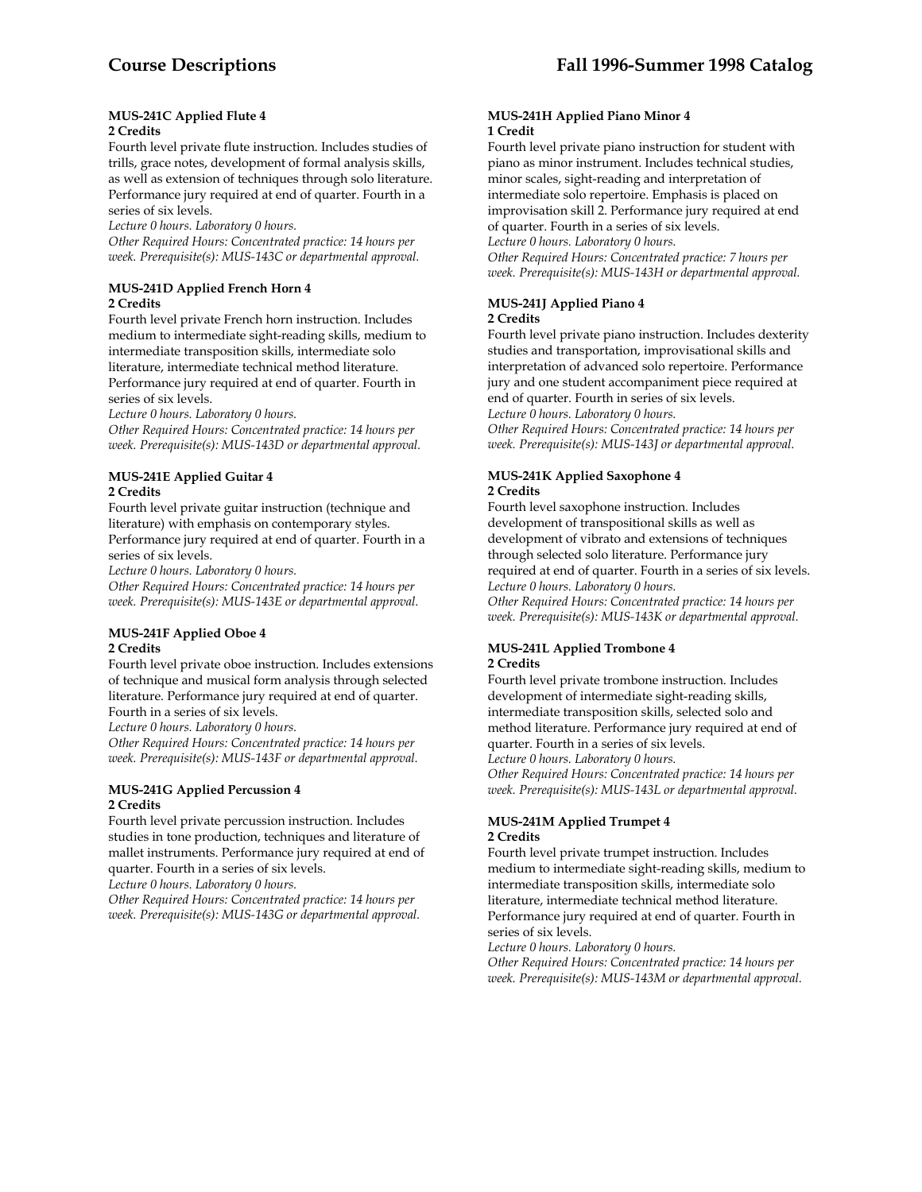**MUS-241C Applied Flute 4**
**2 Credits**

Fourth level private flute instruction. Includes studies of trills, grace notes, development of formal analysis skills, as well as extension of techniques through solo literature. Performance jury required at end of quarter. Fourth in a series of six levels.

*Lecture 0 hours. Laboratory 0 hours.*

*Other Required Hours: Concentrated practice: 14 hours per week. Prerequisite(s): MUS-143C or departmental approval.*

**MUS-241D Applied French Horn 4**
**2 Credits**

Fourth level private French horn instruction. Includes medium to intermediate sight-reading skills, medium to intermediate transposition skills, intermediate solo literature, intermediate technical method literature. Performance jury required at end of quarter. Fourth in series of six levels.

*Lecture 0 hours. Laboratory 0 hours.*

*Other Required Hours: Concentrated practice: 14 hours per week. Prerequisite(s): MUS-143D or departmental approval.*

**MUS-241E Applied Guitar 4**
**2 Credits**

Fourth level private guitar instruction (technique and literature) with emphasis on contemporary styles. Performance jury required at end of quarter. Fourth in a series of six levels.

*Lecture 0 hours. Laboratory 0 hours.*

*Other Required Hours: Concentrated practice: 14 hours per week. Prerequisite(s): MUS-143E or departmental approval.*

**MUS-241F Applied Oboe 4**
**2 Credits**

Fourth level private oboe instruction. Includes extensions of technique and musical form analysis through selected literature. Performance jury required at end of quarter. Fourth in a series of six levels.

*Lecture 0 hours. Laboratory 0 hours.*

*Other Required Hours: Concentrated practice: 14 hours per week. Prerequisite(s): MUS-143F or departmental approval.*

**MUS-241G Applied Percussion 4**
**2 Credits**

Fourth level private percussion instruction. Includes studies in tone production, techniques and literature of mallet instruments. Performance jury required at end of quarter. Fourth in a series of six levels.

*Lecture 0 hours. Laboratory 0 hours.*

*Other Required Hours: Concentrated practice: 14 hours per week. Prerequisite(s): MUS-143G or departmental approval.*

**MUS-241H Applied Piano Minor 4**
**1 Credit**

Fourth level private piano instruction for student with piano as minor instrument. Includes technical studies, minor scales, sight-reading and interpretation of intermediate solo repertoire. Emphasis is placed on improvisation skill 2. Performance jury required at end of quarter. Fourth in a series of six levels.

*Lecture 0 hours. Laboratory 0 hours.*

*Other Required Hours: Concentrated practice: 7 hours per week. Prerequisite(s): MUS-143H or departmental approval.*

**MUS-241J Applied Piano 4**
**2 Credits**

Fourth level private piano instruction. Includes dexterity studies and transportation, improvisational skills and interpretation of advanced solo repertoire. Performance jury and one student accompaniment piece required at end of quarter. Fourth in series of six levels.

*Lecture 0 hours. Laboratory 0 hours.*

*Other Required Hours: Concentrated practice: 14 hours per week. Prerequisite(s): MUS-143J or departmental approval.*

**MUS-241K Applied Saxophone 4**
**2 Credits**

Fourth level saxophone instruction. Includes development of transpositional skills as well as development of vibrato and extensions of techniques through selected solo literature. Performance jury required at end of quarter. Fourth in a series of six levels.

*Lecture 0 hours. Laboratory 0 hours.*

*Other Required Hours: Concentrated practice: 14 hours per week. Prerequisite(s): MUS-143K or departmental approval.*

**MUS-241L Applied Trombone 4**
**2 Credits**

Fourth level private trombone instruction. Includes development of intermediate sight-reading skills, intermediate transposition skills, selected solo and method literature. Performance jury required at end of quarter. Fourth in a series of six levels.

*Lecture 0 hours. Laboratory 0 hours.*

*Other Required Hours: Concentrated practice: 14 hours per week. Prerequisite(s): MUS-143L or departmental approval.*

**MUS-241M Applied Trumpet 4**
**2 Credits**

Fourth level private trumpet instruction. Includes medium to intermediate sight-reading skills, medium to intermediate transposition skills, intermediate solo literature, intermediate technical method literature. Performance jury required at end of quarter. Fourth in series of six levels.

*Lecture 0 hours. Laboratory 0 hours.*

*Other Required Hours: Concentrated practice: 14 hours per week. Prerequisite(s): MUS-143M or departmental approval.*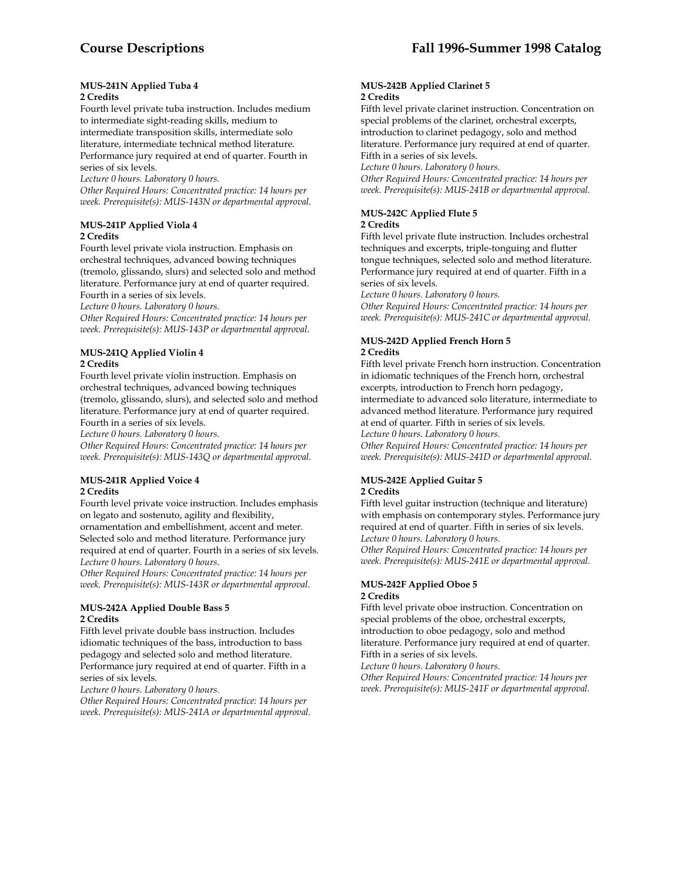#### MUS-241N Applied Tuba 4
**2 Credits**

Fourth level private tuba instruction. Includes medium to intermediate sight-reading skills, medium to intermediate transposition skills, intermediate solo literature, intermediate technical method literature. Performance jury required at end of quarter. Fourth in series of six levels.

*Lecture 0 hours. Laboratory 0 hours.*

*Other Required Hours: Concentrated practice: 14 hours per week. Prerequisite(s): MUS-143N or departmental approval.*

#### MUS-241P Applied Viola 4
**2 Credits**

Fourth level private viola instruction. Emphasis on orchestral techniques, advanced bowing techniques (tremolo, glissando, slurs) and selected solo and method literature. Performance jury at end of quarter required. Fourth in a series of six levels.

*Lecture 0 hours. Laboratory 0 hours.*

*Other Required Hours: Concentrated practice: 14 hours per week. Prerequisite(s): MUS-143P or departmental approval.*

#### MUS-241Q Applied Violin 4
**2 Credits**

Fourth level private violin instruction. Emphasis on orchestral techniques, advanced bowing techniques (tremolo, glissando, slurs), and selected solo and method literature. Performance jury at end of quarter required. Fourth in a series of six levels.

*Lecture 0 hours. Laboratory 0 hours.*

*Other Required Hours: Concentrated practice: 14 hours per week. Prerequisite(s): MUS-143Q or departmental approval.*

#### MUS-241R Applied Voice 4
**2 Credits**

Fourth level private voice instruction. Includes emphasis on legato and sostenuto, agility and flexibility, ornamentation and embellishment, accent and meter. Selected solo and method literature. Performance jury required at end of quarter. Fourth in a series of six levels.

*Lecture 0 hours. Laboratory 0 hours.*

*Other Required Hours: Concentrated practice: 14 hours per week. Prerequisite(s): MUS-143R or departmental approval.*

#### MUS-242A Applied Double Bass 5
**2 Credits**

Fifth level private double bass instruction. Includes idiomatic techniques of the bass, introduction to bass pedagogy and selected solo and method literature. Performance jury required at end of quarter. Fifth in a series of six levels.

*Lecture 0 hours. Laboratory 0 hours.*

*Other Required Hours: Concentrated practice: 14 hours per week. Prerequisite(s): MUS-241A or departmental approval.*

#### MUS-242B Applied Clarinet 5
**2 Credits**

Fifth level private clarinet instruction. Concentration on special problems of the clarinet, orchestral excerpts, introduction to clarinet pedagogy, solo and method literature. Performance jury required at end of quarter. Fifth in a series of six levels.

*Lecture 0 hours. Laboratory 0 hours.*

*Other Required Hours: Concentrated practice: 14 hours per week. Prerequisite(s): MUS-241B or departmental approval.*

#### MUS-242C Applied Flute 5
**2 Credits**

Fifth level private flute instruction. Includes orchestral techniques and excerpts, triple-tonguing and flutter tongue techniques, selected solo and method literature. Performance jury required at end of quarter. Fifth in a series of six levels.

*Lecture 0 hours. Laboratory 0 hours.*

*Other Required Hours: Concentrated practice: 14 hours per week. Prerequisite(s): MUS-241C or departmental approval.*

#### MUS-242D Applied French Horn 5
**2 Credits**

Fifth level private French horn instruction. Concentration in idiomatic techniques of the French horn, orchestral excerpts, introduction to French horn pedagogy, intermediate to advanced solo literature, intermediate to advanced method literature. Performance jury required at end of quarter. Fifth in series of six levels.

*Lecture 0 hours. Laboratory 0 hours.*

*Other Required Hours: Concentrated practice: 14 hours per week. Prerequisite(s): MUS-241D or departmental approval.*

#### MUS-242E Applied Guitar 5
**2 Credits**

Fifth level guitar instruction (technique and literature) with emphasis on contemporary styles. Performance jury required at end of quarter. Fifth in series of six levels.

*Lecture 0 hours. Laboratory 0 hours.*

*Other Required Hours: Concentrated practice: 14 hours per week. Prerequisite(s): MUS-241E or departmental approval.*

#### MUS-242F Applied Oboe 5
**2 Credits**

Fifth level private oboe instruction. Concentration on special problems of the oboe, orchestral excerpts, introduction to oboe pedagogy, solo and method literature. Performance jury required at end of quarter. Fifth in a series of six levels.

*Lecture 0 hours. Laboratory 0 hours.*

*Other Required Hours: Concentrated practice: 14 hours per week. Prerequisite(s): MUS-241F or departmental approval.*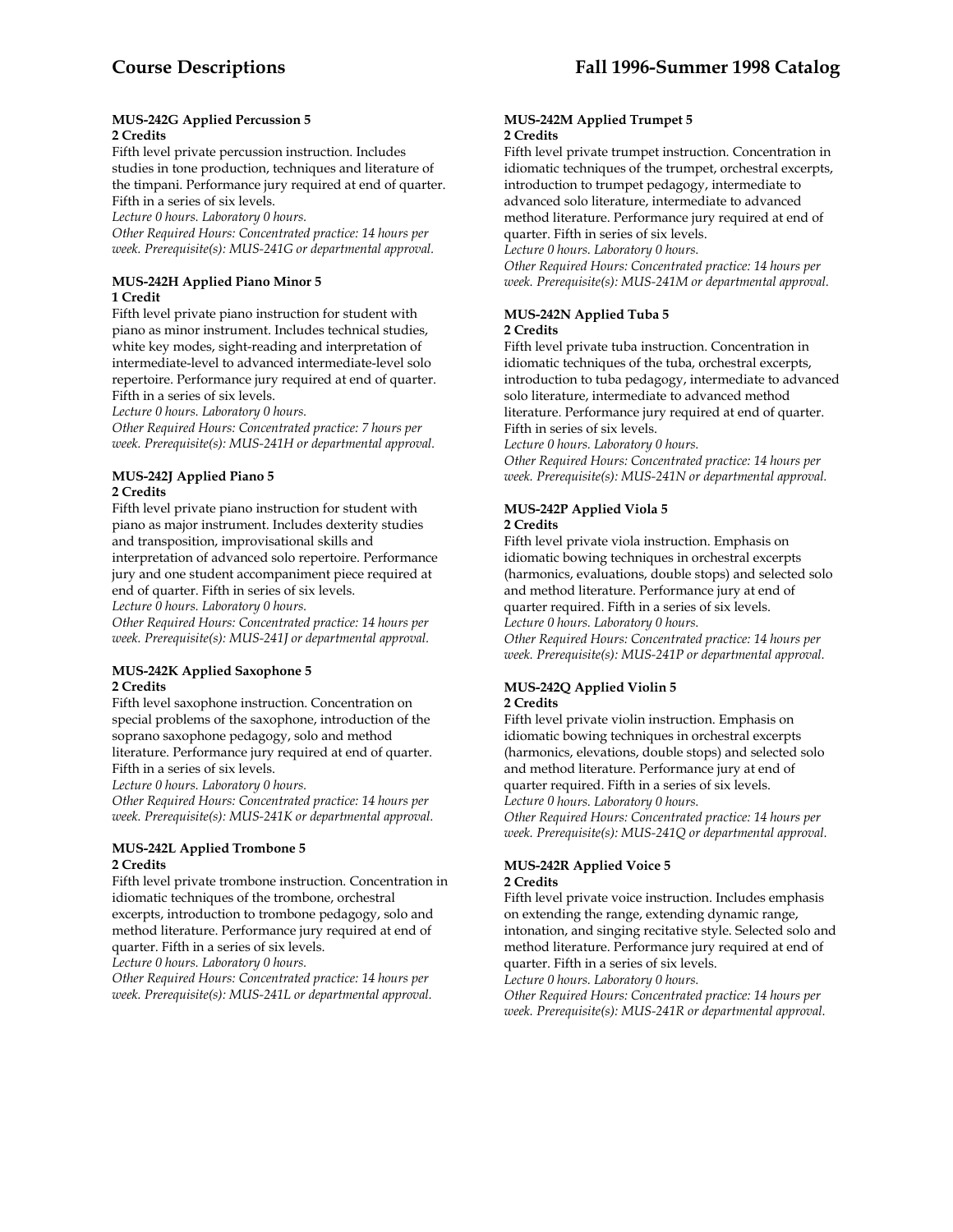#### MUS-242G Applied Percussion 5
**2 Credits**

Fifth level private percussion instruction. Includes studies in tone production, techniques and literature of the timpani. Performance jury required at end of quarter. Fifth in a series of six levels.
*Lecture 0 hours. Laboratory 0 hours.*
*Other Required Hours: Concentrated practice: 14 hours per week. Prerequisite(s): MUS-241G or departmental approval.*

#### MUS-242H Applied Piano Minor 5
**1 Credit**

Fifth level private piano instruction for student with piano as minor instrument. Includes technical studies, white key modes, sight-reading and interpretation of intermediate-level to advanced intermediate-level solo repertoire. Performance jury required at end of quarter. Fifth in a series of six levels.
*Lecture 0 hours. Laboratory 0 hours.*
*Other Required Hours: Concentrated practice: 7 hours per week. Prerequisite(s): MUS-241H or departmental approval.*

#### MUS-242J Applied Piano 5
**2 Credits**

Fifth level private piano instruction for student with piano as major instrument. Includes dexterity studies and transposition, improvisational skills and interpretation of advanced solo repertoire. Performance jury and one student accompaniment piece required at end of quarter. Fifth in series of six levels.
*Lecture 0 hours. Laboratory 0 hours.*
*Other Required Hours: Concentrated practice: 14 hours per week. Prerequisite(s): MUS-241J or departmental approval.*

#### MUS-242K Applied Saxophone 5
**2 Credits**

Fifth level saxophone instruction. Concentration on special problems of the saxophone, introduction of the soprano saxophone pedagogy, solo and method literature. Performance jury required at end of quarter. Fifth in a series of six levels.
*Lecture 0 hours. Laboratory 0 hours.*
*Other Required Hours: Concentrated practice: 14 hours per week. Prerequisite(s): MUS-241K or departmental approval.*

#### MUS-242L Applied Trombone 5
**2 Credits**

Fifth level private trombone instruction. Concentration in idiomatic techniques of the trombone, orchestral excerpts, introduction to trombone pedagogy, solo and method literature. Performance jury required at end of quarter. Fifth in a series of six levels.
*Lecture 0 hours. Laboratory 0 hours.*
*Other Required Hours: Concentrated practice: 14 hours per week. Prerequisite(s): MUS-241L or departmental approval.*

#### MUS-242M Applied Trumpet 5
**2 Credits**

Fifth level private trumpet instruction. Concentration in idiomatic techniques of the trumpet, orchestral excerpts, introduction to trumpet pedagogy, intermediate to advanced solo literature, intermediate to advanced method literature. Performance jury required at end of quarter. Fifth in series of six levels.
*Lecture 0 hours. Laboratory 0 hours.*
*Other Required Hours: Concentrated practice: 14 hours per week. Prerequisite(s): MUS-241M or departmental approval.*

#### MUS-242N Applied Tuba 5
**2 Credits**

Fifth level private tuba instruction. Concentration in idiomatic techniques of the tuba, orchestral excerpts, introduction to tuba pedagogy, intermediate to advanced solo literature, intermediate to advanced method literature. Performance jury required at end of quarter. Fifth in series of six levels.
*Lecture 0 hours. Laboratory 0 hours.*
*Other Required Hours: Concentrated practice: 14 hours per week. Prerequisite(s): MUS-241N or departmental approval.*

#### MUS-242P Applied Viola 5
**2 Credits**

Fifth level private viola instruction. Emphasis on idiomatic bowing techniques in orchestral excerpts (harmonics, evaluations, double stops) and selected solo and method literature. Performance jury at end of quarter required. Fifth in a series of six levels.
*Lecture 0 hours. Laboratory 0 hours.*
*Other Required Hours: Concentrated practice: 14 hours per week. Prerequisite(s): MUS-241P or departmental approval.*

#### MUS-242Q Applied Violin 5
**2 Credits**

Fifth level private violin instruction. Emphasis on idiomatic bowing techniques in orchestral excerpts (harmonics, elevations, double stops) and selected solo and method literature. Performance jury at end of quarter required. Fifth in a series of six levels.
*Lecture 0 hours. Laboratory 0 hours.*
*Other Required Hours: Concentrated practice: 14 hours per week. Prerequisite(s): MUS-241Q or departmental approval.*

#### MUS-242R Applied Voice 5
**2 Credits**

Fifth level private voice instruction. Includes emphasis on extending the range, extending dynamic range, intonation, and singing recitative style. Selected solo and method literature. Performance jury required at end of quarter. Fifth in a series of six levels.
*Lecture 0 hours. Laboratory 0 hours.*
*Other Required Hours: Concentrated practice: 14 hours per week. Prerequisite(s): MUS-241R or departmental approval.*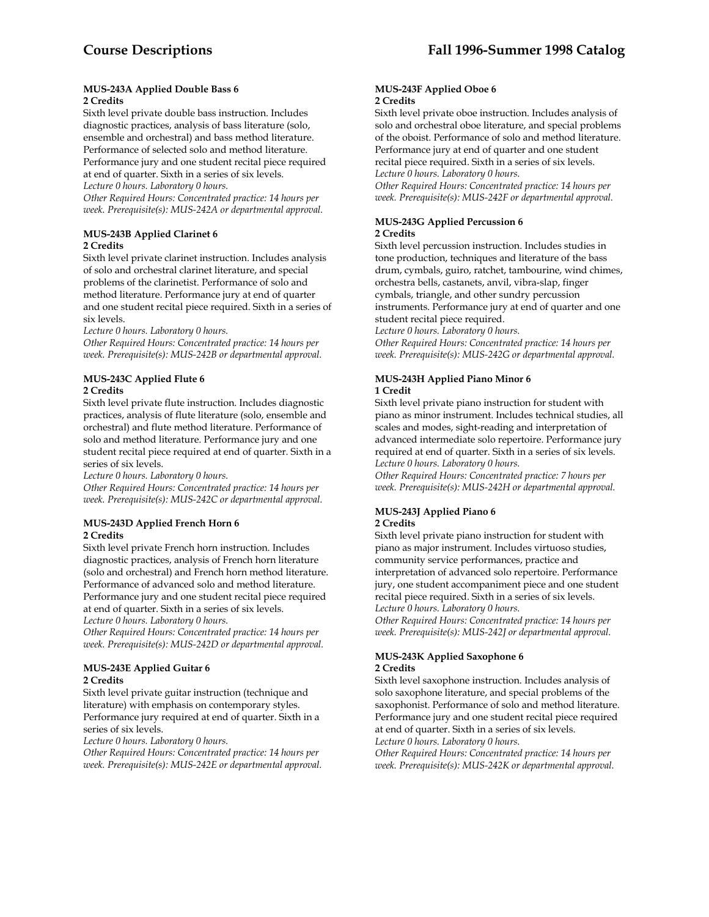#### MUS-243A Applied Double Bass 6
**2 Credits**

Sixth level private double bass instruction. Includes diagnostic practices, analysis of bass literature (solo, ensemble and orchestral) and bass method literature. Performance of selected solo and method literature. Performance jury and one student recital piece required at end of quarter. Sixth in a series of six levels.

*Lecture 0 hours. Laboratory 0 hours.*

*Other Required Hours: Concentrated practice: 14 hours per week. Prerequisite(s): MUS-242A or departmental approval.*

#### MUS-243B Applied Clarinet 6
**2 Credits**

Sixth level private clarinet instruction. Includes analysis of solo and orchestral clarinet literature, and special problems of the clarinetist. Performance of solo and method literature. Performance jury at end of quarter and one student recital piece required. Sixth in a series of six levels.

*Lecture 0 hours. Laboratory 0 hours.*

*Other Required Hours: Concentrated practice: 14 hours per week. Prerequisite(s): MUS-242B or departmental approval.*

#### MUS-243C Applied Flute 6
**2 Credits**

Sixth level private flute instruction. Includes diagnostic practices, analysis of flute literature (solo, ensemble and orchestral) and flute method literature. Performance of solo and method literature. Performance jury and one student recital piece required at end of quarter. Sixth in a series of six levels.

*Lecture 0 hours. Laboratory 0 hours.*

*Other Required Hours: Concentrated practice: 14 hours per week. Prerequisite(s): MUS-242C or departmental approval.*

#### MUS-243D Applied French Horn 6
**2 Credits**

Sixth level private French horn instruction. Includes diagnostic practices, analysis of French horn literature (solo and orchestral) and French horn method literature. Performance of advanced solo and method literature. Performance jury and one student recital piece required at end of quarter. Sixth in a series of six levels.

*Lecture 0 hours. Laboratory 0 hours.*

*Other Required Hours: Concentrated practice: 14 hours per week. Prerequisite(s): MUS-242D or departmental approval.*

#### MUS-243E Applied Guitar 6
**2 Credits**

Sixth level private guitar instruction (technique and literature) with emphasis on contemporary styles. Performance jury required at end of quarter. Sixth in a series of six levels.

*Lecture 0 hours. Laboratory 0 hours.*

*Other Required Hours: Concentrated practice: 14 hours per week. Prerequisite(s): MUS-242E or departmental approval.*

#### MUS-243F Applied Oboe 6
**2 Credits**

Sixth level private oboe instruction. Includes analysis of solo and orchestral oboe literature, and special problems of the oboist. Performance of solo and method literature. Performance jury at end of quarter and one student recital piece required. Sixth in a series of six levels.

*Lecture 0 hours. Laboratory 0 hours.*

*Other Required Hours: Concentrated practice: 14 hours per week. Prerequisite(s): MUS-242F or departmental approval.*

#### MUS-243G Applied Percussion 6
**2 Credits**

Sixth level private percussion instruction. Includes studies in tone production, techniques and literature of the bass drum, cymbals, guiro, ratchet, tambourine, wind chimes, orchestra bells, castanets, anvil, vibra-slap, finger cymbals, triangle, and other sundry percussion instruments. Performance jury at end of quarter and one student recital piece required.

*Lecture 0 hours. Laboratory 0 hours.*

*Other Required Hours: Concentrated practice: 14 hours per week. Prerequisite(s): MUS-242G or departmental approval.*

#### MUS-243H Applied Piano Minor 6
**1 Credit**

Sixth level private piano instruction for student with piano as minor instrument. Includes technical studies, all scales and modes, sight-reading and interpretation of advanced intermediate solo repertoire. Performance jury required at end of quarter. Sixth in a series of six levels.

*Lecture 0 hours. Laboratory 0 hours.*

*Other Required Hours: Concentrated practice: 7 hours per week. Prerequisite(s): MUS-242H or departmental approval.*

#### MUS-243J Applied Piano 6
**2 Credits**

Sixth level private piano instruction for student with piano as major instrument. Includes virtuoso studies, community service performances, practice and interpretation of advanced solo repertoire. Performance jury, one student accompaniment piece and one student recital piece required. Sixth in a series of six levels.

*Lecture 0 hours. Laboratory 0 hours.*

*Other Required Hours: Concentrated practice: 14 hours per week. Prerequisite(s): MUS-242J or departmental approval.*

#### MUS-243K Applied Saxophone 6
**2 Credits**

Sixth level saxophone instruction. Includes analysis of solo saxophone literature, and special problems of the saxophonist. Performance of solo and method literature. Performance jury and one student recital piece required at end of quarter. Sixth in a series of six levels.

*Lecture 0 hours. Laboratory 0 hours.*

*Other Required Hours: Concentrated practice: 14 hours per week. Prerequisite(s): MUS-242K or departmental approval.*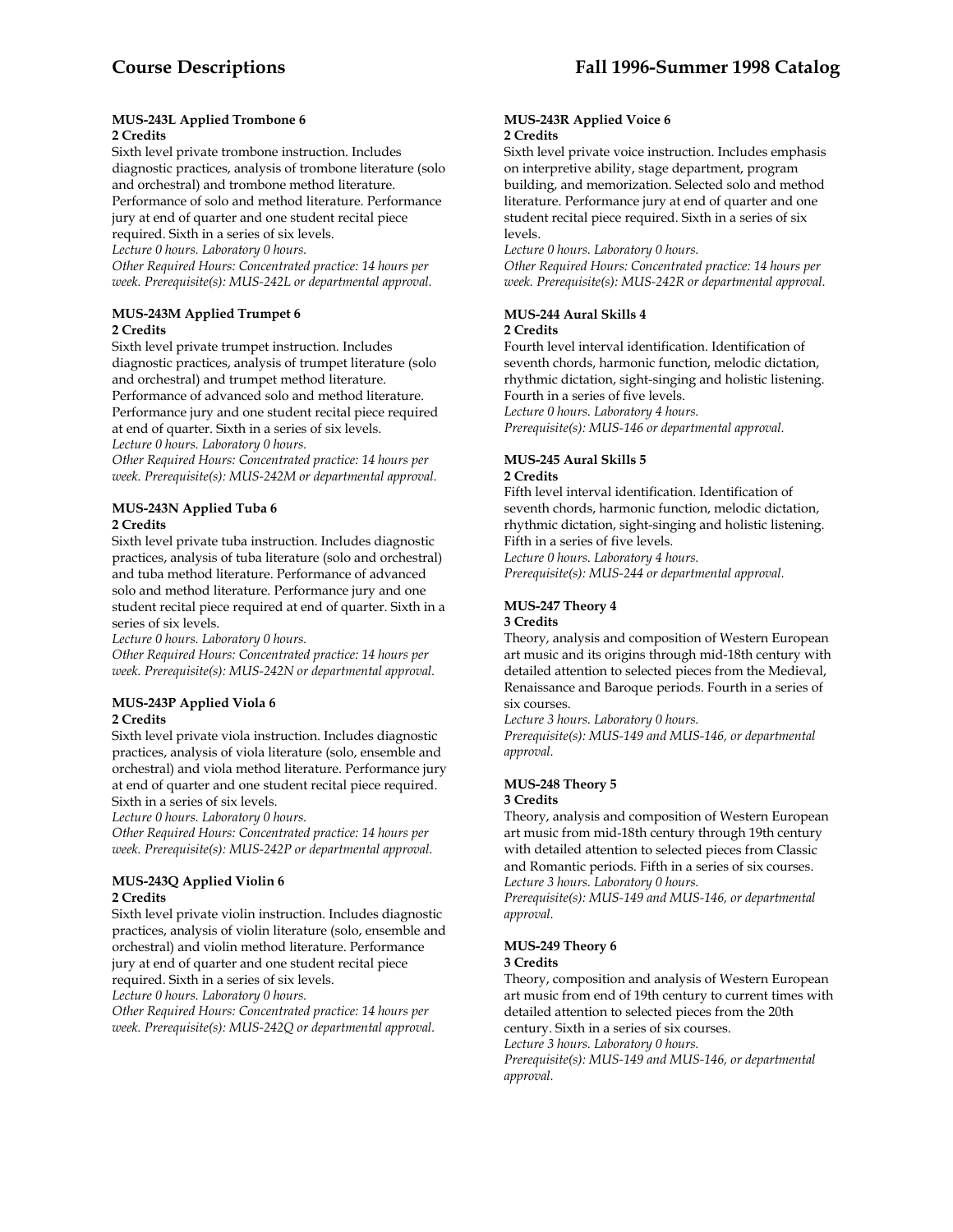#### MUS-243L Applied Trombone 6
**2 Credits**

Sixth level private trombone instruction. Includes diagnostic practices, analysis of trombone literature (solo and orchestral) and trombone method literature. Performance of solo and method literature. Performance jury at end of quarter and one student recital piece required. Sixth in a series of six levels.
*Lecture 0 hours. Laboratory 0 hours.*
*Other Required Hours: Concentrated practice: 14 hours per week. Prerequisite(s): MUS-242L or departmental approval.*

#### MUS-243M Applied Trumpet 6
**2 Credits**

Sixth level private trumpet instruction. Includes diagnostic practices, analysis of trumpet literature (solo and orchestral) and trumpet method literature. Performance of advanced solo and method literature. Performance jury and one student recital piece required at end of quarter. Sixth in a series of six levels.
*Lecture 0 hours. Laboratory 0 hours.*
*Other Required Hours: Concentrated practice: 14 hours per week. Prerequisite(s): MUS-242M or departmental approval.*

#### MUS-243N Applied Tuba 6
**2 Credits**

Sixth level private tuba instruction. Includes diagnostic practices, analysis of tuba literature (solo and orchestral) and tuba method literature. Performance of advanced solo and method literature. Performance jury and one student recital piece required at end of quarter. Sixth in a series of six levels.
*Lecture 0 hours. Laboratory 0 hours.*
*Other Required Hours: Concentrated practice: 14 hours per week. Prerequisite(s): MUS-242N or departmental approval.*

#### MUS-243P Applied Viola 6
**2 Credits**

Sixth level private viola instruction. Includes diagnostic practices, analysis of viola literature (solo, ensemble and orchestral) and viola method literature. Performance jury at end of quarter and one student recital piece required. Sixth in a series of six levels.
*Lecture 0 hours. Laboratory 0 hours.*
*Other Required Hours: Concentrated practice: 14 hours per week. Prerequisite(s): MUS-242P or departmental approval.*

#### MUS-243Q Applied Violin 6
**2 Credits**

Sixth level private violin instruction. Includes diagnostic practices, analysis of violin literature (solo, ensemble and orchestral) and violin method literature. Performance jury at end of quarter and one student recital piece required. Sixth in a series of six levels.
*Lecture 0 hours. Laboratory 0 hours.*
*Other Required Hours: Concentrated practice: 14 hours per week. Prerequisite(s): MUS-242Q or departmental approval.*

#### MUS-243R Applied Voice 6
**2 Credits**

Sixth level private voice instruction. Includes emphasis on interpretive ability, stage department, program building, and memorization. Selected solo and method literature. Performance jury at end of quarter and one student recital piece required. Sixth in a series of six levels.
*Lecture 0 hours. Laboratory 0 hours.*
*Other Required Hours: Concentrated practice: 14 hours per week. Prerequisite(s): MUS-242R or departmental approval.*

#### MUS-244 Aural Skills 4
**2 Credits**

Fourth level interval identification. Identification of seventh chords, harmonic function, melodic dictation, rhythmic dictation, sight-singing and holistic listening. Fourth in a series of five levels.
*Lecture 0 hours. Laboratory 4 hours.*
*Prerequisite(s): MUS-146 or departmental approval.*

#### MUS-245 Aural Skills 5
**2 Credits**

Fifth level interval identification. Identification of seventh chords, harmonic function, melodic dictation, rhythmic dictation, sight-singing and holistic listening. Fifth in a series of five levels.
*Lecture 0 hours. Laboratory 4 hours.*
*Prerequisite(s): MUS-244 or departmental approval.*

#### MUS-247 Theory 4
**3 Credits**

Theory, analysis and composition of Western European art music and its origins through mid-18th century with detailed attention to selected pieces from the Medieval, Renaissance and Baroque periods. Fourth in a series of six courses.
*Lecture 3 hours. Laboratory 0 hours.*
*Prerequisite(s): MUS-149 and MUS-146, or departmental approval.*

#### MUS-248 Theory 5
**3 Credits**

Theory, analysis and composition of Western European art music from mid-18th century through 19th century with detailed attention to selected pieces from Classic and Romantic periods. Fifth in a series of six courses.
*Lecture 3 hours. Laboratory 0 hours.*
*Prerequisite(s): MUS-149 and MUS-146, or departmental approval.*

#### MUS-249 Theory 6
**3 Credits**

Theory, composition and analysis of Western European art music from end of 19th century to current times with detailed attention to selected pieces from the 20th century. Sixth in a series of six courses.
*Lecture 3 hours. Laboratory 0 hours.*
*Prerequisite(s): MUS-149 and MUS-146, or departmental approval.*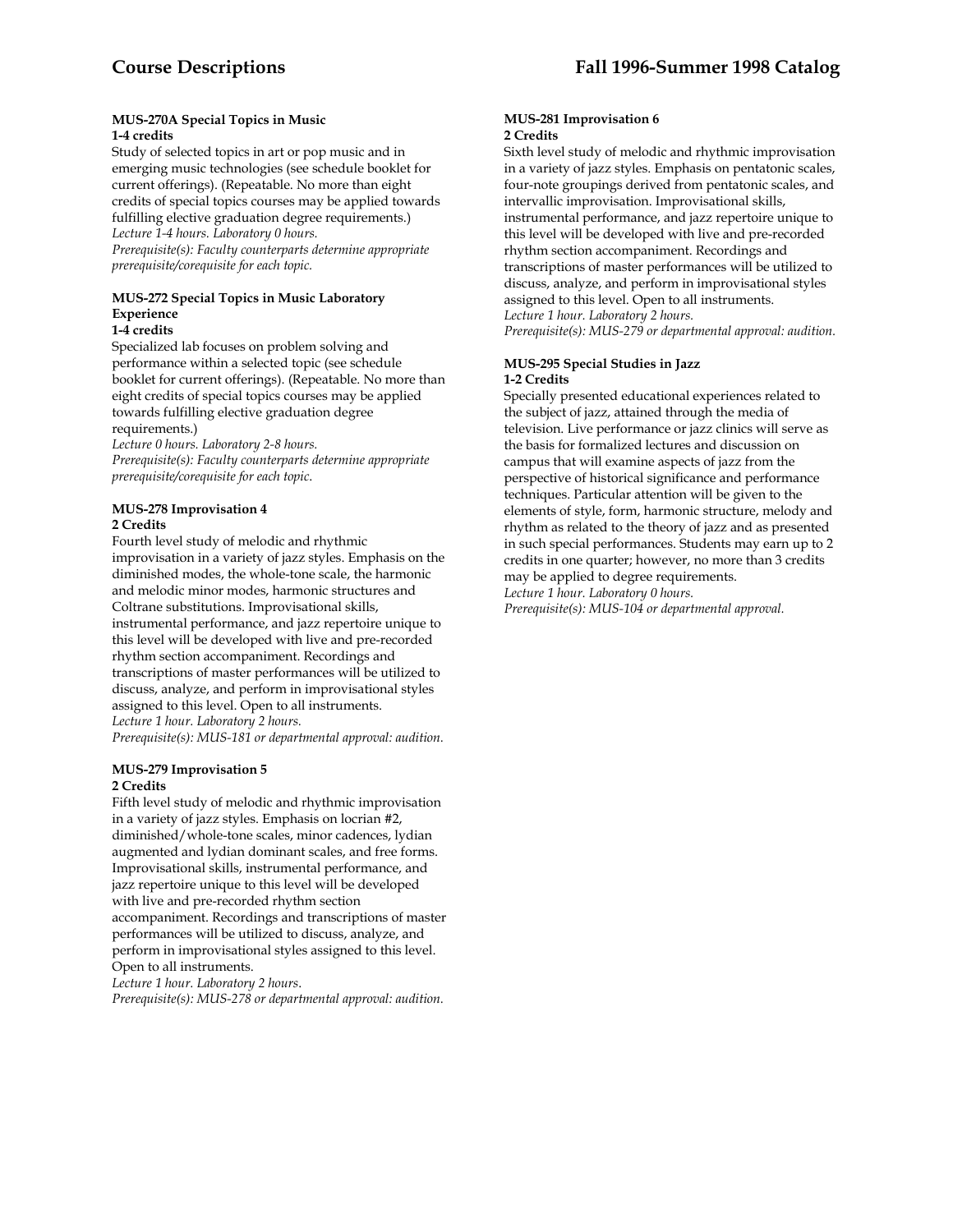#### MUS-270A Special Topics in Music
**1-4 credits**

Study of selected topics in art or pop music and in emerging music technologies (see schedule booklet for current offerings). (Repeatable. No more than eight credits of special topics courses may be applied towards fulfilling elective graduation degree requirements.)
*Lecture 1-4 hours. Laboratory 0 hours.*
*Prerequisite(s): Faculty counterparts determine appropriate prerequisite/corequisite for each topic.*

#### MUS-272 Special Topics in Music Laboratory Experience
**1-4 credits**

Specialized lab focuses on problem solving and performance within a selected topic (see schedule booklet for current offerings). (Repeatable. No more than eight credits of special topics courses may be applied towards fulfilling elective graduation degree requirements.)
*Lecture 0 hours. Laboratory 2-8 hours.*
*Prerequisite(s): Faculty counterparts determine appropriate prerequisite/corequisite for each topic.*

#### MUS-278 Improvisation 4
**2 Credits**

Fourth level study of melodic and rhythmic improvisation in a variety of jazz styles. Emphasis on the diminished modes, the whole-tone scale, the harmonic and melodic minor modes, harmonic structures and Coltrane substitutions. Improvisational skills, instrumental performance, and jazz repertoire unique to this level will be developed with live and pre-recorded rhythm section accompaniment. Recordings and transcriptions of master performances will be utilized to discuss, analyze, and perform in improvisational styles assigned to this level. Open to all instruments.
*Lecture 1 hour. Laboratory 2 hours.*
*Prerequisite(s): MUS-181 or departmental approval: audition.*

#### MUS-279 Improvisation 5
**2 Credits**

Fifth level study of melodic and rhythmic improvisation in a variety of jazz styles. Emphasis on locrian #2, diminished/whole-tone scales, minor cadences, lydian augmented and lydian dominant scales, and free forms. Improvisational skills, instrumental performance, and jazz repertoire unique to this level will be developed with live and pre-recorded rhythm section accompaniment. Recordings and transcriptions of master performances will be utilized to discuss, analyze, and perform in improvisational styles assigned to this level. Open to all instruments.
*Lecture 1 hour. Laboratory 2 hours.*
*Prerequisite(s): MUS-278 or departmental approval: audition.*

#### MUS-281 Improvisation 6
**2 Credits**

Sixth level study of melodic and rhythmic improvisation in a variety of jazz styles. Emphasis on pentatonic scales, four-note groupings derived from pentatonic scales, and intervallic improvisation. Improvisational skills, instrumental performance, and jazz repertoire unique to this level will be developed with live and pre-recorded rhythm section accompaniment. Recordings and transcriptions of master performances will be utilized to discuss, analyze, and perform in improvisational styles assigned to this level. Open to all instruments.
*Lecture 1 hour. Laboratory 2 hours.*
*Prerequisite(s): MUS-279 or departmental approval: audition.*

#### MUS-295 Special Studies in Jazz
**1-2 Credits**

Specially presented educational experiences related to the subject of jazz, attained through the media of television. Live performance or jazz clinics will serve as the basis for formalized lectures and discussion on campus that will examine aspects of jazz from the perspective of historical significance and performance techniques. Particular attention will be given to the elements of style, form, harmonic structure, melody and rhythm as related to the theory of jazz and as presented in such special performances. Students may earn up to 2 credits in one quarter; however, no more than 3 credits may be applied to degree requirements.
*Lecture 1 hour. Laboratory 0 hours.*
*Prerequisite(s): MUS-104 or departmental approval.*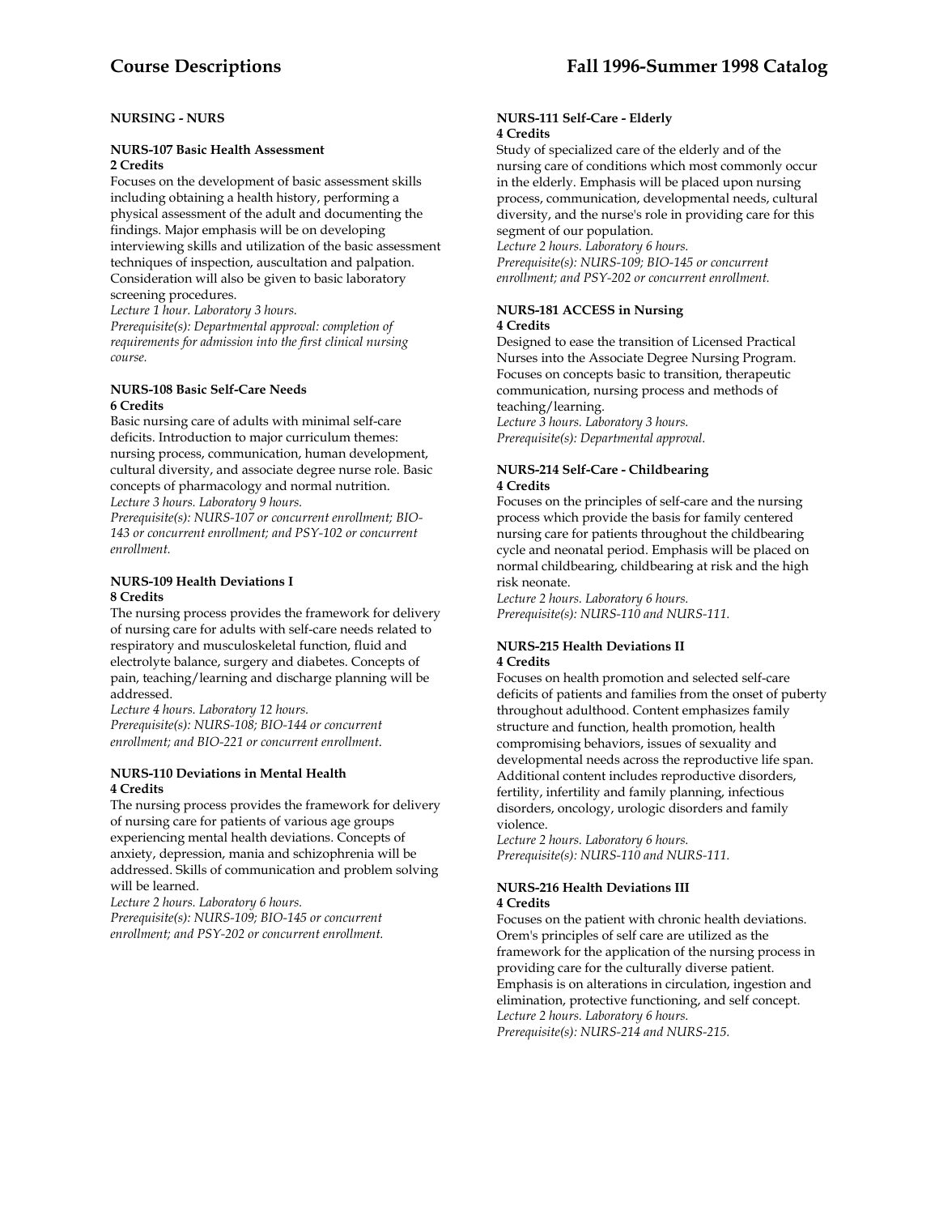## NURSING - NURS

### NURS-107 Basic Health Assessment
**2 Credits**

Focuses on the development of basic assessment skills including obtaining a health history, performing a physical assessment of the adult and documenting the findings. Major emphasis will be on developing interviewing skills and utilization of the basic assessment techniques of inspection, auscultation and palpation. Consideration will also be given to basic laboratory screening procedures.

*Lecture 1 hour. Laboratory 3 hours.*
*Prerequisite(s): Departmental approval: completion of requirements for admission into the first clinical nursing course.*

### NURS-108 Basic Self-Care Needs
**6 Credits**

Basic nursing care of adults with minimal self-care deficits. Introduction to major curriculum themes: nursing process, communication, human development, cultural diversity, and associate degree nurse role. Basic concepts of pharmacology and normal nutrition.

*Lecture 3 hours. Laboratory 9 hours.*
*Prerequisite(s): NURS-107 or concurrent enrollment; BIO-143 or concurrent enrollment; and PSY-102 or concurrent enrollment.*

### NURS-109 Health Deviations I
**8 Credits**

The nursing process provides the framework for delivery of nursing care for adults with self-care needs related to respiratory and musculoskeletal function, fluid and electrolyte balance, surgery and diabetes. Concepts of pain, teaching/learning and discharge planning will be addressed.

*Lecture 4 hours. Laboratory 12 hours.*
*Prerequisite(s): NURS-108; BIO-144 or concurrent enrollment; and BIO-221 or concurrent enrollment.*

### NURS-110 Deviations in Mental Health
**4 Credits**

The nursing process provides the framework for delivery of nursing care for patients of various age groups experiencing mental health deviations. Concepts of anxiety, depression, mania and schizophrenia will be addressed. Skills of communication and problem solving will be learned.

*Lecture 2 hours. Laboratory 6 hours.*
*Prerequisite(s): NURS-109; BIO-145 or concurrent enrollment; and PSY-202 or concurrent enrollment.*

### NURS-111 Self-Care - Elderly
**4 Credits**

Study of specialized care of the elderly and of the nursing care of conditions which most commonly occur in the elderly. Emphasis will be placed upon nursing process, communication, developmental needs, cultural diversity, and the nurse's role in providing care for this segment of our population.

*Lecture 2 hours. Laboratory 6 hours.*
*Prerequisite(s): NURS-109; BIO-145 or concurrent enrollment; and PSY-202 or concurrent enrollment.*

### NURS-181 ACCESS in Nursing
**4 Credits**

Designed to ease the transition of Licensed Practical Nurses into the Associate Degree Nursing Program. Focuses on concepts basic to transition, therapeutic communication, nursing process and methods of teaching/learning.

*Lecture 3 hours. Laboratory 3 hours.*
*Prerequisite(s): Departmental approval.*

### NURS-214 Self-Care - Childbearing
**4 Credits**

Focuses on the principles of self-care and the nursing process which provide the basis for family centered nursing care for patients throughout the childbearing cycle and neonatal period. Emphasis will be placed on normal childbearing, childbearing at risk and the high risk neonate.

*Lecture 2 hours. Laboratory 6 hours.*
*Prerequisite(s): NURS-110 and NURS-111.*

### NURS-215 Health Deviations II
**4 Credits**

Focuses on health promotion and selected self-care deficits of patients and families from the onset of puberty throughout adulthood. Content emphasizes family structure and function, health promotion, health compromising behaviors, issues of sexuality and developmental needs across the reproductive life span. Additional content includes reproductive disorders, fertility, infertility and family planning, infectious disorders, oncology, urologic disorders and family violence.

*Lecture 2 hours. Laboratory 6 hours.*
*Prerequisite(s): NURS-110 and NURS-111.*

### NURS-216 Health Deviations III
**4 Credits**

Focuses on the patient with chronic health deviations. Orem's principles of self care are utilized as the framework for the application of the nursing process in providing care for the culturally diverse patient. Emphasis is on alterations in circulation, ingestion and elimination, protective functioning, and self concept.

*Lecture 2 hours. Laboratory 6 hours.*
*Prerequisite(s): NURS-214 and NURS-215.*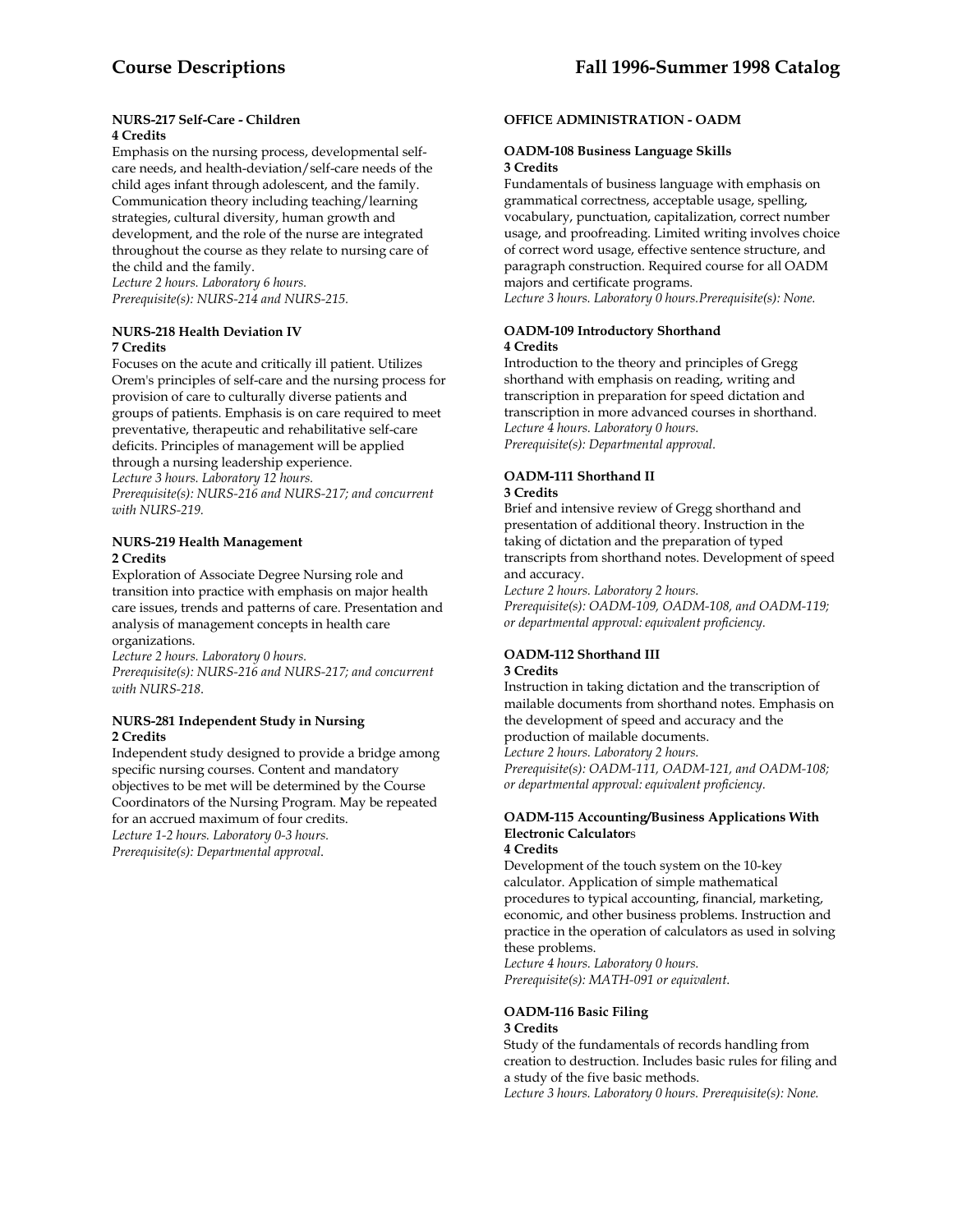**NURS-217 Self-Care - Children**
**4 Credits**

Emphasis on the nursing process, developmental self-care needs, and health-deviation/self-care needs of the child ages infant through adolescent, and the family. Communication theory including teaching/learning strategies, cultural diversity, human growth and development, and the role of the nurse are integrated throughout the course as they relate to nursing care of the child and the family.

*Lecture 2 hours. Laboratory 6 hours.*
*Prerequisite(s): NURS-214 and NURS-215.*

**NURS-218 Health Deviation IV**
**7 Credits**

Focuses on the acute and critically ill patient. Utilizes Orem's principles of self-care and the nursing process for provision of care to culturally diverse patients and groups of patients. Emphasis is on care required to meet preventative, therapeutic and rehabilitative self-care deficits. Principles of management will be applied through a nursing leadership experience.

*Lecture 3 hours. Laboratory 12 hours.*
*Prerequisite(s): NURS-216 and NURS-217; and concurrent with NURS-219.*

**NURS-219 Health Management**
**2 Credits**

Exploration of Associate Degree Nursing role and transition into practice with emphasis on major health care issues, trends and patterns of care. Presentation and analysis of management concepts in health care organizations.

*Lecture 2 hours. Laboratory 0 hours.*
*Prerequisite(s): NURS-216 and NURS-217; and concurrent with NURS-218.*

**NURS-281 Independent Study in Nursing**
**2 Credits**

Independent study designed to provide a bridge among specific nursing courses. Content and mandatory objectives to be met will be determined by the Course Coordinators of the Nursing Program. May be repeated for an accrued maximum of four credits.

*Lecture 1-2 hours. Laboratory 0-3 hours.*
*Prerequisite(s): Departmental approval.*

**OFFICE ADMINISTRATION - OADM**

**OADM-108 Business Language Skills**
**3 Credits**

Fundamentals of business language with emphasis on grammatical correctness, acceptable usage, spelling, vocabulary, punctuation, capitalization, correct number usage, and proofreading. Limited writing involves choice of correct word usage, effective sentence structure, and paragraph construction. Required course for all OADM majors and certificate programs.

*Lecture 3 hours. Laboratory 0 hours.Prerequisite(s): None.*

**OADM-109 Introductory Shorthand**
**4 Credits**

Introduction to the theory and principles of Gregg shorthand with emphasis on reading, writing and transcription in preparation for speed dictation and transcription in more advanced courses in shorthand.

*Lecture 4 hours. Laboratory 0 hours.*
*Prerequisite(s): Departmental approval.*

**OADM-111 Shorthand II**
**3 Credits**

Brief and intensive review of Gregg shorthand and presentation of additional theory. Instruction in the taking of dictation and the preparation of typed transcripts from shorthand notes. Development of speed and accuracy.

*Lecture 2 hours. Laboratory 2 hours.*
*Prerequisite(s): OADM-109, OADM-108, and OADM-119; or departmental approval: equivalent proficiency.*

**OADM-112 Shorthand III**
**3 Credits**

Instruction in taking dictation and the transcription of mailable documents from shorthand notes. Emphasis on the development of speed and accuracy and the production of mailable documents.

*Lecture 2 hours. Laboratory 2 hours.*
*Prerequisite(s): OADM-111, OADM-121, and OADM-108; or departmental approval: equivalent proficiency.*

**OADM-115 Accounting/Business Applications With Electronic Calculators**
**4 Credits**

Development of the touch system on the 10-key calculator. Application of simple mathematical procedures to typical accounting, financial, marketing, economic, and other business problems. Instruction and practice in the operation of calculators as used in solving these problems.

*Lecture 4 hours. Laboratory 0 hours.*
*Prerequisite(s): MATH-091 or equivalent.*

**OADM-116 Basic Filing**
**3 Credits**

Study of the fundamentals of records handling from creation to destruction. Includes basic rules for filing and a study of the five basic methods.

*Lecture 3 hours. Laboratory 0 hours. Prerequisite(s): None.*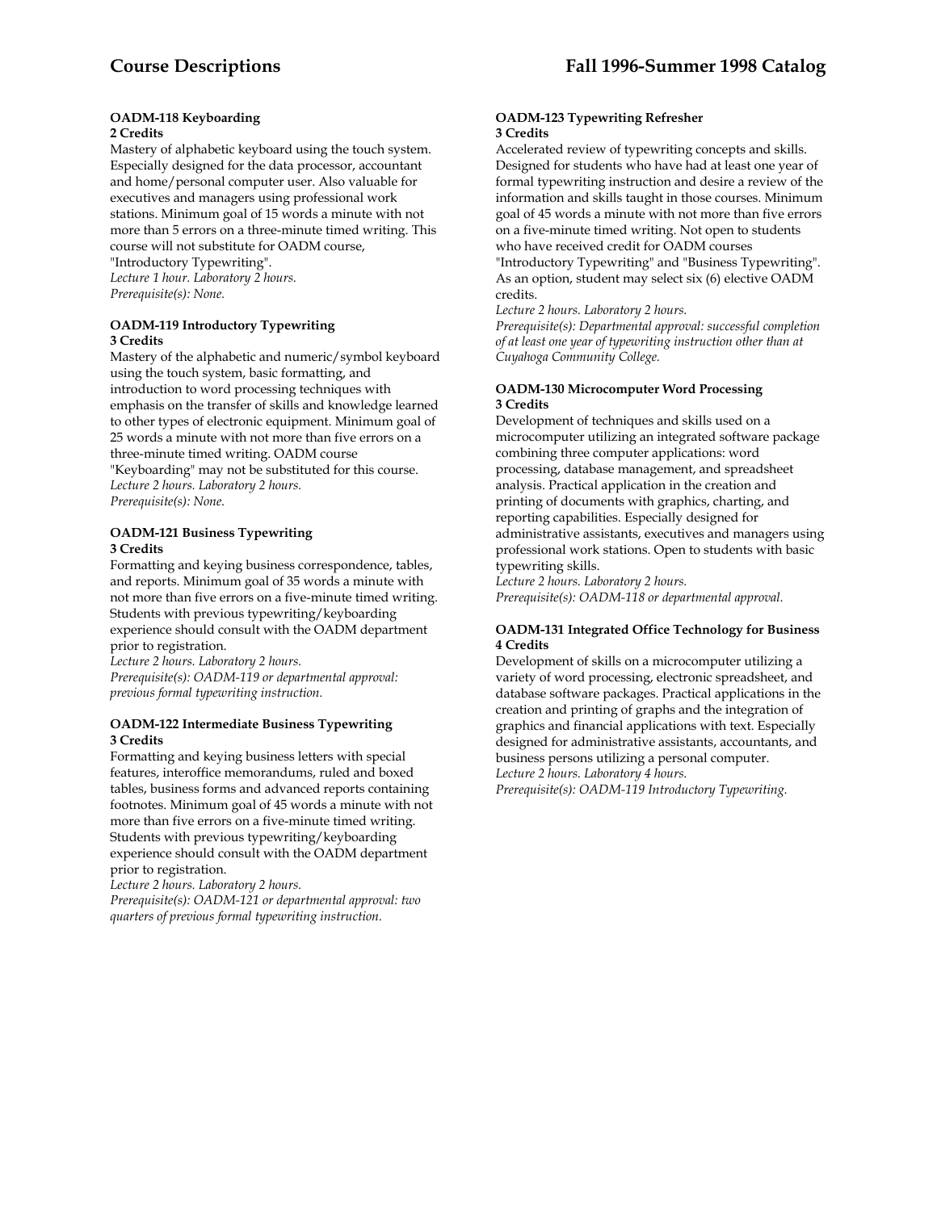#### OADM-118 Keyboarding
**2 Credits**

Mastery of alphabetic keyboard using the touch system. Especially designed for the data processor, accountant and home/personal computer user. Also valuable for executives and managers using professional work stations. Minimum goal of 15 words a minute with not more than 5 errors on a three-minute timed writing. This course will not substitute for OADM course, "Introductory Typewriting".
*Lecture 1 hour. Laboratory 2 hours.*
*Prerequisite(s): None.*

#### OADM-119 Introductory Typewriting
**3 Credits**

Mastery of the alphabetic and numeric/symbol keyboard using the touch system, basic formatting, and introduction to word processing techniques with emphasis on the transfer of skills and knowledge learned to other types of electronic equipment. Minimum goal of 25 words a minute with not more than five errors on a three-minute timed writing. OADM course "Keyboarding" may not be substituted for this course.
*Lecture 2 hours. Laboratory 2 hours.*
*Prerequisite(s): None.*

#### OADM-121 Business Typewriting
**3 Credits**

Formatting and keying business correspondence, tables, and reports. Minimum goal of 35 words a minute with not more than five errors on a five-minute timed writing. Students with previous typewriting/keyboarding experience should consult with the OADM department prior to registration.
*Lecture 2 hours. Laboratory 2 hours.*
*Prerequisite(s): OADM-119 or departmental approval: previous formal typewriting instruction.*

#### OADM-122 Intermediate Business Typewriting
**3 Credits**

Formatting and keying business letters with special features, interoffice memorandums, ruled and boxed tables, business forms and advanced reports containing footnotes. Minimum goal of 45 words a minute with not more than five errors on a five-minute timed writing. Students with previous typewriting/keyboarding experience should consult with the OADM department prior to registration.
*Lecture 2 hours. Laboratory 2 hours.*
*Prerequisite(s): OADM-121 or departmental approval: two quarters of previous formal typewriting instruction.*

#### OADM-123 Typewriting Refresher
**3 Credits**

Accelerated review of typewriting concepts and skills. Designed for students who have had at least one year of formal typewriting instruction and desire a review of the information and skills taught in those courses. Minimum goal of 45 words a minute with not more than five errors on a five-minute timed writing. Not open to students who have received credit for OADM courses "Introductory Typewriting" and "Business Typewriting". As an option, student may select six (6) elective OADM credits.
*Lecture 2 hours. Laboratory 2 hours.*
*Prerequisite(s): Departmental approval: successful completion of at least one year of typewriting instruction other than at Cuyahoga Community College.*

#### OADM-130 Microcomputer Word Processing
**3 Credits**

Development of techniques and skills used on a microcomputer utilizing an integrated software package combining three computer applications: word processing, database management, and spreadsheet analysis. Practical application in the creation and printing of documents with graphics, charting, and reporting capabilities. Especially designed for administrative assistants, executives and managers using professional work stations. Open to students with basic typewriting skills.
*Lecture 2 hours. Laboratory 2 hours.*
*Prerequisite(s): OADM-118 or departmental approval.*

#### OADM-131 Integrated Office Technology for Business
**4 Credits**

Development of skills on a microcomputer utilizing a variety of word processing, electronic spreadsheet, and database software packages. Practical applications in the creation and printing of graphs and the integration of graphics and financial applications with text. Especially designed for administrative assistants, accountants, and business persons utilizing a personal computer.
*Lecture 2 hours. Laboratory 4 hours.*
*Prerequisite(s): OADM-119 Introductory Typewriting.*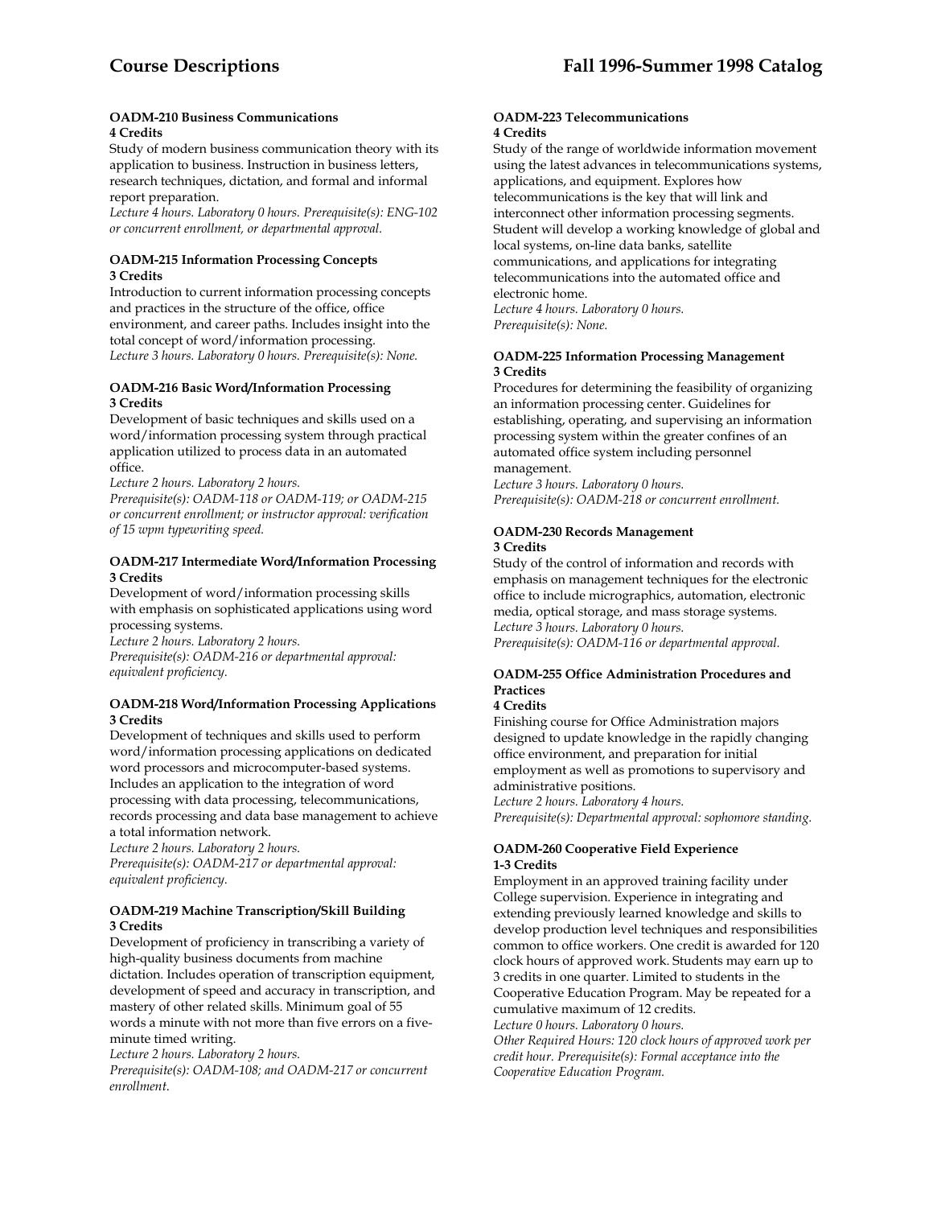#### OADM-210 Business Communications
**4 Credits**

Study of modern business communication theory with its application to business. Instruction in business letters, research techniques, dictation, and formal and informal report preparation.

*Lecture 4 hours. Laboratory 0 hours. Prerequisite(s): ENG-102 or concurrent enrollment, or departmental approval.*

#### OADM-215 Information Processing Concepts
**3 Credits**

Introduction to current information processing concepts and practices in the structure of the office, office environment, and career paths. Includes insight into the total concept of word/information processing.

*Lecture 3 hours. Laboratory 0 hours. Prerequisite(s): None.*

#### OADM-216 Basic Word/Information Processing
**3 Credits**

Development of basic techniques and skills used on a word/information processing system through practical application utilized to process data in an automated office.

*Lecture 2 hours. Laboratory 2 hours.*
*Prerequisite(s): OADM-118 or OADM-119; or OADM-215 or concurrent enrollment; or instructor approval: verification of 15 wpm typewriting speed.*

#### OADM-217 Intermediate Word/Information Processing
**3 Credits**

Development of word/information processing skills with emphasis on sophisticated applications using word processing systems.

*Lecture 2 hours. Laboratory 2 hours.*
*Prerequisite(s): OADM-216 or departmental approval: equivalent proficiency.*

#### OADM-218 Word/Information Processing Applications
**3 Credits**

Development of techniques and skills used to perform word/information processing applications on dedicated word processors and microcomputer-based systems. Includes an application to the integration of word processing with data processing, telecommunications, records processing and data base management to achieve a total information network.

*Lecture 2 hours. Laboratory 2 hours.*
*Prerequisite(s): OADM-217 or departmental approval: equivalent proficiency.*

#### OADM-219 Machine Transcription/Skill Building
**3 Credits**

Development of proficiency in transcribing a variety of high-quality business documents from machine dictation. Includes operation of transcription equipment, development of speed and accuracy in transcription, and mastery of other related skills. Minimum goal of 55 words a minute with not more than five errors on a five-minute timed writing.

*Lecture 2 hours. Laboratory 2 hours.*
*Prerequisite(s): OADM-108; and OADM-217 or concurrent enrollment.*

#### OADM-223 Telecommunications
**4 Credits**

Study of the range of worldwide information movement using the latest advances in telecommunications systems, applications, and equipment. Explores how telecommunications is the key that will link and interconnect other information processing segments. Student will develop a working knowledge of global and local systems, on-line data banks, satellite communications, and applications for integrating telecommunications into the automated office and electronic home.

*Lecture 4 hours. Laboratory 0 hours.*
*Prerequisite(s): None.*

#### OADM-225 Information Processing Management
**3 Credits**

Procedures for determining the feasibility of organizing an information processing center. Guidelines for establishing, operating, and supervising an information processing system within the greater confines of an automated office system including personnel management.

*Lecture 3 hours. Laboratory 0 hours.*
*Prerequisite(s): OADM-218 or concurrent enrollment.*

#### OADM-230 Records Management
**3 Credits**

Study of the control of information and records with emphasis on management techniques for the electronic office to include micrographics, automation, electronic media, optical storage, and mass storage systems.

*Lecture 3 hours. Laboratory 0 hours.*
*Prerequisite(s): OADM-116 or departmental approval.*

#### OADM-255 Office Administration Procedures and Practices
**4 Credits**

Finishing course for Office Administration majors designed to update knowledge in the rapidly changing office environment, and preparation for initial employment as well as promotions to supervisory and administrative positions.

*Lecture 2 hours. Laboratory 4 hours.*
*Prerequisite(s): Departmental approval: sophomore standing.*

#### OADM-260 Cooperative Field Experience
**1-3 Credits**

Employment in an approved training facility under College supervision. Experience in integrating and extending previously learned knowledge and skills to develop production level techniques and responsibilities common to office workers. One credit is awarded for 120 clock hours of approved work. Students may earn up to 3 credits in one quarter. Limited to students in the Cooperative Education Program. May be repeated for a cumulative maximum of 12 credits.

*Lecture 0 hours. Laboratory 0 hours.*
*Other Required Hours: 120 clock hours of approved work per credit hour. Prerequisite(s): Formal acceptance into the Cooperative Education Program.*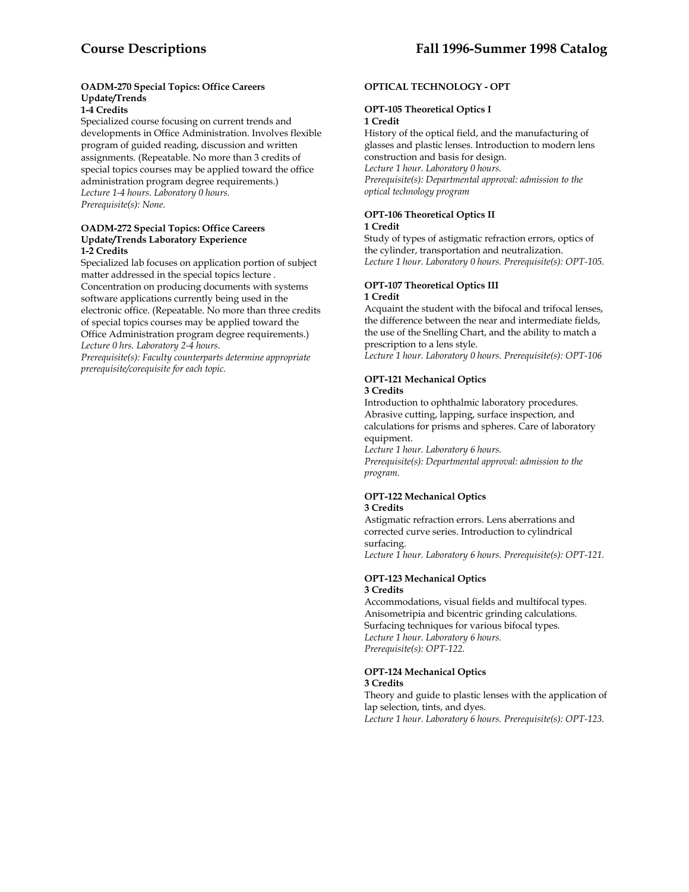**OADM-270 Special Topics: Office Careers Update/Trends**
**1-4 Credits**
Specialized course focusing on current trends and developments in Office Administration. Involves flexible program of guided reading, discussion and written assignments. (Repeatable. No more than 3 credits of special topics courses may be applied toward the office administration program degree requirements.)
*Lecture 1-4 hours. Laboratory 0 hours.*
*Prerequisite(s): None.*

**OADM-272 Special Topics: Office Careers Update/Trends Laboratory Experience**
**1-2 Credits**
Specialized lab focuses on application portion of subject matter addressed in the special topics lecture . Concentration on producing documents with systems software applications currently being used in the electronic office. (Repeatable. No more than three credits of special topics courses may be applied toward the Office Administration program degree requirements.)
*Lecture 0 hrs. Laboratory 2-4 hours.*
*Prerequisite(s): Faculty counterparts determine appropriate prerequisite/corequisite for each topic.*

## OPTICAL TECHNOLOGY - OPT

**OPT-105 Theoretical Optics I**
**1 Credit**
History of the optical field, and the manufacturing of glasses and plastic lenses. Introduction to modern lens construction and basis for design.
*Lecture 1 hour. Laboratory 0 hours.*
*Prerequisite(s): Departmental approval: admission to the optical technology program*

**OPT-106 Theoretical Optics II**
**1 Credit**
Study of types of astigmatic refraction errors, optics of the cylinder, transportation and neutralization.
*Lecture 1 hour. Laboratory 0 hours. Prerequisite(s): OPT-105.*

**OPT-107 Theoretical Optics III**
**1 Credit**
Acquaint the student with the bifocal and trifocal lenses, the difference between the near and intermediate fields, the use of the Snelling Chart, and the ability to match a prescription to a lens style.
*Lecture 1 hour. Laboratory 0 hours. Prerequisite(s): OPT-106*

**OPT-121 Mechanical Optics**
**3 Credits**
Introduction to ophthalmic laboratory procedures. Abrasive cutting, lapping, surface inspection, and calculations for prisms and spheres. Care of laboratory equipment.
*Lecture 1 hour. Laboratory 6 hours.*
*Prerequisite(s): Departmental approval: admission to the program.*

**OPT-122 Mechanical Optics**
**3 Credits**
Astigmatic refraction errors. Lens aberrations and corrected curve series. Introduction to cylindrical surfacing.
*Lecture 1 hour. Laboratory 6 hours. Prerequisite(s): OPT-121.*

**OPT-123 Mechanical Optics**
**3 Credits**
Accommodations, visual fields and multifocal types. Anisometripia and bicentric grinding calculations. Surfacing techniques for various bifocal types.
*Lecture 1 hour. Laboratory 6 hours.*
*Prerequisite(s): OPT-122.*

**OPT-124 Mechanical Optics**
**3 Credits**
Theory and guide to plastic lenses with the application of lap selection, tints, and dyes.
*Lecture 1 hour. Laboratory 6 hours. Prerequisite(s): OPT-123.*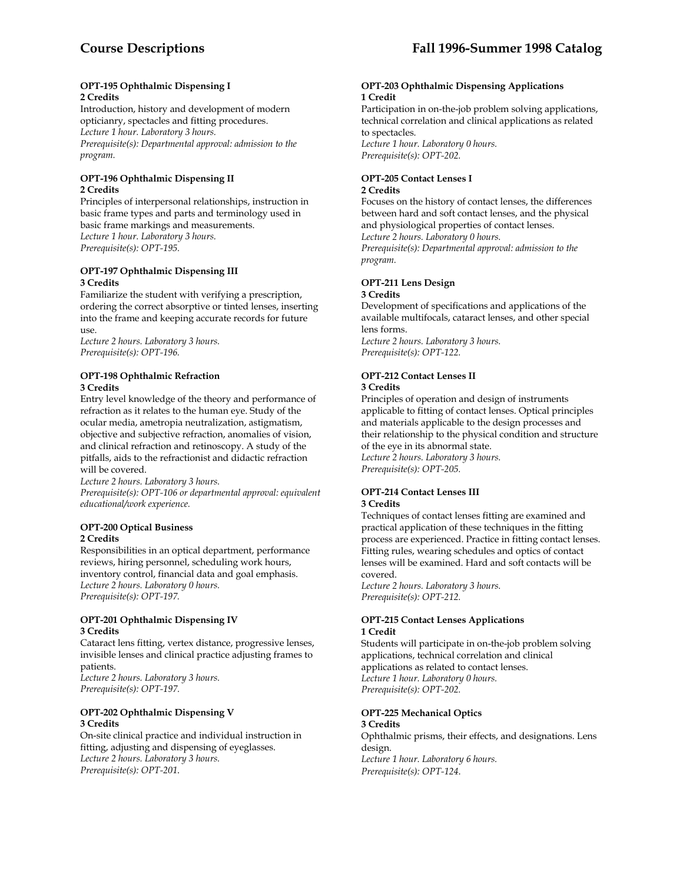#### OPT-195 Ophthalmic Dispensing I
**2 Credits**

Introduction, history and development of modern opticianry, spectacles and fitting procedures.
*Lecture 1 hour. Laboratory 3 hours.*
*Prerequisite(s): Departmental approval: admission to the program.*

#### OPT-196 Ophthalmic Dispensing II
**2 Credits**

Principles of interpersonal relationships, instruction in basic frame types and parts and terminology used in basic frame markings and measurements.
*Lecture 1 hour. Laboratory 3 hours.*
*Prerequisite(s): OPT-195.*

#### OPT-197 Ophthalmic Dispensing III
**3 Credits**

Familiarize the student with verifying a prescription, ordering the correct absorptive or tinted lenses, inserting into the frame and keeping accurate records for future use.
*Lecture 2 hours. Laboratory 3 hours.*
*Prerequisite(s): OPT-196.*

#### OPT-198 Ophthalmic Refraction
**3 Credits**

Entry level knowledge of the theory and performance of refraction as it relates to the human eye. Study of the ocular media, ametropia neutralization, astigmatism, objective and subjective refraction, anomalies of vision, and clinical refraction and retinoscopy. A study of the pitfalls, aids to the refractionist and didactic refraction will be covered.
*Lecture 2 hours. Laboratory 3 hours.*
*Prerequisite(s): OPT-106 or departmental approval: equivalent educational/work experience.*

#### OPT-200 Optical Business
**2 Credits**

Responsibilities in an optical department, performance reviews, hiring personnel, scheduling work hours, inventory control, financial data and goal emphasis.
*Lecture 2 hours. Laboratory 0 hours.*
*Prerequisite(s): OPT-197.*

#### OPT-201 Ophthalmic Dispensing IV
**3 Credits**

Cataract lens fitting, vertex distance, progressive lenses, invisible lenses and clinical practice adjusting frames to patients.
*Lecture 2 hours. Laboratory 3 hours.*
*Prerequisite(s): OPT-197.*

#### OPT-202 Ophthalmic Dispensing V
**3 Credits**

On-site clinical practice and individual instruction in fitting, adjusting and dispensing of eyeglasses.
*Lecture 2 hours. Laboratory 3 hours.*
*Prerequisite(s): OPT-201.*

#### OPT-203 Ophthalmic Dispensing Applications
**1 Credit**

Participation in on-the-job problem solving applications, technical correlation and clinical applications as related to spectacles.
*Lecture 1 hour. Laboratory 0 hours.*
*Prerequisite(s): OPT-202.*

#### OPT-205 Contact Lenses I
**2 Credits**

Focuses on the history of contact lenses, the differences between hard and soft contact lenses, and the physical and physiological properties of contact lenses.
*Lecture 2 hours. Laboratory 0 hours.*
*Prerequisite(s): Departmental approval: admission to the program.*

#### OPT-211 Lens Design
**3 Credits**

Development of specifications and applications of the available multifocals, cataract lenses, and other special lens forms.
*Lecture 2 hours. Laboratory 3 hours.*
*Prerequisite(s): OPT-122.*

#### OPT-212 Contact Lenses II
**3 Credits**

Principles of operation and design of instruments applicable to fitting of contact lenses. Optical principles and materials applicable to the design processes and their relationship to the physical condition and structure of the eye in its abnormal state.
*Lecture 2 hours. Laboratory 3 hours.*
*Prerequisite(s): OPT-205.*

#### OPT-214 Contact Lenses III
**3 Credits**

Techniques of contact lenses fitting are examined and practical application of these techniques in the fitting process are experienced. Practice in fitting contact lenses. Fitting rules, wearing schedules and optics of contact lenses will be examined. Hard and soft contacts will be covered.
*Lecture 2 hours. Laboratory 3 hours.*
*Prerequisite(s): OPT-212.*

#### OPT-215 Contact Lenses Applications
**1 Credit**

Students will participate in on-the-job problem solving applications, technical correlation and clinical applications as related to contact lenses.
*Lecture 1 hour. Laboratory 0 hours.*
*Prerequisite(s): OPT-202.*

#### OPT-225 Mechanical Optics
**3 Credits**

Ophthalmic prisms, their effects, and designations. Lens design.
*Lecture 1 hour. Laboratory 6 hours.*
*Prerequisite(s): OPT-124.*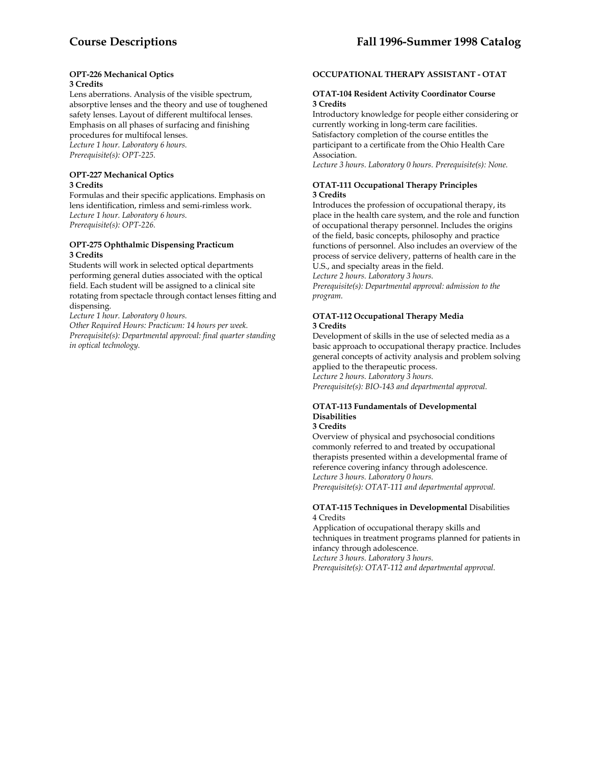**OPT-226 Mechanical Optics**
**3 Credits**
Lens aberrations. Analysis of the visible spectrum, absorptive lenses and the theory and use of toughened safety lenses. Layout of different multifocal lenses. Emphasis on all phases of surfacing and finishing procedures for multifocal lenses.
*Lecture 1 hour. Laboratory 6 hours.*
*Prerequisite(s): OPT-225.*

**OPT-227 Mechanical Optics**
**3 Credits**
Formulas and their specific applications. Emphasis on lens identification, rimless and semi-rimless work.
*Lecture 1 hour. Laboratory 6 hours.*
*Prerequisite(s): OPT-226.*

**OPT-275 Ophthalmic Dispensing Practicum**
**3 Credits**
Students will work in selected optical departments performing general duties associated with the optical field. Each student will be assigned to a clinical site rotating from spectacle through contact lenses fitting and dispensing.
*Lecture 1 hour. Laboratory 0 hours.*
*Other Required Hours: Practicum: 14 hours per week.*
*Prerequisite(s): Departmental approval: final quarter standing in optical technology.*

**OCCUPATIONAL THERAPY ASSISTANT - OTAT**

**OTAT-104 Resident Activity Coordinator Course**
**3 Credits**
Introductory knowledge for people either considering or currently working in long-term care facilities. Satisfactory completion of the course entitles the participant to a certificate from the Ohio Health Care Association.
*Lecture 3 hours. Laboratory 0 hours. Prerequisite(s): None.*

**OTAT-111 Occupational Therapy Principles**
**3 Credits**
Introduces the profession of occupational therapy, its place in the health care system, and the role and function of occupational therapy personnel. Includes the origins of the field, basic concepts, philosophy and practice functions of personnel. Also includes an overview of the process of service delivery, patterns of health care in the U.S., and specialty areas in the field.
*Lecture 2 hours. Laboratory 3 hours.*
*Prerequisite(s): Departmental approval: admission to the program.*

**OTAT-112 Occupational Therapy Media**
**3 Credits**
Development of skills in the use of selected media as a basic approach to occupational therapy practice. Includes general concepts of activity analysis and problem solving applied to the therapeutic process.
*Lecture 2 hours. Laboratory 3 hours.*
*Prerequisite(s): BIO-143 and departmental approval.*

**OTAT-113 Fundamentals of Developmental Disabilities**
**3 Credits**
Overview of physical and psychosocial conditions commonly referred to and treated by occupational therapists presented within a developmental frame of reference covering infancy through adolescence.
*Lecture 3 hours. Laboratory 0 hours.*
*Prerequisite(s): OTAT-111 and departmental approval.*

**OTAT-115 Techniques in Developmental** Disabilities
4 Credits
Application of occupational therapy skills and techniques in treatment programs planned for patients in infancy through adolescence.
*Lecture 3 hours. Laboratory 3 hours.*
*Prerequisite(s): OTAT-112 and departmental approval.*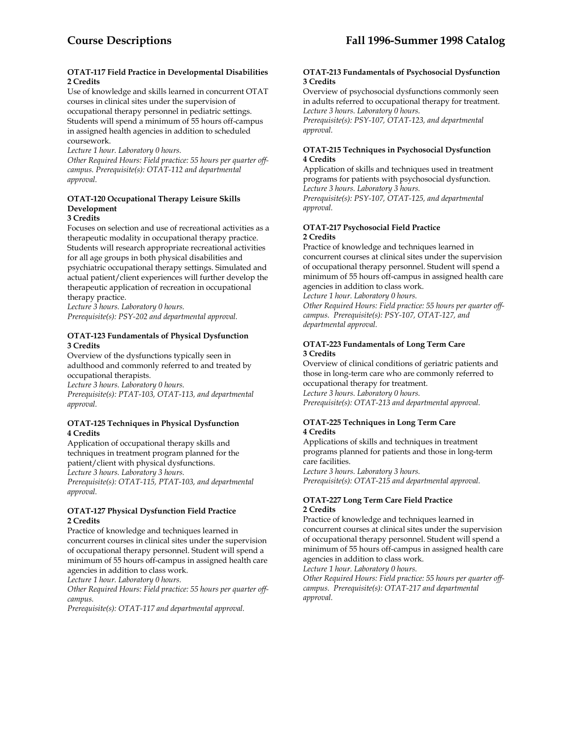**OTAT-117 Field Practice in Developmental Disabilities**
**2 Credits**

Use of knowledge and skills learned in concurrent OTAT courses in clinical sites under the supervision of occupational therapy personnel in pediatric settings. Students will spend a minimum of 55 hours off-campus in assigned health agencies in addition to scheduled coursework.

*Lecture 1 hour. Laboratory 0 hours.*

*Other Required Hours: Field practice: 55 hours per quarter off-campus. Prerequisite(s): OTAT-112 and departmental approval.*

**OTAT-120 Occupational Therapy Leisure Skills Development**
**3 Credits**

Focuses on selection and use of recreational activities as a therapeutic modality in occupational therapy practice. Students will research appropriate recreational activities for all age groups in both physical disabilities and psychiatric occupational therapy settings. Simulated and actual patient/client experiences will further develop the therapeutic application of recreation in occupational therapy practice.

*Lecture 3 hours. Laboratory 0 hours.*

*Prerequisite(s): PSY-202 and departmental approval.*

**OTAT-123 Fundamentals of Physical Dysfunction**
**3 Credits**

Overview of the dysfunctions typically seen in adulthood and commonly referred to and treated by occupational therapists.

*Lecture 3 hours. Laboratory 0 hours.*

*Prerequisite(s): PTAT-103, OTAT-113, and departmental approval.*

**OTAT-125 Techniques in Physical Dysfunction**
**4 Credits**

Application of occupational therapy skills and techniques in treatment program planned for the patient/client with physical dysfunctions.

*Lecture 3 hours. Laboratory 3 hours.*

*Prerequisite(s): OTAT-115, PTAT-103, and departmental approval.*

**OTAT-127 Physical Dysfunction Field Practice**
**2 Credits**

Practice of knowledge and techniques learned in concurrent courses in clinical sites under the supervision of occupational therapy personnel. Student will spend a minimum of 55 hours off-campus in assigned health care agencies in addition to class work.

*Lecture 1 hour. Laboratory 0 hours.*

*Other Required Hours: Field practice: 55 hours per quarter off-campus.*

*Prerequisite(s): OTAT-117 and departmental approval.*

**OTAT-213 Fundamentals of Psychosocial Dysfunction**
**3 Credits**

Overview of psychosocial dysfunctions commonly seen in adults referred to occupational therapy for treatment.

*Lecture 3 hours. Laboratory 0 hours.*

*Prerequisite(s): PSY-107, OTAT-123, and departmental approval.*

**OTAT-215 Techniques in Psychosocial Dysfunction**
**4 Credits**

Application of skills and techniques used in treatment programs for patients with psychosocial dysfunction.

*Lecture 3 hours. Laboratory 3 hours.*

*Prerequisite(s): PSY-107, OTAT-125, and departmental approval.*

**OTAT-217 Psychosocial Field Practice**
**2 Credits**

Practice of knowledge and techniques learned in concurrent courses at clinical sites under the supervision of occupational therapy personnel. Student will spend a minimum of 55 hours off-campus in assigned health care agencies in addition to class work.

*Lecture 1 hour. Laboratory 0 hours.*

*Other Required Hours: Field practice: 55 hours per quarter off-campus. Prerequisite(s): PSY-107, OTAT-127, and departmental approval.*

**OTAT-223 Fundamentals of Long Term Care**
**3 Credits**

Overview of clinical conditions of geriatric patients and those in long-term care who are commonly referred to occupational therapy for treatment.

*Lecture 3 hours. Laboratory 0 hours.*

*Prerequisite(s): OTAT-213 and departmental approval.*

**OTAT-225 Techniques in Long Term Care**
**4 Credits**

Applications of skills and techniques in treatment programs planned for patients and those in long-term care facilities.

*Lecture 3 hours. Laboratory 3 hours.*

*Prerequisite(s): OTAT-215 and departmental approval.*

**OTAT-227 Long Term Care Field Practice**
**2 Credits**

Practice of knowledge and techniques learned in concurrent courses at clinical sites under the supervision of occupational therapy personnel. Student will spend a minimum of 55 hours off-campus in assigned health care agencies in addition to class work.

*Lecture 1 hour. Laboratory 0 hours.*

*Other Required Hours: Field practice: 55 hours per quarter off-campus. Prerequisite(s): OTAT-217 and departmental approval.*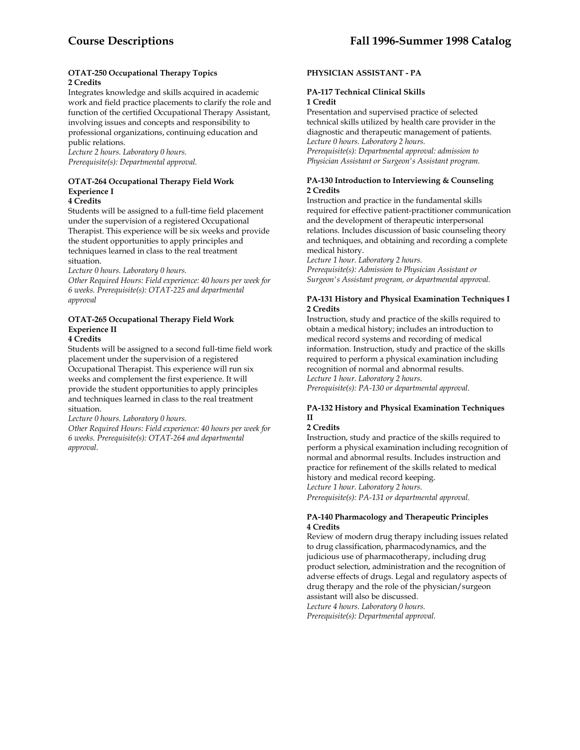#### OTAT-250 Occupational Therapy Topics
**2 Credits**

Integrates knowledge and skills acquired in academic work and field practice placements to clarify the role and function of the certified Occupational Therapy Assistant, involving issues and concepts and responsibility to professional organizations, continuing education and public relations.
*Lecture 2 hours. Laboratory 0 hours.*
*Prerequisite(s): Departmental approval.*

#### OTAT-264 Occupational Therapy Field Work Experience I
**4 Credits**

Students will be assigned to a full-time field placement under the supervision of a registered Occupational Therapist. This experience will be six weeks and provide the student opportunities to apply principles and techniques learned in class to the real treatment situation.
*Lecture 0 hours. Laboratory 0 hours.*
*Other Required Hours: Field experience: 40 hours per week for 6 weeks. Prerequisite(s): OTAT-225 and departmental approval*

#### OTAT-265 Occupational Therapy Field Work Experience II
**4 Credits**

Students will be assigned to a second full-time field work placement under the supervision of a registered Occupational Therapist. This experience will run six weeks and complement the first experience. It will provide the student opportunities to apply principles and techniques learned in class to the real treatment situation.
*Lecture 0 hours. Laboratory 0 hours.*
*Other Required Hours: Field experience: 40 hours per week for 6 weeks. Prerequisite(s): OTAT-264 and departmental approval.*

### PHYSICIAN ASSISTANT - PA

#### PA-117 Technical Clinical Skills
**1 Credit**

Presentation and supervised practice of selected technical skills utilized by health care provider in the diagnostic and therapeutic management of patients.
*Lecture 0 hours. Laboratory 2 hours.*
*Prerequisite(s): Departmental approval: admission to Physician Assistant or Surgeon's Assistant program.*

#### PA-130 Introduction to Interviewing & Counseling
**2 Credits**

Instruction and practice in the fundamental skills required for effective patient-practitioner communication and the development of therapeutic interpersonal relations. Includes discussion of basic counseling theory and techniques, and obtaining and recording a complete medical history.
*Lecture 1 hour. Laboratory 2 hours.*
*Prerequisite(s): Admission to Physician Assistant or Surgeon's Assistant program, or departmental approval.*

#### PA-131 History and Physical Examination Techniques I
**2 Credits**

Instruction, study and practice of the skills required to obtain a medical history; includes an introduction to medical record systems and recording of medical information. Instruction, study and practice of the skills required to perform a physical examination including recognition of normal and abnormal results.
*Lecture 1 hour. Laboratory 2 hours.*
*Prerequisite(s): PA-130 or departmental approval.*

#### PA-132 History and Physical Examination Techniques II
**2 Credits**

Instruction, study and practice of the skills required to perform a physical examination including recognition of normal and abnormal results. Includes instruction and practice for refinement of the skills related to medical history and medical record keeping.
*Lecture 1 hour. Laboratory 2 hours.*
*Prerequisite(s): PA-131 or departmental approval.*

#### PA-140 Pharmacology and Therapeutic Principles
**4 Credits**

Review of modern drug therapy including issues related to drug classification, pharmacodynamics, and the judicious use of pharmacotherapy, including drug product selection, administration and the recognition of adverse effects of drugs. Legal and regulatory aspects of drug therapy and the role of the physician/surgeon assistant will also be discussed.
*Lecture 4 hours. Laboratory 0 hours.*
*Prerequisite(s): Departmental approval.*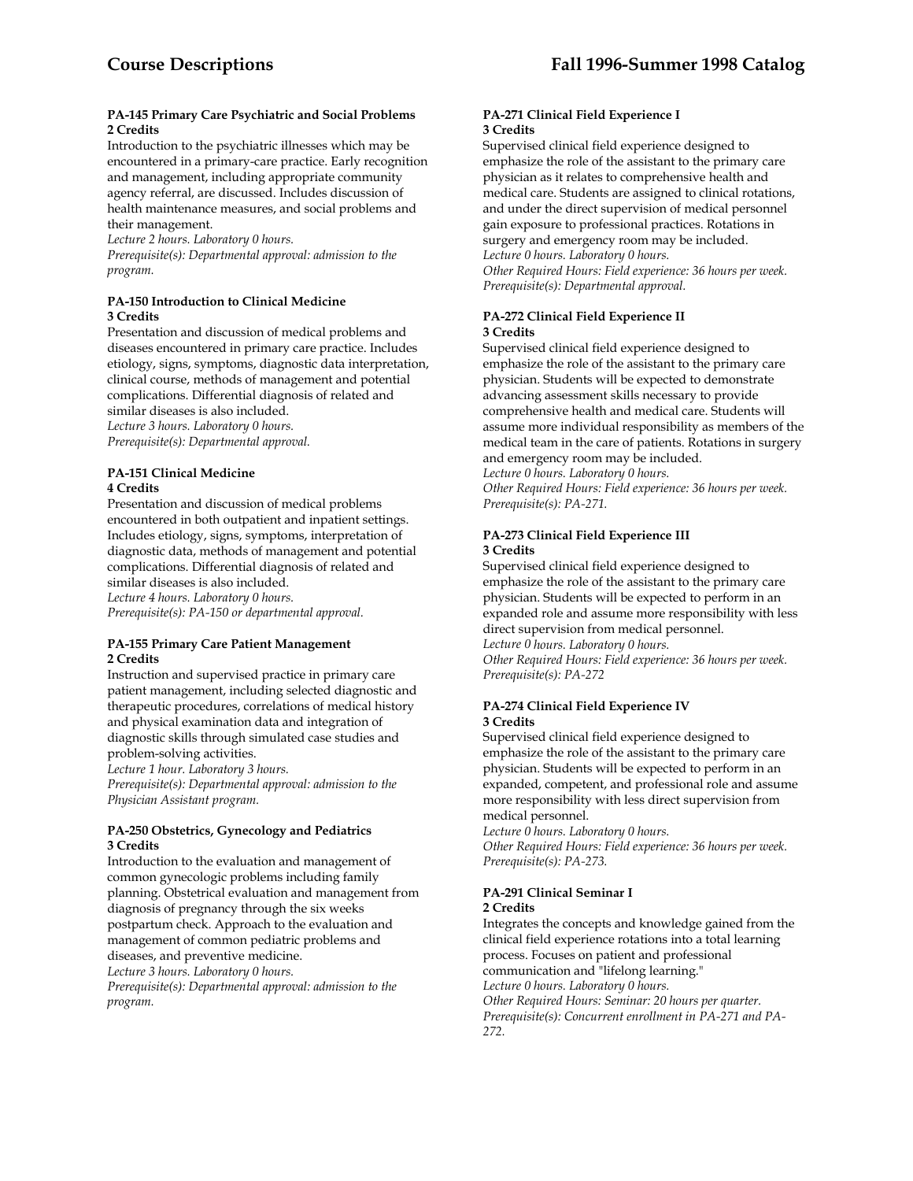**PA-145 Primary Care Psychiatric and Social Problems**
**2 Credits**
Introduction to the psychiatric illnesses which may be encountered in a primary-care practice. Early recognition and management, including appropriate community agency referral, are discussed. Includes discussion of health maintenance measures, and social problems and their management.
*Lecture 2 hours. Laboratory 0 hours.*
*Prerequisite(s): Departmental approval: admission to the program.*

**PA-150 Introduction to Clinical Medicine**
**3 Credits**
Presentation and discussion of medical problems and diseases encountered in primary care practice. Includes etiology, signs, symptoms, diagnostic data interpretation, clinical course, methods of management and potential complications. Differential diagnosis of related and similar diseases is also included.
*Lecture 3 hours. Laboratory 0 hours.*
*Prerequisite(s): Departmental approval.*

**PA-151 Clinical Medicine**
**4 Credits**
Presentation and discussion of medical problems encountered in both outpatient and inpatient settings. Includes etiology, signs, symptoms, interpretation of diagnostic data, methods of management and potential complications. Differential diagnosis of related and similar diseases is also included.
*Lecture 4 hours. Laboratory 0 hours.*
*Prerequisite(s): PA-150 or departmental approval.*

**PA-155 Primary Care Patient Management**
**2 Credits**
Instruction and supervised practice in primary care patient management, including selected diagnostic and therapeutic procedures, correlations of medical history and physical examination data and integration of diagnostic skills through simulated case studies and problem-solving activities.
*Lecture 1 hour. Laboratory 3 hours.*
*Prerequisite(s): Departmental approval: admission to the Physician Assistant program.*

**PA-250 Obstetrics, Gynecology and Pediatrics**
**3 Credits**
Introduction to the evaluation and management of common gynecologic problems including family planning. Obstetrical evaluation and management from diagnosis of pregnancy through the six weeks postpartum check. Approach to the evaluation and management of common pediatric problems and diseases, and preventive medicine.
*Lecture 3 hours. Laboratory 0 hours.*
*Prerequisite(s): Departmental approval: admission to the program.*

**PA-271 Clinical Field Experience I**
**3 Credits**
Supervised clinical field experience designed to emphasize the role of the assistant to the primary care physician as it relates to comprehensive health and medical care. Students are assigned to clinical rotations, and under the direct supervision of medical personnel gain exposure to professional practices. Rotations in surgery and emergency room may be included.
*Lecture 0 hours. Laboratory 0 hours.*
*Other Required Hours: Field experience: 36 hours per week.*
*Prerequisite(s): Departmental approval.*

**PA-272 Clinical Field Experience II**
**3 Credits**
Supervised clinical field experience designed to emphasize the role of the assistant to the primary care physician. Students will be expected to demonstrate advancing assessment skills necessary to provide comprehensive health and medical care. Students will assume more individual responsibility as members of the medical team in the care of patients. Rotations in surgery and emergency room may be included.
*Lecture 0 hours. Laboratory 0 hours.*
*Other Required Hours: Field experience: 36 hours per week.*
*Prerequisite(s): PA-271.*

**PA-273 Clinical Field Experience III**
**3 Credits**
Supervised clinical field experience designed to emphasize the role of the assistant to the primary care physician. Students will be expected to perform in an expanded role and assume more responsibility with less direct supervision from medical personnel.
*Lecture 0 hours. Laboratory 0 hours.*
*Other Required Hours: Field experience: 36 hours per week.*
*Prerequisite(s): PA-272*

**PA-274 Clinical Field Experience IV**
**3 Credits**
Supervised clinical field experience designed to emphasize the role of the assistant to the primary care physician. Students will be expected to perform in an expanded, competent, and professional role and assume more responsibility with less direct supervision from medical personnel.
*Lecture 0 hours. Laboratory 0 hours.*
*Other Required Hours: Field experience: 36 hours per week.*
*Prerequisite(s): PA-273.*

**PA-291 Clinical Seminar I**
**2 Credits**
Integrates the concepts and knowledge gained from the clinical field experience rotations into a total learning process. Focuses on patient and professional communication and "lifelong learning."
*Lecture 0 hours. Laboratory 0 hours.*
*Other Required Hours: Seminar: 20 hours per quarter.*
*Prerequisite(s): Concurrent enrollment in PA-271 and PA-272.*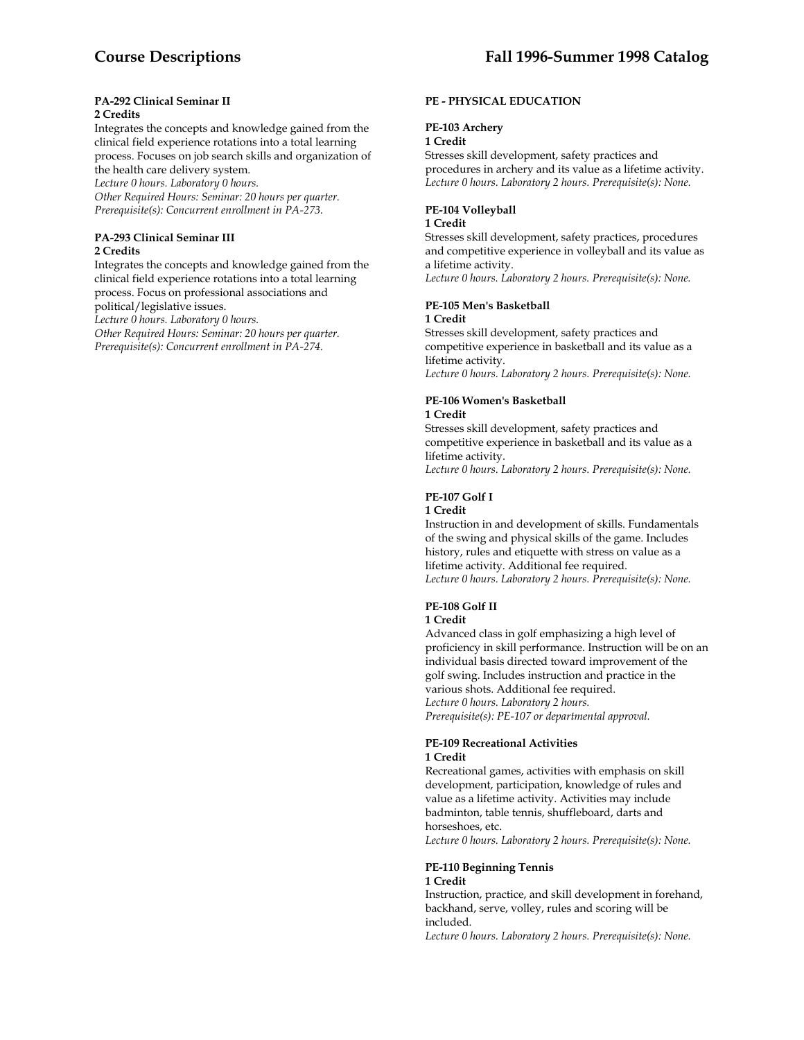**PA-292 Clinical Seminar II**
**2 Credits**
Integrates the concepts and knowledge gained from the clinical field experience rotations into a total learning process. Focuses on job search skills and organization of the health care delivery system.
*Lecture 0 hours. Laboratory 0 hours.*
*Other Required Hours: Seminar: 20 hours per quarter.*
*Prerequisite(s): Concurrent enrollment in PA-273.*

**PA-293 Clinical Seminar III**
**2 Credits**
Integrates the concepts and knowledge gained from the clinical field experience rotations into a total learning process. Focus on professional associations and political/legislative issues.
*Lecture 0 hours. Laboratory 0 hours.*
*Other Required Hours: Seminar: 20 hours per quarter.*
*Prerequisite(s): Concurrent enrollment in PA-274.*

## PE - PHYSICAL EDUCATION

**PE-103 Archery**
**1 Credit**
Stresses skill development, safety practices and procedures in archery and its value as a lifetime activity.
*Lecture 0 hours. Laboratory 2 hours. Prerequisite(s): None.*

**PE-104 Volleyball**
**1 Credit**
Stresses skill development, safety practices, procedures and competitive experience in volleyball and its value as a lifetime activity.
*Lecture 0 hours. Laboratory 2 hours. Prerequisite(s): None.*

**PE-105 Men's Basketball**
**1 Credit**
Stresses skill development, safety practices and competitive experience in basketball and its value as a lifetime activity.
*Lecture 0 hours. Laboratory 2 hours. Prerequisite(s): None.*

**PE-106 Women's Basketball**
**1 Credit**
Stresses skill development, safety practices and competitive experience in basketball and its value as a lifetime activity.
*Lecture 0 hours. Laboratory 2 hours. Prerequisite(s): None.*

**PE-107 Golf I**
**1 Credit**
Instruction in and development of skills. Fundamentals of the swing and physical skills of the game. Includes history, rules and etiquette with stress on value as a lifetime activity. Additional fee required.
*Lecture 0 hours. Laboratory 2 hours. Prerequisite(s): None.*

**PE-108 Golf II**
**1 Credit**
Advanced class in golf emphasizing a high level of proficiency in skill performance. Instruction will be on an individual basis directed toward improvement of the golf swing. Includes instruction and practice in the various shots. Additional fee required.
*Lecture 0 hours. Laboratory 2 hours.*
*Prerequisite(s): PE-107 or departmental approval.*

**PE-109 Recreational Activities**
**1 Credit**
Recreational games, activities with emphasis on skill development, participation, knowledge of rules and value as a lifetime activity. Activities may include badminton, table tennis, shuffleboard, darts and horseshoes, etc.
*Lecture 0 hours. Laboratory 2 hours. Prerequisite(s): None.*

**PE-110 Beginning Tennis**
**1 Credit**
Instruction, practice, and skill development in forehand, backhand, serve, volley, rules and scoring will be included.
*Lecture 0 hours. Laboratory 2 hours. Prerequisite(s): None.*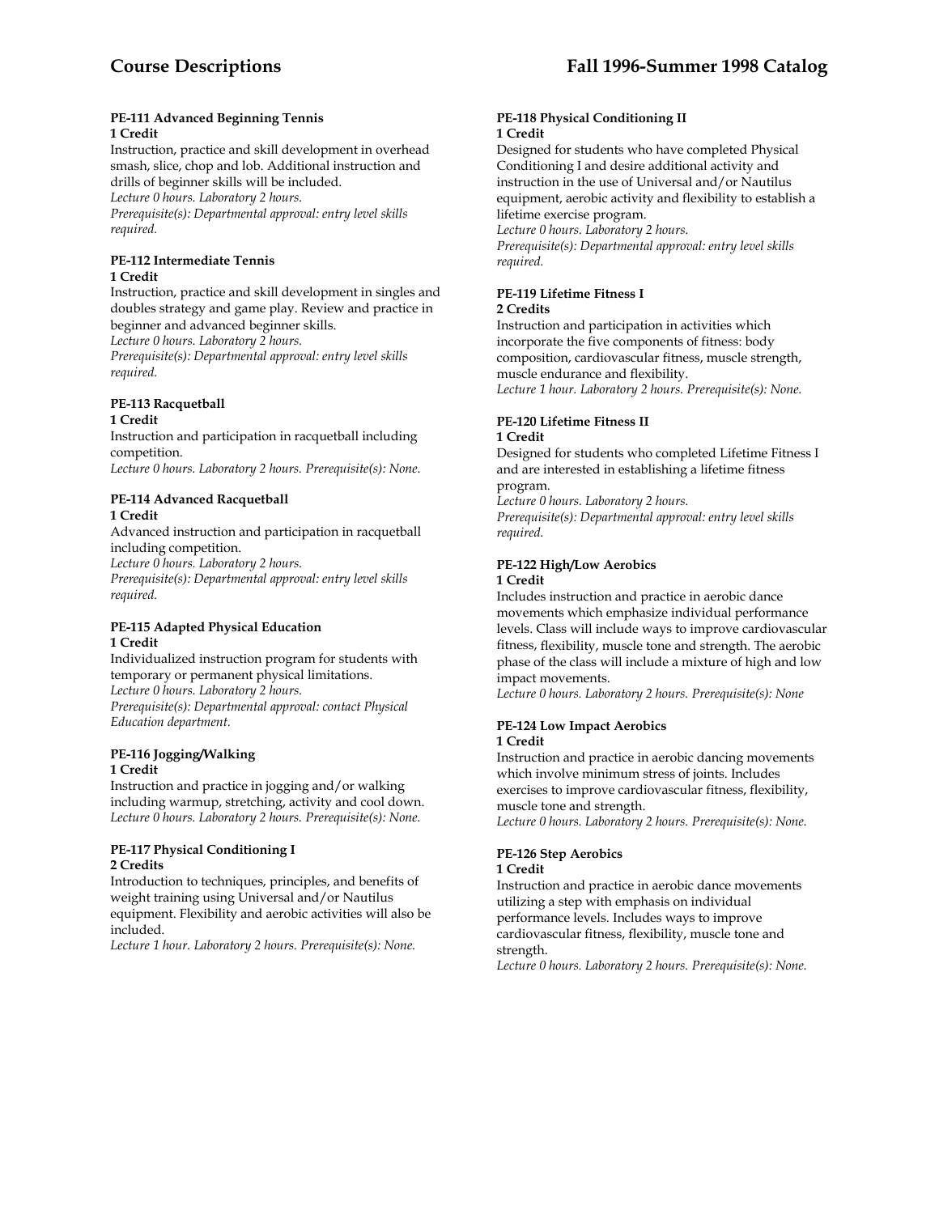#### PE-111 Advanced Beginning Tennis
**1 Credit**

Instruction, practice and skill development in overhead smash, slice, chop and lob. Additional instruction and drills of beginner skills will be included.
*Lecture 0 hours. Laboratory 2 hours.*
*Prerequisite(s): Departmental approval: entry level skills required.*

#### PE-112 Intermediate Tennis
**1 Credit**

Instruction, practice and skill development in singles and doubles strategy and game play. Review and practice in beginner and advanced beginner skills.
*Lecture 0 hours. Laboratory 2 hours.*
*Prerequisite(s): Departmental approval: entry level skills required.*

#### PE-113 Racquetball
**1 Credit**

Instruction and participation in racquetball including competition.
*Lecture 0 hours. Laboratory 2 hours. Prerequisite(s): None.*

#### PE-114 Advanced Racquetball
**1 Credit**

Advanced instruction and participation in racquetball including competition.
*Lecture 0 hours. Laboratory 2 hours.*
*Prerequisite(s): Departmental approval: entry level skills required.*

#### PE-115 Adapted Physical Education
**1 Credit**

Individualized instruction program for students with temporary or permanent physical limitations.
*Lecture 0 hours. Laboratory 2 hours.*
*Prerequisite(s): Departmental approval: contact Physical Education department.*

#### PE-116 Jogging/Walking
**1 Credit**

Instruction and practice in jogging and/or walking including warmup, stretching, activity and cool down.
*Lecture 0 hours. Laboratory 2 hours. Prerequisite(s): None.*

#### PE-117 Physical Conditioning I
**2 Credits**

Introduction to techniques, principles, and benefits of weight training using Universal and/or Nautilus equipment. Flexibility and aerobic activities will also be included.
*Lecture 1 hour. Laboratory 2 hours. Prerequisite(s): None.*

#### PE-118 Physical Conditioning II
**1 Credit**

Designed for students who have completed Physical Conditioning I and desire additional activity and instruction in the use of Universal and/or Nautilus equipment, aerobic activity and flexibility to establish a lifetime exercise program.
*Lecture 0 hours. Laboratory 2 hours.*
*Prerequisite(s): Departmental approval: entry level skills required.*

#### PE-119 Lifetime Fitness I
**2 Credits**

Instruction and participation in activities which incorporate the five components of fitness: body composition, cardiovascular fitness, muscle strength, muscle endurance and flexibility.
*Lecture 1 hour. Laboratory 2 hours. Prerequisite(s): None.*

#### PE-120 Lifetime Fitness II
**1 Credit**

Designed for students who completed Lifetime Fitness I and are interested in establishing a lifetime fitness program.
*Lecture 0 hours. Laboratory 2 hours.*
*Prerequisite(s): Departmental approval: entry level skills required.*

#### PE-122 High/Low Aerobics
**1 Credit**

Includes instruction and practice in aerobic dance movements which emphasize individual performance levels. Class will include ways to improve cardiovascular fitness, flexibility, muscle tone and strength. The aerobic phase of the class will include a mixture of high and low impact movements.
*Lecture 0 hours. Laboratory 2 hours. Prerequisite(s): None*

#### PE-124 Low Impact Aerobics
**1 Credit**

Instruction and practice in aerobic dancing movements which involve minimum stress of joints. Includes exercises to improve cardiovascular fitness, flexibility, muscle tone and strength.
*Lecture 0 hours. Laboratory 2 hours. Prerequisite(s): None.*

#### PE-126 Step Aerobics
**1 Credit**

Instruction and practice in aerobic dance movements utilizing a step with emphasis on individual performance levels. Includes ways to improve cardiovascular fitness, flexibility, muscle tone and strength.
*Lecture 0 hours. Laboratory 2 hours. Prerequisite(s): None.*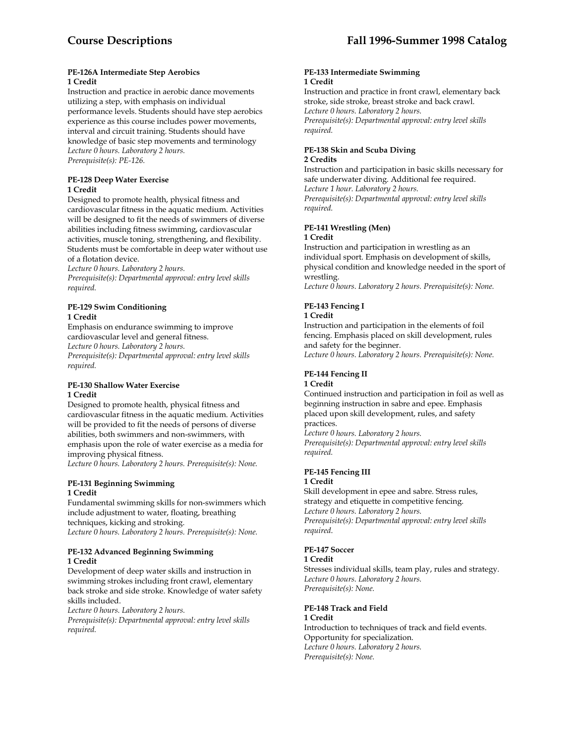#### PE-126A Intermediate Step Aerobics
**1 Credit**

Instruction and practice in aerobic dance movements utilizing a step, with emphasis on individual performance levels. Students should have step aerobics experience as this course includes power movements, interval and circuit training. Students should have knowledge of basic step movements and terminology
*Lecture 0 hours. Laboratory 2 hours.*
*Prerequisite(s): PE-126.*

#### PE-128 Deep Water Exercise
**1 Credit**

Designed to promote health, physical fitness and cardiovascular fitness in the aquatic medium. Activities will be designed to fit the needs of swimmers of diverse abilities including fitness swimming, cardiovascular activities, muscle toning, strengthening, and flexibility. Students must be comfortable in deep water without use of a flotation device.
*Lecture 0 hours. Laboratory 2 hours.*
*Prerequisite(s): Departmental approval: entry level skills required.*

#### PE-129 Swim Conditioning
**1 Credit**

Emphasis on endurance swimming to improve cardiovascular level and general fitness.
*Lecture 0 hours. Laboratory 2 hours.*
*Prerequisite(s): Departmental approval: entry level skills required.*

#### PE-130 Shallow Water Exercise
**1 Credit**

Designed to promote health, physical fitness and cardiovascular fitness in the aquatic medium. Activities will be provided to fit the needs of persons of diverse abilities, both swimmers and non-swimmers, with emphasis upon the role of water exercise as a media for improving physical fitness.
*Lecture 0 hours. Laboratory 2 hours. Prerequisite(s): None.*

#### PE-131 Beginning Swimming
**1 Credit**

Fundamental swimming skills for non-swimmers which include adjustment to water, floating, breathing techniques, kicking and stroking.
*Lecture 0 hours. Laboratory 2 hours. Prerequisite(s): None.*

#### PE-132 Advanced Beginning Swimming
**1 Credit**

Development of deep water skills and instruction in swimming strokes including front crawl, elementary back stroke and side stroke. Knowledge of water safety skills included.
*Lecture 0 hours. Laboratory 2 hours.*
*Prerequisite(s): Departmental approval: entry level skills required.*

#### PE-133 Intermediate Swimming
**1 Credit**

Instruction and practice in front crawl, elementary back stroke, side stroke, breast stroke and back crawl.
*Lecture 0 hours. Laboratory 2 hours.*
*Prerequisite(s): Departmental approval: entry level skills required.*

#### PE-138 Skin and Scuba Diving
**2 Credits**

Instruction and participation in basic skills necessary for safe underwater diving. Additional fee required.
*Lecture 1 hour. Laboratory 2 hours.*
*Prerequisite(s): Departmental approval: entry level skills required.*

#### PE-141 Wrestling (Men)
**1 Credit**

Instruction and participation in wrestling as an individual sport. Emphasis on development of skills, physical condition and knowledge needed in the sport of wrestling.
*Lecture 0 hours. Laboratory 2 hours. Prerequisite(s): None.*

#### PE-143 Fencing I
**1 Credit**

Instruction and participation in the elements of foil fencing. Emphasis placed on skill development, rules and safety for the beginner.
*Lecture 0 hours. Laboratory 2 hours. Prerequisite(s): None.*

#### PE-144 Fencing II
**1 Credit**

Continued instruction and participation in foil as well as beginning instruction in sabre and epee. Emphasis placed upon skill development, rules, and safety practices.
*Lecture 0 hours. Laboratory 2 hours.*
*Prerequisite(s): Departmental approval: entry level skills required.*

#### PE-145 Fencing III
**1 Credit**

Skill development in epee and sabre. Stress rules, strategy and etiquette in competitive fencing.
*Lecture 0 hours. Laboratory 2 hours.*
*Prerequisite(s): Departmental approval: entry level skills required.*

#### PE-147 Soccer
**1 Credit**

Stresses individual skills, team play, rules and strategy.
*Lecture 0 hours. Laboratory 2 hours.*
*Prerequisite(s): None.*

#### PE-148 Track and Field
**1 Credit**

Introduction to techniques of track and field events. Opportunity for specialization.
*Lecture 0 hours. Laboratory 2 hours.*
*Prerequisite(s): None.*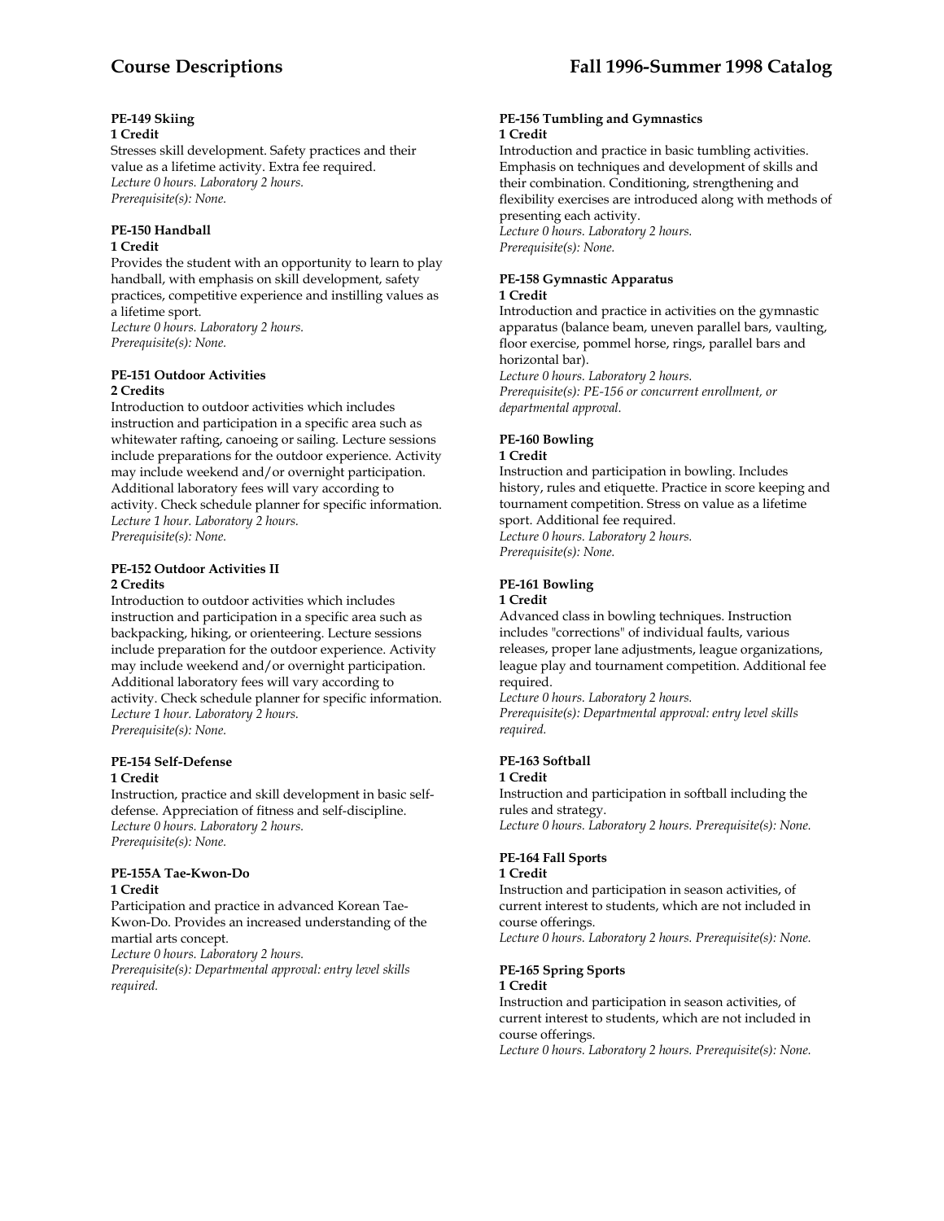### PE-149 Skiing
**1 Credit**

Stresses skill development. Safety practices and their value as a lifetime activity. Extra fee required.
*Lecture 0 hours. Laboratory 2 hours.*
*Prerequisite(s): None.*

### PE-150 Handball
**1 Credit**

Provides the student with an opportunity to learn to play handball, with emphasis on skill development, safety practices, competitive experience and instilling values as a lifetime sport.
*Lecture 0 hours. Laboratory 2 hours.*
*Prerequisite(s): None.*

### PE-151 Outdoor Activities
**2 Credits**

Introduction to outdoor activities which includes instruction and participation in a specific area such as whitewater rafting, canoeing or sailing. Lecture sessions include preparations for the outdoor experience. Activity may include weekend and/or overnight participation. Additional laboratory fees will vary according to activity. Check schedule planner for specific information.
*Lecture 1 hour. Laboratory 2 hours.*
*Prerequisite(s): None.*

### PE-152 Outdoor Activities II
**2 Credits**

Introduction to outdoor activities which includes instruction and participation in a specific area such as backpacking, hiking, or orienteering. Lecture sessions include preparation for the outdoor experience. Activity may include weekend and/or overnight participation. Additional laboratory fees will vary according to activity. Check schedule planner for specific information.
*Lecture 1 hour. Laboratory 2 hours.*
*Prerequisite(s): None.*

### PE-154 Self-Defense
**1 Credit**

Instruction, practice and skill development in basic self-defense. Appreciation of fitness and self-discipline.
*Lecture 0 hours. Laboratory 2 hours.*
*Prerequisite(s): None.*

### PE-155A Tae-Kwon-Do
**1 Credit**

Participation and practice in advanced Korean Tae-Kwon-Do. Provides an increased understanding of the martial arts concept.
*Lecture 0 hours. Laboratory 2 hours.*
*Prerequisite(s): Departmental approval: entry level skills required.*

### PE-156 Tumbling and Gymnastics
**1 Credit**

Introduction and practice in basic tumbling activities. Emphasis on techniques and development of skills and their combination. Conditioning, strengthening and flexibility exercises are introduced along with methods of presenting each activity.
*Lecture 0 hours. Laboratory 2 hours.*
*Prerequisite(s): None.*

### PE-158 Gymnastic Apparatus
**1 Credit**

Introduction and practice in activities on the gymnastic apparatus (balance beam, uneven parallel bars, vaulting, floor exercise, pommel horse, rings, parallel bars and horizontal bar).
*Lecture 0 hours. Laboratory 2 hours.*
*Prerequisite(s): PE-156 or concurrent enrollment, or departmental approval.*

### PE-160 Bowling
**1 Credit**

Instruction and participation in bowling. Includes history, rules and etiquette. Practice in score keeping and tournament competition. Stress on value as a lifetime sport. Additional fee required.
*Lecture 0 hours. Laboratory 2 hours.*
*Prerequisite(s): None.*

### PE-161 Bowling
**1 Credit**

Advanced class in bowling techniques. Instruction includes "corrections" of individual faults, various releases, proper lane adjustments, league organizations, league play and tournament competition. Additional fee required.
*Lecture 0 hours. Laboratory 2 hours.*
*Prerequisite(s): Departmental approval: entry level skills required.*

### PE-163 Softball
**1 Credit**

Instruction and participation in softball including the rules and strategy.
*Lecture 0 hours. Laboratory 2 hours. Prerequisite(s): None.*

### PE-164 Fall Sports
**1 Credit**

Instruction and participation in season activities, of current interest to students, which are not included in course offerings.
*Lecture 0 hours. Laboratory 2 hours. Prerequisite(s): None.*

### PE-165 Spring Sports
**1 Credit**

Instruction and participation in season activities, of current interest to students, which are not included in course offerings.
*Lecture 0 hours. Laboratory 2 hours. Prerequisite(s): None.*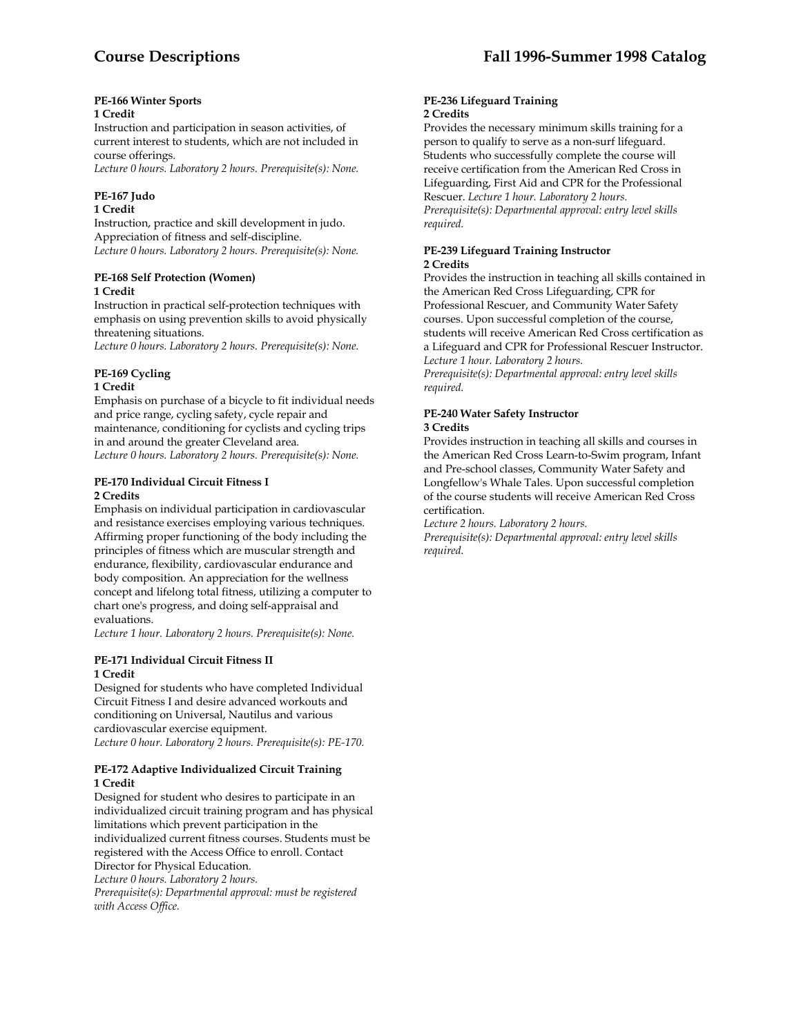#### PE-166 Winter Sports
**1 Credit**

Instruction and participation in season activities, of current interest to students, which are not included in course offerings.
*Lecture 0 hours. Laboratory 2 hours. Prerequisite(s): None.*

#### PE-167 Judo
**1 Credit**

Instruction, practice and skill development in judo. Appreciation of fitness and self-discipline.
*Lecture 0 hours. Laboratory 2 hours. Prerequisite(s): None.*

#### PE-168 Self Protection (Women)
**1 Credit**

Instruction in practical self-protection techniques with emphasis on using prevention skills to avoid physically threatening situations.
*Lecture 0 hours. Laboratory 2 hours. Prerequisite(s): None.*

#### PE-169 Cycling
**1 Credit**

Emphasis on purchase of a bicycle to fit individual needs and price range, cycling safety, cycle repair and maintenance, conditioning for cyclists and cycling trips in and around the greater Cleveland area.
*Lecture 0 hours. Laboratory 2 hours. Prerequisite(s): None.*

#### PE-170 Individual Circuit Fitness I
**2 Credits**

Emphasis on individual participation in cardiovascular and resistance exercises employing various techniques. Affirming proper functioning of the body including the principles of fitness which are muscular strength and endurance, flexibility, cardiovascular endurance and body composition. An appreciation for the wellness concept and lifelong total fitness, utilizing a computer to chart one's progress, and doing self-appraisal and evaluations.
*Lecture 1 hour. Laboratory 2 hours. Prerequisite(s): None.*

#### PE-171 Individual Circuit Fitness II
**1 Credit**

Designed for students who have completed Individual Circuit Fitness I and desire advanced workouts and conditioning on Universal, Nautilus and various cardiovascular exercise equipment.
*Lecture 0 hour. Laboratory 2 hours. Prerequisite(s): PE-170.*

#### PE-172 Adaptive Individualized Circuit Training
**1 Credit**

Designed for student who desires to participate in an individualized circuit training program and has physical limitations which prevent participation in the individualized current fitness courses. Students must be registered with the Access Office to enroll. Contact Director for Physical Education.
*Lecture 0 hours. Laboratory 2 hours.*
*Prerequisite(s): Departmental approval: must be registered with Access Office.*

#### PE-236 Lifeguard Training
**2 Credits**

Provides the necessary minimum skills training for a person to qualify to serve as a non-surf lifeguard. Students who successfully complete the course will receive certification from the American Red Cross in Lifeguarding, First Aid and CPR for the Professional Rescuer. *Lecture 1 hour. Laboratory 2 hours.*
*Prerequisite(s): Departmental approval: entry level skills required.*

#### PE-239 Lifeguard Training Instructor
**2 Credits**

Provides the instruction in teaching all skills contained in the American Red Cross Lifeguarding, CPR for Professional Rescuer, and Community Water Safety courses. Upon successful completion of the course, students will receive American Red Cross certification as a Lifeguard and CPR for Professional Rescuer Instructor.
*Lecture 1 hour. Laboratory 2 hours.*
*Prerequisite(s): Departmental approval: entry level skills required.*

#### PE-240 Water Safety Instructor
**3 Credits**

Provides instruction in teaching all skills and courses in the American Red Cross Learn-to-Swim program, Infant and Pre-school classes, Community Water Safety and Longfellow's Whale Tales. Upon successful completion of the course students will receive American Red Cross certification.
*Lecture 2 hours. Laboratory 2 hours.*
*Prerequisite(s): Departmental approval: entry level skills required.*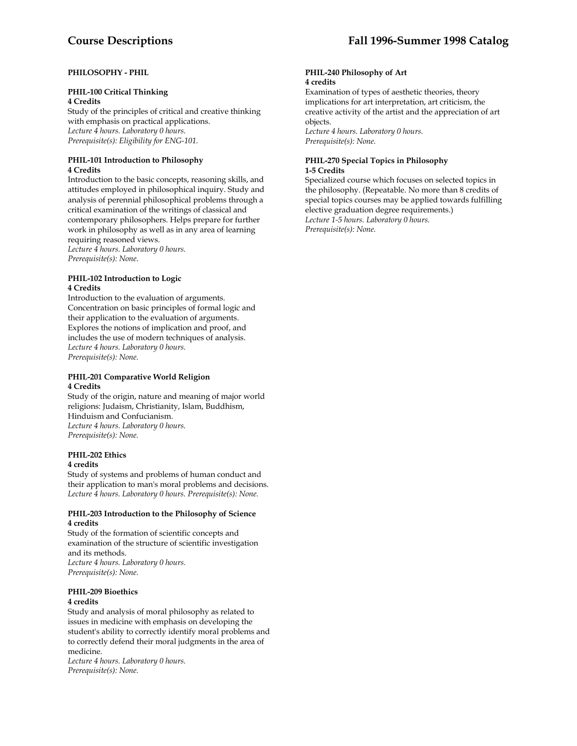## PHILOSOPHY - PHIL

### PHIL-100 Critical Thinking
**4 Credits**

Study of the principles of critical and creative thinking with emphasis on practical applications.
*Lecture 4 hours. Laboratory 0 hours.*
*Prerequisite(s): Eligibility for ENG-101.*

### PHIL-101 Introduction to Philosophy
**4 Credits**

Introduction to the basic concepts, reasoning skills, and attitudes employed in philosophical inquiry. Study and analysis of perennial philosophical problems through a critical examination of the writings of classical and contemporary philosophers. Helps prepare for further work in philosophy as well as in any area of learning requiring reasoned views.
*Lecture 4 hours. Laboratory 0 hours.*
*Prerequisite(s): None.*

### PHIL-102 Introduction to Logic
**4 Credits**

Introduction to the evaluation of arguments. Concentration on basic principles of formal logic and their application to the evaluation of arguments. Explores the notions of implication and proof, and includes the use of modern techniques of analysis.
*Lecture 4 hours. Laboratory 0 hours.*
*Prerequisite(s): None.*

### PHIL-201 Comparative World Religion
**4 Credits**

Study of the origin, nature and meaning of major world religions: Judaism, Christianity, Islam, Buddhism, Hinduism and Confucianism.
*Lecture 4 hours. Laboratory 0 hours.*
*Prerequisite(s): None.*

### PHIL-202 Ethics
**4 credits**

Study of systems and problems of human conduct and their application to man's moral problems and decisions.
*Lecture 4 hours. Laboratory 0 hours. Prerequisite(s): None.*

### PHIL-203 Introduction to the Philosophy of Science
**4 credits**

Study of the formation of scientific concepts and examination of the structure of scientific investigation and its methods.
*Lecture 4 hours. Laboratory 0 hours.*
*Prerequisite(s): None.*

### PHIL-209 Bioethics
**4 credits**

Study and analysis of moral philosophy as related to issues in medicine with emphasis on developing the student's ability to correctly identify moral problems and to correctly defend their moral judgments in the area of medicine.
*Lecture 4 hours. Laboratory 0 hours.*
*Prerequisite(s): None.*

### PHIL-240 Philosophy of Art
**4 credits**

Examination of types of aesthetic theories, theory implications for art interpretation, art criticism, the creative activity of the artist and the appreciation of art objects.
*Lecture 4 hours. Laboratory 0 hours.*
*Prerequisite(s): None.*

### PHIL-270 Special Topics in Philosophy
**1-5 Credits**

Specialized course which focuses on selected topics in the philosophy. (Repeatable. No more than 8 credits of special topics courses may be applied towards fulfilling elective graduation degree requirements.)
*Lecture 1-5 hours. Laboratory 0 hours.*
*Prerequisite(s): None.*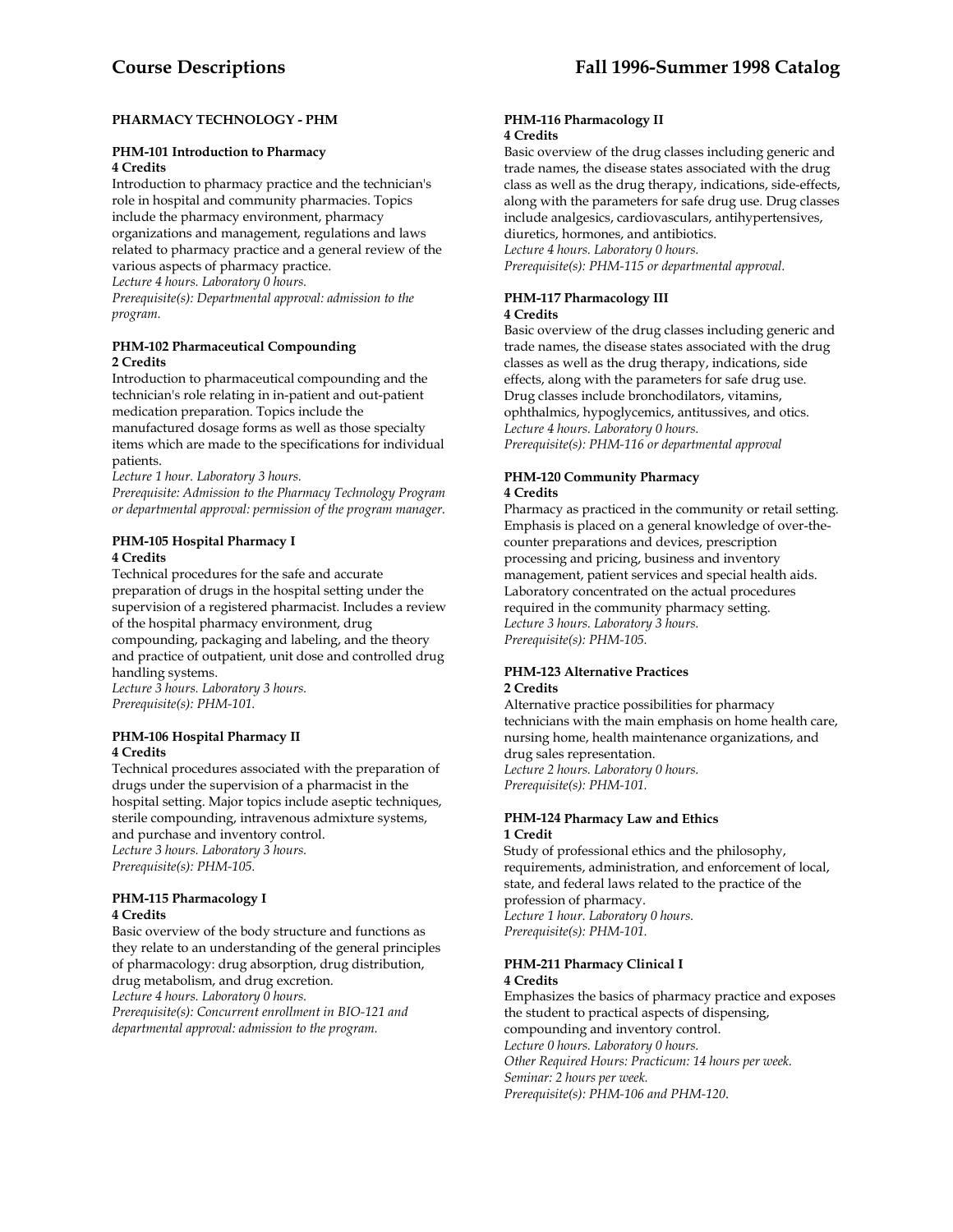## PHARMACY TECHNOLOGY - PHM

### PHM-101 Introduction to Pharmacy
**4 Credits**

Introduction to pharmacy practice and the technician's role in hospital and community pharmacies. Topics include the pharmacy environment, pharmacy organizations and management, regulations and laws related to pharmacy practice and a general review of the various aspects of pharmacy practice.
*Lecture 4 hours. Laboratory 0 hours.*
*Prerequisite(s): Departmental approval: admission to the program.*

### PHM-102 Pharmaceutical Compounding
**2 Credits**

Introduction to pharmaceutical compounding and the technician's role relating in in-patient and out-patient medication preparation. Topics include the manufactured dosage forms as well as those specialty items which are made to the specifications for individual patients.
*Lecture 1 hour. Laboratory 3 hours.*
*Prerequisite: Admission to the Pharmacy Technology Program or departmental approval: permission of the program manager.*

### PHM-105 Hospital Pharmacy I
**4 Credits**

Technical procedures for the safe and accurate preparation of drugs in the hospital setting under the supervision of a registered pharmacist. Includes a review of the hospital pharmacy environment, drug compounding, packaging and labeling, and the theory and practice of outpatient, unit dose and controlled drug handling systems.
*Lecture 3 hours. Laboratory 3 hours.*
*Prerequisite(s): PHM-101.*

### PHM-106 Hospital Pharmacy II
**4 Credits**

Technical procedures associated with the preparation of drugs under the supervision of a pharmacist in the hospital setting. Major topics include aseptic techniques, sterile compounding, intravenous admixture systems, and purchase and inventory control.
*Lecture 3 hours. Laboratory 3 hours.*
*Prerequisite(s): PHM-105.*

### PHM-115 Pharmacology I
**4 Credits**

Basic overview of the body structure and functions as they relate to an understanding of the general principles of pharmacology: drug absorption, drug distribution, drug metabolism, and drug excretion.
*Lecture 4 hours. Laboratory 0 hours.*
*Prerequisite(s): Concurrent enrollment in BIO-121 and departmental approval: admission to the program.*

### PHM-116 Pharmacology II
**4 Credits**

Basic overview of the drug classes including generic and trade names, the disease states associated with the drug class as well as the drug therapy, indications, side-effects, along with the parameters for safe drug use. Drug classes include analgesics, cardiovasculars, antihypertensives, diuretics, hormones, and antibiotics.
*Lecture 4 hours. Laboratory 0 hours.*
*Prerequisite(s): PHM-115 or departmental approval.*

### PHM-117 Pharmacology III
**4 Credits**

Basic overview of the drug classes including generic and trade names, the disease states associated with the drug classes as well as the drug therapy, indications, side effects, along with the parameters for safe drug use. Drug classes include bronchodilators, vitamins, ophthalmics, hypoglycemics, antitussives, and otics.
*Lecture 4 hours. Laboratory 0 hours.*
*Prerequisite(s): PHM-116 or departmental approval*

### PHM-120 Community Pharmacy
**4 Credits**

Pharmacy as practiced in the community or retail setting. Emphasis is placed on a general knowledge of over-the-counter preparations and devices, prescription processing and pricing, business and inventory management, patient services and special health aids. Laboratory concentrated on the actual procedures required in the community pharmacy setting.
*Lecture 3 hours. Laboratory 3 hours.*
*Prerequisite(s): PHM-105.*

### PHM-123 Alternative Practices
**2 Credits**

Alternative practice possibilities for pharmacy technicians with the main emphasis on home health care, nursing home, health maintenance organizations, and drug sales representation.
*Lecture 2 hours. Laboratory 0 hours.*
*Prerequisite(s): PHM-101.*

### PHM-124 Pharmacy Law and Ethics
**1 Credit**

Study of professional ethics and the philosophy, requirements, administration, and enforcement of local, state, and federal laws related to the practice of the profession of pharmacy.
*Lecture 1 hour. Laboratory 0 hours.*
*Prerequisite(s): PHM-101.*

### PHM-211 Pharmacy Clinical I
**4 Credits**

Emphasizes the basics of pharmacy practice and exposes the student to practical aspects of dispensing, compounding and inventory control.
*Lecture 0 hours. Laboratory 0 hours.*
*Other Required Hours: Practicum: 14 hours per week.*
*Seminar: 2 hours per week.*
*Prerequisite(s): PHM-106 and PHM-120.*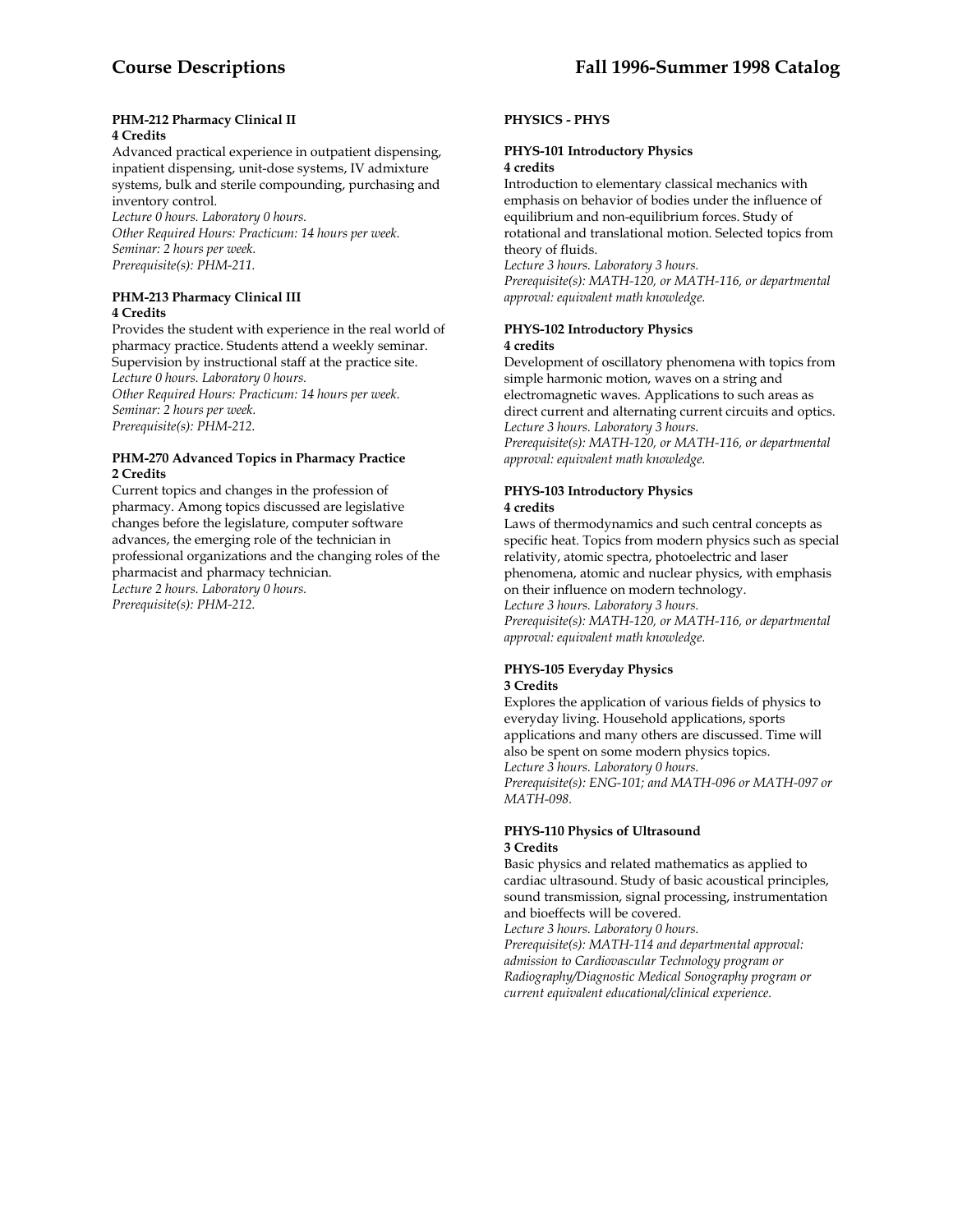#### PHM-212 Pharmacy Clinical II
**4 Credits**

Advanced practical experience in outpatient dispensing, inpatient dispensing, unit-dose systems, IV admixture systems, bulk and sterile compounding, purchasing and inventory control.
*Lecture 0 hours. Laboratory 0 hours.*
*Other Required Hours: Practicum: 14 hours per week.*
*Seminar: 2 hours per week.*
*Prerequisite(s): PHM-211.*

#### PHM-213 Pharmacy Clinical III
**4 Credits**

Provides the student with experience in the real world of pharmacy practice. Students attend a weekly seminar. Supervision by instructional staff at the practice site.
*Lecture 0 hours. Laboratory 0 hours.*
*Other Required Hours: Practicum: 14 hours per week.*
*Seminar: 2 hours per week.*
*Prerequisite(s): PHM-212.*

#### PHM-270 Advanced Topics in Pharmacy Practice
**2 Credits**

Current topics and changes in the profession of pharmacy. Among topics discussed are legislative changes before the legislature, computer software advances, the emerging role of the technician in professional organizations and the changing roles of the pharmacist and pharmacy technician.
*Lecture 2 hours. Laboratory 0 hours.*
*Prerequisite(s): PHM-212.*

### PHYSICS - PHYS

#### PHYS-101 Introductory Physics
**4 credits**

Introduction to elementary classical mechanics with emphasis on behavior of bodies under the influence of equilibrium and non-equilibrium forces. Study of rotational and translational motion. Selected topics from theory of fluids.
*Lecture 3 hours. Laboratory 3 hours.*
*Prerequisite(s): MATH-120, or MATH-116, or departmental approval: equivalent math knowledge.*

#### PHYS-102 Introductory Physics
**4 credits**

Development of oscillatory phenomena with topics from simple harmonic motion, waves on a string and electromagnetic waves. Applications to such areas as direct current and alternating current circuits and optics.
*Lecture 3 hours. Laboratory 3 hours.*
*Prerequisite(s): MATH-120, or MATH-116, or departmental approval: equivalent math knowledge.*

#### PHYS-103 Introductory Physics
**4 credits**

Laws of thermodynamics and such central concepts as specific heat. Topics from modern physics such as special relativity, atomic spectra, photoelectric and laser phenomena, atomic and nuclear physics, with emphasis on their influence on modern technology.
*Lecture 3 hours. Laboratory 3 hours.*
*Prerequisite(s): MATH-120, or MATH-116, or departmental approval: equivalent math knowledge.*

#### PHYS-105 Everyday Physics
**3 Credits**

Explores the application of various fields of physics to everyday living. Household applications, sports applications and many others are discussed. Time will also be spent on some modern physics topics.
*Lecture 3 hours. Laboratory 0 hours.*
*Prerequisite(s): ENG-101; and MATH-096 or MATH-097 or MATH-098.*

#### PHYS-110 Physics of Ultrasound
**3 Credits**

Basic physics and related mathematics as applied to cardiac ultrasound. Study of basic acoustical principles, sound transmission, signal processing, instrumentation and bioeffects will be covered.
*Lecture 3 hours. Laboratory 0 hours.*
*Prerequisite(s): MATH-114 and departmental approval: admission to Cardiovascular Technology program or Radiography/Diagnostic Medical Sonography program or current equivalent educational/clinical experience.*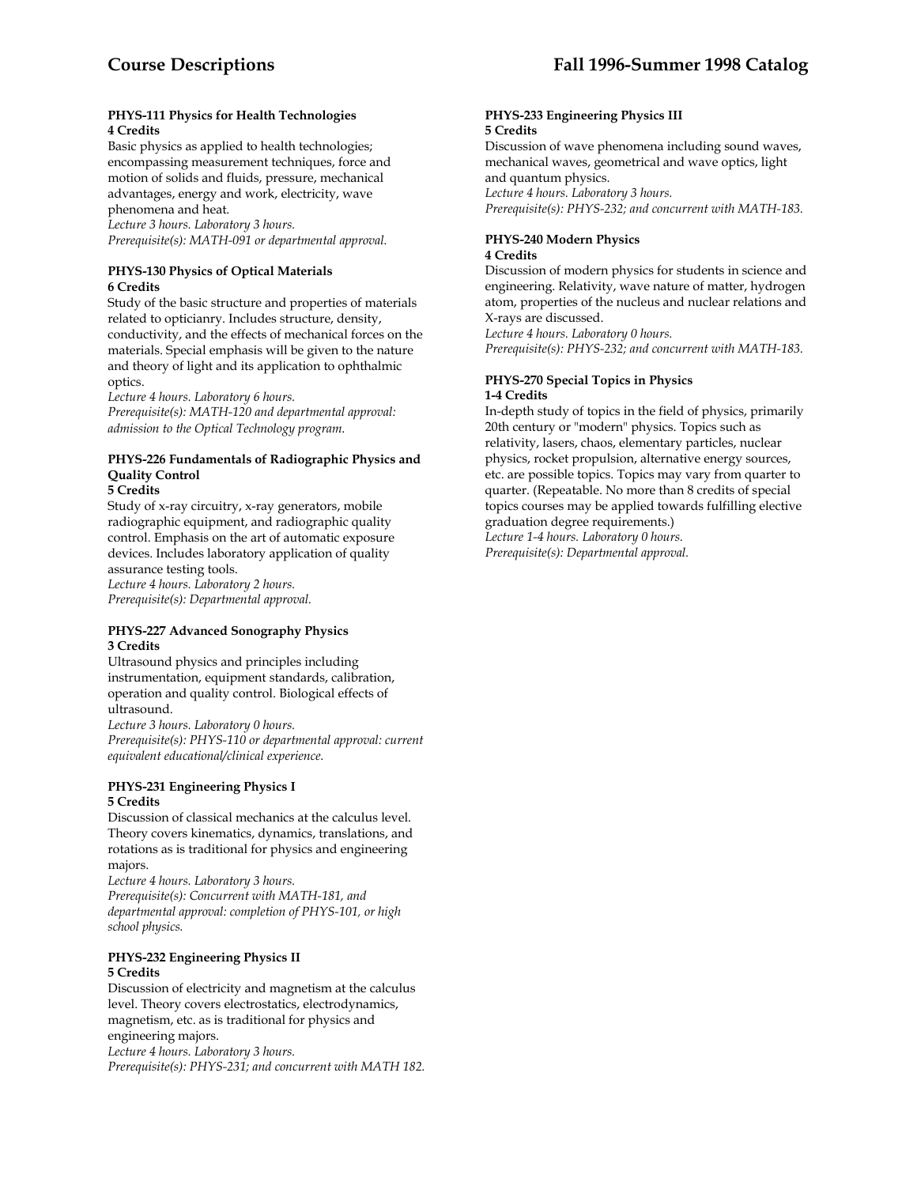#### PHYS-111 Physics for Health Technologies
**4 Credits**

Basic physics as applied to health technologies; encompassing measurement techniques, force and motion of solids and fluids, pressure, mechanical advantages, energy and work, electricity, wave phenomena and heat.
*Lecture 3 hours. Laboratory 3 hours.*
*Prerequisite(s): MATH-091 or departmental approval.*

#### PHYS-130 Physics of Optical Materials
**6 Credits**

Study of the basic structure and properties of materials related to opticianry. Includes structure, density, conductivity, and the effects of mechanical forces on the materials. Special emphasis will be given to the nature and theory of light and its application to ophthalmic optics.
*Lecture 4 hours. Laboratory 6 hours.*
*Prerequisite(s): MATH-120 and departmental approval: admission to the Optical Technology program.*

#### PHYS-226 Fundamentals of Radiographic Physics and Quality Control
**5 Credits**

Study of x-ray circuitry, x-ray generators, mobile radiographic equipment, and radiographic quality control. Emphasis on the art of automatic exposure devices. Includes laboratory application of quality assurance testing tools.
*Lecture 4 hours. Laboratory 2 hours.*
*Prerequisite(s): Departmental approval.*

#### PHYS-227 Advanced Sonography Physics
**3 Credits**

Ultrasound physics and principles including instrumentation, equipment standards, calibration, operation and quality control. Biological effects of ultrasound.
*Lecture 3 hours. Laboratory 0 hours.*
*Prerequisite(s): PHYS-110 or departmental approval: current equivalent educational/clinical experience.*

#### PHYS-231 Engineering Physics I
**5 Credits**

Discussion of classical mechanics at the calculus level. Theory covers kinematics, dynamics, translations, and rotations as is traditional for physics and engineering majors.
*Lecture 4 hours. Laboratory 3 hours.*
*Prerequisite(s): Concurrent with MATH-181, and departmental approval: completion of PHYS-101, or high school physics.*

#### PHYS-232 Engineering Physics II
**5 Credits**

Discussion of electricity and magnetism at the calculus level. Theory covers electrostatics, electrodynamics, magnetism, etc. as is traditional for physics and engineering majors.
*Lecture 4 hours. Laboratory 3 hours.*
*Prerequisite(s): PHYS-231; and concurrent with MATH 182.*

#### PHYS-233 Engineering Physics III
**5 Credits**

Discussion of wave phenomena including sound waves, mechanical waves, geometrical and wave optics, light and quantum physics.
*Lecture 4 hours. Laboratory 3 hours.*
*Prerequisite(s): PHYS-232; and concurrent with MATH-183.*

#### PHYS-240 Modern Physics
**4 Credits**

Discussion of modern physics for students in science and engineering. Relativity, wave nature of matter, hydrogen atom, properties of the nucleus and nuclear relations and X-rays are discussed.
*Lecture 4 hours. Laboratory 0 hours.*
*Prerequisite(s): PHYS-232; and concurrent with MATH-183.*

#### PHYS-270 Special Topics in Physics
**1-4 Credits**

In-depth study of topics in the field of physics, primarily 20th century or "modern" physics. Topics such as relativity, lasers, chaos, elementary particles, nuclear physics, rocket propulsion, alternative energy sources, etc. are possible topics. Topics may vary from quarter to quarter. (Repeatable. No more than 8 credits of special topics courses may be applied towards fulfilling elective graduation degree requirements.)
*Lecture 1-4 hours. Laboratory 0 hours.*
*Prerequisite(s): Departmental approval.*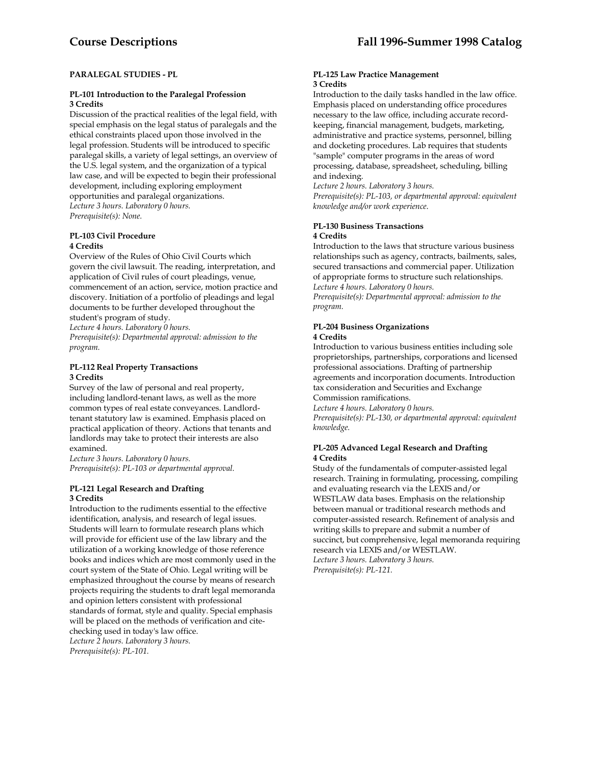## PARALEGAL STUDIES - PL

**PL-101 Introduction to the Paralegal Profession**
**3 Credits**
Discussion of the practical realities of the legal field, with special emphasis on the legal status of paralegals and the ethical constraints placed upon those involved in the legal profession. Students will be introduced to specific paralegal skills, a variety of legal settings, an overview of the U.S. legal system, and the organization of a typical law case, and will be expected to begin their professional development, including exploring employment opportunities and paralegal organizations.
*Lecture 3 hours. Laboratory 0 hours.*
*Prerequisite(s): None.*

**PL-103 Civil Procedure**
**4 Credits**
Overview of the Rules of Ohio Civil Courts which govern the civil lawsuit. The reading, interpretation, and application of Civil rules of court pleadings, venue, commencement of an action, service, motion practice and discovery. Initiation of a portfolio of pleadings and legal documents to be further developed throughout the student's program of study.
*Lecture 4 hours. Laboratory 0 hours.*
*Prerequisite(s): Departmental approval: admission to the program.*

**PL-112 Real Property Transactions**
**3 Credits**
Survey of the law of personal and real property, including landlord-tenant laws, as well as the more common types of real estate conveyances. Landlord-tenant statutory law is examined. Emphasis placed on practical application of theory. Actions that tenants and landlords may take to protect their interests are also examined.
*Lecture 3 hours. Laboratory 0 hours.*
*Prerequisite(s): PL-103 or departmental approval.*

**PL-121 Legal Research and Drafting**
**3 Credits**
Introduction to the rudiments essential to the effective identification, analysis, and research of legal issues. Students will learn to formulate research plans which will provide for efficient use of the law library and the utilization of a working knowledge of those reference books and indices which are most commonly used in the court system of the State of Ohio. Legal writing will be emphasized throughout the course by means of research projects requiring the students to draft legal memoranda and opinion letters consistent with professional standards of format, style and quality. Special emphasis will be placed on the methods of verification and cite-checking used in today's law office.
*Lecture 2 hours. Laboratory 3 hours.*
*Prerequisite(s): PL-101.*

**PL-125 Law Practice Management**
**3 Credits**
Introduction to the daily tasks handled in the law office. Emphasis placed on understanding office procedures necessary to the law office, including accurate record-keeping, financial management, budgets, marketing, administrative and practice systems, personnel, billing and docketing procedures. Lab requires that students "sample" computer programs in the areas of word processing, database, spreadsheet, scheduling, billing and indexing.
*Lecture 2 hours. Laboratory 3 hours.*
*Prerequisite(s): PL-103, or departmental approval: equivalent knowledge and/or work experience.*

**PL-130 Business Transactions**
**4 Credits**
Introduction to the laws that structure various business relationships such as agency, contracts, bailments, sales, secured transactions and commercial paper. Utilization of appropriate forms to structure such relationships.
*Lecture 4 hours. Laboratory 0 hours.*
*Prerequisite(s): Departmental approval: admission to the program.*

**PL-204 Business Organizations**
**4 Credits**
Introduction to various business entities including sole proprietorships, partnerships, corporations and licensed professional associations. Drafting of partnership agreements and incorporation documents. Introduction tax consideration and Securities and Exchange Commission ramifications.
*Lecture 4 hours. Laboratory 0 hours.*
*Prerequisite(s): PL-130, or departmental approval: equivalent knowledge.*

**PL-205 Advanced Legal Research and Drafting**
**4 Credits**
Study of the fundamentals of computer-assisted legal research. Training in formulating, processing, compiling and evaluating research via the LEXIS and/or WESTLAW data bases. Emphasis on the relationship between manual or traditional research methods and computer-assisted research. Refinement of analysis and writing skills to prepare and submit a number of succinct, but comprehensive, legal memoranda requiring research via LEXIS and/or WESTLAW.
*Lecture 3 hours. Laboratory 3 hours.*
*Prerequisite(s): PL-121.*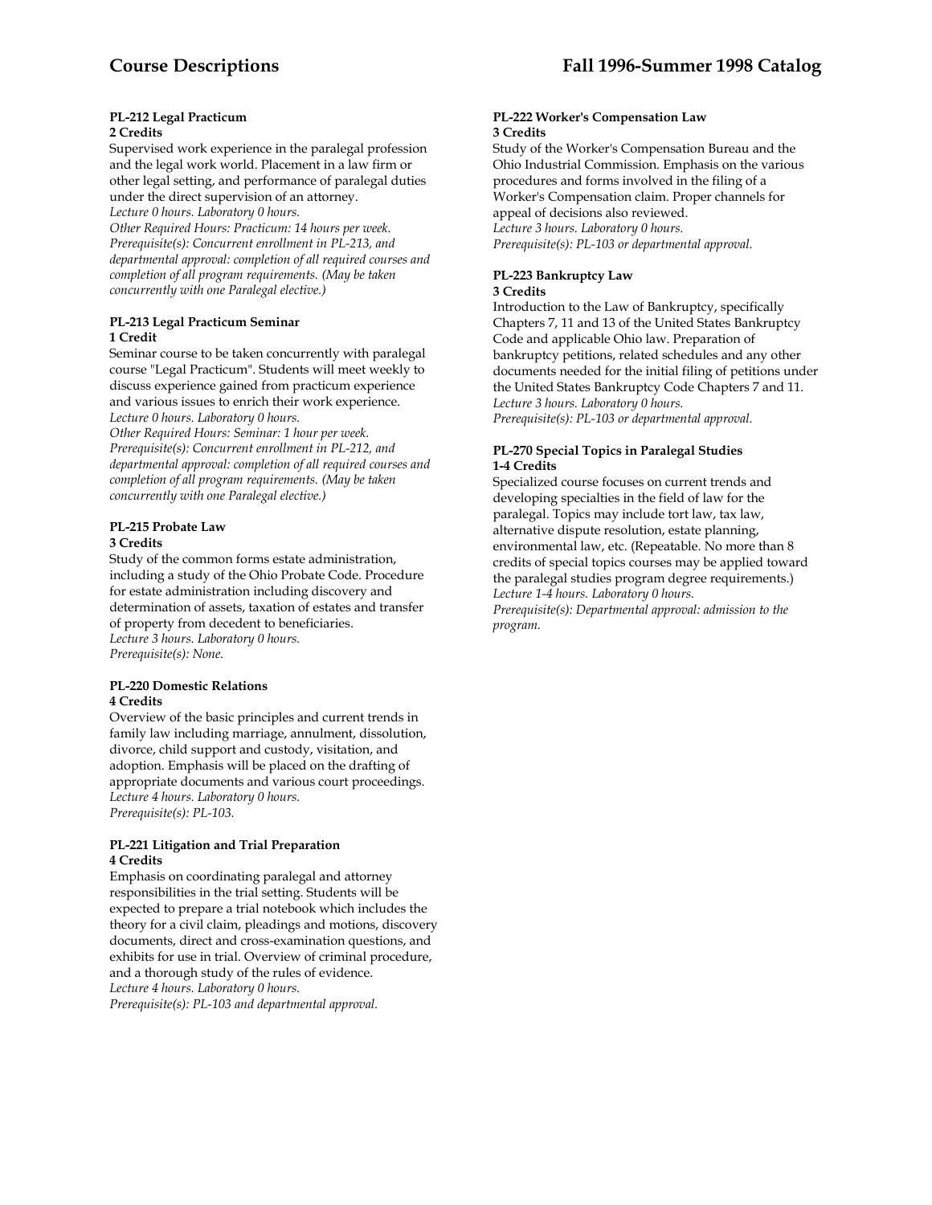#### PL-212 Legal Practicum
**2 Credits**

Supervised work experience in the paralegal profession and the legal work world. Placement in a law firm or other legal setting, and performance of paralegal duties under the direct supervision of an attorney.
*Lecture 0 hours. Laboratory 0 hours.*
*Other Required Hours: Practicum: 14 hours per week.*
*Prerequisite(s): Concurrent enrollment in PL-213, and departmental approval: completion of all required courses and completion of all program requirements. (May be taken concurrently with one Paralegal elective.)*

#### PL-213 Legal Practicum Seminar
**1 Credit**

Seminar course to be taken concurrently with paralegal course "Legal Practicum". Students will meet weekly to discuss experience gained from practicum experience and various issues to enrich their work experience.
*Lecture 0 hours. Laboratory 0 hours.*
*Other Required Hours: Seminar: 1 hour per week.*
*Prerequisite(s): Concurrent enrollment in PL-212, and departmental approval: completion of all required courses and completion of all program requirements. (May be taken concurrently with one Paralegal elective.)*

#### PL-215 Probate Law
**3 Credits**

Study of the common forms estate administration, including a study of the Ohio Probate Code. Procedure for estate administration including discovery and determination of assets, taxation of estates and transfer of property from decedent to beneficiaries.
*Lecture 3 hours. Laboratory 0 hours.*
*Prerequisite(s): None.*

#### PL-220 Domestic Relations
**4 Credits**

Overview of the basic principles and current trends in family law including marriage, annulment, dissolution, divorce, child support and custody, visitation, and adoption. Emphasis will be placed on the drafting of appropriate documents and various court proceedings.
*Lecture 4 hours. Laboratory 0 hours.*
*Prerequisite(s): PL-103.*

#### PL-221 Litigation and Trial Preparation
**4 Credits**

Emphasis on coordinating paralegal and attorney responsibilities in the trial setting. Students will be expected to prepare a trial notebook which includes the theory for a civil claim, pleadings and motions, discovery documents, direct and cross-examination questions, and exhibits for use in trial. Overview of criminal procedure, and a thorough study of the rules of evidence.
*Lecture 4 hours. Laboratory 0 hours.*
*Prerequisite(s): PL-103 and departmental approval.*

#### PL-222 Worker's Compensation Law
**3 Credits**

Study of the Worker's Compensation Bureau and the Ohio Industrial Commission. Emphasis on the various procedures and forms involved in the filing of a Worker's Compensation claim. Proper channels for appeal of decisions also reviewed.
*Lecture 3 hours. Laboratory 0 hours.*
*Prerequisite(s): PL-103 or departmental approval.*

#### PL-223 Bankruptcy Law
**3 Credits**

Introduction to the Law of Bankruptcy, specifically Chapters 7, 11 and 13 of the United States Bankruptcy Code and applicable Ohio law. Preparation of bankruptcy petitions, related schedules and any other documents needed for the initial filing of petitions under the United States Bankruptcy Code Chapters 7 and 11.
*Lecture 3 hours. Laboratory 0 hours.*
*Prerequisite(s): PL-103 or departmental approval.*

#### PL-270 Special Topics in Paralegal Studies
**1-4 Credits**

Specialized course focuses on current trends and developing specialties in the field of law for the paralegal. Topics may include tort law, tax law, alternative dispute resolution, estate planning, environmental law, etc. (Repeatable. No more than 8 credits of special topics courses may be applied toward the paralegal studies program degree requirements.)
*Lecture 1-4 hours. Laboratory 0 hours.*
*Prerequisite(s): Departmental approval: admission to the program.*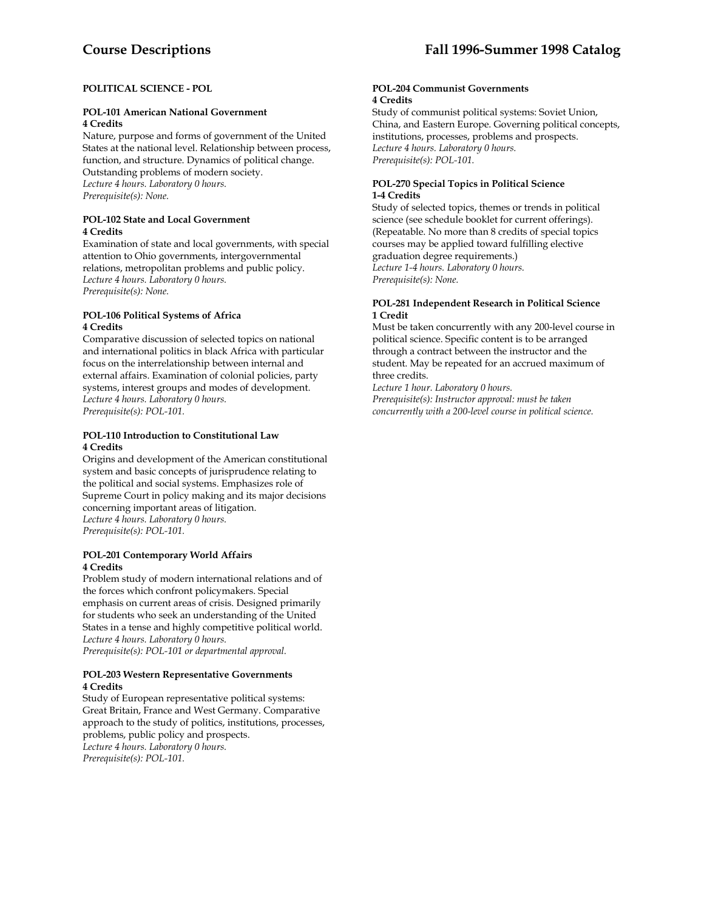## POLITICAL SCIENCE - POL

### POL-101 American National Government
**4 Credits**

Nature, purpose and forms of government of the United States at the national level. Relationship between process, function, and structure. Dynamics of political change. Outstanding problems of modern society.
*Lecture 4 hours. Laboratory 0 hours.*
*Prerequisite(s): None.*

### POL-102 State and Local Government
**4 Credits**

Examination of state and local governments, with special attention to Ohio governments, intergovernmental relations, metropolitan problems and public policy.
*Lecture 4 hours. Laboratory 0 hours.*
*Prerequisite(s): None.*

### POL-106 Political Systems of Africa
**4 Credits**

Comparative discussion of selected topics on national and international politics in black Africa with particular focus on the interrelationship between internal and external affairs. Examination of colonial policies, party systems, interest groups and modes of development.
*Lecture 4 hours. Laboratory 0 hours.*
*Prerequisite(s): POL-101.*

### POL-110 Introduction to Constitutional Law
**4 Credits**

Origins and development of the American constitutional system and basic concepts of jurisprudence relating to the political and social systems. Emphasizes role of Supreme Court in policy making and its major decisions concerning important areas of litigation.
*Lecture 4 hours. Laboratory 0 hours.*
*Prerequisite(s): POL-101.*

### POL-201 Contemporary World Affairs
**4 Credits**

Problem study of modern international relations and of the forces which confront policymakers. Special emphasis on current areas of crisis. Designed primarily for students who seek an understanding of the United States in a tense and highly competitive political world.
*Lecture 4 hours. Laboratory 0 hours.*
*Prerequisite(s): POL-101 or departmental approval.*

### POL-203 Western Representative Governments
**4 Credits**

Study of European representative political systems: Great Britain, France and West Germany. Comparative approach to the study of politics, institutions, processes, problems, public policy and prospects.
*Lecture 4 hours. Laboratory 0 hours.*
*Prerequisite(s): POL-101.*

### POL-204 Communist Governments
**4 Credits**

Study of communist political systems: Soviet Union, China, and Eastern Europe. Governing political concepts, institutions, processes, problems and prospects.
*Lecture 4 hours. Laboratory 0 hours.*
*Prerequisite(s): POL-101.*

### POL-270 Special Topics in Political Science
**1-4 Credits**

Study of selected topics, themes or trends in political science (see schedule booklet for current offerings). (Repeatable. No more than 8 credits of special topics courses may be applied toward fulfilling elective graduation degree requirements.)
*Lecture 1-4 hours. Laboratory 0 hours.*
*Prerequisite(s): None.*

### POL-281 Independent Research in Political Science
**1 Credit**

Must be taken concurrently with any 200-level course in political science. Specific content is to be arranged through a contract between the instructor and the student. May be repeated for an accrued maximum of three credits.
*Lecture 1 hour. Laboratory 0 hours.*
*Prerequisite(s): Instructor approval: must be taken concurrently with a 200-level course in political science.*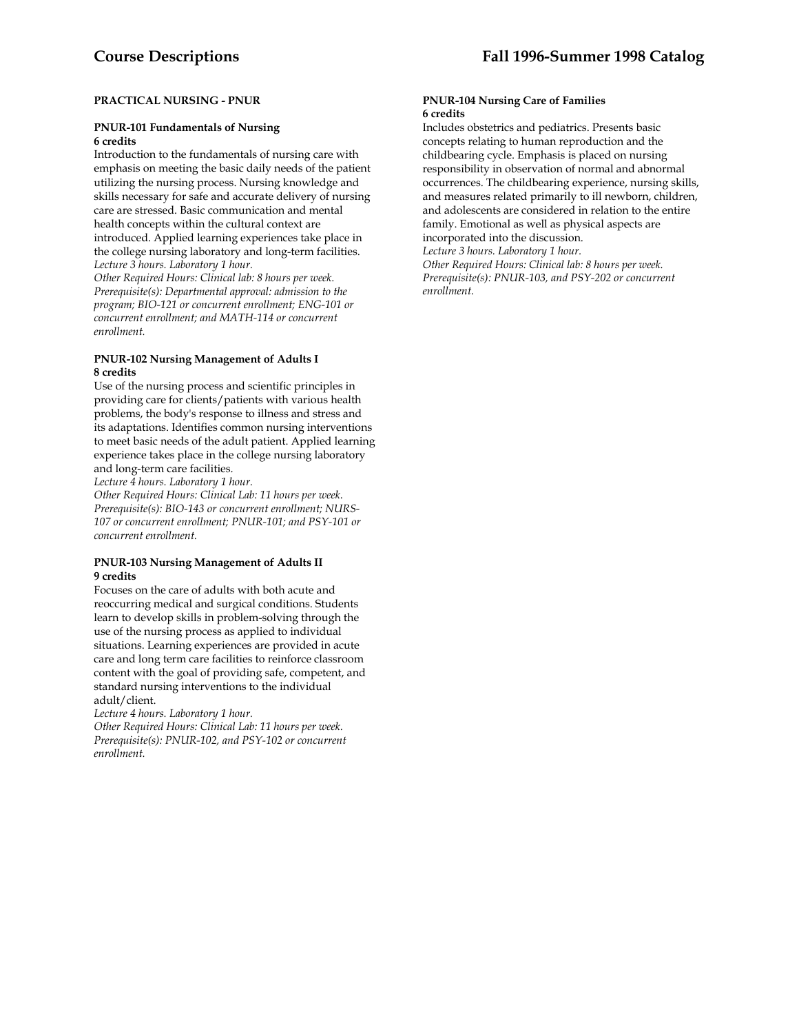## PRACTICAL NURSING - PNUR

### PNUR-101 Fundamentals of Nursing
**6 credits**

Introduction to the fundamentals of nursing care with emphasis on meeting the basic daily needs of the patient utilizing the nursing process. Nursing knowledge and skills necessary for safe and accurate delivery of nursing care are stressed. Basic communication and mental health concepts within the cultural context are introduced. Applied learning experiences take place in the college nursing laboratory and long-term facilities.

*Lecture 3 hours. Laboratory 1 hour.*
*Other Required Hours: Clinical lab: 8 hours per week.*
*Prerequisite(s): Departmental approval: admission to the program; BIO-121 or concurrent enrollment; ENG-101 or concurrent enrollment; and MATH-114 or concurrent enrollment.*

### PNUR-102 Nursing Management of Adults I
**8 credits**

Use of the nursing process and scientific principles in providing care for clients/patients with various health problems, the body's response to illness and stress and its adaptations. Identifies common nursing interventions to meet basic needs of the adult patient. Applied learning experience takes place in the college nursing laboratory and long-term care facilities.

*Lecture 4 hours. Laboratory 1 hour.*
*Other Required Hours: Clinical Lab: 11 hours per week.*
*Prerequisite(s): BIO-143 or concurrent enrollment; NURS-107 or concurrent enrollment; PNUR-101; and PSY-101 or concurrent enrollment.*

### PNUR-103 Nursing Management of Adults II
**9 credits**

Focuses on the care of adults with both acute and reoccurring medical and surgical conditions. Students learn to develop skills in problem-solving through the use of the nursing process as applied to individual situations. Learning experiences are provided in acute care and long term care facilities to reinforce classroom content with the goal of providing safe, competent, and standard nursing interventions to the individual adult/client.

*Lecture 4 hours. Laboratory 1 hour.*
*Other Required Hours: Clinical Lab: 11 hours per week.*
*Prerequisite(s): PNUR-102, and PSY-102 or concurrent enrollment.*

### PNUR-104 Nursing Care of Families
**6 credits**

Includes obstetrics and pediatrics. Presents basic concepts relating to human reproduction and the childbearing cycle. Emphasis is placed on nursing responsibility in observation of normal and abnormal occurrences. The childbearing experience, nursing skills, and measures related primarily to ill newborn, children, and adolescents are considered in relation to the entire family. Emotional as well as physical aspects are incorporated into the discussion.

*Lecture 3 hours. Laboratory 1 hour.*
*Other Required Hours: Clinical lab: 8 hours per week.*
*Prerequisite(s): PNUR-103, and PSY-202 or concurrent enrollment.*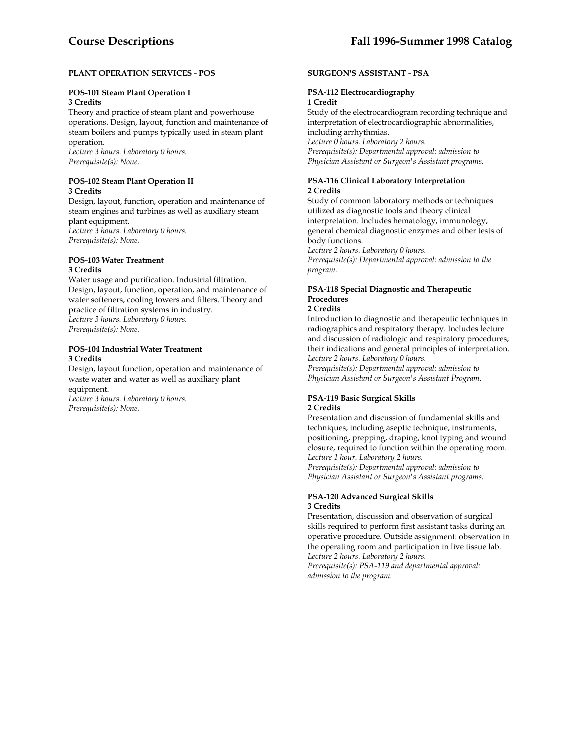## PLANT OPERATION SERVICES - POS

### POS-101 Steam Plant Operation I
**3 Credits**

Theory and practice of steam plant and powerhouse operations. Design, layout, function and maintenance of steam boilers and pumps typically used in steam plant operation.
*Lecture 3 hours. Laboratory 0 hours.*
*Prerequisite(s): None.*

### POS-102 Steam Plant Operation II
**3 Credits**

Design, layout, function, operation and maintenance of steam engines and turbines as well as auxiliary steam plant equipment.
*Lecture 3 hours. Laboratory 0 hours.*
*Prerequisite(s): None.*

### POS-103 Water Treatment
**3 Credits**

Water usage and purification. Industrial filtration. Design, layout, function, operation, and maintenance of water softeners, cooling towers and filters. Theory and practice of filtration systems in industry.
*Lecture 3 hours. Laboratory 0 hours.*
*Prerequisite(s): None.*

### POS-104 Industrial Water Treatment
**3 Credits**

Design, layout function, operation and maintenance of waste water and water as well as auxiliary plant equipment.
*Lecture 3 hours. Laboratory 0 hours.*
*Prerequisite(s): None.*

## SURGEON'S ASSISTANT - PSA

### PSA-112 Electrocardiography
**1 Credit**

Study of the electrocardiogram recording technique and interpretation of electrocardiographic abnormalities, including arrhythmias.
*Lecture 0 hours. Laboratory 2 hours.*
*Prerequisite(s): Departmental approval: admission to Physician Assistant or Surgeon's Assistant programs.*

### PSA-116 Clinical Laboratory Interpretation
**2 Credits**

Study of common laboratory methods or techniques utilized as diagnostic tools and theory clinical interpretation. Includes hematology, immunology, general chemical diagnostic enzymes and other tests of body functions.
*Lecture 2 hours. Laboratory 0 hours.*
*Prerequisite(s): Departmental approval: admission to the program.*

### PSA-118 Special Diagnostic and Therapeutic Procedures
**2 Credits**

Introduction to diagnostic and therapeutic techniques in radiographics and respiratory therapy. Includes lecture and discussion of radiologic and respiratory procedures; their indications and general principles of interpretation.
*Lecture 2 hours. Laboratory 0 hours.*
*Prerequisite(s): Departmental approval: admission to Physician Assistant or Surgeon's Assistant Program.*

### PSA-119 Basic Surgical Skills
**2 Credits**

Presentation and discussion of fundamental skills and techniques, including aseptic technique, instruments, positioning, prepping, draping, knot typing and wound closure, required to function within the operating room.
*Lecture 1 hour. Laboratory 2 hours.*
*Prerequisite(s): Departmental approval: admission to Physician Assistant or Surgeon's Assistant programs.*

### PSA-120 Advanced Surgical Skills
**3 Credits**

Presentation, discussion and observation of surgical skills required to perform first assistant tasks during an operative procedure. Outside assignment: observation in the operating room and participation in live tissue lab.
*Lecture 2 hours. Laboratory 2 hours.*
*Prerequisite(s): PSA-119 and departmental approval: admission to the program.*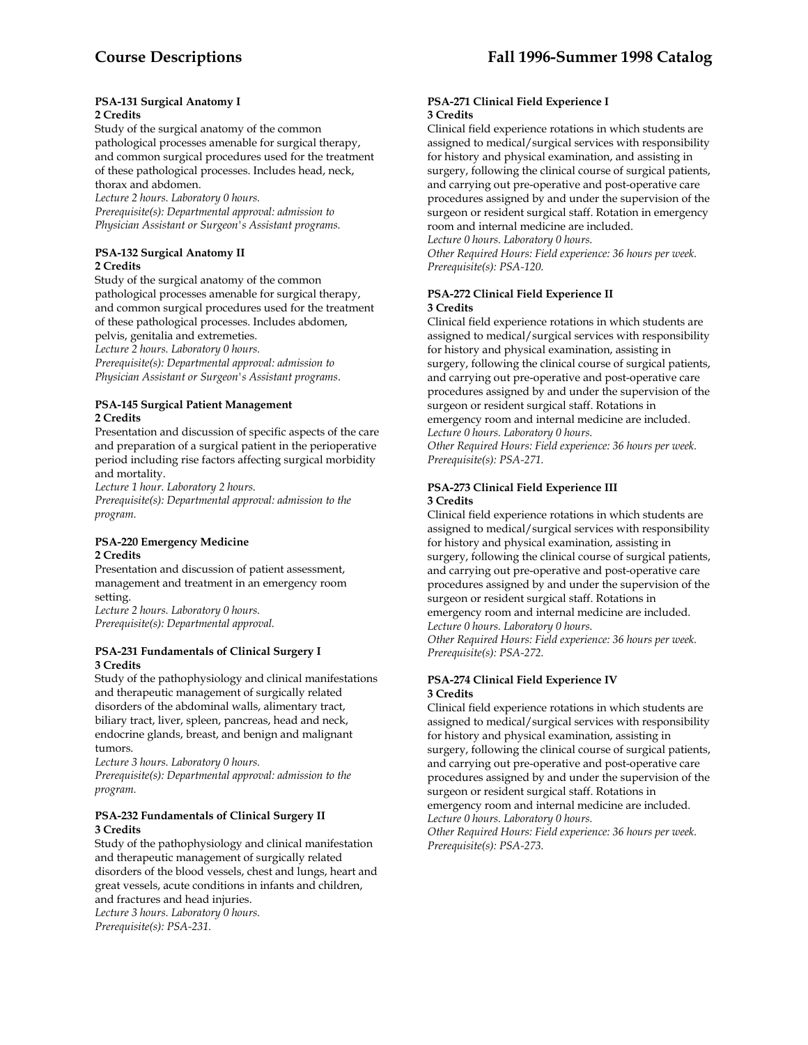#### PSA-131 Surgical Anatomy I
**2 Credits**

Study of the surgical anatomy of the common pathological processes amenable for surgical therapy, and common surgical procedures used for the treatment of these pathological processes. Includes head, neck, thorax and abdomen.

*Lecture 2 hours. Laboratory 0 hours.*
*Prerequisite(s): Departmental approval: admission to Physician Assistant or Surgeon's Assistant programs.*

#### PSA-132 Surgical Anatomy II
**2 Credits**

Study of the surgical anatomy of the common pathological processes amenable for surgical therapy, and common surgical procedures used for the treatment of these pathological processes. Includes abdomen, pelvis, genitalia and extremeties.

*Lecture 2 hours. Laboratory 0 hours.*
*Prerequisite(s): Departmental approval: admission to Physician Assistant or Surgeon's Assistant programs.*

#### PSA-145 Surgical Patient Management
**2 Credits**

Presentation and discussion of specific aspects of the care and preparation of a surgical patient in the perioperative period including rise factors affecting surgical morbidity and mortality.

*Lecture 1 hour. Laboratory 2 hours.*
*Prerequisite(s): Departmental approval: admission to the program.*

#### PSA-220 Emergency Medicine
**2 Credits**

Presentation and discussion of patient assessment, management and treatment in an emergency room setting.

*Lecture 2 hours. Laboratory 0 hours.*
*Prerequisite(s): Departmental approval.*

#### PSA-231 Fundamentals of Clinical Surgery I
**3 Credits**

Study of the pathophysiology and clinical manifestations and therapeutic management of surgically related disorders of the abdominal walls, alimentary tract, biliary tract, liver, spleen, pancreas, head and neck, endocrine glands, breast, and benign and malignant tumors.

*Lecture 3 hours. Laboratory 0 hours.*
*Prerequisite(s): Departmental approval: admission to the program.*

#### PSA-232 Fundamentals of Clinical Surgery II
**3 Credits**

Study of the pathophysiology and clinical manifestation and therapeutic management of surgically related disorders of the blood vessels, chest and lungs, heart and great vessels, acute conditions in infants and children, and fractures and head injuries.

*Lecture 3 hours. Laboratory 0 hours.*
*Prerequisite(s): PSA-231.*

#### PSA-271 Clinical Field Experience I
**3 Credits**

Clinical field experience rotations in which students are assigned to medical/surgical services with responsibility for history and physical examination, and assisting in surgery, following the clinical course of surgical patients, and carrying out pre-operative and post-operative care procedures assigned by and under the supervision of the surgeon or resident surgical staff. Rotation in emergency room and internal medicine are included.

*Lecture 0 hours. Laboratory 0 hours.*
*Other Required Hours: Field experience: 36 hours per week.*
*Prerequisite(s): PSA-120.*

#### PSA-272 Clinical Field Experience II
**3 Credits**

Clinical field experience rotations in which students are assigned to medical/surgical services with responsibility for history and physical examination, assisting in surgery, following the clinical course of surgical patients, and carrying out pre-operative and post-operative care procedures assigned by and under the supervision of the surgeon or resident surgical staff. Rotations in emergency room and internal medicine are included.

*Lecture 0 hours. Laboratory 0 hours.*
*Other Required Hours: Field experience: 36 hours per week.*
*Prerequisite(s): PSA-271.*

#### PSA-273 Clinical Field Experience III
**3 Credits**

Clinical field experience rotations in which students are assigned to medical/surgical services with responsibility for history and physical examination, assisting in surgery, following the clinical course of surgical patients, and carrying out pre-operative and post-operative care procedures assigned by and under the supervision of the surgeon or resident surgical staff. Rotations in emergency room and internal medicine are included.

*Lecture 0 hours. Laboratory 0 hours.*
*Other Required Hours: Field experience: 36 hours per week.*
*Prerequisite(s): PSA-272.*

#### PSA-274 Clinical Field Experience IV
**3 Credits**

Clinical field experience rotations in which students are assigned to medical/surgical services with responsibility for history and physical examination, assisting in surgery, following the clinical course of surgical patients, and carrying out pre-operative and post-operative care procedures assigned by and under the supervision of the surgeon or resident surgical staff. Rotations in emergency room and internal medicine are included.

*Lecture 0 hours. Laboratory 0 hours.*
*Other Required Hours: Field experience: 36 hours per week.*
*Prerequisite(s): PSA-273.*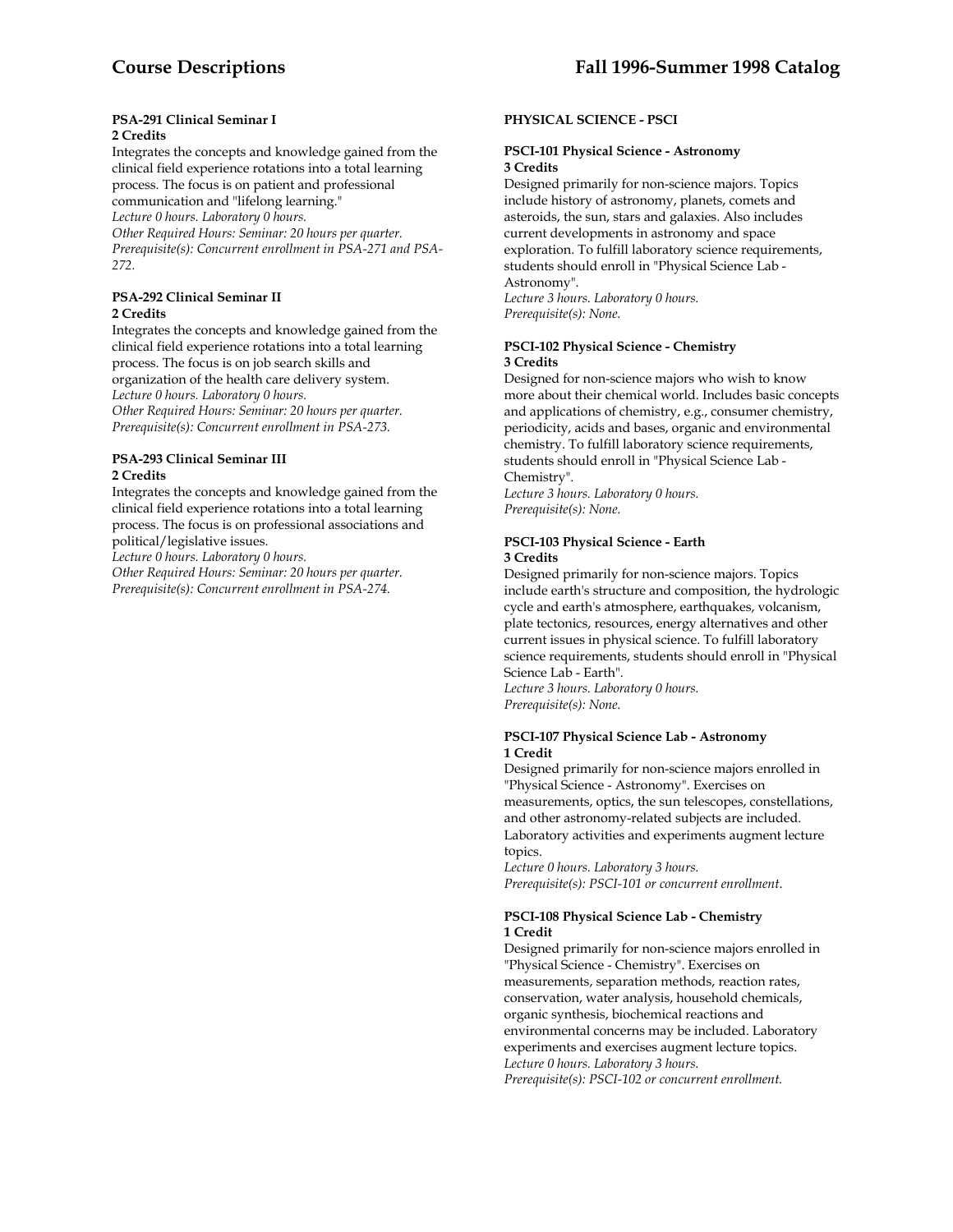**PSA-291 Clinical Seminar I**
**2 Credits**
Integrates the concepts and knowledge gained from the clinical field experience rotations into a total learning process. The focus is on patient and professional communication and "lifelong learning."
*Lecture 0 hours. Laboratory 0 hours.*
*Other Required Hours: Seminar: 20 hours per quarter.*
*Prerequisite(s): Concurrent enrollment in PSA-271 and PSA-272.*

**PSA-292 Clinical Seminar II**
**2 Credits**
Integrates the concepts and knowledge gained from the clinical field experience rotations into a total learning process. The focus is on job search skills and organization of the health care delivery system.
*Lecture 0 hours. Laboratory 0 hours.*
*Other Required Hours: Seminar: 20 hours per quarter.*
*Prerequisite(s): Concurrent enrollment in PSA-273.*

**PSA-293 Clinical Seminar III**
**2 Credits**
Integrates the concepts and knowledge gained from the clinical field experience rotations into a total learning process. The focus is on professional associations and political/legislative issues.
*Lecture 0 hours. Laboratory 0 hours.*
*Other Required Hours: Seminar: 20 hours per quarter.*
*Prerequisite(s): Concurrent enrollment in PSA-274.*

## PHYSICAL SCIENCE - PSCI

**PSCI-101 Physical Science - Astronomy**
**3 Credits**
Designed primarily for non-science majors. Topics include history of astronomy, planets, comets and asteroids, the sun, stars and galaxies. Also includes current developments in astronomy and space exploration. To fulfill laboratory science requirements, students should enroll in "Physical Science Lab - Astronomy".
*Lecture 3 hours. Laboratory 0 hours.*
*Prerequisite(s): None.*

**PSCI-102 Physical Science - Chemistry**
**3 Credits**
Designed for non-science majors who wish to know more about their chemical world. Includes basic concepts and applications of chemistry, e.g., consumer chemistry, periodicity, acids and bases, organic and environmental chemistry. To fulfill laboratory science requirements, students should enroll in "Physical Science Lab - Chemistry".
*Lecture 3 hours. Laboratory 0 hours.*
*Prerequisite(s): None.*

**PSCI-103 Physical Science - Earth**
**3 Credits**
Designed primarily for non-science majors. Topics include earth's structure and composition, the hydrologic cycle and earth's atmosphere, earthquakes, volcanism, plate tectonics, resources, energy alternatives and other current issues in physical science. To fulfill laboratory science requirements, students should enroll in "Physical Science Lab - Earth".
*Lecture 3 hours. Laboratory 0 hours.*
*Prerequisite(s): None.*

**PSCI-107 Physical Science Lab - Astronomy**
**1 Credit**
Designed primarily for non-science majors enrolled in "Physical Science - Astronomy". Exercises on measurements, optics, the sun telescopes, constellations, and other astronomy-related subjects are included. Laboratory activities and experiments augment lecture topics.
*Lecture 0 hours. Laboratory 3 hours.*
*Prerequisite(s): PSCI-101 or concurrent enrollment.*

**PSCI-108 Physical Science Lab - Chemistry**
**1 Credit**
Designed primarily for non-science majors enrolled in "Physical Science - Chemistry". Exercises on measurements, separation methods, reaction rates, conservation, water analysis, household chemicals, organic synthesis, biochemical reactions and environmental concerns may be included. Laboratory experiments and exercises augment lecture topics.
*Lecture 0 hours. Laboratory 3 hours.*
*Prerequisite(s): PSCI-102 or concurrent enrollment.*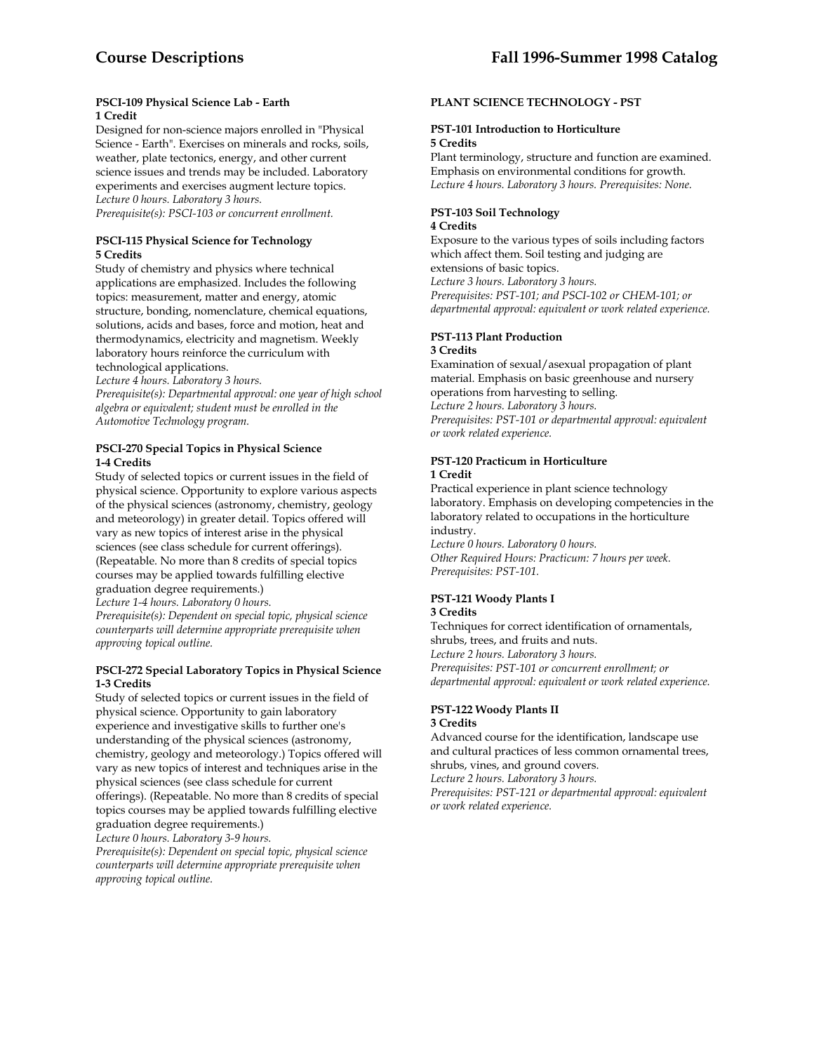**PSCI-109 Physical Science Lab - Earth**
**1 Credit**

Designed for non-science majors enrolled in "Physical Science - Earth". Exercises on minerals and rocks, soils, weather, plate tectonics, energy, and other current science issues and trends may be included. Laboratory experiments and exercises augment lecture topics.
*Lecture 0 hours. Laboratory 3 hours.*
*Prerequisite(s): PSCI-103 or concurrent enrollment.*

**PSCI-115 Physical Science for Technology**
**5 Credits**

Study of chemistry and physics where technical applications are emphasized. Includes the following topics: measurement, matter and energy, atomic structure, bonding, nomenclature, chemical equations, solutions, acids and bases, force and motion, heat and thermodynamics, electricity and magnetism. Weekly laboratory hours reinforce the curriculum with technological applications.
*Lecture 4 hours. Laboratory 3 hours.*
*Prerequisite(s): Departmental approval: one year of high school algebra or equivalent; student must be enrolled in the Automotive Technology program.*

**PSCI-270 Special Topics in Physical Science**
**1-4 Credits**

Study of selected topics or current issues in the field of physical science. Opportunity to explore various aspects of the physical sciences (astronomy, chemistry, geology and meteorology) in greater detail. Topics offered will vary as new topics of interest arise in the physical sciences (see class schedule for current offerings). (Repeatable. No more than 8 credits of special topics courses may be applied towards fulfilling elective graduation degree requirements.)
*Lecture 1-4 hours. Laboratory 0 hours.*
*Prerequisite(s): Dependent on special topic, physical science counterparts will determine appropriate prerequisite when approving topical outline.*

**PSCI-272 Special Laboratory Topics in Physical Science**
**1-3 Credits**

Study of selected topics or current issues in the field of physical science. Opportunity to gain laboratory experience and investigative skills to further one's understanding of the physical sciences (astronomy, chemistry, geology and meteorology.) Topics offered will vary as new topics of interest and techniques arise in the physical sciences (see class schedule for current offerings). (Repeatable. No more than 8 credits of special topics courses may be applied towards fulfilling elective graduation degree requirements.)
*Lecture 0 hours. Laboratory 3-9 hours.*
*Prerequisite(s): Dependent on special topic, physical science counterparts will determine appropriate prerequisite when approving topical outline.*

**PLANT SCIENCE TECHNOLOGY - PST**

**PST-101 Introduction to Horticulture**
**5 Credits**

Plant terminology, structure and function are examined. Emphasis on environmental conditions for growth.
*Lecture 4 hours. Laboratory 3 hours. Prerequisites: None.*

**PST-103 Soil Technology**
**4 Credits**

Exposure to the various types of soils including factors which affect them. Soil testing and judging are extensions of basic topics.
*Lecture 3 hours. Laboratory 3 hours.*
*Prerequisites: PST-101; and PSCI-102 or CHEM-101; or departmental approval: equivalent or work related experience.*

**PST-113 Plant Production**
**3 Credits**

Examination of sexual/asexual propagation of plant material. Emphasis on basic greenhouse and nursery operations from harvesting to selling.
*Lecture 2 hours. Laboratory 3 hours.*
*Prerequisites: PST-101 or departmental approval: equivalent or work related experience.*

**PST-120 Practicum in Horticulture**
**1 Credit**

Practical experience in plant science technology laboratory. Emphasis on developing competencies in the laboratory related to occupations in the horticulture industry.
*Lecture 0 hours. Laboratory 0 hours.*
*Other Required Hours: Practicum: 7 hours per week.*
*Prerequisites: PST-101.*

**PST-121 Woody Plants I**
**3 Credits**

Techniques for correct identification of ornamentals, shrubs, trees, and fruits and nuts.
*Lecture 2 hours. Laboratory 3 hours.*
*Prerequisites: PST-101 or concurrent enrollment; or departmental approval: equivalent or work related experience.*

**PST-122 Woody Plants II**
**3 Credits**

Advanced course for the identification, landscape use and cultural practices of less common ornamental trees, shrubs, vines, and ground covers.
*Lecture 2 hours. Laboratory 3 hours.*
*Prerequisites: PST-121 or departmental approval: equivalent or work related experience.*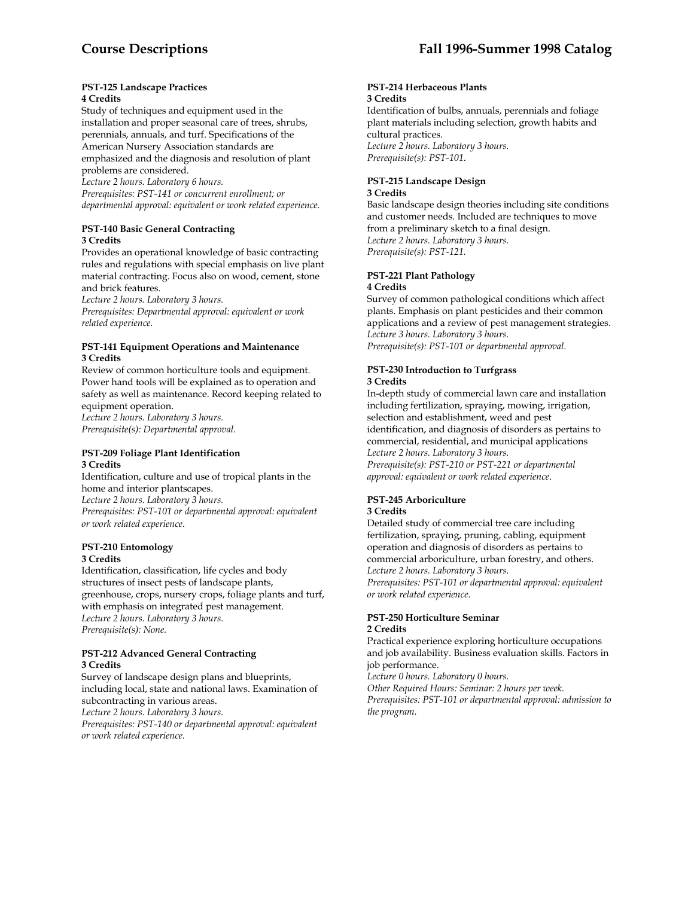#### PST-125 Landscape Practices
**4 Credits**

Study of techniques and equipment used in the installation and proper seasonal care of trees, shrubs, perennials, annuals, and turf. Specifications of the American Nursery Association standards are emphasized and the diagnosis and resolution of plant problems are considered.

*Lecture 2 hours. Laboratory 6 hours.*
*Prerequisites: PST-141 or concurrent enrollment; or departmental approval: equivalent or work related experience.*

#### PST-140 Basic General Contracting
**3 Credits**

Provides an operational knowledge of basic contracting rules and regulations with special emphasis on live plant material contracting. Focus also on wood, cement, stone and brick features.

*Lecture 2 hours. Laboratory 3 hours.*
*Prerequisites: Departmental approval: equivalent or work related experience.*

#### PST-141 Equipment Operations and Maintenance
**3 Credits**

Review of common horticulture tools and equipment. Power hand tools will be explained as to operation and safety as well as maintenance. Record keeping related to equipment operation.

*Lecture 2 hours. Laboratory 3 hours.*
*Prerequisite(s): Departmental approval.*

#### PST-209 Foliage Plant Identification
**3 Credits**

Identification, culture and use of tropical plants in the home and interior plantscapes.

*Lecture 2 hours. Laboratory 3 hours.*
*Prerequisites: PST-101 or departmental approval: equivalent or work related experience.*

#### PST-210 Entomology
**3 Credits**

Identification, classification, life cycles and body structures of insect pests of landscape plants, greenhouse, crops, nursery crops, foliage plants and turf, with emphasis on integrated pest management.

*Lecture 2 hours. Laboratory 3 hours.*
*Prerequisite(s): None.*

#### PST-212 Advanced General Contracting
**3 Credits**

Survey of landscape design plans and blueprints, including local, state and national laws. Examination of subcontracting in various areas.

*Lecture 2 hours. Laboratory 3 hours.*
*Prerequisites: PST-140 or departmental approval: equivalent or work related experience.*

#### PST-214 Herbaceous Plants
**3 Credits**

Identification of bulbs, annuals, perennials and foliage plant materials including selection, growth habits and cultural practices.

*Lecture 2 hours. Laboratory 3 hours.*
*Prerequisite(s): PST-101.*

#### PST-215 Landscape Design
**3 Credits**

Basic landscape design theories including site conditions and customer needs. Included are techniques to move from a preliminary sketch to a final design.

*Lecture 2 hours. Laboratory 3 hours.*
*Prerequisite(s): PST-121.*

#### PST-221 Plant Pathology
**4 Credits**

Survey of common pathological conditions which affect plants. Emphasis on plant pesticides and their common applications and a review of pest management strategies.

*Lecture 3 hours. Laboratory 3 hours.*
*Prerequisite(s): PST-101 or departmental approval.*

#### PST-230 Introduction to Turfgrass
**3 Credits**

In-depth study of commercial lawn care and installation including fertilization, spraying, mowing, irrigation, selection and establishment, weed and pest identification, and diagnosis of disorders as pertains to commercial, residential, and municipal applications

*Lecture 2 hours. Laboratory 3 hours.*
*Prerequisite(s): PST-210 or PST-221 or departmental approval: equivalent or work related experience.*

#### PST-245 Arboriculture
**3 Credits**

Detailed study of commercial tree care including fertilization, spraying, pruning, cabling, equipment operation and diagnosis of disorders as pertains to commercial arboriculture, urban forestry, and others.

*Lecture 2 hours. Laboratory 3 hours.*
*Prerequisites: PST-101 or departmental approval: equivalent or work related experience.*

#### PST-250 Horticulture Seminar
**2 Credits**

Practical experience exploring horticulture occupations and job availability. Business evaluation skills. Factors in job performance.

*Lecture 0 hours. Laboratory 0 hours.*
*Other Required Hours: Seminar: 2 hours per week.*
*Prerequisites: PST-101 or departmental approval: admission to the program.*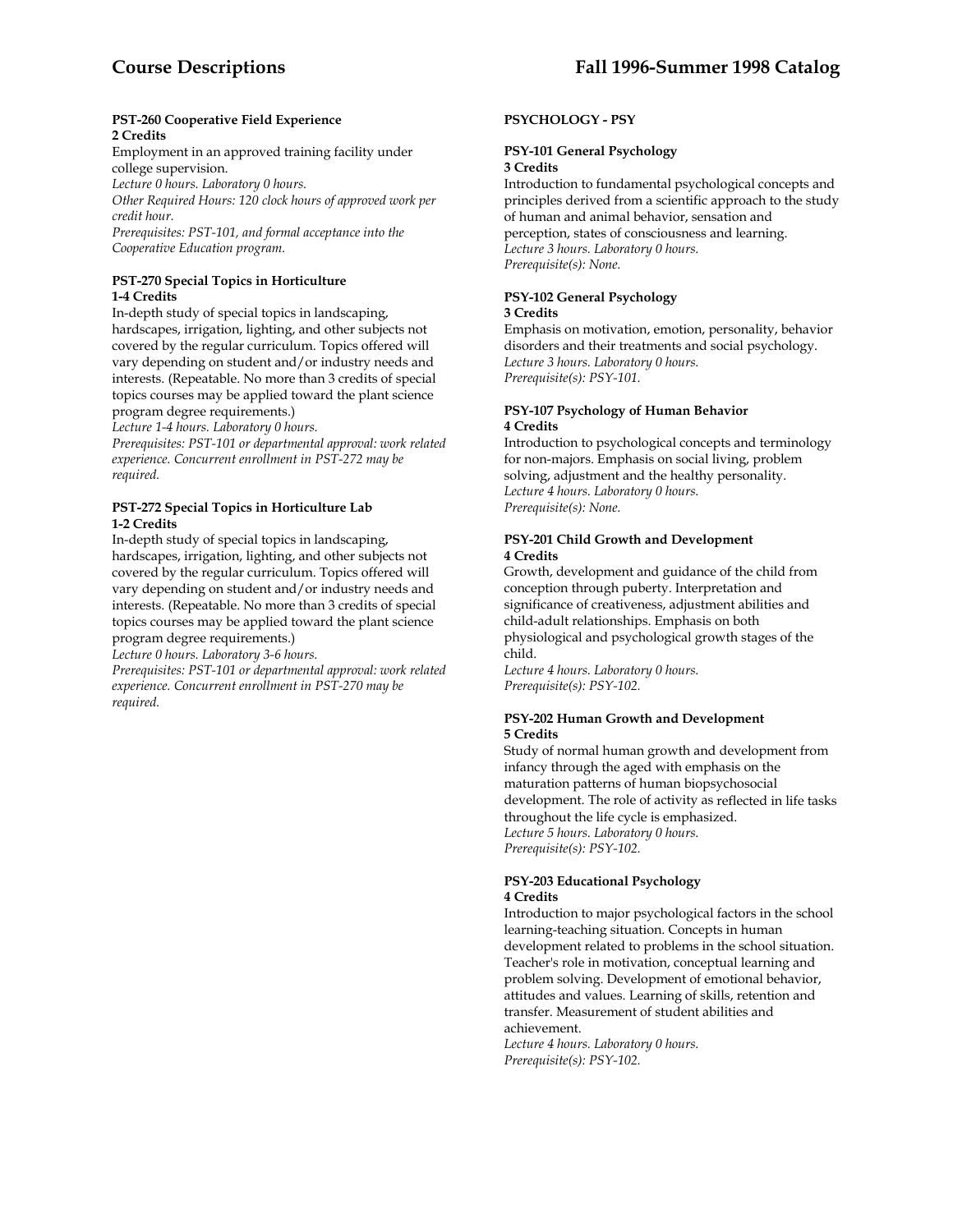#### PST-260 Cooperative Field Experience
**2 Credits**

Employment in an approved training facility under college supervision.
*Lecture 0 hours. Laboratory 0 hours.*
*Other Required Hours: 120 clock hours of approved work per credit hour.*
*Prerequisites: PST-101, and formal acceptance into the Cooperative Education program.*

#### PST-270 Special Topics in Horticulture
**1-4 Credits**

In-depth study of special topics in landscaping, hardscapes, irrigation, lighting, and other subjects not covered by the regular curriculum. Topics offered will vary depending on student and/or industry needs and interests. (Repeatable. No more than 3 credits of special topics courses may be applied toward the plant science program degree requirements.)
*Lecture 1-4 hours. Laboratory 0 hours.*
*Prerequisites: PST-101 or departmental approval: work related experience. Concurrent enrollment in PST-272 may be required.*

#### PST-272 Special Topics in Horticulture Lab
**1-2 Credits**

In-depth study of special topics in landscaping, hardscapes, irrigation, lighting, and other subjects not covered by the regular curriculum. Topics offered will vary depending on student and/or industry needs and interests. (Repeatable. No more than 3 credits of special topics courses may be applied toward the plant science program degree requirements.)
*Lecture 0 hours. Laboratory 3-6 hours.*
*Prerequisites: PST-101 or departmental approval: work related experience. Concurrent enrollment in PST-270 may be required.*

### PSYCHOLOGY - PSY

#### PSY-101 General Psychology
**3 Credits**

Introduction to fundamental psychological concepts and principles derived from a scientific approach to the study of human and animal behavior, sensation and perception, states of consciousness and learning.
*Lecture 3 hours. Laboratory 0 hours.*
*Prerequisite(s): None.*

#### PSY-102 General Psychology
**3 Credits**

Emphasis on motivation, emotion, personality, behavior disorders and their treatments and social psychology.
*Lecture 3 hours. Laboratory 0 hours.*
*Prerequisite(s): PSY-101.*

#### PSY-107 Psychology of Human Behavior
**4 Credits**

Introduction to psychological concepts and terminology for non-majors. Emphasis on social living, problem solving, adjustment and the healthy personality.
*Lecture 4 hours. Laboratory 0 hours.*
*Prerequisite(s): None.*

#### PSY-201 Child Growth and Development
**4 Credits**

Growth, development and guidance of the child from conception through puberty. Interpretation and significance of creativeness, adjustment abilities and child-adult relationships. Emphasis on both physiological and psychological growth stages of the child.
*Lecture 4 hours. Laboratory 0 hours.*
*Prerequisite(s): PSY-102.*

#### PSY-202 Human Growth and Development
**5 Credits**

Study of normal human growth and development from infancy through the aged with emphasis on the maturation patterns of human biopsychosocial development. The role of activity as reflected in life tasks throughout the life cycle is emphasized.
*Lecture 5 hours. Laboratory 0 hours.*
*Prerequisite(s): PSY-102.*

#### PSY-203 Educational Psychology
**4 Credits**

Introduction to major psychological factors in the school learning-teaching situation. Concepts in human development related to problems in the school situation. Teacher's role in motivation, conceptual learning and problem solving. Development of emotional behavior, attitudes and values. Learning of skills, retention and transfer. Measurement of student abilities and achievement.
*Lecture 4 hours. Laboratory 0 hours.*
*Prerequisite(s): PSY-102.*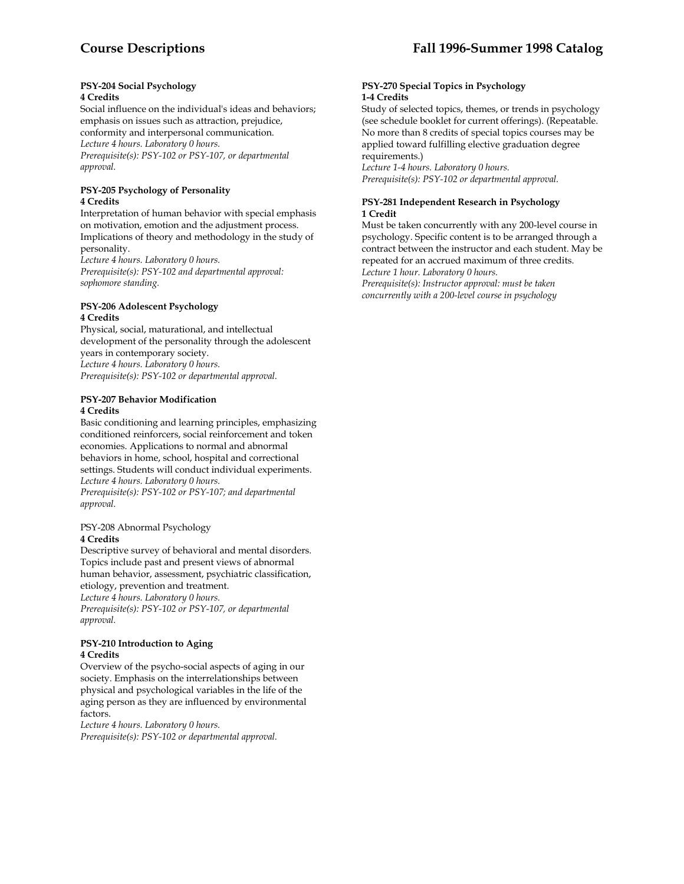**PSY-204 Social Psychology**
**4 Credits**
Social influence on the individual's ideas and behaviors; emphasis on issues such as attraction, prejudice, conformity and interpersonal communication.
*Lecture 4 hours. Laboratory 0 hours.*
*Prerequisite(s): PSY-102 or PSY-107, or departmental approval.*

**PSY-205 Psychology of Personality**
**4 Credits**
Interpretation of human behavior with special emphasis on motivation, emotion and the adjustment process. Implications of theory and methodology in the study of personality.
*Lecture 4 hours. Laboratory 0 hours.*
*Prerequisite(s): PSY-102 and departmental approval: sophomore standing.*

**PSY-206 Adolescent Psychology**
**4 Credits**
Physical, social, maturational, and intellectual development of the personality through the adolescent years in contemporary society.
*Lecture 4 hours. Laboratory 0 hours.*
*Prerequisite(s): PSY-102 or departmental approval.*

**PSY-207 Behavior Modification**
**4 Credits**
Basic conditioning and learning principles, emphasizing conditioned reinforcers, social reinforcement and token economies. Applications to normal and abnormal behaviors in home, school, hospital and correctional settings. Students will conduct individual experiments.
*Lecture 4 hours. Laboratory 0 hours.*
*Prerequisite(s): PSY-102 or PSY-107; and departmental approval.*

PSY-208 Abnormal Psychology
**4 Credits**
Descriptive survey of behavioral and mental disorders. Topics include past and present views of abnormal human behavior, assessment, psychiatric classification, etiology, prevention and treatment.
*Lecture 4 hours. Laboratory 0 hours.*
*Prerequisite(s): PSY-102 or PSY-107, or departmental approval.*

**PSY-210 Introduction to Aging**
**4 Credits**
Overview of the psycho-social aspects of aging in our society. Emphasis on the interrelationships between physical and psychological variables in the life of the aging person as they are influenced by environmental factors.
*Lecture 4 hours. Laboratory 0 hours.*
*Prerequisite(s): PSY-102 or departmental approval.*

**PSY-270 Special Topics in Psychology**
**1-4 Credits**
Study of selected topics, themes, or trends in psychology (see schedule booklet for current offerings). (Repeatable. No more than 8 credits of special topics courses may be applied toward fulfilling elective graduation degree requirements.)
*Lecture 1-4 hours. Laboratory 0 hours.*
*Prerequisite(s): PSY-102 or departmental approval.*

**PSY-281 Independent Research in Psychology**
**1 Credit**
Must be taken concurrently with any 200-level course in psychology. Specific content is to be arranged through a contract between the instructor and each student. May be repeated for an accrued maximum of three credits.
*Lecture 1 hour. Laboratory 0 hours.*
*Prerequisite(s): Instructor approval: must be taken concurrently with a 200-level course in psychology*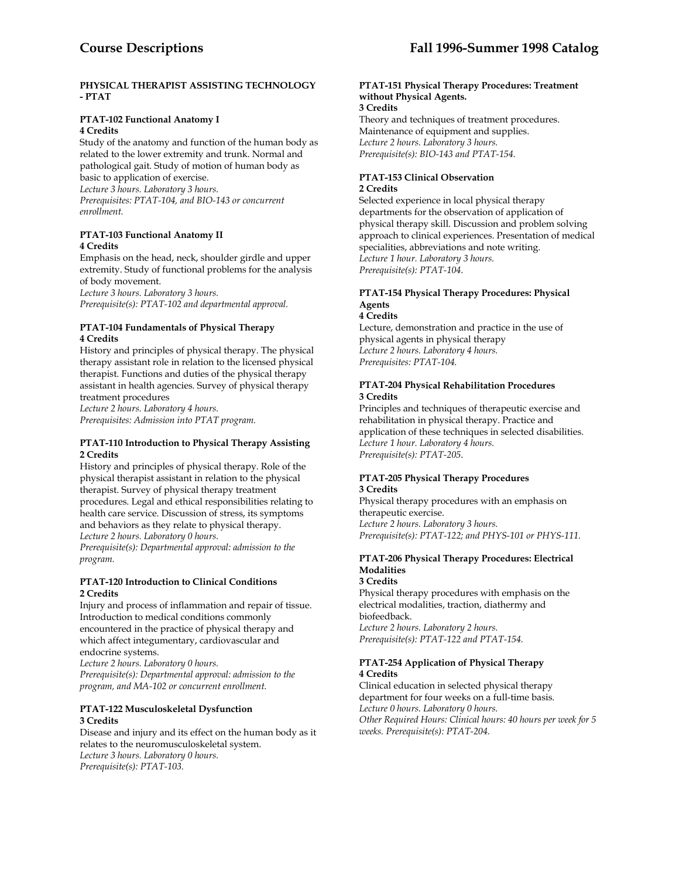## PHYSICAL THERAPIST ASSISTING TECHNOLOGY - PTAT

**PTAT-102 Functional Anatomy I**
**4 Credits**
Study of the anatomy and function of the human body as related to the lower extremity and trunk. Normal and pathological gait. Study of motion of human body as basic to application of exercise.
*Lecture 3 hours. Laboratory 3 hours.*
*Prerequisites: PTAT-104, and BIO-143 or concurrent enrollment.*

**PTAT-103 Functional Anatomy II**
**4 Credits**
Emphasis on the head, neck, shoulder girdle and upper extremity. Study of functional problems for the analysis of body movement.
*Lecture 3 hours. Laboratory 3 hours.*
*Prerequisite(s): PTAT-102 and departmental approval.*

**PTAT-104 Fundamentals of Physical Therapy**
**4 Credits**
History and principles of physical therapy. The physical therapy assistant role in relation to the licensed physical therapist. Functions and duties of the physical therapy assistant in health agencies. Survey of physical therapy treatment procedures
*Lecture 2 hours. Laboratory 4 hours.*
*Prerequisites: Admission into PTAT program.*

**PTAT-110 Introduction to Physical Therapy Assisting**
**2 Credits**
History and principles of physical therapy. Role of the physical therapist assistant in relation to the physical therapist. Survey of physical therapy treatment procedures. Legal and ethical responsibilities relating to health care service. Discussion of stress, its symptoms and behaviors as they relate to physical therapy.
*Lecture 2 hours. Laboratory 0 hours.*
*Prerequisite(s): Departmental approval: admission to the program.*

**PTAT-120 Introduction to Clinical Conditions**
**2 Credits**
Injury and process of inflammation and repair of tissue. Introduction to medical conditions commonly encountered in the practice of physical therapy and which affect integumentary, cardiovascular and endocrine systems.
*Lecture 2 hours. Laboratory 0 hours.*
*Prerequisite(s): Departmental approval: admission to the program, and MA-102 or concurrent enrollment.*

**PTAT-122 Musculoskeletal Dysfunction**
**3 Credits**
Disease and injury and its effect on the human body as it relates to the neuromusculoskeletal system.
*Lecture 3 hours. Laboratory 0 hours.*
*Prerequisite(s): PTAT-103.*

**PTAT-151 Physical Therapy Procedures: Treatment without Physical Agents.**
**3 Credits**
Theory and techniques of treatment procedures. Maintenance of equipment and supplies.
*Lecture 2 hours. Laboratory 3 hours.*
*Prerequisite(s): BIO-143 and PTAT-154.*

**PTAT-153 Clinical Observation**
**2 Credits**
Selected experience in local physical therapy departments for the observation of application of physical therapy skill. Discussion and problem solving approach to clinical experiences. Presentation of medical specialities, abbreviations and note writing.
*Lecture 1 hour. Laboratory 3 hours.*
*Prerequisite(s): PTAT-104.*

**PTAT-154 Physical Therapy Procedures: Physical Agents**
**4 Credits**
Lecture, demonstration and practice in the use of physical agents in physical therapy
*Lecture 2 hours. Laboratory 4 hours.*
*Prerequisites: PTAT-104.*

**PTAT-204 Physical Rehabilitation Procedures**
**3 Credits**
Principles and techniques of therapeutic exercise and rehabilitation in physical therapy. Practice and application of these techniques in selected disabilities.
*Lecture 1 hour. Laboratory 4 hours.*
*Prerequisite(s): PTAT-205.*

**PTAT-205 Physical Therapy Procedures**
**3 Credits**
Physical therapy procedures with an emphasis on therapeutic exercise.
*Lecture 2 hours. Laboratory 3 hours.*
*Prerequisite(s): PTAT-122; and PHYS-101 or PHYS-111.*

**PTAT-206 Physical Therapy Procedures: Electrical Modalities**
**3 Credits**
Physical therapy procedures with emphasis on the electrical modalities, traction, diathermy and biofeedback.
*Lecture 2 hours. Laboratory 2 hours.*
*Prerequisite(s): PTAT-122 and PTAT-154.*

**PTAT-254 Application of Physical Therapy**
**4 Credits**
Clinical education in selected physical therapy department for four weeks on a full-time basis.
*Lecture 0 hours. Laboratory 0 hours.*
*Other Required Hours: Clinical hours: 40 hours per week for 5 weeks. Prerequisite(s): PTAT-204.*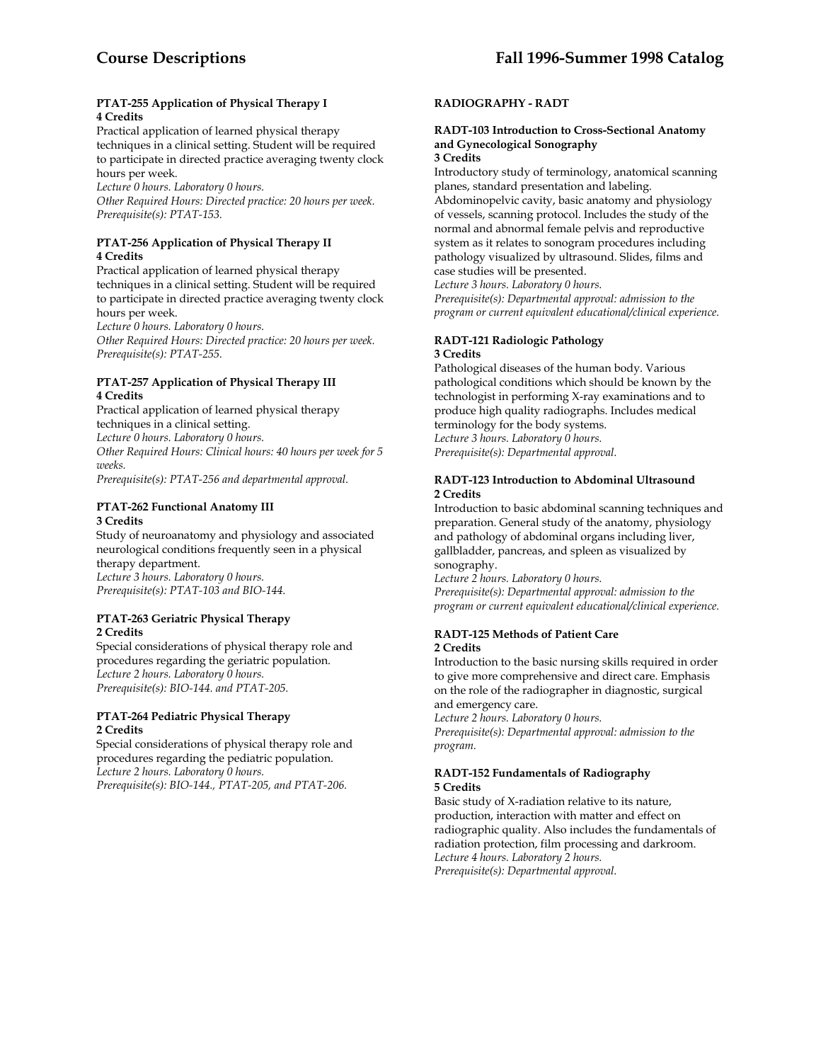#### PTAT-255 Application of Physical Therapy I
**4 Credits**

Practical application of learned physical therapy techniques in a clinical setting. Student will be required to participate in directed practice averaging twenty clock hours per week.
*Lecture 0 hours. Laboratory 0 hours.*
*Other Required Hours: Directed practice: 20 hours per week.*
*Prerequisite(s): PTAT-153.*

#### PTAT-256 Application of Physical Therapy II
**4 Credits**

Practical application of learned physical therapy techniques in a clinical setting. Student will be required to participate in directed practice averaging twenty clock hours per week.
*Lecture 0 hours. Laboratory 0 hours.*
*Other Required Hours: Directed practice: 20 hours per week.*
*Prerequisite(s): PTAT-255.*

#### PTAT-257 Application of Physical Therapy III
**4 Credits**

Practical application of learned physical therapy techniques in a clinical setting.
*Lecture 0 hours. Laboratory 0 hours.*
*Other Required Hours: Clinical hours: 40 hours per week for 5 weeks.*
*Prerequisite(s): PTAT-256 and departmental approval.*

#### PTAT-262 Functional Anatomy III
**3 Credits**

Study of neuroanatomy and physiology and associated neurological conditions frequently seen in a physical therapy department.
*Lecture 3 hours. Laboratory 0 hours.*
*Prerequisite(s): PTAT-103 and BIO-144.*

#### PTAT-263 Geriatric Physical Therapy
**2 Credits**

Special considerations of physical therapy role and procedures regarding the geriatric population.
*Lecture 2 hours. Laboratory 0 hours.*
*Prerequisite(s): BIO-144. and PTAT-205.*

#### PTAT-264 Pediatric Physical Therapy
**2 Credits**

Special considerations of physical therapy role and procedures regarding the pediatric population.
*Lecture 2 hours. Laboratory 0 hours.*
*Prerequisite(s): BIO-144., PTAT-205, and PTAT-206.*

### RADIOGRAPHY - RADT

#### RADT-103 Introduction to Cross-Sectional Anatomy and Gynecological Sonography
**3 Credits**

Introductory study of terminology, anatomical scanning planes, standard presentation and labeling. Abdominopelvic cavity, basic anatomy and physiology of vessels, scanning protocol. Includes the study of the normal and abnormal female pelvis and reproductive system as it relates to sonogram procedures including pathology visualized by ultrasound. Slides, films and case studies will be presented.
*Lecture 3 hours. Laboratory 0 hours.*
*Prerequisite(s): Departmental approval: admission to the program or current equivalent educational/clinical experience.*

#### RADT-121 Radiologic Pathology
**3 Credits**

Pathological diseases of the human body. Various pathological conditions which should be known by the technologist in performing X-ray examinations and to produce high quality radiographs. Includes medical terminology for the body systems.
*Lecture 3 hours. Laboratory 0 hours.*
*Prerequisite(s): Departmental approval.*

#### RADT-123 Introduction to Abdominal Ultrasound
**2 Credits**

Introduction to basic abdominal scanning techniques and preparation. General study of the anatomy, physiology and pathology of abdominal organs including liver, gallbladder, pancreas, and spleen as visualized by sonography.
*Lecture 2 hours. Laboratory 0 hours.*
*Prerequisite(s): Departmental approval: admission to the program or current equivalent educational/clinical experience.*

#### RADT-125 Methods of Patient Care
**2 Credits**

Introduction to the basic nursing skills required in order to give more comprehensive and direct care. Emphasis on the role of the radiographer in diagnostic, surgical and emergency care.
*Lecture 2 hours. Laboratory 0 hours.*
*Prerequisite(s): Departmental approval: admission to the program.*

#### RADT-152 Fundamentals of Radiography
**5 Credits**

Basic study of X-radiation relative to its nature, production, interaction with matter and effect on radiographic quality. Also includes the fundamentals of radiation protection, film processing and darkroom.
*Lecture 4 hours. Laboratory 2 hours.*
*Prerequisite(s): Departmental approval.*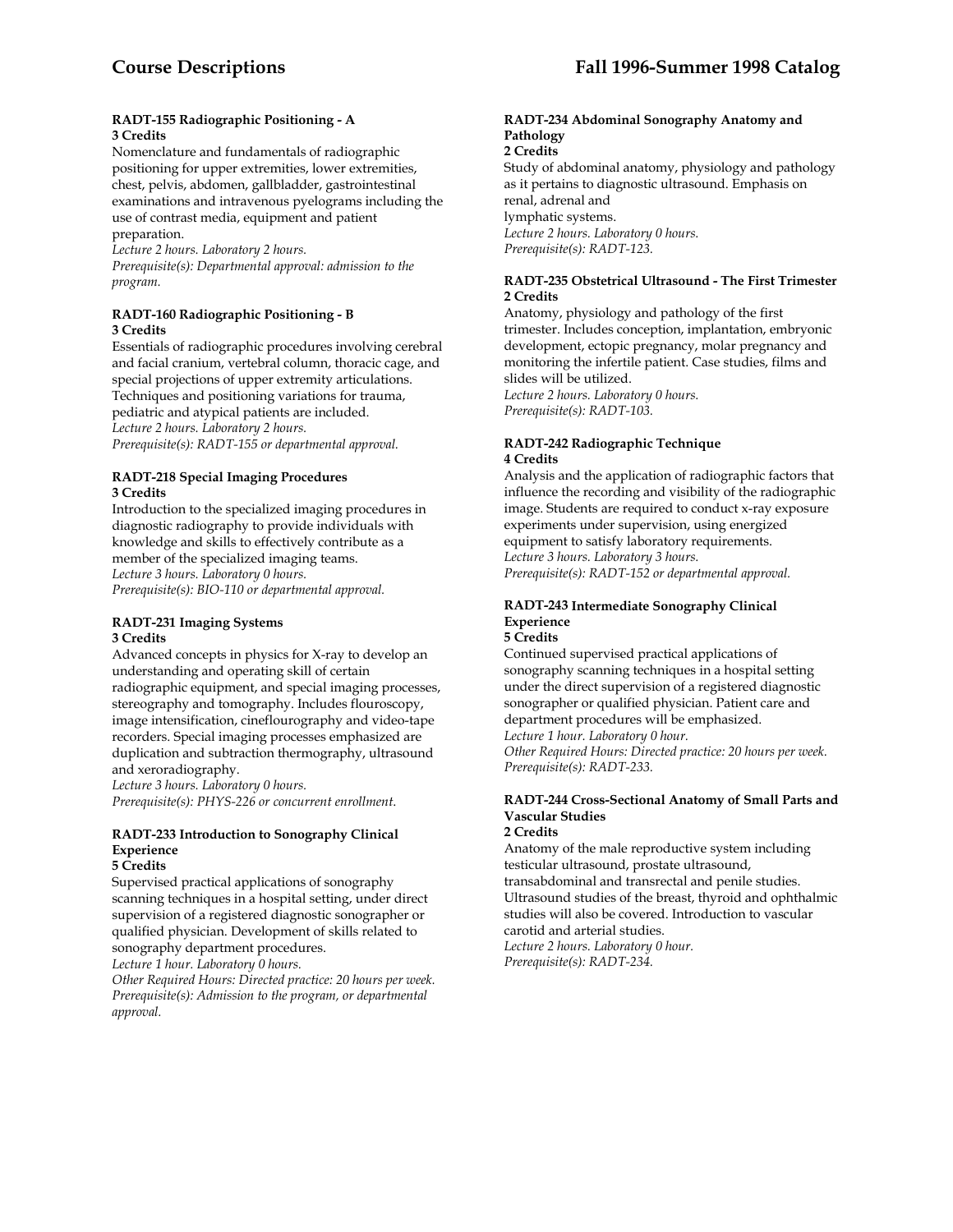#### RADT-155 Radiographic Positioning - A
**3 Credits**

Nomenclature and fundamentals of radiographic positioning for upper extremities, lower extremities, chest, pelvis, abdomen, gallbladder, gastrointestinal examinations and intravenous pyelograms including the use of contrast media, equipment and patient preparation.
*Lecture 2 hours. Laboratory 2 hours.*
*Prerequisite(s): Departmental approval: admission to the program.*

#### RADT-160 Radiographic Positioning - B
**3 Credits**

Essentials of radiographic procedures involving cerebral and facial cranium, vertebral column, thoracic cage, and special projections of upper extremity articulations. Techniques and positioning variations for trauma, pediatric and atypical patients are included.
*Lecture 2 hours. Laboratory 2 hours.*
*Prerequisite(s): RADT-155 or departmental approval.*

#### RADT-218 Special Imaging Procedures
**3 Credits**

Introduction to the specialized imaging procedures in diagnostic radiography to provide individuals with knowledge and skills to effectively contribute as a member of the specialized imaging teams.
*Lecture 3 hours. Laboratory 0 hours.*
*Prerequisite(s): BIO-110 or departmental approval.*

#### RADT-231 Imaging Systems
**3 Credits**

Advanced concepts in physics for X-ray to develop an understanding and operating skill of certain radiographic equipment, and special imaging processes, stereography and tomography. Includes flouroscopy, image intensification, cineflourography and video-tape recorders. Special imaging processes emphasized are duplication and subtraction thermography, ultrasound and xeroradiography.
*Lecture 3 hours. Laboratory 0 hours.*
*Prerequisite(s): PHYS-226 or concurrent enrollment.*

#### RADT-233 Introduction to Sonography Clinical Experience
**5 Credits**

Supervised practical applications of sonography scanning techniques in a hospital setting, under direct supervision of a registered diagnostic sonographer or qualified physician. Development of skills related to sonography department procedures.
*Lecture 1 hour. Laboratory 0 hours.*
*Other Required Hours: Directed practice: 20 hours per week.*
*Prerequisite(s): Admission to the program, or departmental approval.*

#### RADT-234 Abdominal Sonography Anatomy and Pathology
**2 Credits**

Study of abdominal anatomy, physiology and pathology as it pertains to diagnostic ultrasound. Emphasis on renal, adrenal and lymphatic systems.
*Lecture 2 hours. Laboratory 0 hours.*
*Prerequisite(s): RADT-123.*

#### RADT-235 Obstetrical Ultrasound - The First Trimester
**2 Credits**

Anatomy, physiology and pathology of the first trimester. Includes conception, implantation, embryonic development, ectopic pregnancy, molar pregnancy and monitoring the infertile patient. Case studies, films and slides will be utilized.
*Lecture 2 hours. Laboratory 0 hours.*
*Prerequisite(s): RADT-103.*

#### RADT-242 Radiographic Technique
**4 Credits**

Analysis and the application of radiographic factors that influence the recording and visibility of the radiographic image. Students are required to conduct x-ray exposure experiments under supervision, using energized equipment to satisfy laboratory requirements.
*Lecture 3 hours. Laboratory 3 hours.*
*Prerequisite(s): RADT-152 or departmental approval.*

#### RADT-243 Intermediate Sonography Clinical Experience
**5 Credits**

Continued supervised practical applications of sonography scanning techniques in a hospital setting under the direct supervision of a registered diagnostic sonographer or qualified physician. Patient care and department procedures will be emphasized.
*Lecture 1 hour. Laboratory 0 hour.*
*Other Required Hours: Directed practice: 20 hours per week.*
*Prerequisite(s): RADT-233.*

#### RADT-244 Cross-Sectional Anatomy of Small Parts and Vascular Studies
**2 Credits**

Anatomy of the male reproductive system including testicular ultrasound, prostate ultrasound, transabdominal and transrectal and penile studies. Ultrasound studies of the breast, thyroid and ophthalmic studies will also be covered. Introduction to vascular carotid and arterial studies.
*Lecture 2 hours. Laboratory 0 hour.*
*Prerequisite(s): RADT-234.*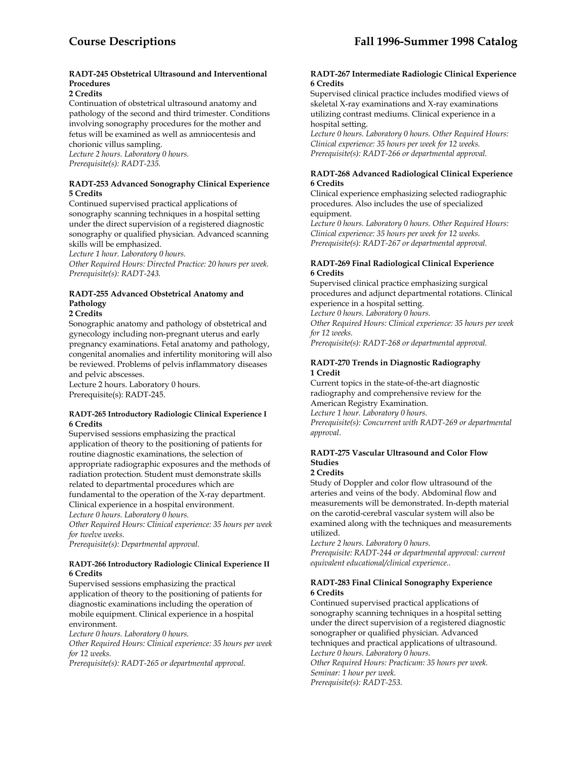#### RADT-245 Obstetrical Ultrasound and Interventional Procedures
**2 Credits**

Continuation of obstetrical ultrasound anatomy and pathology of the second and third trimester. Conditions involving sonography procedures for the mother and fetus will be examined as well as amniocentesis and chorionic villus sampling.
*Lecture 2 hours. Laboratory 0 hours.*
*Prerequisite(s): RADT-235.*

#### RADT-253 Advanced Sonography Clinical Experience
**5 Credits**

Continued supervised practical applications of sonography scanning techniques in a hospital setting under the direct supervision of a registered diagnostic sonography or qualified physician. Advanced scanning skills will be emphasized.
*Lecture 1 hour. Laboratory 0 hours.*
*Other Required Hours: Directed Practice: 20 hours per week.*
*Prerequisite(s): RADT-243.*

#### RADT-255 Advanced Obstetrical Anatomy and Pathology
**2 Credits**

Sonographic anatomy and pathology of obstetrical and gynecology including non-pregnant uterus and early pregnancy examinations. Fetal anatomy and pathology, congenital anomalies and infertility monitoring will also be reviewed. Problems of pelvis inflammatory diseases and pelvic abscesses.
Lecture 2 hours. Laboratory 0 hours.
Prerequisite(s): RADT-245.

#### RADT-265 Introductory Radiologic Clinical Experience I
**6 Credits**

Supervised sessions emphasizing the practical application of theory to the positioning of patients for routine diagnostic examinations, the selection of appropriate radiographic exposures and the methods of radiation protection. Student must demonstrate skills related to departmental procedures which are fundamental to the operation of the X-ray department. Clinical experience in a hospital environment.
*Lecture 0 hours. Laboratory 0 hours.*
*Other Required Hours: Clinical experience: 35 hours per week for twelve weeks.*
*Prerequisite(s): Departmental approval.*

#### RADT-266 Introductory Radiologic Clinical Experience II
**6 Credits**

Supervised sessions emphasizing the practical application of theory to the positioning of patients for diagnostic examinations including the operation of mobile equipment. Clinical experience in a hospital environment.
*Lecture 0 hours. Laboratory 0 hours.*
*Other Required Hours: Clinical experience: 35 hours per week for 12 weeks.*
*Prerequisite(s): RADT-265 or departmental approval.*

#### RADT-267 Intermediate Radiologic Clinical Experience
**6 Credits**

Supervised clinical practice includes modified views of skeletal X-ray examinations and X-ray examinations utilizing contrast mediums. Clinical experience in a hospital setting.
*Lecture 0 hours. Laboratory 0 hours. Other Required Hours: Clinical experience: 35 hours per week for 12 weeks.*
*Prerequisite(s): RADT-266 or departmental approval.*

#### RADT-268 Advanced Radiological Clinical Experience
**6 Credits**

Clinical experience emphasizing selected radiographic procedures. Also includes the use of specialized equipment.
*Lecture 0 hours. Laboratory 0 hours. Other Required Hours: Clinical experience: 35 hours per week for 12 weeks.*
*Prerequisite(s): RADT-267 or departmental approval.*

#### RADT-269 Final Radiological Clinical Experience
**6 Credits**

Supervised clinical practice emphasizing surgical procedures and adjunct departmental rotations. Clinical experience in a hospital setting.
*Lecture 0 hours. Laboratory 0 hours.*
*Other Required Hours: Clinical experience: 35 hours per week for 12 weeks.*
*Prerequisite(s): RADT-268 or departmental approval.*

#### RADT-270 Trends in Diagnostic Radiography
**1 Credit**

Current topics in the state-of-the-art diagnostic radiography and comprehensive review for the American Registry Examination.
*Lecture 1 hour. Laboratory 0 hours.*
*Prerequisite(s): Concurrent with RADT-269 or departmental approval.*

#### RADT-275 Vascular Ultrasound and Color Flow Studies
**2 Credits**

Study of Doppler and color flow ultrasound of the arteries and veins of the body. Abdominal flow and measurements will be demonstrated. In-depth material on the carotid-cerebral vascular system will also be examined along with the techniques and measurements utilized.
*Lecture 2 hours. Laboratory 0 hours.*
*Prerequisite: RADT-244 or departmental approval: current equivalent educational/clinical experience..*

#### RADT-283 Final Clinical Sonography Experience
**6 Credits**

Continued supervised practical applications of sonography scanning techniques in a hospital setting under the direct supervision of a registered diagnostic sonographer or qualified physician. Advanced techniques and practical applications of ultrasound.
*Lecture 0 hours. Laboratory 0 hours.*
*Other Required Hours: Practicum: 35 hours per week.*
*Seminar: 1 hour per week.*
*Prerequisite(s): RADT-253.*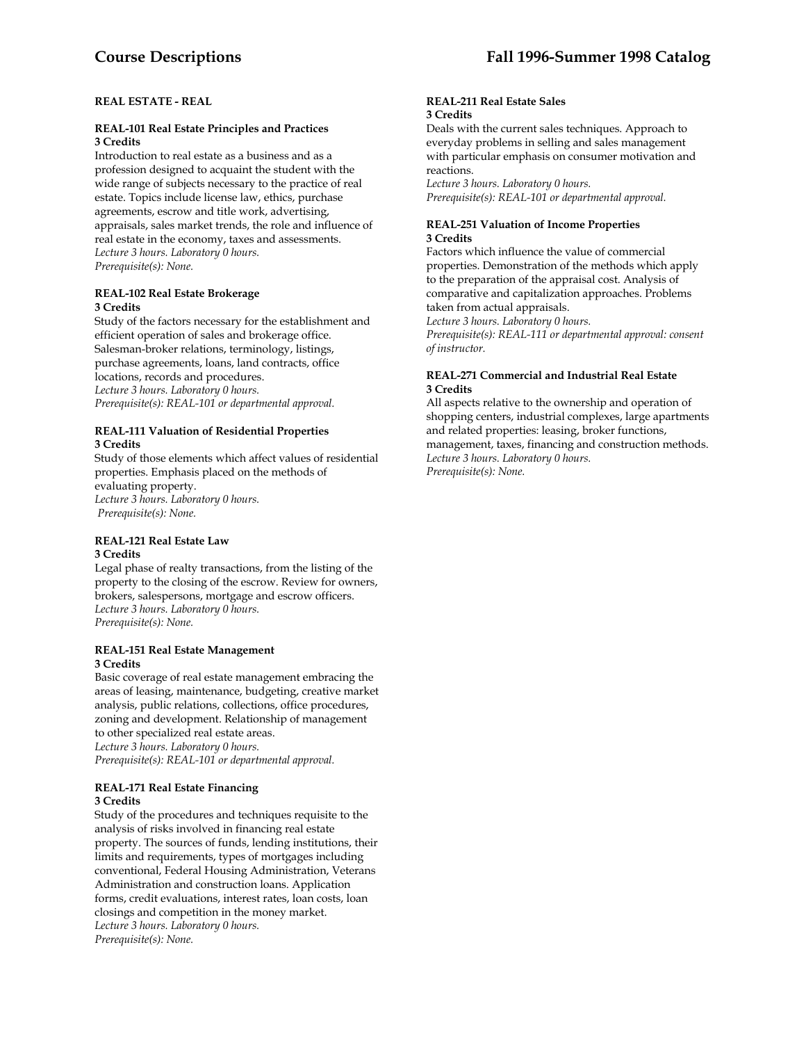## REAL ESTATE - REAL

### REAL-101 Real Estate Principles and Practices
**3 Credits**

Introduction to real estate as a business and as a profession designed to acquaint the student with the wide range of subjects necessary to the practice of real estate. Topics include license law, ethics, purchase agreements, escrow and title work, advertising, appraisals, sales market trends, the role and influence of real estate in the economy, taxes and assessments.
*Lecture 3 hours. Laboratory 0 hours.*
*Prerequisite(s): None.*

### REAL-102 Real Estate Brokerage
**3 Credits**

Study of the factors necessary for the establishment and efficient operation of sales and brokerage office. Salesman-broker relations, terminology, listings, purchase agreements, loans, land contracts, office locations, records and procedures.
*Lecture 3 hours. Laboratory 0 hours.*
*Prerequisite(s): REAL-101 or departmental approval.*

### REAL-111 Valuation of Residential Properties
**3 Credits**

Study of those elements which affect values of residential properties. Emphasis placed on the methods of evaluating property.
*Lecture 3 hours. Laboratory 0 hours.*
*Prerequisite(s): None.*

### REAL-121 Real Estate Law
**3 Credits**

Legal phase of realty transactions, from the listing of the property to the closing of the escrow. Review for owners, brokers, salespersons, mortgage and escrow officers.
*Lecture 3 hours. Laboratory 0 hours.*
*Prerequisite(s): None.*

### REAL-151 Real Estate Management
**3 Credits**

Basic coverage of real estate management embracing the areas of leasing, maintenance, budgeting, creative market analysis, public relations, collections, office procedures, zoning and development. Relationship of management to other specialized real estate areas.
*Lecture 3 hours. Laboratory 0 hours.*
*Prerequisite(s): REAL-101 or departmental approval.*

### REAL-171 Real Estate Financing
**3 Credits**

Study of the procedures and techniques requisite to the analysis of risks involved in financing real estate property. The sources of funds, lending institutions, their limits and requirements, types of mortgages including conventional, Federal Housing Administration, Veterans Administration and construction loans. Application forms, credit evaluations, interest rates, loan costs, loan closings and competition in the money market.
*Lecture 3 hours. Laboratory 0 hours.*
*Prerequisite(s): None.*

### REAL-211 Real Estate Sales
**3 Credits**

Deals with the current sales techniques. Approach to everyday problems in selling and sales management with particular emphasis on consumer motivation and reactions.
*Lecture 3 hours. Laboratory 0 hours.*
*Prerequisite(s): REAL-101 or departmental approval.*

### REAL-251 Valuation of Income Properties
**3 Credits**

Factors which influence the value of commercial properties. Demonstration of the methods which apply to the preparation of the appraisal cost. Analysis of comparative and capitalization approaches. Problems taken from actual appraisals.
*Lecture 3 hours. Laboratory 0 hours.*
*Prerequisite(s): REAL-111 or departmental approval: consent of instructor.*

### REAL-271 Commercial and Industrial Real Estate
**3 Credits**

All aspects relative to the ownership and operation of shopping centers, industrial complexes, large apartments and related properties: leasing, broker functions, management, taxes, financing and construction methods.
*Lecture 3 hours. Laboratory 0 hours.*
*Prerequisite(s): None.*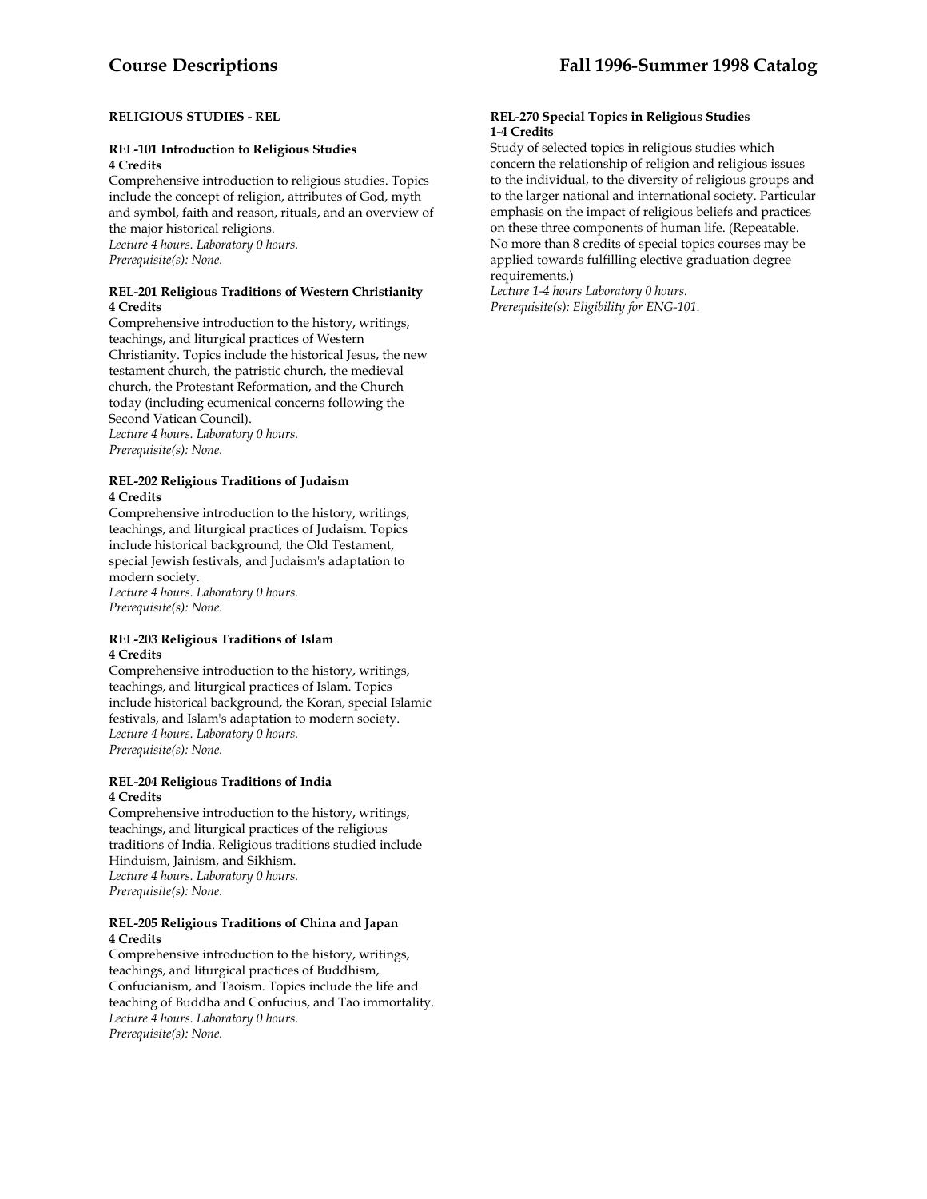## RELIGIOUS STUDIES - REL

### REL-101 Introduction to Religious Studies
**4 Credits**

Comprehensive introduction to religious studies. Topics include the concept of religion, attributes of God, myth and symbol, faith and reason, rituals, and an overview of the major historical religions.
*Lecture 4 hours. Laboratory 0 hours.*
*Prerequisite(s): None.*

### REL-201 Religious Traditions of Western Christianity
**4 Credits**

Comprehensive introduction to the history, writings, teachings, and liturgical practices of Western Christianity. Topics include the historical Jesus, the new testament church, the patristic church, the medieval church, the Protestant Reformation, and the Church today (including ecumenical concerns following the Second Vatican Council).
*Lecture 4 hours. Laboratory 0 hours.*
*Prerequisite(s): None.*

### REL-202 Religious Traditions of Judaism
**4 Credits**

Comprehensive introduction to the history, writings, teachings, and liturgical practices of Judaism. Topics include historical background, the Old Testament, special Jewish festivals, and Judaism's adaptation to modern society.
*Lecture 4 hours. Laboratory 0 hours.*
*Prerequisite(s): None.*

### REL-203 Religious Traditions of Islam
**4 Credits**

Comprehensive introduction to the history, writings, teachings, and liturgical practices of Islam. Topics include historical background, the Koran, special Islamic festivals, and Islam's adaptation to modern society.
*Lecture 4 hours. Laboratory 0 hours.*
*Prerequisite(s): None.*

### REL-204 Religious Traditions of India
**4 Credits**

Comprehensive introduction to the history, writings, teachings, and liturgical practices of the religious traditions of India. Religious traditions studied include Hinduism, Jainism, and Sikhism.
*Lecture 4 hours. Laboratory 0 hours.*
*Prerequisite(s): None.*

### REL-205 Religious Traditions of China and Japan
**4 Credits**

Comprehensive introduction to the history, writings, teachings, and liturgical practices of Buddhism, Confucianism, and Taoism. Topics include the life and teaching of Buddha and Confucius, and Tao immortality.
*Lecture 4 hours. Laboratory 0 hours.*
*Prerequisite(s): None.*

### REL-270 Special Topics in Religious Studies
**1-4 Credits**

Study of selected topics in religious studies which concern the relationship of religion and religious issues to the individual, to the diversity of religious groups and to the larger national and international society. Particular emphasis on the impact of religious beliefs and practices on these three components of human life. (Repeatable. No more than 8 credits of special topics courses may be applied towards fulfilling elective graduation degree requirements.)
*Lecture 1-4 hours Laboratory 0 hours.*
*Prerequisite(s): Eligibility for ENG-101.*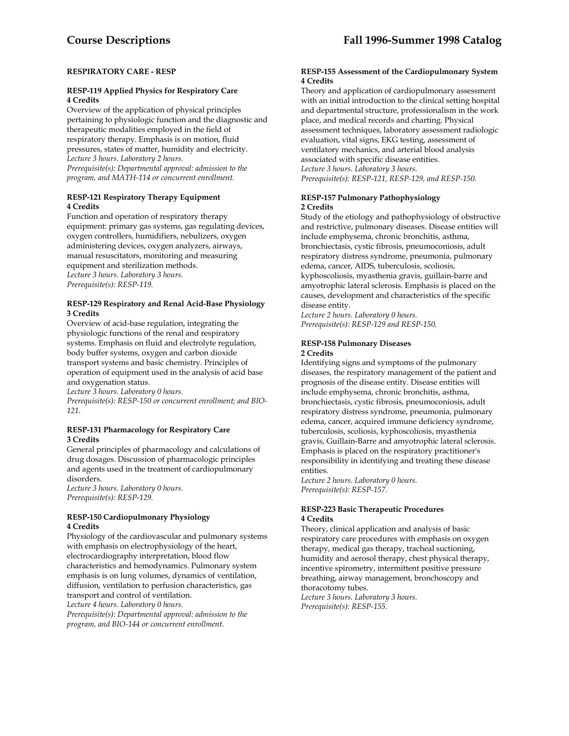## RESPIRATORY CARE - RESP

### RESP-119 Applied Physics for Respiratory Care
**4 Credits**

Overview of the application of physical principles pertaining to physiologic function and the diagnostic and therapeutic modalities employed in the field of respiratory therapy. Emphasis is on motion, fluid pressures, states of matter, humidity and electricity.
*Lecture 3 hours. Laboratory 2 hours.*
*Prerequisite(s): Departmental approval: admission to the program, and MATH-114 or concurrent enrollment.*

### RESP-121 Respiratory Therapy Equipment
**4 Credits**

Function and operation of respiratory therapy equipment: primary gas systems, gas regulating devices, oxygen controllers, humidifiers, nebulizers, oxygen administering devices, oxygen analyzers, airways, manual resuscitators, monitoring and measuring equipment and sterilization methods.
*Lecture 3 hours. Laboratory 3 hours.*
*Prerequisite(s): RESP-119.*

### RESP-129 Respiratory and Renal Acid-Base Physiology
**3 Credits**

Overview of acid-base regulation, integrating the physiologic functions of the renal and respiratory systems. Emphasis on fluid and electrolyte regulation, body buffer systems, oxygen and carbon dioxide transport systems and basic chemistry. Principles of operation of equipment used in the analysis of acid base and oxygenation status.
*Lecture 3 hours. Laboratory 0 hours.*
*Prerequisite(s): RESP-150 or concurrent enrollment; and BIO-121.*

### RESP-131 Pharmacology for Respiratory Care
**3 Credits**

General principles of pharmacology and calculations of drug dosages. Discussion of pharmacologic principles and agents used in the treatment of cardiopulmonary disorders.
*Lecture 3 hours. Laboratory 0 hours.*
*Prerequisite(s): RESP-129.*

### RESP-150 Cardiopulmonary Physiology
**4 Credits**

Physiology of the cardiovascular and pulmonary systems with emphasis on electrophysiology of the heart, electrocardiography interpretation, blood flow characteristics and hemodynamics. Pulmonary system emphasis is on lung volumes, dynamics of ventilation, diffusion, ventilation to perfusion characteristics, gas transport and control of ventilation.
*Lecture 4 hours. Laboratory 0 hours.*
*Prerequisite(s): Departmental approval: admission to the program, and BIO-144 or concurrent enrollment.*

### RESP-155 Assessment of the Cardiopulmonary System
**4 Credits**

Theory and application of cardiopulmonary assessment with an initial introduction to the clinical setting hospital and departmental structure, professionalism in the work place, and medical records and charting. Physical assessment techniques, laboratory assessment radiologic evaluation, vital signs, EKG testing, assessment of ventilatory mechanics, and arterial blood analysis associated with specific disease entities.
*Lecture 3 hours. Laboratory 3 hours.*
*Prerequisite(s): RESP-121, RESP-129, and RESP-150.*

### RESP-157 Pulmonary Pathophysiology
**2 Credits**

Study of the etiology and pathophysiology of obstructive and restrictive, pulmonary diseases. Disease entities will include emphysema, chronic bronchitis, asthma, bronchiectasis, cystic fibrosis, pneumoconiosis, adult respiratory distress syndrome, pneumonia, pulmonary edema, cancer, AIDS, tuberculosis, scoliosis, kyphoscoliosis, myasthenia gravis, guillain-barre and amyotrophic lateral sclerosis. Emphasis is placed on the causes, development and characteristics of the specific disease entity.
*Lecture 2 hours. Laboratory 0 hours.*
*Prerequisite(s): RESP-129 and RESP-150.*

### RESP-158 Pulmonary Diseases
**2 Credits**

Identifying signs and symptoms of the pulmonary diseases, the respiratory management of the patient and prognosis of the disease entity. Disease entities will include emphysema, chronic bronchitis, asthma, bronchiectasis, cystic fibrosis, pneumoconiosis, adult respiratory distress syndrome, pneumonia, pulmonary edema, cancer, acquired immune deficiency syndrome, tuberculosis, scoliosis, kyphoscoliosis, myasthenia gravis, Guillain-Barre and amyotrophic lateral sclerosis. Emphasis is placed on the respiratory practitioner's responsibility in identifying and treating these disease entities.
*Lecture 2 hours. Laboratory 0 hours.*
*Prerequisite(s): RESP-157.*

### RESP-223 Basic Therapeutic Procedures
**4 Credits**

Theory, clinical application and analysis of basic respiratory care procedures with emphasis on oxygen therapy, medical gas therapy, tracheal suctioning, humidity and aerosol therapy, chest physical therapy, incentive spirometry, intermittent positive pressure breathing, airway management, bronchoscopy and thoracotomy tubes.
*Lecture 3 hours. Laboratory 3 hours.*
*Prerequisite(s): RESP-155.*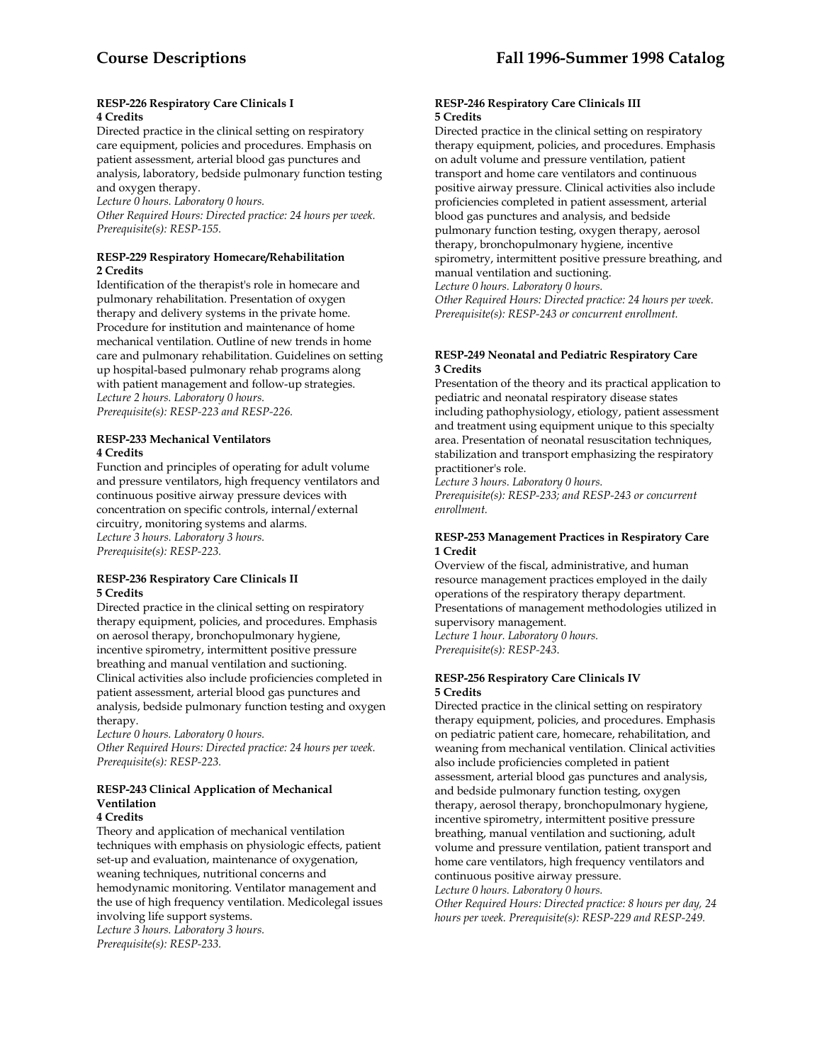**RESP-226 Respiratory Care Clinicals I**
**4 Credits**
Directed practice in the clinical setting on respiratory care equipment, policies and procedures. Emphasis on patient assessment, arterial blood gas punctures and analysis, laboratory, bedside pulmonary function testing and oxygen therapy.
*Lecture 0 hours. Laboratory 0 hours.*
*Other Required Hours: Directed practice: 24 hours per week.*
*Prerequisite(s): RESP-155.*

**RESP-229 Respiratory Homecare/Rehabilitation**
**2 Credits**
Identification of the therapist's role in homecare and pulmonary rehabilitation. Presentation of oxygen therapy and delivery systems in the private home. Procedure for institution and maintenance of home mechanical ventilation. Outline of new trends in home care and pulmonary rehabilitation. Guidelines on setting up hospital-based pulmonary rehab programs along with patient management and follow-up strategies.
*Lecture 2 hours. Laboratory 0 hours.*
*Prerequisite(s): RESP-223 and RESP-226.*

**RESP-233 Mechanical Ventilators**
**4 Credits**
Function and principles of operating for adult volume and pressure ventilators, high frequency ventilators and continuous positive airway pressure devices with concentration on specific controls, internal/external circuitry, monitoring systems and alarms.
*Lecture 3 hours. Laboratory 3 hours.*
*Prerequisite(s): RESP-223.*

**RESP-236 Respiratory Care Clinicals II**
**5 Credits**
Directed practice in the clinical setting on respiratory therapy equipment, policies, and procedures. Emphasis on aerosol therapy, bronchopulmonary hygiene, incentive spirometry, intermittent positive pressure breathing and manual ventilation and suctioning. Clinical activities also include proficiencies completed in patient assessment, arterial blood gas punctures and analysis, bedside pulmonary function testing and oxygen therapy.
*Lecture 0 hours. Laboratory 0 hours.*
*Other Required Hours: Directed practice: 24 hours per week.*
*Prerequisite(s): RESP-223.*

**RESP-243 Clinical Application of Mechanical Ventilation**
**4 Credits**
Theory and application of mechanical ventilation techniques with emphasis on physiologic effects, patient set-up and evaluation, maintenance of oxygenation, weaning techniques, nutritional concerns and hemodynamic monitoring. Ventilator management and the use of high frequency ventilation. Medicolegal issues involving life support systems.
*Lecture 3 hours. Laboratory 3 hours.*
*Prerequisite(s): RESP-233.*

**RESP-246 Respiratory Care Clinicals III**
**5 Credits**
Directed practice in the clinical setting on respiratory therapy equipment, policies, and procedures. Emphasis on adult volume and pressure ventilation, patient transport and home care ventilators and continuous positive airway pressure. Clinical activities also include proficiencies completed in patient assessment, arterial blood gas punctures and analysis, and bedside pulmonary function testing, oxygen therapy, aerosol therapy, bronchopulmonary hygiene, incentive spirometry, intermittent positive pressure breathing, and manual ventilation and suctioning.
*Lecture 0 hours. Laboratory 0 hours.*
*Other Required Hours: Directed practice: 24 hours per week.*
*Prerequisite(s): RESP-243 or concurrent enrollment.*

**RESP-249 Neonatal and Pediatric Respiratory Care**
**3 Credits**
Presentation of the theory and its practical application to pediatric and neonatal respiratory disease states including pathophysiology, etiology, patient assessment and treatment using equipment unique to this specialty area. Presentation of neonatal resuscitation techniques, stabilization and transport emphasizing the respiratory practitioner's role.
*Lecture 3 hours. Laboratory 0 hours.*
*Prerequisite(s): RESP-233; and RESP-243 or concurrent enrollment.*

**RESP-253 Management Practices in Respiratory Care**
**1 Credit**
Overview of the fiscal, administrative, and human resource management practices employed in the daily operations of the respiratory therapy department. Presentations of management methodologies utilized in supervisory management.
*Lecture 1 hour. Laboratory 0 hours.*
*Prerequisite(s): RESP-243.*

**RESP-256 Respiratory Care Clinicals IV**
**5 Credits**
Directed practice in the clinical setting on respiratory therapy equipment, policies, and procedures. Emphasis on pediatric patient care, homecare, rehabilitation, and weaning from mechanical ventilation. Clinical activities also include proficiencies completed in patient assessment, arterial blood gas punctures and analysis, and bedside pulmonary function testing, oxygen therapy, aerosol therapy, bronchopulmonary hygiene, incentive spirometry, intermittent positive pressure breathing, manual ventilation and suctioning, adult volume and pressure ventilation, patient transport and home care ventilators, high frequency ventilators and continuous positive airway pressure.
*Lecture 0 hours. Laboratory 0 hours.*
*Other Required Hours: Directed practice: 8 hours per day, 24 hours per week. Prerequisite(s): RESP-229 and RESP-249.*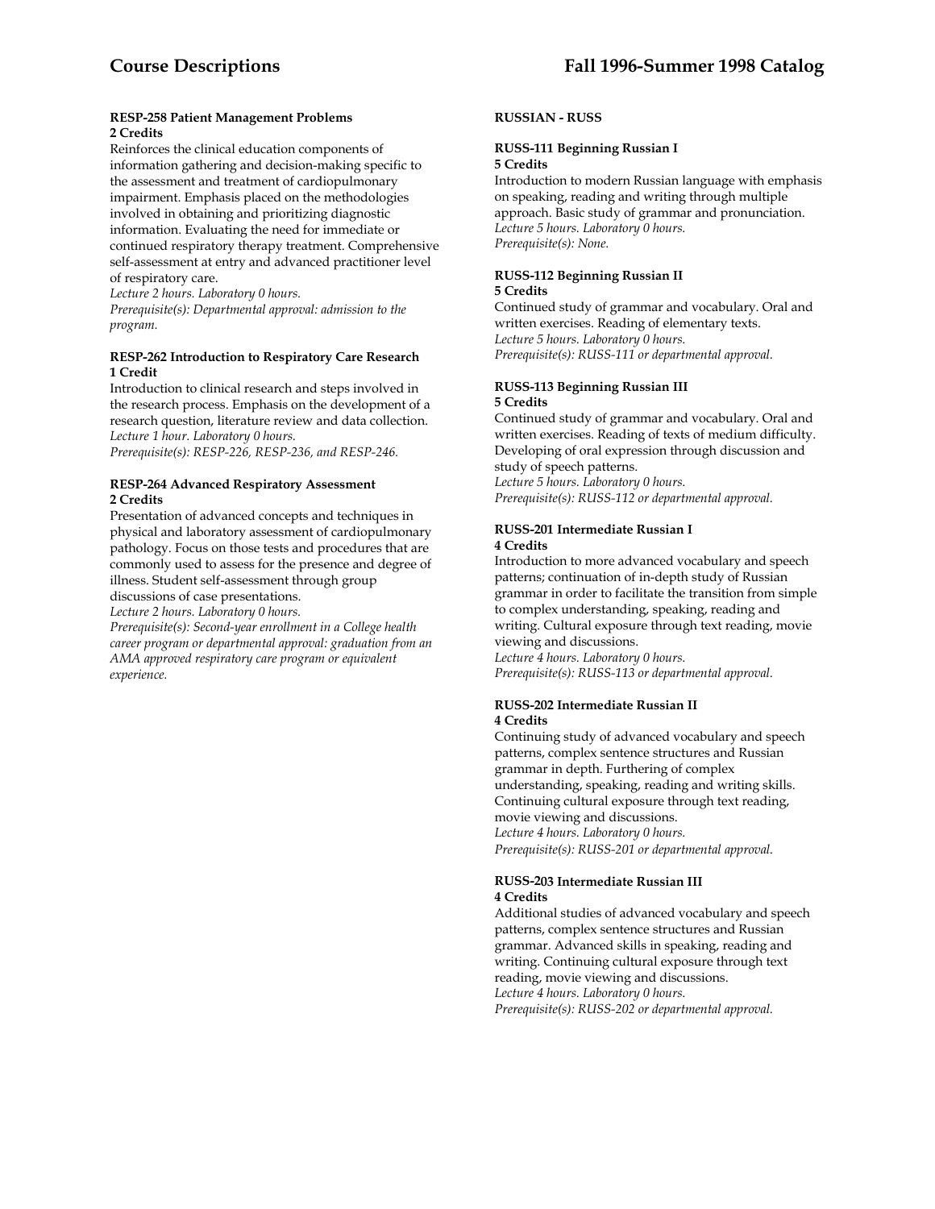**RESP-258 Patient Management Problems**
**2 Credits**

Reinforces the clinical education components of information gathering and decision-making specific to the assessment and treatment of cardiopulmonary impairment. Emphasis placed on the methodologies involved in obtaining and prioritizing diagnostic information. Evaluating the need for immediate or continued respiratory therapy treatment. Comprehensive self-assessment at entry and advanced practitioner level of respiratory care.
*Lecture 2 hours. Laboratory 0 hours.*
*Prerequisite(s): Departmental approval: admission to the program.*

**RESP-262 Introduction to Respiratory Care Research**
**1 Credit**

Introduction to clinical research and steps involved in the research process. Emphasis on the development of a research question, literature review and data collection.
*Lecture 1 hour. Laboratory 0 hours.*
*Prerequisite(s): RESP-226, RESP-236, and RESP-246.*

**RESP-264 Advanced Respiratory Assessment**
**2 Credits**

Presentation of advanced concepts and techniques in physical and laboratory assessment of cardiopulmonary pathology. Focus on those tests and procedures that are commonly used to assess for the presence and degree of illness. Student self-assessment through group discussions of case presentations.
*Lecture 2 hours. Laboratory 0 hours.*
*Prerequisite(s): Second-year enrollment in a College health career program or departmental approval: graduation from an AMA approved respiratory care program or equivalent experience.*

**RUSSIAN - RUSS**

**RUSS-111 Beginning Russian I**
**5 Credits**

Introduction to modern Russian language with emphasis on speaking, reading and writing through multiple approach. Basic study of grammar and pronunciation.
*Lecture 5 hours. Laboratory 0 hours.*
*Prerequisite(s): None.*

**RUSS-112 Beginning Russian II**
**5 Credits**

Continued study of grammar and vocabulary. Oral and written exercises. Reading of elementary texts.
*Lecture 5 hours. Laboratory 0 hours.*
*Prerequisite(s): RUSS-111 or departmental approval.*

**RUSS-113 Beginning Russian III**
**5 Credits**

Continued study of grammar and vocabulary. Oral and written exercises. Reading of texts of medium difficulty. Developing of oral expression through discussion and study of speech patterns.
*Lecture 5 hours. Laboratory 0 hours.*
*Prerequisite(s): RUSS-112 or departmental approval.*

**RUSS-201 Intermediate Russian I**
**4 Credits**

Introduction to more advanced vocabulary and speech patterns; continuation of in-depth study of Russian grammar in order to facilitate the transition from simple to complex understanding, speaking, reading and writing. Cultural exposure through text reading, movie viewing and discussions.
*Lecture 4 hours. Laboratory 0 hours.*
*Prerequisite(s): RUSS-113 or departmental approval.*

**RUSS-202 Intermediate Russian II**
**4 Credits**

Continuing study of advanced vocabulary and speech patterns, complex sentence structures and Russian grammar in depth. Furthering of complex understanding, speaking, reading and writing skills. Continuing cultural exposure through text reading, movie viewing and discussions.
*Lecture 4 hours. Laboratory 0 hours.*
*Prerequisite(s): RUSS-201 or departmental approval.*

**RUSS-203 Intermediate Russian III**
**4 Credits**

Additional studies of advanced vocabulary and speech patterns, complex sentence structures and Russian grammar. Advanced skills in speaking, reading and writing. Continuing cultural exposure through text reading, movie viewing and discussions.
*Lecture 4 hours. Laboratory 0 hours.*
*Prerequisite(s): RUSS-202 or departmental approval.*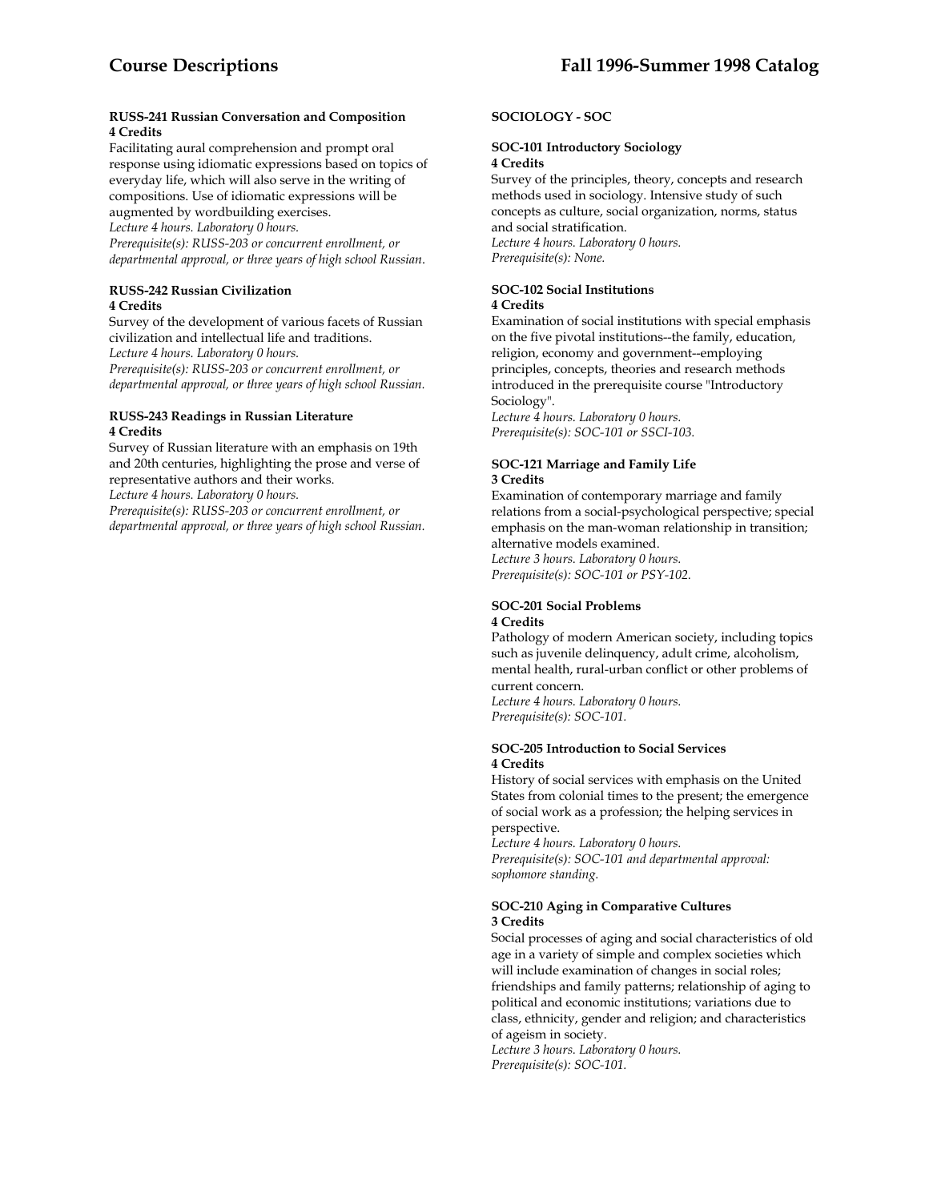**RUSS-241 Russian Conversation and Composition**
**4 Credits**

Facilitating aural comprehension and prompt oral response using idiomatic expressions based on topics of everyday life, which will also serve in the writing of compositions. Use of idiomatic expressions will be augmented by wordbuilding exercises.
*Lecture 4 hours. Laboratory 0 hours.*
*Prerequisite(s): RUSS-203 or concurrent enrollment, or departmental approval, or three years of high school Russian*.

**RUSS-242 Russian Civilization**
**4 Credits**

Survey of the development of various facets of Russian civilization and intellectual life and traditions.
*Lecture 4 hours. Laboratory 0 hours.*
*Prerequisite(s): RUSS-203 or concurrent enrollment, or departmental approval, or three years of high school Russian.*

**RUSS-243 Readings in Russian Literature**
**4 Credits**

Survey of Russian literature with an emphasis on 19th and 20th centuries, highlighting the prose and verse of representative authors and their works.
*Lecture 4 hours. Laboratory 0 hours.*
*Prerequisite(s): RUSS-203 or concurrent enrollment, or departmental approval, or three years of high school Russian.*

## SOCIOLOGY - SOC

**SOC-101 Introductory Sociology**
**4 Credits**

Survey of the principles, theory, concepts and research methods used in sociology. Intensive study of such concepts as culture, social organization, norms, status and social stratification.
*Lecture 4 hours. Laboratory 0 hours.*
*Prerequisite(s): None.*

**SOC-102 Social Institutions**
**4 Credits**

Examination of social institutions with special emphasis on the five pivotal institutions--the family, education, religion, economy and government--employing principles, concepts, theories and research methods introduced in the prerequisite course "Introductory Sociology".
*Lecture 4 hours. Laboratory 0 hours.*
*Prerequisite(s): SOC-101 or SSCI-103.*

**SOC-121 Marriage and Family Life**
**3 Credits**

Examination of contemporary marriage and family relations from a social-psychological perspective; special emphasis on the man-woman relationship in transition; alternative models examined.
*Lecture 3 hours. Laboratory 0 hours.*
*Prerequisite(s): SOC-101 or PSY-102.*

**SOC-201 Social Problems**
**4 Credits**

Pathology of modern American society, including topics such as juvenile delinquency, adult crime, alcoholism, mental health, rural-urban conflict or other problems of current concern.
*Lecture 4 hours. Laboratory 0 hours.*
*Prerequisite(s): SOC-101.*

**SOC-205 Introduction to Social Services**
**4 Credits**

History of social services with emphasis on the United States from colonial times to the present; the emergence of social work as a profession; the helping services in perspective.
*Lecture 4 hours. Laboratory 0 hours.*
*Prerequisite(s): SOC-101 and departmental approval: sophomore standing.*

**SOC-210 Aging in Comparative Cultures**
**3 Credits**

Social processes of aging and social characteristics of old age in a variety of simple and complex societies which will include examination of changes in social roles; friendships and family patterns; relationship of aging to political and economic institutions; variations due to class, ethnicity, gender and religion; and characteristics of ageism in society.
*Lecture 3 hours. Laboratory 0 hours.*
*Prerequisite(s): SOC-101.*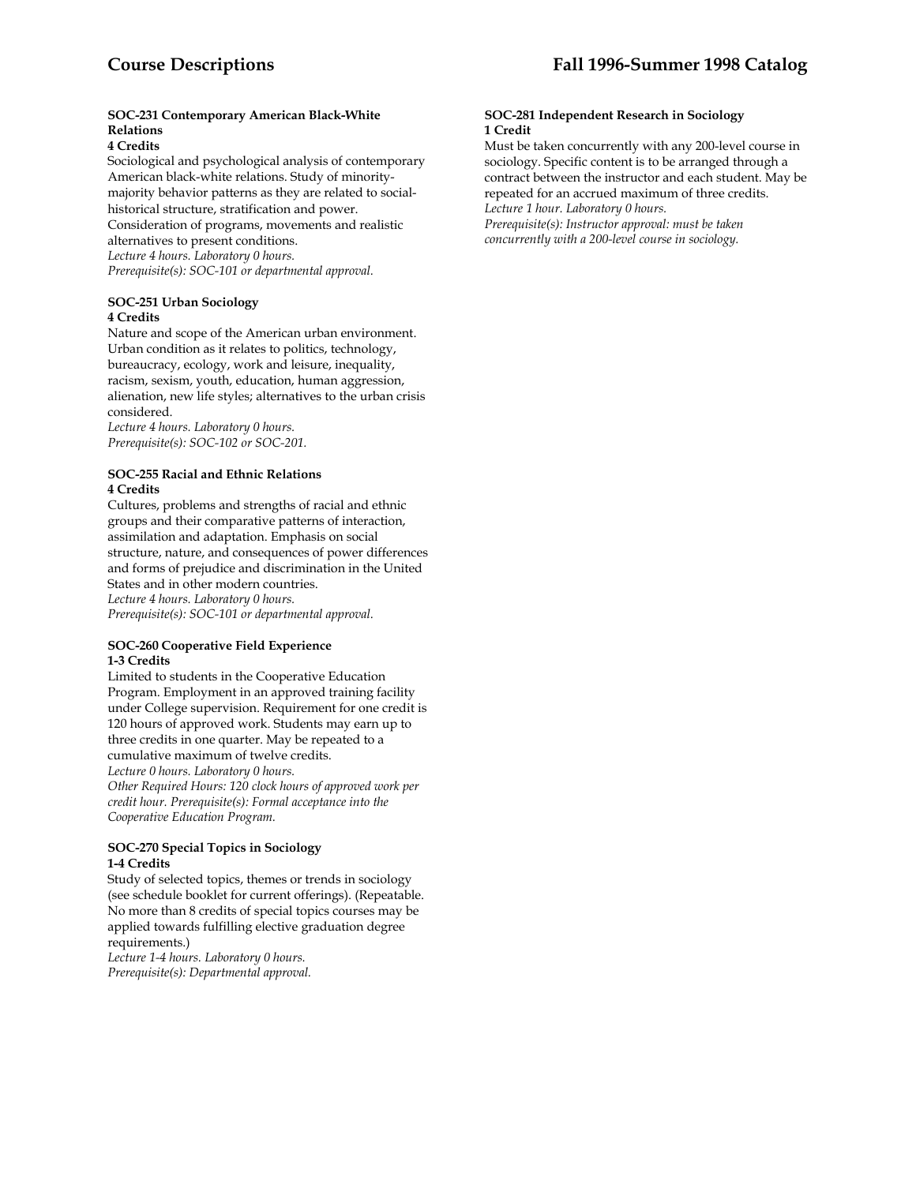#### SOC-231 Contemporary American Black-White Relations
**4 Credits**

Sociological and psychological analysis of contemporary American black-white relations. Study of minority-majority behavior patterns as they are related to social-historical structure, stratification and power. Consideration of programs, movements and realistic alternatives to present conditions.
*Lecture 4 hours. Laboratory 0 hours.*
*Prerequisite(s): SOC-101 or departmental approval.*

#### SOC-251 Urban Sociology
**4 Credits**

Nature and scope of the American urban environment. Urban condition as it relates to politics, technology, bureaucracy, ecology, work and leisure, inequality, racism, sexism, youth, education, human aggression, alienation, new life styles; alternatives to the urban crisis considered.
*Lecture 4 hours. Laboratory 0 hours.*
*Prerequisite(s): SOC-102 or SOC-201.*

#### SOC-255 Racial and Ethnic Relations
**4 Credits**

Cultures, problems and strengths of racial and ethnic groups and their comparative patterns of interaction, assimilation and adaptation. Emphasis on social structure, nature, and consequences of power differences and forms of prejudice and discrimination in the United States and in other modern countries.
*Lecture 4 hours. Laboratory 0 hours.*
*Prerequisite(s): SOC-101 or departmental approval.*

#### SOC-260 Cooperative Field Experience
**1-3 Credits**

Limited to students in the Cooperative Education Program. Employment in an approved training facility under College supervision. Requirement for one credit is 120 hours of approved work. Students may earn up to three credits in one quarter. May be repeated to a cumulative maximum of twelve credits.
*Lecture 0 hours. Laboratory 0 hours.*
*Other Required Hours: 120 clock hours of approved work per credit hour. Prerequisite(s): Formal acceptance into the Cooperative Education Program.*

#### SOC-270 Special Topics in Sociology
**1-4 Credits**

Study of selected topics, themes or trends in sociology (see schedule booklet for current offerings). (Repeatable. No more than 8 credits of special topics courses may be applied towards fulfilling elective graduation degree requirements.)
*Lecture 1-4 hours. Laboratory 0 hours.*
*Prerequisite(s): Departmental approval.*

#### SOC-281 Independent Research in Sociology
**1 Credit**

Must be taken concurrently with any 200-level course in sociology. Specific content is to be arranged through a contract between the instructor and each student. May be repeated for an accrued maximum of three credits.
*Lecture 1 hour. Laboratory 0 hours.*
*Prerequisite(s): Instructor approval: must be taken concurrently with a 200-level course in sociology.*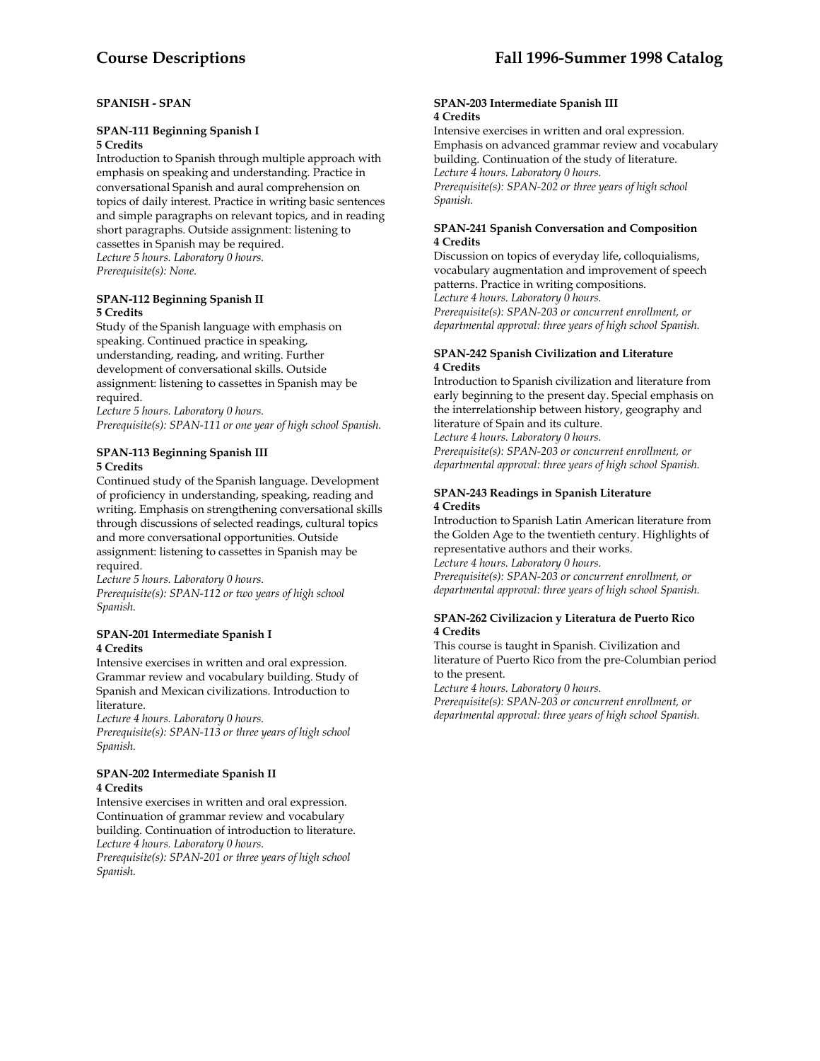## SPANISH - SPAN

### SPAN-111 Beginning Spanish I
**5 Credits**

Introduction to Spanish through multiple approach with emphasis on speaking and understanding. Practice in conversational Spanish and aural comprehension on topics of daily interest. Practice in writing basic sentences and simple paragraphs on relevant topics, and in reading short paragraphs. Outside assignment: listening to cassettes in Spanish may be required.
*Lecture 5 hours. Laboratory 0 hours.*
*Prerequisite(s): None.*

### SPAN-112 Beginning Spanish II
**5 Credits**

Study of the Spanish language with emphasis on speaking. Continued practice in speaking, understanding, reading, and writing. Further development of conversational skills. Outside assignment: listening to cassettes in Spanish may be required.
*Lecture 5 hours. Laboratory 0 hours.*
*Prerequisite(s): SPAN-111 or one year of high school Spanish.*

### SPAN-113 Beginning Spanish III
**5 Credits**

Continued study of the Spanish language. Development of proficiency in understanding, speaking, reading and writing. Emphasis on strengthening conversational skills through discussions of selected readings, cultural topics and more conversational opportunities. Outside assignment: listening to cassettes in Spanish may be required.
*Lecture 5 hours. Laboratory 0 hours.*
*Prerequisite(s): SPAN-112 or two years of high school Spanish.*

### SPAN-201 Intermediate Spanish I
**4 Credits**

Intensive exercises in written and oral expression. Grammar review and vocabulary building. Study of Spanish and Mexican civilizations. Introduction to literature.
*Lecture 4 hours. Laboratory 0 hours.*
*Prerequisite(s): SPAN-113 or three years of high school Spanish.*

### SPAN-202 Intermediate Spanish II
**4 Credits**

Intensive exercises in written and oral expression. Continuation of grammar review and vocabulary building. Continuation of introduction to literature.
*Lecture 4 hours. Laboratory 0 hours.*
*Prerequisite(s): SPAN-201 or three years of high school Spanish.*

### SPAN-203 Intermediate Spanish III
**4 Credits**

Intensive exercises in written and oral expression. Emphasis on advanced grammar review and vocabulary building. Continuation of the study of literature.
*Lecture 4 hours. Laboratory 0 hours.*
*Prerequisite(s): SPAN-202 or three years of high school Spanish.*

### SPAN-241 Spanish Conversation and Composition
**4 Credits**

Discussion on topics of everyday life, colloquialisms, vocabulary augmentation and improvement of speech patterns. Practice in writing compositions.
*Lecture 4 hours. Laboratory 0 hours.*
*Prerequisite(s): SPAN-203 or concurrent enrollment, or departmental approval: three years of high school Spanish.*

### SPAN-242 Spanish Civilization and Literature
**4 Credits**

Introduction to Spanish civilization and literature from early beginning to the present day. Special emphasis on the interrelationship between history, geography and literature of Spain and its culture.
*Lecture 4 hours. Laboratory 0 hours.*
*Prerequisite(s): SPAN-203 or concurrent enrollment, or departmental approval: three years of high school Spanish.*

### SPAN-243 Readings in Spanish Literature
**4 Credits**

Introduction to Spanish Latin American literature from the Golden Age to the twentieth century. Highlights of representative authors and their works.
*Lecture 4 hours. Laboratory 0 hours.*
*Prerequisite(s): SPAN-203 or concurrent enrollment, or departmental approval: three years of high school Spanish.*

### SPAN-262 Civilizacion y Literatura de Puerto Rico
**4 Credits**

This course is taught in Spanish. Civilization and literature of Puerto Rico from the pre-Columbian period to the present.
*Lecture 4 hours. Laboratory 0 hours.*
*Prerequisite(s): SPAN-203 or concurrent enrollment, or departmental approval: three years of high school Spanish.*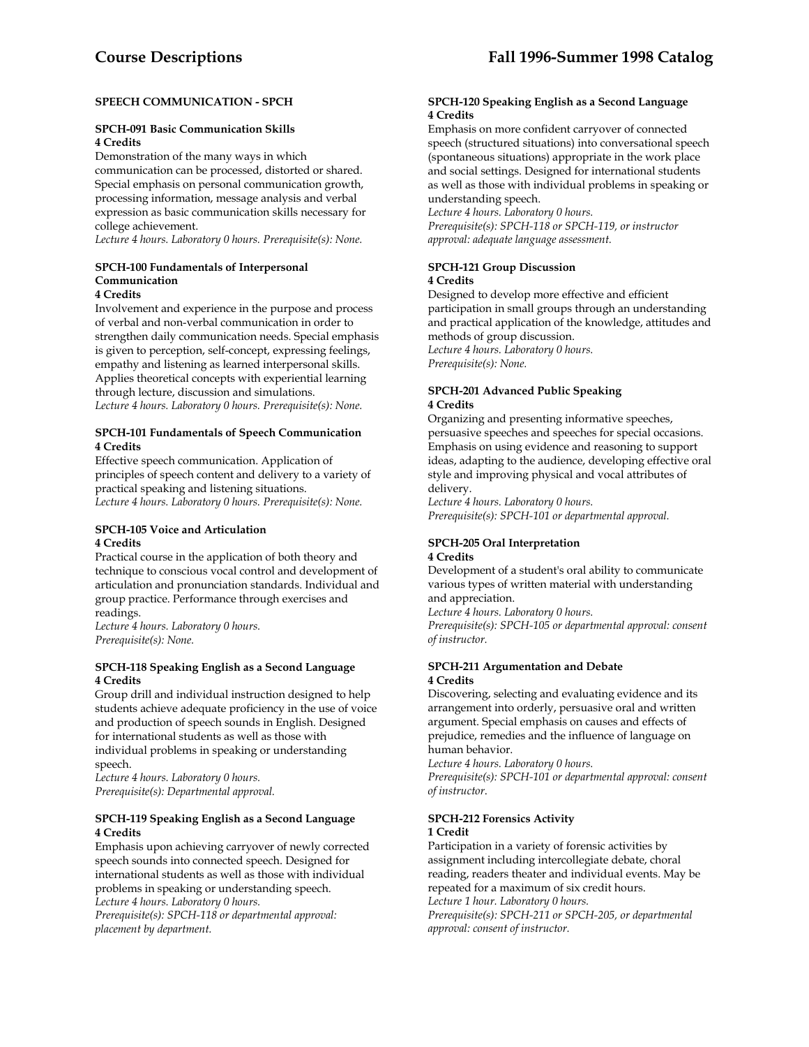## SPEECH COMMUNICATION - SPCH

### SPCH-091 Basic Communication Skills
**4 Credits**

Demonstration of the many ways in which communication can be processed, distorted or shared. Special emphasis on personal communication growth, processing information, message analysis and verbal expression as basic communication skills necessary for college achievement.

*Lecture 4 hours. Laboratory 0 hours. Prerequisite(s): None.*

### SPCH-100 Fundamentals of Interpersonal Communication
**4 Credits**

Involvement and experience in the purpose and process of verbal and non-verbal communication in order to strengthen daily communication needs. Special emphasis is given to perception, self-concept, expressing feelings, empathy and listening as learned interpersonal skills. Applies theoretical concepts with experiential learning through lecture, discussion and simulations.

*Lecture 4 hours. Laboratory 0 hours. Prerequisite(s): None.*

### SPCH-101 Fundamentals of Speech Communication
**4 Credits**

Effective speech communication. Application of principles of speech content and delivery to a variety of practical speaking and listening situations.

*Lecture 4 hours. Laboratory 0 hours. Prerequisite(s): None.*

### SPCH-105 Voice and Articulation
**4 Credits**

Practical course in the application of both theory and technique to conscious vocal control and development of articulation and pronunciation standards. Individual and group practice. Performance through exercises and readings.

*Lecture 4 hours. Laboratory 0 hours.*
*Prerequisite(s): None.*

### SPCH-118 Speaking English as a Second Language
**4 Credits**

Group drill and individual instruction designed to help students achieve adequate proficiency in the use of voice and production of speech sounds in English. Designed for international students as well as those with individual problems in speaking or understanding speech.

*Lecture 4 hours. Laboratory 0 hours.*
*Prerequisite(s): Departmental approval.*

### SPCH-119 Speaking English as a Second Language
**4 Credits**

Emphasis upon achieving carryover of newly corrected speech sounds into connected speech. Designed for international students as well as those with individual problems in speaking or understanding speech.

*Lecture 4 hours. Laboratory 0 hours.*
*Prerequisite(s): SPCH-118 or departmental approval: placement by department.*

### SPCH-120 Speaking English as a Second Language
**4 Credits**

Emphasis on more confident carryover of connected speech (structured situations) into conversational speech (spontaneous situations) appropriate in the work place and social settings. Designed for international students as well as those with individual problems in speaking or understanding speech.

*Lecture 4 hours. Laboratory 0 hours.*
*Prerequisite(s): SPCH-118 or SPCH-119, or instructor approval: adequate language assessment.*

### SPCH-121 Group Discussion
**4 Credits**

Designed to develop more effective and efficient participation in small groups through an understanding and practical application of the knowledge, attitudes and methods of group discussion.

*Lecture 4 hours. Laboratory 0 hours.*
*Prerequisite(s): None.*

### SPCH-201 Advanced Public Speaking
**4 Credits**

Organizing and presenting informative speeches, persuasive speeches and speeches for special occasions. Emphasis on using evidence and reasoning to support ideas, adapting to the audience, developing effective oral style and improving physical and vocal attributes of delivery.

*Lecture 4 hours. Laboratory 0 hours.*
*Prerequisite(s): SPCH-101 or departmental approval.*

### SPCH-205 Oral Interpretation
**4 Credits**

Development of a student's oral ability to communicate various types of written material with understanding and appreciation.

*Lecture 4 hours. Laboratory 0 hours.*
*Prerequisite(s): SPCH-105 or departmental approval: consent of instructor.*

### SPCH-211 Argumentation and Debate
**4 Credits**

Discovering, selecting and evaluating evidence and its arrangement into orderly, persuasive oral and written argument. Special emphasis on causes and effects of prejudice, remedies and the influence of language on human behavior.

*Lecture 4 hours. Laboratory 0 hours.*
*Prerequisite(s): SPCH-101 or departmental approval: consent of instructor.*

### SPCH-212 Forensics Activity
**1 Credit**

Participation in a variety of forensic activities by assignment including intercollegiate debate, choral reading, readers theater and individual events. May be repeated for a maximum of six credit hours.

*Lecture 1 hour. Laboratory 0 hours.*
*Prerequisite(s): SPCH-211 or SPCH-205, or departmental approval: consent of instructor.*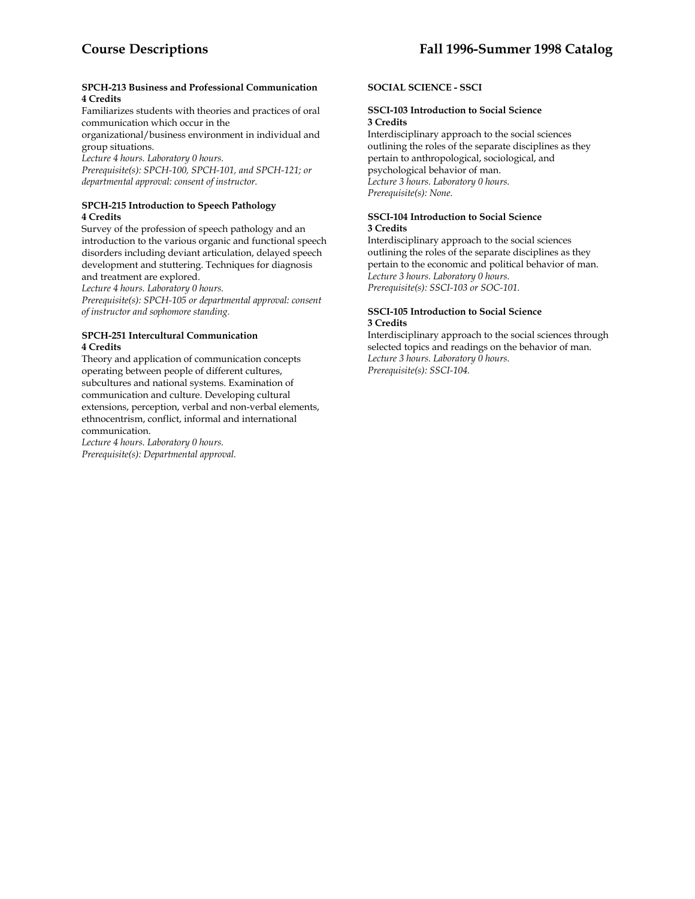**SPCH-213 Business and Professional Communication**
**4 Credits**
Familiarizes students with theories and practices of oral communication which occur in the organizational/business environment in individual and group situations.
*Lecture 4 hours. Laboratory 0 hours.*
*Prerequisite(s): SPCH-100, SPCH-101, and SPCH-121; or departmental approval: consent of instructor.*

**SPCH-215 Introduction to Speech Pathology**
**4 Credits**
Survey of the profession of speech pathology and an introduction to the various organic and functional speech disorders including deviant articulation, delayed speech development and stuttering. Techniques for diagnosis and treatment are explored.
*Lecture 4 hours. Laboratory 0 hours.*
*Prerequisite(s): SPCH-105 or departmental approval: consent of instructor and sophomore standing.*

**SPCH-251 Intercultural Communication**
**4 Credits**
Theory and application of communication concepts operating between people of different cultures, subcultures and national systems. Examination of communication and culture. Developing cultural extensions, perception, verbal and non-verbal elements, ethnocentrism, conflict, informal and international communication.
*Lecture 4 hours. Laboratory 0 hours.*
*Prerequisite(s): Departmental approval.*

**SOCIAL SCIENCE - SSCI**

**SSCI-103 Introduction to Social Science**
**3 Credits**
Interdisciplinary approach to the social sciences outlining the roles of the separate disciplines as they pertain to anthropological, sociological, and psychological behavior of man.
*Lecture 3 hours. Laboratory 0 hours.*
*Prerequisite(s): None.*

**SSCI-104 Introduction to Social Science**
**3 Credits**
Interdisciplinary approach to the social sciences outlining the roles of the separate disciplines as they pertain to the economic and political behavior of man.
*Lecture 3 hours. Laboratory 0 hours.*
*Prerequisite(s): SSCI-103 or SOC-101.*

**SSCI-105 Introduction to Social Science**
**3 Credits**
Interdisciplinary approach to the social sciences through selected topics and readings on the behavior of man.
*Lecture 3 hours. Laboratory 0 hours.*
*Prerequisite(s): SSCI-104.*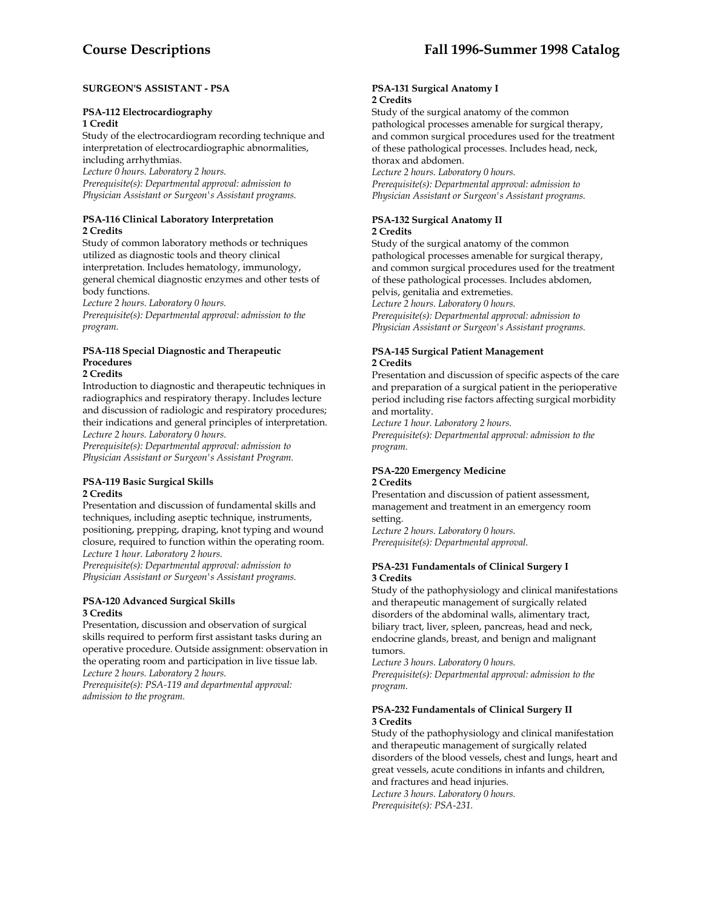## SURGEON'S ASSISTANT - PSA

**PSA-112 Electrocardiography**
**1 Credit**
Study of the electrocardiogram recording technique and interpretation of electrocardiographic abnormalities, including arrhythmias.
*Lecture 0 hours. Laboratory 2 hours.*
*Prerequisite(s): Departmental approval: admission to Physician Assistant or Surgeon's Assistant programs.*

**PSA-116 Clinical Laboratory Interpretation**
**2 Credits**
Study of common laboratory methods or techniques utilized as diagnostic tools and theory clinical interpretation. Includes hematology, immunology, general chemical diagnostic enzymes and other tests of body functions.
*Lecture 2 hours. Laboratory 0 hours.*
*Prerequisite(s): Departmental approval: admission to the program.*

**PSA-118 Special Diagnostic and Therapeutic Procedures**
**2 Credits**
Introduction to diagnostic and therapeutic techniques in radiographics and respiratory therapy. Includes lecture and discussion of radiologic and respiratory procedures; their indications and general principles of interpretation.
*Lecture 2 hours. Laboratory 0 hours.*
*Prerequisite(s): Departmental approval: admission to Physician Assistant or Surgeon's Assistant Program.*

**PSA-119 Basic Surgical Skills**
**2 Credits**
Presentation and discussion of fundamental skills and techniques, including aseptic technique, instruments, positioning, prepping, draping, knot typing and wound closure, required to function within the operating room.
*Lecture 1 hour. Laboratory 2 hours.*
*Prerequisite(s): Departmental approval: admission to Physician Assistant or Surgeon's Assistant programs.*

**PSA-120 Advanced Surgical Skills**
**3 Credits**
Presentation, discussion and observation of surgical skills required to perform first assistant tasks during an operative procedure. Outside assignment: observation in the operating room and participation in live tissue lab.
*Lecture 2 hours. Laboratory 2 hours.*
*Prerequisite(s): PSA-119 and departmental approval: admission to the program.*

**PSA-131 Surgical Anatomy I**
**2 Credits**
Study of the surgical anatomy of the common pathological processes amenable for surgical therapy, and common surgical procedures used for the treatment of these pathological processes. Includes head, neck, thorax and abdomen.
*Lecture 2 hours. Laboratory 0 hours.*
*Prerequisite(s): Departmental approval: admission to Physician Assistant or Surgeon's Assistant programs.*

**PSA-132 Surgical Anatomy II**
**2 Credits**
Study of the surgical anatomy of the common pathological processes amenable for surgical therapy, and common surgical procedures used for the treatment of these pathological processes. Includes abdomen, pelvis, genitalia and extremeties.
*Lecture 2 hours. Laboratory 0 hours.*
*Prerequisite(s): Departmental approval: admission to Physician Assistant or Surgeon's Assistant programs.*

**PSA-145 Surgical Patient Management**
**2 Credits**
Presentation and discussion of specific aspects of the care and preparation of a surgical patient in the perioperative period including rise factors affecting surgical morbidity and mortality.
*Lecture 1 hour. Laboratory 2 hours.*
*Prerequisite(s): Departmental approval: admission to the program.*

**PSA-220 Emergency Medicine**
**2 Credits**
Presentation and discussion of patient assessment, management and treatment in an emergency room setting.
*Lecture 2 hours. Laboratory 0 hours.*
*Prerequisite(s): Departmental approval.*

**PSA-231 Fundamentals of Clinical Surgery I**
**3 Credits**
Study of the pathophysiology and clinical manifestations and therapeutic management of surgically related disorders of the abdominal walls, alimentary tract, biliary tract, liver, spleen, pancreas, head and neck, endocrine glands, breast, and benign and malignant tumors.
*Lecture 3 hours. Laboratory 0 hours.*
*Prerequisite(s): Departmental approval: admission to the program.*

**PSA-232 Fundamentals of Clinical Surgery II**
**3 Credits**
Study of the pathophysiology and clinical manifestation and therapeutic management of surgically related disorders of the blood vessels, chest and lungs, heart and great vessels, acute conditions in infants and children, and fractures and head injuries.
*Lecture 3 hours. Laboratory 0 hours.*
*Prerequisite(s): PSA-231.*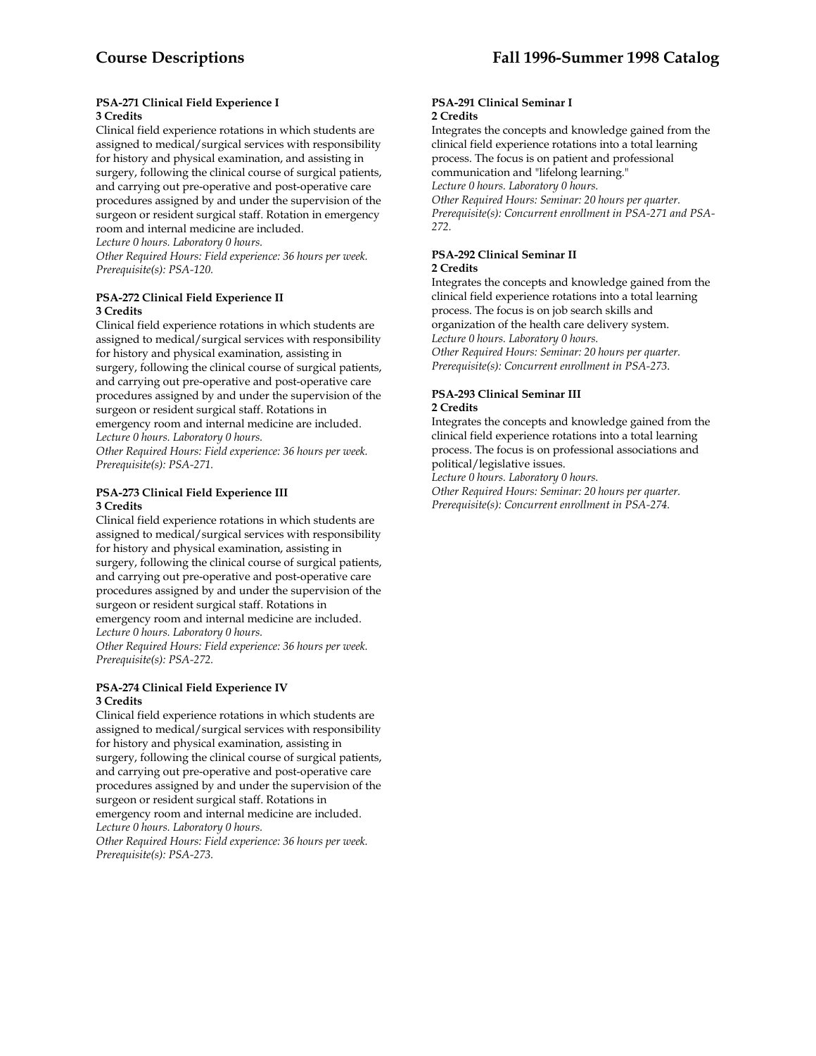### PSA-271 Clinical Field Experience I
**3 Credits**

Clinical field experience rotations in which students are assigned to medical/surgical services with responsibility for history and physical examination, and assisting in surgery, following the clinical course of surgical patients, and carrying out pre-operative and post-operative care procedures assigned by and under the supervision of the surgeon or resident surgical staff. Rotation in emergency room and internal medicine are included.
*Lecture 0 hours. Laboratory 0 hours.*
*Other Required Hours: Field experience: 36 hours per week.*
*Prerequisite(s): PSA-120.*

### PSA-272 Clinical Field Experience II
**3 Credits**

Clinical field experience rotations in which students are assigned to medical/surgical services with responsibility for history and physical examination, assisting in surgery, following the clinical course of surgical patients, and carrying out pre-operative and post-operative care procedures assigned by and under the supervision of the surgeon or resident surgical staff. Rotations in emergency room and internal medicine are included.
*Lecture 0 hours. Laboratory 0 hours.*
*Other Required Hours: Field experience: 36 hours per week.*
*Prerequisite(s): PSA-271.*

### PSA-273 Clinical Field Experience III
**3 Credits**

Clinical field experience rotations in which students are assigned to medical/surgical services with responsibility for history and physical examination, assisting in surgery, following the clinical course of surgical patients, and carrying out pre-operative and post-operative care procedures assigned by and under the supervision of the surgeon or resident surgical staff. Rotations in emergency room and internal medicine are included.
*Lecture 0 hours. Laboratory 0 hours.*
*Other Required Hours: Field experience: 36 hours per week.*
*Prerequisite(s): PSA-272.*

### PSA-274 Clinical Field Experience IV
**3 Credits**

Clinical field experience rotations in which students are assigned to medical/surgical services with responsibility for history and physical examination, assisting in surgery, following the clinical course of surgical patients, and carrying out pre-operative and post-operative care procedures assigned by and under the supervision of the surgeon or resident surgical staff. Rotations in emergency room and internal medicine are included.
*Lecture 0 hours. Laboratory 0 hours.*
*Other Required Hours: Field experience: 36 hours per week.*
*Prerequisite(s): PSA-273.*

### PSA-291 Clinical Seminar I
**2 Credits**

Integrates the concepts and knowledge gained from the clinical field experience rotations into a total learning process. The focus is on patient and professional communication and "lifelong learning."
*Lecture 0 hours. Laboratory 0 hours.*
*Other Required Hours: Seminar: 20 hours per quarter.*
*Prerequisite(s): Concurrent enrollment in PSA-271 and PSA-272.*

### PSA-292 Clinical Seminar II
**2 Credits**

Integrates the concepts and knowledge gained from the clinical field experience rotations into a total learning process. The focus is on job search skills and organization of the health care delivery system.
*Lecture 0 hours. Laboratory 0 hours.*
*Other Required Hours: Seminar: 20 hours per quarter.*
*Prerequisite(s): Concurrent enrollment in PSA-273.*

### PSA-293 Clinical Seminar III
**2 Credits**

Integrates the concepts and knowledge gained from the clinical field experience rotations into a total learning process. The focus is on professional associations and political/legislative issues.
*Lecture 0 hours. Laboratory 0 hours.*
*Other Required Hours: Seminar: 20 hours per quarter.*
*Prerequisite(s): Concurrent enrollment in PSA-274.*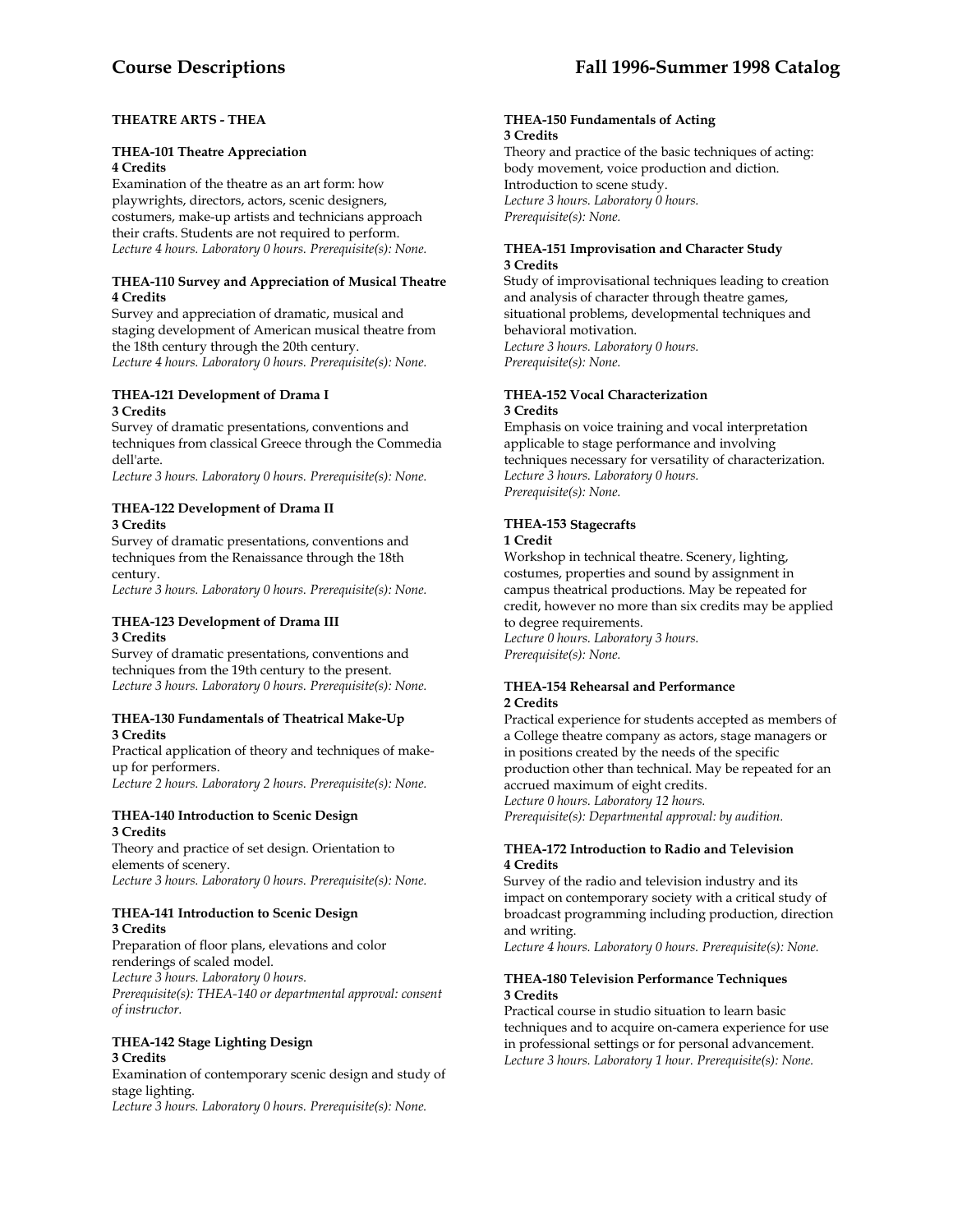## THEATRE ARTS - THEA

**THEA-101 Theatre Appreciation**
**4 Credits**
Examination of the theatre as an art form: how playwrights, directors, actors, scenic designers, costumers, make-up artists and technicians approach their crafts. Students are not required to perform.
*Lecture 4 hours. Laboratory 0 hours. Prerequisite(s): None.*

**THEA-110 Survey and Appreciation of Musical Theatre**
**4 Credits**
Survey and appreciation of dramatic, musical and staging development of American musical theatre from the 18th century through the 20th century.
*Lecture 4 hours. Laboratory 0 hours. Prerequisite(s): None.*

**THEA-121 Development of Drama I**
**3 Credits**
Survey of dramatic presentations, conventions and techniques from classical Greece through the Commedia dell'arte.
*Lecture 3 hours. Laboratory 0 hours. Prerequisite(s): None.*

**THEA-122 Development of Drama II**
**3 Credits**
Survey of dramatic presentations, conventions and techniques from the Renaissance through the 18th century.
*Lecture 3 hours. Laboratory 0 hours. Prerequisite(s): None.*

**THEA-123 Development of Drama III**
**3 Credits**
Survey of dramatic presentations, conventions and techniques from the 19th century to the present.
*Lecture 3 hours. Laboratory 0 hours. Prerequisite(s): None.*

**THEA-130 Fundamentals of Theatrical Make-Up**
**3 Credits**
Practical application of theory and techniques of make-up for performers.
*Lecture 2 hours. Laboratory 2 hours. Prerequisite(s): None.*

**THEA-140 Introduction to Scenic Design**
**3 Credits**
Theory and practice of set design. Orientation to elements of scenery.
*Lecture 3 hours. Laboratory 0 hours. Prerequisite(s): None.*

**THEA-141 Introduction to Scenic Design**
**3 Credits**
Preparation of floor plans, elevations and color renderings of scaled model.
*Lecture 3 hours. Laboratory 0 hours.*
*Prerequisite(s): THEA-140 or departmental approval: consent of instructor.*

**THEA-142 Stage Lighting Design**
**3 Credits**
Examination of contemporary scenic design and study of stage lighting.
*Lecture 3 hours. Laboratory 0 hours. Prerequisite(s): None.*

**THEA-150 Fundamentals of Acting**
**3 Credits**
Theory and practice of the basic techniques of acting: body movement, voice production and diction. Introduction to scene study.
*Lecture 3 hours. Laboratory 0 hours.*
*Prerequisite(s): None.*

**THEA-151 Improvisation and Character Study**
**3 Credits**
Study of improvisational techniques leading to creation and analysis of character through theatre games, situational problems, developmental techniques and behavioral motivation.
*Lecture 3 hours. Laboratory 0 hours.*
*Prerequisite(s): None.*

**THEA-152 Vocal Characterization**
**3 Credits**
Emphasis on voice training and vocal interpretation applicable to stage performance and involving techniques necessary for versatility of characterization.
*Lecture 3 hours. Laboratory 0 hours.*
*Prerequisite(s): None.*

**THEA-153 Stagecrafts**
**1 Credit**
Workshop in technical theatre. Scenery, lighting, costumes, properties and sound by assignment in campus theatrical productions. May be repeated for credit, however no more than six credits may be applied to degree requirements.
*Lecture 0 hours. Laboratory 3 hours.*
*Prerequisite(s): None.*

**THEA-154 Rehearsal and Performance**
**2 Credits**
Practical experience for students accepted as members of a College theatre company as actors, stage managers or in positions created by the needs of the specific production other than technical. May be repeated for an accrued maximum of eight credits.
*Lecture 0 hours. Laboratory 12 hours.*
*Prerequisite(s): Departmental approval: by audition.*

**THEA-172 Introduction to Radio and Television**
**4 Credits**
Survey of the radio and television industry and its impact on contemporary society with a critical study of broadcast programming including production, direction and writing.
*Lecture 4 hours. Laboratory 0 hours. Prerequisite(s): None.*

**THEA-180 Television Performance Techniques**
**3 Credits**
Practical course in studio situation to learn basic techniques and to acquire on-camera experience for use in professional settings or for personal advancement.
*Lecture 3 hours. Laboratory 1 hour. Prerequisite(s): None.*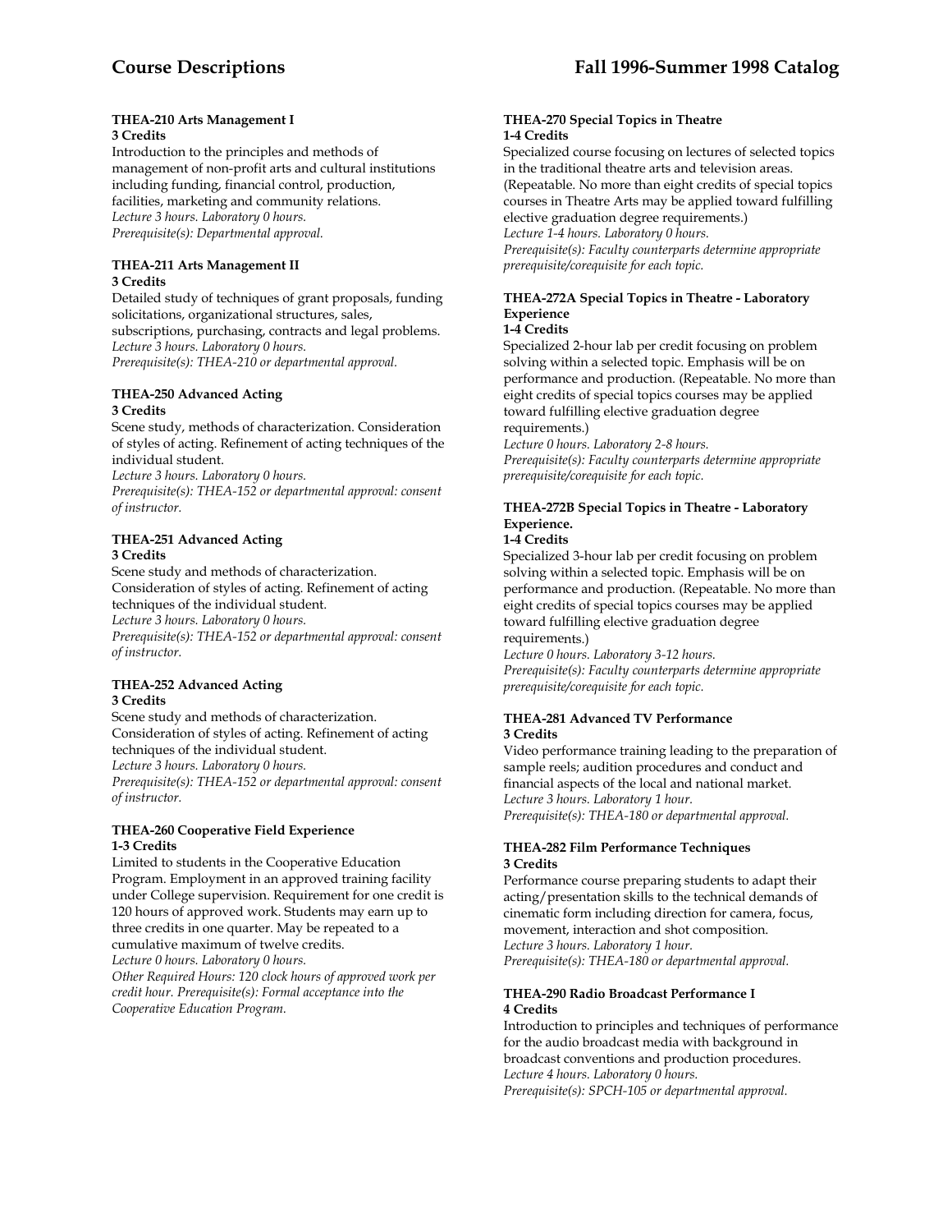#### THEA-210 Arts Management I
**3 Credits**

Introduction to the principles and methods of management of non-profit arts and cultural institutions including funding, financial control, production, facilities, marketing and community relations.
*Lecture 3 hours. Laboratory 0 hours.*
*Prerequisite(s): Departmental approval.*

#### THEA-211 Arts Management II
**3 Credits**

Detailed study of techniques of grant proposals, funding solicitations, organizational structures, sales, subscriptions, purchasing, contracts and legal problems.
*Lecture 3 hours. Laboratory 0 hours.*
*Prerequisite(s): THEA-210 or departmental approval.*

#### THEA-250 Advanced Acting
**3 Credits**

Scene study, methods of characterization. Consideration of styles of acting. Refinement of acting techniques of the individual student.
*Lecture 3 hours. Laboratory 0 hours.*
*Prerequisite(s): THEA-152 or departmental approval: consent of instructor.*

#### THEA-251 Advanced Acting
**3 Credits**

Scene study and methods of characterization. Consideration of styles of acting. Refinement of acting techniques of the individual student.
*Lecture 3 hours. Laboratory 0 hours.*
*Prerequisite(s): THEA-152 or departmental approval: consent of instructor.*

#### THEA-252 Advanced Acting
**3 Credits**

Scene study and methods of characterization. Consideration of styles of acting. Refinement of acting techniques of the individual student.
*Lecture 3 hours. Laboratory 0 hours.*
*Prerequisite(s): THEA-152 or departmental approval: consent of instructor.*

#### THEA-260 Cooperative Field Experience
**1-3 Credits**

Limited to students in the Cooperative Education Program. Employment in an approved training facility under College supervision. Requirement for one credit is 120 hours of approved work. Students may earn up to three credits in one quarter. May be repeated to a cumulative maximum of twelve credits.
*Lecture 0 hours. Laboratory 0 hours.*
*Other Required Hours: 120 clock hours of approved work per credit hour. Prerequisite(s): Formal acceptance into the Cooperative Education Program.*

#### THEA-270 Special Topics in Theatre
**1-4 Credits**

Specialized course focusing on lectures of selected topics in the traditional theatre arts and television areas. (Repeatable. No more than eight credits of special topics courses in Theatre Arts may be applied toward fulfilling elective graduation degree requirements.)
*Lecture 1-4 hours. Laboratory 0 hours.*
*Prerequisite(s): Faculty counterparts determine appropriate prerequisite/corequisite for each topic.*

#### THEA-272A Special Topics in Theatre - Laboratory Experience
**1-4 Credits**

Specialized 2-hour lab per credit focusing on problem solving within a selected topic. Emphasis will be on performance and production. (Repeatable. No more than eight credits of special topics courses may be applied toward fulfilling elective graduation degree requirements.)
*Lecture 0 hours. Laboratory 2-8 hours.*
*Prerequisite(s): Faculty counterparts determine appropriate prerequisite/corequisite for each topic.*

#### THEA-272B Special Topics in Theatre - Laboratory Experience.
**1-4 Credits**

Specialized 3-hour lab per credit focusing on problem solving within a selected topic. Emphasis will be on performance and production. (Repeatable. No more than eight credits of special topics courses may be applied toward fulfilling elective graduation degree requirements.)
*Lecture 0 hours. Laboratory 3-12 hours.*
*Prerequisite(s): Faculty counterparts determine appropriate prerequisite/corequisite for each topic.*

#### THEA-281 Advanced TV Performance
**3 Credits**

Video performance training leading to the preparation of sample reels; audition procedures and conduct and financial aspects of the local and national market.
*Lecture 3 hours. Laboratory 1 hour.*
*Prerequisite(s): THEA-180 or departmental approval.*

#### THEA-282 Film Performance Techniques
**3 Credits**

Performance course preparing students to adapt their acting/presentation skills to the technical demands of cinematic form including direction for camera, focus, movement, interaction and shot composition.
*Lecture 3 hours. Laboratory 1 hour.*
*Prerequisite(s): THEA-180 or departmental approval.*

#### THEA-290 Radio Broadcast Performance I
**4 Credits**

Introduction to principles and techniques of performance for the audio broadcast media with background in broadcast conventions and production procedures.
*Lecture 4 hours. Laboratory 0 hours.*
*Prerequisite(s): SPCH-105 or departmental approval.*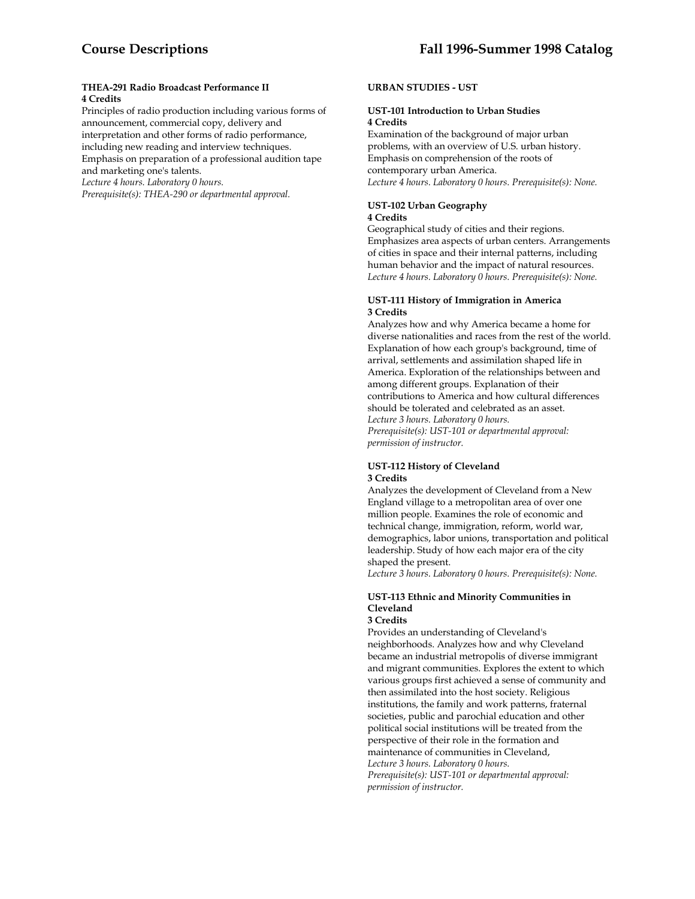**THEA-291 Radio Broadcast Performance II**
**4 Credits**

Principles of radio production including various forms of announcement, commercial copy, delivery and interpretation and other forms of radio performance, including new reading and interview techniques. Emphasis on preparation of a professional audition tape and marketing one's talents.
*Lecture 4 hours. Laboratory 0 hours.*
*Prerequisite(s): THEA-290 or departmental approval.*

**URBAN STUDIES - UST**

**UST-101 Introduction to Urban Studies**
**4 Credits**

Examination of the background of major urban problems, with an overview of U.S. urban history. Emphasis on comprehension of the roots of contemporary urban America.
*Lecture 4 hours. Laboratory 0 hours. Prerequisite(s): None.*

**UST-102 Urban Geography**
**4 Credits**

Geographical study of cities and their regions. Emphasizes area aspects of urban centers. Arrangements of cities in space and their internal patterns, including human behavior and the impact of natural resources.
*Lecture 4 hours. Laboratory 0 hours. Prerequisite(s): None.*

**UST-111 History of Immigration in America**
**3 Credits**

Analyzes how and why America became a home for diverse nationalities and races from the rest of the world. Explanation of how each group's background, time of arrival, settlements and assimilation shaped life in America. Exploration of the relationships between and among different groups. Explanation of their contributions to America and how cultural differences should be tolerated and celebrated as an asset.
*Lecture 3 hours. Laboratory 0 hours.*
*Prerequisite(s): UST-101 or departmental approval: permission of instructor.*

**UST-112 History of Cleveland**
**3 Credits**

Analyzes the development of Cleveland from a New England village to a metropolitan area of over one million people. Examines the role of economic and technical change, immigration, reform, world war, demographics, labor unions, transportation and political leadership. Study of how each major era of the city shaped the present.
*Lecture 3 hours. Laboratory 0 hours. Prerequisite(s): None.*

**UST-113 Ethnic and Minority Communities in Cleveland**
**3 Credits**

Provides an understanding of Cleveland's neighborhoods. Analyzes how and why Cleveland became an industrial metropolis of diverse immigrant and migrant communities. Explores the extent to which various groups first achieved a sense of community and then assimilated into the host society. Religious institutions, the family and work patterns, fraternal societies, public and parochial education and other political social institutions will be treated from the perspective of their role in the formation and maintenance of communities in Cleveland,
*Lecture 3 hours. Laboratory 0 hours.*
*Prerequisite(s): UST-101 or departmental approval: permission of instructor.*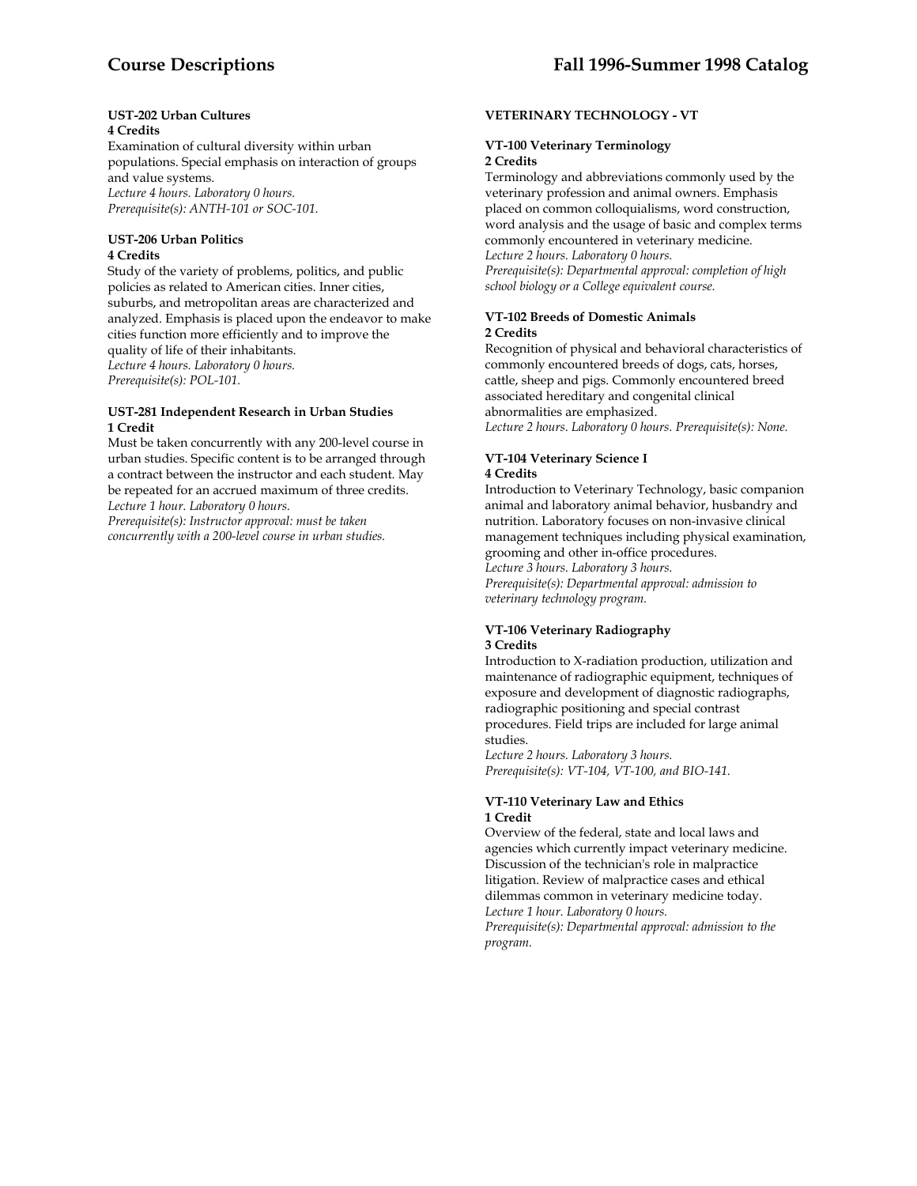**UST-202 Urban Cultures**
**4 Credits**
Examination of cultural diversity within urban populations. Special emphasis on interaction of groups and value systems.
*Lecture 4 hours. Laboratory 0 hours.*
*Prerequisite(s): ANTH-101 or SOC-101.*

**UST-206 Urban Politics**
**4 Credits**
Study of the variety of problems, politics, and public policies as related to American cities. Inner cities, suburbs, and metropolitan areas are characterized and analyzed. Emphasis is placed upon the endeavor to make cities function more efficiently and to improve the quality of life of their inhabitants.
*Lecture 4 hours. Laboratory 0 hours.*
*Prerequisite(s): POL-101.*

**UST-281 Independent Research in Urban Studies**
**1 Credit**
Must be taken concurrently with any 200-level course in urban studies. Specific content is to be arranged through a contract between the instructor and each student. May be repeated for an accrued maximum of three credits.
*Lecture 1 hour. Laboratory 0 hours.*
*Prerequisite(s): Instructor approval: must be taken concurrently with a 200-level course in urban studies.*

**VETERINARY TECHNOLOGY - VT**

**VT-100 Veterinary Terminology**
**2 Credits**
Terminology and abbreviations commonly used by the veterinary profession and animal owners. Emphasis placed on common colloquialisms, word construction, word analysis and the usage of basic and complex terms commonly encountered in veterinary medicine.
*Lecture 2 hours. Laboratory 0 hours.*
*Prerequisite(s): Departmental approval: completion of high school biology or a College equivalent course.*

**VT-102 Breeds of Domestic Animals**
**2 Credits**
Recognition of physical and behavioral characteristics of commonly encountered breeds of dogs, cats, horses, cattle, sheep and pigs. Commonly encountered breed associated hereditary and congenital clinical abnormalities are emphasized.
*Lecture 2 hours. Laboratory 0 hours. Prerequisite(s): None.*

**VT-104 Veterinary Science I**
**4 Credits**
Introduction to Veterinary Technology, basic companion animal and laboratory animal behavior, husbandry and nutrition. Laboratory focuses on non-invasive clinical management techniques including physical examination, grooming and other in-office procedures.
*Lecture 3 hours. Laboratory 3 hours.*
*Prerequisite(s): Departmental approval: admission to veterinary technology program.*

**VT-106 Veterinary Radiography**
**3 Credits**
Introduction to X-radiation production, utilization and maintenance of radiographic equipment, techniques of exposure and development of diagnostic radiographs, radiographic positioning and special contrast procedures. Field trips are included for large animal studies.
*Lecture 2 hours. Laboratory 3 hours.*
*Prerequisite(s): VT-104, VT-100, and BIO-141.*

**VT-110 Veterinary Law and Ethics**
**1 Credit**
Overview of the federal, state and local laws and agencies which currently impact veterinary medicine. Discussion of the technician's role in malpractice litigation. Review of malpractice cases and ethical dilemmas common in veterinary medicine today.
*Lecture 1 hour. Laboratory 0 hours.*
*Prerequisite(s): Departmental approval: admission to the program.*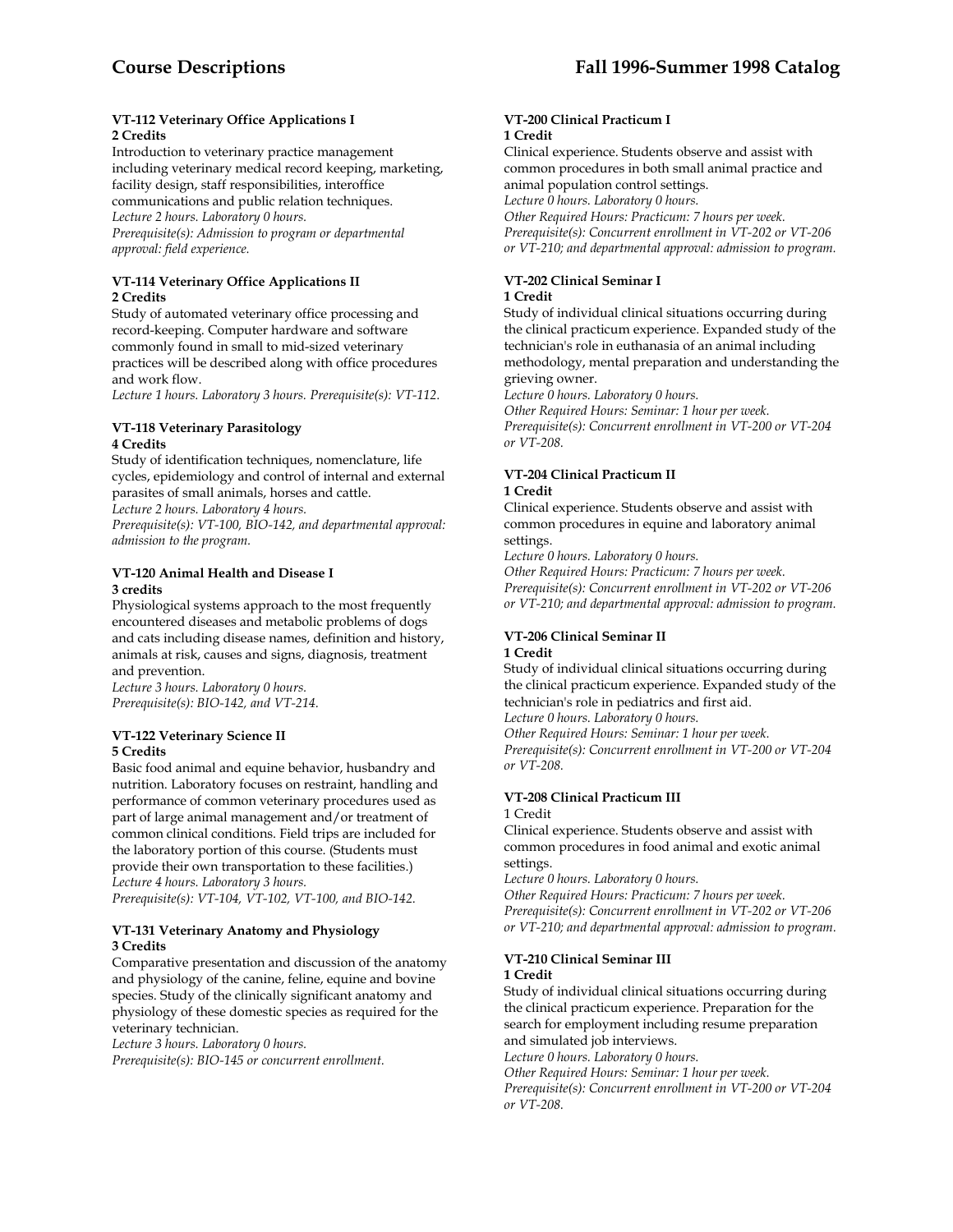#### VT-112 Veterinary Office Applications I
**2 Credits**

Introduction to veterinary practice management including veterinary medical record keeping, marketing, facility design, staff responsibilities, interoffice communications and public relation techniques.
*Lecture 2 hours. Laboratory 0 hours.*
*Prerequisite(s): Admission to program or departmental approval: field experience.*

#### VT-114 Veterinary Office Applications II
**2 Credits**

Study of automated veterinary office processing and record-keeping. Computer hardware and software commonly found in small to mid-sized veterinary practices will be described along with office procedures and work flow.
*Lecture 1 hours. Laboratory 3 hours. Prerequisite(s): VT-112.*

#### VT-118 Veterinary Parasitology
**4 Credits**

Study of identification techniques, nomenclature, life cycles, epidemiology and control of internal and external parasites of small animals, horses and cattle.
*Lecture 2 hours. Laboratory 4 hours.*
*Prerequisite(s): VT-100, BIO-142, and departmental approval: admission to the program.*

#### VT-120 Animal Health and Disease I
**3 credits**

Physiological systems approach to the most frequently encountered diseases and metabolic problems of dogs and cats including disease names, definition and history, animals at risk, causes and signs, diagnosis, treatment and prevention.
*Lecture 3 hours. Laboratory 0 hours.*
*Prerequisite(s): BIO-142, and VT-214.*

#### VT-122 Veterinary Science II
**5 Credits**

Basic food animal and equine behavior, husbandry and nutrition. Laboratory focuses on restraint, handling and performance of common veterinary procedures used as part of large animal management and/or treatment of common clinical conditions. Field trips are included for the laboratory portion of this course. (Students must provide their own transportation to these facilities.)
*Lecture 4 hours. Laboratory 3 hours.*
*Prerequisite(s): VT-104, VT-102, VT-100, and BIO-142.*

#### VT-131 Veterinary Anatomy and Physiology
**3 Credits**

Comparative presentation and discussion of the anatomy and physiology of the canine, feline, equine and bovine species. Study of the clinically significant anatomy and physiology of these domestic species as required for the veterinary technician.
*Lecture 3 hours. Laboratory 0 hours.*
*Prerequisite(s): BIO-145 or concurrent enrollment.*

#### VT-200 Clinical Practicum I
**1 Credit**

Clinical experience. Students observe and assist with common procedures in both small animal practice and animal population control settings.
*Lecture 0 hours. Laboratory 0 hours.*
*Other Required Hours: Practicum: 7 hours per week.*
*Prerequisite(s): Concurrent enrollment in VT-202 or VT-206 or VT-210; and departmental approval: admission to program.*

#### VT-202 Clinical Seminar I
**1 Credit**

Study of individual clinical situations occurring during the clinical practicum experience. Expanded study of the technician's role in euthanasia of an animal including methodology, mental preparation and understanding the grieving owner.
*Lecture 0 hours. Laboratory 0 hours.*
*Other Required Hours: Seminar: 1 hour per week.*
*Prerequisite(s): Concurrent enrollment in VT-200 or VT-204 or VT-208.*

#### VT-204 Clinical Practicum II
**1 Credit**

Clinical experience. Students observe and assist with common procedures in equine and laboratory animal settings.
*Lecture 0 hours. Laboratory 0 hours.*
*Other Required Hours: Practicum: 7 hours per week.*
*Prerequisite(s): Concurrent enrollment in VT-202 or VT-206 or VT-210; and departmental approval: admission to program.*

#### VT-206 Clinical Seminar II
**1 Credit**

Study of individual clinical situations occurring during the clinical practicum experience. Expanded study of the technician's role in pediatrics and first aid.
*Lecture 0 hours. Laboratory 0 hours.*
*Other Required Hours: Seminar: 1 hour per week.*
*Prerequisite(s): Concurrent enrollment in VT-200 or VT-204 or VT-208.*

#### VT-208 Clinical Practicum III
1 Credit

Clinical experience. Students observe and assist with common procedures in food animal and exotic animal settings.
*Lecture 0 hours. Laboratory 0 hours.*
*Other Required Hours: Practicum: 7 hours per week.*
*Prerequisite(s): Concurrent enrollment in VT-202 or VT-206 or VT-210; and departmental approval: admission to program.*

#### VT-210 Clinical Seminar III
**1 Credit**

Study of individual clinical situations occurring during the clinical practicum experience. Preparation for the search for employment including resume preparation and simulated job interviews.
*Lecture 0 hours. Laboratory 0 hours.*
*Other Required Hours: Seminar: 1 hour per week.*
*Prerequisite(s): Concurrent enrollment in VT-200 or VT-204 or VT-208.*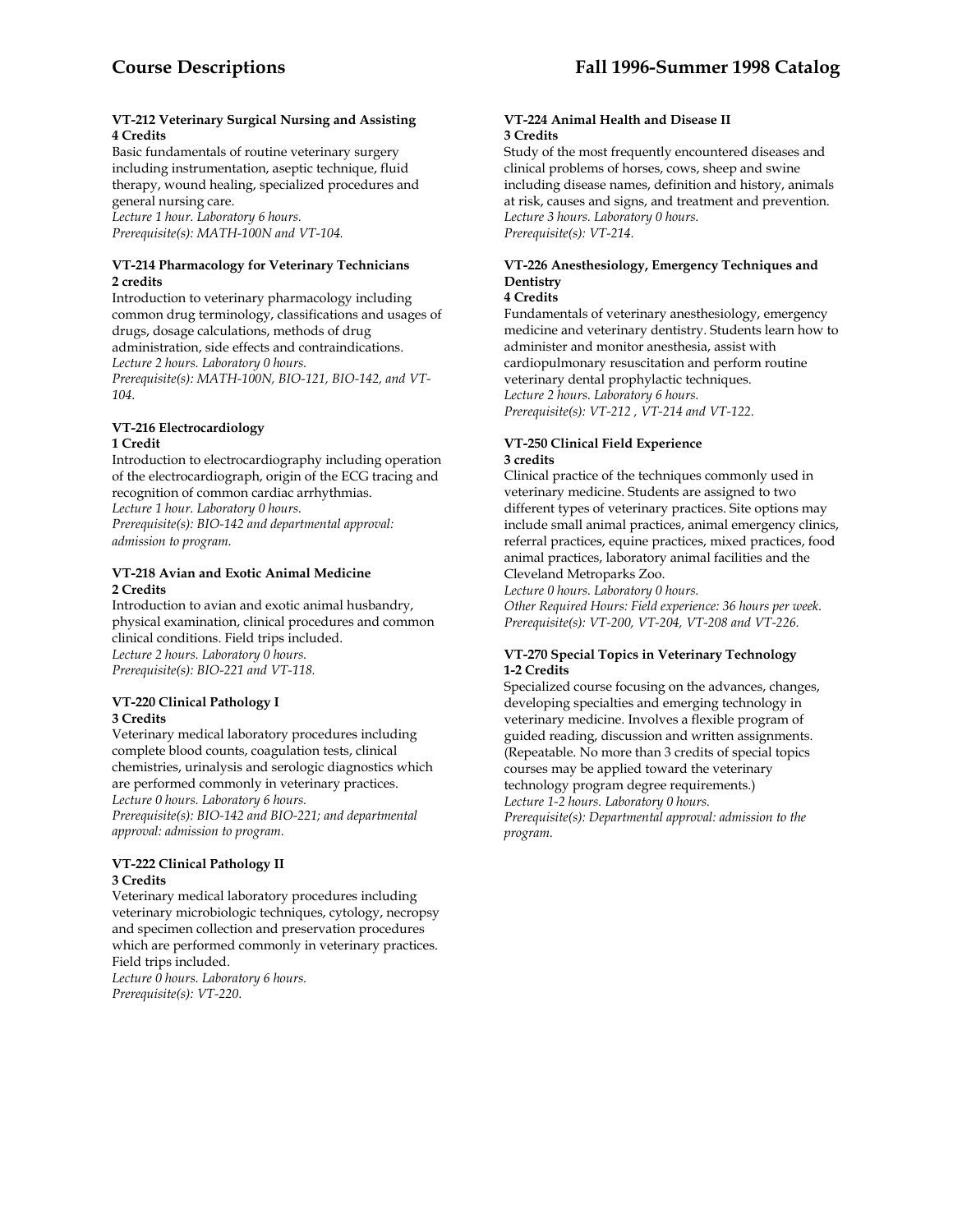**VT-212 Veterinary Surgical Nursing and Assisting**
**4 Credits**
Basic fundamentals of routine veterinary surgery including instrumentation, aseptic technique, fluid therapy, wound healing, specialized procedures and general nursing care.
*Lecture 1 hour. Laboratory 6 hours.*
*Prerequisite(s): MATH-100N and VT-104.*

**VT-214 Pharmacology for Veterinary Technicians**
**2 credits**
Introduction to veterinary pharmacology including common drug terminology, classifications and usages of drugs, dosage calculations, methods of drug administration, side effects and contraindications.
*Lecture 2 hours. Laboratory 0 hours.*
*Prerequisite(s): MATH-100N, BIO-121, BIO-142, and VT-104.*

**VT-216 Electrocardiology**
**1 Credit**
Introduction to electrocardiography including operation of the electrocardiograph, origin of the ECG tracing and recognition of common cardiac arrhythmias.
*Lecture 1 hour. Laboratory 0 hours.*
*Prerequisite(s): BIO-142 and departmental approval: admission to program.*

**VT-218 Avian and Exotic Animal Medicine**
**2 Credits**
Introduction to avian and exotic animal husbandry, physical examination, clinical procedures and common clinical conditions. Field trips included.
*Lecture 2 hours. Laboratory 0 hours.*
*Prerequisite(s): BIO-221 and VT-118.*

**VT-220 Clinical Pathology I**
**3 Credits**
Veterinary medical laboratory procedures including complete blood counts, coagulation tests, clinical chemistries, urinalysis and serologic diagnostics which are performed commonly in veterinary practices.
*Lecture 0 hours. Laboratory 6 hours.*
*Prerequisite(s): BIO-142 and BIO-221; and departmental approval: admission to program.*

**VT-222 Clinical Pathology II**
**3 Credits**
Veterinary medical laboratory procedures including veterinary microbiologic techniques, cytology, necropsy and specimen collection and preservation procedures which are performed commonly in veterinary practices. Field trips included.
*Lecture 0 hours. Laboratory 6 hours.*
*Prerequisite(s): VT-220.*

**VT-224 Animal Health and Disease II**
**3 Credits**
Study of the most frequently encountered diseases and clinical problems of horses, cows, sheep and swine including disease names, definition and history, animals at risk, causes and signs, and treatment and prevention.
*Lecture 3 hours. Laboratory 0 hours.*
*Prerequisite(s): VT-214.*

**VT-226 Anesthesiology, Emergency Techniques and Dentistry**
**4 Credits**
Fundamentals of veterinary anesthesiology, emergency medicine and veterinary dentistry. Students learn how to administer and monitor anesthesia, assist with cardiopulmonary resuscitation and perform routine veterinary dental prophylactic techniques.
*Lecture 2 hours. Laboratory 6 hours.*
*Prerequisite(s): VT-212 , VT-214 and VT-122.*

**VT-250 Clinical Field Experience**
**3 credits**
Clinical practice of the techniques commonly used in veterinary medicine. Students are assigned to two different types of veterinary practices. Site options may include small animal practices, animal emergency clinics, referral practices, equine practices, mixed practices, food animal practices, laboratory animal facilities and the Cleveland Metroparks Zoo.
*Lecture 0 hours. Laboratory 0 hours.*
*Other Required Hours: Field experience: 36 hours per week.*
*Prerequisite(s): VT-200, VT-204, VT-208 and VT-226.*

**VT-270 Special Topics in Veterinary Technology**
**1-2 Credits**
Specialized course focusing on the advances, changes, developing specialties and emerging technology in veterinary medicine. Involves a flexible program of guided reading, discussion and written assignments. (Repeatable. No more than 3 credits of special topics courses may be applied toward the veterinary technology program degree requirements.)
*Lecture 1-2 hours. Laboratory 0 hours.*
*Prerequisite(s): Departmental approval: admission to the program.*